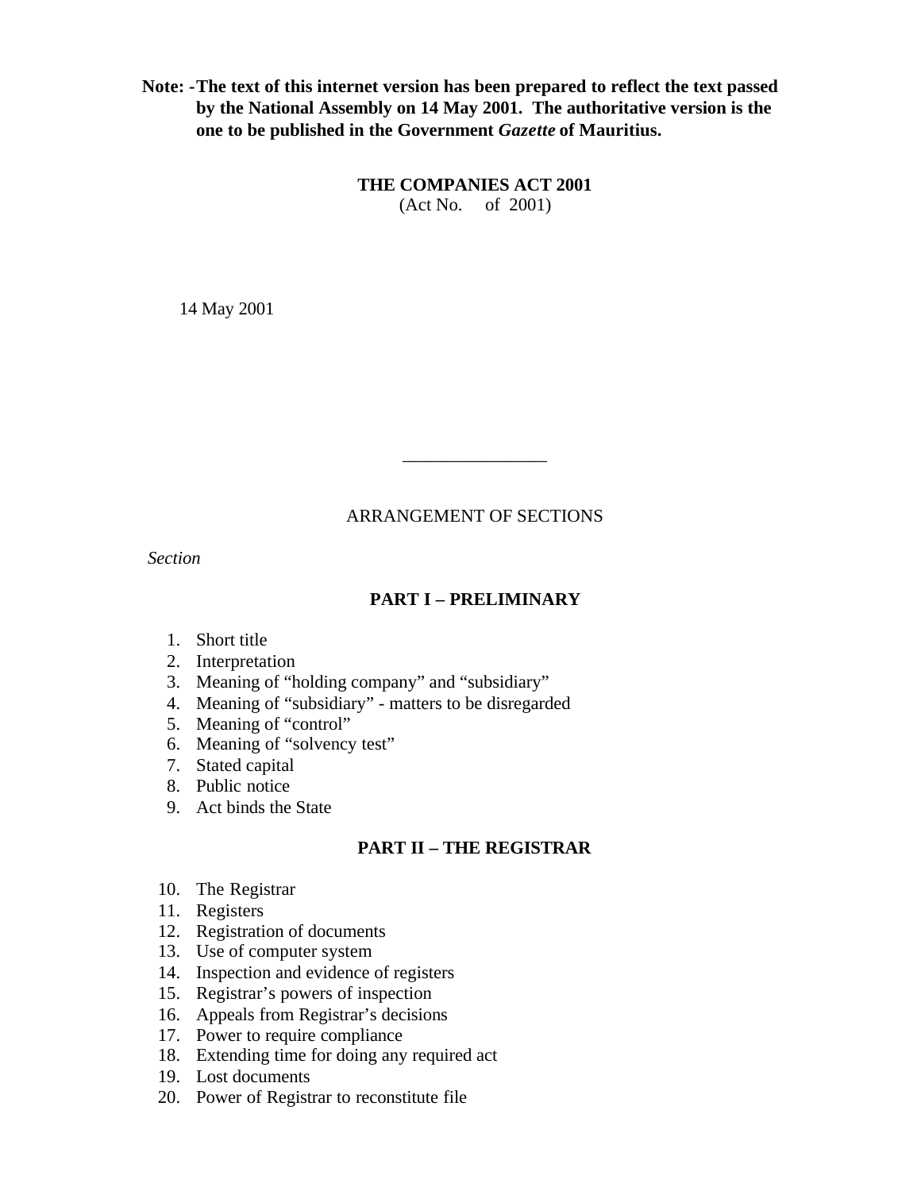**Note: - The text of this internet version has been prepared to reflect the text passed by the National Assembly on 14 May 2001. The authoritative version is the one to be published in the Government *Gazette* of Mauritius.**

# THE COMPANIES ACT 2001

(Act No. of 2001)

14 May 2001

---

ARRANGEMENT OF SECTIONS

*Section*

## PART I – PRELIMINARY

1. Short title
2. Interpretation
3. Meaning of "holding company" and "subsidiary"
4. Meaning of "subsidiary" - matters to be disregarded
5. Meaning of "control"
6. Meaning of "solvency test"
7. Stated capital
8. Public notice
9. Act binds the State

## PART II – THE REGISTRAR

10. The Registrar
11. Registers
12. Registration of documents
13. Use of computer system
14. Inspection and evidence of registers
15. Registrar's powers of inspection
16. Appeals from Registrar's decisions
17. Power to require compliance
18. Extending time for doing any required act
19. Lost documents
20. Power of Registrar to reconstitute file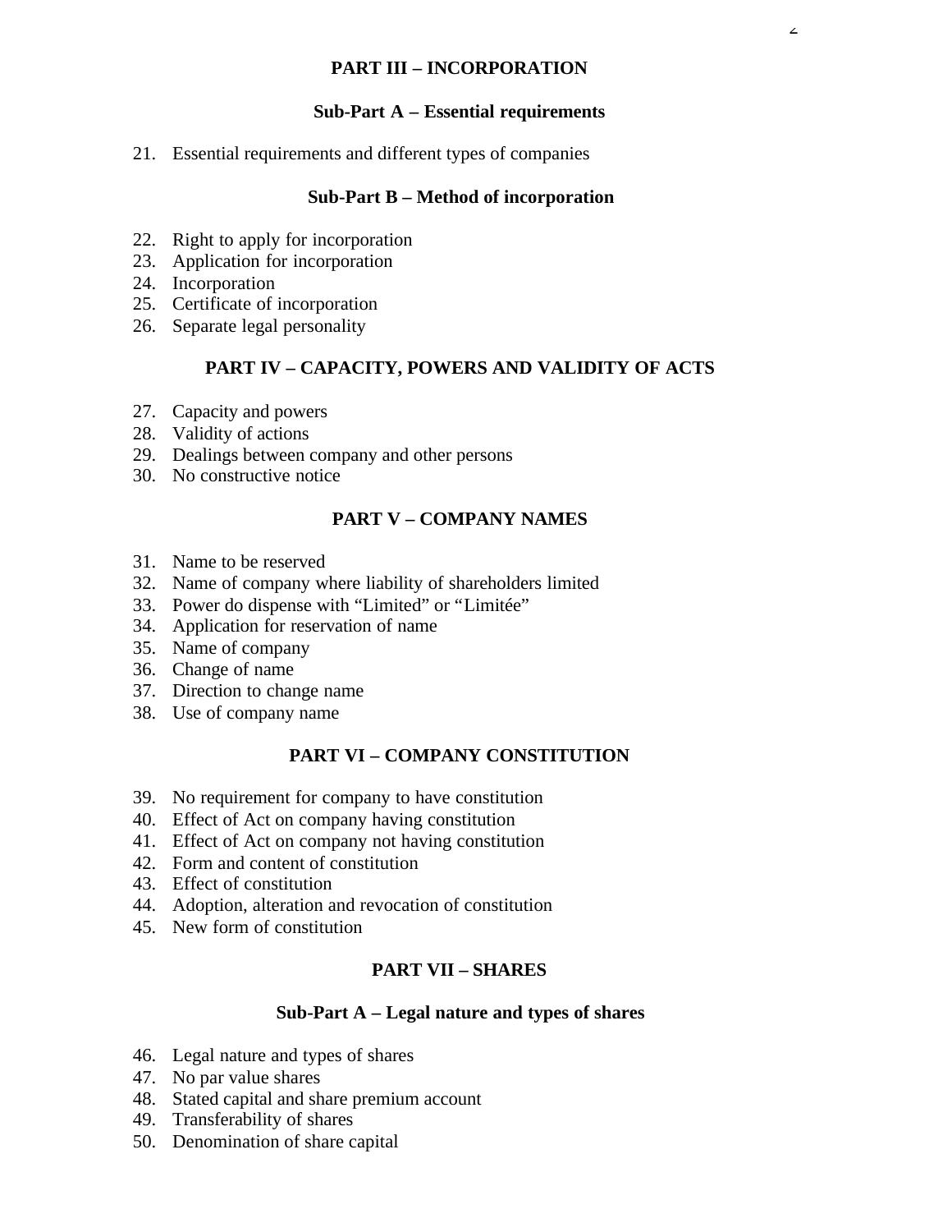## PART III – INCORPORATION

### Sub-Part A – Essential requirements

21. Essential requirements and different types of companies

### Sub-Part B – Method of incorporation

22. Right to apply for incorporation
23. Application for incorporation
24. Incorporation
25. Certificate of incorporation
26. Separate legal personality

## PART IV – CAPACITY, POWERS AND VALIDITY OF ACTS

27. Capacity and powers
28. Validity of actions
29. Dealings between company and other persons
30. No constructive notice

## PART V – COMPANY NAMES

31. Name to be reserved
32. Name of company where liability of shareholders limited
33. Power do dispense with "Limited" or "Limitée"
34. Application for reservation of name
35. Name of company
36. Change of name
37. Direction to change name
38. Use of company name

## PART VI – COMPANY CONSTITUTION

39. No requirement for company to have constitution
40. Effect of Act on company having constitution
41. Effect of Act on company not having constitution
42. Form and content of constitution
43. Effect of constitution
44. Adoption, alteration and revocation of constitution
45. New form of constitution

## PART VII – SHARES

### Sub-Part A – Legal nature and types of shares

46. Legal nature and types of shares
47. No par value shares
48. Stated capital and share premium account
49. Transferability of shares
50. Denomination of share capital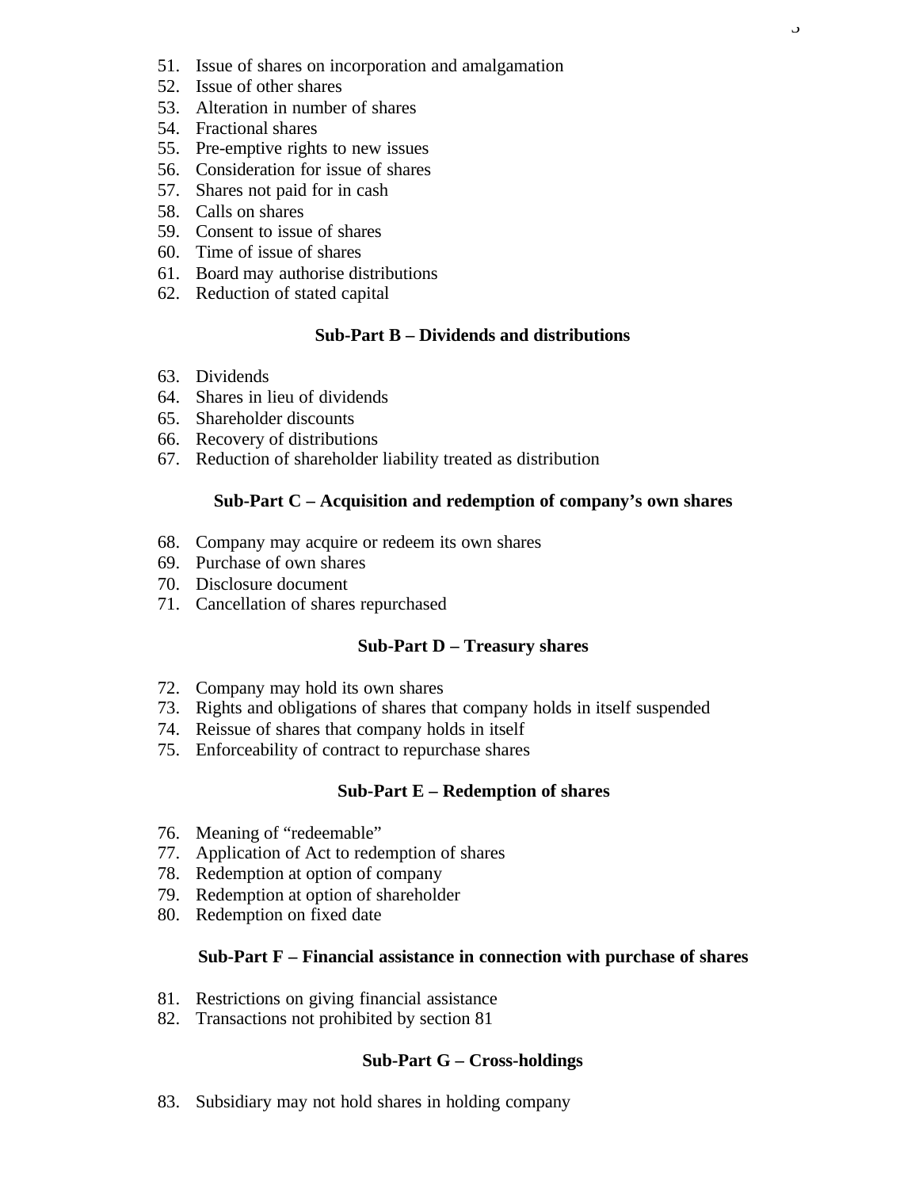51. Issue of shares on incorporation and amalgamation
52. Issue of other shares
53. Alteration in number of shares
54. Fractional shares
55. Pre-emptive rights to new issues
56. Consideration for issue of shares
57. Shares not paid for in cash
58. Calls on shares
59. Consent to issue of shares
60. Time of issue of shares
61. Board may authorise distributions
62. Reduction of stated capital

**Sub-Part B – Dividends and distributions**

63. Dividends
64. Shares in lieu of dividends
65. Shareholder discounts
66. Recovery of distributions
67. Reduction of shareholder liability treated as distribution

**Sub-Part C – Acquisition and redemption of company's own shares**

68. Company may acquire or redeem its own shares
69. Purchase of own shares
70. Disclosure document
71. Cancellation of shares repurchased

**Sub-Part D – Treasury shares**

72. Company may hold its own shares
73. Rights and obligations of shares that company holds in itself suspended
74. Reissue of shares that company holds in itself
75. Enforceability of contract to repurchase shares

**Sub-Part E – Redemption of shares**

76. Meaning of "redeemable"
77. Application of Act to redemption of shares
78. Redemption at option of company
79. Redemption at option of shareholder
80. Redemption on fixed date

**Sub-Part F – Financial assistance in connection with purchase of shares**

81. Restrictions on giving financial assistance
82. Transactions not prohibited by section 81

**Sub-Part G – Cross-holdings**

83. Subsidiary may not hold shares in holding company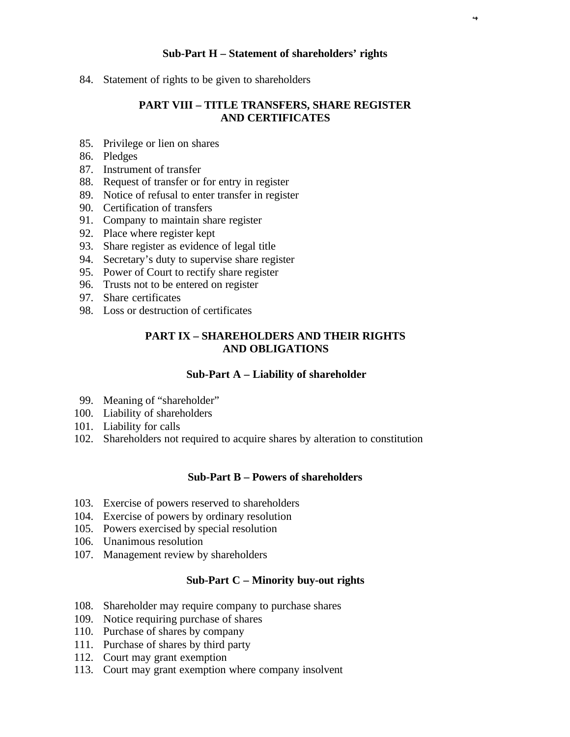### Sub-Part H – Statement of shareholders' rights

84. Statement of rights to be given to shareholders

## PART VIII – TITLE TRANSFERS, SHARE REGISTER AND CERTIFICATES

85. Privilege or lien on shares
86. Pledges
87. Instrument of transfer
88. Request of transfer or for entry in register
89. Notice of refusal to enter transfer in register
90. Certification of transfers
91. Company to maintain share register
92. Place where register kept
93. Share register as evidence of legal title
94. Secretary's duty to supervise share register
95. Power of Court to rectify share register
96. Trusts not to be entered on register
97. Share certificates
98. Loss or destruction of certificates

## PART IX – SHAREHOLDERS AND THEIR RIGHTS AND OBLIGATIONS

### Sub-Part A – Liability of shareholder

99. Meaning of "shareholder"
100. Liability of shareholders
101. Liability for calls
102. Shareholders not required to acquire shares by alteration to constitution

### Sub-Part B – Powers of shareholders

103. Exercise of powers reserved to shareholders
104. Exercise of powers by ordinary resolution
105. Powers exercised by special resolution
106. Unanimous resolution
107. Management review by shareholders

### Sub-Part C – Minority buy-out rights

108. Shareholder may require company to purchase shares
109. Notice requiring purchase of shares
110. Purchase of shares by company
111. Purchase of shares by third party
112. Court may grant exemption
113. Court may grant exemption where company insolvent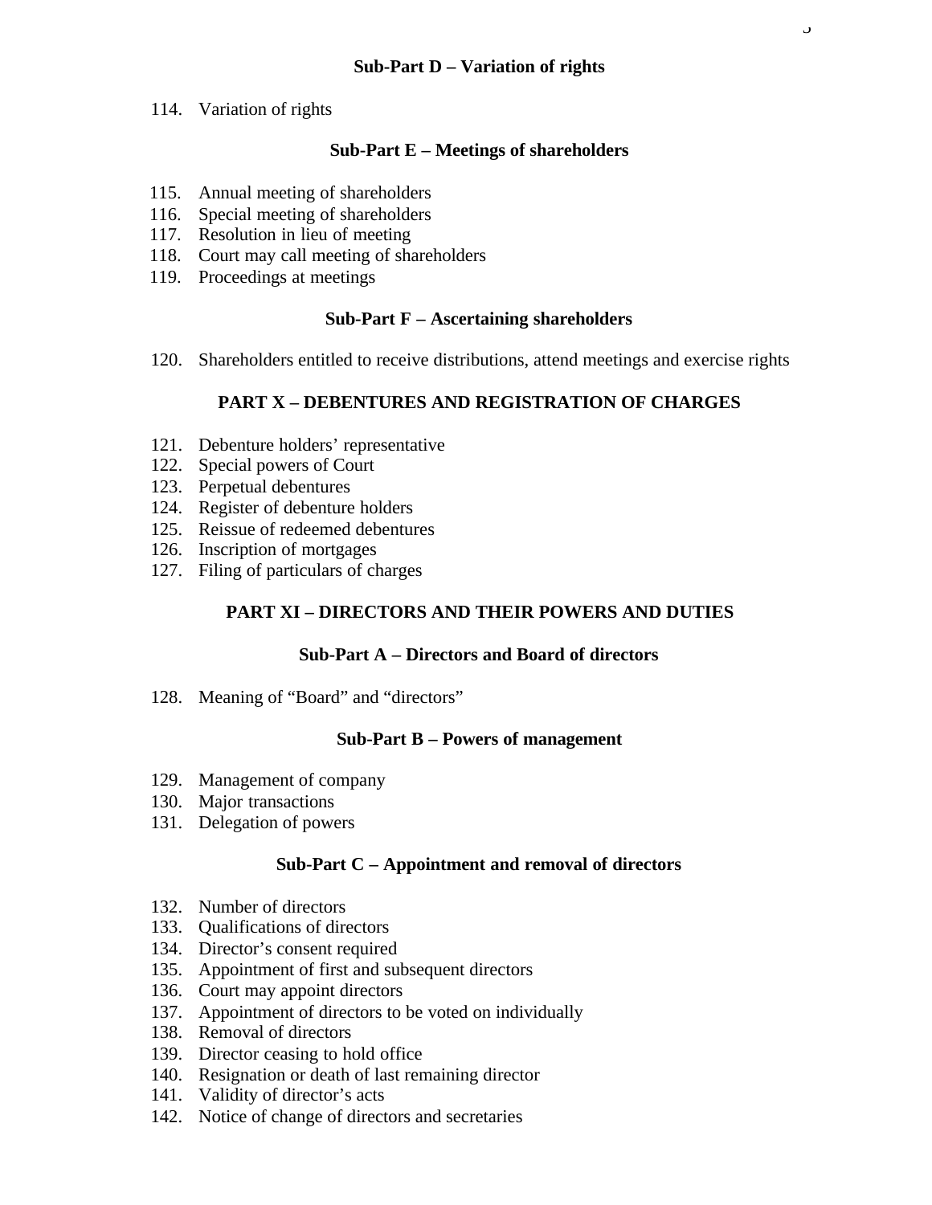### Sub-Part D – Variation of rights

114. Variation of rights

### Sub-Part E – Meetings of shareholders

115. Annual meeting of shareholders
116. Special meeting of shareholders
117. Resolution in lieu of meeting
118. Court may call meeting of shareholders
119. Proceedings at meetings

### Sub-Part F – Ascertaining shareholders

120. Shareholders entitled to receive distributions, attend meetings and exercise rights

## PART X – DEBENTURES AND REGISTRATION OF CHARGES

121. Debenture holders' representative
122. Special powers of Court
123. Perpetual debentures
124. Register of debenture holders
125. Reissue of redeemed debentures
126. Inscription of mortgages
127. Filing of particulars of charges

## PART XI – DIRECTORS AND THEIR POWERS AND DUTIES

### Sub-Part A – Directors and Board of directors

128. Meaning of "Board" and "directors"

### Sub-Part B – Powers of management

129. Management of company
130. Major transactions
131. Delegation of powers

### Sub-Part C – Appointment and removal of directors

132. Number of directors
133. Qualifications of directors
134. Director's consent required
135. Appointment of first and subsequent directors
136. Court may appoint directors
137. Appointment of directors to be voted on individually
138. Removal of directors
139. Director ceasing to hold office
140. Resignation or death of last remaining director
141. Validity of director's acts
142. Notice of change of directors and secretaries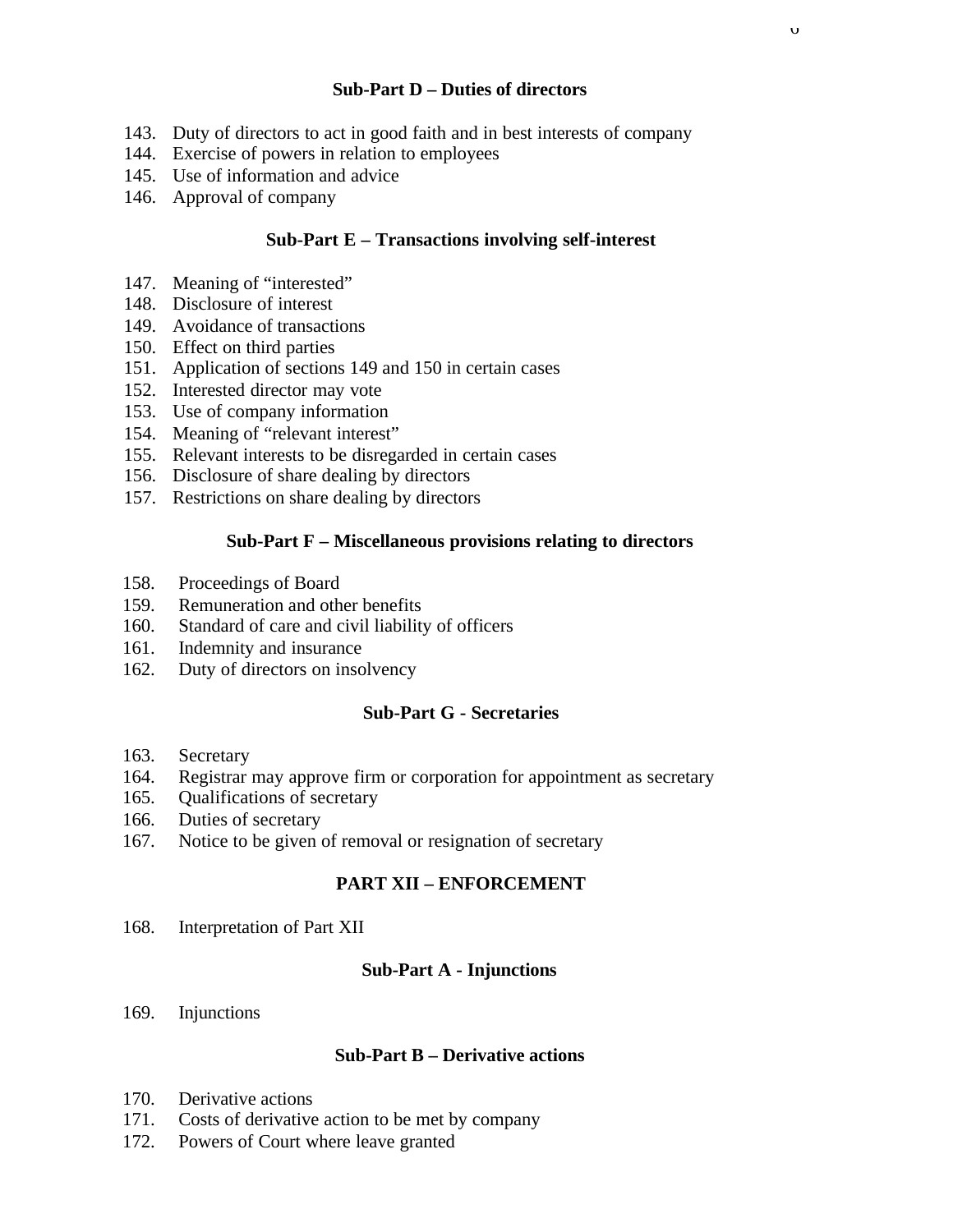### Sub-Part D – Duties of directors

143. Duty of directors to act in good faith and in best interests of company
144. Exercise of powers in relation to employees
145. Use of information and advice
146. Approval of company

### Sub-Part E – Transactions involving self-interest

147. Meaning of “interested”
148. Disclosure of interest
149. Avoidance of transactions
150. Effect on third parties
151. Application of sections 149 and 150 in certain cases
152. Interested director may vote
153. Use of company information
154. Meaning of “relevant interest”
155. Relevant interests to be disregarded in certain cases
156. Disclosure of share dealing by directors
157. Restrictions on share dealing by directors

### Sub-Part F – Miscellaneous provisions relating to directors

158. Proceedings of Board
159. Remuneration and other benefits
160. Standard of care and civil liability of officers
161. Indemnity and insurance
162. Duty of directors on insolvency

### Sub-Part G - Secretaries

163. Secretary
164. Registrar may approve firm or corporation for appointment as secretary
165. Qualifications of secretary
166. Duties of secretary
167. Notice to be given of removal or resignation of secretary

## PART XII – ENFORCEMENT

168. Interpretation of Part XII

### Sub-Part A - Injunctions

169. Injunctions

### Sub-Part B – Derivative actions

170. Derivative actions
171. Costs of derivative action to be met by company
172. Powers of Court where leave granted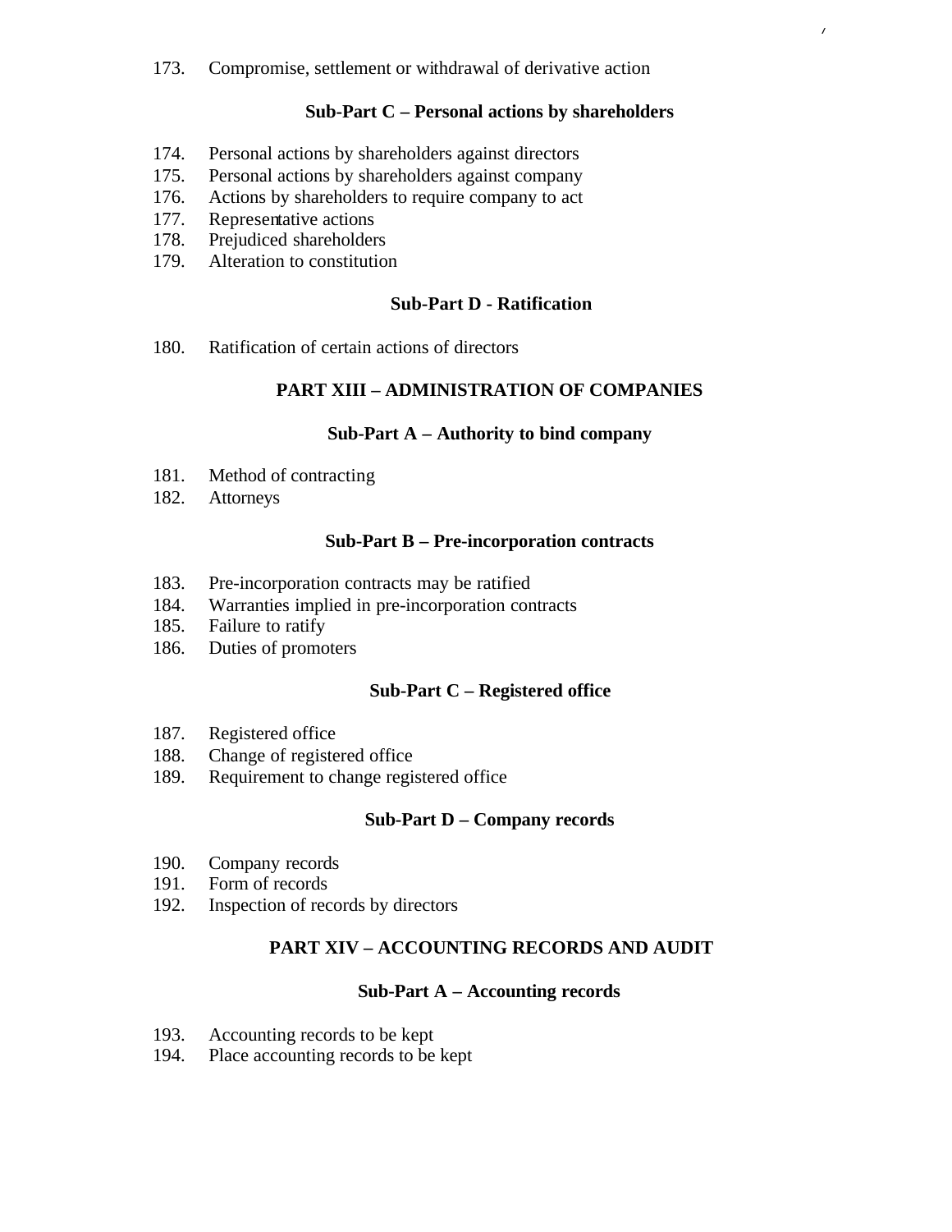173. Compromise, settlement or withdrawal of derivative action

**Sub-Part C – Personal actions by shareholders**

174. Personal actions by shareholders against directors
175. Personal actions by shareholders against company
176. Actions by shareholders to require company to act
177. Representative actions
178. Prejudiced shareholders
179. Alteration to constitution

**Sub-Part D - Ratification**

180. Ratification of certain actions of directors

## PART XIII – ADMINISTRATION OF COMPANIES

**Sub-Part A – Authority to bind company**

181. Method of contracting
182. Attorneys

**Sub-Part B – Pre-incorporation contracts**

183. Pre-incorporation contracts may be ratified
184. Warranties implied in pre-incorporation contracts
185. Failure to ratify
186. Duties of promoters

**Sub-Part C – Registered office**

187. Registered office
188. Change of registered office
189. Requirement to change registered office

**Sub-Part D – Company records**

190. Company records
191. Form of records
192. Inspection of records by directors

## PART XIV – ACCOUNTING RECORDS AND AUDIT

**Sub-Part A – Accounting records**

193. Accounting records to be kept
194. Place accounting records to be kept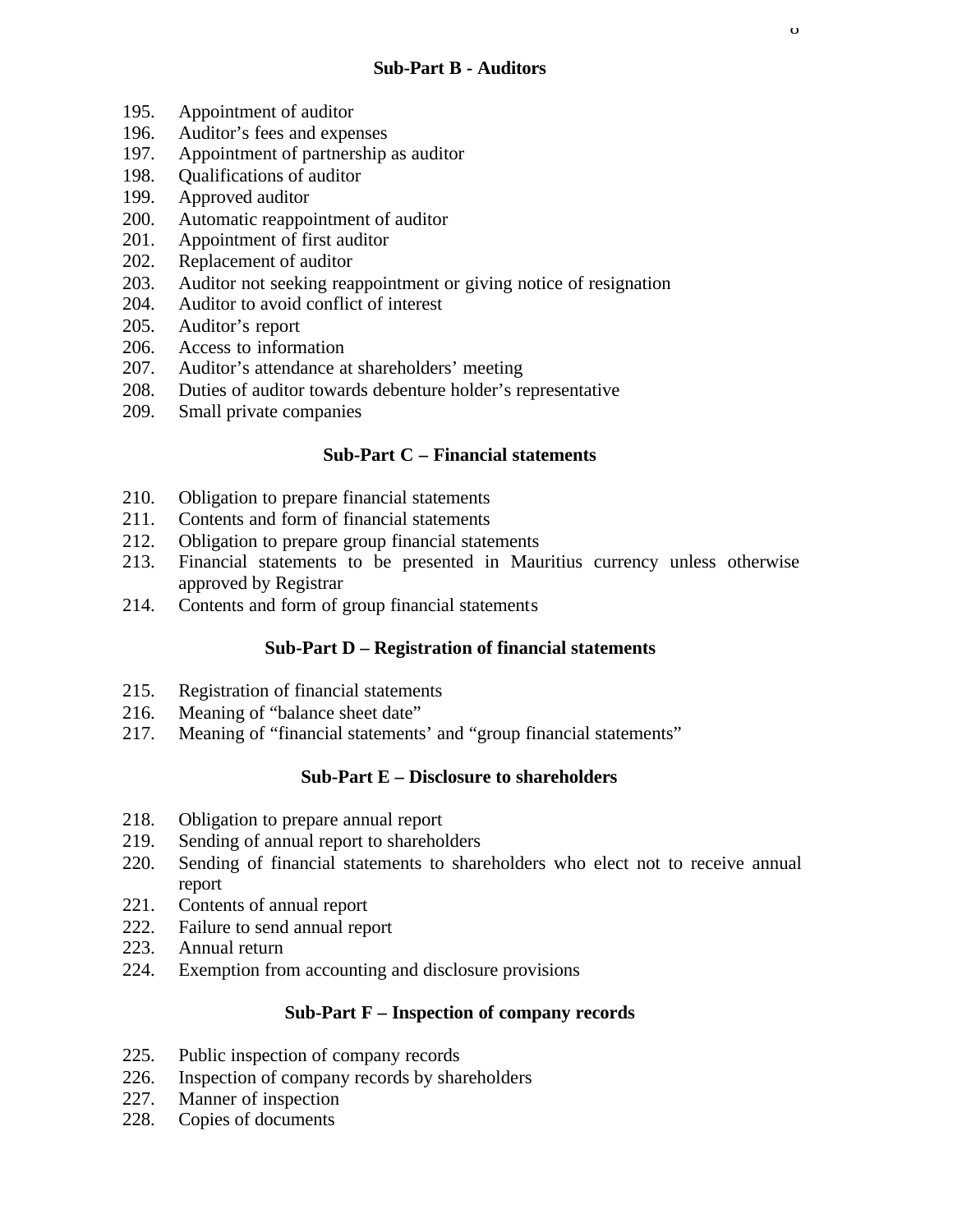## Sub-Part B - Auditors

195. Appointment of auditor
196. Auditor’s fees and expenses
197. Appointment of partnership as auditor
198. Qualifications of auditor
199. Approved auditor
200. Automatic reappointment of auditor
201. Appointment of first auditor
202. Replacement of auditor
203. Auditor not seeking reappointment or giving notice of resignation
204. Auditor to avoid conflict of interest
205. Auditor’s report
206. Access to information
207. Auditor’s attendance at shareholders’ meeting
208. Duties of auditor towards debenture holder’s representative
209. Small private companies

## Sub-Part C – Financial statements

210. Obligation to prepare financial statements
211. Contents and form of financial statements
212. Obligation to prepare group financial statements
213. Financial statements to be presented in Mauritius currency unless otherwise approved by Registrar
214. Contents and form of group financial statements

## Sub-Part D – Registration of financial statements

215. Registration of financial statements
216. Meaning of “balance sheet date”
217. Meaning of “financial statements’ and “group financial statements”

## Sub-Part E – Disclosure to shareholders

218. Obligation to prepare annual report
219. Sending of annual report to shareholders
220. Sending of financial statements to shareholders who elect not to receive annual report
221. Contents of annual report
222. Failure to send annual report
223. Annual return
224. Exemption from accounting and disclosure provisions

## Sub-Part F – Inspection of company records

225. Public inspection of company records
226. Inspection of company records by shareholders
227. Manner of inspection
228. Copies of documents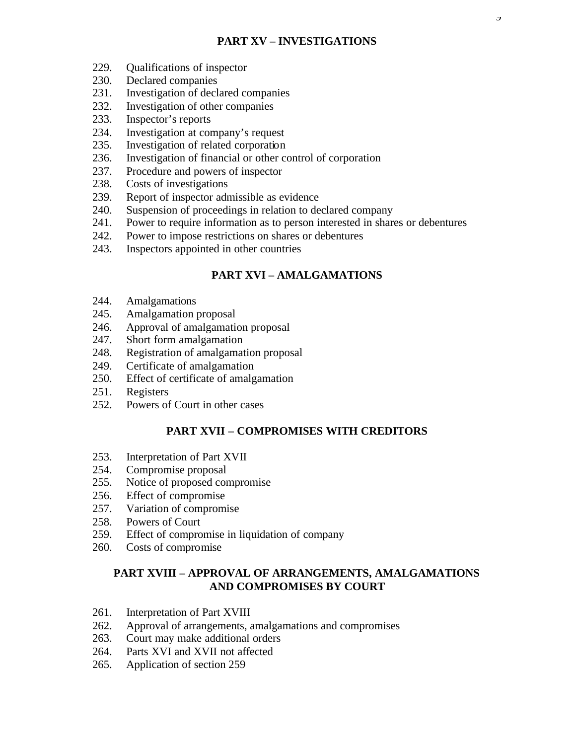## PART XV – INVESTIGATIONS

229. Qualifications of inspector
230. Declared companies
231. Investigation of declared companies
232. Investigation of other companies
233. Inspector's reports
234. Investigation at company's request
235. Investigation of related corporation
236. Investigation of financial or other control of corporation
237. Procedure and powers of inspector
238. Costs of investigations
239. Report of inspector admissible as evidence
240. Suspension of proceedings in relation to declared company
241. Power to require information as to person interested in shares or debentures
242. Power to impose restrictions on shares or debentures
243. Inspectors appointed in other countries

## PART XVI – AMALGAMATIONS

244. Amalgamations
245. Amalgamation proposal
246. Approval of amalgamation proposal
247. Short form amalgamation
248. Registration of amalgamation proposal
249. Certificate of amalgamation
250. Effect of certificate of amalgamation
251. Registers
252. Powers of Court in other cases

## PART XVII – COMPROMISES WITH CREDITORS

253. Interpretation of Part XVII
254. Compromise proposal
255. Notice of proposed compromise
256. Effect of compromise
257. Variation of compromise
258. Powers of Court
259. Effect of compromise in liquidation of company
260. Costs of compromise

## PART XVIII – APPROVAL OF ARRANGEMENTS, AMALGAMATIONS AND COMPROMISES BY COURT

261. Interpretation of Part XVIII
262. Approval of arrangements, amalgamations and compromises
263. Court may make additional orders
264. Parts XVI and XVII not affected
265. Application of section 259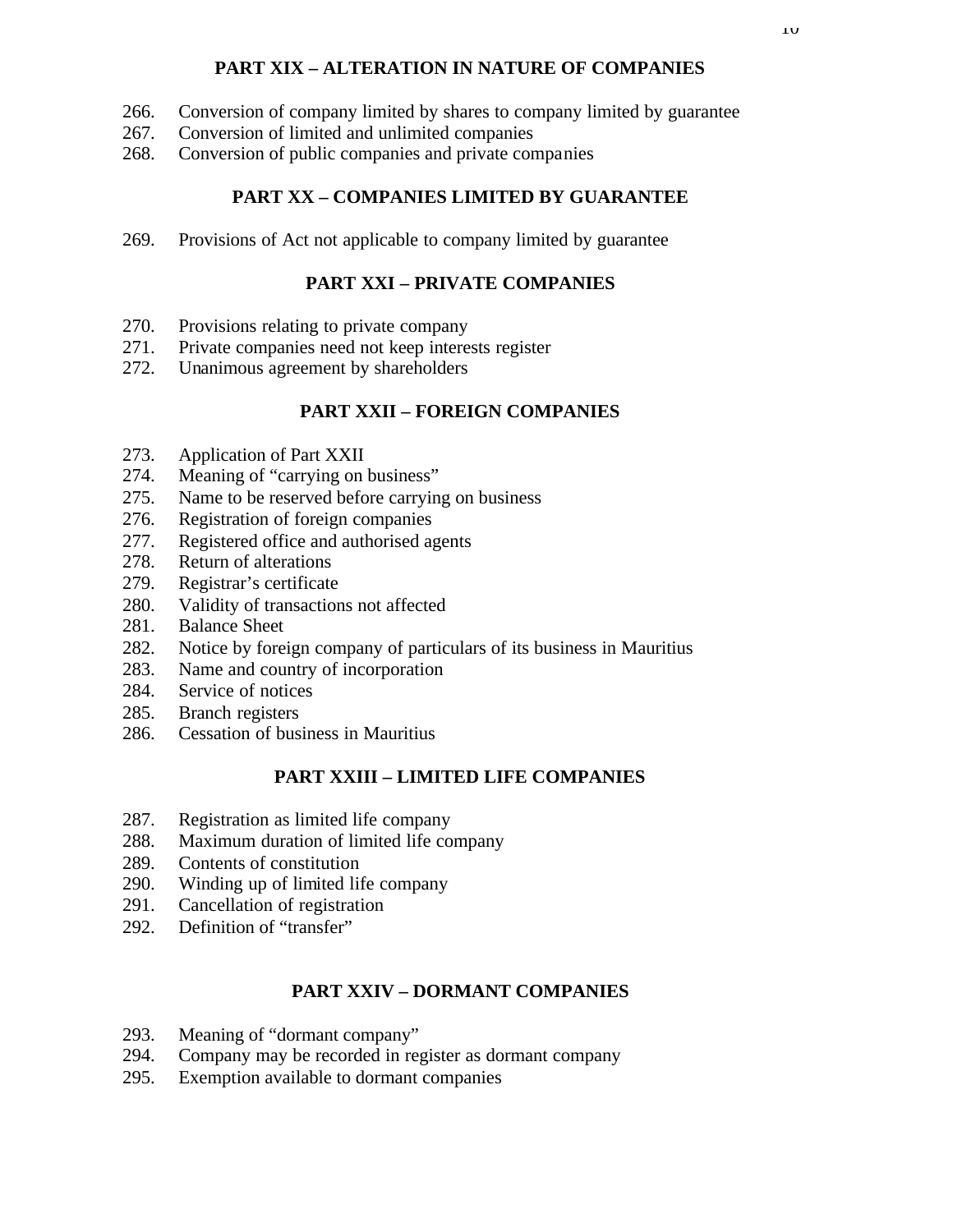## PART XIX – ALTERATION IN NATURE OF COMPANIES

266. Conversion of company limited by shares to company limited by guarantee
267. Conversion of limited and unlimited companies
268. Conversion of public companies and private companies

## PART XX – COMPANIES LIMITED BY GUARANTEE

269. Provisions of Act not applicable to company limited by guarantee

## PART XXI – PRIVATE COMPANIES

270. Provisions relating to private company
271. Private companies need not keep interests register
272. Unanimous agreement by shareholders

## PART XXII – FOREIGN COMPANIES

273. Application of Part XXII
274. Meaning of "carrying on business"
275. Name to be reserved before carrying on business
276. Registration of foreign companies
277. Registered office and authorised agents
278. Return of alterations
279. Registrar's certificate
280. Validity of transactions not affected
281. Balance Sheet
282. Notice by foreign company of particulars of its business in Mauritius
283. Name and country of incorporation
284. Service of notices
285. Branch registers
286. Cessation of business in Mauritius

## PART XXIII – LIMITED LIFE COMPANIES

287. Registration as limited life company
288. Maximum duration of limited life company
289. Contents of constitution
290. Winding up of limited life company
291. Cancellation of registration
292. Definition of "transfer"

## PART XXIV – DORMANT COMPANIES

293. Meaning of "dormant company"
294. Company may be recorded in register as dormant company
295. Exemption available to dormant companies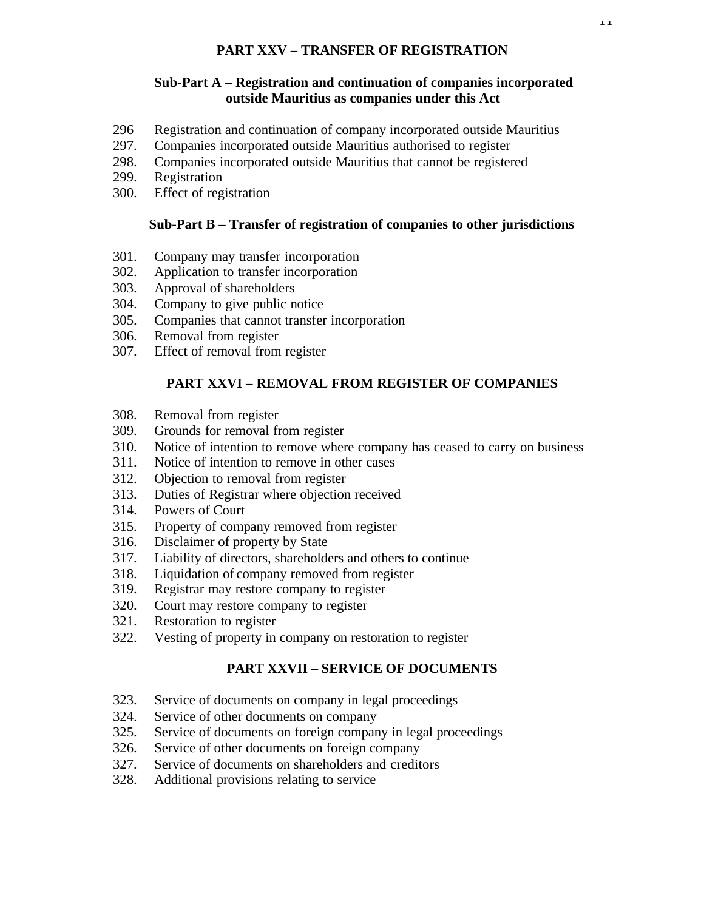## PART XXV – TRANSFER OF REGISTRATION

### Sub-Part A – Registration and continuation of companies incorporated outside Mauritius as companies under this Act

296 Registration and continuation of company incorporated outside Mauritius
297. Companies incorporated outside Mauritius authorised to register
298. Companies incorporated outside Mauritius that cannot be registered
299. Registration
300. Effect of registration

### Sub-Part B – Transfer of registration of companies to other jurisdictions

301. Company may transfer incorporation
302. Application to transfer incorporation
303. Approval of shareholders
304. Company to give public notice
305. Companies that cannot transfer incorporation
306. Removal from register
307. Effect of removal from register

## PART XXVI – REMOVAL FROM REGISTER OF COMPANIES

308. Removal from register
309. Grounds for removal from register
310. Notice of intention to remove where company has ceased to carry on business
311. Notice of intention to remove in other cases
312. Objection to removal from register
313. Duties of Registrar where objection received
314. Powers of Court
315. Property of company removed from register
316. Disclaimer of property by State
317. Liability of directors, shareholders and others to continue
318. Liquidation of company removed from register
319. Registrar may restore company to register
320. Court may restore company to register
321. Restoration to register
322. Vesting of property in company on restoration to register

## PART XXVII – SERVICE OF DOCUMENTS

323. Service of documents on company in legal proceedings
324. Service of other documents on company
325. Service of documents on foreign company in legal proceedings
326. Service of other documents on foreign company
327. Service of documents on shareholders and creditors
328. Additional provisions relating to service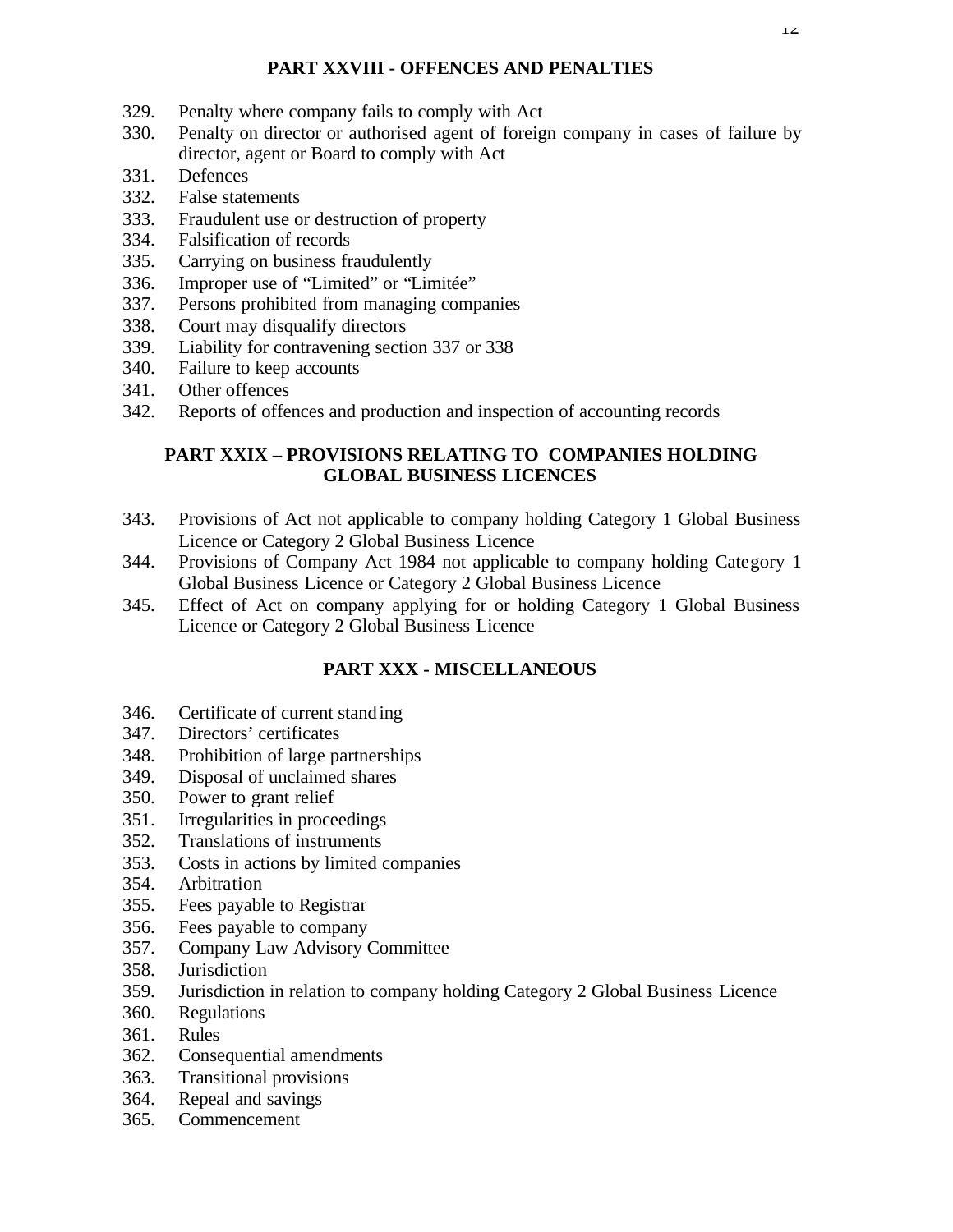## PART XXVIII - OFFENCES AND PENALTIES

329. Penalty where company fails to comply with Act
330. Penalty on director or authorised agent of foreign company in cases of failure by director, agent or Board to comply with Act
331. Defences
332. False statements
333. Fraudulent use or destruction of property
334. Falsification of records
335. Carrying on business fraudulently
336. Improper use of "Limited" or "Limitée"
337. Persons prohibited from managing companies
338. Court may disqualify directors
339. Liability for contravening section 337 or 338
340. Failure to keep accounts
341. Other offences
342. Reports of offences and production and inspection of accounting records

## PART XXIX – PROVISIONS RELATING TO COMPANIES HOLDING GLOBAL BUSINESS LICENCES

343. Provisions of Act not applicable to company holding Category 1 Global Business Licence or Category 2 Global Business Licence
344. Provisions of Company Act 1984 not applicable to company holding Category 1 Global Business Licence or Category 2 Global Business Licence
345. Effect of Act on company applying for or holding Category 1 Global Business Licence or Category 2 Global Business Licence

## PART XXX - MISCELLANEOUS

346. Certificate of current standing
347. Directors' certificates
348. Prohibition of large partnerships
349. Disposal of unclaimed shares
350. Power to grant relief
351. Irregularities in proceedings
352. Translations of instruments
353. Costs in actions by limited companies
354. Arbitration
355. Fees payable to Registrar
356. Fees payable to company
357. Company Law Advisory Committee
358. Jurisdiction
359. Jurisdiction in relation to company holding Category 2 Global Business Licence
360. Regulations
361. Rules
362. Consequential amendments
363. Transitional provisions
364. Repeal and savings
365. Commencement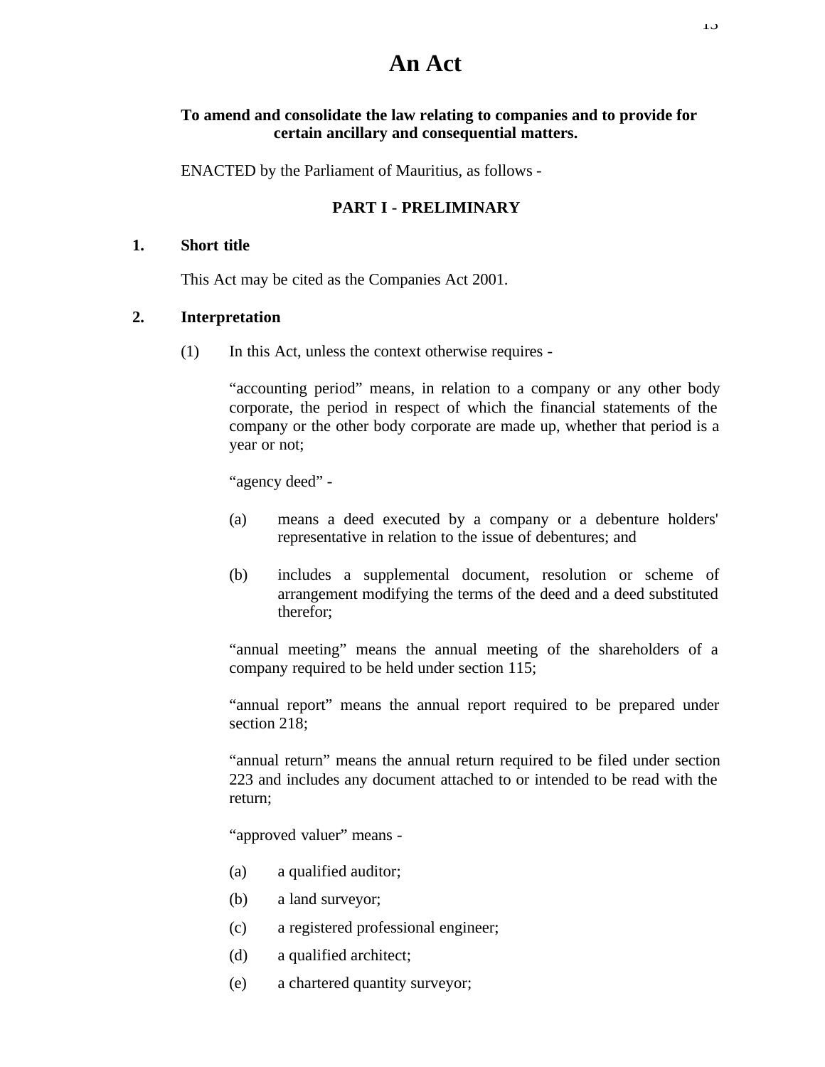# An Act

**To amend and consolidate the law relating to companies and to provide for certain ancillary and consequential matters.**

ENACTED by the Parliament of Mauritius, as follows -

## PART I - PRELIMINARY

### 1. Short title

This Act may be cited as the Companies Act 2001.

### 2. Interpretation

(1) In this Act, unless the context otherwise requires -

"accounting period" means, in relation to a company or any other body corporate, the period in respect of which the financial statements of the company or the other body corporate are made up, whether that period is a year or not;

"agency deed" -

(a) means a deed executed by a company or a debenture holders' representative in relation to the issue of debentures; and

(b) includes a supplemental document, resolution or scheme of arrangement modifying the terms of the deed and a deed substituted therefor;

"annual meeting" means the annual meeting of the shareholders of a company required to be held under section 115;

"annual report" means the annual report required to be prepared under section 218;

"annual return" means the annual return required to be filed under section 223 and includes any document attached to or intended to be read with the return;

"approved valuer" means -

(a) a qualified auditor;

(b) a land surveyor;

(c) a registered professional engineer;

(d) a qualified architect;

(e) a chartered quantity surveyor;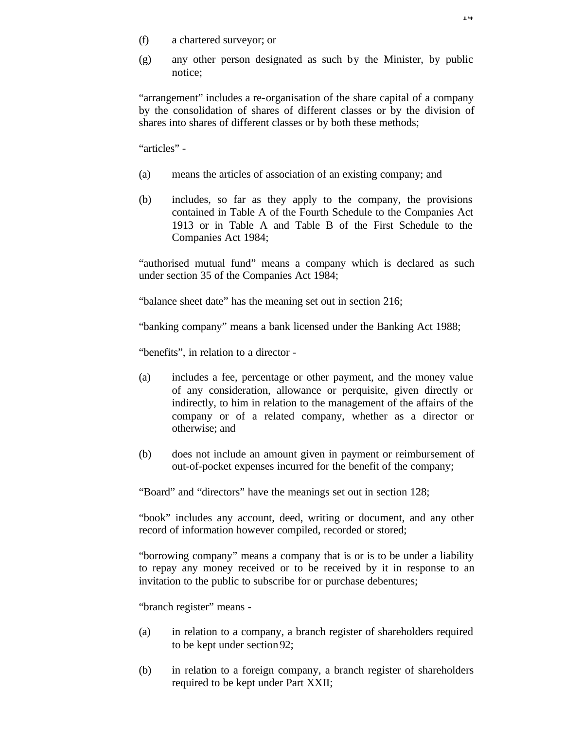(f) a chartered surveyor; or

(g) any other person designated as such by the Minister, by public notice;

“arrangement” includes a re-organisation of the share capital of a company by the consolidation of shares of different classes or by the division of shares into shares of different classes or by both these methods;

“articles” -

(a) means the articles of association of an existing company; and

(b) includes, so far as they apply to the company, the provisions contained in Table A of the Fourth Schedule to the Companies Act 1913 or in Table A and Table B of the First Schedule to the Companies Act 1984;

“authorised mutual fund” means a company which is declared as such under section 35 of the Companies Act 1984;

“balance sheet date” has the meaning set out in section 216;

“banking company” means a bank licensed under the Banking Act 1988;

“benefits”, in relation to a director -

(a) includes a fee, percentage or other payment, and the money value of any consideration, allowance or perquisite, given directly or indirectly, to him in relation to the management of the affairs of the company or of a related company, whether as a director or otherwise; and

(b) does not include an amount given in payment or reimbursement of out-of-pocket expenses incurred for the benefit of the company;

“Board” and “directors” have the meanings set out in section 128;

“book” includes any account, deed, writing or document, and any other record of information however compiled, recorded or stored;

“borrowing company” means a company that is or is to be under a liability to repay any money received or to be received by it in response to an invitation to the public to subscribe for or purchase debentures;

“branch register” means -

(a) in relation to a company, a branch register of shareholders required to be kept under section 92;

(b) in relation to a foreign company, a branch register of shareholders required to be kept under Part XXII;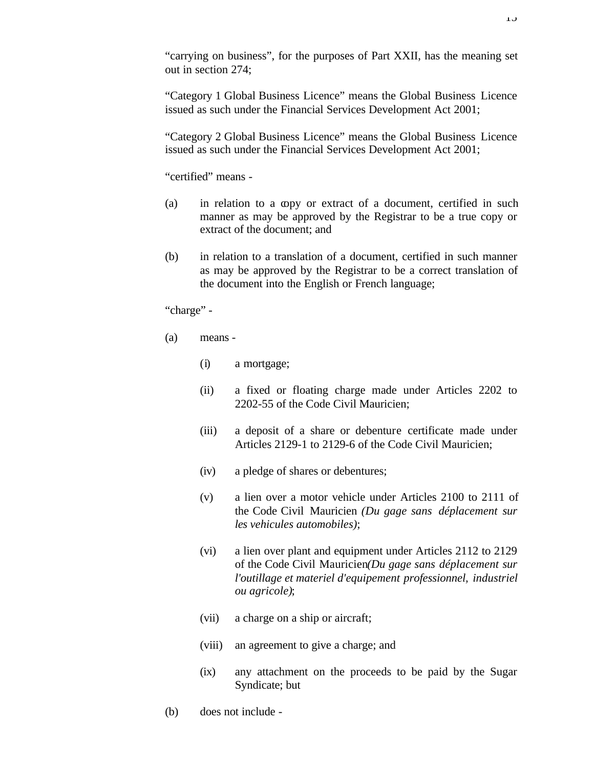"carrying on business", for the purposes of Part XXII, has the meaning set out in section 274;

"Category 1 Global Business Licence" means the Global Business Licence issued as such under the Financial Services Development Act 2001;

"Category 2 Global Business Licence" means the Global Business Licence issued as such under the Financial Services Development Act 2001;

"certified" means -

(a) in relation to a copy or extract of a document, certified in such manner as may be approved by the Registrar to be a true copy or extract of the document; and

(b) in relation to a translation of a document, certified in such manner as may be approved by the Registrar to be a correct translation of the document into the English or French language;

"charge" -

(a) means -

  (i) a mortgage;

  (ii) a fixed or floating charge made under Articles 2202 to 2202-55 of the Code Civil Mauricien;

  (iii) a deposit of a share or debenture certificate made under Articles 2129-1 to 2129-6 of the Code Civil Mauricien;

  (iv) a pledge of shares or debentures;

  (v) a lien over a motor vehicle under Articles 2100 to 2111 of the Code Civil Mauricien *(Du gage sans déplacement sur les vehicules automobiles)*;

  (vi) a lien over plant and equipment under Articles 2112 to 2129 of the Code Civil Mauricien *(Du gage sans déplacement sur l'outillage et materiel d'equipement professionnel, industriel ou agricole)*;

  (vii) a charge on a ship or aircraft;

  (viii) an agreement to give a charge; and

  (ix) any attachment on the proceeds to be paid by the Sugar Syndicate; but

(b) does not include -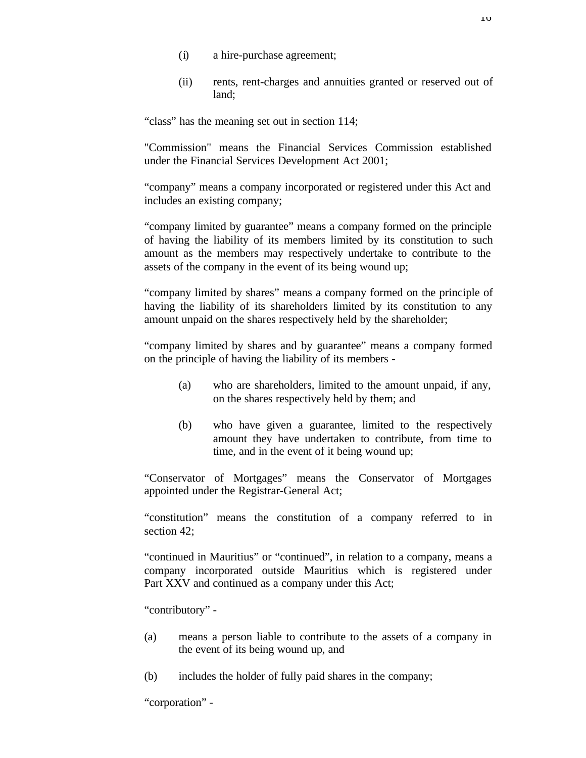(i) a hire-purchase agreement;

(ii) rents, rent-charges and annuities granted or reserved out of land;

“class” has the meaning set out in section 114;

"Commission" means the Financial Services Commission established under the Financial Services Development Act 2001;

“company” means a company incorporated or registered under this Act and includes an existing company;

“company limited by guarantee” means a company formed on the principle of having the liability of its members limited by its constitution to such amount as the members may respectively undertake to contribute to the assets of the company in the event of its being wound up;

“company limited by shares” means a company formed on the principle of having the liability of its shareholders limited by its constitution to any amount unpaid on the shares respectively held by the shareholder;

“company limited by shares and by guarantee” means a company formed on the principle of having the liability of its members -

(a) who are shareholders, limited to the amount unpaid, if any, on the shares respectively held by them; and

(b) who have given a guarantee, limited to the respectively amount they have undertaken to contribute, from time to time, and in the event of it being wound up;

“Conservator of Mortgages” means the Conservator of Mortgages appointed under the Registrar-General Act;

“constitution” means the constitution of a company referred to in section 42;

“continued in Mauritius” or “continued”, in relation to a company, means a company incorporated outside Mauritius which is registered under Part XXV and continued as a company under this Act;

“contributory” -

(a) means a person liable to contribute to the assets of a company in the event of its being wound up, and

(b) includes the holder of fully paid shares in the company;

“corporation” -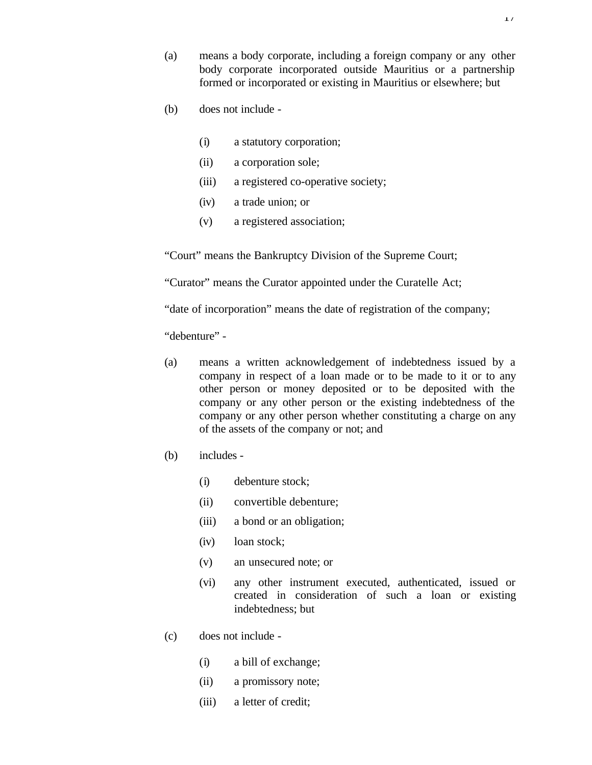(a) means a body corporate, including a foreign company or any other body corporate incorporated outside Mauritius or a partnership formed or incorporated or existing in Mauritius or elsewhere; but

(b) does not include -

  (i) a statutory corporation;

  (ii) a corporation sole;

  (iii) a registered co-operative society;

  (iv) a trade union; or

  (v) a registered association;

"Court" means the Bankruptcy Division of the Supreme Court;

"Curator" means the Curator appointed under the Curatelle Act;

"date of incorporation" means the date of registration of the company;

"debenture" -

(a) means a written acknowledgement of indebtedness issued by a company in respect of a loan made or to be made to it or to any other person or money deposited or to be deposited with the company or any other person or the existing indebtedness of the company or any other person whether constituting a charge on any of the assets of the company or not; and

(b) includes -

  (i) debenture stock;

  (ii) convertible debenture;

  (iii) a bond or an obligation;

  (iv) loan stock;

  (v) an unsecured note; or

  (vi) any other instrument executed, authenticated, issued or created in consideration of such a loan or existing indebtedness; but

(c) does not include -

  (i) a bill of exchange;

  (ii) a promissory note;

  (iii) a letter of credit;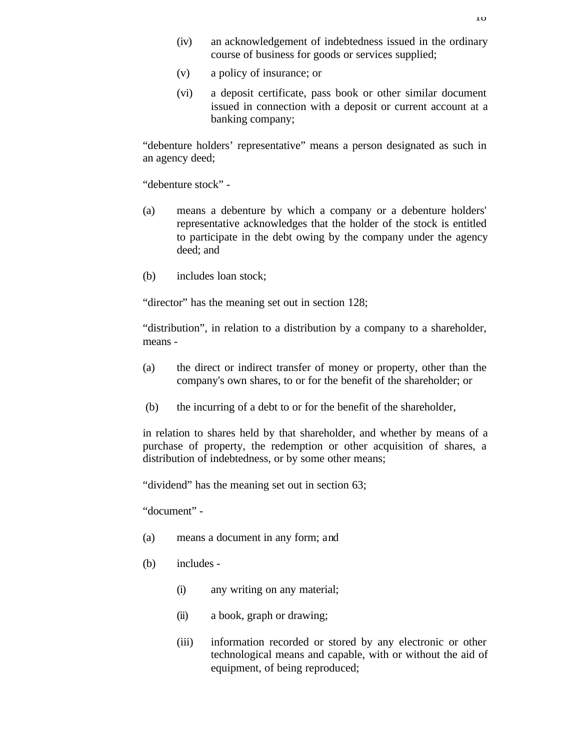(iv) an acknowledgement of indebtedness issued in the ordinary course of business for goods or services supplied;

(v) a policy of insurance; or

(vi) a deposit certificate, pass book or other similar document issued in connection with a deposit or current account at a banking company;

"debenture holders' representative" means a person designated as such in an agency deed;

"debenture stock" -

(a) means a debenture by which a company or a debenture holders' representative acknowledges that the holder of the stock is entitled to participate in the debt owing by the company under the agency deed; and

(b) includes loan stock;

"director" has the meaning set out in section 128;

"distribution", in relation to a distribution by a company to a shareholder, means -

(a) the direct or indirect transfer of money or property, other than the company's own shares, to or for the benefit of the shareholder; or

(b) the incurring of a debt to or for the benefit of the shareholder,

in relation to shares held by that shareholder, and whether by means of a purchase of property, the redemption or other acquisition of shares, a distribution of indebtedness, or by some other means;

"dividend" has the meaning set out in section 63;

"document" -

(a) means a document in any form; and

(b) includes -

(i) any writing on any material;

(ii) a book, graph or drawing;

(iii) information recorded or stored by any electronic or other technological means and capable, with or without the aid of equipment, of being reproduced;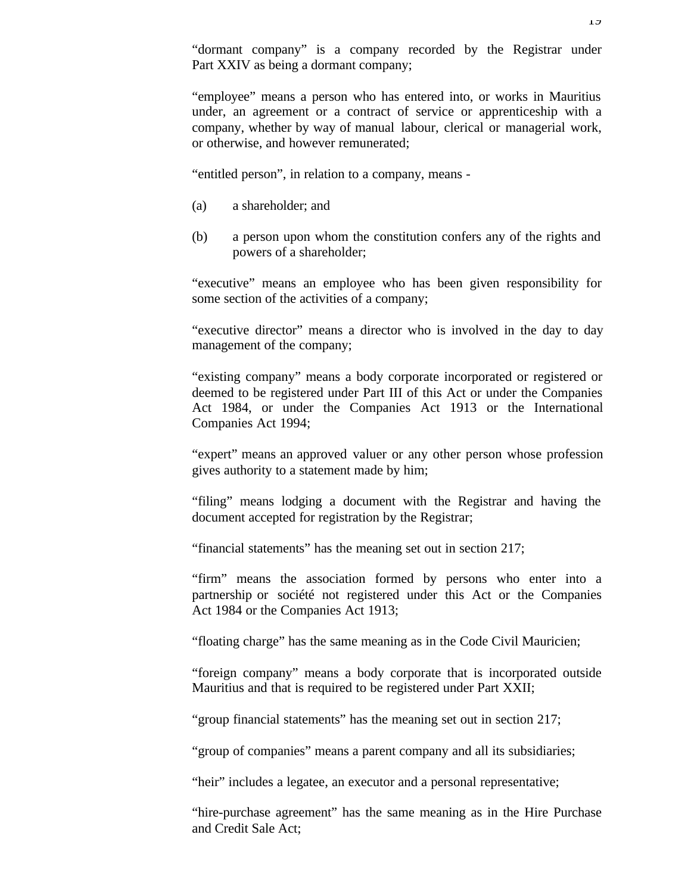"dormant company" is a company recorded by the Registrar under Part XXIV as being a dormant company;

"employee" means a person who has entered into, or works in Mauritius under, an agreement or a contract of service or apprenticeship with a company, whether by way of manual labour, clerical or managerial work, or otherwise, and however remunerated;

"entitled person", in relation to a company, means -

(a) a shareholder; and

(b) a person upon whom the constitution confers any of the rights and powers of a shareholder;

"executive" means an employee who has been given responsibility for some section of the activities of a company;

"executive director" means a director who is involved in the day to day management of the company;

"existing company" means a body corporate incorporated or registered or deemed to be registered under Part III of this Act or under the Companies Act 1984, or under the Companies Act 1913 or the International Companies Act 1994;

"expert" means an approved valuer or any other person whose profession gives authority to a statement made by him;

"filing" means lodging a document with the Registrar and having the document accepted for registration by the Registrar;

"financial statements" has the meaning set out in section 217;

"firm" means the association formed by persons who enter into a partnership or société not registered under this Act or the Companies Act 1984 or the Companies Act 1913;

"floating charge" has the same meaning as in the Code Civil Mauricien;

"foreign company" means a body corporate that is incorporated outside Mauritius and that is required to be registered under Part XXII;

"group financial statements" has the meaning set out in section 217;

"group of companies" means a parent company and all its subsidiaries;

"heir" includes a legatee, an executor and a personal representative;

"hire-purchase agreement" has the same meaning as in the Hire Purchase and Credit Sale Act;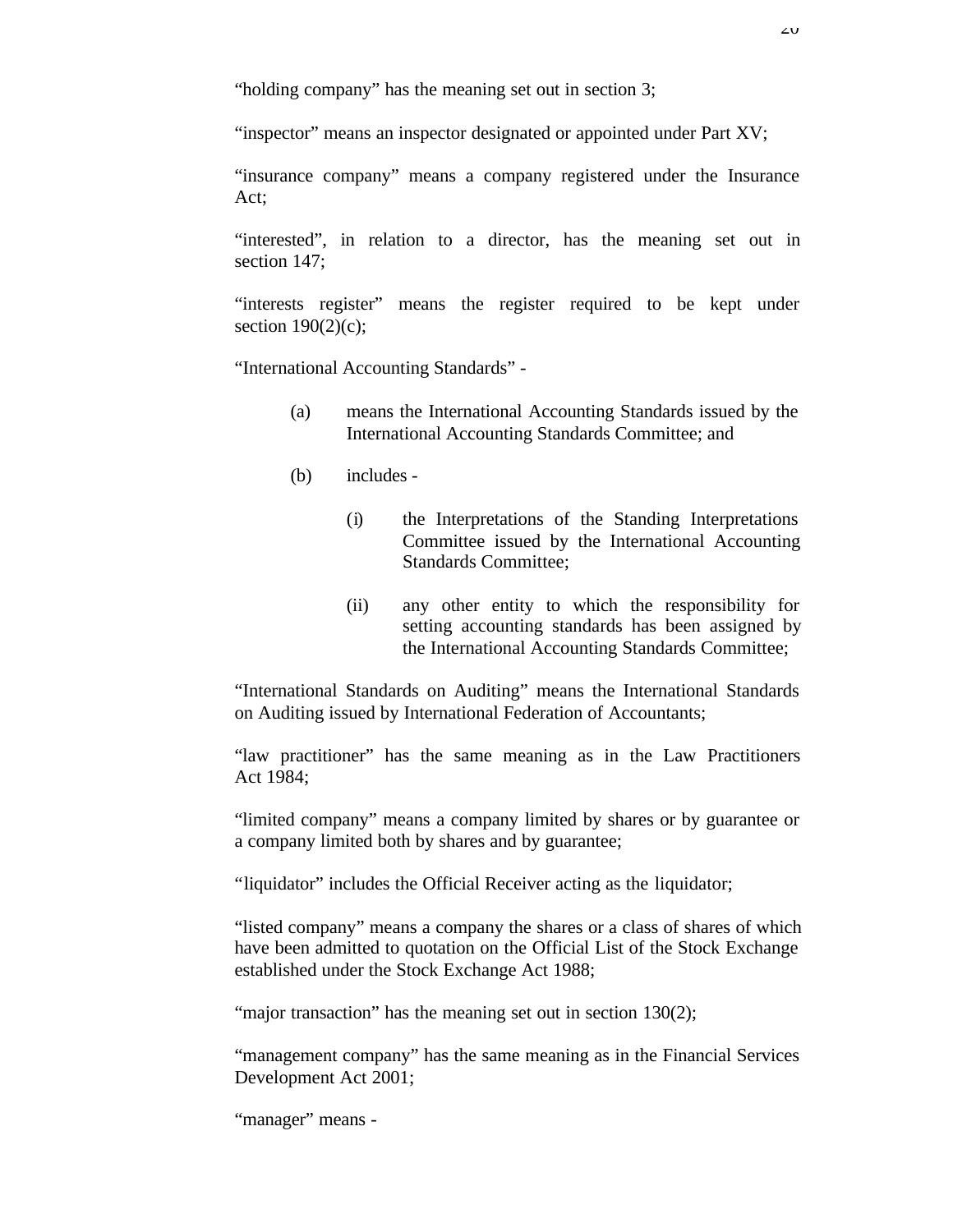"holding company" has the meaning set out in section 3;

"inspector" means an inspector designated or appointed under Part XV;

"insurance company" means a company registered under the Insurance Act;

"interested", in relation to a director, has the meaning set out in section 147;

"interests register" means the register required to be kept under section 190(2)(c);

"International Accounting Standards" -

(a) means the International Accounting Standards issued by the International Accounting Standards Committee; and

(b) includes -

(i) the Interpretations of the Standing Interpretations Committee issued by the International Accounting Standards Committee;

(ii) any other entity to which the responsibility for setting accounting standards has been assigned by the International Accounting Standards Committee;

"International Standards on Auditing" means the International Standards on Auditing issued by International Federation of Accountants;

"law practitioner" has the same meaning as in the Law Practitioners Act 1984;

"limited company" means a company limited by shares or by guarantee or a company limited both by shares and by guarantee;

"liquidator" includes the Official Receiver acting as the liquidator;

"listed company" means a company the shares or a class of shares of which have been admitted to quotation on the Official List of the Stock Exchange established under the Stock Exchange Act 1988;

"major transaction" has the meaning set out in section 130(2);

"management company" has the same meaning as in the Financial Services Development Act 2001;

"manager" means -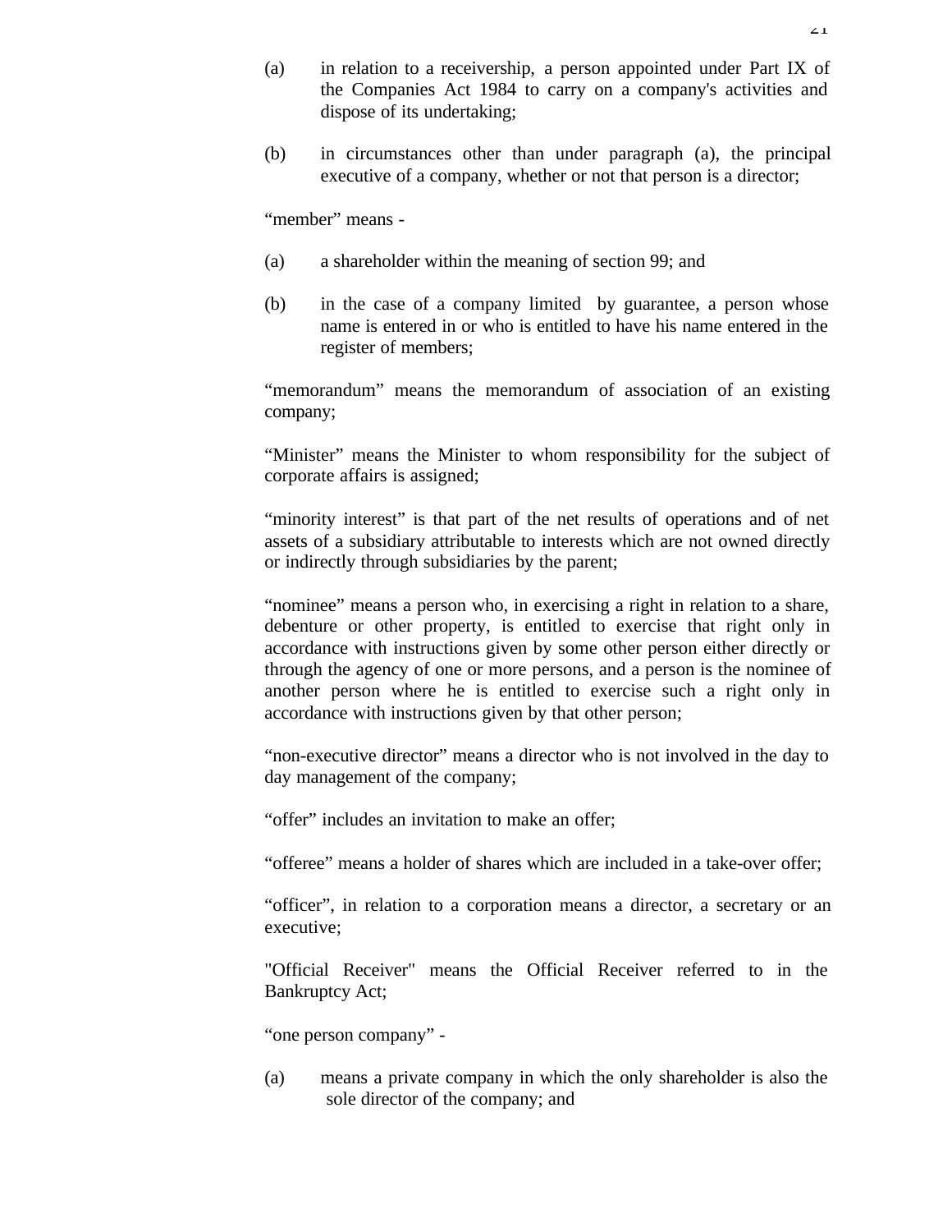(a) in relation to a receivership, a person appointed under Part IX of the Companies Act 1984 to carry on a company's activities and dispose of its undertaking;

(b) in circumstances other than under paragraph (a), the principal executive of a company, whether or not that person is a director;

“member” means -

(a) a shareholder within the meaning of section 99; and

(b) in the case of a company limited by guarantee, a person whose name is entered in or who is entitled to have his name entered in the register of members;

“memorandum” means the memorandum of association of an existing company;

“Minister” means the Minister to whom responsibility for the subject of corporate affairs is assigned;

“minority interest” is that part of the net results of operations and of net assets of a subsidiary attributable to interests which are not owned directly or indirectly through subsidiaries by the parent;

“nominee” means a person who, in exercising a right in relation to a share, debenture or other property, is entitled to exercise that right only in accordance with instructions given by some other person either directly or through the agency of one or more persons, and a person is the nominee of another person where he is entitled to exercise such a right only in accordance with instructions given by that other person;

“non-executive director” means a director who is not involved in the day to day management of the company;

“offer” includes an invitation to make an offer;

“offeree” means a holder of shares which are included in a take-over offer;

“officer”, in relation to a corporation means a director, a secretary or an executive;

"Official Receiver" means the Official Receiver referred to in the Bankruptcy Act;

“one person company” -

(a) means a private company in which the only shareholder is also the sole director of the company; and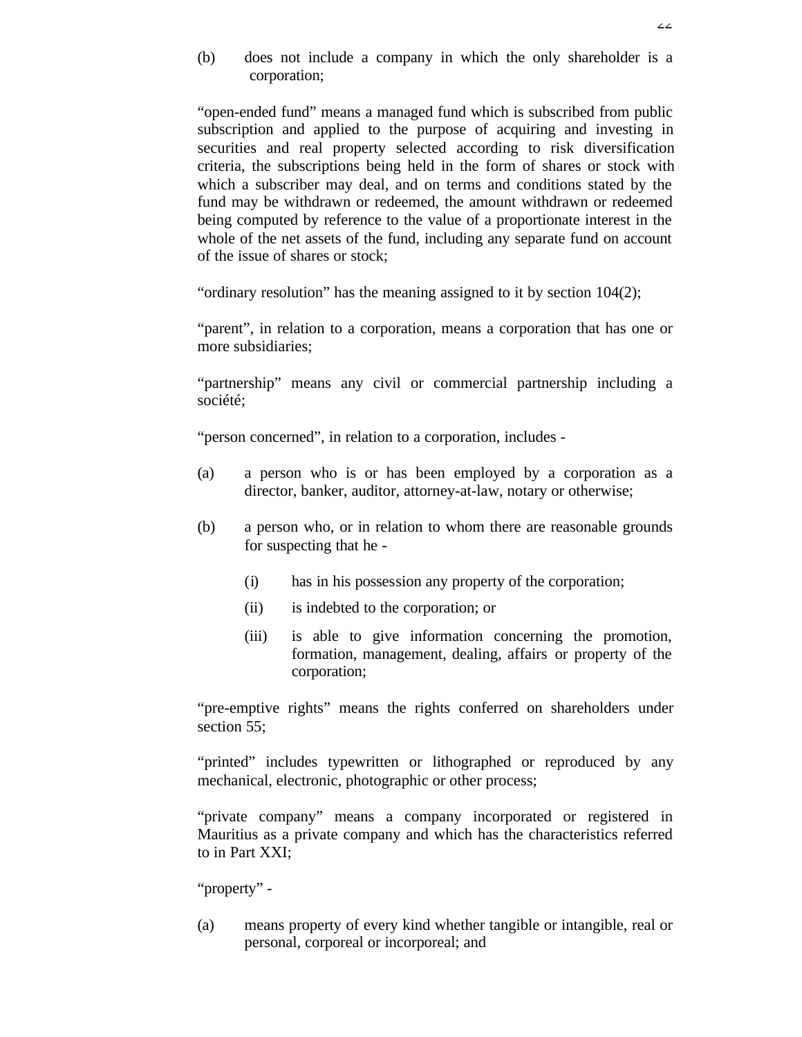(b) does not include a company in which the only shareholder is a corporation;

"open-ended fund" means a managed fund which is subscribed from public subscription and applied to the purpose of acquiring and investing in securities and real property selected according to risk diversification criteria, the subscriptions being held in the form of shares or stock with which a subscriber may deal, and on terms and conditions stated by the fund may be withdrawn or redeemed, the amount withdrawn or redeemed being computed by reference to the value of a proportionate interest in the whole of the net assets of the fund, including any separate fund on account of the issue of shares or stock;

"ordinary resolution" has the meaning assigned to it by section 104(2);

"parent", in relation to a corporation, means a corporation that has one or more subsidiaries;

"partnership" means any civil or commercial partnership including a société;

"person concerned", in relation to a corporation, includes -

(a) a person who is or has been employed by a corporation as a director, banker, auditor, attorney-at-law, notary or otherwise;

(b) a person who, or in relation to whom there are reasonable grounds for suspecting that he -

  (i) has in his possession any property of the corporation;

  (ii) is indebted to the corporation; or

  (iii) is able to give information concerning the promotion, formation, management, dealing, affairs or property of the corporation;

"pre-emptive rights" means the rights conferred on shareholders under section 55;

"printed" includes typewritten or lithographed or reproduced by any mechanical, electronic, photographic or other process;

"private company" means a company incorporated or registered in Mauritius as a private company and which has the characteristics referred to in Part XXI;

"property" -

(a) means property of every kind whether tangible or intangible, real or personal, corporeal or incorporeal; and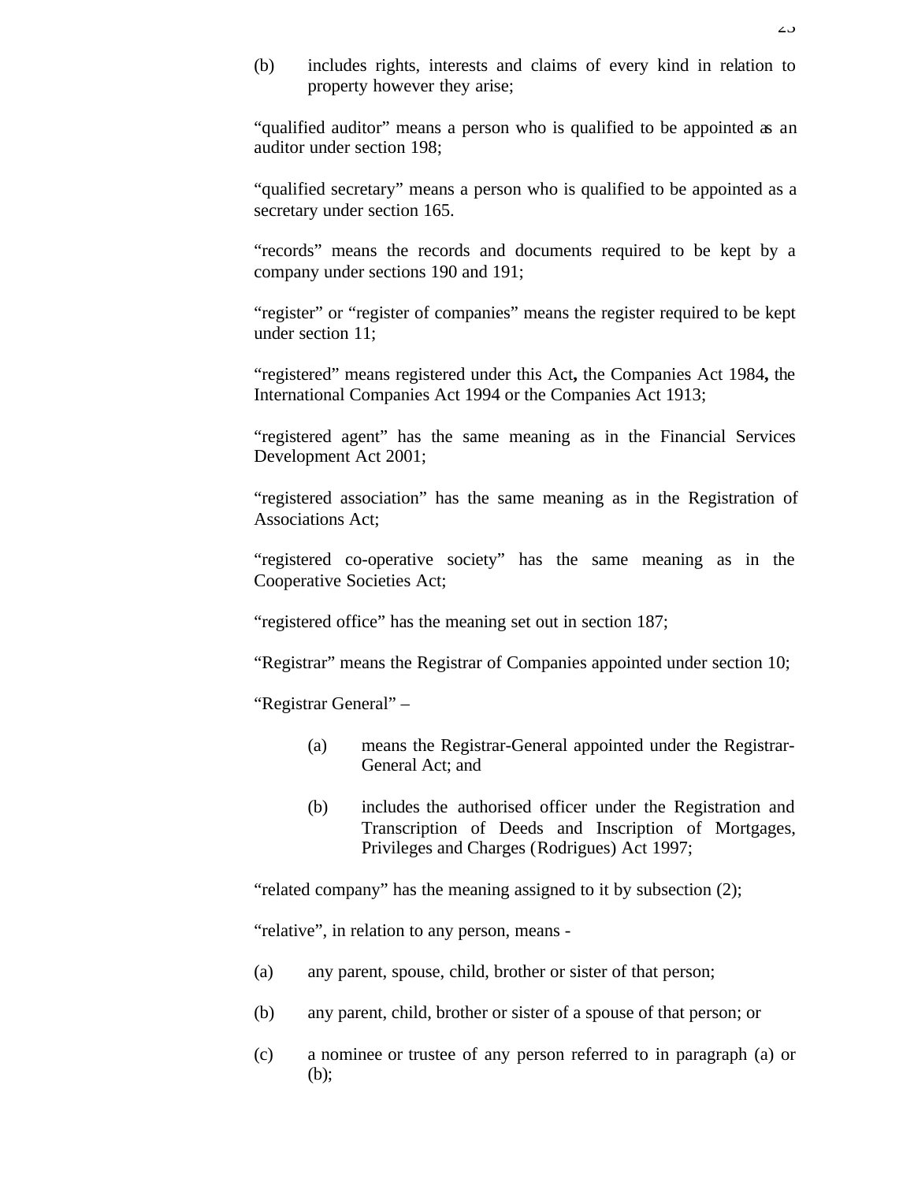(b) includes rights, interests and claims of every kind in relation to property however they arise;

"qualified auditor" means a person who is qualified to be appointed as an auditor under section 198;

"qualified secretary" means a person who is qualified to be appointed as a secretary under section 165.

"records" means the records and documents required to be kept by a company under sections 190 and 191;

"register" or "register of companies" means the register required to be kept under section 11;

"registered" means registered under this Act**,** the Companies Act 1984**,** the International Companies Act 1994 or the Companies Act 1913;

"registered agent" has the same meaning as in the Financial Services Development Act 2001;

"registered association" has the same meaning as in the Registration of Associations Act;

"registered co-operative society" has the same meaning as in the Cooperative Societies Act;

"registered office" has the meaning set out in section 187;

"Registrar" means the Registrar of Companies appointed under section 10;

"Registrar General" –

(a) means the Registrar-General appointed under the Registrar-General Act; and

(b) includes the authorised officer under the Registration and Transcription of Deeds and Inscription of Mortgages, Privileges and Charges (Rodrigues) Act 1997;

"related company" has the meaning assigned to it by subsection (2);

"relative", in relation to any person, means -

(a) any parent, spouse, child, brother or sister of that person;

(b) any parent, child, brother or sister of a spouse of that person; or

(c) a nominee or trustee of any person referred to in paragraph (a) or (b);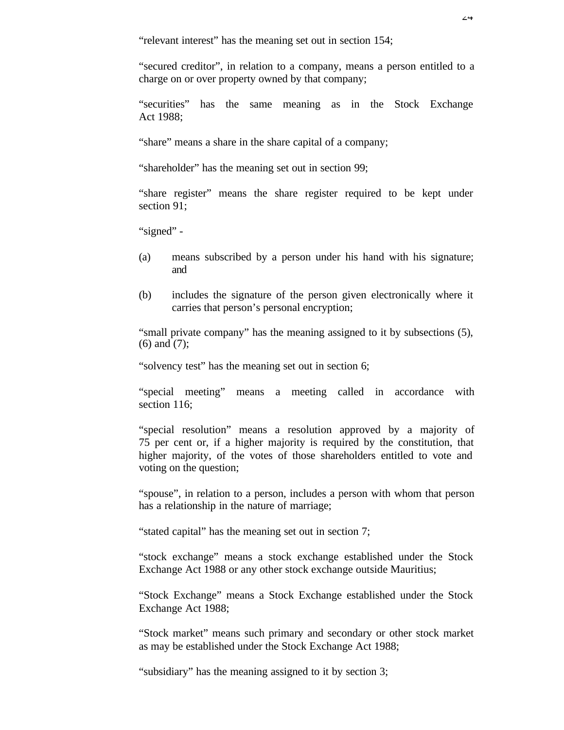"relevant interest" has the meaning set out in section 154;

"secured creditor", in relation to a company, means a person entitled to a charge on or over property owned by that company;

"securities" has the same meaning as in the Stock Exchange Act 1988;

"share" means a share in the share capital of a company;

"shareholder" has the meaning set out in section 99;

"share register" means the share register required to be kept under section 91;

"signed" -

(a) means subscribed by a person under his hand with his signature; and

(b) includes the signature of the person given electronically where it carries that person's personal encryption;

"small private company" has the meaning assigned to it by subsections (5), (6) and (7);

"solvency test" has the meaning set out in section 6;

"special meeting" means a meeting called in accordance with section 116;

"special resolution" means a resolution approved by a majority of 75 per cent or, if a higher majority is required by the constitution, that higher majority, of the votes of those shareholders entitled to vote and voting on the question;

"spouse", in relation to a person, includes a person with whom that person has a relationship in the nature of marriage;

"stated capital" has the meaning set out in section 7;

"stock exchange" means a stock exchange established under the Stock Exchange Act 1988 or any other stock exchange outside Mauritius;

"Stock Exchange" means a Stock Exchange established under the Stock Exchange Act 1988;

"Stock market" means such primary and secondary or other stock market as may be established under the Stock Exchange Act 1988;

"subsidiary" has the meaning assigned to it by section 3;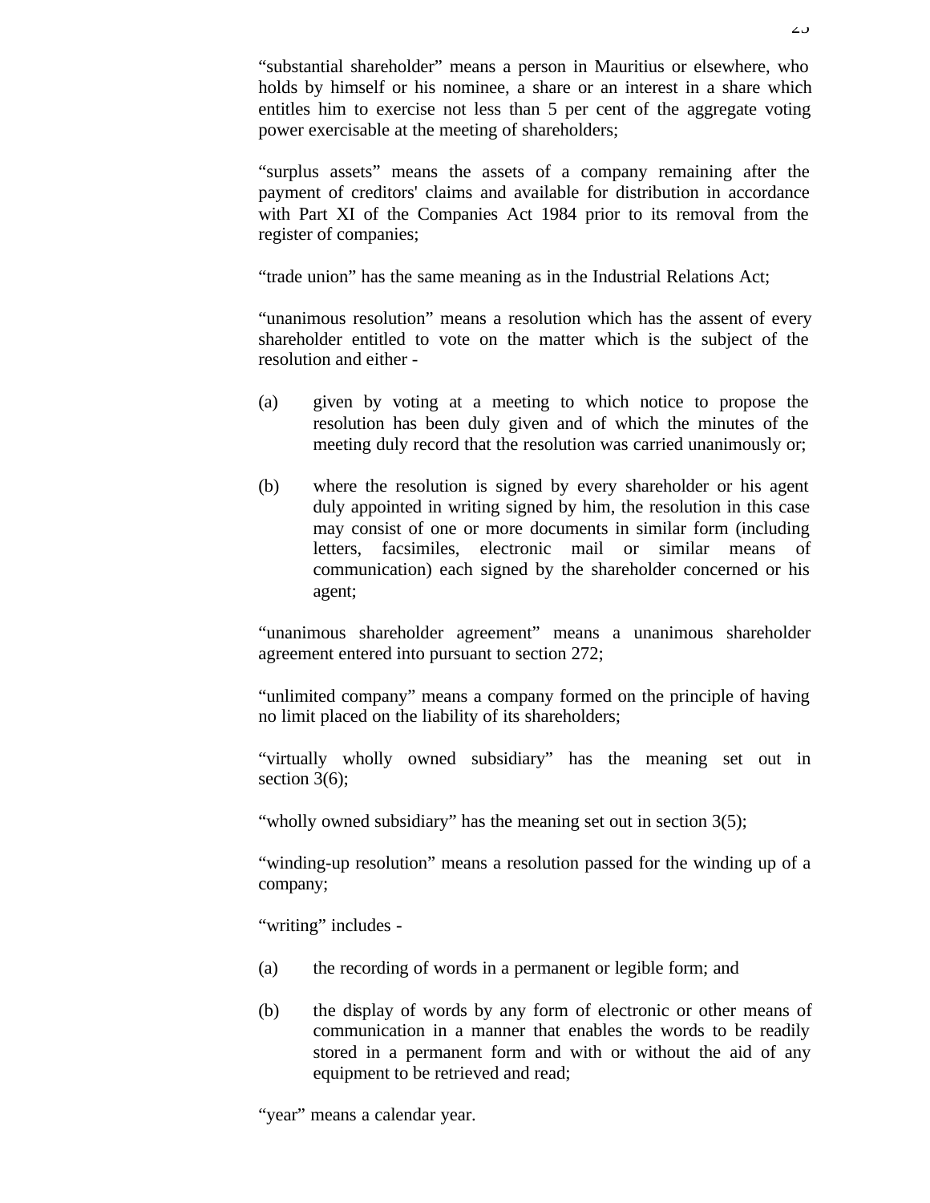"substantial shareholder" means a person in Mauritius or elsewhere, who holds by himself or his nominee, a share or an interest in a share which entitles him to exercise not less than 5 per cent of the aggregate voting power exercisable at the meeting of shareholders;

"surplus assets" means the assets of a company remaining after the payment of creditors' claims and available for distribution in accordance with Part XI of the Companies Act 1984 prior to its removal from the register of companies;

"trade union" has the same meaning as in the Industrial Relations Act;

"unanimous resolution" means a resolution which has the assent of every shareholder entitled to vote on the matter which is the subject of the resolution and either -

(a) given by voting at a meeting to which notice to propose the resolution has been duly given and of which the minutes of the meeting duly record that the resolution was carried unanimously or;

(b) where the resolution is signed by every shareholder or his agent duly appointed in writing signed by him, the resolution in this case may consist of one or more documents in similar form (including letters, facsimiles, electronic mail or similar means of communication) each signed by the shareholder concerned or his agent;

"unanimous shareholder agreement" means a unanimous shareholder agreement entered into pursuant to section 272;

"unlimited company" means a company formed on the principle of having no limit placed on the liability of its shareholders;

"virtually wholly owned subsidiary" has the meaning set out in section 3(6);

"wholly owned subsidiary" has the meaning set out in section 3(5);

"winding-up resolution" means a resolution passed for the winding up of a company;

"writing" includes -

(a) the recording of words in a permanent or legible form; and

(b) the display of words by any form of electronic or other means of communication in a manner that enables the words to be readily stored in a permanent form and with or without the aid of any equipment to be retrieved and read;

"year" means a calendar year.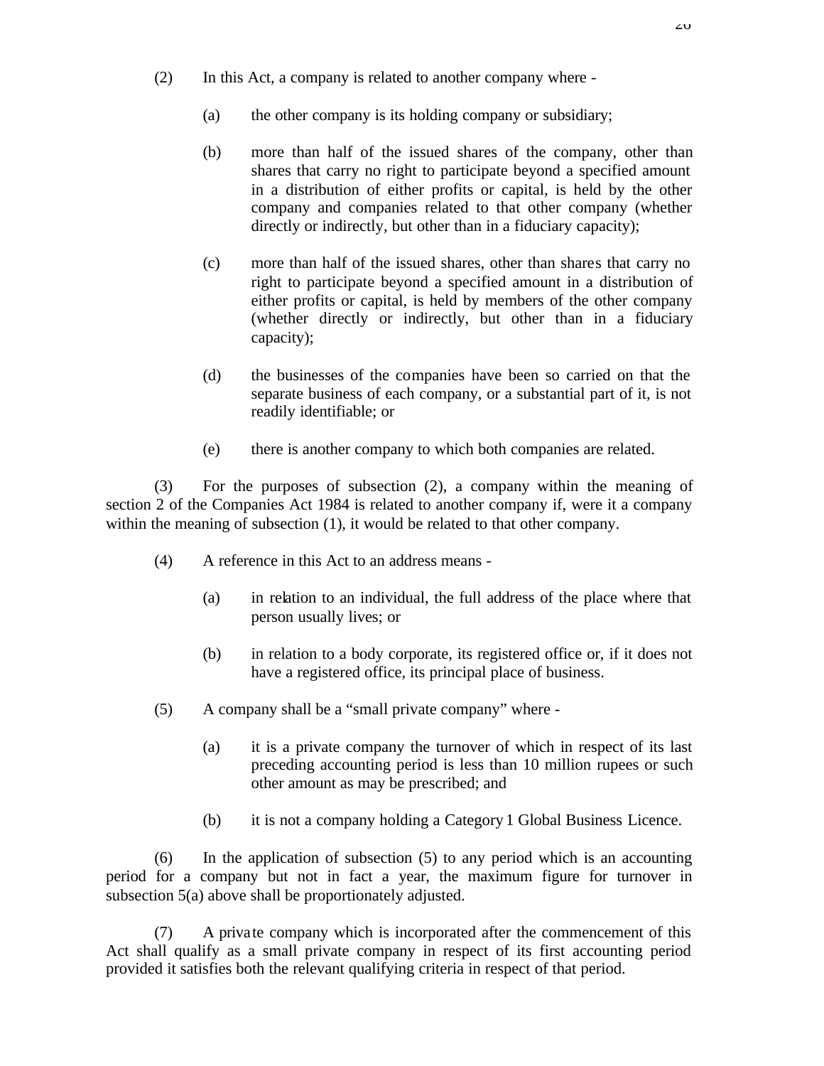(2) In this Act, a company is related to another company where -

(a) the other company is its holding company or subsidiary;

(b) more than half of the issued shares of the company, other than shares that carry no right to participate beyond a specified amount in a distribution of either profits or capital, is held by the other company and companies related to that other company (whether directly or indirectly, but other than in a fiduciary capacity);

(c) more than half of the issued shares, other than shares that carry no right to participate beyond a specified amount in a distribution of either profits or capital, is held by members of the other company (whether directly or indirectly, but other than in a fiduciary capacity);

(d) the businesses of the companies have been so carried on that the separate business of each company, or a substantial part of it, is not readily identifiable; or

(e) there is another company to which both companies are related.

(3) For the purposes of subsection (2), a company within the meaning of section 2 of the Companies Act 1984 is related to another company if, were it a company within the meaning of subsection (1), it would be related to that other company.

(4) A reference in this Act to an address means -

(a) in relation to an individual, the full address of the place where that person usually lives; or

(b) in relation to a body corporate, its registered office or, if it does not have a registered office, its principal place of business.

(5) A company shall be a "small private company" where -

(a) it is a private company the turnover of which in respect of its last preceding accounting period is less than 10 million rupees or such other amount as may be prescribed; and

(b) it is not a company holding a Category 1 Global Business Licence.

(6) In the application of subsection (5) to any period which is an accounting period for a company but not in fact a year, the maximum figure for turnover in subsection 5(a) above shall be proportionately adjusted.

(7) A private company which is incorporated after the commencement of this Act shall qualify as a small private company in respect of its first accounting period provided it satisfies both the relevant qualifying criteria in respect of that period.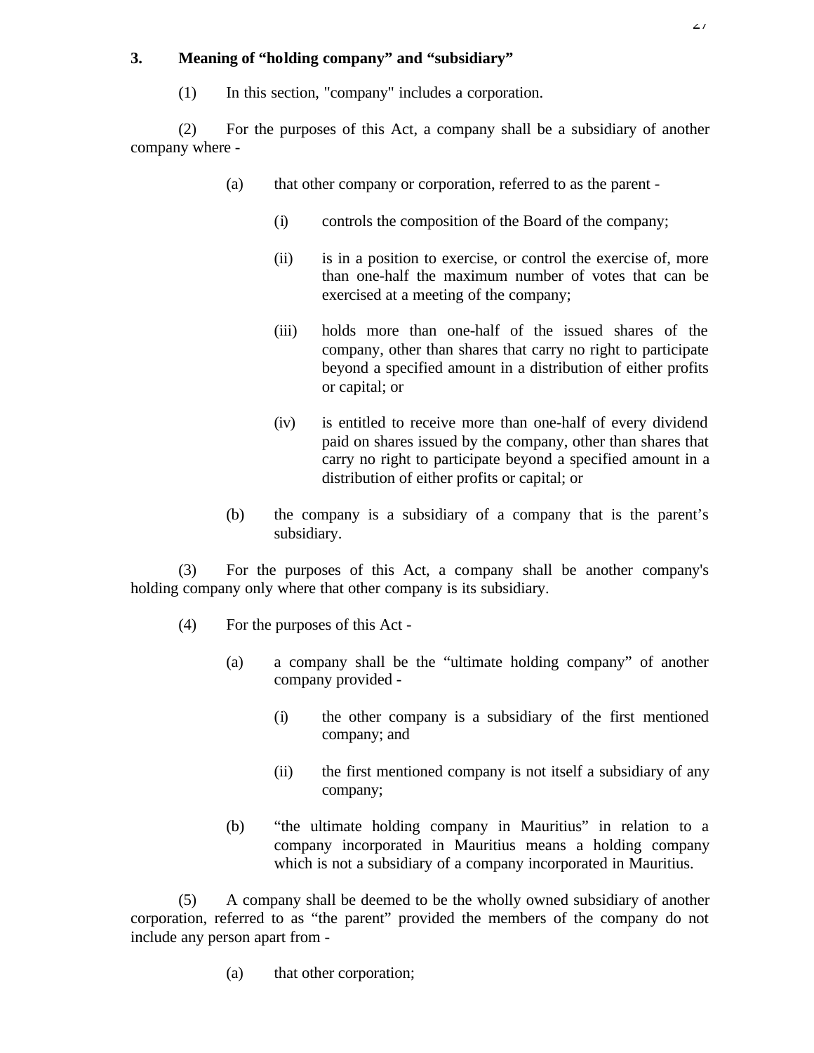## 3. Meaning of "holding company" and "subsidiary"

(1) In this section, "company" includes a corporation.

(2) For the purposes of this Act, a company shall be a subsidiary of another company where -

(a) that other company or corporation, referred to as the parent -

(i) controls the composition of the Board of the company;

(ii) is in a position to exercise, or control the exercise of, more than one-half the maximum number of votes that can be exercised at a meeting of the company;

(iii) holds more than one-half of the issued shares of the company, other than shares that carry no right to participate beyond a specified amount in a distribution of either profits or capital; or

(iv) is entitled to receive more than one-half of every dividend paid on shares issued by the company, other than shares that carry no right to participate beyond a specified amount in a distribution of either profits or capital; or

(b) the company is a subsidiary of a company that is the parent's subsidiary.

(3) For the purposes of this Act, a company shall be another company's holding company only where that other company is its subsidiary.

(4) For the purposes of this Act -

(a) a company shall be the "ultimate holding company" of another company provided -

(i) the other company is a subsidiary of the first mentioned company; and

(ii) the first mentioned company is not itself a subsidiary of any company;

(b) "the ultimate holding company in Mauritius" in relation to a company incorporated in Mauritius means a holding company which is not a subsidiary of a company incorporated in Mauritius.

(5) A company shall be deemed to be the wholly owned subsidiary of another corporation, referred to as "the parent" provided the members of the company do not include any person apart from -

(a) that other corporation;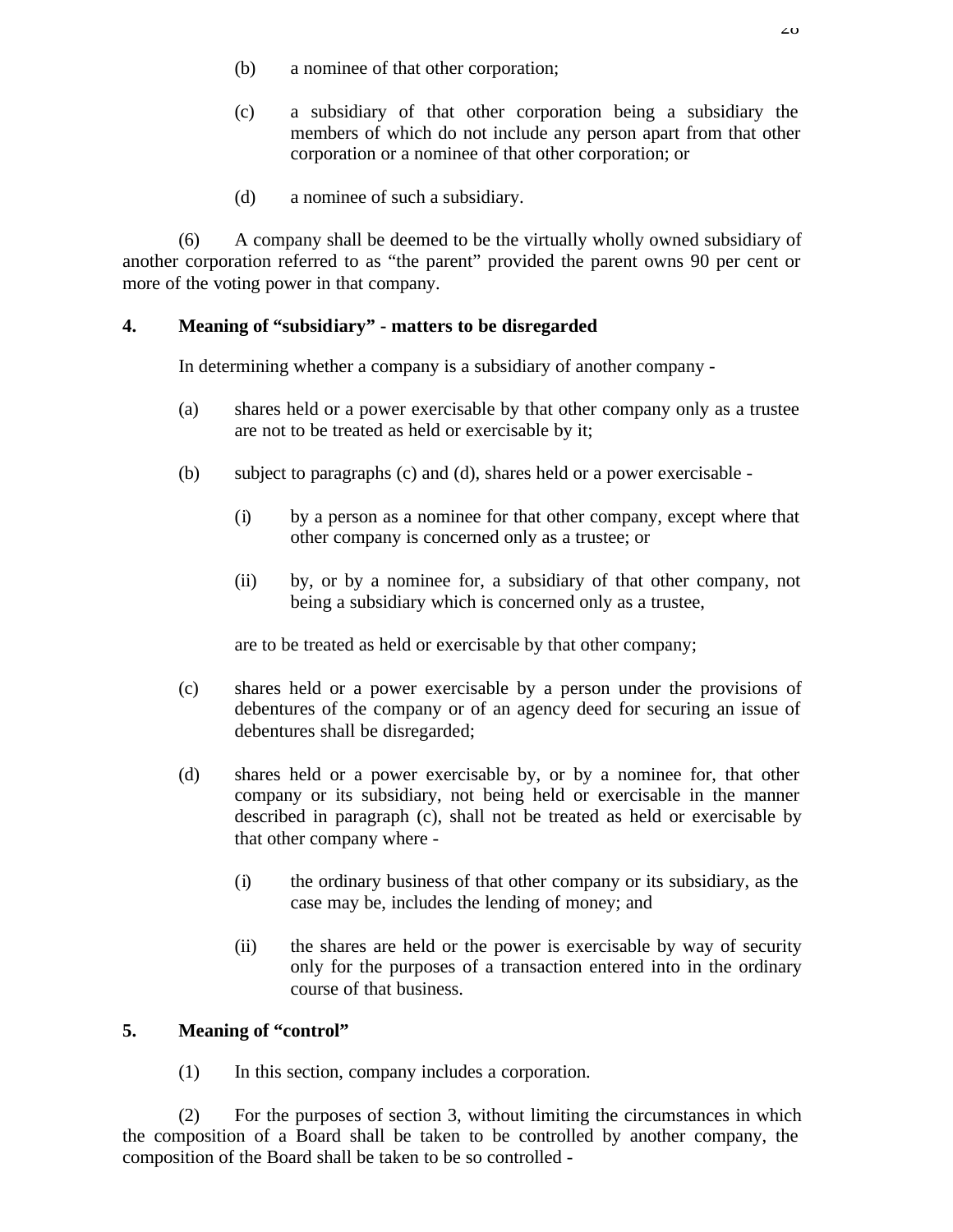(b) a nominee of that other corporation;

(c) a subsidiary of that other corporation being a subsidiary the members of which do not include any person apart from that other corporation or a nominee of that other corporation; or

(d) a nominee of such a subsidiary.

(6) A company shall be deemed to be the virtually wholly owned subsidiary of another corporation referred to as "the parent" provided the parent owns 90 per cent or more of the voting power in that company.

**4. Meaning of "subsidiary" - matters to be disregarded**

In determining whether a company is a subsidiary of another company -

(a) shares held or a power exercisable by that other company only as a trustee are not to be treated as held or exercisable by it;

(b) subject to paragraphs (c) and (d), shares held or a power exercisable -

(i) by a person as a nominee for that other company, except where that other company is concerned only as a trustee; or

(ii) by, or by a nominee for, a subsidiary of that other company, not being a subsidiary which is concerned only as a trustee,

are to be treated as held or exercisable by that other company;

(c) shares held or a power exercisable by a person under the provisions of debentures of the company or of an agency deed for securing an issue of debentures shall be disregarded;

(d) shares held or a power exercisable by, or by a nominee for, that other company or its subsidiary, not being held or exercisable in the manner described in paragraph (c), shall not be treated as held or exercisable by that other company where -

(i) the ordinary business of that other company or its subsidiary, as the case may be, includes the lending of money; and

(ii) the shares are held or the power is exercisable by way of security only for the purposes of a transaction entered into in the ordinary course of that business.

**5. Meaning of "control"**

(1) In this section, company includes a corporation.

(2) For the purposes of section 3, without limiting the circumstances in which the composition of a Board shall be taken to be controlled by another company, the composition of the Board shall be taken to be so controlled -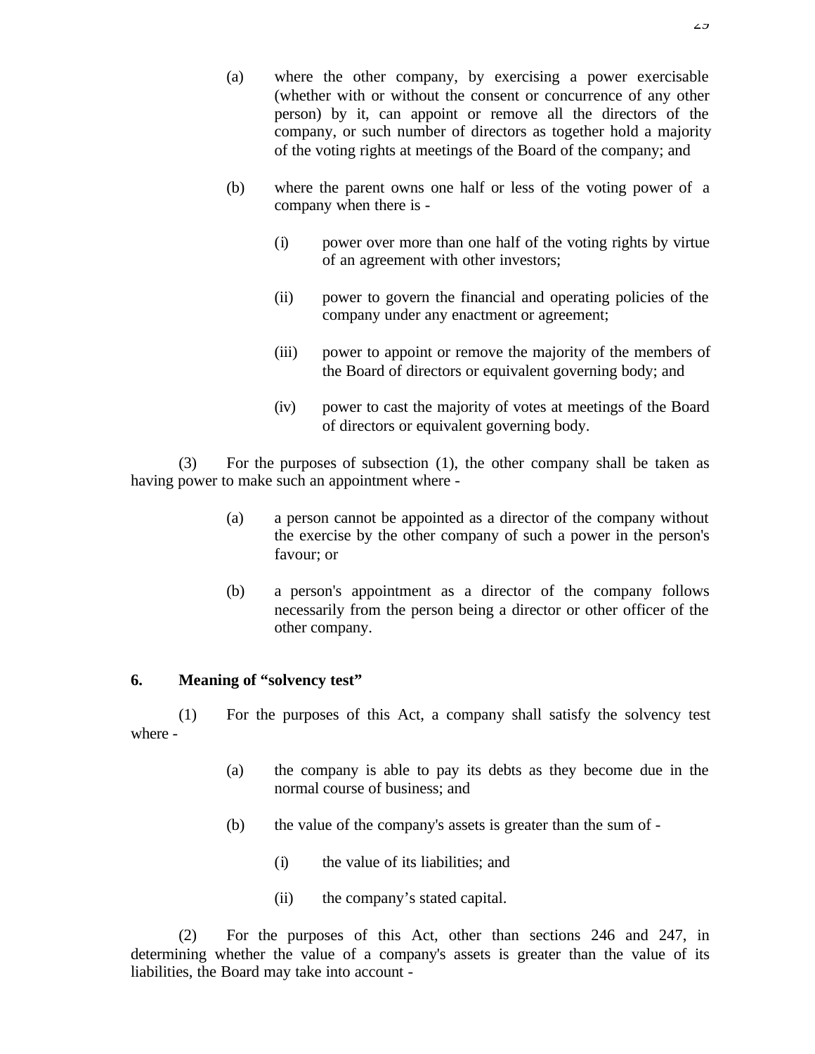(a) where the other company, by exercising a power exercisable (whether with or without the consent or concurrence of any other person) by it, can appoint or remove all the directors of the company, or such number of directors as together hold a majority of the voting rights at meetings of the Board of the company; and

(b) where the parent owns one half or less of the voting power of a company when there is -

(i) power over more than one half of the voting rights by virtue of an agreement with other investors;

(ii) power to govern the financial and operating policies of the company under any enactment or agreement;

(iii) power to appoint or remove the majority of the members of the Board of directors or equivalent governing body; and

(iv) power to cast the majority of votes at meetings of the Board of directors or equivalent governing body.

(3) For the purposes of subsection (1), the other company shall be taken as having power to make such an appointment where -

(a) a person cannot be appointed as a director of the company without the exercise by the other company of such a power in the person's favour; or

(b) a person's appointment as a director of the company follows necessarily from the person being a director or other officer of the other company.

**6. Meaning of "solvency test"**

(1) For the purposes of this Act, a company shall satisfy the solvency test where -

(a) the company is able to pay its debts as they become due in the normal course of business; and

(b) the value of the company's assets is greater than the sum of -

(i) the value of its liabilities; and

(ii) the company's stated capital.

(2) For the purposes of this Act, other than sections 246 and 247, in determining whether the value of a company's assets is greater than the value of its liabilities, the Board may take into account -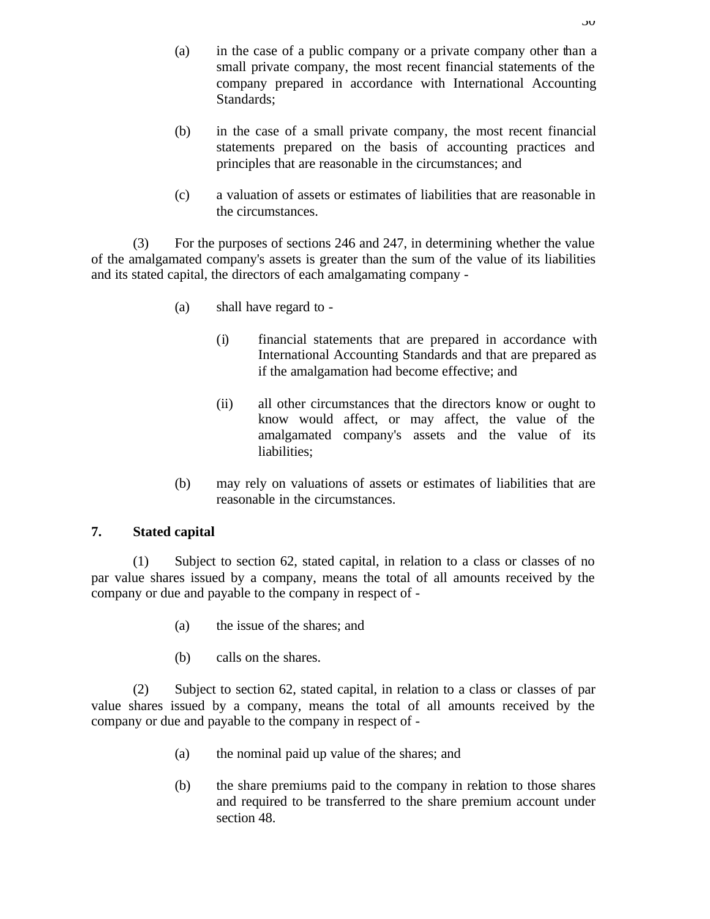(a) in the case of a public company or a private company other than a small private company, the most recent financial statements of the company prepared in accordance with International Accounting Standards;

(b) in the case of a small private company, the most recent financial statements prepared on the basis of accounting practices and principles that are reasonable in the circumstances; and

(c) a valuation of assets or estimates of liabilities that are reasonable in the circumstances.

(3) For the purposes of sections 246 and 247, in determining whether the value of the amalgamated company's assets is greater than the sum of the value of its liabilities and its stated capital, the directors of each amalgamating company -

(a) shall have regard to -

(i) financial statements that are prepared in accordance with International Accounting Standards and that are prepared as if the amalgamation had become effective; and

(ii) all other circumstances that the directors know or ought to know would affect, or may affect, the value of the amalgamated company's assets and the value of its liabilities;

(b) may rely on valuations of assets or estimates of liabilities that are reasonable in the circumstances.

**7. Stated capital**

(1) Subject to section 62, stated capital, in relation to a class or classes of no par value shares issued by a company, means the total of all amounts received by the company or due and payable to the company in respect of -

(a) the issue of the shares; and

(b) calls on the shares.

(2) Subject to section 62, stated capital, in relation to a class or classes of par value shares issued by a company, means the total of all amounts received by the company or due and payable to the company in respect of -

(a) the nominal paid up value of the shares; and

(b) the share premiums paid to the company in relation to those shares and required to be transferred to the share premium account under section 48.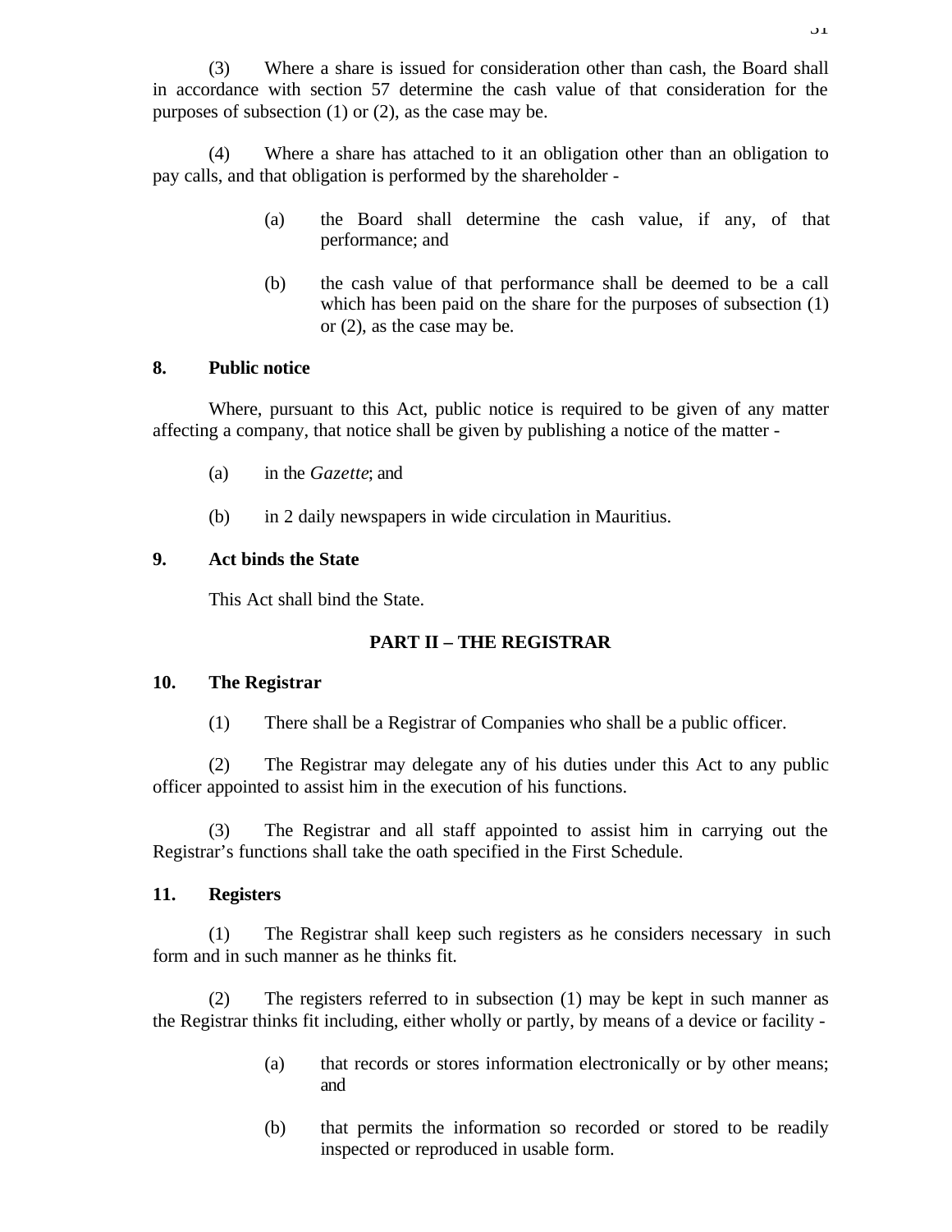(3) Where a share is issued for consideration other than cash, the Board shall in accordance with section 57 determine the cash value of that consideration for the purposes of subsection (1) or (2), as the case may be.

(4) Where a share has attached to it an obligation other than an obligation to pay calls, and that obligation is performed by the shareholder -

(a) the Board shall determine the cash value, if any, of that performance; and

(b) the cash value of that performance shall be deemed to be a call which has been paid on the share for the purposes of subsection (1) or (2), as the case may be.

**8. Public notice**

Where, pursuant to this Act, public notice is required to be given of any matter affecting a company, that notice shall be given by publishing a notice of the matter -

(a) in the *Gazette*; and

(b) in 2 daily newspapers in wide circulation in Mauritius.

**9. Act binds the State**

This Act shall bind the State.

## PART II – THE REGISTRAR

**10. The Registrar**

(1) There shall be a Registrar of Companies who shall be a public officer.

(2) The Registrar may delegate any of his duties under this Act to any public officer appointed to assist him in the execution of his functions.

(3) The Registrar and all staff appointed to assist him in carrying out the Registrar's functions shall take the oath specified in the First Schedule.

**11. Registers**

(1) The Registrar shall keep such registers as he considers necessary in such form and in such manner as he thinks fit.

(2) The registers referred to in subsection (1) may be kept in such manner as the Registrar thinks fit including, either wholly or partly, by means of a device or facility -

(a) that records or stores information electronically or by other means; and

(b) that permits the information so recorded or stored to be readily inspected or reproduced in usable form.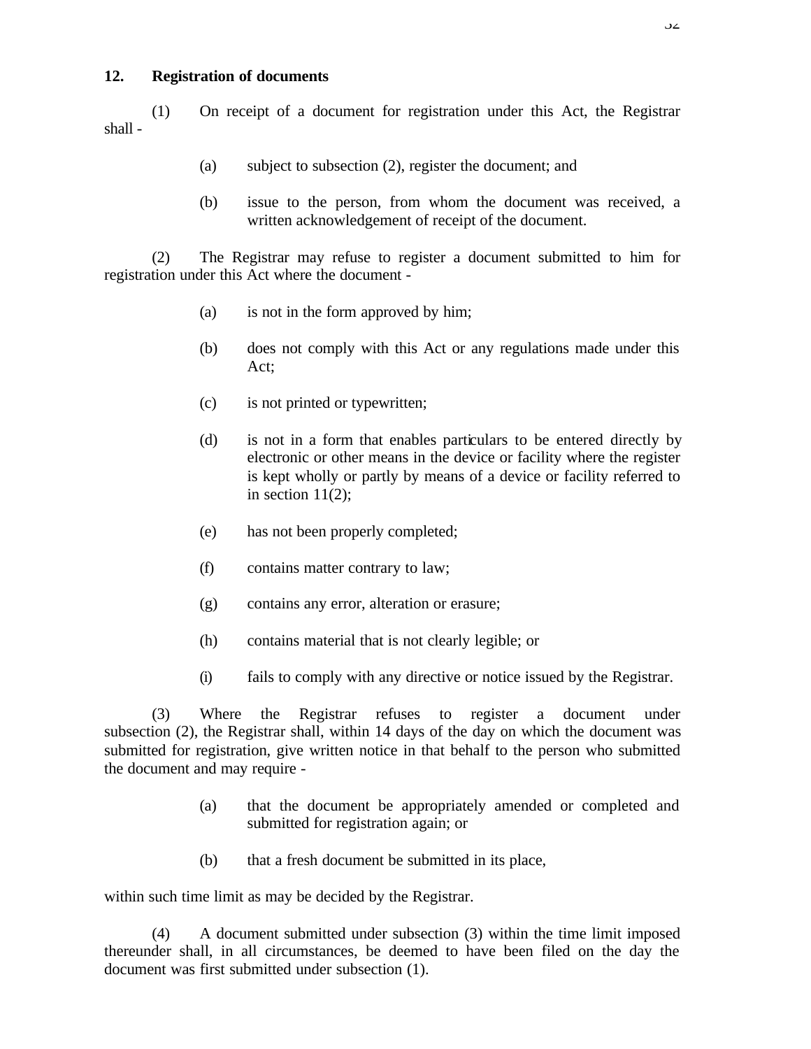## 12. Registration of documents

(1) On receipt of a document for registration under this Act, the Registrar shall -

- (a) subject to subsection (2), register the document; and
- (b) issue to the person, from whom the document was received, a written acknowledgement of receipt of the document.

(2) The Registrar may refuse to register a document submitted to him for registration under this Act where the document -

- (a) is not in the form approved by him;
- (b) does not comply with this Act or any regulations made under this Act;
- (c) is not printed or typewritten;
- (d) is not in a form that enables particulars to be entered directly by electronic or other means in the device or facility where the register is kept wholly or partly by means of a device or facility referred to in section 11(2);
- (e) has not been properly completed;
- (f) contains matter contrary to law;
- (g) contains any error, alteration or erasure;
- (h) contains material that is not clearly legible; or
- (i) fails to comply with any directive or notice issued by the Registrar.

(3) Where the Registrar refuses to register a document under subsection (2), the Registrar shall, within 14 days of the day on which the document was submitted for registration, give written notice in that behalf to the person who submitted the document and may require -

- (a) that the document be appropriately amended or completed and submitted for registration again; or
- (b) that a fresh document be submitted in its place,

within such time limit as may be decided by the Registrar.

(4) A document submitted under subsection (3) within the time limit imposed thereunder shall, in all circumstances, be deemed to have been filed on the day the document was first submitted under subsection (1).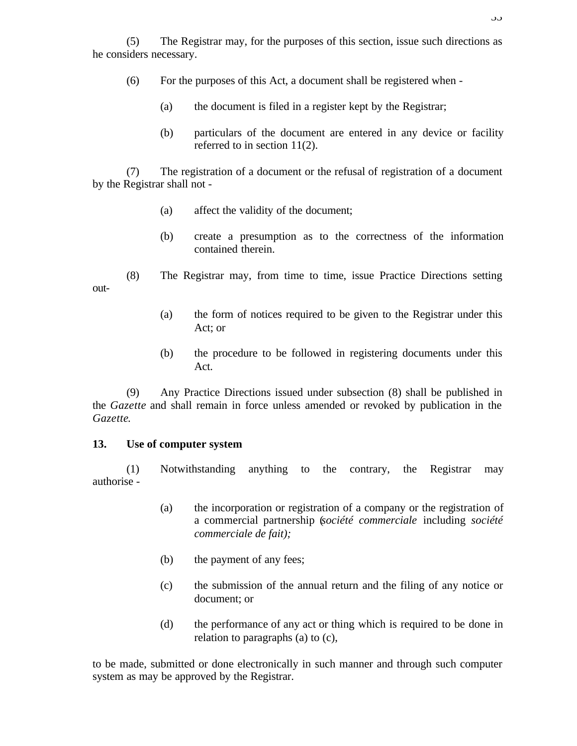(5) The Registrar may, for the purposes of this section, issue such directions as he considers necessary.

(6) For the purposes of this Act, a document shall be registered when -

(a) the document is filed in a register kept by the Registrar;

(b) particulars of the document are entered in any device or facility referred to in section 11(2).

(7) The registration of a document or the refusal of registration of a document by the Registrar shall not -

(a) affect the validity of the document;

(b) create a presumption as to the correctness of the information contained therein.

(8) The Registrar may, from time to time, issue Practice Directions setting out-

(a) the form of notices required to be given to the Registrar under this Act; or

(b) the procedure to be followed in registering documents under this Act.

(9) Any Practice Directions issued under subsection (8) shall be published in the *Gazette* and shall remain in force unless amended or revoked by publication in the *Gazette.*

**13. Use of computer system**

(1) Notwithstanding anything to the contrary, the Registrar may authorise -

(a) the incorporation or registration of a company or the registration of a commercial partnership (*société commerciale* including *société commerciale de fait);*

(b) the payment of any fees;

(c) the submission of the annual return and the filing of any notice or document; or

(d) the performance of any act or thing which is required to be done in relation to paragraphs (a) to (c),

to be made, submitted or done electronically in such manner and through such computer system as may be approved by the Registrar.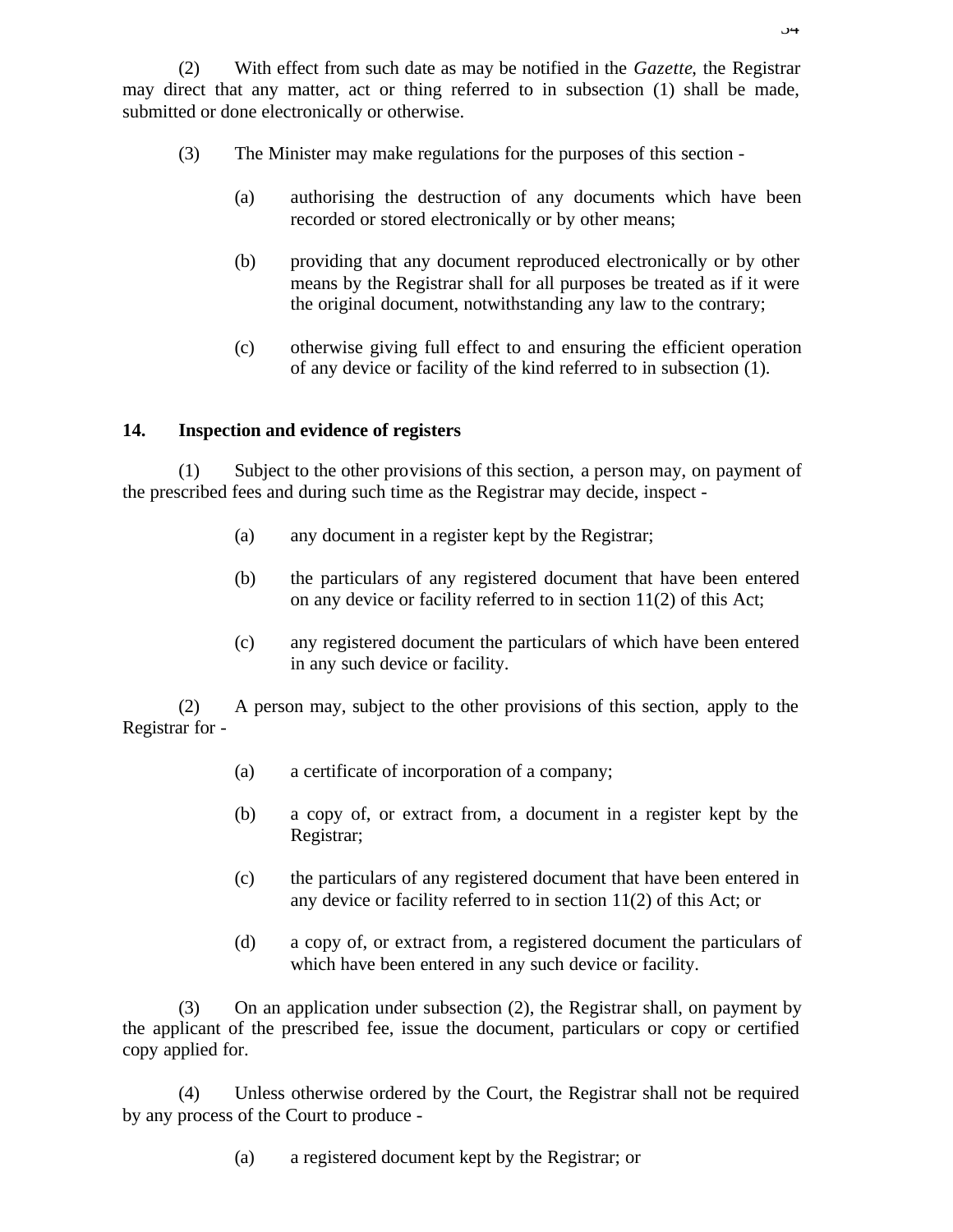(2) With effect from such date as may be notified in the *Gazette*, the Registrar may direct that any matter, act or thing referred to in subsection (1) shall be made, submitted or done electronically or otherwise.

(3) The Minister may make regulations for the purposes of this section -

(a) authorising the destruction of any documents which have been recorded or stored electronically or by other means;

(b) providing that any document reproduced electronically or by other means by the Registrar shall for all purposes be treated as if it were the original document, notwithstanding any law to the contrary;

(c) otherwise giving full effect to and ensuring the efficient operation of any device or facility of the kind referred to in subsection (1).

**14. Inspection and evidence of registers**

(1) Subject to the other provisions of this section, a person may, on payment of the prescribed fees and during such time as the Registrar may decide, inspect -

(a) any document in a register kept by the Registrar;

(b) the particulars of any registered document that have been entered on any device or facility referred to in section 11(2) of this Act;

(c) any registered document the particulars of which have been entered in any such device or facility.

(2) A person may, subject to the other provisions of this section, apply to the Registrar for -

(a) a certificate of incorporation of a company;

(b) a copy of, or extract from, a document in a register kept by the Registrar;

(c) the particulars of any registered document that have been entered in any device or facility referred to in section 11(2) of this Act; or

(d) a copy of, or extract from, a registered document the particulars of which have been entered in any such device or facility.

(3) On an application under subsection (2), the Registrar shall, on payment by the applicant of the prescribed fee, issue the document, particulars or copy or certified copy applied for.

(4) Unless otherwise ordered by the Court, the Registrar shall not be required by any process of the Court to produce -

(a) a registered document kept by the Registrar; or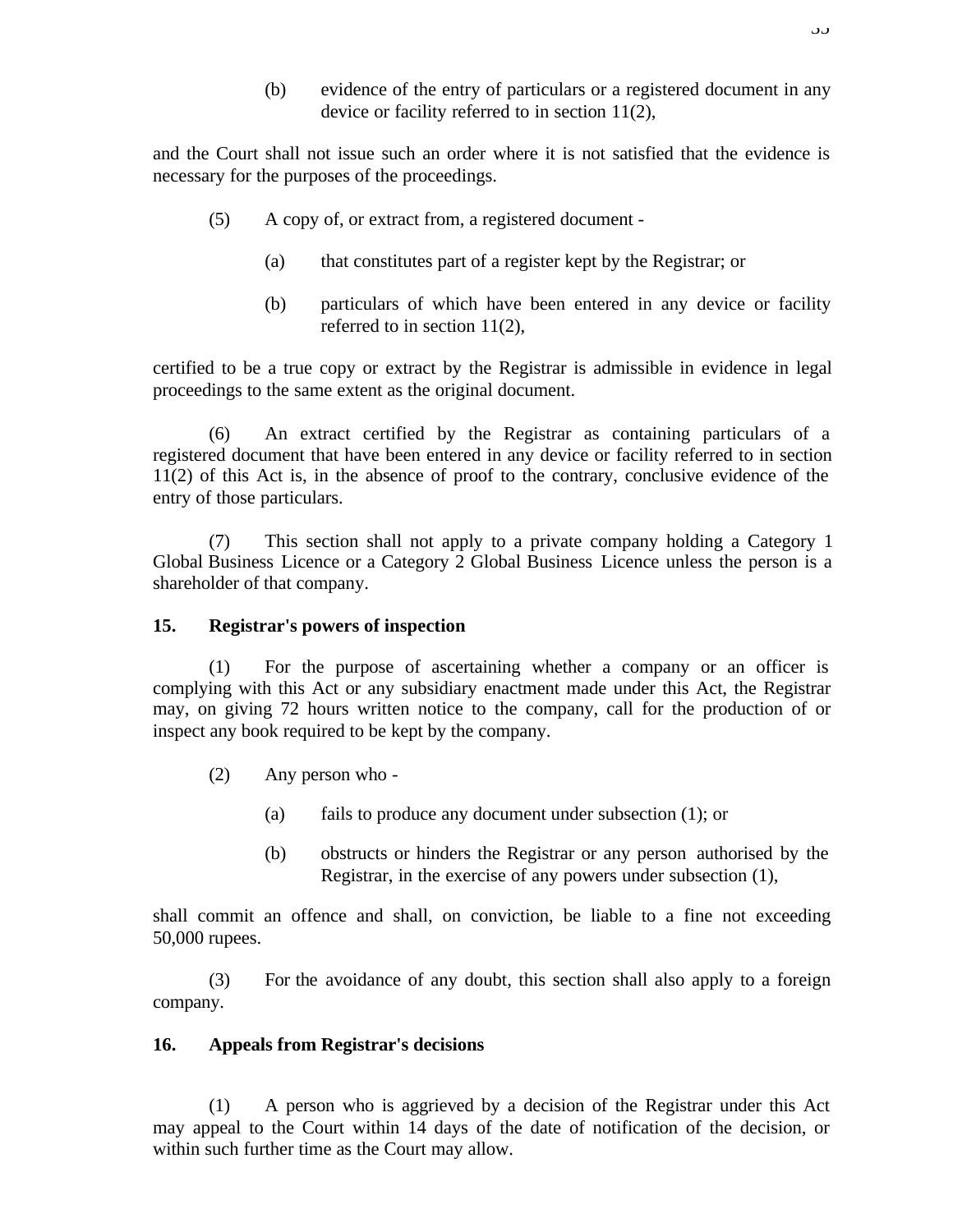(b) evidence of the entry of particulars or a registered document in any device or facility referred to in section 11(2),

and the Court shall not issue such an order where it is not satisfied that the evidence is necessary for the purposes of the proceedings.

(5) A copy of, or extract from, a registered document -

(a) that constitutes part of a register kept by the Registrar; or

(b) particulars of which have been entered in any device or facility referred to in section 11(2),

certified to be a true copy or extract by the Registrar is admissible in evidence in legal proceedings to the same extent as the original document.

(6) An extract certified by the Registrar as containing particulars of a registered document that have been entered in any device or facility referred to in section 11(2) of this Act is, in the absence of proof to the contrary, conclusive evidence of the entry of those particulars.

(7) This section shall not apply to a private company holding a Category 1 Global Business Licence or a Category 2 Global Business Licence unless the person is a shareholder of that company.

**15. Registrar's powers of inspection**

(1) For the purpose of ascertaining whether a company or an officer is complying with this Act or any subsidiary enactment made under this Act, the Registrar may, on giving 72 hours written notice to the company, call for the production of or inspect any book required to be kept by the company.

(2) Any person who -

(a) fails to produce any document under subsection (1); or

(b) obstructs or hinders the Registrar or any person authorised by the Registrar, in the exercise of any powers under subsection (1),

shall commit an offence and shall, on conviction, be liable to a fine not exceeding 50,000 rupees.

(3) For the avoidance of any doubt, this section shall also apply to a foreign company.

**16. Appeals from Registrar's decisions**

(1) A person who is aggrieved by a decision of the Registrar under this Act may appeal to the Court within 14 days of the date of notification of the decision, or within such further time as the Court may allow.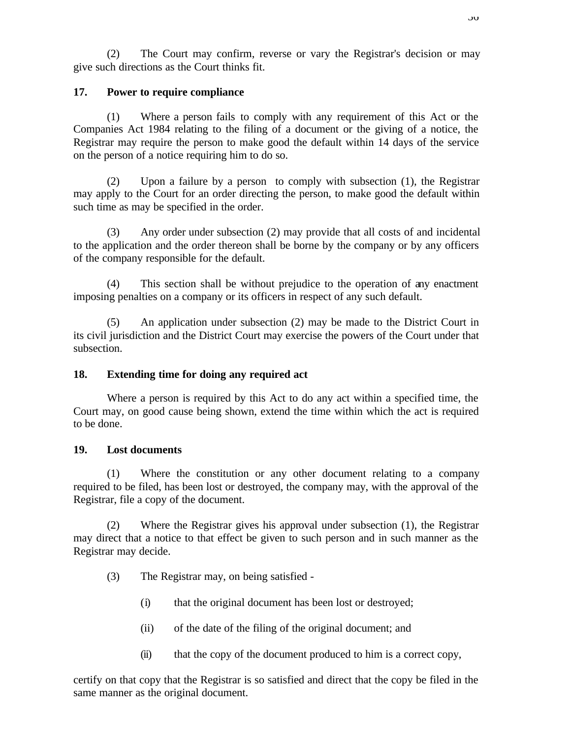(2) The Court may confirm, reverse or vary the Registrar's decision or may give such directions as the Court thinks fit.

**17. Power to require compliance**

(1) Where a person fails to comply with any requirement of this Act or the Companies Act 1984 relating to the filing of a document or the giving of a notice, the Registrar may require the person to make good the default within 14 days of the service on the person of a notice requiring him to do so.

(2) Upon a failure by a person to comply with subsection (1), the Registrar may apply to the Court for an order directing the person, to make good the default within such time as may be specified in the order.

(3) Any order under subsection (2) may provide that all costs of and incidental to the application and the order thereon shall be borne by the company or by any officers of the company responsible for the default.

(4) This section shall be without prejudice to the operation of any enactment imposing penalties on a company or its officers in respect of any such default.

(5) An application under subsection (2) may be made to the District Court in its civil jurisdiction and the District Court may exercise the powers of the Court under that subsection.

**18. Extending time for doing any required act**

Where a person is required by this Act to do any act within a specified time, the Court may, on good cause being shown, extend the time within which the act is required to be done.

**19. Lost documents**

(1) Where the constitution or any other document relating to a company required to be filed, has been lost or destroyed, the company may, with the approval of the Registrar, file a copy of the document.

(2) Where the Registrar gives his approval under subsection (1), the Registrar may direct that a notice to that effect be given to such person and in such manner as the Registrar may decide.

(3) The Registrar may, on being satisfied -

(i) that the original document has been lost or destroyed;

(ii) of the date of the filing of the original document; and

(ii) that the copy of the document produced to him is a correct copy,

certify on that copy that the Registrar is so satisfied and direct that the copy be filed in the same manner as the original document.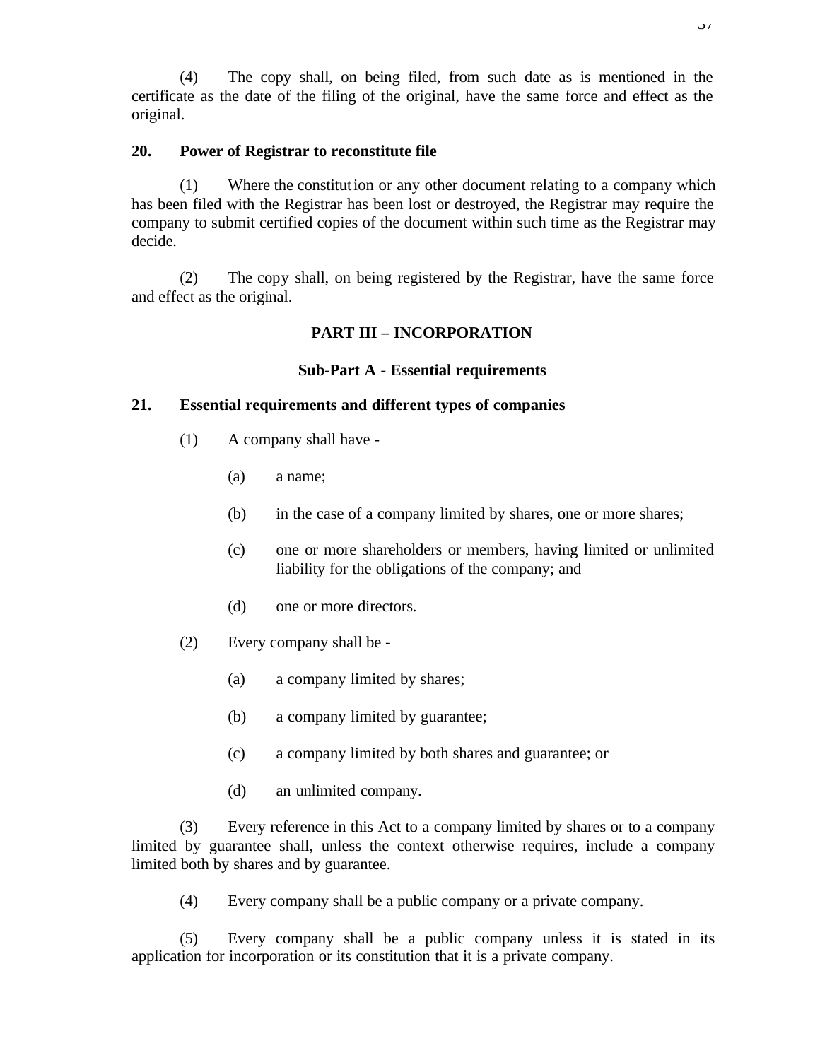(4) The copy shall, on being filed, from such date as is mentioned in the certificate as the date of the filing of the original, have the same force and effect as the original.

**20. Power of Registrar to reconstitute file**

(1) Where the constitution or any other document relating to a company which has been filed with the Registrar has been lost or destroyed, the Registrar may require the company to submit certified copies of the document within such time as the Registrar may decide.

(2) The copy shall, on being registered by the Registrar, have the same force and effect as the original.

## PART III – INCORPORATION

### Sub-Part A - Essential requirements

**21. Essential requirements and different types of companies**

(1) A company shall have -

(a) a name;

(b) in the case of a company limited by shares, one or more shares;

(c) one or more shareholders or members, having limited or unlimited liability for the obligations of the company; and

(d) one or more directors.

(2) Every company shall be -

(a) a company limited by shares;

(b) a company limited by guarantee;

(c) a company limited by both shares and guarantee; or

(d) an unlimited company.

(3) Every reference in this Act to a company limited by shares or to a company limited by guarantee shall, unless the context otherwise requires, include a company limited both by shares and by guarantee.

(4) Every company shall be a public company or a private company.

(5) Every company shall be a public company unless it is stated in its application for incorporation or its constitution that it is a private company.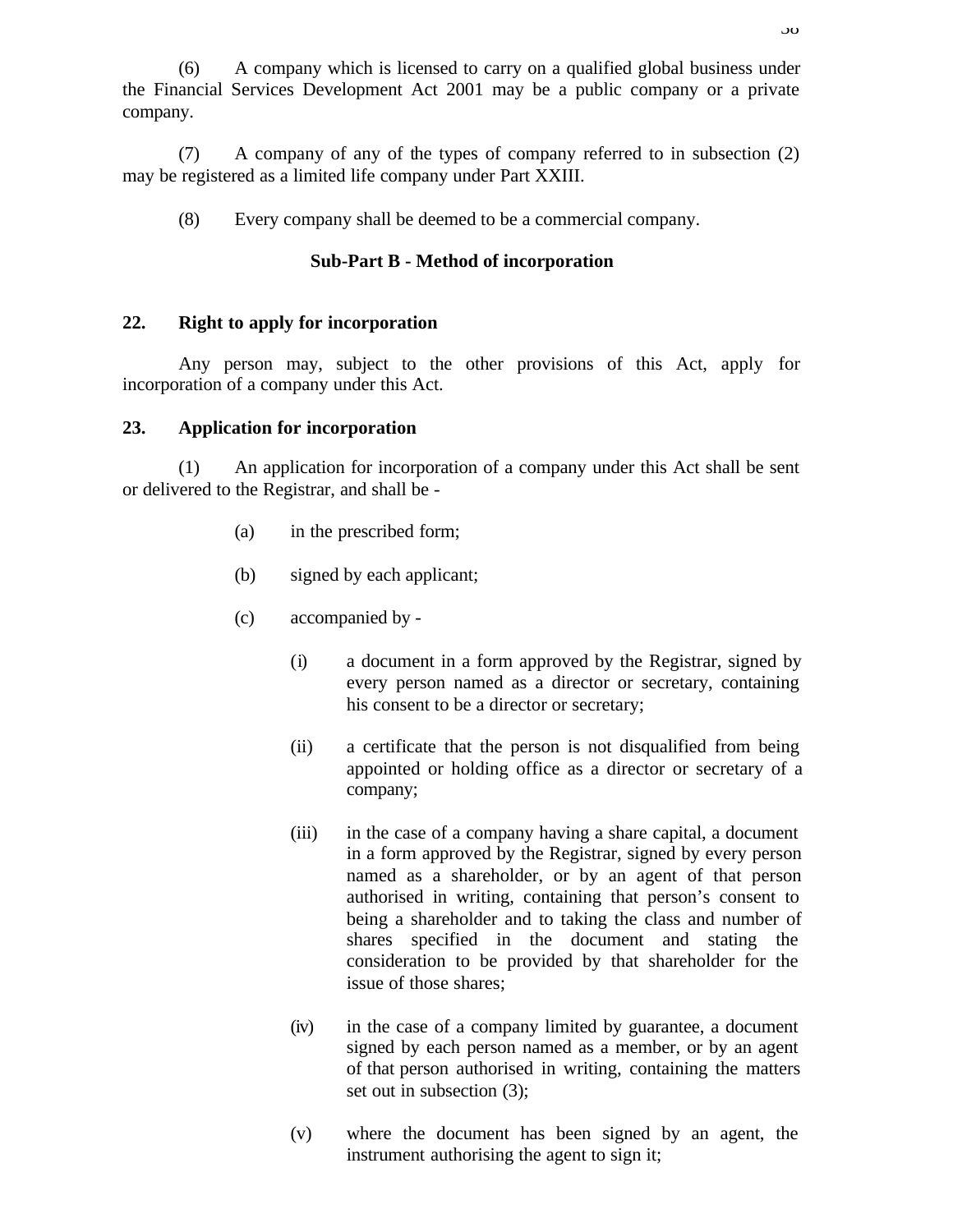(6) A company which is licensed to carry on a qualified global business under the Financial Services Development Act 2001 may be a public company or a private company.

(7) A company of any of the types of company referred to in subsection (2) may be registered as a limited life company under Part XXIII.

(8) Every company shall be deemed to be a commercial company.

### Sub-Part B - Method of incorporation

#### 22. Right to apply for incorporation

Any person may, subject to the other provisions of this Act, apply for incorporation of a company under this Act.

#### 23. Application for incorporation

(1) An application for incorporation of a company under this Act shall be sent or delivered to the Registrar, and shall be -

- (a) in the prescribed form;
- (b) signed by each applicant;
- (c) accompanied by -
  - (i) a document in a form approved by the Registrar, signed by every person named as a director or secretary, containing his consent to be a director or secretary;
  - (ii) a certificate that the person is not disqualified from being appointed or holding office as a director or secretary of a company;
  - (iii) in the case of a company having a share capital, a document in a form approved by the Registrar, signed by every person named as a shareholder, or by an agent of that person authorised in writing, containing that person's consent to being a shareholder and to taking the class and number of shares specified in the document and stating the consideration to be provided by that shareholder for the issue of those shares;
  - (iv) in the case of a company limited by guarantee, a document signed by each person named as a member, or by an agent of that person authorised in writing, containing the matters set out in subsection (3);
  - (v) where the document has been signed by an agent, the instrument authorising the agent to sign it;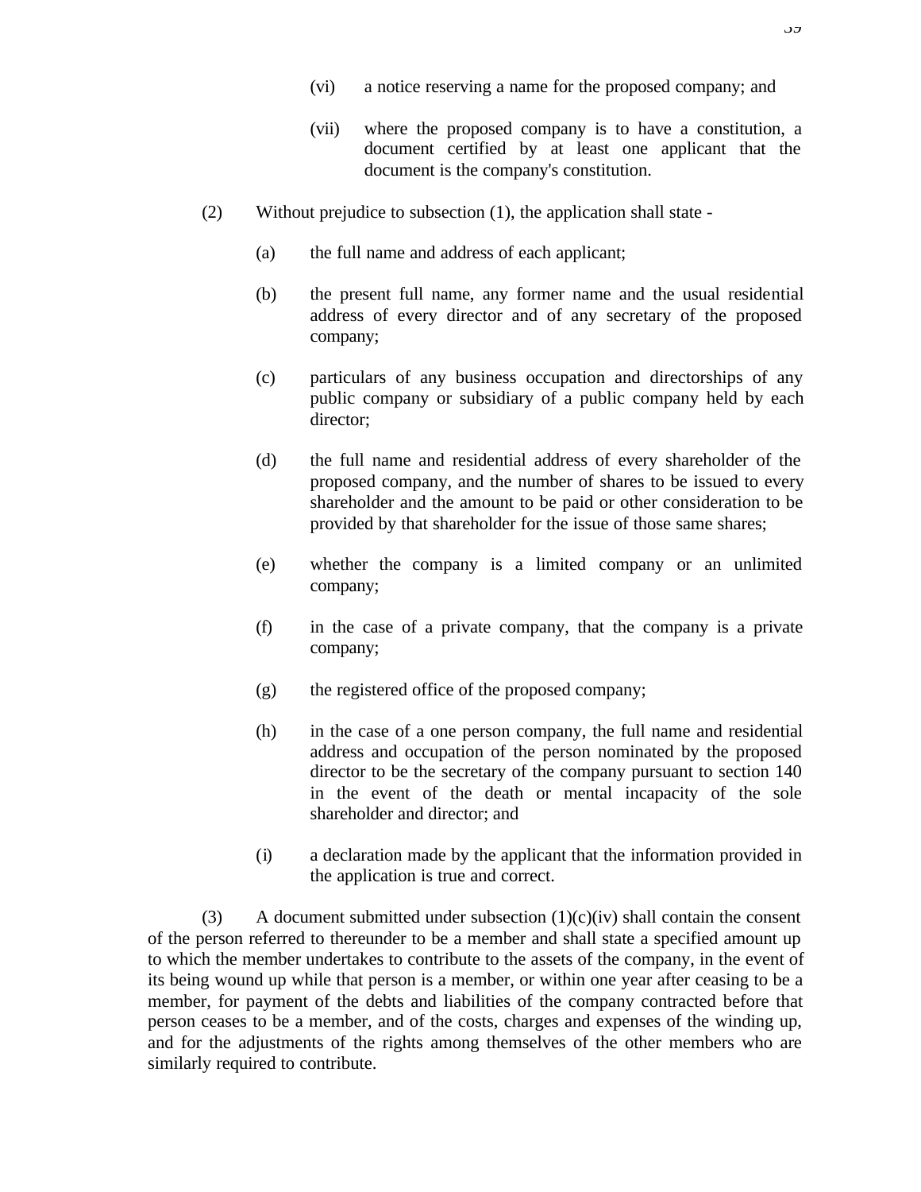(vi) a notice reserving a name for the proposed company; and

(vii) where the proposed company is to have a constitution, a document certified by at least one applicant that the document is the company's constitution.

(2) Without prejudice to subsection (1), the application shall state -

(a) the full name and address of each applicant;

(b) the present full name, any former name and the usual residential address of every director and of any secretary of the proposed company;

(c) particulars of any business occupation and directorships of any public company or subsidiary of a public company held by each director;

(d) the full name and residential address of every shareholder of the proposed company, and the number of shares to be issued to every shareholder and the amount to be paid or other consideration to be provided by that shareholder for the issue of those same shares;

(e) whether the company is a limited company or an unlimited company;

(f) in the case of a private company, that the company is a private company;

(g) the registered office of the proposed company;

(h) in the case of a one person company, the full name and residential address and occupation of the person nominated by the proposed director to be the secretary of the company pursuant to section 140 in the event of the death or mental incapacity of the sole shareholder and director; and

(i) a declaration made by the applicant that the information provided in the application is true and correct.

(3) A document submitted under subsection (1)(c)(iv) shall contain the consent of the person referred to thereunder to be a member and shall state a specified amount up to which the member undertakes to contribute to the assets of the company, in the event of its being wound up while that person is a member, or within one year after ceasing to be a member, for payment of the debts and liabilities of the company contracted before that person ceases to be a member, and of the costs, charges and expenses of the winding up, and for the adjustments of the rights among themselves of the other members who are similarly required to contribute.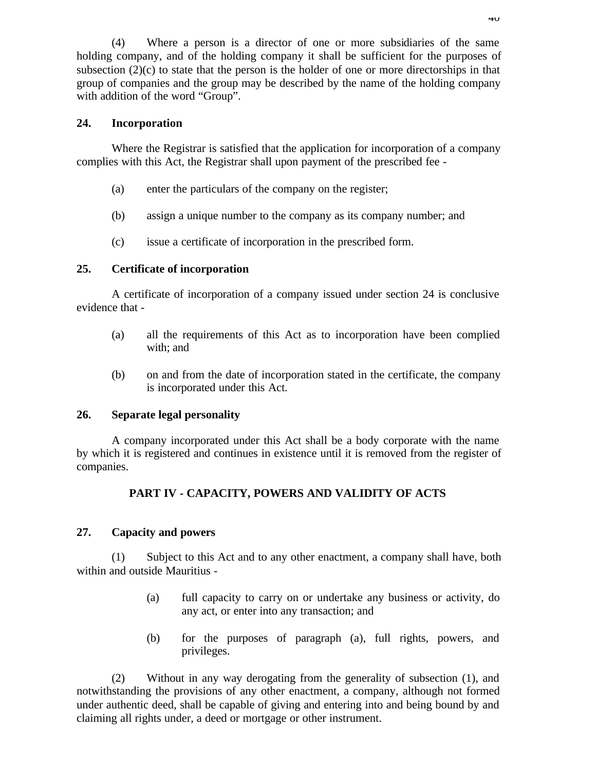(4) Where a person is a director of one or more subsidiaries of the same holding company, and of the holding company it shall be sufficient for the purposes of subsection (2)(c) to state that the person is the holder of one or more directorships in that group of companies and the group may be described by the name of the holding company with addition of the word "Group".

**24. Incorporation**

Where the Registrar is satisfied that the application for incorporation of a company complies with this Act, the Registrar shall upon payment of the prescribed fee -

(a) enter the particulars of the company on the register;

(b) assign a unique number to the company as its company number; and

(c) issue a certificate of incorporation in the prescribed form.

**25. Certificate of incorporation**

A certificate of incorporation of a company issued under section 24 is conclusive evidence that -

(a) all the requirements of this Act as to incorporation have been complied with; and

(b) on and from the date of incorporation stated in the certificate, the company is incorporated under this Act.

**26. Separate legal personality**

A company incorporated under this Act shall be a body corporate with the name by which it is registered and continues in existence until it is removed from the register of companies.

## PART IV - CAPACITY, POWERS AND VALIDITY OF ACTS

**27. Capacity and powers**

(1) Subject to this Act and to any other enactment, a company shall have, both within and outside Mauritius -

(a) full capacity to carry on or undertake any business or activity, do any act, or enter into any transaction; and

(b) for the purposes of paragraph (a), full rights, powers, and privileges.

(2) Without in any way derogating from the generality of subsection (1), and notwithstanding the provisions of any other enactment, a company, although not formed under authentic deed, shall be capable of giving and entering into and being bound by and claiming all rights under, a deed or mortgage or other instrument.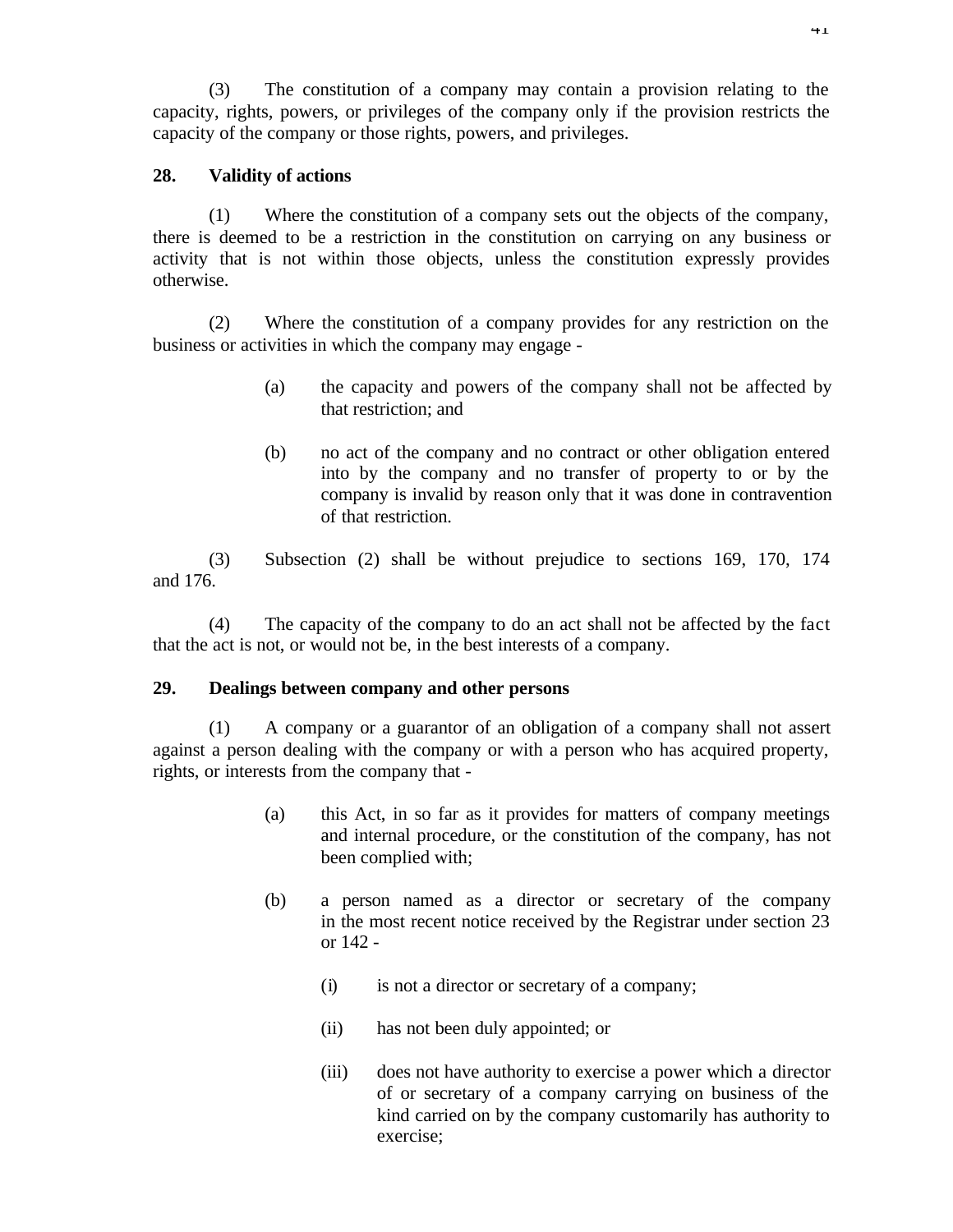(3) The constitution of a company may contain a provision relating to the capacity, rights, powers, or privileges of the company only if the provision restricts the capacity of the company or those rights, powers, and privileges.

### 28. Validity of actions

(1) Where the constitution of a company sets out the objects of the company, there is deemed to be a restriction in the constitution on carrying on any business or activity that is not within those objects, unless the constitution expressly provides otherwise.

(2) Where the constitution of a company provides for any restriction on the business or activities in which the company may engage -

- (a) the capacity and powers of the company shall not be affected by that restriction; and
- (b) no act of the company and no contract or other obligation entered into by the company and no transfer of property to or by the company is invalid by reason only that it was done in contravention of that restriction.

(3) Subsection (2) shall be without prejudice to sections 169, 170, 174 and 176.

(4) The capacity of the company to do an act shall not be affected by the fact that the act is not, or would not be, in the best interests of a company.

### 29. Dealings between company and other persons

(1) A company or a guarantor of an obligation of a company shall not assert against a person dealing with the company or with a person who has acquired property, rights, or interests from the company that -

- (a) this Act, in so far as it provides for matters of company meetings and internal procedure, or the constitution of the company, has not been complied with;
- (b) a person named as a director or secretary of the company in the most recent notice received by the Registrar under section 23 or 142 -
  - (i) is not a director or secretary of a company;
  - (ii) has not been duly appointed; or
  - (iii) does not have authority to exercise a power which a director of or secretary of a company carrying on business of the kind carried on by the company customarily has authority to exercise;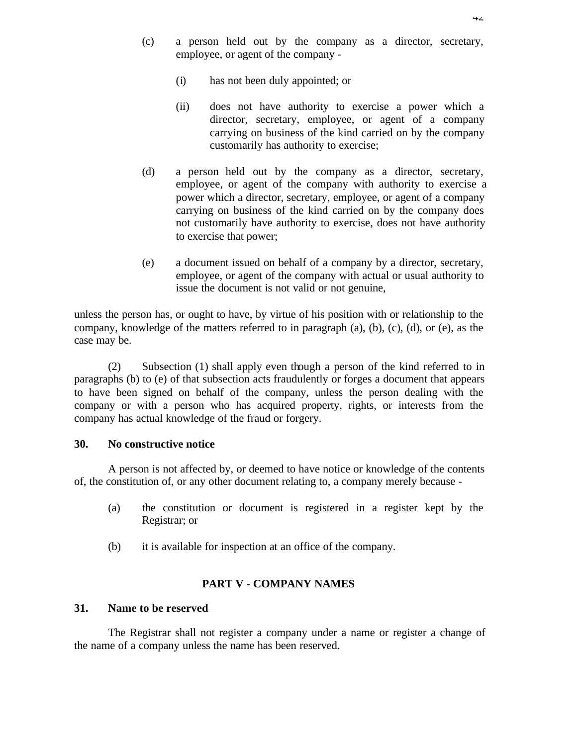(c) a person held out by the company as a director, secretary, employee, or agent of the company -

(i) has not been duly appointed; or

(ii) does not have authority to exercise a power which a director, secretary, employee, or agent of a company carrying on business of the kind carried on by the company customarily has authority to exercise;

(d) a person held out by the company as a director, secretary, employee, or agent of the company with authority to exercise a power which a director, secretary, employee, or agent of a company carrying on business of the kind carried on by the company does not customarily have authority to exercise, does not have authority to exercise that power;

(e) a document issued on behalf of a company by a director, secretary, employee, or agent of the company with actual or usual authority to issue the document is not valid or not genuine,

unless the person has, or ought to have, by virtue of his position with or relationship to the company, knowledge of the matters referred to in paragraph (a), (b), (c), (d), or (e), as the case may be.

(2) Subsection (1) shall apply even though a person of the kind referred to in paragraphs (b) to (e) of that subsection acts fraudulently or forges a document that appears to have been signed on behalf of the company, unless the person dealing with the company or with a person who has acquired property, rights, or interests from the company has actual knowledge of the fraud or forgery.

**30. No constructive notice**

A person is not affected by, or deemed to have notice or knowledge of the contents of, the constitution of, or any other document relating to, a company merely because -

(a) the constitution or document is registered in a register kept by the Registrar; or

(b) it is available for inspection at an office of the company.

## PART V - COMPANY NAMES

**31. Name to be reserved**

The Registrar shall not register a company under a name or register a change of the name of a company unless the name has been reserved.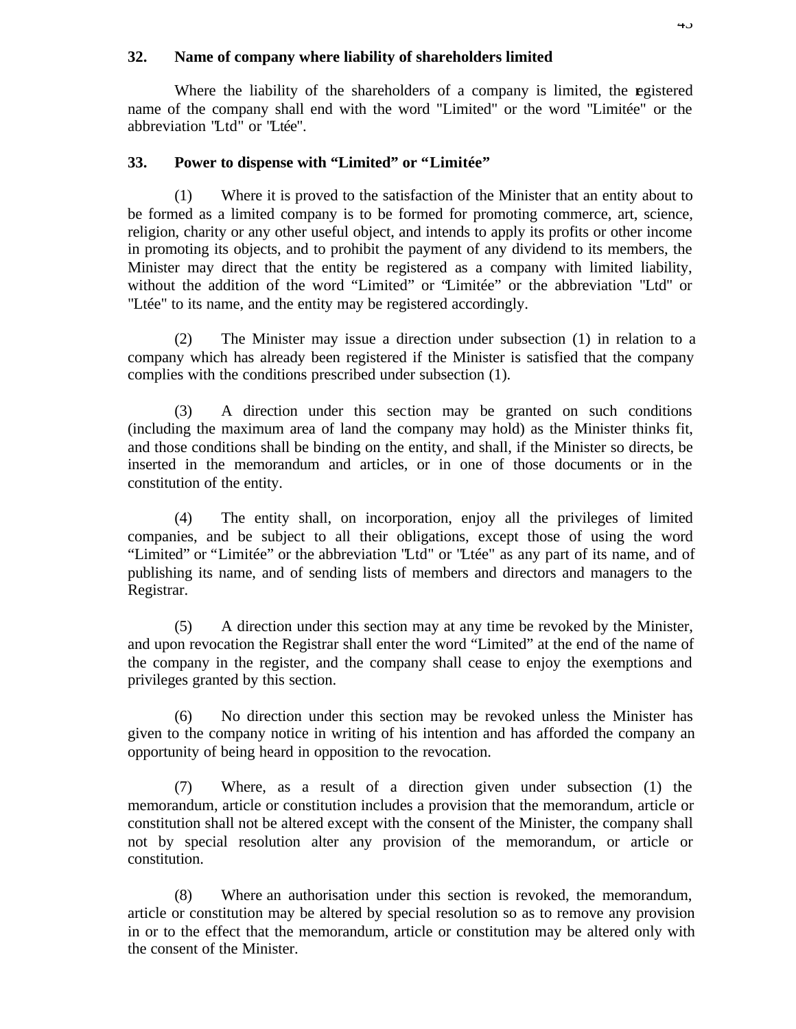**32. Name of company where liability of shareholders limited**

Where the liability of the shareholders of a company is limited, the registered name of the company shall end with the word "Limited" or the word "Limitée" or the abbreviation "Ltd" or "Ltée".

**33. Power to dispense with "Limited" or "Limitée"**

(1) Where it is proved to the satisfaction of the Minister that an entity about to be formed as a limited company is to be formed for promoting commerce, art, science, religion, charity or any other useful object, and intends to apply its profits or other income in promoting its objects, and to prohibit the payment of any dividend to its members, the Minister may direct that the entity be registered as a company with limited liability, without the addition of the word "Limited" or "Limitée" or the abbreviation "Ltd" or "Ltée" to its name, and the entity may be registered accordingly.

(2) The Minister may issue a direction under subsection (1) in relation to a company which has already been registered if the Minister is satisfied that the company complies with the conditions prescribed under subsection (1).

(3) A direction under this section may be granted on such conditions (including the maximum area of land the company may hold) as the Minister thinks fit, and those conditions shall be binding on the entity, and shall, if the Minister so directs, be inserted in the memorandum and articles, or in one of those documents or in the constitution of the entity.

(4) The entity shall, on incorporation, enjoy all the privileges of limited companies, and be subject to all their obligations, except those of using the word "Limited" or "Limitée" or the abbreviation "Ltd" or "Ltée" as any part of its name, and of publishing its name, and of sending lists of members and directors and managers to the Registrar.

(5) A direction under this section may at any time be revoked by the Minister, and upon revocation the Registrar shall enter the word "Limited" at the end of the name of the company in the register, and the company shall cease to enjoy the exemptions and privileges granted by this section.

(6) No direction under this section may be revoked unless the Minister has given to the company notice in writing of his intention and has afforded the company an opportunity of being heard in opposition to the revocation.

(7) Where, as a result of a direction given under subsection (1) the memorandum, article or constitution includes a provision that the memorandum, article or constitution shall not be altered except with the consent of the Minister, the company shall not by special resolution alter any provision of the memorandum, or article or constitution.

(8) Where an authorisation under this section is revoked, the memorandum, article or constitution may be altered by special resolution so as to remove any provision in or to the effect that the memorandum, article or constitution may be altered only with the consent of the Minister.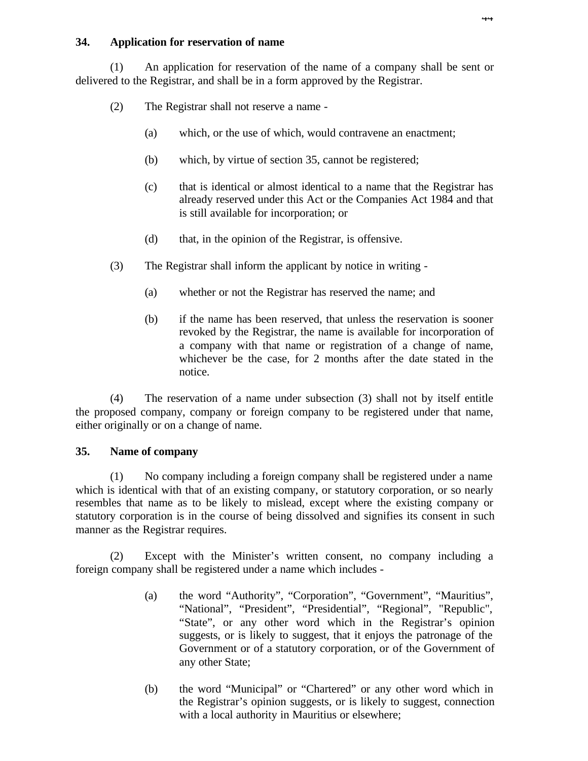### 34. Application for reservation of name

(1) An application for reservation of the name of a company shall be sent or delivered to the Registrar, and shall be in a form approved by the Registrar.

(2) The Registrar shall not reserve a name -

(a) which, or the use of which, would contravene an enactment;

(b) which, by virtue of section 35, cannot be registered;

(c) that is identical or almost identical to a name that the Registrar has already reserved under this Act or the Companies Act 1984 and that is still available for incorporation; or

(d) that, in the opinion of the Registrar, is offensive.

(3) The Registrar shall inform the applicant by notice in writing -

(a) whether or not the Registrar has reserved the name; and

(b) if the name has been reserved, that unless the reservation is sooner revoked by the Registrar, the name is available for incorporation of a company with that name or registration of a change of name, whichever be the case, for 2 months after the date stated in the notice.

(4) The reservation of a name under subsection (3) shall not by itself entitle the proposed company, company or foreign company to be registered under that name, either originally or on a change of name.

### 35. Name of company

(1) No company including a foreign company shall be registered under a name which is identical with that of an existing company, or statutory corporation, or so nearly resembles that name as to be likely to mislead, except where the existing company or statutory corporation is in the course of being dissolved and signifies its consent in such manner as the Registrar requires.

(2) Except with the Minister's written consent, no company including a foreign company shall be registered under a name which includes -

(a) the word "Authority", "Corporation", "Government", "Mauritius", "National", "President", "Presidential", "Regional", "Republic", "State", or any other word which in the Registrar's opinion suggests, or is likely to suggest, that it enjoys the patronage of the Government or of a statutory corporation, or of the Government of any other State;

(b) the word "Municipal" or "Chartered" or any other word which in the Registrar's opinion suggests, or is likely to suggest, connection with a local authority in Mauritius or elsewhere;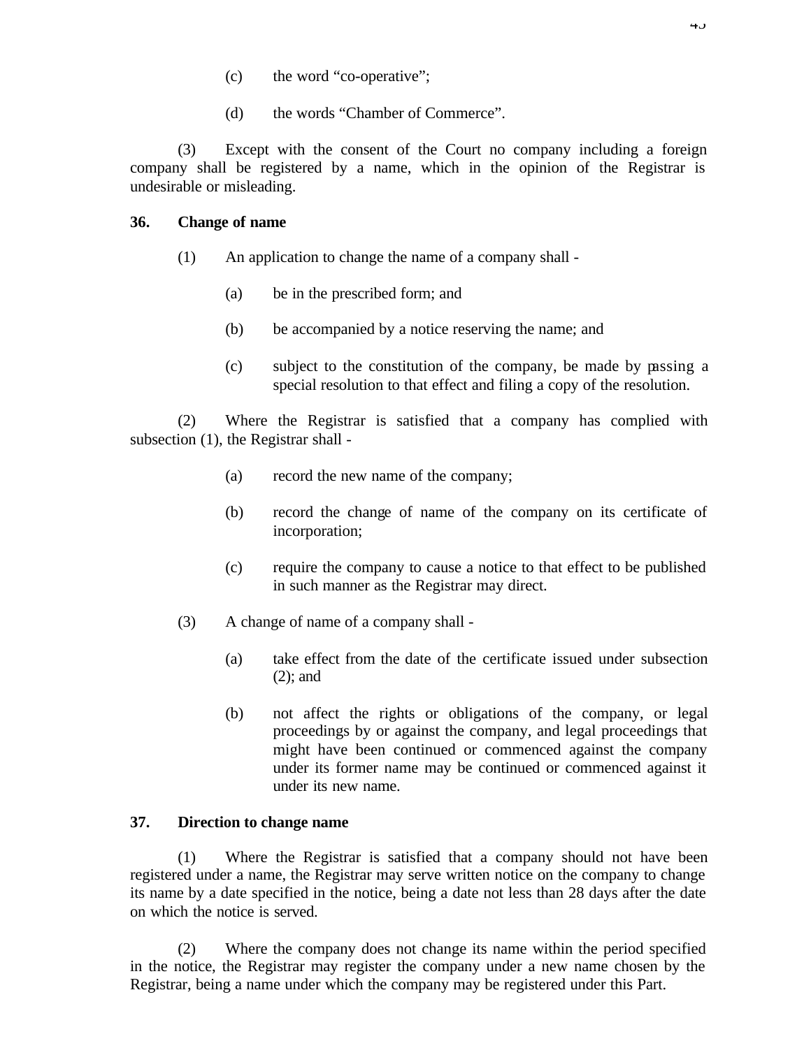(c) the word "co-operative";

(d) the words "Chamber of Commerce".

(3) Except with the consent of the Court no company including a foreign company shall be registered by a name, which in the opinion of the Registrar is undesirable or misleading.

### 36. Change of name

(1) An application to change the name of a company shall -

(a) be in the prescribed form; and

(b) be accompanied by a notice reserving the name; and

(c) subject to the constitution of the company, be made by passing a special resolution to that effect and filing a copy of the resolution.

(2) Where the Registrar is satisfied that a company has complied with subsection (1), the Registrar shall -

(a) record the new name of the company;

(b) record the change of name of the company on its certificate of incorporation;

(c) require the company to cause a notice to that effect to be published in such manner as the Registrar may direct.

(3) A change of name of a company shall -

(a) take effect from the date of the certificate issued under subsection (2); and

(b) not affect the rights or obligations of the company, or legal proceedings by or against the company, and legal proceedings that might have been continued or commenced against the company under its former name may be continued or commenced against it under its new name.

### 37. Direction to change name

(1) Where the Registrar is satisfied that a company should not have been registered under a name, the Registrar may serve written notice on the company to change its name by a date specified in the notice, being a date not less than 28 days after the date on which the notice is served.

(2) Where the company does not change its name within the period specified in the notice, the Registrar may register the company under a new name chosen by the Registrar, being a name under which the company may be registered under this Part.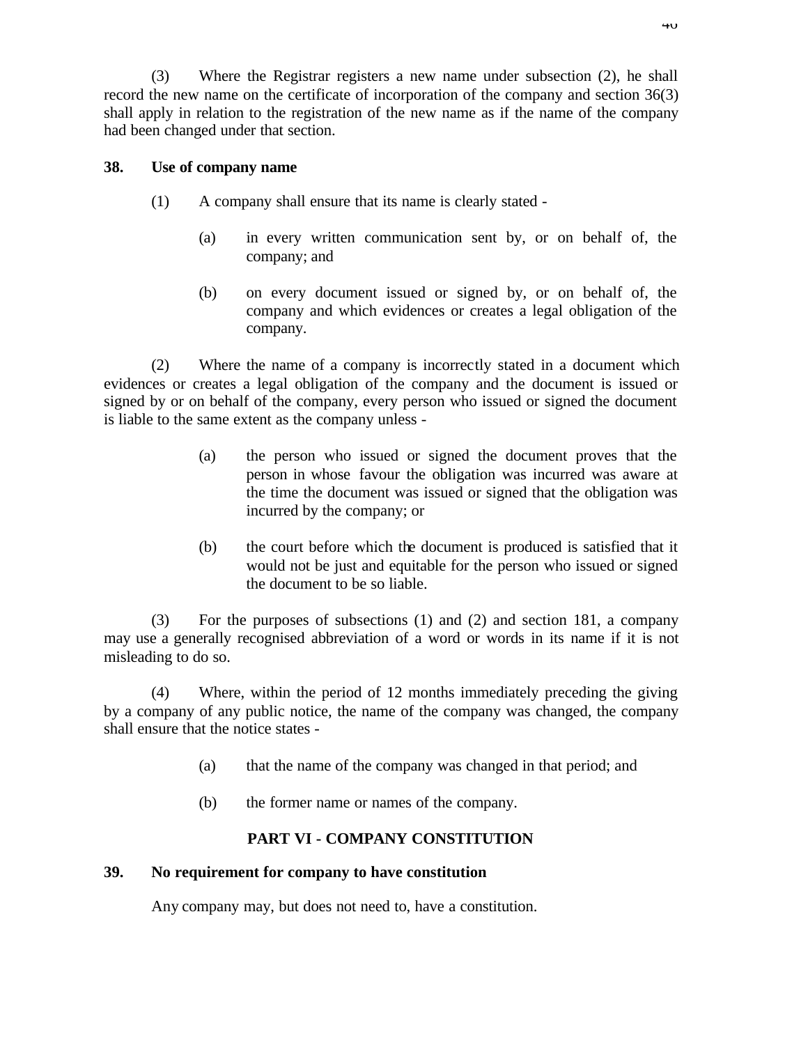(3) Where the Registrar registers a new name under subsection (2), he shall record the new name on the certificate of incorporation of the company and section 36(3) shall apply in relation to the registration of the new name as if the name of the company had been changed under that section.

### 38. Use of company name

(1) A company shall ensure that its name is clearly stated -

(a) in every written communication sent by, or on behalf of, the company; and

(b) on every document issued or signed by, or on behalf of, the company and which evidences or creates a legal obligation of the company.

(2) Where the name of a company is incorrectly stated in a document which evidences or creates a legal obligation of the company and the document is issued or signed by or on behalf of the company, every person who issued or signed the document is liable to the same extent as the company unless -

(a) the person who issued or signed the document proves that the person in whose favour the obligation was incurred was aware at the time the document was issued or signed that the obligation was incurred by the company; or

(b) the court before which the document is produced is satisfied that it would not be just and equitable for the person who issued or signed the document to be so liable.

(3) For the purposes of subsections (1) and (2) and section 181, a company may use a generally recognised abbreviation of a word or words in its name if it is not misleading to do so.

(4) Where, within the period of 12 months immediately preceding the giving by a company of any public notice, the name of the company was changed, the company shall ensure that the notice states -

(a) that the name of the company was changed in that period; and

(b) the former name or names of the company.

## PART VI - COMPANY CONSTITUTION

### 39. No requirement for company to have constitution

Any company may, but does not need to, have a constitution.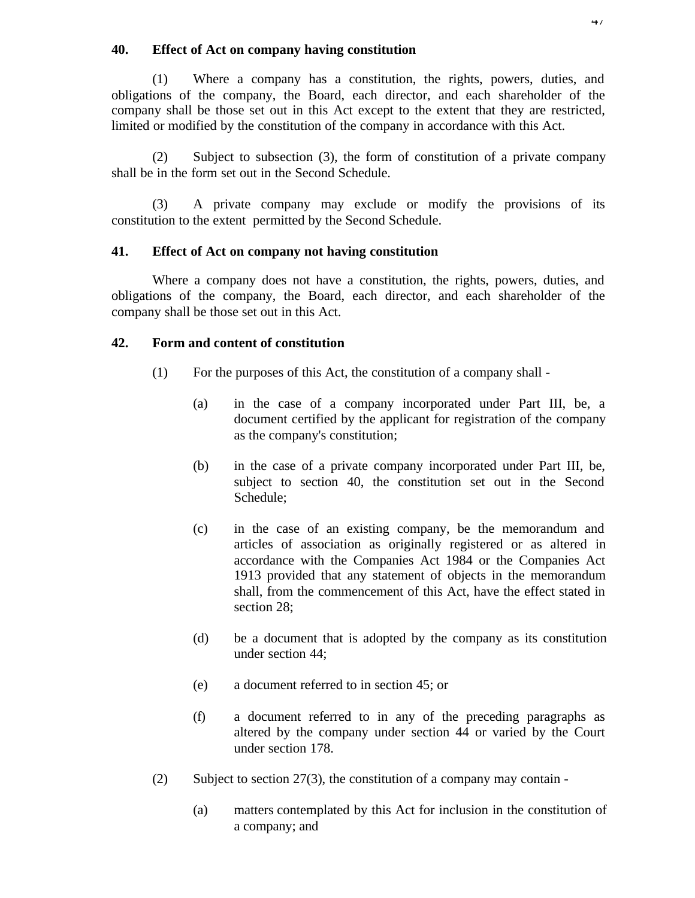**40. Effect of Act on company having constitution**

(1) Where a company has a constitution, the rights, powers, duties, and obligations of the company, the Board, each director, and each shareholder of the company shall be those set out in this Act except to the extent that they are restricted, limited or modified by the constitution of the company in accordance with this Act.

(2) Subject to subsection (3), the form of constitution of a private company shall be in the form set out in the Second Schedule.

(3) A private company may exclude or modify the provisions of its constitution to the extent permitted by the Second Schedule.

**41. Effect of Act on company not having constitution**

Where a company does not have a constitution, the rights, powers, duties, and obligations of the company, the Board, each director, and each shareholder of the company shall be those set out in this Act.

**42. Form and content of constitution**

(1) For the purposes of this Act, the constitution of a company shall -

(a) in the case of a company incorporated under Part III, be, a document certified by the applicant for registration of the company as the company's constitution;

(b) in the case of a private company incorporated under Part III, be, subject to section 40, the constitution set out in the Second Schedule;

(c) in the case of an existing company, be the memorandum and articles of association as originally registered or as altered in accordance with the Companies Act 1984 or the Companies Act 1913 provided that any statement of objects in the memorandum shall, from the commencement of this Act, have the effect stated in section 28;

(d) be a document that is adopted by the company as its constitution under section 44;

(e) a document referred to in section 45; or

(f) a document referred to in any of the preceding paragraphs as altered by the company under section 44 or varied by the Court under section 178.

(2) Subject to section 27(3), the constitution of a company may contain -

(a) matters contemplated by this Act for inclusion in the constitution of a company; and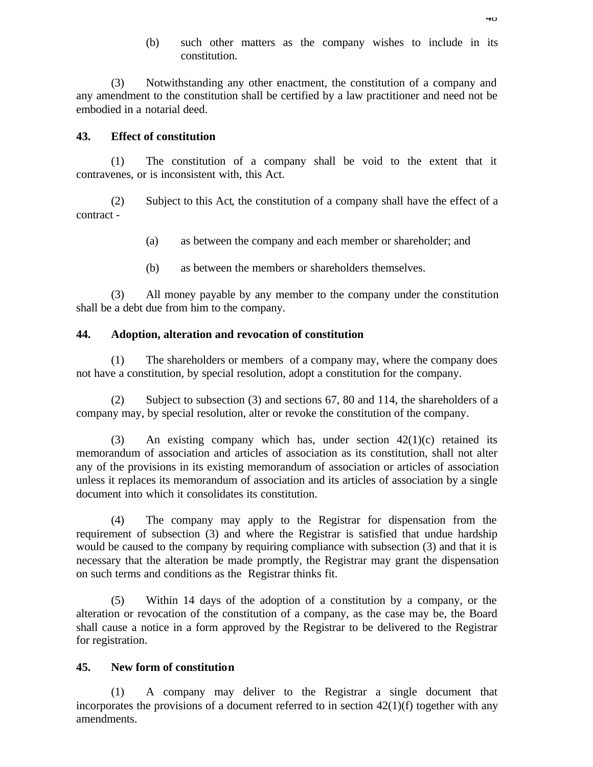(b) such other matters as the company wishes to include in its constitution.

(3) Notwithstanding any other enactment, the constitution of a company and any amendment to the constitution shall be certified by a law practitioner and need not be embodied in a notarial deed.

**43. Effect of constitution**

(1) The constitution of a company shall be void to the extent that it contravenes, or is inconsistent with, this Act.

(2) Subject to this Act, the constitution of a company shall have the effect of a contract -

(a) as between the company and each member or shareholder; and

(b) as between the members or shareholders themselves.

(3) All money payable by any member to the company under the constitution shall be a debt due from him to the company.

**44. Adoption, alteration and revocation of constitution**

(1) The shareholders or members of a company may, where the company does not have a constitution, by special resolution, adopt a constitution for the company.

(2) Subject to subsection (3) and sections 67, 80 and 114, the shareholders of a company may, by special resolution, alter or revoke the constitution of the company.

(3) An existing company which has, under section 42(1)(c) retained its memorandum of association and articles of association as its constitution, shall not alter any of the provisions in its existing memorandum of association or articles of association unless it replaces its memorandum of association and its articles of association by a single document into which it consolidates its constitution.

(4) The company may apply to the Registrar for dispensation from the requirement of subsection (3) and where the Registrar is satisfied that undue hardship would be caused to the company by requiring compliance with subsection (3) and that it is necessary that the alteration be made promptly, the Registrar may grant the dispensation on such terms and conditions as the Registrar thinks fit.

(5) Within 14 days of the adoption of a constitution by a company, or the alteration or revocation of the constitution of a company, as the case may be, the Board shall cause a notice in a form approved by the Registrar to be delivered to the Registrar for registration.

**45. New form of constitution**

(1) A company may deliver to the Registrar a single document that incorporates the provisions of a document referred to in section 42(1)(f) together with any amendments.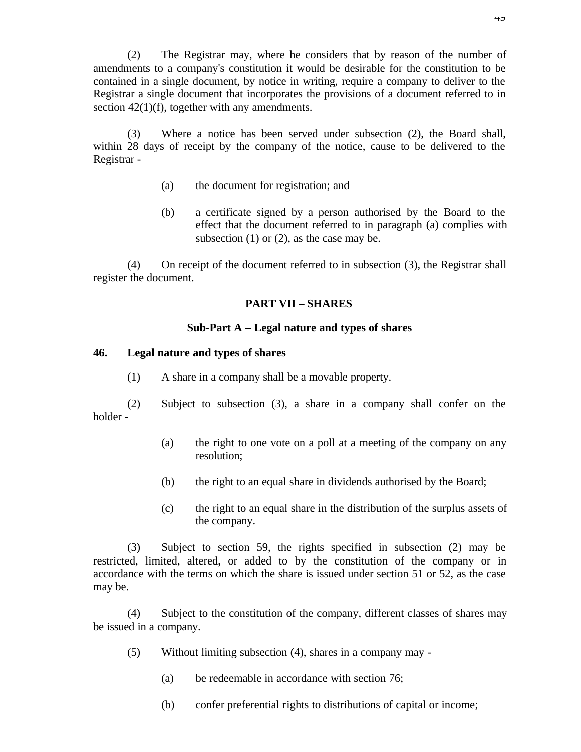(2) The Registrar may, where he considers that by reason of the number of amendments to a company's constitution it would be desirable for the constitution to be contained in a single document, by notice in writing, require a company to deliver to the Registrar a single document that incorporates the provisions of a document referred to in section 42(1)(f), together with any amendments.

(3) Where a notice has been served under subsection (2), the Board shall, within 28 days of receipt by the company of the notice, cause to be delivered to the Registrar -

(a) the document for registration; and

(b) a certificate signed by a person authorised by the Board to the effect that the document referred to in paragraph (a) complies with subsection (1) or (2), as the case may be.

(4) On receipt of the document referred to in subsection (3), the Registrar shall register the document.

## PART VII – SHARES

### Sub-Part A – Legal nature and types of shares

**46. Legal nature and types of shares**

(1) A share in a company shall be a movable property.

(2) Subject to subsection (3), a share in a company shall confer on the holder -

(a) the right to one vote on a poll at a meeting of the company on any resolution;

(b) the right to an equal share in dividends authorised by the Board;

(c) the right to an equal share in the distribution of the surplus assets of the company.

(3) Subject to section 59, the rights specified in subsection (2) may be restricted, limited, altered, or added to by the constitution of the company or in accordance with the terms on which the share is issued under section 51 or 52, as the case may be.

(4) Subject to the constitution of the company, different classes of shares may be issued in a company.

(5) Without limiting subsection (4), shares in a company may -

(a) be redeemable in accordance with section 76;

(b) confer preferential rights to distributions of capital or income;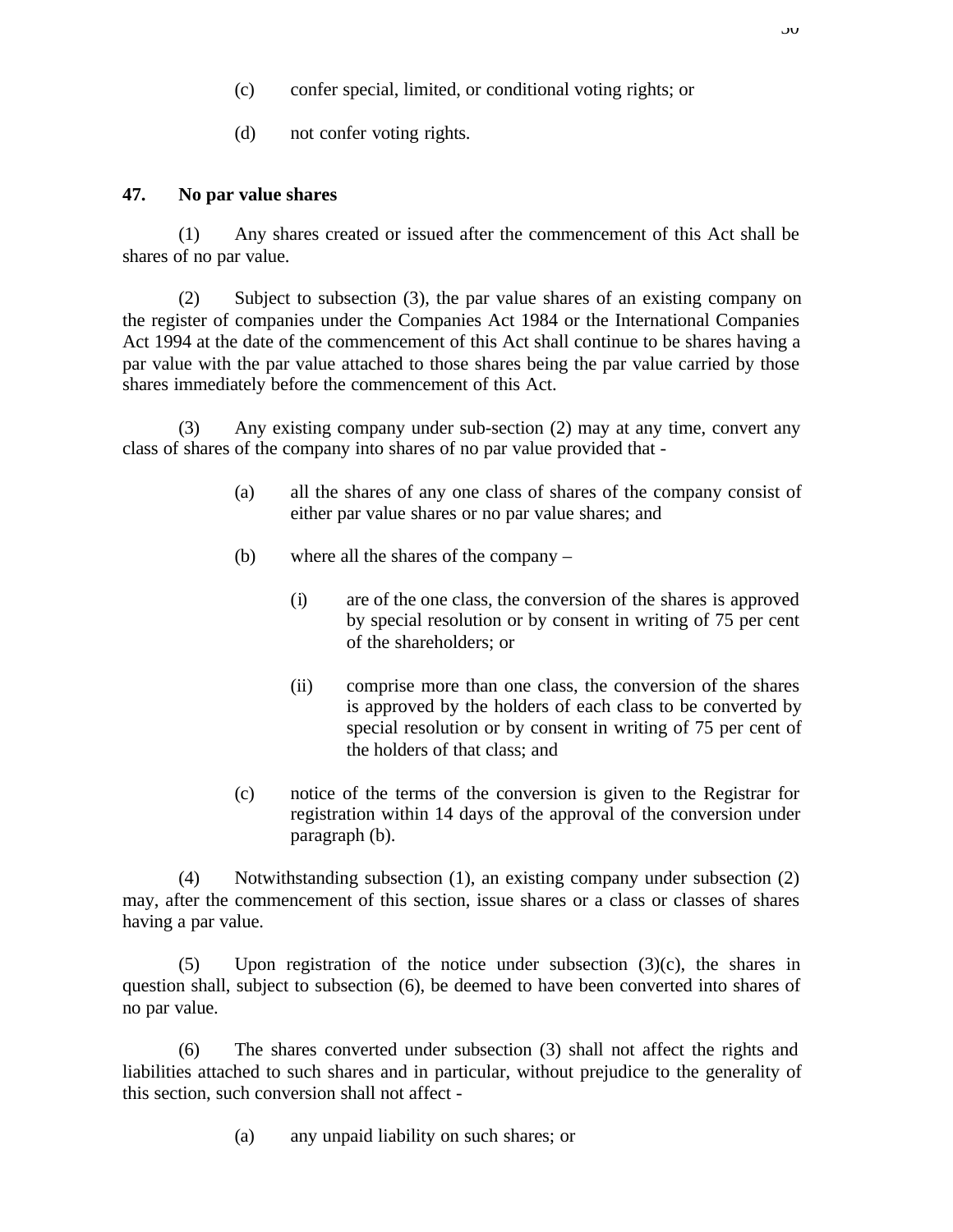(c) confer special, limited, or conditional voting rights; or

(d) not confer voting rights.

**47. No par value shares**

(1) Any shares created or issued after the commencement of this Act shall be shares of no par value.

(2) Subject to subsection (3), the par value shares of an existing company on the register of companies under the Companies Act 1984 or the International Companies Act 1994 at the date of the commencement of this Act shall continue to be shares having a par value with the par value attached to those shares being the par value carried by those shares immediately before the commencement of this Act.

(3) Any existing company under sub-section (2) may at any time, convert any class of shares of the company into shares of no par value provided that -

(a) all the shares of any one class of shares of the company consist of either par value shares or no par value shares; and

(b) where all the shares of the company –

(i) are of the one class, the conversion of the shares is approved by special resolution or by consent in writing of 75 per cent of the shareholders; or

(ii) comprise more than one class, the conversion of the shares is approved by the holders of each class to be converted by special resolution or by consent in writing of 75 per cent of the holders of that class; and

(c) notice of the terms of the conversion is given to the Registrar for registration within 14 days of the approval of the conversion under paragraph (b).

(4) Notwithstanding subsection (1), an existing company under subsection (2) may, after the commencement of this section, issue shares or a class or classes of shares having a par value.

(5) Upon registration of the notice under subsection (3)(c), the shares in question shall, subject to subsection (6), be deemed to have been converted into shares of no par value.

(6) The shares converted under subsection (3) shall not affect the rights and liabilities attached to such shares and in particular, without prejudice to the generality of this section, such conversion shall not affect -

(a) any unpaid liability on such shares; or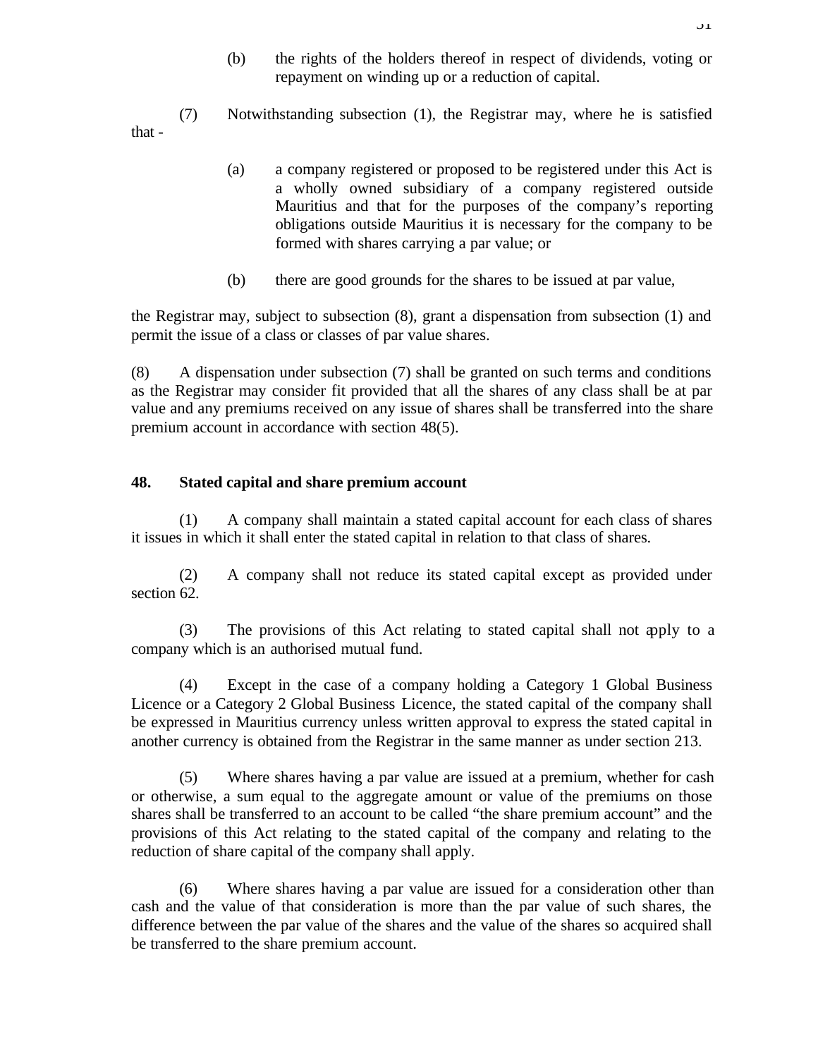(b) the rights of the holders thereof in respect of dividends, voting or repayment on winding up or a reduction of capital.

(7) Notwithstanding subsection (1), the Registrar may, where he is satisfied that -

(a) a company registered or proposed to be registered under this Act is a wholly owned subsidiary of a company registered outside Mauritius and that for the purposes of the company's reporting obligations outside Mauritius it is necessary for the company to be formed with shares carrying a par value; or

(b) there are good grounds for the shares to be issued at par value,

the Registrar may, subject to subsection (8), grant a dispensation from subsection (1) and permit the issue of a class or classes of par value shares.

(8) A dispensation under subsection (7) shall be granted on such terms and conditions as the Registrar may consider fit provided that all the shares of any class shall be at par value and any premiums received on any issue of shares shall be transferred into the share premium account in accordance with section 48(5).

**48. Stated capital and share premium account**

(1) A company shall maintain a stated capital account for each class of shares it issues in which it shall enter the stated capital in relation to that class of shares.

(2) A company shall not reduce its stated capital except as provided under section 62.

(3) The provisions of this Act relating to stated capital shall not apply to a company which is an authorised mutual fund.

(4) Except in the case of a company holding a Category 1 Global Business Licence or a Category 2 Global Business Licence, the stated capital of the company shall be expressed in Mauritius currency unless written approval to express the stated capital in another currency is obtained from the Registrar in the same manner as under section 213.

(5) Where shares having a par value are issued at a premium, whether for cash or otherwise, a sum equal to the aggregate amount or value of the premiums on those shares shall be transferred to an account to be called "the share premium account" and the provisions of this Act relating to the stated capital of the company and relating to the reduction of share capital of the company shall apply.

(6) Where shares having a par value are issued for a consideration other than cash and the value of that consideration is more than the par value of such shares, the difference between the par value of the shares and the value of the shares so acquired shall be transferred to the share premium account.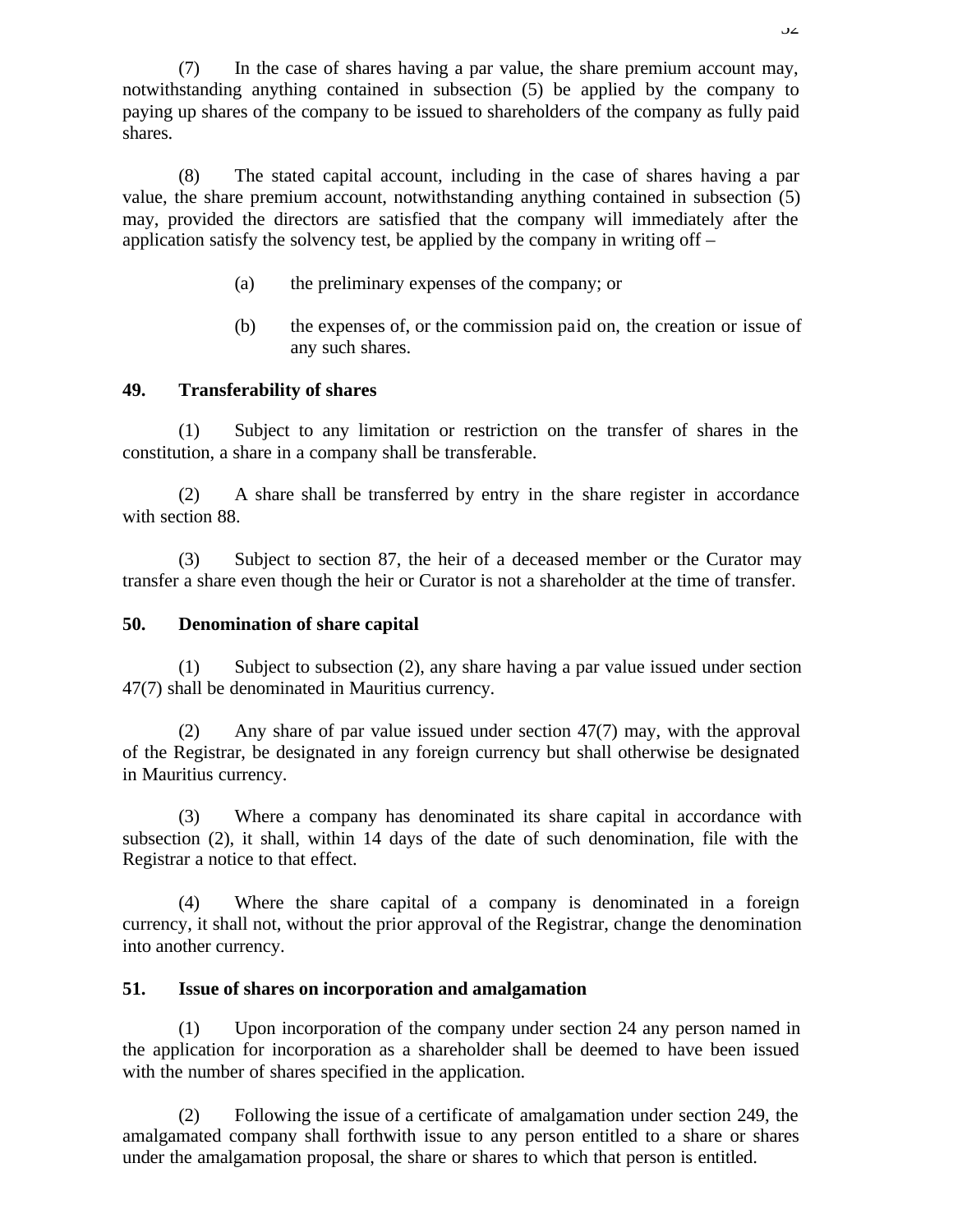(7) In the case of shares having a par value, the share premium account may, notwithstanding anything contained in subsection (5) be applied by the company to paying up shares of the company to be issued to shareholders of the company as fully paid shares.

(8) The stated capital account, including in the case of shares having a par value, the share premium account, notwithstanding anything contained in subsection (5) may, provided the directors are satisfied that the company will immediately after the application satisfy the solvency test, be applied by the company in writing off –

(a) the preliminary expenses of the company; or

(b) the expenses of, or the commission paid on, the creation or issue of any such shares.

**49. Transferability of shares**

(1) Subject to any limitation or restriction on the transfer of shares in the constitution, a share in a company shall be transferable.

(2) A share shall be transferred by entry in the share register in accordance with section 88.

(3) Subject to section 87, the heir of a deceased member or the Curator may transfer a share even though the heir or Curator is not a shareholder at the time of transfer.

**50. Denomination of share capital**

(1) Subject to subsection (2), any share having a par value issued under section 47(7) shall be denominated in Mauritius currency.

(2) Any share of par value issued under section 47(7) may, with the approval of the Registrar, be designated in any foreign currency but shall otherwise be designated in Mauritius currency.

(3) Where a company has denominated its share capital in accordance with subsection (2), it shall, within 14 days of the date of such denomination, file with the Registrar a notice to that effect.

(4) Where the share capital of a company is denominated in a foreign currency, it shall not, without the prior approval of the Registrar, change the denomination into another currency.

**51. Issue of shares on incorporation and amalgamation**

(1) Upon incorporation of the company under section 24 any person named in the application for incorporation as a shareholder shall be deemed to have been issued with the number of shares specified in the application.

(2) Following the issue of a certificate of amalgamation under section 249, the amalgamated company shall forthwith issue to any person entitled to a share or shares under the amalgamation proposal, the share or shares to which that person is entitled.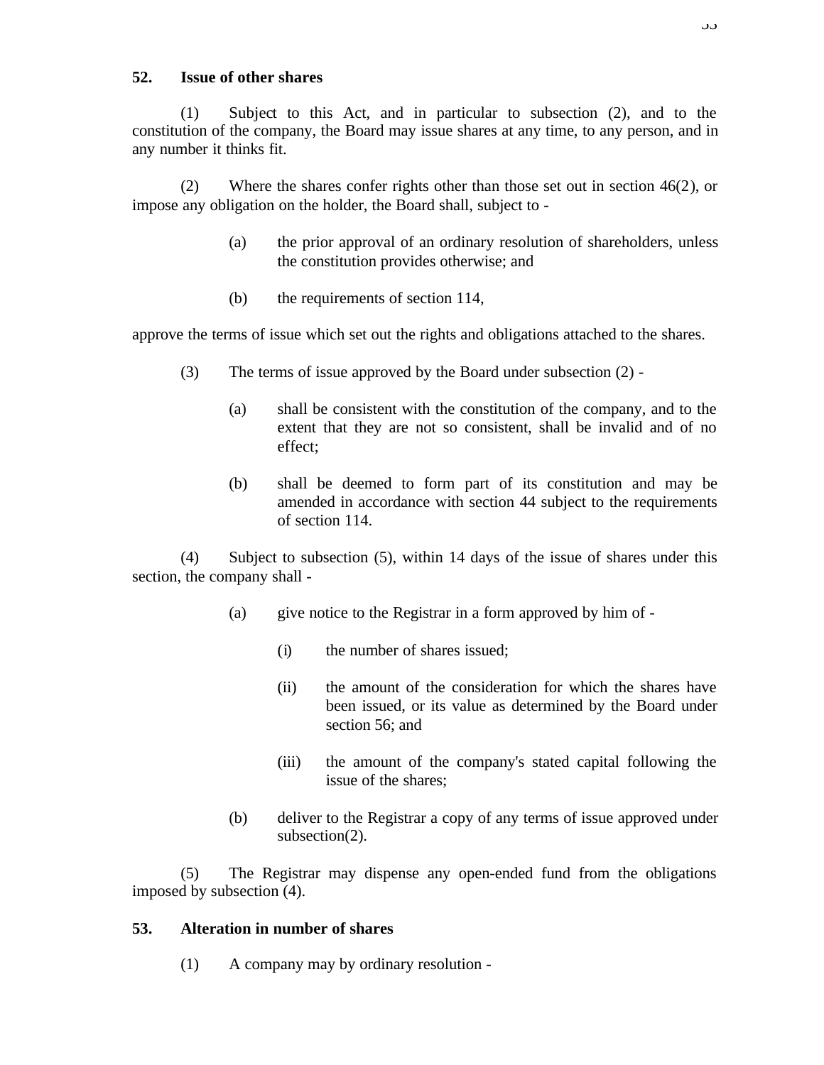**52. Issue of other shares**

(1) Subject to this Act, and in particular to subsection (2), and to the constitution of the company, the Board may issue shares at any time, to any person, and in any number it thinks fit.

(2) Where the shares confer rights other than those set out in section 46(2), or impose any obligation on the holder, the Board shall, subject to -

> (a) the prior approval of an ordinary resolution of shareholders, unless the constitution provides otherwise; and
>
> (b) the requirements of section 114,

approve the terms of issue which set out the rights and obligations attached to the shares.

(3) The terms of issue approved by the Board under subsection (2) -

> (a) shall be consistent with the constitution of the company, and to the extent that they are not so consistent, shall be invalid and of no effect;
>
> (b) shall be deemed to form part of its constitution and may be amended in accordance with section 44 subject to the requirements of section 114.

(4) Subject to subsection (5), within 14 days of the issue of shares under this section, the company shall -

> (a) give notice to the Registrar in a form approved by him of -
>
> > (i) the number of shares issued;
> >
> > (ii) the amount of the consideration for which the shares have been issued, or its value as determined by the Board under section 56; and
> >
> > (iii) the amount of the company's stated capital following the issue of the shares;
>
> (b) deliver to the Registrar a copy of any terms of issue approved under subsection(2).

(5) The Registrar may dispense any open-ended fund from the obligations imposed by subsection (4).

**53. Alteration in number of shares**

(1) A company may by ordinary resolution -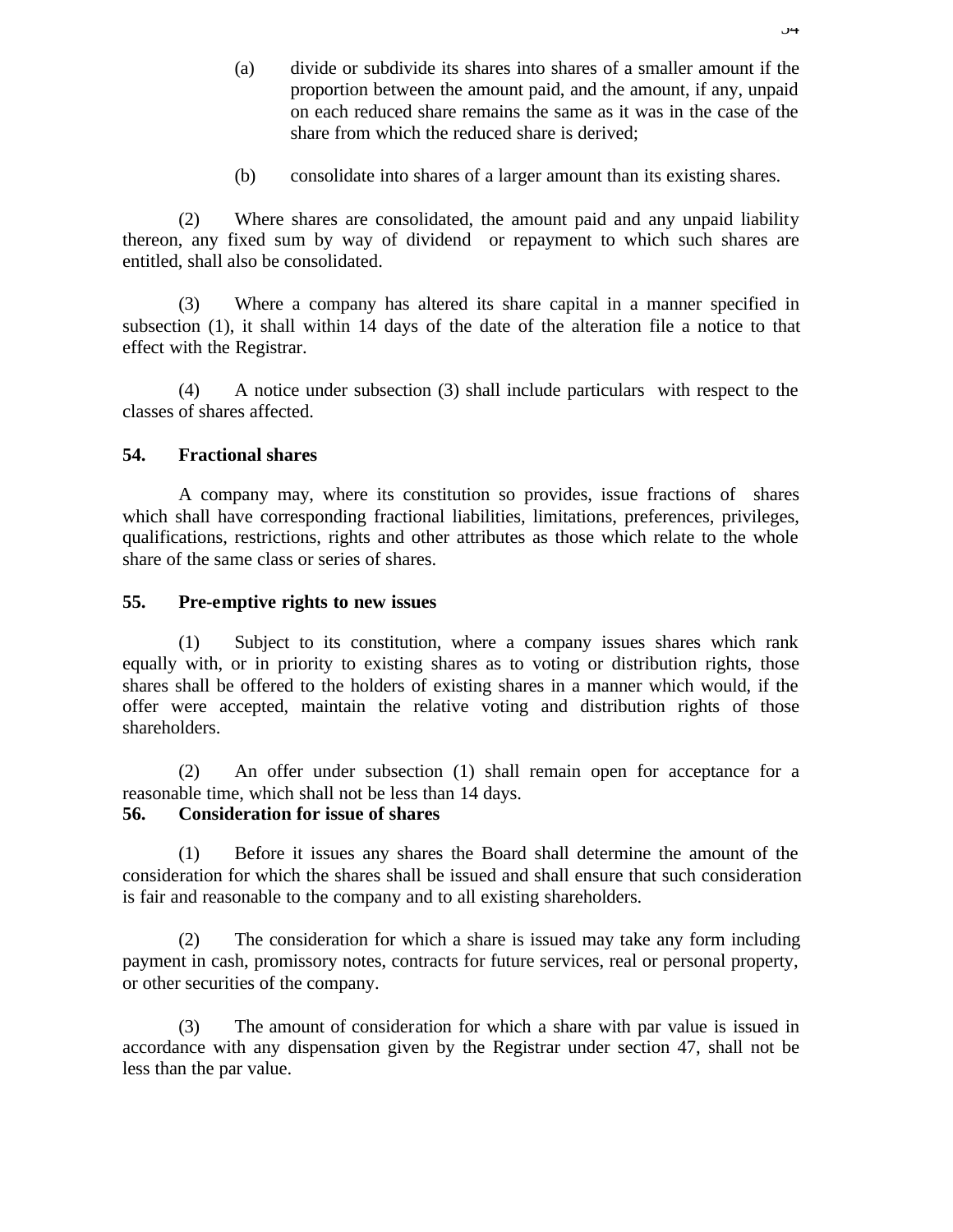(a) divide or subdivide its shares into shares of a smaller amount if the proportion between the amount paid, and the amount, if any, unpaid on each reduced share remains the same as it was in the case of the share from which the reduced share is derived;

(b) consolidate into shares of a larger amount than its existing shares.

(2) Where shares are consolidated, the amount paid and any unpaid liability thereon, any fixed sum by way of dividend or repayment to which such shares are entitled, shall also be consolidated.

(3) Where a company has altered its share capital in a manner specified in subsection (1), it shall within 14 days of the date of the alteration file a notice to that effect with the Registrar.

(4) A notice under subsection (3) shall include particulars with respect to the classes of shares affected.

**54. Fractional shares**

A company may, where its constitution so provides, issue fractions of shares which shall have corresponding fractional liabilities, limitations, preferences, privileges, qualifications, restrictions, rights and other attributes as those which relate to the whole share of the same class or series of shares.

**55. Pre-emptive rights to new issues**

(1) Subject to its constitution, where a company issues shares which rank equally with, or in priority to existing shares as to voting or distribution rights, those shares shall be offered to the holders of existing shares in a manner which would, if the offer were accepted, maintain the relative voting and distribution rights of those shareholders.

(2) An offer under subsection (1) shall remain open for acceptance for a reasonable time, which shall not be less than 14 days.

**56. Consideration for issue of shares**

(1) Before it issues any shares the Board shall determine the amount of the consideration for which the shares shall be issued and shall ensure that such consideration is fair and reasonable to the company and to all existing shareholders.

(2) The consideration for which a share is issued may take any form including payment in cash, promissory notes, contracts for future services, real or personal property, or other securities of the company.

(3) The amount of consideration for which a share with par value is issued in accordance with any dispensation given by the Registrar under section 47, shall not be less than the par value.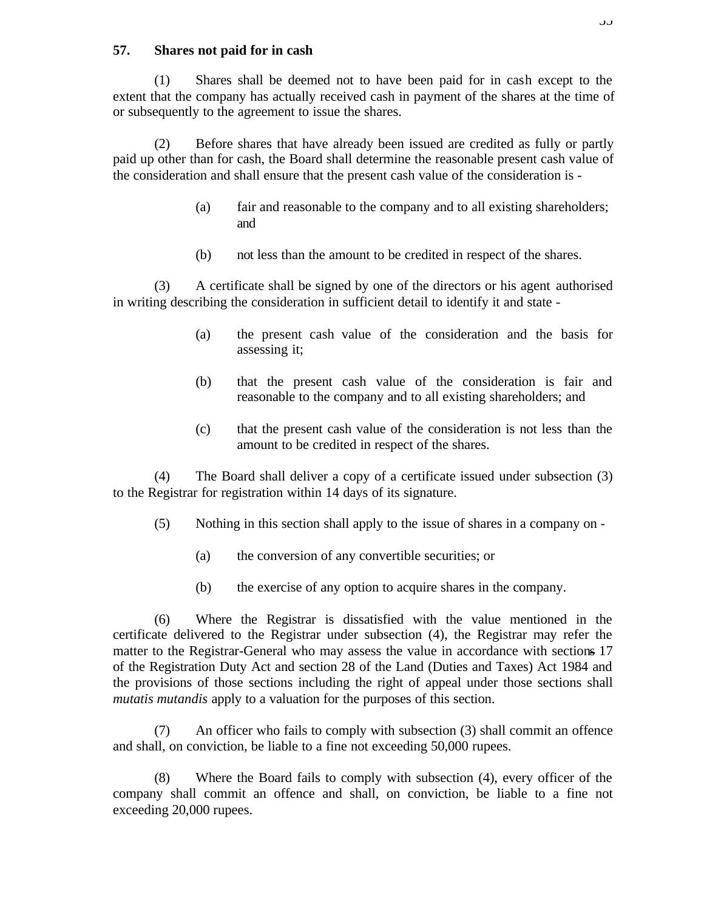**57. Shares not paid for in cash**

(1) Shares shall be deemed not to have been paid for in cash except to the extent that the company has actually received cash in payment of the shares at the time of or subsequently to the agreement to issue the shares.

(2) Before shares that have already been issued are credited as fully or partly paid up other than for cash, the Board shall determine the reasonable present cash value of the consideration and shall ensure that the present cash value of the consideration is -

(a) fair and reasonable to the company and to all existing shareholders; and

(b) not less than the amount to be credited in respect of the shares.

(3) A certificate shall be signed by one of the directors or his agent authorised in writing describing the consideration in sufficient detail to identify it and state -

(a) the present cash value of the consideration and the basis for assessing it;

(b) that the present cash value of the consideration is fair and reasonable to the company and to all existing shareholders; and

(c) that the present cash value of the consideration is not less than the amount to be credited in respect of the shares.

(4) The Board shall deliver a copy of a certificate issued under subsection (3) to the Registrar for registration within 14 days of its signature.

(5) Nothing in this section shall apply to the issue of shares in a company on -

(a) the conversion of any convertible securities; or

(b) the exercise of any option to acquire shares in the company.

(6) Where the Registrar is dissatisfied with the value mentioned in the certificate delivered to the Registrar under subsection (4), the Registrar may refer the matter to the Registrar-General who may assess the value in accordance with sections 17 of the Registration Duty Act and section 28 of the Land (Duties and Taxes) Act 1984 and the provisions of those sections including the right of appeal under those sections shall *mutatis mutandis* apply to a valuation for the purposes of this section.

(7) An officer who fails to comply with subsection (3) shall commit an offence and shall, on conviction, be liable to a fine not exceeding 50,000 rupees.

(8) Where the Board fails to comply with subsection (4), every officer of the company shall commit an offence and shall, on conviction, be liable to a fine not exceeding 20,000 rupees.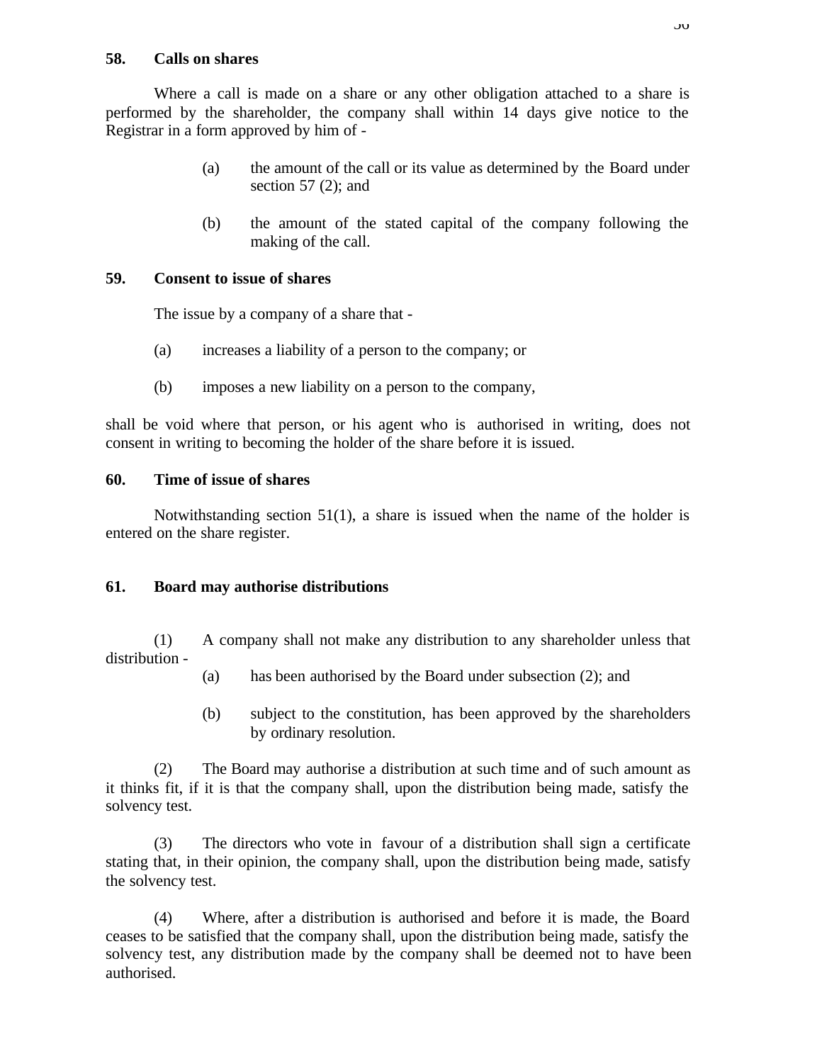## 58. Calls on shares

Where a call is made on a share or any other obligation attached to a share is performed by the shareholder, the company shall within 14 days give notice to the Registrar in a form approved by him of -

(a) the amount of the call or its value as determined by the Board under section 57 (2); and

(b) the amount of the stated capital of the company following the making of the call.

## 59. Consent to issue of shares

The issue by a company of a share that -

(a) increases a liability of a person to the company; or

(b) imposes a new liability on a person to the company,

shall be void where that person, or his agent who is authorised in writing, does not consent in writing to becoming the holder of the share before it is issued.

## 60. Time of issue of shares

Notwithstanding section 51(1), a share is issued when the name of the holder is entered on the share register.

## 61. Board may authorise distributions

(1) A company shall not make any distribution to any shareholder unless that distribution -

(a) has been authorised by the Board under subsection (2); and

(b) subject to the constitution, has been approved by the shareholders by ordinary resolution.

(2) The Board may authorise a distribution at such time and of such amount as it thinks fit, if it is that the company shall, upon the distribution being made, satisfy the solvency test.

(3) The directors who vote in favour of a distribution shall sign a certificate stating that, in their opinion, the company shall, upon the distribution being made, satisfy the solvency test.

(4) Where, after a distribution is authorised and before it is made, the Board ceases to be satisfied that the company shall, upon the distribution being made, satisfy the solvency test, any distribution made by the company shall be deemed not to have been authorised.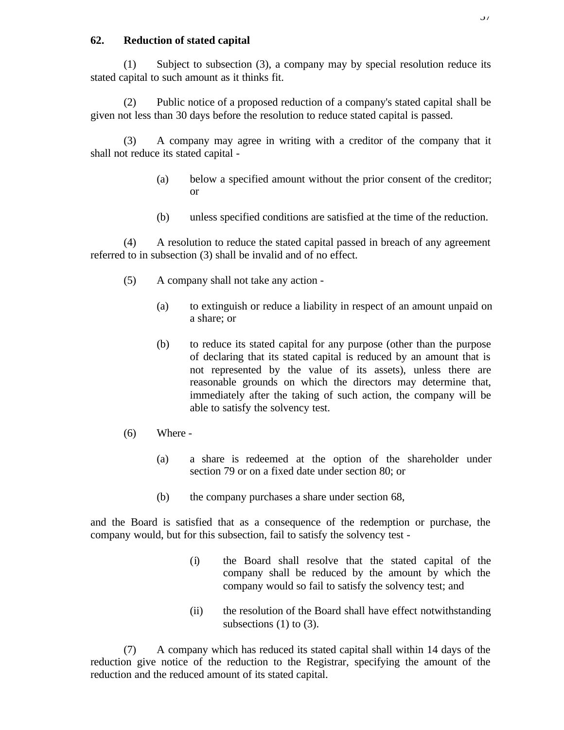**62. Reduction of stated capital**

(1) Subject to subsection (3), a company may by special resolution reduce its stated capital to such amount as it thinks fit.

(2) Public notice of a proposed reduction of a company's stated capital shall be given not less than 30 days before the resolution to reduce stated capital is passed.

(3) A company may agree in writing with a creditor of the company that it shall not reduce its stated capital -

(a) below a specified amount without the prior consent of the creditor; or

(b) unless specified conditions are satisfied at the time of the reduction.

(4) A resolution to reduce the stated capital passed in breach of any agreement referred to in subsection (3) shall be invalid and of no effect.

(5) A company shall not take any action -

(a) to extinguish or reduce a liability in respect of an amount unpaid on a share; or

(b) to reduce its stated capital for any purpose (other than the purpose of declaring that its stated capital is reduced by an amount that is not represented by the value of its assets), unless there are reasonable grounds on which the directors may determine that, immediately after the taking of such action, the company will be able to satisfy the solvency test.

(6) Where -

(a) a share is redeemed at the option of the shareholder under section 79 or on a fixed date under section 80; or

(b) the company purchases a share under section 68,

and the Board is satisfied that as a consequence of the redemption or purchase, the company would, but for this subsection, fail to satisfy the solvency test -

(i) the Board shall resolve that the stated capital of the company shall be reduced by the amount by which the company would so fail to satisfy the solvency test; and

(ii) the resolution of the Board shall have effect notwithstanding subsections (1) to (3).

(7) A company which has reduced its stated capital shall within 14 days of the reduction give notice of the reduction to the Registrar, specifying the amount of the reduction and the reduced amount of its stated capital.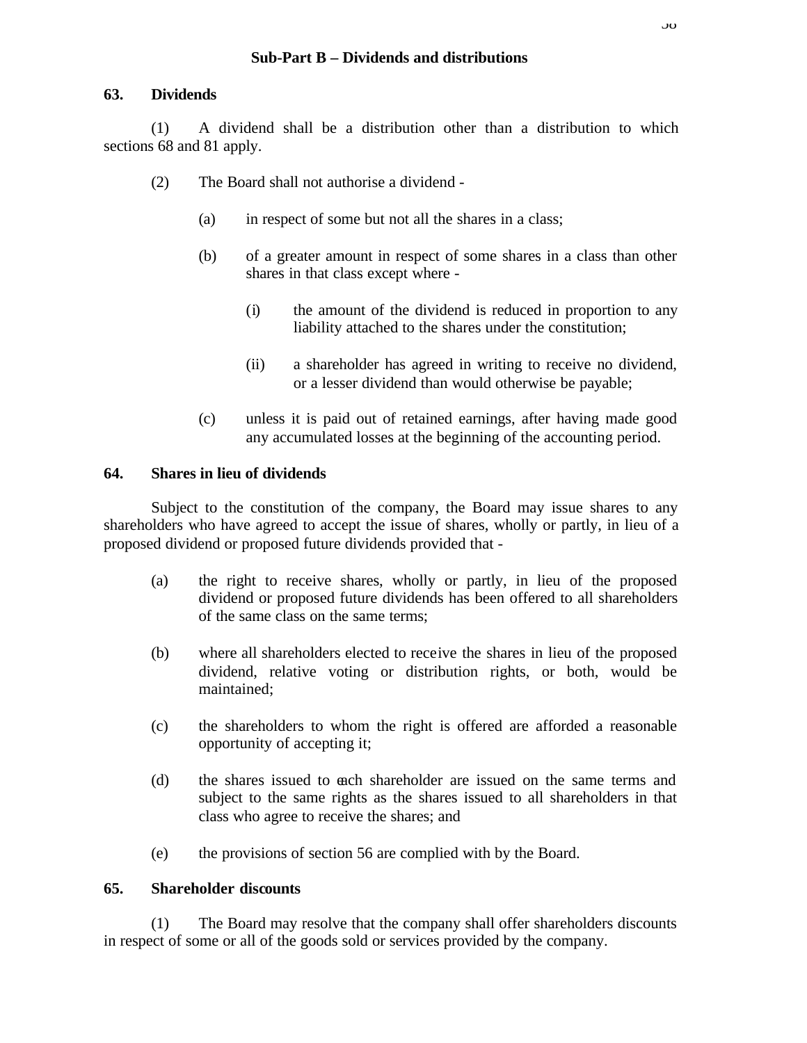## Sub-Part B – Dividends and distributions

### 63. Dividends

(1) A dividend shall be a distribution other than a distribution to which sections 68 and 81 apply.

(2) The Board shall not authorise a dividend -

(a) in respect of some but not all the shares in a class;

(b) of a greater amount in respect of some shares in a class than other shares in that class except where -

(i) the amount of the dividend is reduced in proportion to any liability attached to the shares under the constitution;

(ii) a shareholder has agreed in writing to receive no dividend, or a lesser dividend than would otherwise be payable;

(c) unless it is paid out of retained earnings, after having made good any accumulated losses at the beginning of the accounting period.

### 64. Shares in lieu of dividends

Subject to the constitution of the company, the Board may issue shares to any shareholders who have agreed to accept the issue of shares, wholly or partly, in lieu of a proposed dividend or proposed future dividends provided that -

(a) the right to receive shares, wholly or partly, in lieu of the proposed dividend or proposed future dividends has been offered to all shareholders of the same class on the same terms;

(b) where all shareholders elected to receive the shares in lieu of the proposed dividend, relative voting or distribution rights, or both, would be maintained;

(c) the shareholders to whom the right is offered are afforded a reasonable opportunity of accepting it;

(d) the shares issued to each shareholder are issued on the same terms and subject to the same rights as the shares issued to all shareholders in that class who agree to receive the shares; and

(e) the provisions of section 56 are complied with by the Board.

### 65. Shareholder discounts

(1) The Board may resolve that the company shall offer shareholders discounts in respect of some or all of the goods sold or services provided by the company.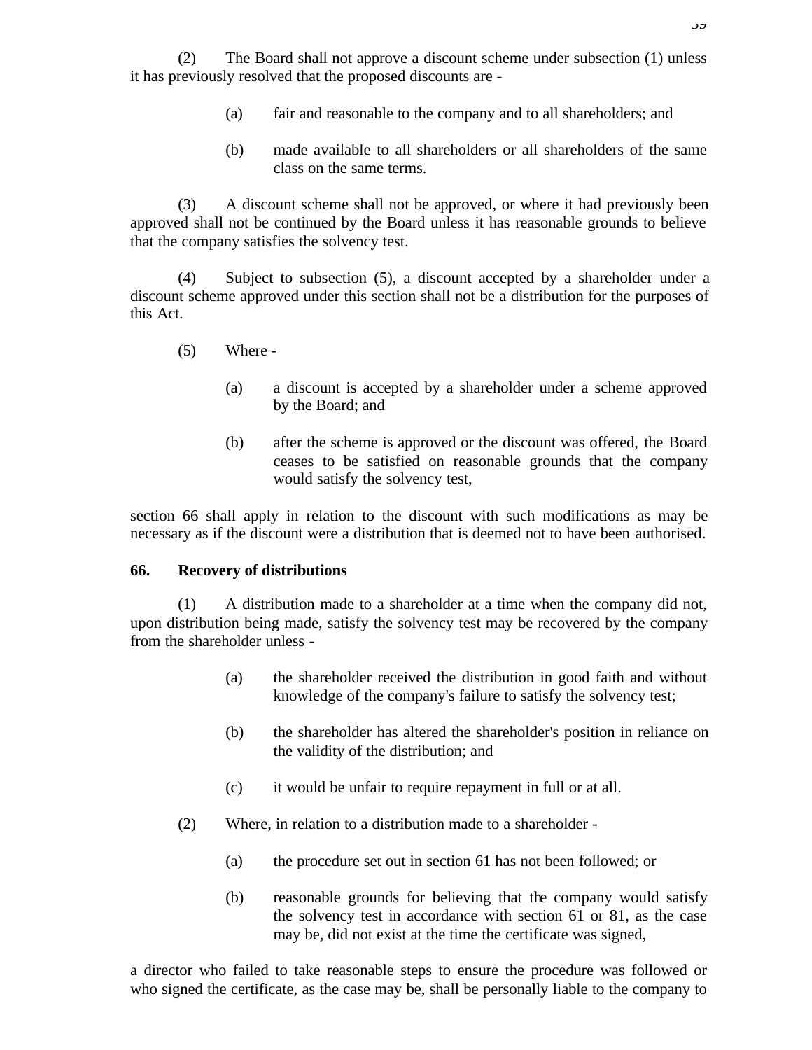(2) The Board shall not approve a discount scheme under subsection (1) unless it has previously resolved that the proposed discounts are -

(a) fair and reasonable to the company and to all shareholders; and

(b) made available to all shareholders or all shareholders of the same class on the same terms.

(3) A discount scheme shall not be approved, or where it had previously been approved shall not be continued by the Board unless it has reasonable grounds to believe that the company satisfies the solvency test.

(4) Subject to subsection (5), a discount accepted by a shareholder under a discount scheme approved under this section shall not be a distribution for the purposes of this Act.

(5) Where -

(a) a discount is accepted by a shareholder under a scheme approved by the Board; and

(b) after the scheme is approved or the discount was offered, the Board ceases to be satisfied on reasonable grounds that the company would satisfy the solvency test,

section 66 shall apply in relation to the discount with such modifications as may be necessary as if the discount were a distribution that is deemed not to have been authorised.

**66. Recovery of distributions**

(1) A distribution made to a shareholder at a time when the company did not, upon distribution being made, satisfy the solvency test may be recovered by the company from the shareholder unless -

(a) the shareholder received the distribution in good faith and without knowledge of the company's failure to satisfy the solvency test;

(b) the shareholder has altered the shareholder's position in reliance on the validity of the distribution; and

(c) it would be unfair to require repayment in full or at all.

(2) Where, in relation to a distribution made to a shareholder -

(a) the procedure set out in section 61 has not been followed; or

(b) reasonable grounds for believing that the company would satisfy the solvency test in accordance with section 61 or 81, as the case may be, did not exist at the time the certificate was signed,

a director who failed to take reasonable steps to ensure the procedure was followed or who signed the certificate, as the case may be, shall be personally liable to the company to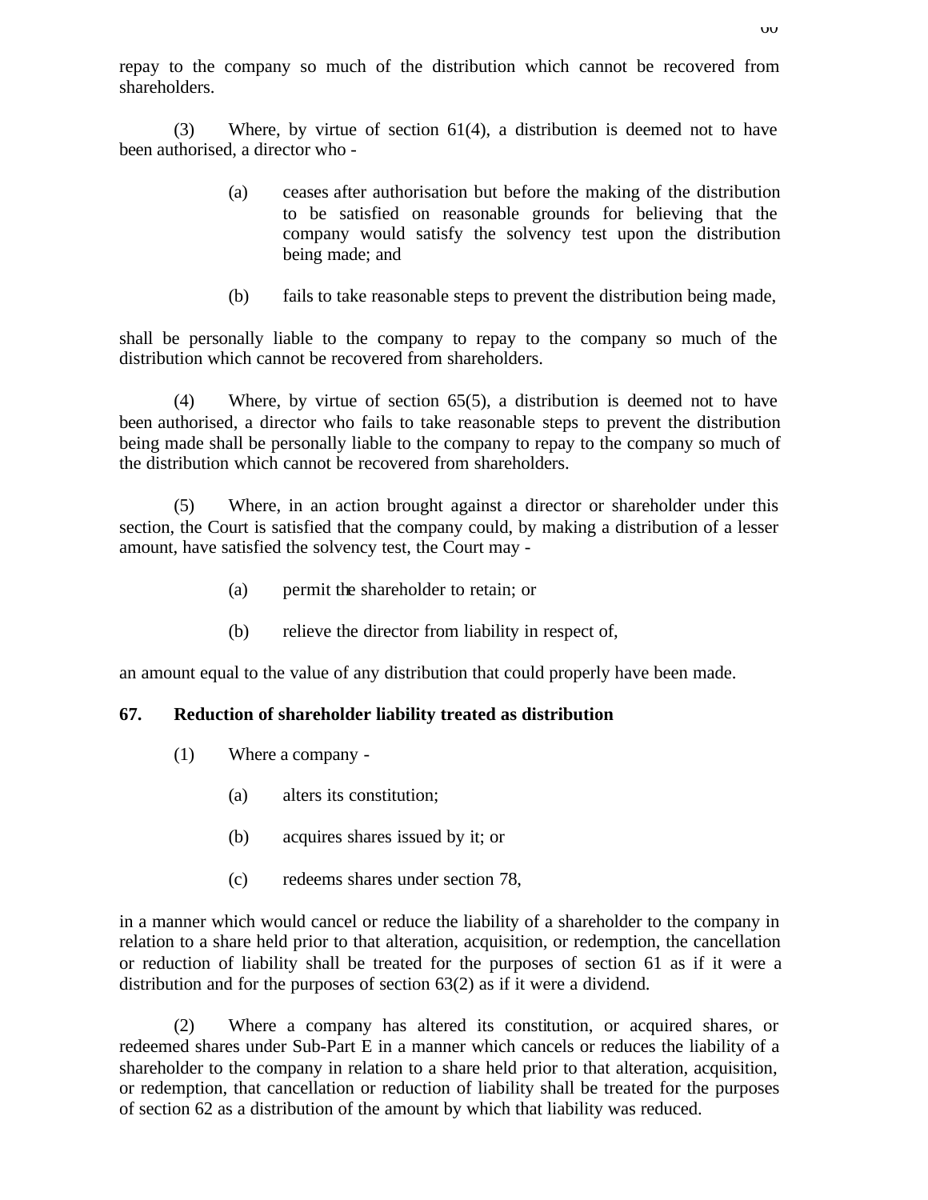repay to the company so much of the distribution which cannot be recovered from shareholders.

(3) Where, by virtue of section 61(4), a distribution is deemed not to have been authorised, a director who -

(a) ceases after authorisation but before the making of the distribution to be satisfied on reasonable grounds for believing that the company would satisfy the solvency test upon the distribution being made; and

(b) fails to take reasonable steps to prevent the distribution being made,

shall be personally liable to the company to repay to the company so much of the distribution which cannot be recovered from shareholders.

(4) Where, by virtue of section 65(5), a distribution is deemed not to have been authorised, a director who fails to take reasonable steps to prevent the distribution being made shall be personally liable to the company to repay to the company so much of the distribution which cannot be recovered from shareholders.

(5) Where, in an action brought against a director or shareholder under this section, the Court is satisfied that the company could, by making a distribution of a lesser amount, have satisfied the solvency test, the Court may -

(a) permit the shareholder to retain; or

(b) relieve the director from liability in respect of,

an amount equal to the value of any distribution that could properly have been made.

**67. Reduction of shareholder liability treated as distribution**

(1) Where a company -

(a) alters its constitution;

(b) acquires shares issued by it; or

(c) redeems shares under section 78,

in a manner which would cancel or reduce the liability of a shareholder to the company in relation to a share held prior to that alteration, acquisition, or redemption, the cancellation or reduction of liability shall be treated for the purposes of section 61 as if it were a distribution and for the purposes of section 63(2) as if it were a dividend.

(2) Where a company has altered its constitution, or acquired shares, or redeemed shares under Sub-Part E in a manner which cancels or reduces the liability of a shareholder to the company in relation to a share held prior to that alteration, acquisition, or redemption, that cancellation or reduction of liability shall be treated for the purposes of section 62 as a distribution of the amount by which that liability was reduced.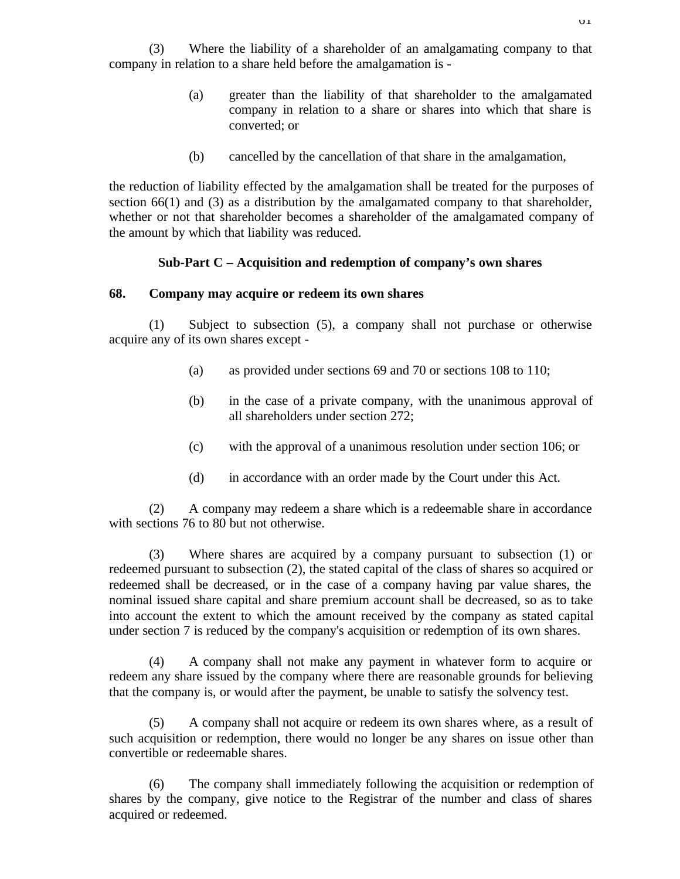(3) Where the liability of a shareholder of an amalgamating company to that company in relation to a share held before the amalgamation is -

> (a) greater than the liability of that shareholder to the amalgamated company in relation to a share or shares into which that share is converted; or
>
> (b) cancelled by the cancellation of that share in the amalgamation,

the reduction of liability effected by the amalgamation shall be treated for the purposes of section 66(1) and (3) as a distribution by the amalgamated company to that shareholder, whether or not that shareholder becomes a shareholder of the amalgamated company of the amount by which that liability was reduced.

## Sub-Part C – Acquisition and redemption of company's own shares

### 68. Company may acquire or redeem its own shares

(1) Subject to subsection (5), a company shall not purchase or otherwise acquire any of its own shares except -

> (a) as provided under sections 69 and 70 or sections 108 to 110;
>
> (b) in the case of a private company, with the unanimous approval of all shareholders under section 272;
>
> (c) with the approval of a unanimous resolution under section 106; or
>
> (d) in accordance with an order made by the Court under this Act.

(2) A company may redeem a share which is a redeemable share in accordance with sections 76 to 80 but not otherwise.

(3) Where shares are acquired by a company pursuant to subsection (1) or redeemed pursuant to subsection (2), the stated capital of the class of shares so acquired or redeemed shall be decreased, or in the case of a company having par value shares, the nominal issued share capital and share premium account shall be decreased, so as to take into account the extent to which the amount received by the company as stated capital under section 7 is reduced by the company's acquisition or redemption of its own shares.

(4) A company shall not make any payment in whatever form to acquire or redeem any share issued by the company where there are reasonable grounds for believing that the company is, or would after the payment, be unable to satisfy the solvency test.

(5) A company shall not acquire or redeem its own shares where, as a result of such acquisition or redemption, there would no longer be any shares on issue other than convertible or redeemable shares.

(6) The company shall immediately following the acquisition or redemption of shares by the company, give notice to the Registrar of the number and class of shares acquired or redeemed.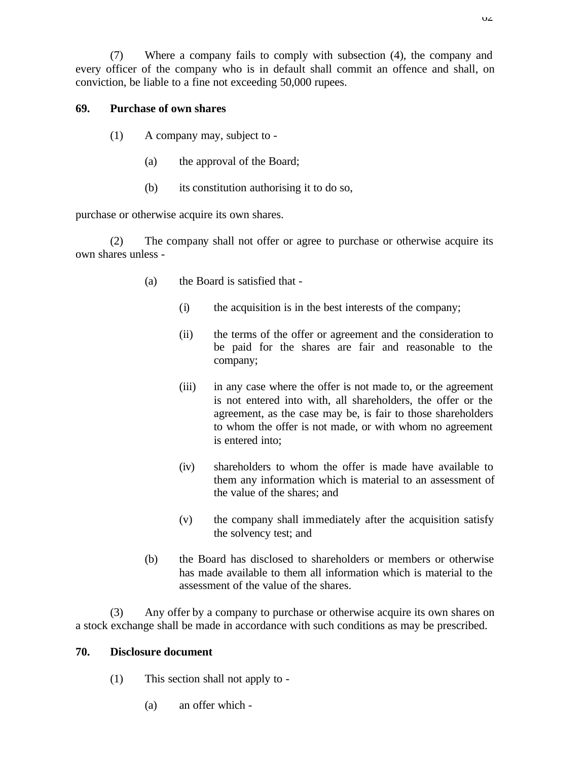(7) Where a company fails to comply with subsection (4), the company and every officer of the company who is in default shall commit an offence and shall, on conviction, be liable to a fine not exceeding 50,000 rupees.

**69. Purchase of own shares**

(1) A company may, subject to -

(a) the approval of the Board;

(b) its constitution authorising it to do so,

purchase or otherwise acquire its own shares.

(2) The company shall not offer or agree to purchase or otherwise acquire its own shares unless -

(a) the Board is satisfied that -

(i) the acquisition is in the best interests of the company;

(ii) the terms of the offer or agreement and the consideration to be paid for the shares are fair and reasonable to the company;

(iii) in any case where the offer is not made to, or the agreement is not entered into with, all shareholders, the offer or the agreement, as the case may be, is fair to those shareholders to whom the offer is not made, or with whom no agreement is entered into;

(iv) shareholders to whom the offer is made have available to them any information which is material to an assessment of the value of the shares; and

(v) the company shall immediately after the acquisition satisfy the solvency test; and

(b) the Board has disclosed to shareholders or members or otherwise has made available to them all information which is material to the assessment of the value of the shares.

(3) Any offer by a company to purchase or otherwise acquire its own shares on a stock exchange shall be made in accordance with such conditions as may be prescribed.

**70. Disclosure document**

(1) This section shall not apply to -

(a) an offer which -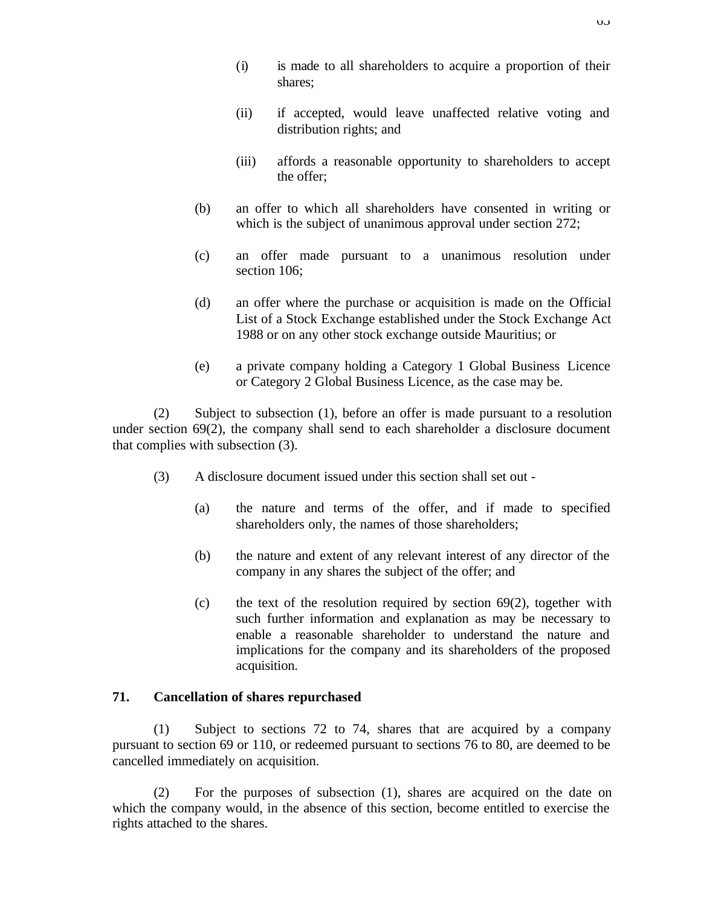(i) is made to all shareholders to acquire a proportion of their shares;

(ii) if accepted, would leave unaffected relative voting and distribution rights; and

(iii) affords a reasonable opportunity to shareholders to accept the offer;

(b) an offer to which all shareholders have consented in writing or which is the subject of unanimous approval under section 272;

(c) an offer made pursuant to a unanimous resolution under section 106;

(d) an offer where the purchase or acquisition is made on the Official List of a Stock Exchange established under the Stock Exchange Act 1988 or on any other stock exchange outside Mauritius; or

(e) a private company holding a Category 1 Global Business Licence or Category 2 Global Business Licence, as the case may be.

(2) Subject to subsection (1), before an offer is made pursuant to a resolution under section 69(2), the company shall send to each shareholder a disclosure document that complies with subsection (3).

(3) A disclosure document issued under this section shall set out -

(a) the nature and terms of the offer, and if made to specified shareholders only, the names of those shareholders;

(b) the nature and extent of any relevant interest of any director of the company in any shares the subject of the offer; and

(c) the text of the resolution required by section 69(2), together with such further information and explanation as may be necessary to enable a reasonable shareholder to understand the nature and implications for the company and its shareholders of the proposed acquisition.

**71. Cancellation of shares repurchased**

(1) Subject to sections 72 to 74, shares that are acquired by a company pursuant to section 69 or 110, or redeemed pursuant to sections 76 to 80, are deemed to be cancelled immediately on acquisition.

(2) For the purposes of subsection (1), shares are acquired on the date on which the company would, in the absence of this section, become entitled to exercise the rights attached to the shares.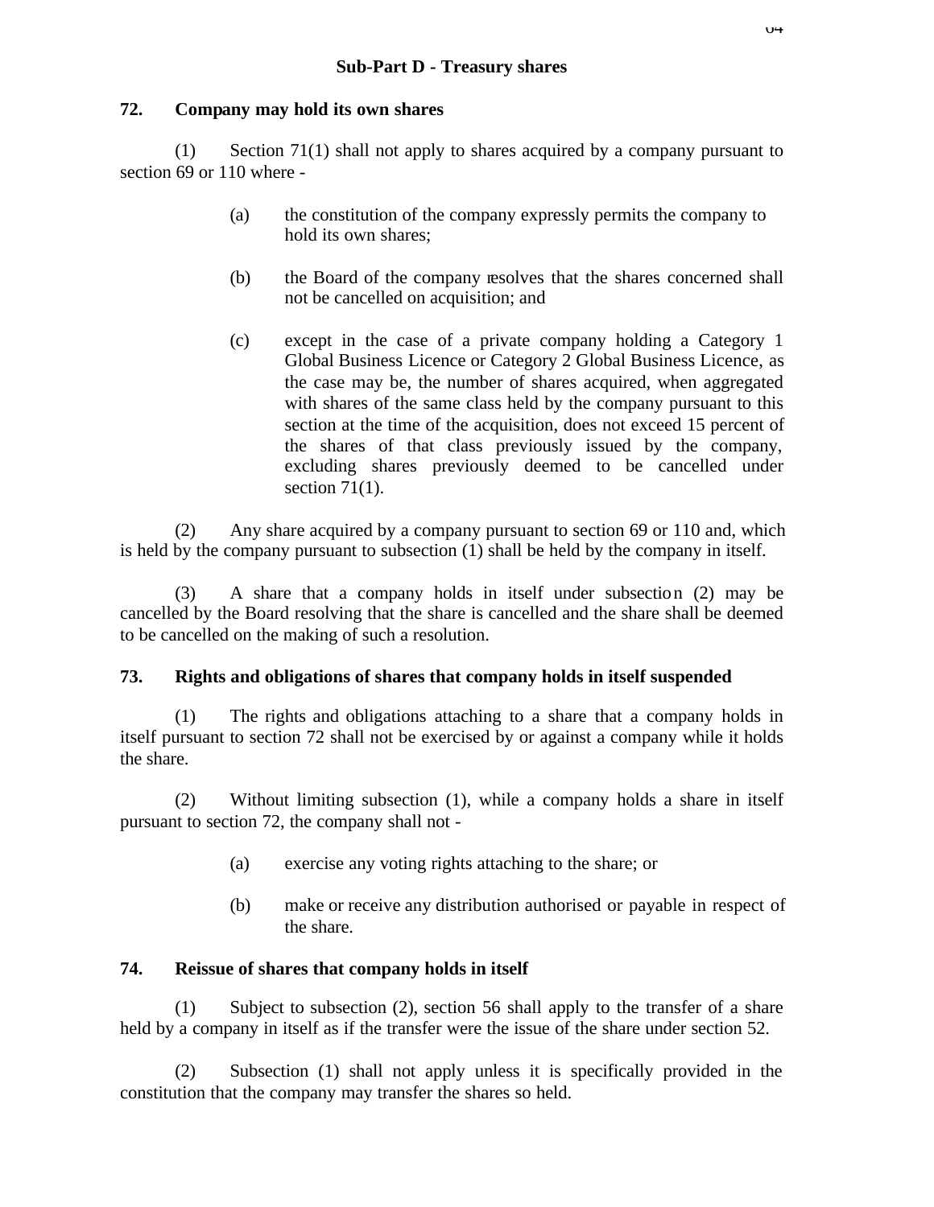## Sub-Part D - Treasury shares

### 72. Company may hold its own shares

(1) Section 71(1) shall not apply to shares acquired by a company pursuant to section 69 or 110 where -

(a) the constitution of the company expressly permits the company to hold its own shares;

(b) the Board of the company resolves that the shares concerned shall not be cancelled on acquisition; and

(c) except in the case of a private company holding a Category 1 Global Business Licence or Category 2 Global Business Licence, as the case may be, the number of shares acquired, when aggregated with shares of the same class held by the company pursuant to this section at the time of the acquisition, does not exceed 15 percent of the shares of that class previously issued by the company, excluding shares previously deemed to be cancelled under section 71(1).

(2) Any share acquired by a company pursuant to section 69 or 110 and, which is held by the company pursuant to subsection (1) shall be held by the company in itself.

(3) A share that a company holds in itself under subsection (2) may be cancelled by the Board resolving that the share is cancelled and the share shall be deemed to be cancelled on the making of such a resolution.

### 73. Rights and obligations of shares that company holds in itself suspended

(1) The rights and obligations attaching to a share that a company holds in itself pursuant to section 72 shall not be exercised by or against a company while it holds the share.

(2) Without limiting subsection (1), while a company holds a share in itself pursuant to section 72, the company shall not -

(a) exercise any voting rights attaching to the share; or

(b) make or receive any distribution authorised or payable in respect of the share.

### 74. Reissue of shares that company holds in itself

(1) Subject to subsection (2), section 56 shall apply to the transfer of a share held by a company in itself as if the transfer were the issue of the share under section 52.

(2) Subsection (1) shall not apply unless it is specifically provided in the constitution that the company may transfer the shares so held.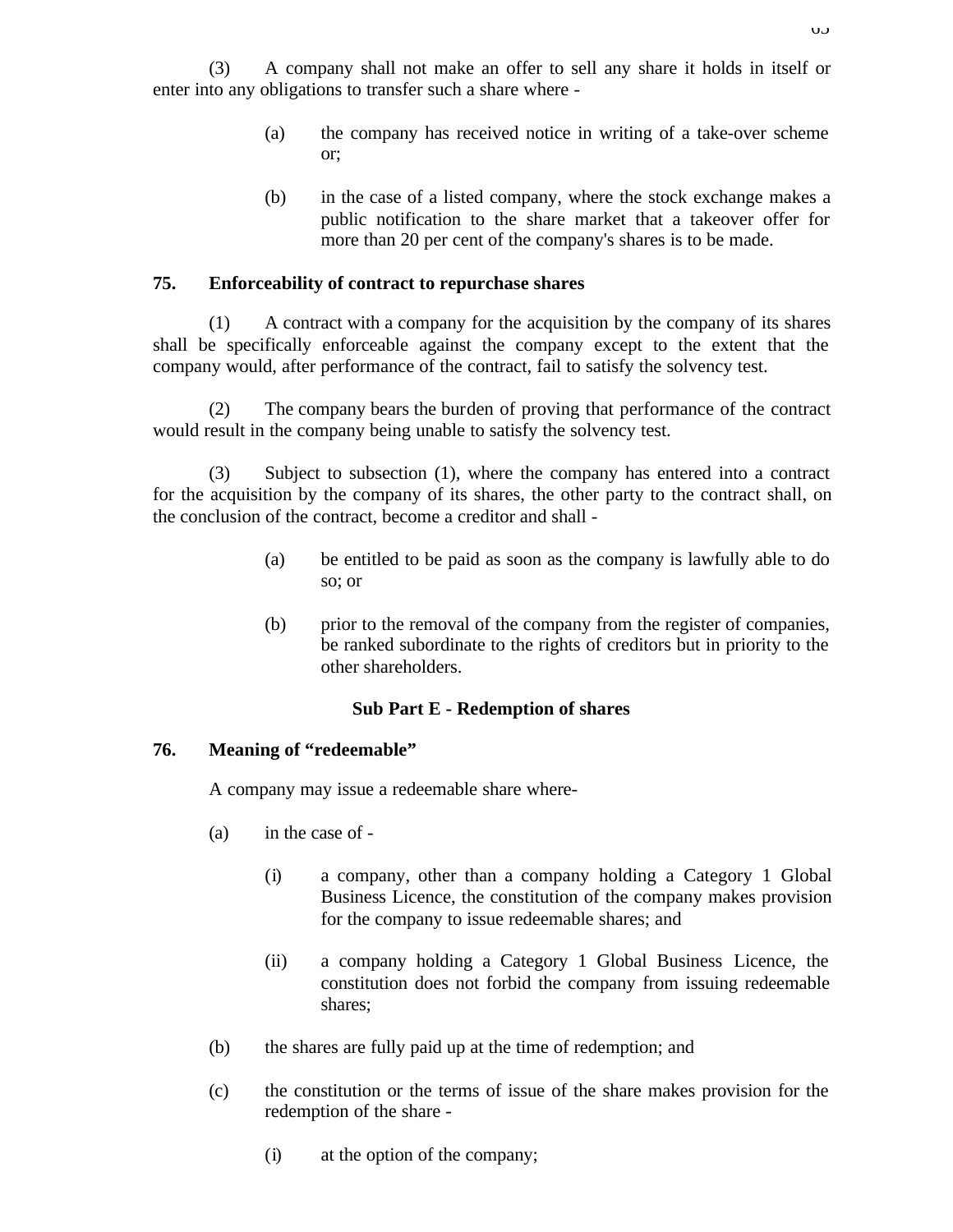(3) A company shall not make an offer to sell any share it holds in itself or enter into any obligations to transfer such a share where -

(a) the company has received notice in writing of a take-over scheme or;

(b) in the case of a listed company, where the stock exchange makes a public notification to the share market that a takeover offer for more than 20 per cent of the company's shares is to be made.

**75. Enforceability of contract to repurchase shares**

(1) A contract with a company for the acquisition by the company of its shares shall be specifically enforceable against the company except to the extent that the company would, after performance of the contract, fail to satisfy the solvency test.

(2) The company bears the burden of proving that performance of the contract would result in the company being unable to satisfy the solvency test.

(3) Subject to subsection (1), where the company has entered into a contract for the acquisition by the company of its shares, the other party to the contract shall, on the conclusion of the contract, become a creditor and shall -

(a) be entitled to be paid as soon as the company is lawfully able to do so; or

(b) prior to the removal of the company from the register of companies, be ranked subordinate to the rights of creditors but in priority to the other shareholders.

**Sub Part E - Redemption of shares**

**76. Meaning of "redeemable"**

A company may issue a redeemable share where-

(a) in the case of -

(i) a company, other than a company holding a Category 1 Global Business Licence, the constitution of the company makes provision for the company to issue redeemable shares; and

(ii) a company holding a Category 1 Global Business Licence, the constitution does not forbid the company from issuing redeemable shares;

(b) the shares are fully paid up at the time of redemption; and

(c) the constitution or the terms of issue of the share makes provision for the redemption of the share -

(i) at the option of the company;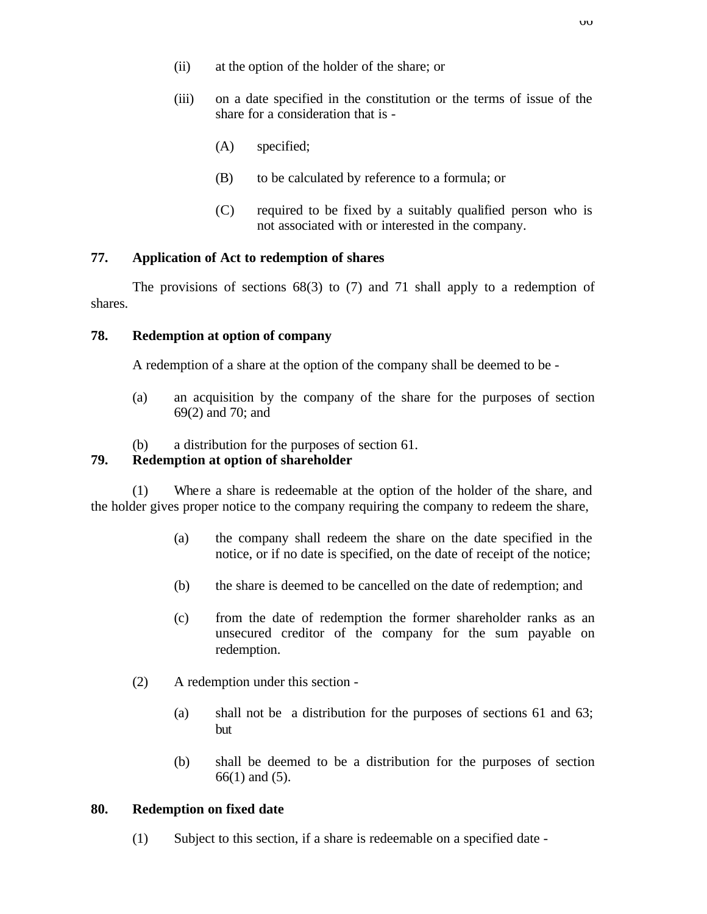(ii) at the option of the holder of the share; or

(iii) on a date specified in the constitution or the terms of issue of the share for a consideration that is -

(A) specified;

(B) to be calculated by reference to a formula; or

(C) required to be fixed by a suitably qualified person who is not associated with or interested in the company.

**77. Application of Act to redemption of shares**

The provisions of sections 68(3) to (7) and 71 shall apply to a redemption of shares.

**78. Redemption at option of company**

A redemption of a share at the option of the company shall be deemed to be -

(a) an acquisition by the company of the share for the purposes of section 69(2) and 70; and

(b) a distribution for the purposes of section 61.

**79. Redemption at option of shareholder**

(1) Where a share is redeemable at the option of the holder of the share, and the holder gives proper notice to the company requiring the company to redeem the share,

(a) the company shall redeem the share on the date specified in the notice, or if no date is specified, on the date of receipt of the notice;

(b) the share is deemed to be cancelled on the date of redemption; and

(c) from the date of redemption the former shareholder ranks as an unsecured creditor of the company for the sum payable on redemption.

(2) A redemption under this section -

(a) shall not be a distribution for the purposes of sections 61 and 63; but

(b) shall be deemed to be a distribution for the purposes of section 66(1) and (5).

**80. Redemption on fixed date**

(1) Subject to this section, if a share is redeemable on a specified date -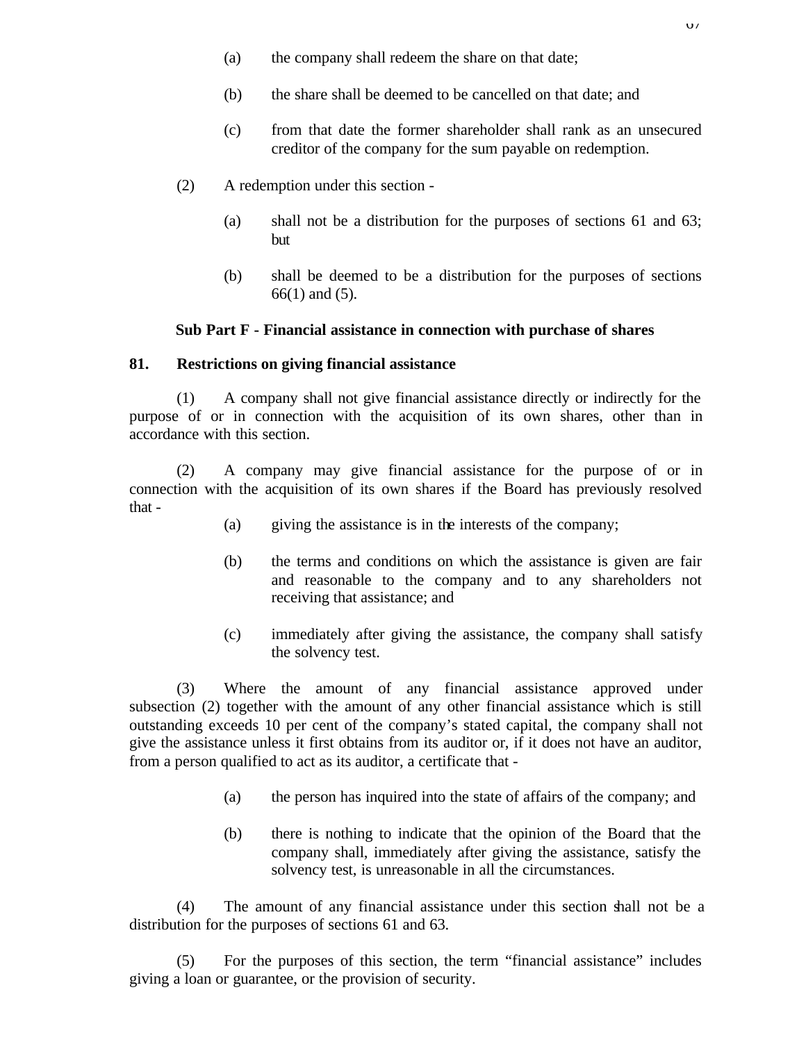(a) the company shall redeem the share on that date;

(b) the share shall be deemed to be cancelled on that date; and

(c) from that date the former shareholder shall rank as an unsecured creditor of the company for the sum payable on redemption.

(2) A redemption under this section -

(a) shall not be a distribution for the purposes of sections 61 and 63; but

(b) shall be deemed to be a distribution for the purposes of sections 66(1) and (5).

### Sub Part F - Financial assistance in connection with purchase of shares

**81. Restrictions on giving financial assistance**

(1) A company shall not give financial assistance directly or indirectly for the purpose of or in connection with the acquisition of its own shares, other than in accordance with this section.

(2) A company may give financial assistance for the purpose of or in connection with the acquisition of its own shares if the Board has previously resolved that -

(a) giving the assistance is in the interests of the company;

(b) the terms and conditions on which the assistance is given are fair and reasonable to the company and to any shareholders not receiving that assistance; and

(c) immediately after giving the assistance, the company shall satisfy the solvency test.

(3) Where the amount of any financial assistance approved under subsection (2) together with the amount of any other financial assistance which is still outstanding exceeds 10 per cent of the company's stated capital, the company shall not give the assistance unless it first obtains from its auditor or, if it does not have an auditor, from a person qualified to act as its auditor, a certificate that -

(a) the person has inquired into the state of affairs of the company; and

(b) there is nothing to indicate that the opinion of the Board that the company shall, immediately after giving the assistance, satisfy the solvency test, is unreasonable in all the circumstances.

(4) The amount of any financial assistance under this section shall not be a distribution for the purposes of sections 61 and 63.

(5) For the purposes of this section, the term "financial assistance" includes giving a loan or guarantee, or the provision of security.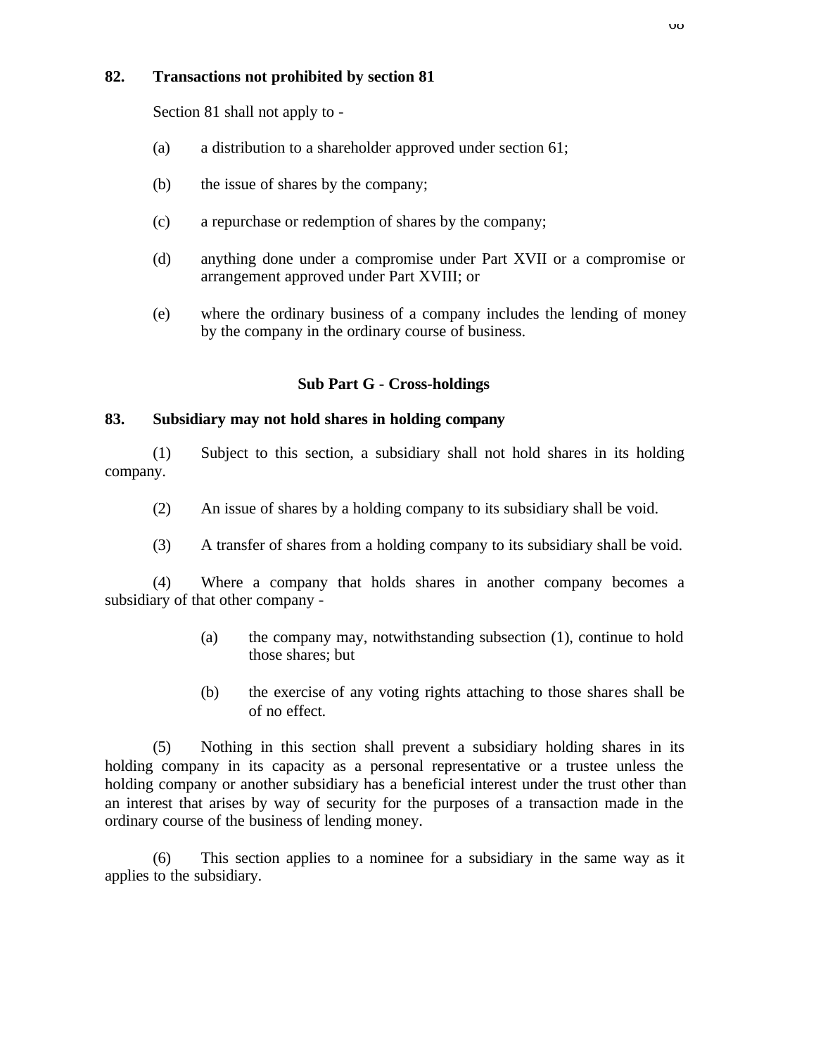**82. Transactions not prohibited by section 81**

Section 81 shall not apply to -

(a) a distribution to a shareholder approved under section 61;

(b) the issue of shares by the company;

(c) a repurchase or redemption of shares by the company;

(d) anything done under a compromise under Part XVII or a compromise or arrangement approved under Part XVIII; or

(e) where the ordinary business of a company includes the lending of money by the company in the ordinary course of business.

**Sub Part G - Cross-holdings**

**83. Subsidiary may not hold shares in holding company**

(1) Subject to this section, a subsidiary shall not hold shares in its holding company.

(2) An issue of shares by a holding company to its subsidiary shall be void.

(3) A transfer of shares from a holding company to its subsidiary shall be void.

(4) Where a company that holds shares in another company becomes a subsidiary of that other company -

(a) the company may, notwithstanding subsection (1), continue to hold those shares; but

(b) the exercise of any voting rights attaching to those shares shall be of no effect.

(5) Nothing in this section shall prevent a subsidiary holding shares in its holding company in its capacity as a personal representative or a trustee unless the holding company or another subsidiary has a beneficial interest under the trust other than an interest that arises by way of security for the purposes of a transaction made in the ordinary course of the business of lending money.

(6) This section applies to a nominee for a subsidiary in the same way as it applies to the subsidiary.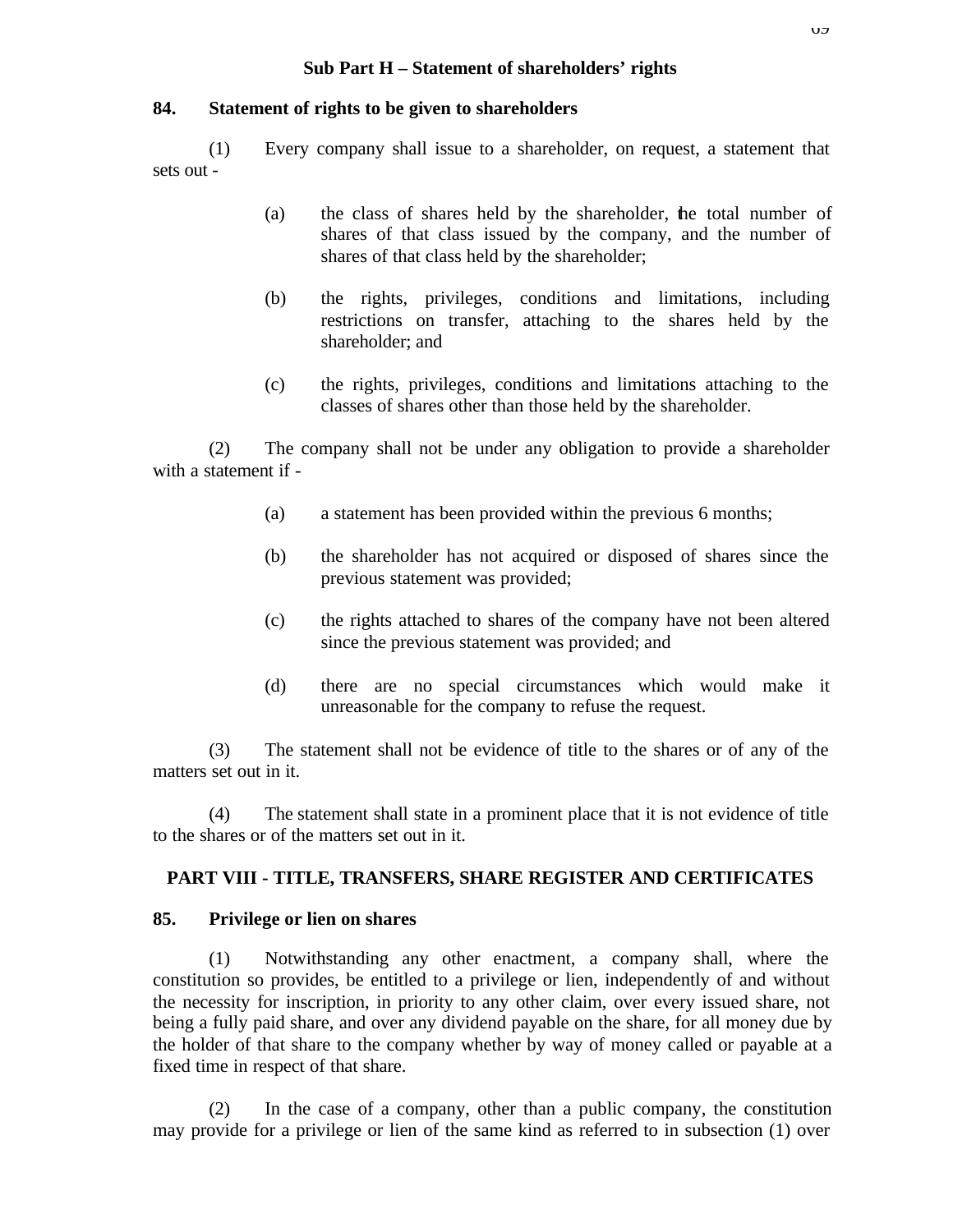## Sub Part H – Statement of shareholders' rights

### 84. Statement of rights to be given to shareholders

(1) Every company shall issue to a shareholder, on request, a statement that sets out -

(a) the class of shares held by the shareholder, the total number of shares of that class issued by the company, and the number of shares of that class held by the shareholder;

(b) the rights, privileges, conditions and limitations, including restrictions on transfer, attaching to the shares held by the shareholder; and

(c) the rights, privileges, conditions and limitations attaching to the classes of shares other than those held by the shareholder.

(2) The company shall not be under any obligation to provide a shareholder with a statement if -

(a) a statement has been provided within the previous 6 months;

(b) the shareholder has not acquired or disposed of shares since the previous statement was provided;

(c) the rights attached to shares of the company have not been altered since the previous statement was provided; and

(d) there are no special circumstances which would make it unreasonable for the company to refuse the request.

(3) The statement shall not be evidence of title to the shares or of any of the matters set out in it.

(4) The statement shall state in a prominent place that it is not evidence of title to the shares or of the matters set out in it.

## PART VIII - TITLE, TRANSFERS, SHARE REGISTER AND CERTIFICATES

### 85. Privilege or lien on shares

(1) Notwithstanding any other enactment, a company shall, where the constitution so provides, be entitled to a privilege or lien, independently of and without the necessity for inscription, in priority to any other claim, over every issued share, not being a fully paid share, and over any dividend payable on the share, for all money due by the holder of that share to the company whether by way of money called or payable at a fixed time in respect of that share.

(2) In the case of a company, other than a public company, the constitution may provide for a privilege or lien of the same kind as referred to in subsection (1) over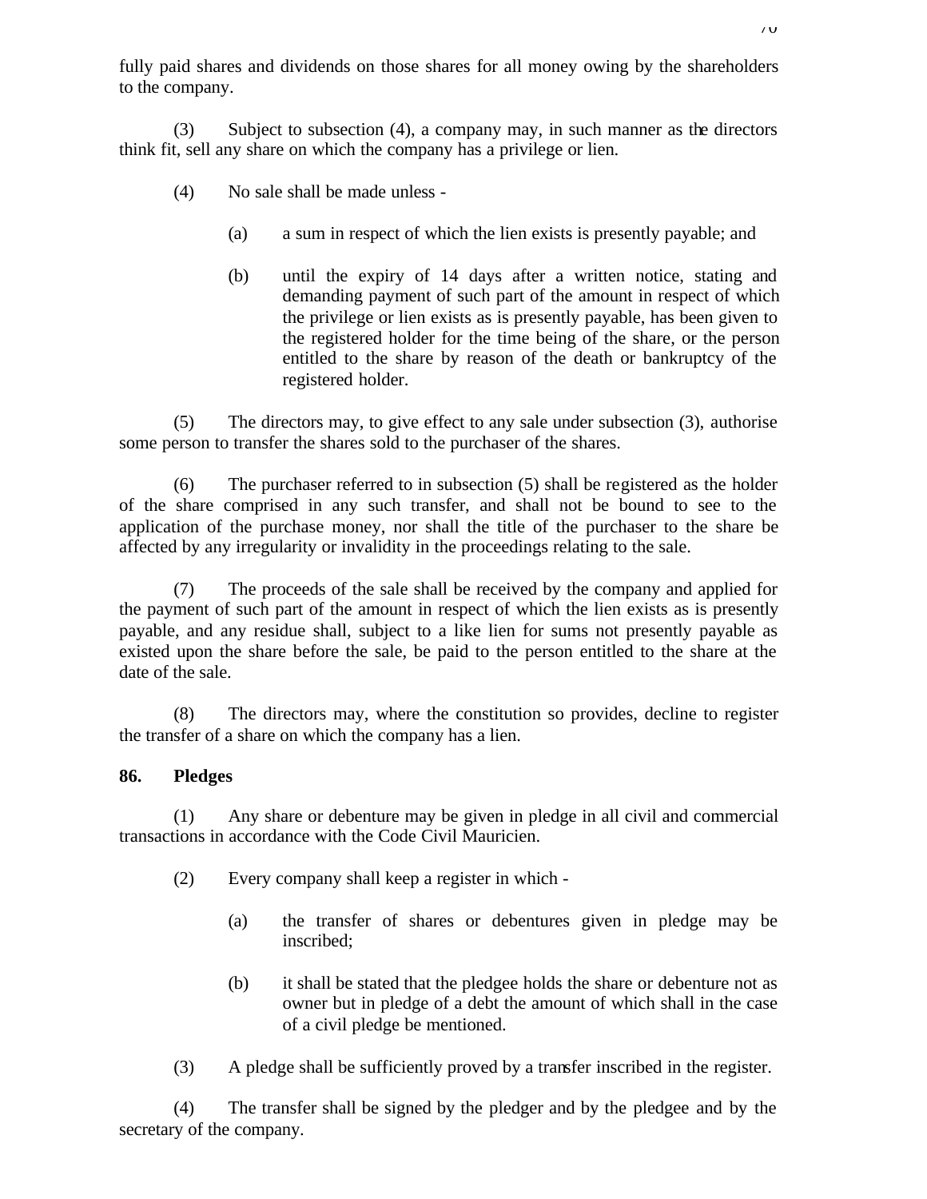fully paid shares and dividends on those shares for all money owing by the shareholders to the company.

(3) Subject to subsection (4), a company may, in such manner as the directors think fit, sell any share on which the company has a privilege or lien.

(4) No sale shall be made unless -

(a) a sum in respect of which the lien exists is presently payable; and

(b) until the expiry of 14 days after a written notice, stating and demanding payment of such part of the amount in respect of which the privilege or lien exists as is presently payable, has been given to the registered holder for the time being of the share, or the person entitled to the share by reason of the death or bankruptcy of the registered holder.

(5) The directors may, to give effect to any sale under subsection (3), authorise some person to transfer the shares sold to the purchaser of the shares.

(6) The purchaser referred to in subsection (5) shall be registered as the holder of the share comprised in any such transfer, and shall not be bound to see to the application of the purchase money, nor shall the title of the purchaser to the share be affected by any irregularity or invalidity in the proceedings relating to the sale.

(7) The proceeds of the sale shall be received by the company and applied for the payment of such part of the amount in respect of which the lien exists as is presently payable, and any residue shall, subject to a like lien for sums not presently payable as existed upon the share before the sale, be paid to the person entitled to the share at the date of the sale.

(8) The directors may, where the constitution so provides, decline to register the transfer of a share on which the company has a lien.

**86. Pledges**

(1) Any share or debenture may be given in pledge in all civil and commercial transactions in accordance with the Code Civil Mauricien.

(2) Every company shall keep a register in which -

(a) the transfer of shares or debentures given in pledge may be inscribed;

(b) it shall be stated that the pledgee holds the share or debenture not as owner but in pledge of a debt the amount of which shall in the case of a civil pledge be mentioned.

(3) A pledge shall be sufficiently proved by a transfer inscribed in the register.

(4) The transfer shall be signed by the pledger and by the pledgee and by the secretary of the company.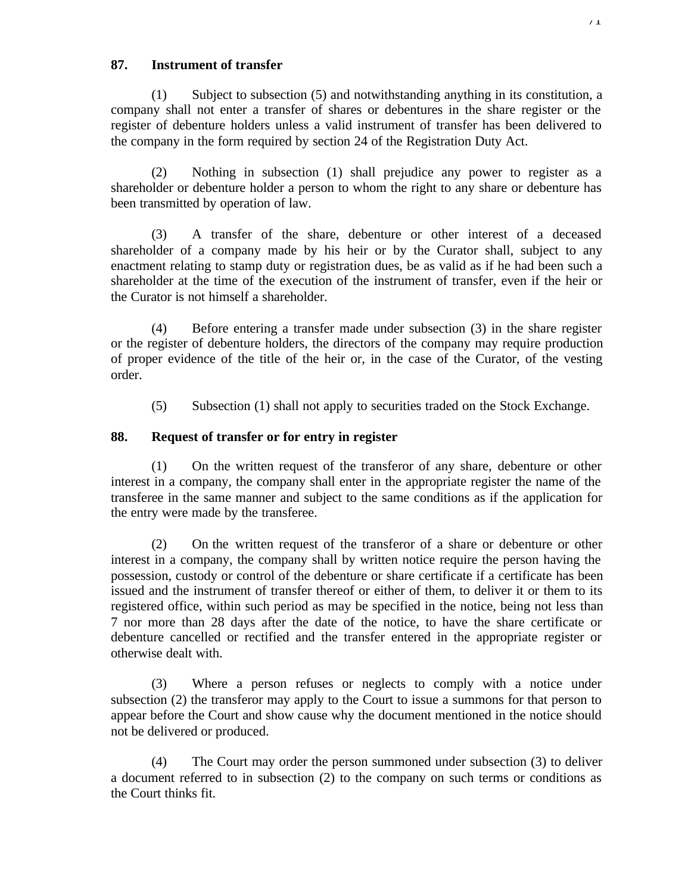### 87. Instrument of transfer

(1) Subject to subsection (5) and notwithstanding anything in its constitution, a company shall not enter a transfer of shares or debentures in the share register or the register of debenture holders unless a valid instrument of transfer has been delivered to the company in the form required by section 24 of the Registration Duty Act.

(2) Nothing in subsection (1) shall prejudice any power to register as a shareholder or debenture holder a person to whom the right to any share or debenture has been transmitted by operation of law.

(3) A transfer of the share, debenture or other interest of a deceased shareholder of a company made by his heir or by the Curator shall, subject to any enactment relating to stamp duty or registration dues, be as valid as if he had been such a shareholder at the time of the execution of the instrument of transfer, even if the heir or the Curator is not himself a shareholder.

(4) Before entering a transfer made under subsection (3) in the share register or the register of debenture holders, the directors of the company may require production of proper evidence of the title of the heir or, in the case of the Curator, of the vesting order.

(5) Subsection (1) shall not apply to securities traded on the Stock Exchange.

### 88. Request of transfer or for entry in register

(1) On the written request of the transferor of any share, debenture or other interest in a company, the company shall enter in the appropriate register the name of the transferee in the same manner and subject to the same conditions as if the application for the entry were made by the transferee.

(2) On the written request of the transferor of a share or debenture or other interest in a company, the company shall by written notice require the person having the possession, custody or control of the debenture or share certificate if a certificate has been issued and the instrument of transfer thereof or either of them, to deliver it or them to its registered office, within such period as may be specified in the notice, being not less than 7 nor more than 28 days after the date of the notice, to have the share certificate or debenture cancelled or rectified and the transfer entered in the appropriate register or otherwise dealt with.

(3) Where a person refuses or neglects to comply with a notice under subsection (2) the transferor may apply to the Court to issue a summons for that person to appear before the Court and show cause why the document mentioned in the notice should not be delivered or produced.

(4) The Court may order the person summoned under subsection (3) to deliver a document referred to in subsection (2) to the company on such terms or conditions as the Court thinks fit.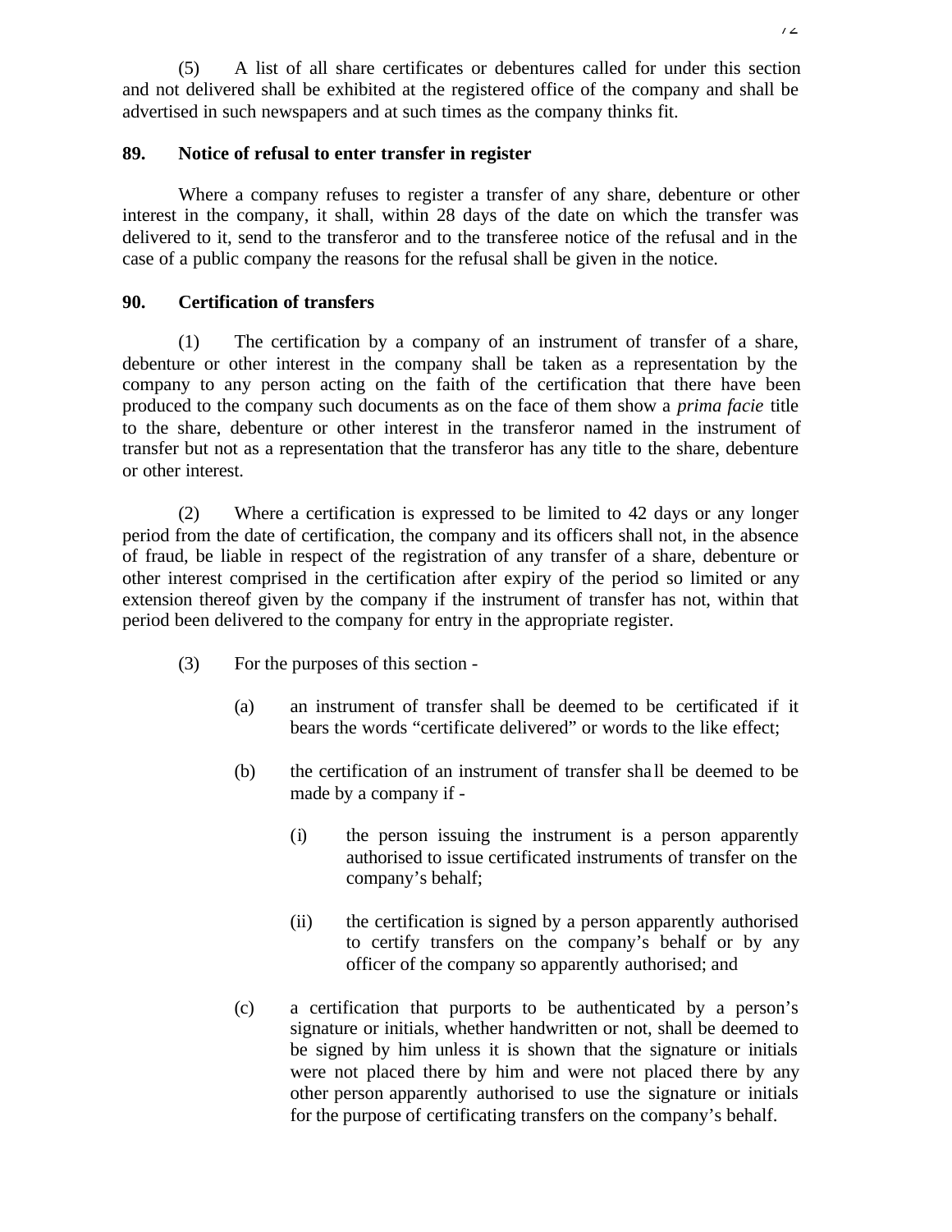(5) A list of all share certificates or debentures called for under this section and not delivered shall be exhibited at the registered office of the company and shall be advertised in such newspapers and at such times as the company thinks fit.

**89. Notice of refusal to enter transfer in register**

Where a company refuses to register a transfer of any share, debenture or other interest in the company, it shall, within 28 days of the date on which the transfer was delivered to it, send to the transferor and to the transferee notice of the refusal and in the case of a public company the reasons for the refusal shall be given in the notice.

**90. Certification of transfers**

(1) The certification by a company of an instrument of transfer of a share, debenture or other interest in the company shall be taken as a representation by the company to any person acting on the faith of the certification that there have been produced to the company such documents as on the face of them show a *prima facie* title to the share, debenture or other interest in the transferor named in the instrument of transfer but not as a representation that the transferor has any title to the share, debenture or other interest.

(2) Where a certification is expressed to be limited to 42 days or any longer period from the date of certification, the company and its officers shall not, in the absence of fraud, be liable in respect of the registration of any transfer of a share, debenture or other interest comprised in the certification after expiry of the period so limited or any extension thereof given by the company if the instrument of transfer has not, within that period been delivered to the company for entry in the appropriate register.

(3) For the purposes of this section -

(a) an instrument of transfer shall be deemed to be certificated if it bears the words “certificate delivered” or words to the like effect;

(b) the certification of an instrument of transfer shall be deemed to be made by a company if -

(i) the person issuing the instrument is a person apparently authorised to issue certificated instruments of transfer on the company’s behalf;

(ii) the certification is signed by a person apparently authorised to certify transfers on the company’s behalf or by any officer of the company so apparently authorised; and

(c) a certification that purports to be authenticated by a person’s signature or initials, whether handwritten or not, shall be deemed to be signed by him unless it is shown that the signature or initials were not placed there by him and were not placed there by any other person apparently authorised to use the signature or initials for the purpose of certificating transfers on the company’s behalf.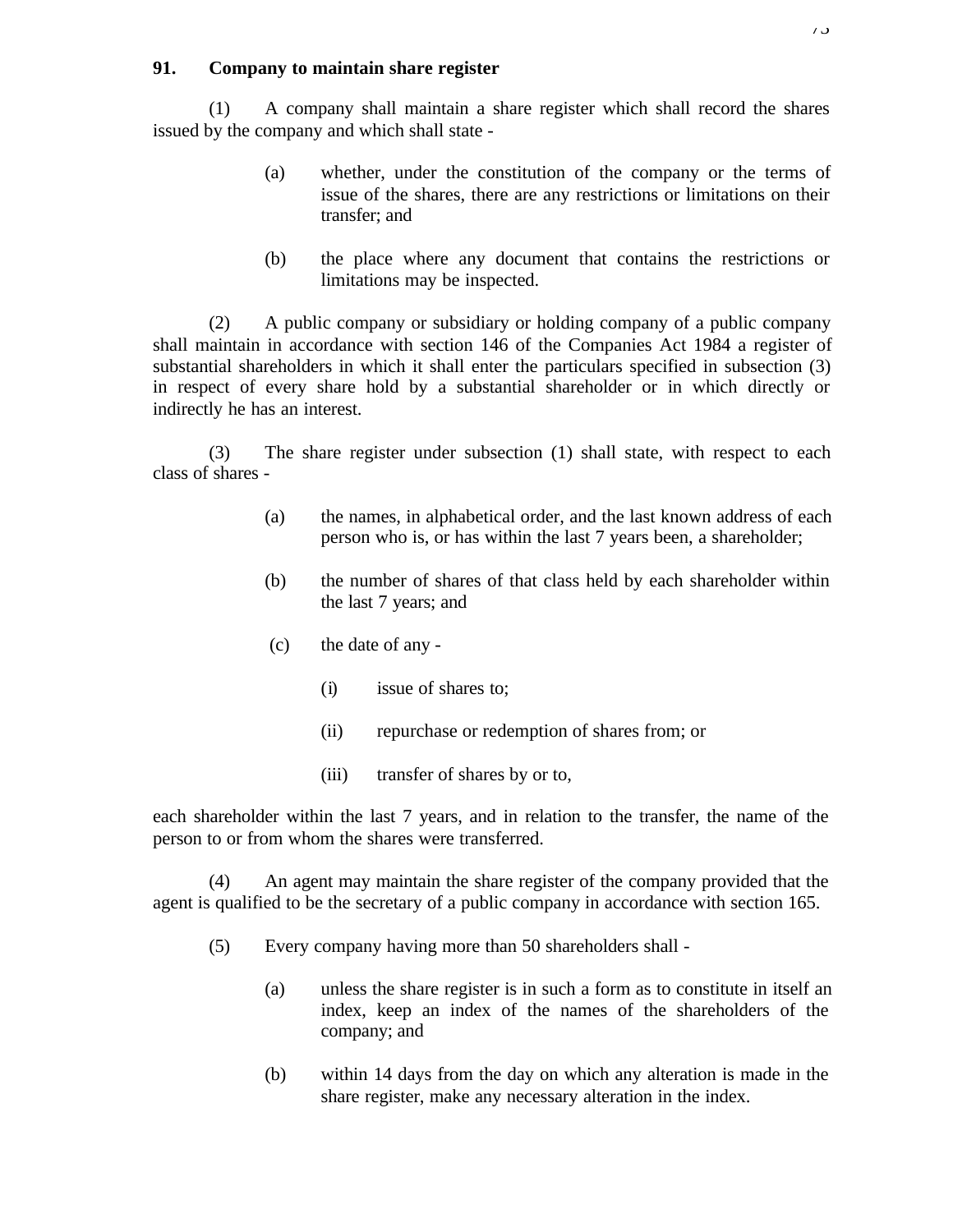**91. Company to maintain share register**

(1) A company shall maintain a share register which shall record the shares issued by the company and which shall state -

(a) whether, under the constitution of the company or the terms of issue of the shares, there are any restrictions or limitations on their transfer; and

(b) the place where any document that contains the restrictions or limitations may be inspected.

(2) A public company or subsidiary or holding company of a public company shall maintain in accordance with section 146 of the Companies Act 1984 a register of substantial shareholders in which it shall enter the particulars specified in subsection (3) in respect of every share hold by a substantial shareholder or in which directly or indirectly he has an interest.

(3) The share register under subsection (1) shall state, with respect to each class of shares -

(a) the names, in alphabetical order, and the last known address of each person who is, or has within the last 7 years been, a shareholder;

(b) the number of shares of that class held by each shareholder within the last 7 years; and

(c) the date of any -

(i) issue of shares to;

(ii) repurchase or redemption of shares from; or

(iii) transfer of shares by or to,

each shareholder within the last 7 years, and in relation to the transfer, the name of the person to or from whom the shares were transferred.

(4) An agent may maintain the share register of the company provided that the agent is qualified to be the secretary of a public company in accordance with section 165.

(5) Every company having more than 50 shareholders shall -

(a) unless the share register is in such a form as to constitute in itself an index, keep an index of the names of the shareholders of the company; and

(b) within 14 days from the day on which any alteration is made in the share register, make any necessary alteration in the index.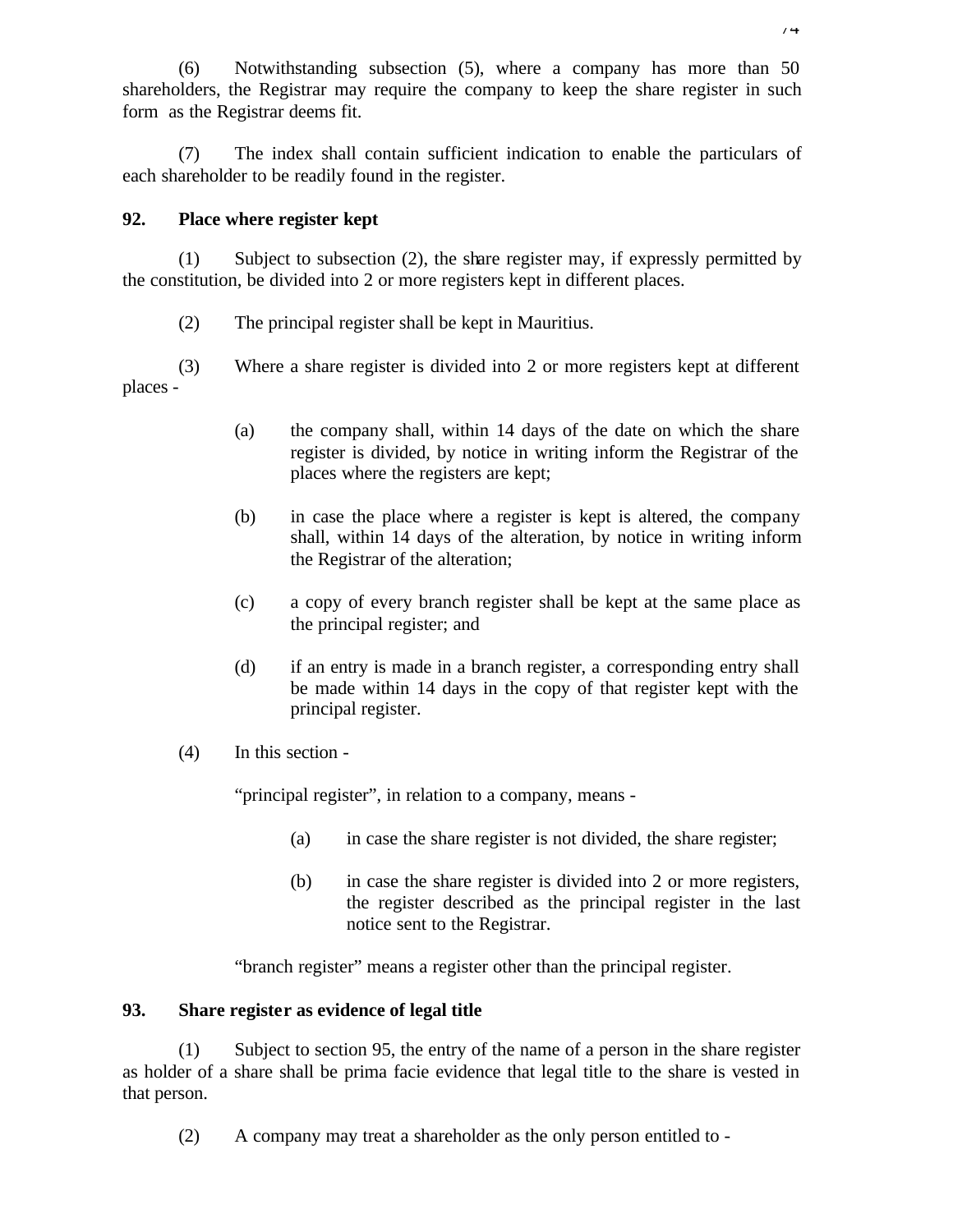(6) Notwithstanding subsection (5), where a company has more than 50 shareholders, the Registrar may require the company to keep the share register in such form as the Registrar deems fit.

(7) The index shall contain sufficient indication to enable the particulars of each shareholder to be readily found in the register.

**92. Place where register kept**

(1) Subject to subsection (2), the share register may, if expressly permitted by the constitution, be divided into 2 or more registers kept in different places.

(2) The principal register shall be kept in Mauritius.

(3) Where a share register is divided into 2 or more registers kept at different places -

(a) the company shall, within 14 days of the date on which the share register is divided, by notice in writing inform the Registrar of the places where the registers are kept;

(b) in case the place where a register is kept is altered, the company shall, within 14 days of the alteration, by notice in writing inform the Registrar of the alteration;

(c) a copy of every branch register shall be kept at the same place as the principal register; and

(d) if an entry is made in a branch register, a corresponding entry shall be made within 14 days in the copy of that register kept with the principal register.

(4) In this section -

"principal register", in relation to a company, means -

(a) in case the share register is not divided, the share register;

(b) in case the share register is divided into 2 or more registers, the register described as the principal register in the last notice sent to the Registrar.

"branch register" means a register other than the principal register.

**93. Share register as evidence of legal title**

(1) Subject to section 95, the entry of the name of a person in the share register as holder of a share shall be prima facie evidence that legal title to the share is vested in that person.

(2) A company may treat a shareholder as the only person entitled to -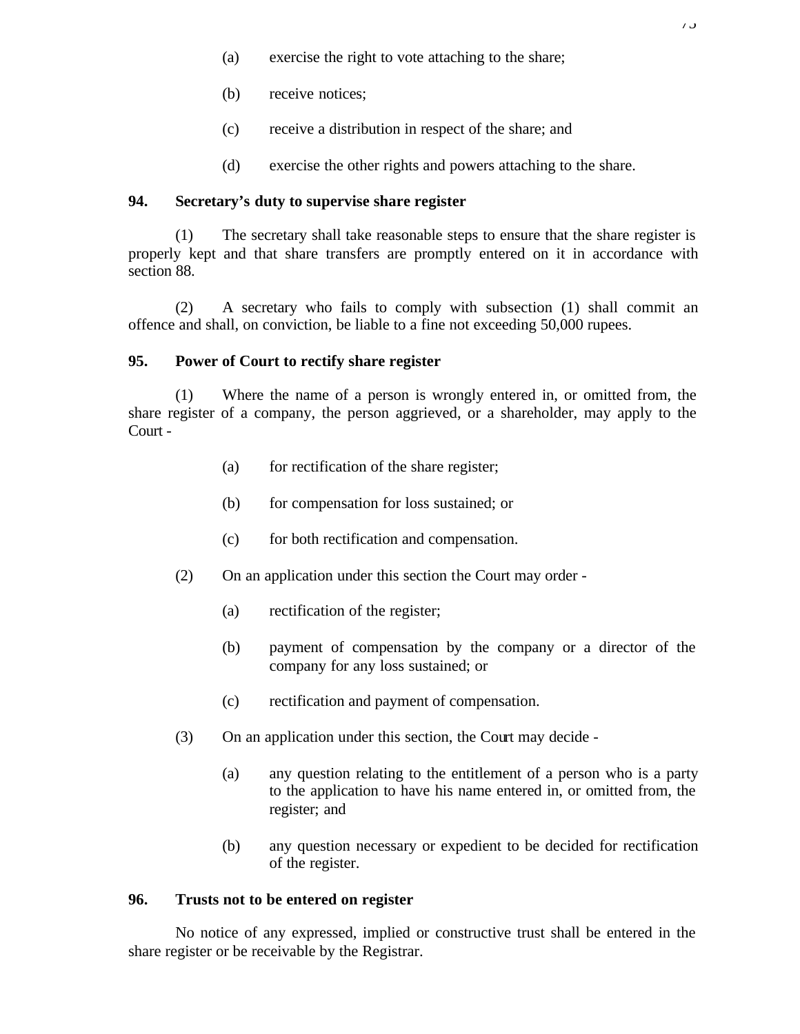(a) exercise the right to vote attaching to the share;

(b) receive notices;

(c) receive a distribution in respect of the share; and

(d) exercise the other rights and powers attaching to the share.

**94. Secretary's duty to supervise share register**

(1) The secretary shall take reasonable steps to ensure that the share register is properly kept and that share transfers are promptly entered on it in accordance with section 88.

(2) A secretary who fails to comply with subsection (1) shall commit an offence and shall, on conviction, be liable to a fine not exceeding 50,000 rupees.

**95. Power of Court to rectify share register**

(1) Where the name of a person is wrongly entered in, or omitted from, the share register of a company, the person aggrieved, or a shareholder, may apply to the Court -

(a) for rectification of the share register;

(b) for compensation for loss sustained; or

(c) for both rectification and compensation.

(2) On an application under this section the Court may order -

(a) rectification of the register;

(b) payment of compensation by the company or a director of the company for any loss sustained; or

(c) rectification and payment of compensation.

(3) On an application under this section, the Court may decide -

(a) any question relating to the entitlement of a person who is a party to the application to have his name entered in, or omitted from, the register; and

(b) any question necessary or expedient to be decided for rectification of the register.

**96. Trusts not to be entered on register**

No notice of any expressed, implied or constructive trust shall be entered in the share register or be receivable by the Registrar.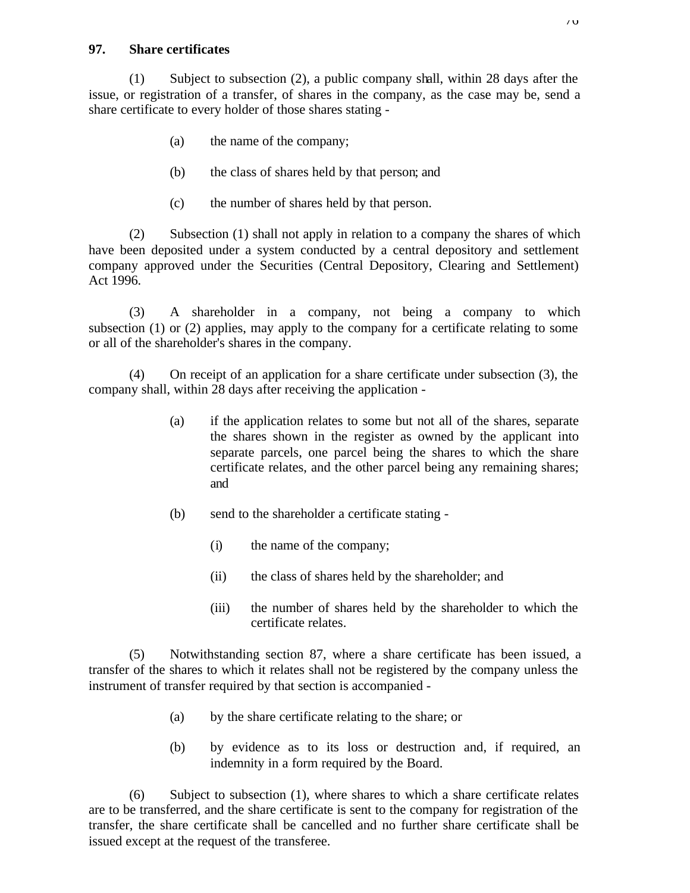## 97. Share certificates

(1) Subject to subsection (2), a public company shall, within 28 days after the issue, or registration of a transfer, of shares in the company, as the case may be, send a share certificate to every holder of those shares stating -

(a) the name of the company;

(b) the class of shares held by that person; and

(c) the number of shares held by that person.

(2) Subsection (1) shall not apply in relation to a company the shares of which have been deposited under a system conducted by a central depository and settlement company approved under the Securities (Central Depository, Clearing and Settlement) Act 1996.

(3) A shareholder in a company, not being a company to which subsection (1) or (2) applies, may apply to the company for a certificate relating to some or all of the shareholder's shares in the company.

(4) On receipt of an application for a share certificate under subsection (3), the company shall, within 28 days after receiving the application -

(a) if the application relates to some but not all of the shares, separate the shares shown in the register as owned by the applicant into separate parcels, one parcel being the shares to which the share certificate relates, and the other parcel being any remaining shares; and

(b) send to the shareholder a certificate stating -

(i) the name of the company;

(ii) the class of shares held by the shareholder; and

(iii) the number of shares held by the shareholder to which the certificate relates.

(5) Notwithstanding section 87, where a share certificate has been issued, a transfer of the shares to which it relates shall not be registered by the company unless the instrument of transfer required by that section is accompanied -

(a) by the share certificate relating to the share; or

(b) by evidence as to its loss or destruction and, if required, an indemnity in a form required by the Board.

(6) Subject to subsection (1), where shares to which a share certificate relates are to be transferred, and the share certificate is sent to the company for registration of the transfer, the share certificate shall be cancelled and no further share certificate shall be issued except at the request of the transferee.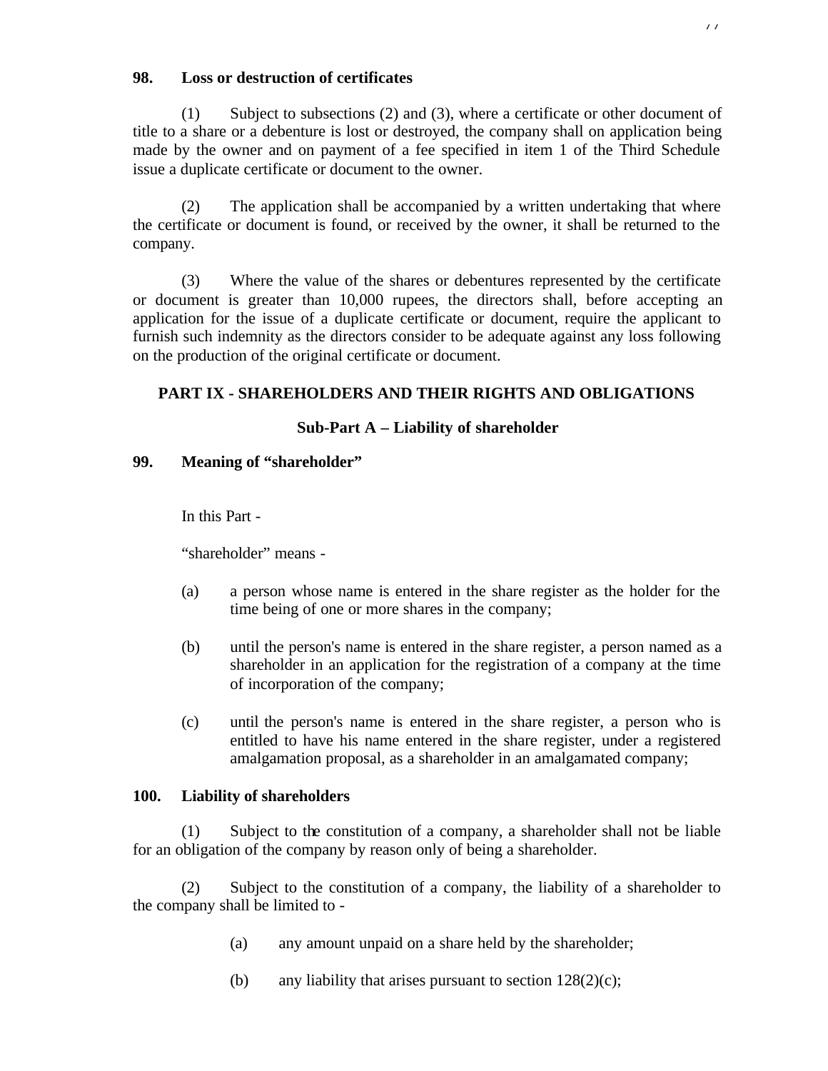**98. Loss or destruction of certificates**

(1) Subject to subsections (2) and (3), where a certificate or other document of title to a share or a debenture is lost or destroyed, the company shall on application being made by the owner and on payment of a fee specified in item 1 of the Third Schedule issue a duplicate certificate or document to the owner.

(2) The application shall be accompanied by a written undertaking that where the certificate or document is found, or received by the owner, it shall be returned to the company.

(3) Where the value of the shares or debentures represented by the certificate or document is greater than 10,000 rupees, the directors shall, before accepting an application for the issue of a duplicate certificate or document, require the applicant to furnish such indemnity as the directors consider to be adequate against any loss following on the production of the original certificate or document.

## PART IX - SHAREHOLDERS AND THEIR RIGHTS AND OBLIGATIONS

### Sub-Part A – Liability of shareholder

**99. Meaning of "shareholder"**

In this Part -

"shareholder" means -

(a) a person whose name is entered in the share register as the holder for the time being of one or more shares in the company;

(b) until the person's name is entered in the share register, a person named as a shareholder in an application for the registration of a company at the time of incorporation of the company;

(c) until the person's name is entered in the share register, a person who is entitled to have his name entered in the share register, under a registered amalgamation proposal, as a shareholder in an amalgamated company;

**100. Liability of shareholders**

(1) Subject to the constitution of a company, a shareholder shall not be liable for an obligation of the company by reason only of being a shareholder.

(2) Subject to the constitution of a company, the liability of a shareholder to the company shall be limited to -

(a) any amount unpaid on a share held by the shareholder;

(b) any liability that arises pursuant to section 128(2)(c);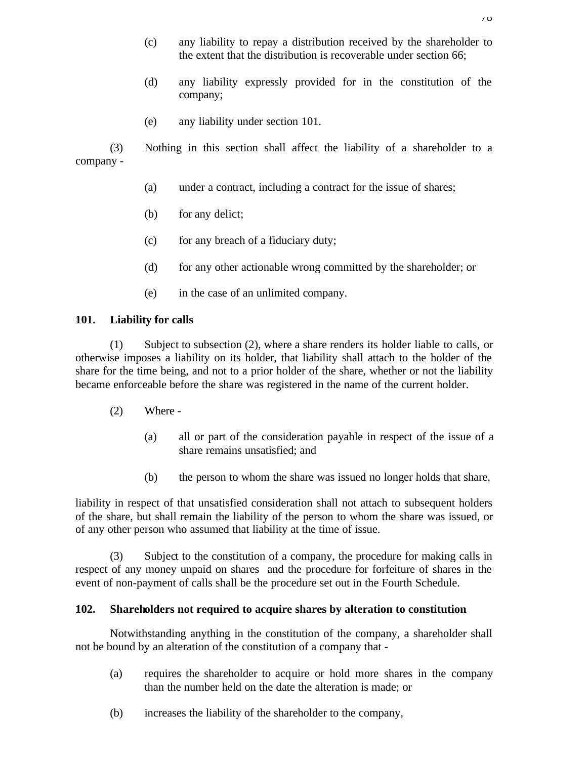(c) any liability to repay a distribution received by the shareholder to the extent that the distribution is recoverable under section 66;

(d) any liability expressly provided for in the constitution of the company;

(e) any liability under section 101.

(3) Nothing in this section shall affect the liability of a shareholder to a company -

(a) under a contract, including a contract for the issue of shares;

(b) for any delict;

(c) for any breach of a fiduciary duty;

(d) for any other actionable wrong committed by the shareholder; or

(e) in the case of an unlimited company.

**101. Liability for calls**

(1) Subject to subsection (2), where a share renders its holder liable to calls, or otherwise imposes a liability on its holder, that liability shall attach to the holder of the share for the time being, and not to a prior holder of the share, whether or not the liability became enforceable before the share was registered in the name of the current holder.

(2) Where -

(a) all or part of the consideration payable in respect of the issue of a share remains unsatisfied; and

(b) the person to whom the share was issued no longer holds that share,

liability in respect of that unsatisfied consideration shall not attach to subsequent holders of the share, but shall remain the liability of the person to whom the share was issued, or of any other person who assumed that liability at the time of issue.

(3) Subject to the constitution of a company, the procedure for making calls in respect of any money unpaid on shares and the procedure for forfeiture of shares in the event of non-payment of calls shall be the procedure set out in the Fourth Schedule.

**102. Shareholders not required to acquire shares by alteration to constitution**

Notwithstanding anything in the constitution of the company, a shareholder shall not be bound by an alteration of the constitution of a company that -

(a) requires the shareholder to acquire or hold more shares in the company than the number held on the date the alteration is made; or

(b) increases the liability of the shareholder to the company,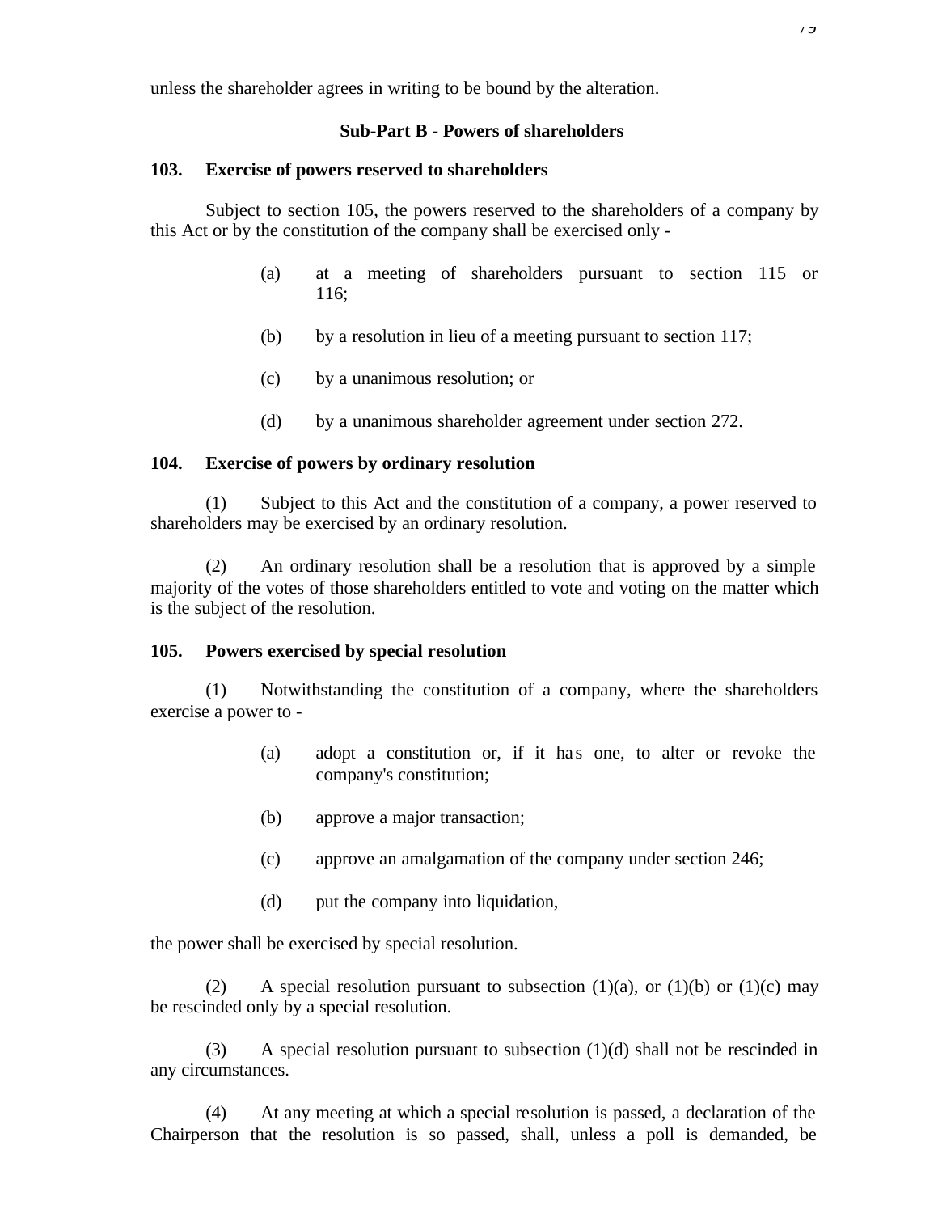unless the shareholder agrees in writing to be bound by the alteration.

### Sub-Part B - Powers of shareholders

**103. Exercise of powers reserved to shareholders**

Subject to section 105, the powers reserved to the shareholders of a company by this Act or by the constitution of the company shall be exercised only -

(a) at a meeting of shareholders pursuant to section 115 or 116;

(b) by a resolution in lieu of a meeting pursuant to section 117;

(c) by a unanimous resolution; or

(d) by a unanimous shareholder agreement under section 272.

**104. Exercise of powers by ordinary resolution**

(1) Subject to this Act and the constitution of a company, a power reserved to shareholders may be exercised by an ordinary resolution.

(2) An ordinary resolution shall be a resolution that is approved by a simple majority of the votes of those shareholders entitled to vote and voting on the matter which is the subject of the resolution.

**105. Powers exercised by special resolution**

(1) Notwithstanding the constitution of a company, where the shareholders exercise a power to -

(a) adopt a constitution or, if it has one, to alter or revoke the company's constitution;

(b) approve a major transaction;

(c) approve an amalgamation of the company under section 246;

(d) put the company into liquidation,

the power shall be exercised by special resolution.

(2) A special resolution pursuant to subsection (1)(a), or (1)(b) or (1)(c) may be rescinded only by a special resolution.

(3) A special resolution pursuant to subsection (1)(d) shall not be rescinded in any circumstances.

(4) At any meeting at which a special resolution is passed, a declaration of the Chairperson that the resolution is so passed, shall, unless a poll is demanded, be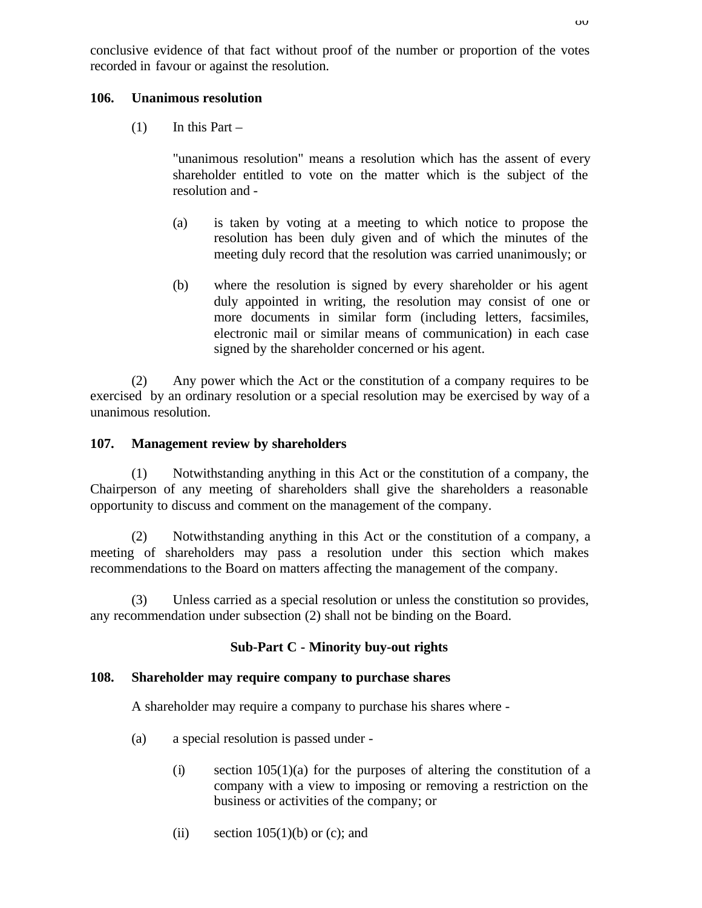conclusive evidence of that fact without proof of the number or proportion of the votes recorded in favour or against the resolution.

**106. Unanimous resolution**

(1) In this Part –

"unanimous resolution" means a resolution which has the assent of every shareholder entitled to vote on the matter which is the subject of the resolution and -

(a) is taken by voting at a meeting to which notice to propose the resolution has been duly given and of which the minutes of the meeting duly record that the resolution was carried unanimously; or

(b) where the resolution is signed by every shareholder or his agent duly appointed in writing, the resolution may consist of one or more documents in similar form (including letters, facsimiles, electronic mail or similar means of communication) in each case signed by the shareholder concerned or his agent.

(2) Any power which the Act or the constitution of a company requires to be exercised by an ordinary resolution or a special resolution may be exercised by way of a unanimous resolution.

**107. Management review by shareholders**

(1) Notwithstanding anything in this Act or the constitution of a company, the Chairperson of any meeting of shareholders shall give the shareholders a reasonable opportunity to discuss and comment on the management of the company.

(2) Notwithstanding anything in this Act or the constitution of a company, a meeting of shareholders may pass a resolution under this section which makes recommendations to the Board on matters affecting the management of the company.

(3) Unless carried as a special resolution or unless the constitution so provides, any recommendation under subsection (2) shall not be binding on the Board.

**Sub-Part C - Minority buy-out rights**

**108. Shareholder may require company to purchase shares**

A shareholder may require a company to purchase his shares where -

(a) a special resolution is passed under -

(i) section 105(1)(a) for the purposes of altering the constitution of a company with a view to imposing or removing a restriction on the business or activities of the company; or

(ii) section 105(1)(b) or (c); and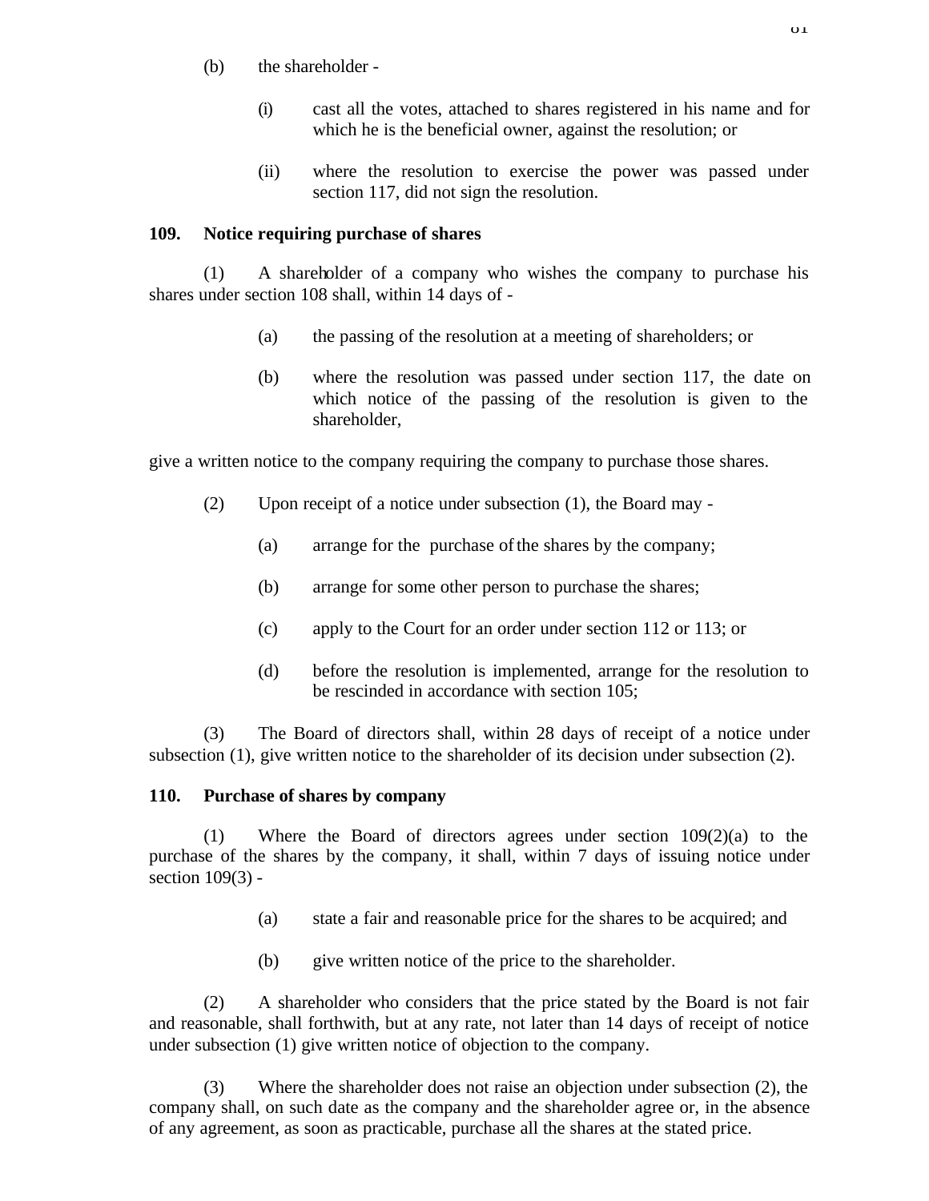(b) the shareholder -

(i) cast all the votes, attached to shares registered in his name and for which he is the beneficial owner, against the resolution; or

(ii) where the resolution to exercise the power was passed under section 117, did not sign the resolution.

**109. Notice requiring purchase of shares**

(1) A shareholder of a company who wishes the company to purchase his shares under section 108 shall, within 14 days of -

(a) the passing of the resolution at a meeting of shareholders; or

(b) where the resolution was passed under section 117, the date on which notice of the passing of the resolution is given to the shareholder,

give a written notice to the company requiring the company to purchase those shares.

(2) Upon receipt of a notice under subsection (1), the Board may -

(a) arrange for the purchase of the shares by the company;

(b) arrange for some other person to purchase the shares;

(c) apply to the Court for an order under section 112 or 113; or

(d) before the resolution is implemented, arrange for the resolution to be rescinded in accordance with section 105;

(3) The Board of directors shall, within 28 days of receipt of a notice under subsection (1), give written notice to the shareholder of its decision under subsection (2).

**110. Purchase of shares by company**

(1) Where the Board of directors agrees under section 109(2)(a) to the purchase of the shares by the company, it shall, within 7 days of issuing notice under section 109(3) -

(a) state a fair and reasonable price for the shares to be acquired; and

(b) give written notice of the price to the shareholder.

(2) A shareholder who considers that the price stated by the Board is not fair and reasonable, shall forthwith, but at any rate, not later than 14 days of receipt of notice under subsection (1) give written notice of objection to the company.

(3) Where the shareholder does not raise an objection under subsection (2), the company shall, on such date as the company and the shareholder agree or, in the absence of any agreement, as soon as practicable, purchase all the shares at the stated price.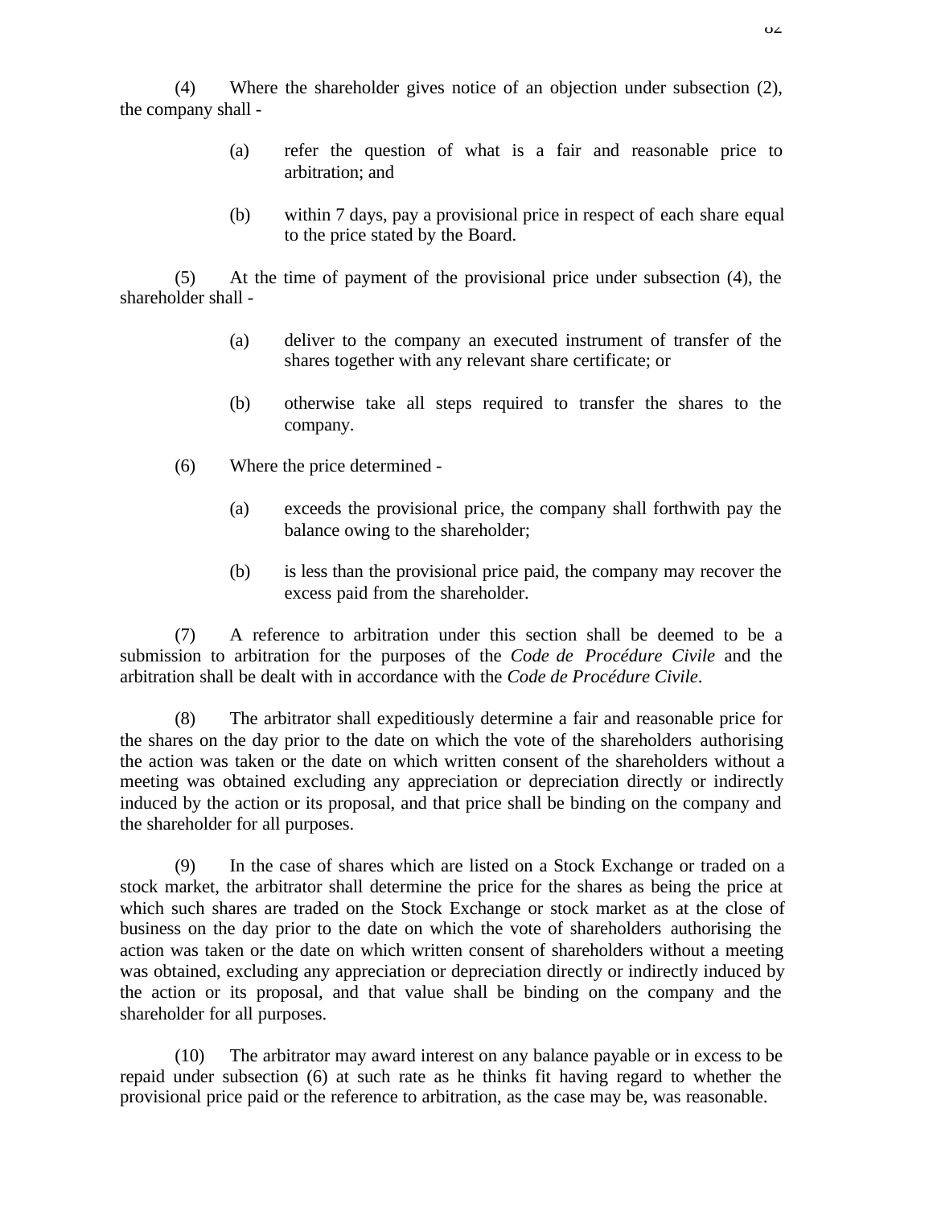(4) Where the shareholder gives notice of an objection under subsection (2), the company shall -

> (a) refer the question of what is a fair and reasonable price to arbitration; and
>
> (b) within 7 days, pay a provisional price in respect of each share equal to the price stated by the Board.

(5) At the time of payment of the provisional price under subsection (4), the shareholder shall -

> (a) deliver to the company an executed instrument of transfer of the shares together with any relevant share certificate; or
>
> (b) otherwise take all steps required to transfer the shares to the company.

(6) Where the price determined -

> (a) exceeds the provisional price, the company shall forthwith pay the balance owing to the shareholder;
>
> (b) is less than the provisional price paid, the company may recover the excess paid from the shareholder.

(7) A reference to arbitration under this section shall be deemed to be a submission to arbitration for the purposes of the *Code de Procédure Civile* and the arbitration shall be dealt with in accordance with the *Code de Procédure Civile*.

(8) The arbitrator shall expeditiously determine a fair and reasonable price for the shares on the day prior to the date on which the vote of the shareholders authorising the action was taken or the date on which written consent of the shareholders without a meeting was obtained excluding any appreciation or depreciation directly or indirectly induced by the action or its proposal, and that price shall be binding on the company and the shareholder for all purposes.

(9) In the case of shares which are listed on a Stock Exchange or traded on a stock market, the arbitrator shall determine the price for the shares as being the price at which such shares are traded on the Stock Exchange or stock market as at the close of business on the day prior to the date on which the vote of shareholders authorising the action was taken or the date on which written consent of shareholders without a meeting was obtained, excluding any appreciation or depreciation directly or indirectly induced by the action or its proposal, and that value shall be binding on the company and the shareholder for all purposes.

(10) The arbitrator may award interest on any balance payable or in excess to be repaid under subsection (6) at such rate as he thinks fit having regard to whether the provisional price paid or the reference to arbitration, as the case may be, was reasonable.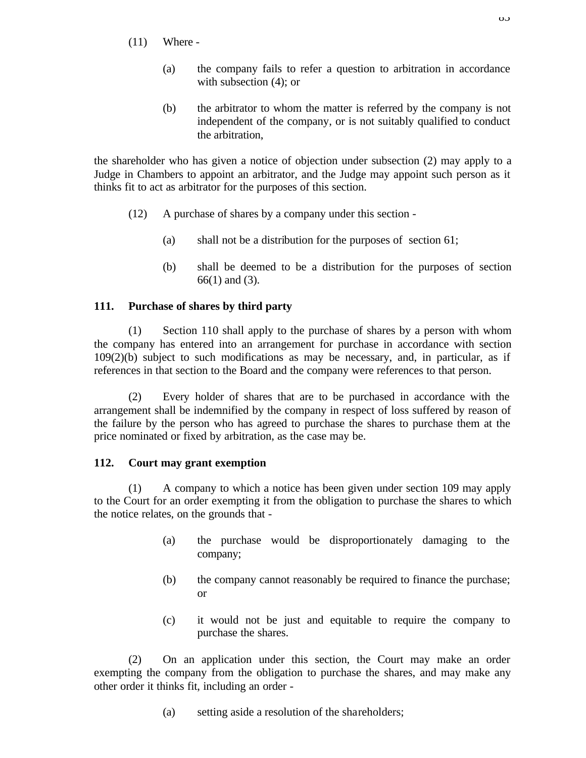(11) Where -

(a) the company fails to refer a question to arbitration in accordance with subsection (4); or

(b) the arbitrator to whom the matter is referred by the company is not independent of the company, or is not suitably qualified to conduct the arbitration,

the shareholder who has given a notice of objection under subsection (2) may apply to a Judge in Chambers to appoint an arbitrator, and the Judge may appoint such person as it thinks fit to act as arbitrator for the purposes of this section.

(12) A purchase of shares by a company under this section -

(a) shall not be a distribution for the purposes of section 61;

(b) shall be deemed to be a distribution for the purposes of section 66(1) and (3).

**111. Purchase of shares by third party**

(1) Section 110 shall apply to the purchase of shares by a person with whom the company has entered into an arrangement for purchase in accordance with section 109(2)(b) subject to such modifications as may be necessary, and, in particular, as if references in that section to the Board and the company were references to that person.

(2) Every holder of shares that are to be purchased in accordance with the arrangement shall be indemnified by the company in respect of loss suffered by reason of the failure by the person who has agreed to purchase the shares to purchase them at the price nominated or fixed by arbitration, as the case may be.

**112. Court may grant exemption**

(1) A company to which a notice has been given under section 109 may apply to the Court for an order exempting it from the obligation to purchase the shares to which the notice relates, on the grounds that -

(a) the purchase would be disproportionately damaging to the company;

(b) the company cannot reasonably be required to finance the purchase; or

(c) it would not be just and equitable to require the company to purchase the shares.

(2) On an application under this section, the Court may make an order exempting the company from the obligation to purchase the shares, and may make any other order it thinks fit, including an order -

(a) setting aside a resolution of the shareholders;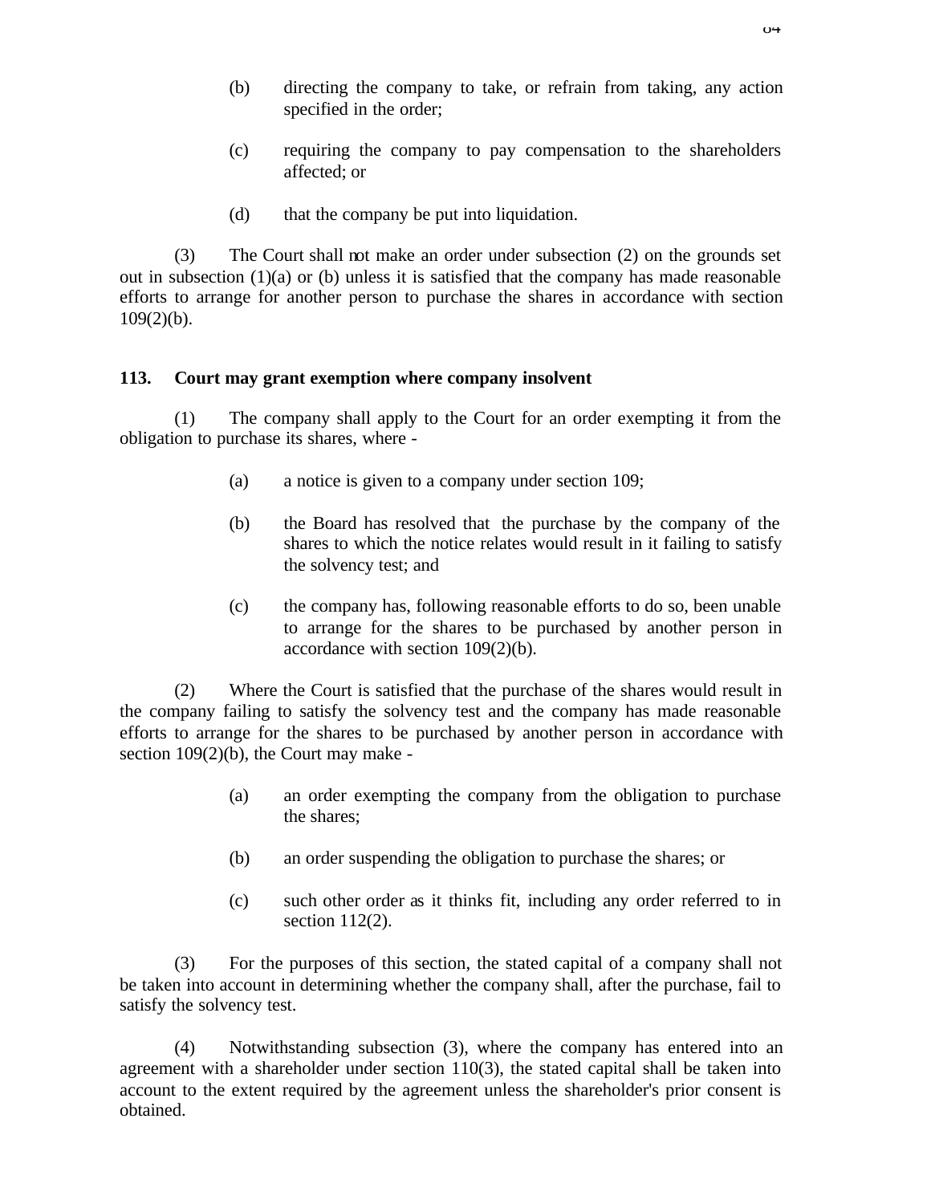(b) directing the company to take, or refrain from taking, any action specified in the order;

(c) requiring the company to pay compensation to the shareholders affected; or

(d) that the company be put into liquidation.

(3) The Court shall not make an order under subsection (2) on the grounds set out in subsection (1)(a) or (b) unless it is satisfied that the company has made reasonable efforts to arrange for another person to purchase the shares in accordance with section 109(2)(b).

**113. Court may grant exemption where company insolvent**

(1) The company shall apply to the Court for an order exempting it from the obligation to purchase its shares, where -

(a) a notice is given to a company under section 109;

(b) the Board has resolved that the purchase by the company of the shares to which the notice relates would result in it failing to satisfy the solvency test; and

(c) the company has, following reasonable efforts to do so, been unable to arrange for the shares to be purchased by another person in accordance with section 109(2)(b).

(2) Where the Court is satisfied that the purchase of the shares would result in the company failing to satisfy the solvency test and the company has made reasonable efforts to arrange for the shares to be purchased by another person in accordance with section 109(2)(b), the Court may make -

(a) an order exempting the company from the obligation to purchase the shares;

(b) an order suspending the obligation to purchase the shares; or

(c) such other order as it thinks fit, including any order referred to in section 112(2).

(3) For the purposes of this section, the stated capital of a company shall not be taken into account in determining whether the company shall, after the purchase, fail to satisfy the solvency test.

(4) Notwithstanding subsection (3), where the company has entered into an agreement with a shareholder under section 110(3), the stated capital shall be taken into account to the extent required by the agreement unless the shareholder's prior consent is obtained.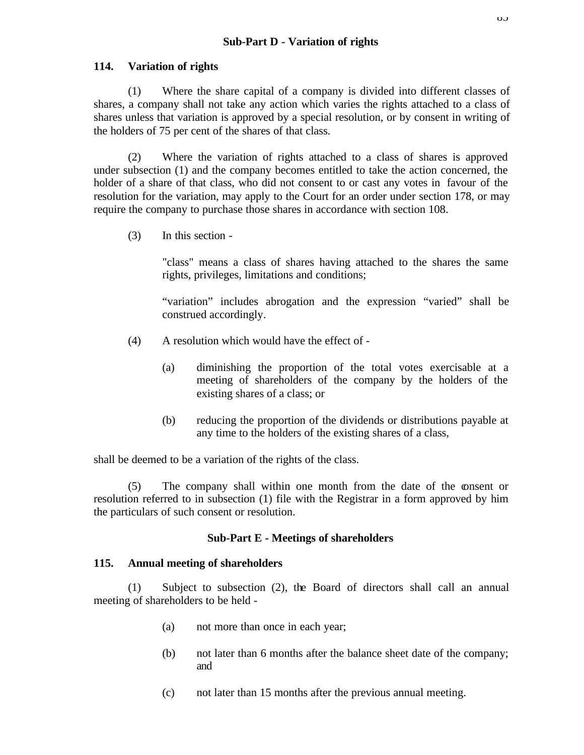### Sub-Part D - Variation of rights

**114. Variation of rights**

(1) Where the share capital of a company is divided into different classes of shares, a company shall not take any action which varies the rights attached to a class of shares unless that variation is approved by a special resolution, or by consent in writing of the holders of 75 per cent of the shares of that class.

(2) Where the variation of rights attached to a class of shares is approved under subsection (1) and the company becomes entitled to take the action concerned, the holder of a share of that class, who did not consent to or cast any votes in favour of the resolution for the variation, may apply to the Court for an order under section 178, or may require the company to purchase those shares in accordance with section 108.

(3) In this section -

"class" means a class of shares having attached to the shares the same rights, privileges, limitations and conditions;

"variation" includes abrogation and the expression "varied" shall be construed accordingly.

(4) A resolution which would have the effect of -

(a) diminishing the proportion of the total votes exercisable at a meeting of shareholders of the company by the holders of the existing shares of a class; or

(b) reducing the proportion of the dividends or distributions payable at any time to the holders of the existing shares of a class,

shall be deemed to be a variation of the rights of the class.

(5) The company shall within one month from the date of the consent or resolution referred to in subsection (1) file with the Registrar in a form approved by him the particulars of such consent or resolution.

### Sub-Part E - Meetings of shareholders

**115. Annual meeting of shareholders**

(1) Subject to subsection (2), the Board of directors shall call an annual meeting of shareholders to be held -

(a) not more than once in each year;

(b) not later than 6 months after the balance sheet date of the company; and

(c) not later than 15 months after the previous annual meeting.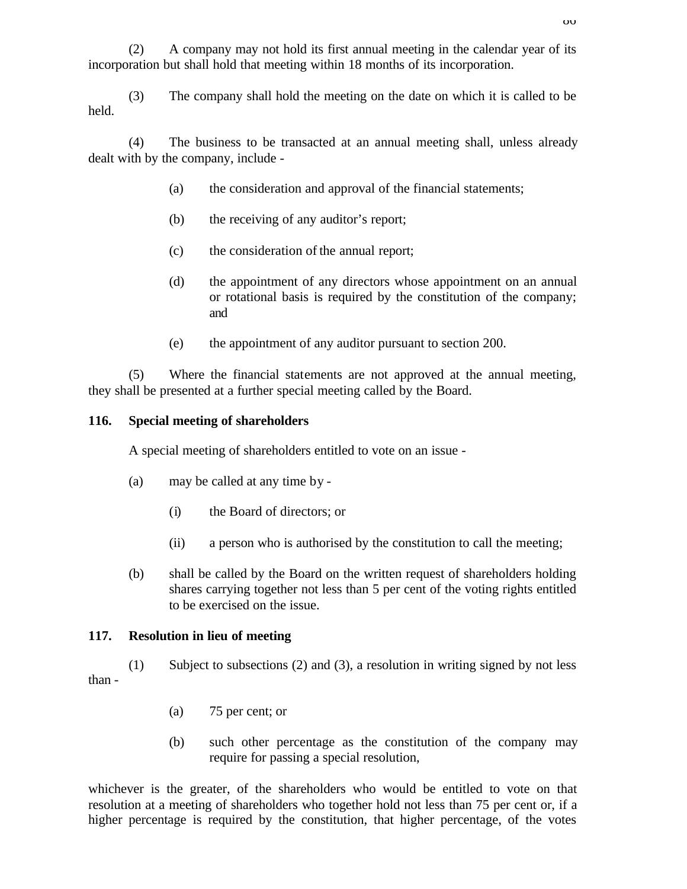(2) A company may not hold its first annual meeting in the calendar year of its incorporation but shall hold that meeting within 18 months of its incorporation.

(3) The company shall hold the meeting on the date on which it is called to be held.

(4) The business to be transacted at an annual meeting shall, unless already dealt with by the company, include -

(a) the consideration and approval of the financial statements;

(b) the receiving of any auditor's report;

(c) the consideration of the annual report;

(d) the appointment of any directors whose appointment on an annual or rotational basis is required by the constitution of the company; and

(e) the appointment of any auditor pursuant to section 200.

(5) Where the financial statements are not approved at the annual meeting, they shall be presented at a further special meeting called by the Board.

### 116. Special meeting of shareholders

A special meeting of shareholders entitled to vote on an issue -

(a) may be called at any time by -

(i) the Board of directors; or

(ii) a person who is authorised by the constitution to call the meeting;

(b) shall be called by the Board on the written request of shareholders holding shares carrying together not less than 5 per cent of the voting rights entitled to be exercised on the issue.

### 117. Resolution in lieu of meeting

(1) Subject to subsections (2) and (3), a resolution in writing signed by not less than -

(a) 75 per cent; or

(b) such other percentage as the constitution of the company may require for passing a special resolution,

whichever is the greater, of the shareholders who would be entitled to vote on that resolution at a meeting of shareholders who together hold not less than 75 per cent or, if a higher percentage is required by the constitution, that higher percentage, of the votes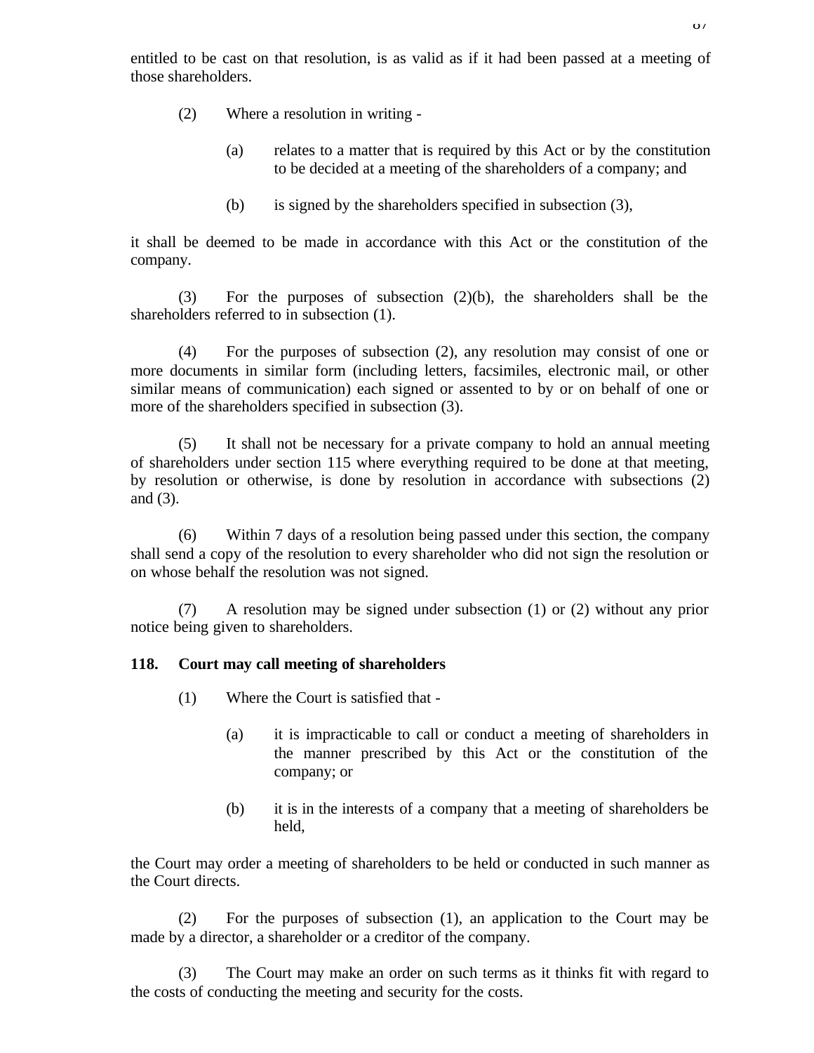entitled to be cast on that resolution, is as valid as if it had been passed at a meeting of those shareholders.

(2) Where a resolution in writing -

(a) relates to a matter that is required by this Act or by the constitution to be decided at a meeting of the shareholders of a company; and

(b) is signed by the shareholders specified in subsection (3),

it shall be deemed to be made in accordance with this Act or the constitution of the company.

(3) For the purposes of subsection (2)(b), the shareholders shall be the shareholders referred to in subsection (1).

(4) For the purposes of subsection (2), any resolution may consist of one or more documents in similar form (including letters, facsimiles, electronic mail, or other similar means of communication) each signed or assented to by or on behalf of one or more of the shareholders specified in subsection (3).

(5) It shall not be necessary for a private company to hold an annual meeting of shareholders under section 115 where everything required to be done at that meeting, by resolution or otherwise, is done by resolution in accordance with subsections (2) and (3).

(6) Within 7 days of a resolution being passed under this section, the company shall send a copy of the resolution to every shareholder who did not sign the resolution or on whose behalf the resolution was not signed.

(7) A resolution may be signed under subsection (1) or (2) without any prior notice being given to shareholders.

**118. Court may call meeting of shareholders**

(1) Where the Court is satisfied that -

(a) it is impracticable to call or conduct a meeting of shareholders in the manner prescribed by this Act or the constitution of the company; or

(b) it is in the interests of a company that a meeting of shareholders be held,

the Court may order a meeting of shareholders to be held or conducted in such manner as the Court directs.

(2) For the purposes of subsection (1), an application to the Court may be made by a director, a shareholder or a creditor of the company.

(3) The Court may make an order on such terms as it thinks fit with regard to the costs of conducting the meeting and security for the costs.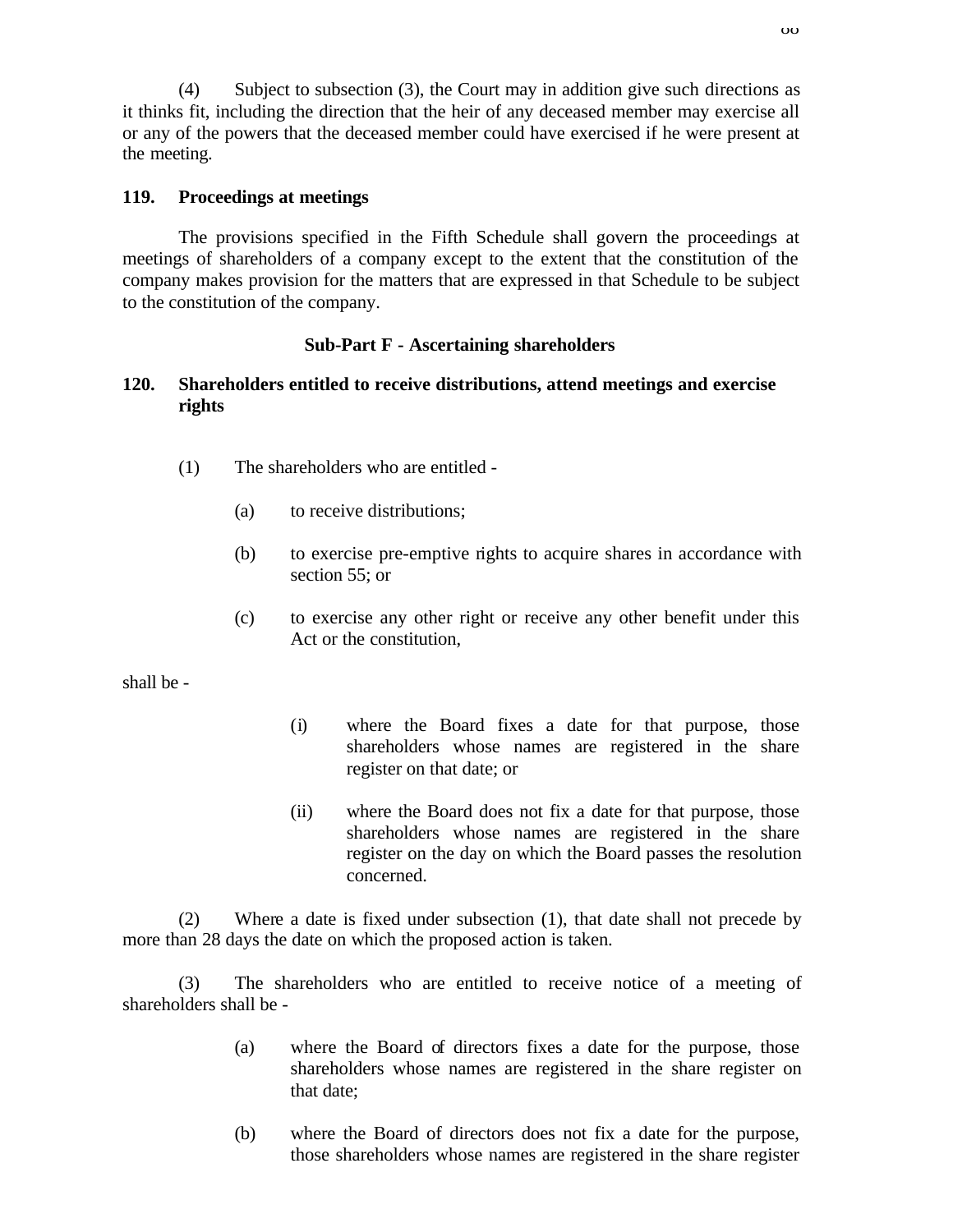(4) Subject to subsection (3), the Court may in addition give such directions as it thinks fit, including the direction that the heir of any deceased member may exercise all or any of the powers that the deceased member could have exercised if he were present at the meeting.

**119. Proceedings at meetings**

The provisions specified in the Fifth Schedule shall govern the proceedings at meetings of shareholders of a company except to the extent that the constitution of the company makes provision for the matters that are expressed in that Schedule to be subject to the constitution of the company.

**Sub-Part F - Ascertaining shareholders**

**120. Shareholders entitled to receive distributions, attend meetings and exercise rights**

(1) The shareholders who are entitled -

(a) to receive distributions;

(b) to exercise pre-emptive rights to acquire shares in accordance with section 55; or

(c) to exercise any other right or receive any other benefit under this Act or the constitution,

shall be -

(i) where the Board fixes a date for that purpose, those shareholders whose names are registered in the share register on that date; or

(ii) where the Board does not fix a date for that purpose, those shareholders whose names are registered in the share register on the day on which the Board passes the resolution concerned.

(2) Where a date is fixed under subsection (1), that date shall not precede by more than 28 days the date on which the proposed action is taken.

(3) The shareholders who are entitled to receive notice of a meeting of shareholders shall be -

(a) where the Board of directors fixes a date for the purpose, those shareholders whose names are registered in the share register on that date;

(b) where the Board of directors does not fix a date for the purpose, those shareholders whose names are registered in the share register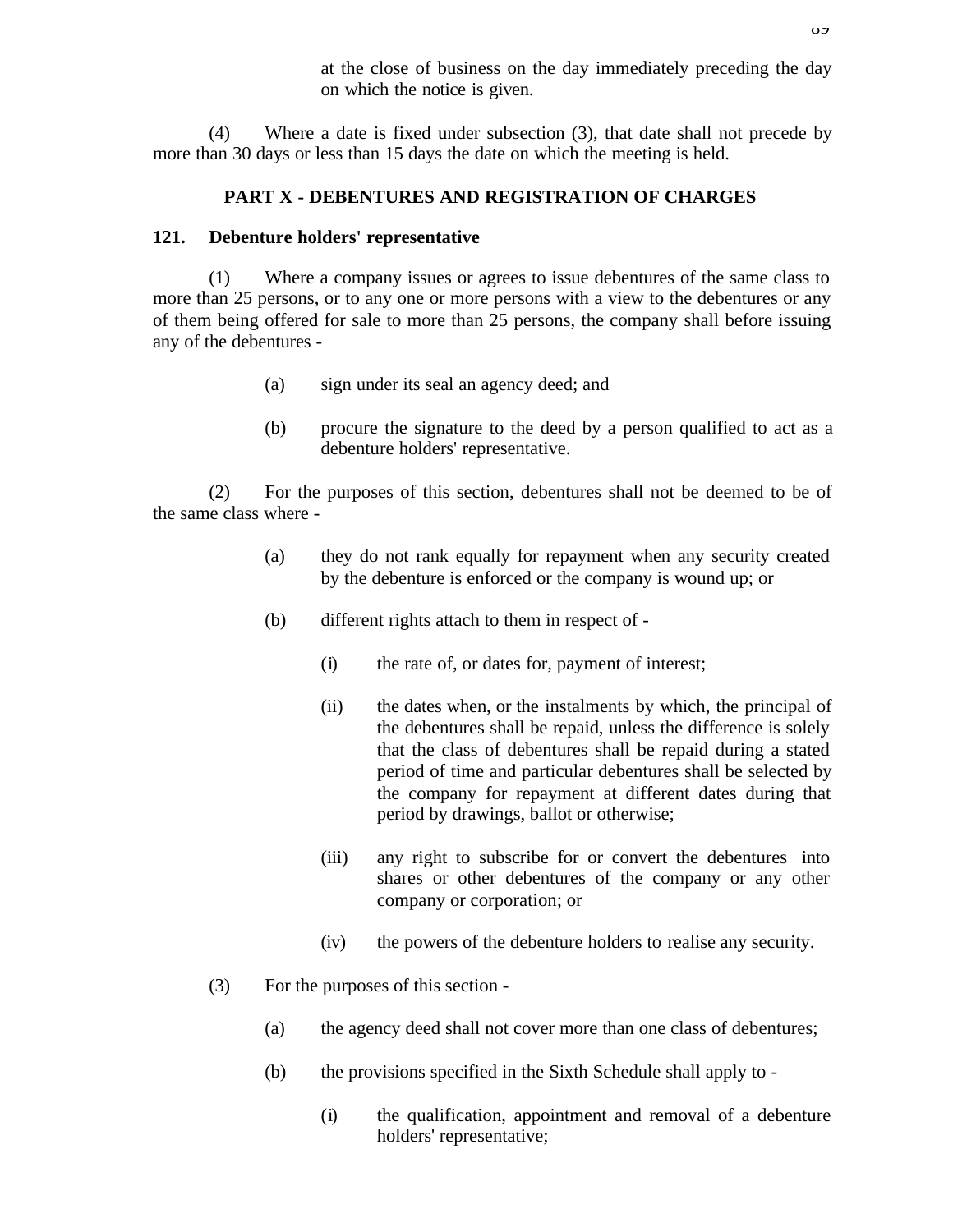at the close of business on the day immediately preceding the day on which the notice is given.

(4) Where a date is fixed under subsection (3), that date shall not precede by more than 30 days or less than 15 days the date on which the meeting is held.

## PART X - DEBENTURES AND REGISTRATION OF CHARGES

### 121. Debenture holders' representative

(1) Where a company issues or agrees to issue debentures of the same class to more than 25 persons, or to any one or more persons with a view to the debentures or any of them being offered for sale to more than 25 persons, the company shall before issuing any of the debentures -

(a) sign under its seal an agency deed; and

(b) procure the signature to the deed by a person qualified to act as a debenture holders' representative.

(2) For the purposes of this section, debentures shall not be deemed to be of the same class where -

(a) they do not rank equally for repayment when any security created by the debenture is enforced or the company is wound up; or

(b) different rights attach to them in respect of -

(i) the rate of, or dates for, payment of interest;

(ii) the dates when, or the instalments by which, the principal of the debentures shall be repaid, unless the difference is solely that the class of debentures shall be repaid during a stated period of time and particular debentures shall be selected by the company for repayment at different dates during that period by drawings, ballot or otherwise;

(iii) any right to subscribe for or convert the debentures into shares or other debentures of the company or any other company or corporation; or

(iv) the powers of the debenture holders to realise any security.

(3) For the purposes of this section -

(a) the agency deed shall not cover more than one class of debentures;

(b) the provisions specified in the Sixth Schedule shall apply to -

(i) the qualification, appointment and removal of a debenture holders' representative;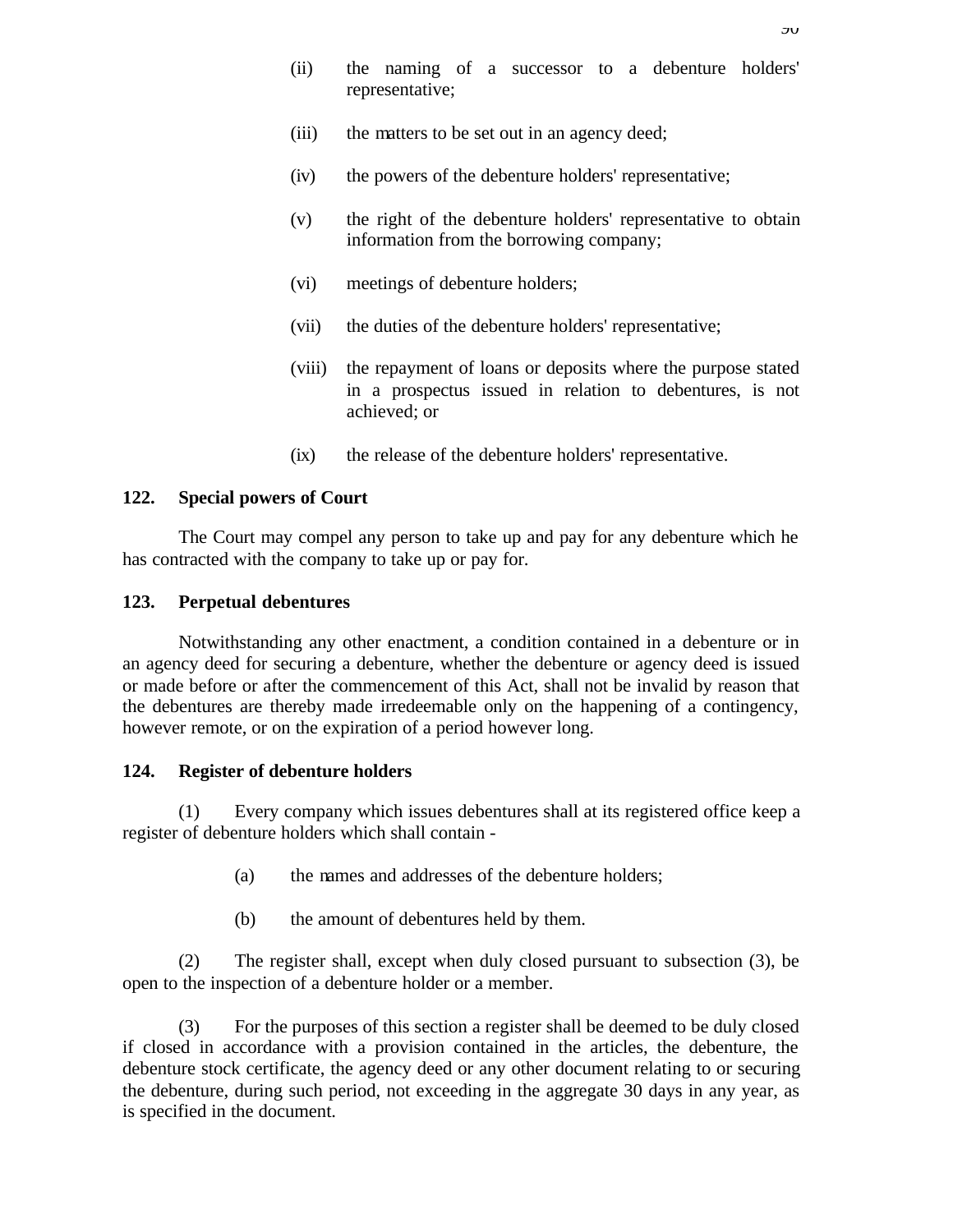(ii) the naming of a successor to a debenture holders' representative;

(iii) the matters to be set out in an agency deed;

(iv) the powers of the debenture holders' representative;

(v) the right of the debenture holders' representative to obtain information from the borrowing company;

(vi) meetings of debenture holders;

(vii) the duties of the debenture holders' representative;

(viii) the repayment of loans or deposits where the purpose stated in a prospectus issued in relation to debentures, is not achieved; or

(ix) the release of the debenture holders' representative.

**122. Special powers of Court**

The Court may compel any person to take up and pay for any debenture which he has contracted with the company to take up or pay for.

**123. Perpetual debentures**

Notwithstanding any other enactment, a condition contained in a debenture or in an agency deed for securing a debenture, whether the debenture or agency deed is issued or made before or after the commencement of this Act, shall not be invalid by reason that the debentures are thereby made irredeemable only on the happening of a contingency, however remote, or on the expiration of a period however long.

**124. Register of debenture holders**

(1) Every company which issues debentures shall at its registered office keep a register of debenture holders which shall contain -

(a) the names and addresses of the debenture holders;

(b) the amount of debentures held by them.

(2) The register shall, except when duly closed pursuant to subsection (3), be open to the inspection of a debenture holder or a member.

(3) For the purposes of this section a register shall be deemed to be duly closed if closed in accordance with a provision contained in the articles, the debenture, the debenture stock certificate, the agency deed or any other document relating to or securing the debenture, during such period, not exceeding in the aggregate 30 days in any year, as is specified in the document.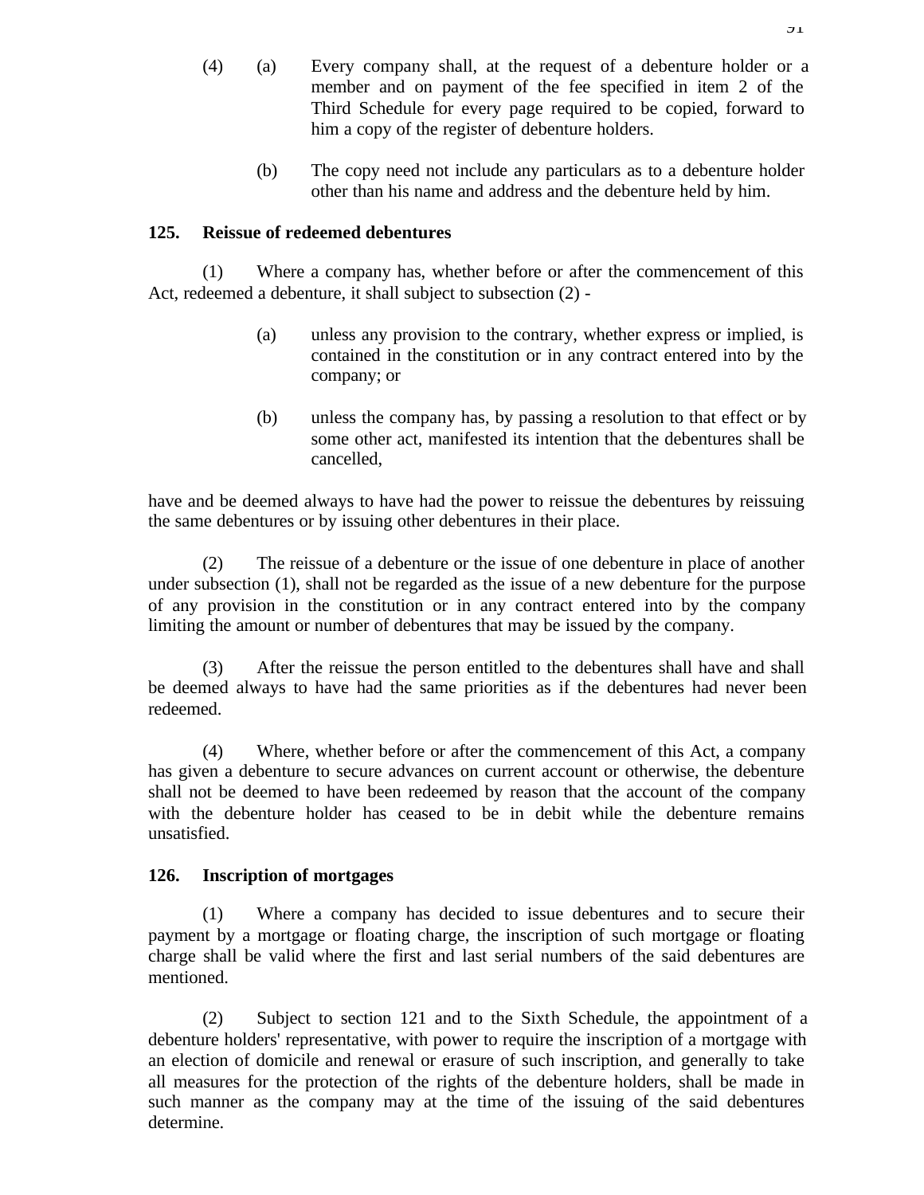(4) (a) Every company shall, at the request of a debenture holder or a member and on payment of the fee specified in item 2 of the Third Schedule for every page required to be copied, forward to him a copy of the register of debenture holders.

(b) The copy need not include any particulars as to a debenture holder other than his name and address and the debenture held by him.

**125. Reissue of redeemed debentures**

(1) Where a company has, whether before or after the commencement of this Act, redeemed a debenture, it shall subject to subsection (2) -

(a) unless any provision to the contrary, whether express or implied, is contained in the constitution or in any contract entered into by the company; or

(b) unless the company has, by passing a resolution to that effect or by some other act, manifested its intention that the debentures shall be cancelled,

have and be deemed always to have had the power to reissue the debentures by reissuing the same debentures or by issuing other debentures in their place.

(2) The reissue of a debenture or the issue of one debenture in place of another under subsection (1), shall not be regarded as the issue of a new debenture for the purpose of any provision in the constitution or in any contract entered into by the company limiting the amount or number of debentures that may be issued by the company.

(3) After the reissue the person entitled to the debentures shall have and shall be deemed always to have had the same priorities as if the debentures had never been redeemed.

(4) Where, whether before or after the commencement of this Act, a company has given a debenture to secure advances on current account or otherwise, the debenture shall not be deemed to have been redeemed by reason that the account of the company with the debenture holder has ceased to be in debit while the debenture remains unsatisfied.

**126. Inscription of mortgages**

(1) Where a company has decided to issue debentures and to secure their payment by a mortgage or floating charge, the inscription of such mortgage or floating charge shall be valid where the first and last serial numbers of the said debentures are mentioned.

(2) Subject to section 121 and to the Sixth Schedule, the appointment of a debenture holders' representative, with power to require the inscription of a mortgage with an election of domicile and renewal or erasure of such inscription, and generally to take all measures for the protection of the rights of the debenture holders, shall be made in such manner as the company may at the time of the issuing of the said debentures determine.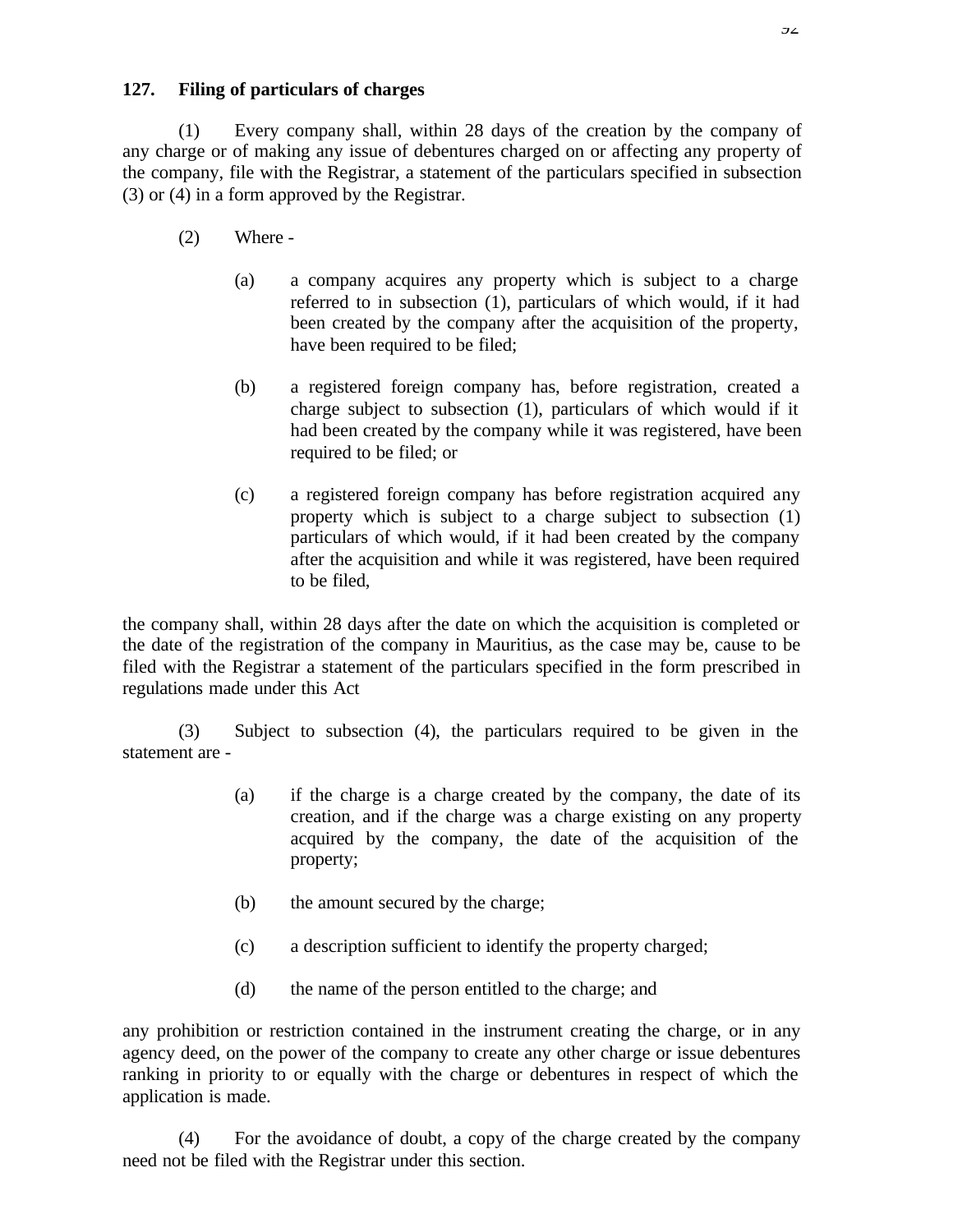### 127. Filing of particulars of charges

(1) Every company shall, within 28 days of the creation by the company of any charge or of making any issue of debentures charged on or affecting any property of the company, file with the Registrar, a statement of the particulars specified in subsection (3) or (4) in a form approved by the Registrar.

(2) Where -

(a) a company acquires any property which is subject to a charge referred to in subsection (1), particulars of which would, if it had been created by the company after the acquisition of the property, have been required to be filed;

(b) a registered foreign company has, before registration, created a charge subject to subsection (1), particulars of which would if it had been created by the company while it was registered, have been required to be filed; or

(c) a registered foreign company has before registration acquired any property which is subject to a charge subject to subsection (1) particulars of which would, if it had been created by the company after the acquisition and while it was registered, have been required to be filed,

the company shall, within 28 days after the date on which the acquisition is completed or the date of the registration of the company in Mauritius, as the case may be, cause to be filed with the Registrar a statement of the particulars specified in the form prescribed in regulations made under this Act

(3) Subject to subsection (4), the particulars required to be given in the statement are -

(a) if the charge is a charge created by the company, the date of its creation, and if the charge was a charge existing on any property acquired by the company, the date of the acquisition of the property;

(b) the amount secured by the charge;

(c) a description sufficient to identify the property charged;

(d) the name of the person entitled to the charge; and

any prohibition or restriction contained in the instrument creating the charge, or in any agency deed, on the power of the company to create any other charge or issue debentures ranking in priority to or equally with the charge or debentures in respect of which the application is made.

(4) For the avoidance of doubt, a copy of the charge created by the company need not be filed with the Registrar under this section.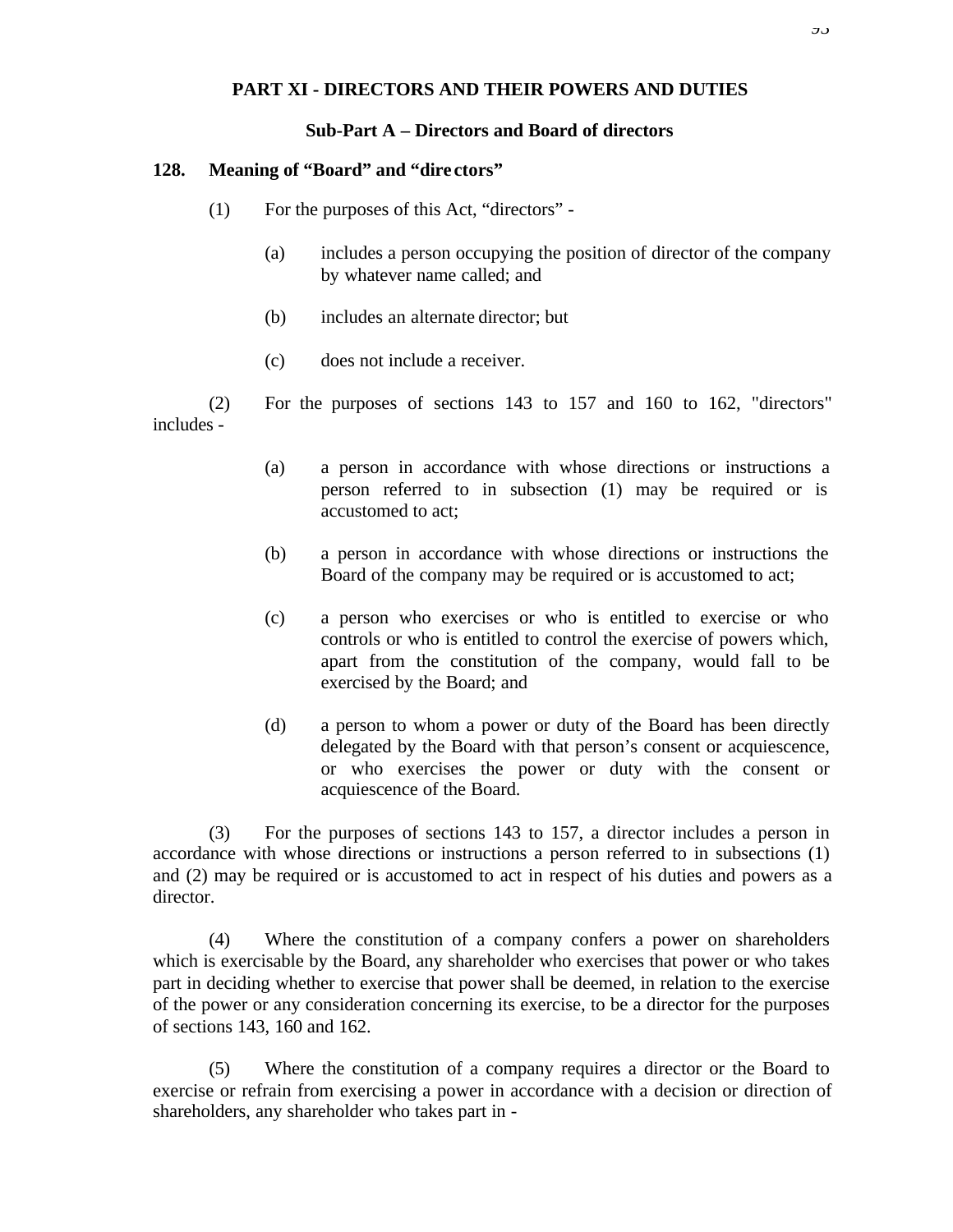## PART XI - DIRECTORS AND THEIR POWERS AND DUTIES

### Sub-Part A – Directors and Board of directors

**128. Meaning of "Board" and "directors"**

(1) For the purposes of this Act, "directors" -

(a) includes a person occupying the position of director of the company by whatever name called; and

(b) includes an alternate director; but

(c) does not include a receiver.

(2) For the purposes of sections 143 to 157 and 160 to 162, "directors" includes -

(a) a person in accordance with whose directions or instructions a person referred to in subsection (1) may be required or is accustomed to act;

(b) a person in accordance with whose directions or instructions the Board of the company may be required or is accustomed to act;

(c) a person who exercises or who is entitled to exercise or who controls or who is entitled to control the exercise of powers which, apart from the constitution of the company, would fall to be exercised by the Board; and

(d) a person to whom a power or duty of the Board has been directly delegated by the Board with that person's consent or acquiescence, or who exercises the power or duty with the consent or acquiescence of the Board.

(3) For the purposes of sections 143 to 157, a director includes a person in accordance with whose directions or instructions a person referred to in subsections (1) and (2) may be required or is accustomed to act in respect of his duties and powers as a director.

(4) Where the constitution of a company confers a power on shareholders which is exercisable by the Board, any shareholder who exercises that power or who takes part in deciding whether to exercise that power shall be deemed, in relation to the exercise of the power or any consideration concerning its exercise, to be a director for the purposes of sections 143, 160 and 162.

(5) Where the constitution of a company requires a director or the Board to exercise or refrain from exercising a power in accordance with a decision or direction of shareholders, any shareholder who takes part in -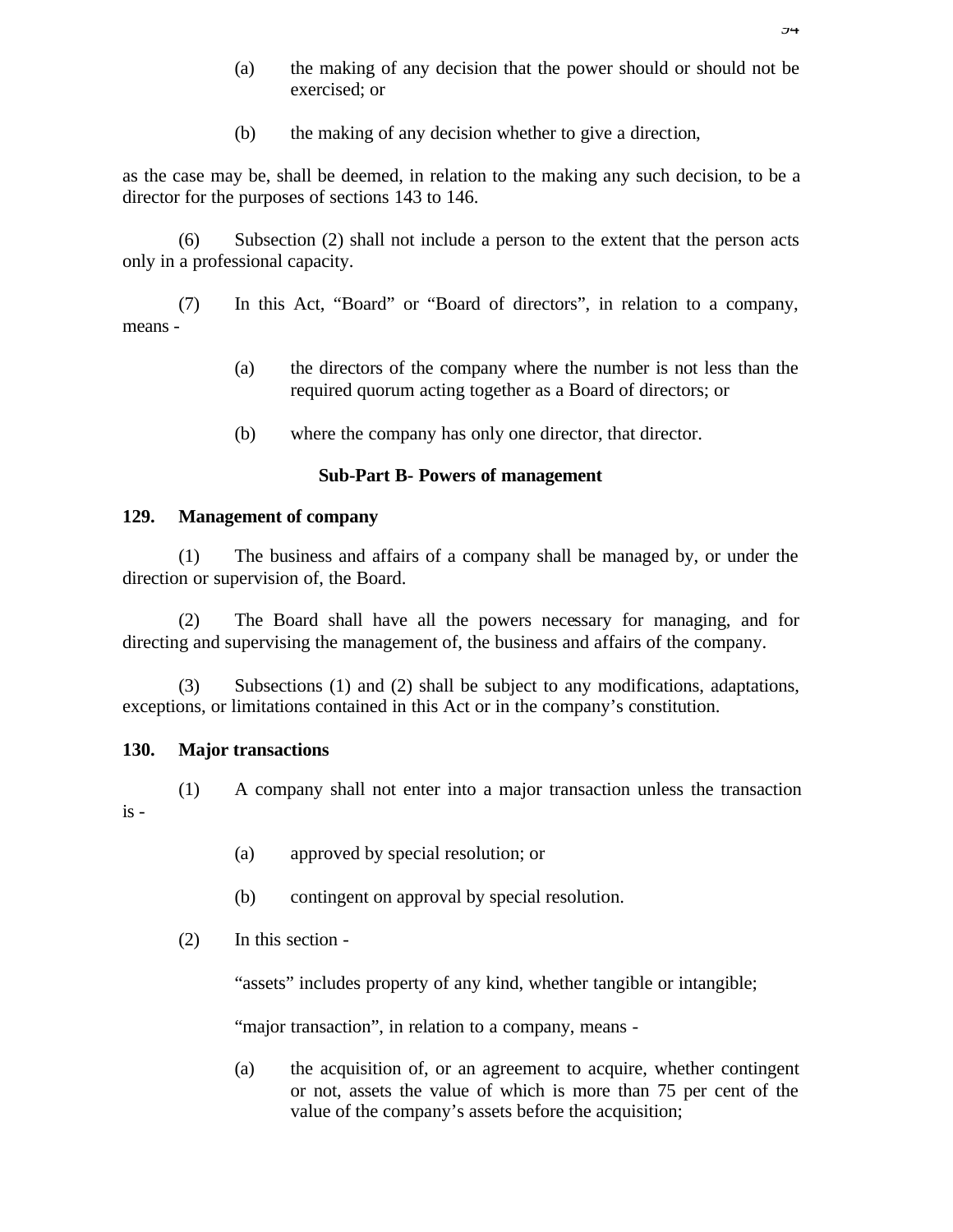(a) the making of any decision that the power should or should not be exercised; or

(b) the making of any decision whether to give a direction,

as the case may be, shall be deemed, in relation to the making any such decision, to be a director for the purposes of sections 143 to 146.

(6) Subsection (2) shall not include a person to the extent that the person acts only in a professional capacity.

(7) In this Act, "Board" or "Board of directors", in relation to a company, means -

(a) the directors of the company where the number is not less than the required quorum acting together as a Board of directors; or

(b) where the company has only one director, that director.

### Sub-Part B- Powers of management

**129. Management of company**

(1) The business and affairs of a company shall be managed by, or under the direction or supervision of, the Board.

(2) The Board shall have all the powers necessary for managing, and for directing and supervising the management of, the business and affairs of the company.

(3) Subsections (1) and (2) shall be subject to any modifications, adaptations, exceptions, or limitations contained in this Act or in the company's constitution.

**130. Major transactions**

(1) A company shall not enter into a major transaction unless the transaction is -

(a) approved by special resolution; or

(b) contingent on approval by special resolution.

(2) In this section -

"assets" includes property of any kind, whether tangible or intangible;

"major transaction", in relation to a company, means -

(a) the acquisition of, or an agreement to acquire, whether contingent or not, assets the value of which is more than 75 per cent of the value of the company's assets before the acquisition;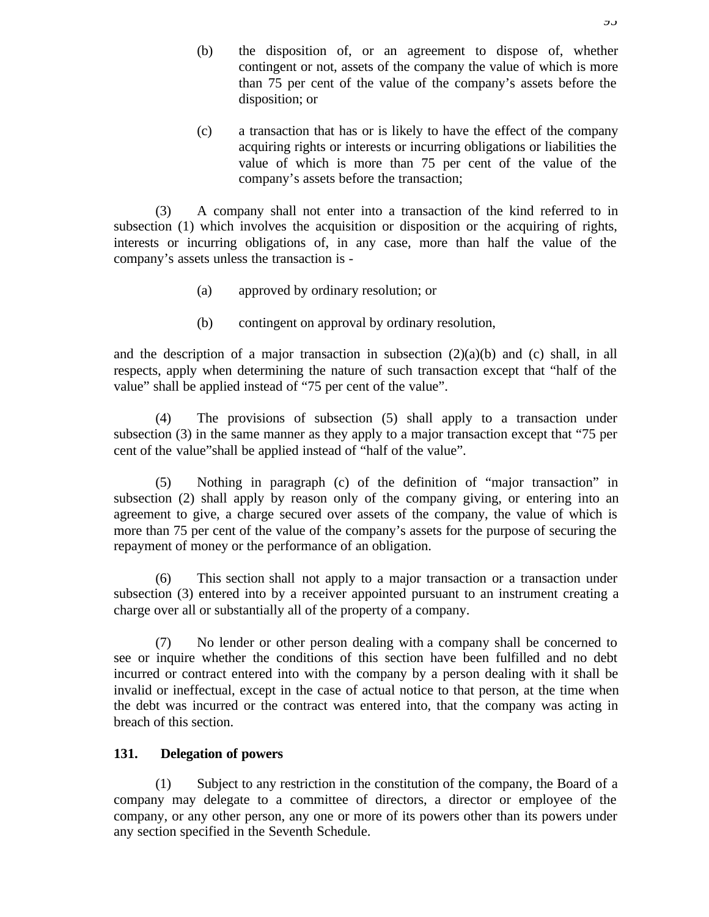(b) the disposition of, or an agreement to dispose of, whether contingent or not, assets of the company the value of which is more than 75 per cent of the value of the company's assets before the disposition; or

(c) a transaction that has or is likely to have the effect of the company acquiring rights or interests or incurring obligations or liabilities the value of which is more than 75 per cent of the value of the company's assets before the transaction;

(3) A company shall not enter into a transaction of the kind referred to in subsection (1) which involves the acquisition or disposition or the acquiring of rights, interests or incurring obligations of, in any case, more than half the value of the company's assets unless the transaction is -

(a) approved by ordinary resolution; or

(b) contingent on approval by ordinary resolution,

and the description of a major transaction in subsection (2)(a)(b) and (c) shall, in all respects, apply when determining the nature of such transaction except that "half of the value" shall be applied instead of "75 per cent of the value".

(4) The provisions of subsection (5) shall apply to a transaction under subsection (3) in the same manner as they apply to a major transaction except that "75 per cent of the value"shall be applied instead of "half of the value".

(5) Nothing in paragraph (c) of the definition of "major transaction" in subsection (2) shall apply by reason only of the company giving, or entering into an agreement to give, a charge secured over assets of the company, the value of which is more than 75 per cent of the value of the company's assets for the purpose of securing the repayment of money or the performance of an obligation.

(6) This section shall not apply to a major transaction or a transaction under subsection (3) entered into by a receiver appointed pursuant to an instrument creating a charge over all or substantially all of the property of a company.

(7) No lender or other person dealing with a company shall be concerned to see or inquire whether the conditions of this section have been fulfilled and no debt incurred or contract entered into with the company by a person dealing with it shall be invalid or ineffectual, except in the case of actual notice to that person, at the time when the debt was incurred or the contract was entered into, that the company was acting in breach of this section.

**131. Delegation of powers**

(1) Subject to any restriction in the constitution of the company, the Board of a company may delegate to a committee of directors, a director or employee of the company, or any other person, any one or more of its powers other than its powers under any section specified in the Seventh Schedule.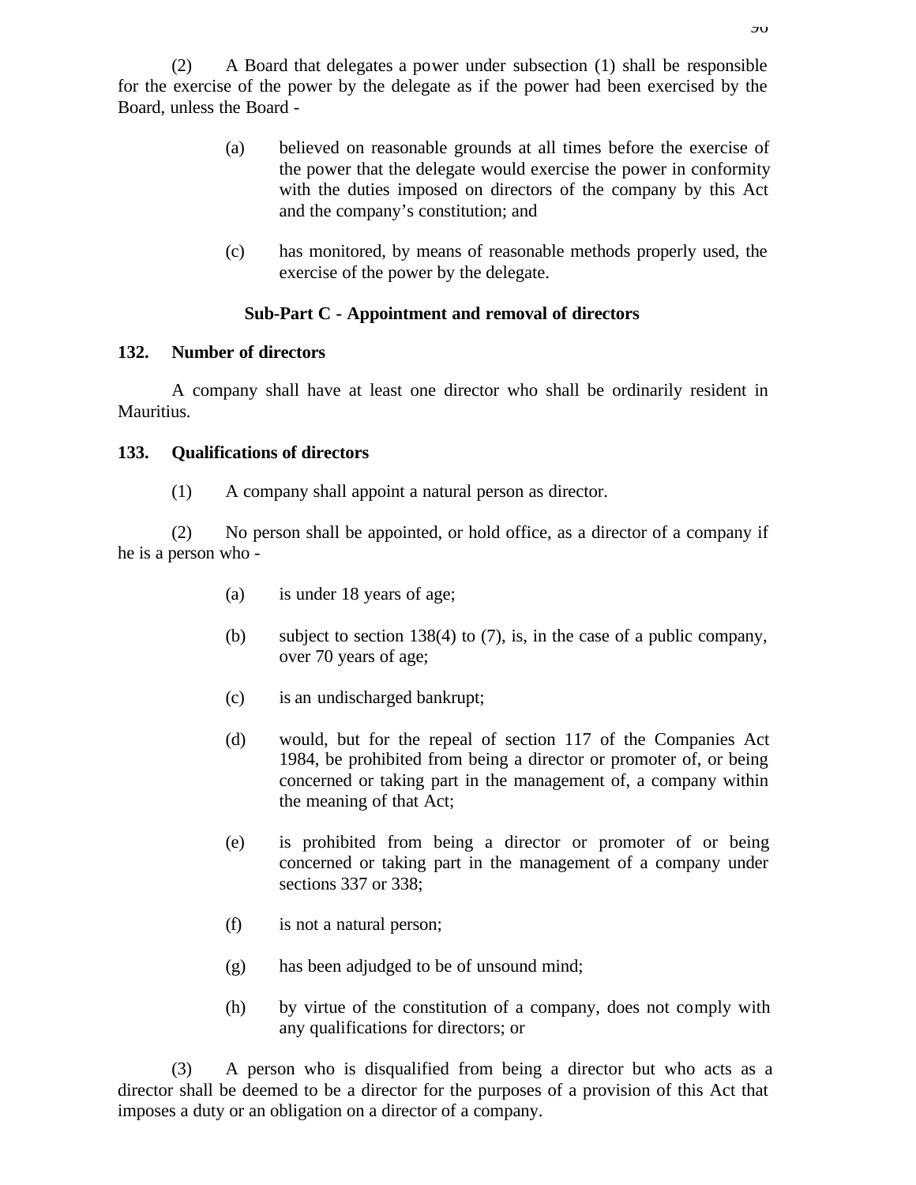(2) A Board that delegates a power under subsection (1) shall be responsible for the exercise of the power by the delegate as if the power had been exercised by the Board, unless the Board -

(a) believed on reasonable grounds at all times before the exercise of the power that the delegate would exercise the power in conformity with the duties imposed on directors of the company by this Act and the company's constitution; and

(c) has monitored, by means of reasonable methods properly used, the exercise of the power by the delegate.

### Sub-Part C - Appointment and removal of directors

**132. Number of directors**

A company shall have at least one director who shall be ordinarily resident in Mauritius.

**133. Qualifications of directors**

(1) A company shall appoint a natural person as director.

(2) No person shall be appointed, or hold office, as a director of a company if he is a person who -

(a) is under 18 years of age;

(b) subject to section 138(4) to (7), is, in the case of a public company, over 70 years of age;

(c) is an undischarged bankrupt;

(d) would, but for the repeal of section 117 of the Companies Act 1984, be prohibited from being a director or promoter of, or being concerned or taking part in the management of, a company within the meaning of that Act;

(e) is prohibited from being a director or promoter of or being concerned or taking part in the management of a company under sections 337 or 338;

(f) is not a natural person;

(g) has been adjudged to be of unsound mind;

(h) by virtue of the constitution of a company, does not comply with any qualifications for directors; or

(3) A person who is disqualified from being a director but who acts as a director shall be deemed to be a director for the purposes of a provision of this Act that imposes a duty or an obligation on a director of a company.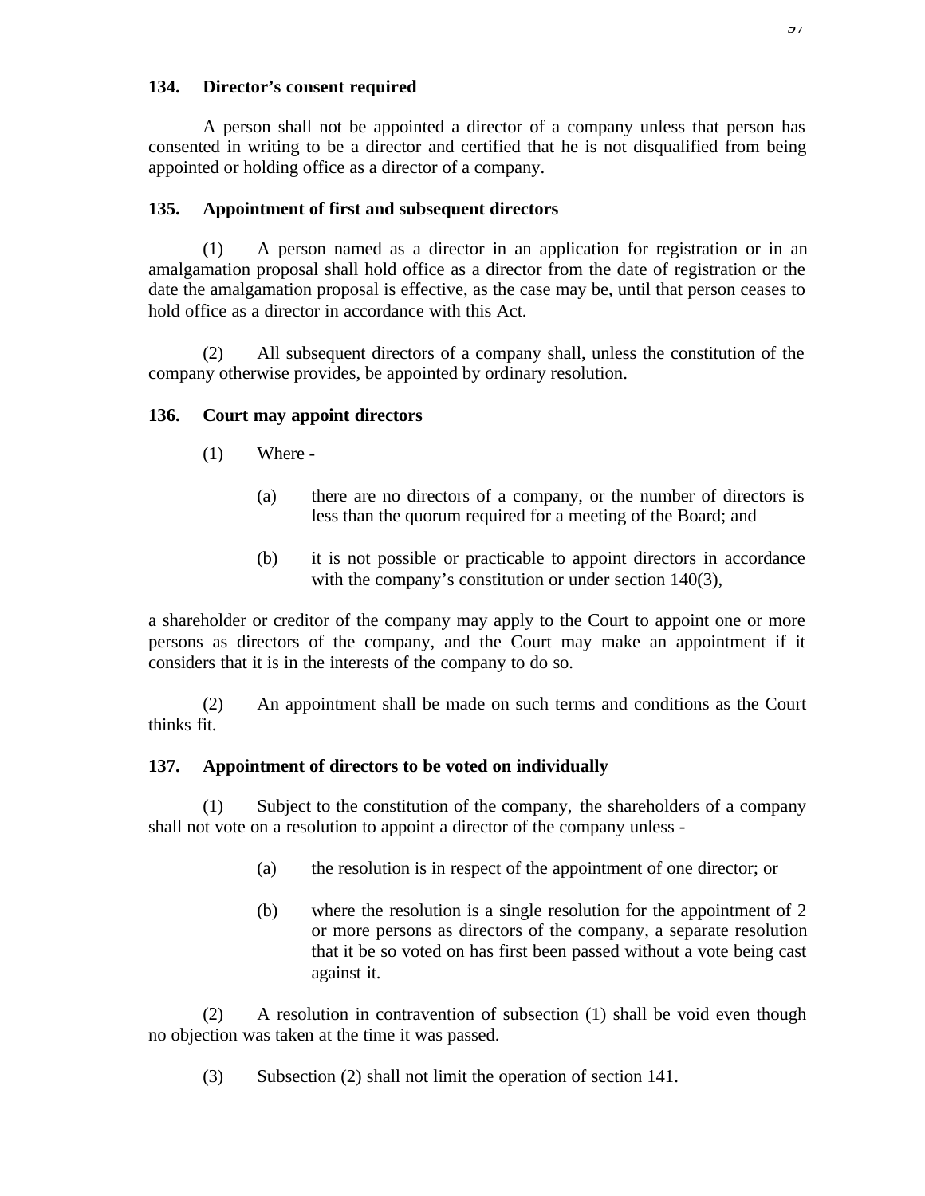### 134. Director's consent required

A person shall not be appointed a director of a company unless that person has consented in writing to be a director and certified that he is not disqualified from being appointed or holding office as a director of a company.

### 135. Appointment of first and subsequent directors

(1) A person named as a director in an application for registration or in an amalgamation proposal shall hold office as a director from the date of registration or the date the amalgamation proposal is effective, as the case may be, until that person ceases to hold office as a director in accordance with this Act.

(2) All subsequent directors of a company shall, unless the constitution of the company otherwise provides, be appointed by ordinary resolution.

### 136. Court may appoint directors

(1) Where -

(a) there are no directors of a company, or the number of directors is less than the quorum required for a meeting of the Board; and

(b) it is not possible or practicable to appoint directors in accordance with the company's constitution or under section 140(3),

a shareholder or creditor of the company may apply to the Court to appoint one or more persons as directors of the company, and the Court may make an appointment if it considers that it is in the interests of the company to do so.

(2) An appointment shall be made on such terms and conditions as the Court thinks fit.

### 137. Appointment of directors to be voted on individually

(1) Subject to the constitution of the company, the shareholders of a company shall not vote on a resolution to appoint a director of the company unless -

(a) the resolution is in respect of the appointment of one director; or

(b) where the resolution is a single resolution for the appointment of 2 or more persons as directors of the company, a separate resolution that it be so voted on has first been passed without a vote being cast against it.

(2) A resolution in contravention of subsection (1) shall be void even though no objection was taken at the time it was passed.

(3) Subsection (2) shall not limit the operation of section 141.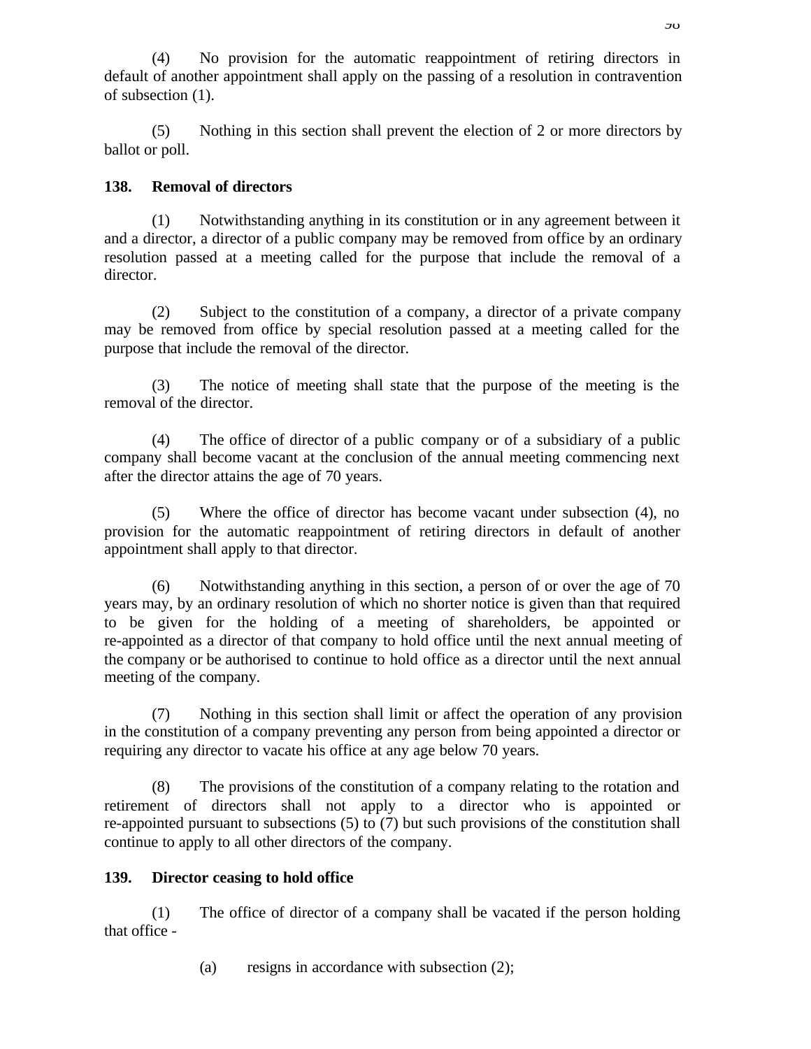(4) No provision for the automatic reappointment of retiring directors in default of another appointment shall apply on the passing of a resolution in contravention of subsection (1).

(5) Nothing in this section shall prevent the election of 2 or more directors by ballot or poll.

**138. Removal of directors**

(1) Notwithstanding anything in its constitution or in any agreement between it and a director, a director of a public company may be removed from office by an ordinary resolution passed at a meeting called for the purpose that include the removal of a director.

(2) Subject to the constitution of a company, a director of a private company may be removed from office by special resolution passed at a meeting called for the purpose that include the removal of the director.

(3) The notice of meeting shall state that the purpose of the meeting is the removal of the director.

(4) The office of director of a public company or of a subsidiary of a public company shall become vacant at the conclusion of the annual meeting commencing next after the director attains the age of 70 years.

(5) Where the office of director has become vacant under subsection (4), no provision for the automatic reappointment of retiring directors in default of another appointment shall apply to that director.

(6) Notwithstanding anything in this section, a person of or over the age of 70 years may, by an ordinary resolution of which no shorter notice is given than that required to be given for the holding of a meeting of shareholders, be appointed or re-appointed as a director of that company to hold office until the next annual meeting of the company or be authorised to continue to hold office as a director until the next annual meeting of the company.

(7) Nothing in this section shall limit or affect the operation of any provision in the constitution of a company preventing any person from being appointed a director or requiring any director to vacate his office at any age below 70 years.

(8) The provisions of the constitution of a company relating to the rotation and retirement of directors shall not apply to a director who is appointed or re-appointed pursuant to subsections (5) to (7) but such provisions of the constitution shall continue to apply to all other directors of the company.

**139. Director ceasing to hold office**

(1) The office of director of a company shall be vacated if the person holding that office -

(a) resigns in accordance with subsection (2);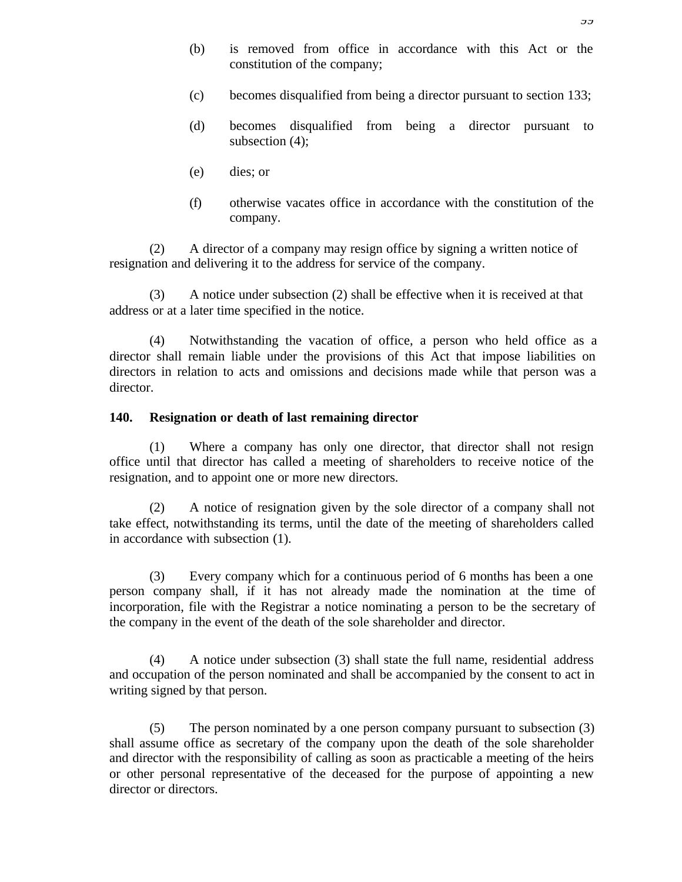(b) is removed from office in accordance with this Act or the constitution of the company;

(c) becomes disqualified from being a director pursuant to section 133;

(d) becomes disqualified from being a director pursuant to subsection (4);

(e) dies; or

(f) otherwise vacates office in accordance with the constitution of the company.

(2) A director of a company may resign office by signing a written notice of resignation and delivering it to the address for service of the company.

(3) A notice under subsection (2) shall be effective when it is received at that address or at a later time specified in the notice.

(4) Notwithstanding the vacation of office, a person who held office as a director shall remain liable under the provisions of this Act that impose liabilities on directors in relation to acts and omissions and decisions made while that person was a director.

**140. Resignation or death of last remaining director**

(1) Where a company has only one director, that director shall not resign office until that director has called a meeting of shareholders to receive notice of the resignation, and to appoint one or more new directors.

(2) A notice of resignation given by the sole director of a company shall not take effect, notwithstanding its terms, until the date of the meeting of shareholders called in accordance with subsection (1).

(3) Every company which for a continuous period of 6 months has been a one person company shall, if it has not already made the nomination at the time of incorporation, file with the Registrar a notice nominating a person to be the secretary of the company in the event of the death of the sole shareholder and director.

(4) A notice under subsection (3) shall state the full name, residential address and occupation of the person nominated and shall be accompanied by the consent to act in writing signed by that person.

(5) The person nominated by a one person company pursuant to subsection (3) shall assume office as secretary of the company upon the death of the sole shareholder and director with the responsibility of calling as soon as practicable a meeting of the heirs or other personal representative of the deceased for the purpose of appointing a new director or directors.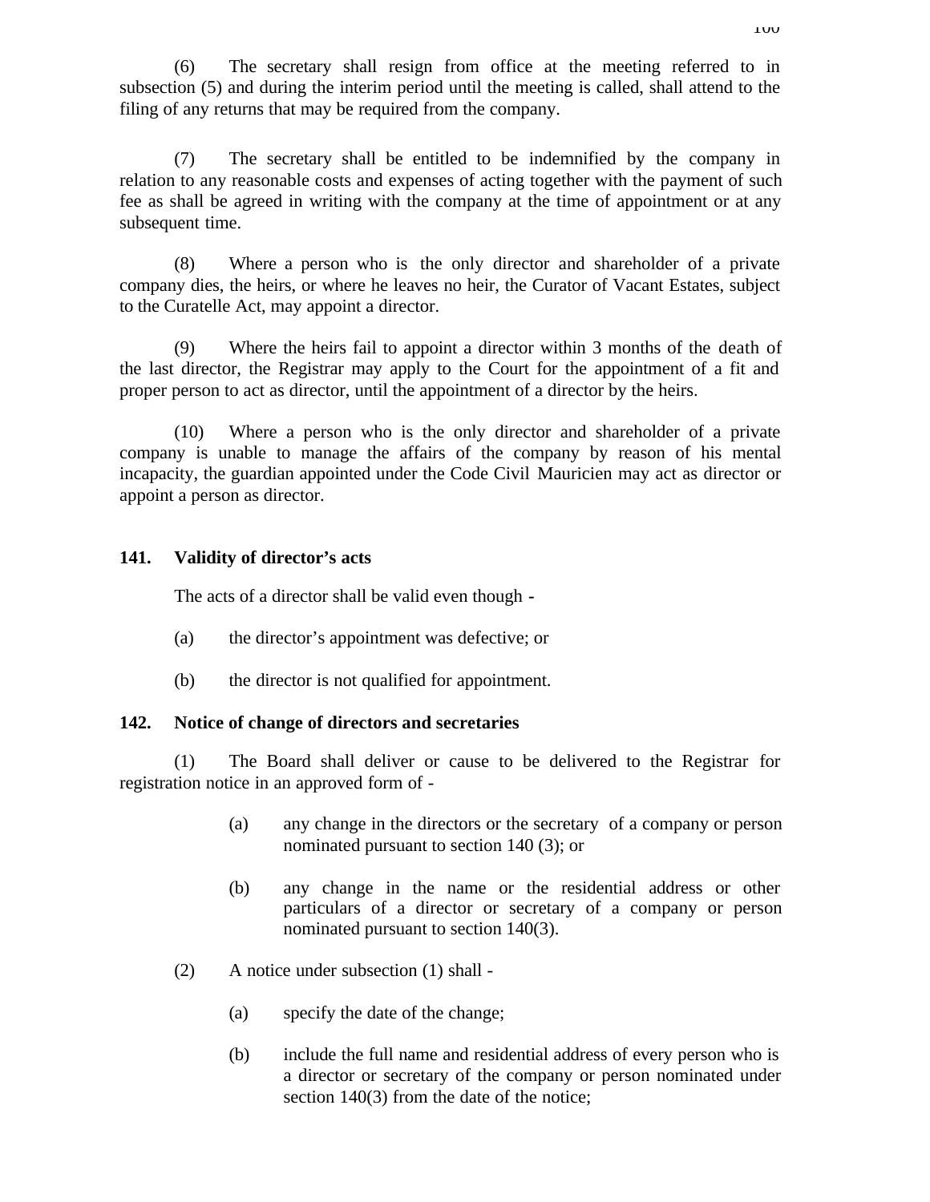(6) The secretary shall resign from office at the meeting referred to in subsection (5) and during the interim period until the meeting is called, shall attend to the filing of any returns that may be required from the company.

(7) The secretary shall be entitled to be indemnified by the company in relation to any reasonable costs and expenses of acting together with the payment of such fee as shall be agreed in writing with the company at the time of appointment or at any subsequent time.

(8) Where a person who is the only director and shareholder of a private company dies, the heirs, or where he leaves no heir, the Curator of Vacant Estates, subject to the Curatelle Act, may appoint a director.

(9) Where the heirs fail to appoint a director within 3 months of the death of the last director, the Registrar may apply to the Court for the appointment of a fit and proper person to act as director, until the appointment of a director by the heirs.

(10) Where a person who is the only director and shareholder of a private company is unable to manage the affairs of the company by reason of his mental incapacity, the guardian appointed under the Code Civil Mauricien may act as director or appoint a person as director.

**141. Validity of director's acts**

The acts of a director shall be valid even though -

(a) the director's appointment was defective; or

(b) the director is not qualified for appointment.

**142. Notice of change of directors and secretaries**

(1) The Board shall deliver or cause to be delivered to the Registrar for registration notice in an approved form of -

(a) any change in the directors or the secretary of a company or person nominated pursuant to section 140 (3); or

(b) any change in the name or the residential address or other particulars of a director or secretary of a company or person nominated pursuant to section 140(3).

(2) A notice under subsection (1) shall -

(a) specify the date of the change;

(b) include the full name and residential address of every person who is a director or secretary of the company or person nominated under section 140(3) from the date of the notice;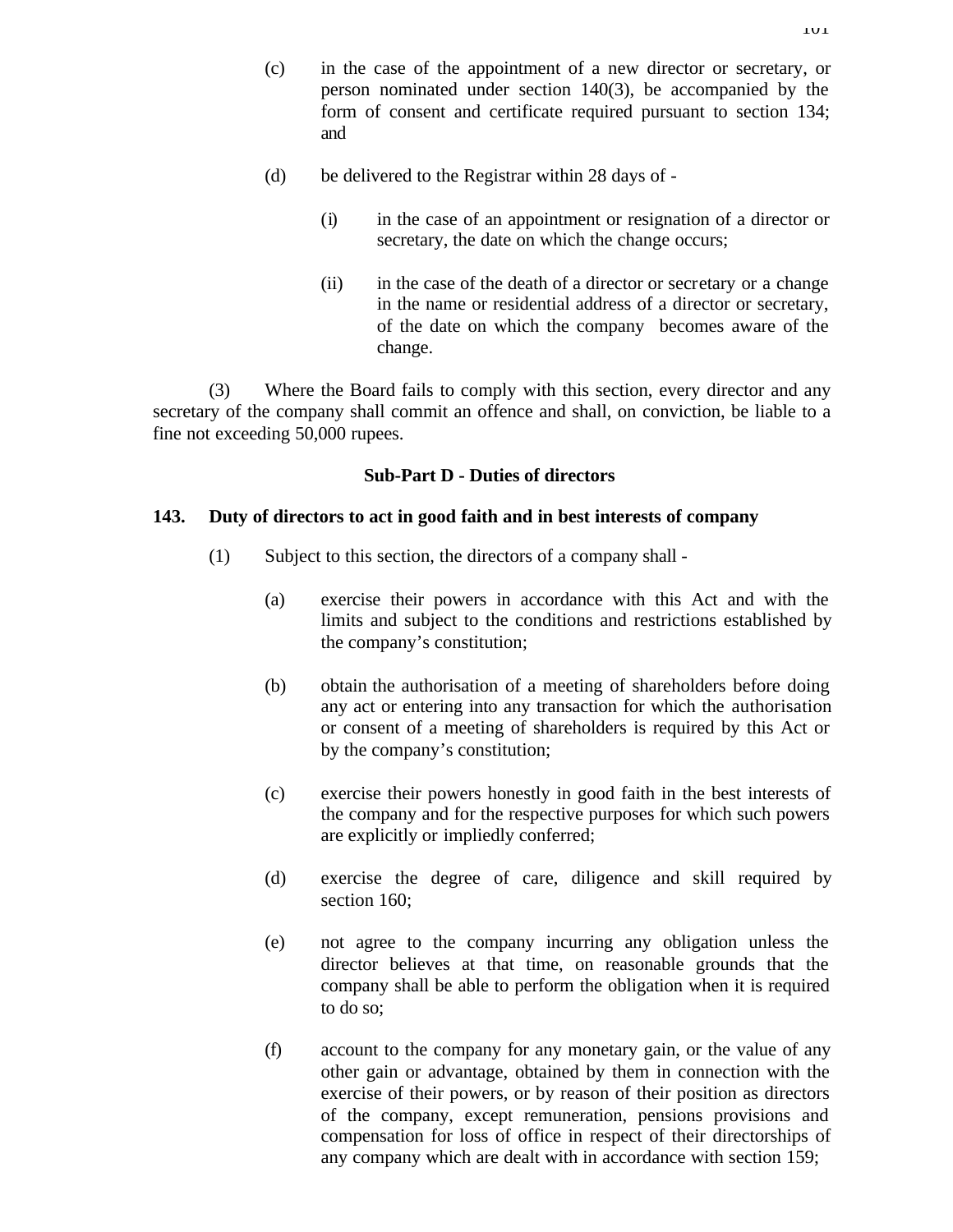(c) in the case of the appointment of a new director or secretary, or person nominated under section 140(3), be accompanied by the form of consent and certificate required pursuant to section 134; and

(d) be delivered to the Registrar within 28 days of -

(i) in the case of an appointment or resignation of a director or secretary, the date on which the change occurs;

(ii) in the case of the death of a director or secretary or a change in the name or residential address of a director or secretary, of the date on which the company becomes aware of the change.

(3) Where the Board fails to comply with this section, every director and any secretary of the company shall commit an offence and shall, on conviction, be liable to a fine not exceeding 50,000 rupees.

**Sub-Part D - Duties of directors**

**143. Duty of directors to act in good faith and in best interests of company**

(1) Subject to this section, the directors of a company shall -

(a) exercise their powers in accordance with this Act and with the limits and subject to the conditions and restrictions established by the company's constitution;

(b) obtain the authorisation of a meeting of shareholders before doing any act or entering into any transaction for which the authorisation or consent of a meeting of shareholders is required by this Act or by the company's constitution;

(c) exercise their powers honestly in good faith in the best interests of the company and for the respective purposes for which such powers are explicitly or impliedly conferred;

(d) exercise the degree of care, diligence and skill required by section 160;

(e) not agree to the company incurring any obligation unless the director believes at that time, on reasonable grounds that the company shall be able to perform the obligation when it is required to do so;

(f) account to the company for any monetary gain, or the value of any other gain or advantage, obtained by them in connection with the exercise of their powers, or by reason of their position as directors of the company, except remuneration, pensions provisions and compensation for loss of office in respect of their directorships of any company which are dealt with in accordance with section 159;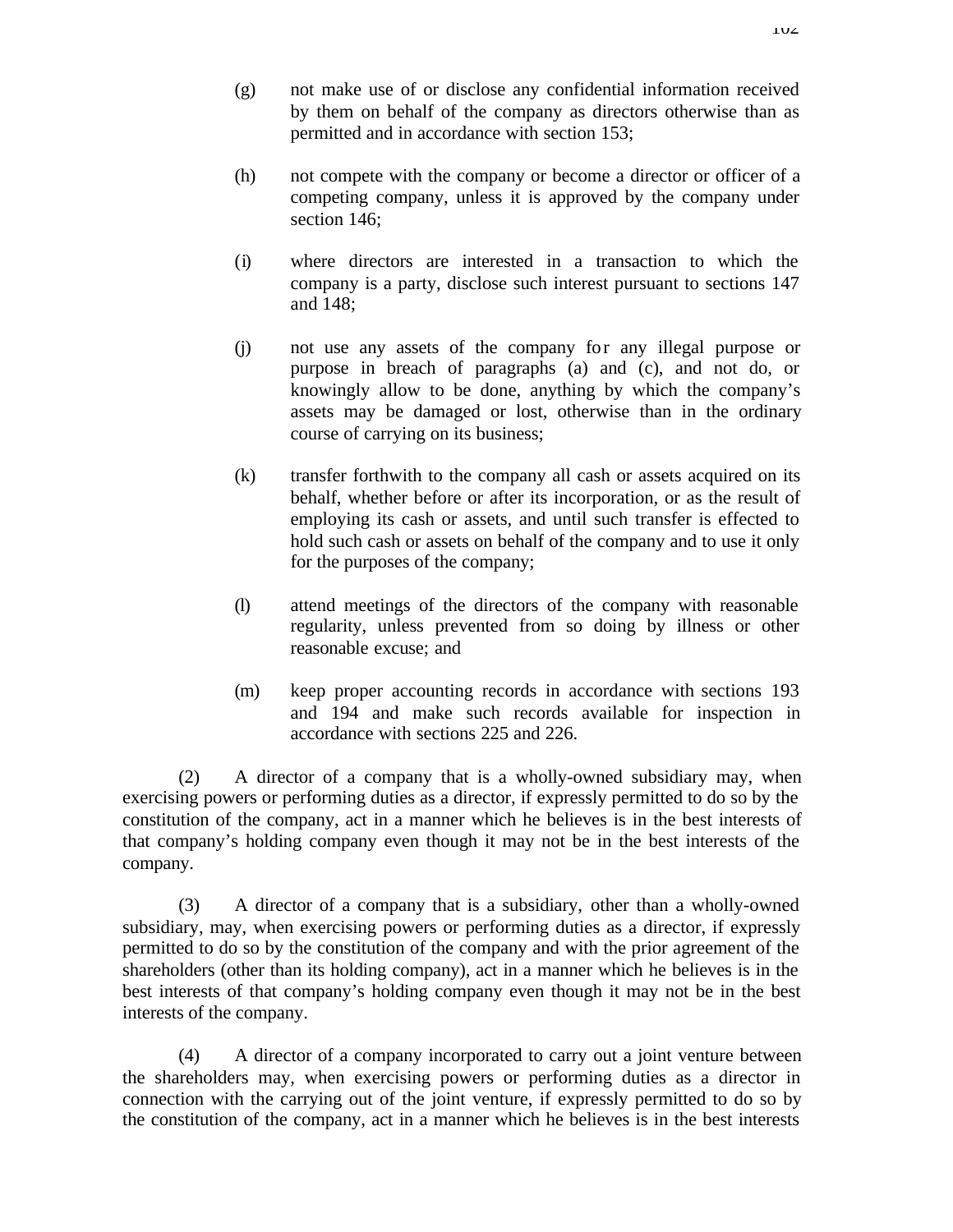(g) not make use of or disclose any confidential information received by them on behalf of the company as directors otherwise than as permitted and in accordance with section 153;

(h) not compete with the company or become a director or officer of a competing company, unless it is approved by the company under section 146;

(i) where directors are interested in a transaction to which the company is a party, disclose such interest pursuant to sections 147 and 148;

(j) not use any assets of the company for any illegal purpose or purpose in breach of paragraphs (a) and (c), and not do, or knowingly allow to be done, anything by which the company's assets may be damaged or lost, otherwise than in the ordinary course of carrying on its business;

(k) transfer forthwith to the company all cash or assets acquired on its behalf, whether before or after its incorporation, or as the result of employing its cash or assets, and until such transfer is effected to hold such cash or assets on behalf of the company and to use it only for the purposes of the company;

(l) attend meetings of the directors of the company with reasonable regularity, unless prevented from so doing by illness or other reasonable excuse; and

(m) keep proper accounting records in accordance with sections 193 and 194 and make such records available for inspection in accordance with sections 225 and 226.

(2) A director of a company that is a wholly-owned subsidiary may, when exercising powers or performing duties as a director, if expressly permitted to do so by the constitution of the company, act in a manner which he believes is in the best interests of that company's holding company even though it may not be in the best interests of the company.

(3) A director of a company that is a subsidiary, other than a wholly-owned subsidiary, may, when exercising powers or performing duties as a director, if expressly permitted to do so by the constitution of the company and with the prior agreement of the shareholders (other than its holding company), act in a manner which he believes is in the best interests of that company's holding company even though it may not be in the best interests of the company.

(4) A director of a company incorporated to carry out a joint venture between the shareholders may, when exercising powers or performing duties as a director in connection with the carrying out of the joint venture, if expressly permitted to do so by the constitution of the company, act in a manner which he believes is in the best interests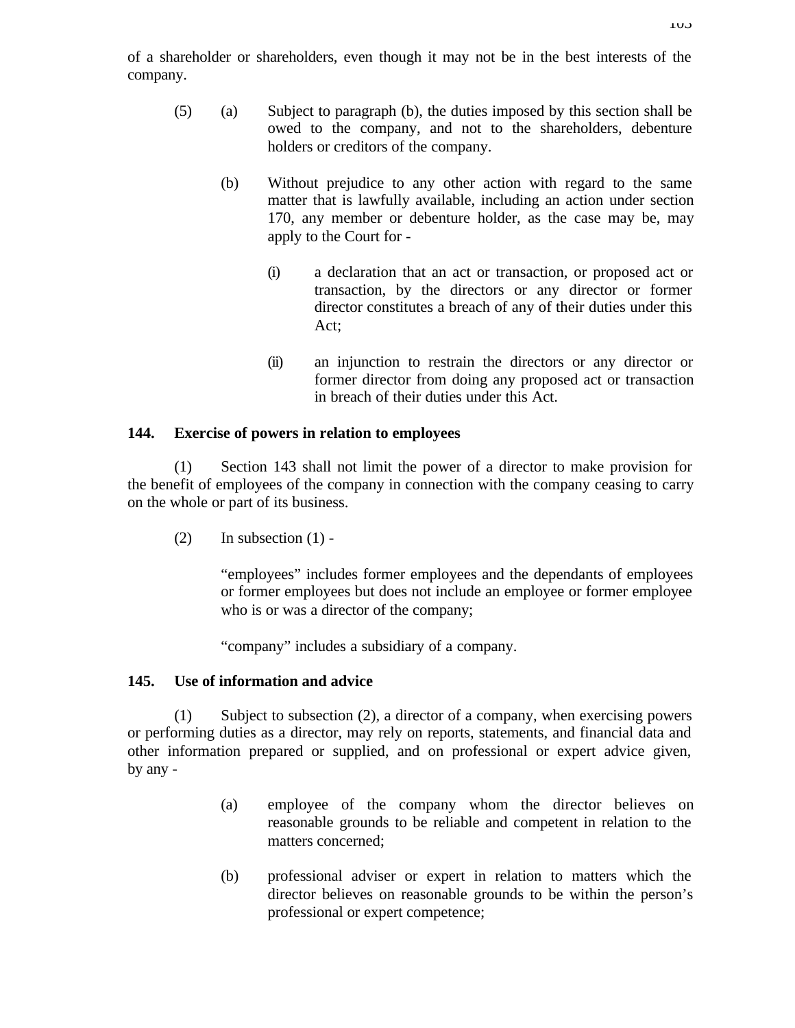of a shareholder or shareholders, even though it may not be in the best interests of the company.

(5) (a) Subject to paragraph (b), the duties imposed by this section shall be owed to the company, and not to the shareholders, debenture holders or creditors of the company.

(b) Without prejudice to any other action with regard to the same matter that is lawfully available, including an action under section 170, any member or debenture holder, as the case may be, may apply to the Court for -

(i) a declaration that an act or transaction, or proposed act or transaction, by the directors or any director or former director constitutes a breach of any of their duties under this Act;

(ii) an injunction to restrain the directors or any director or former director from doing any proposed act or transaction in breach of their duties under this Act.

**144. Exercise of powers in relation to employees**

(1) Section 143 shall not limit the power of a director to make provision for the benefit of employees of the company in connection with the company ceasing to carry on the whole or part of its business.

(2) In subsection (1) -

"employees" includes former employees and the dependants of employees or former employees but does not include an employee or former employee who is or was a director of the company;

"company" includes a subsidiary of a company.

**145. Use of information and advice**

(1) Subject to subsection (2), a director of a company, when exercising powers or performing duties as a director, may rely on reports, statements, and financial data and other information prepared or supplied, and on professional or expert advice given, by any -

(a) employee of the company whom the director believes on reasonable grounds to be reliable and competent in relation to the matters concerned;

(b) professional adviser or expert in relation to matters which the director believes on reasonable grounds to be within the person's professional or expert competence;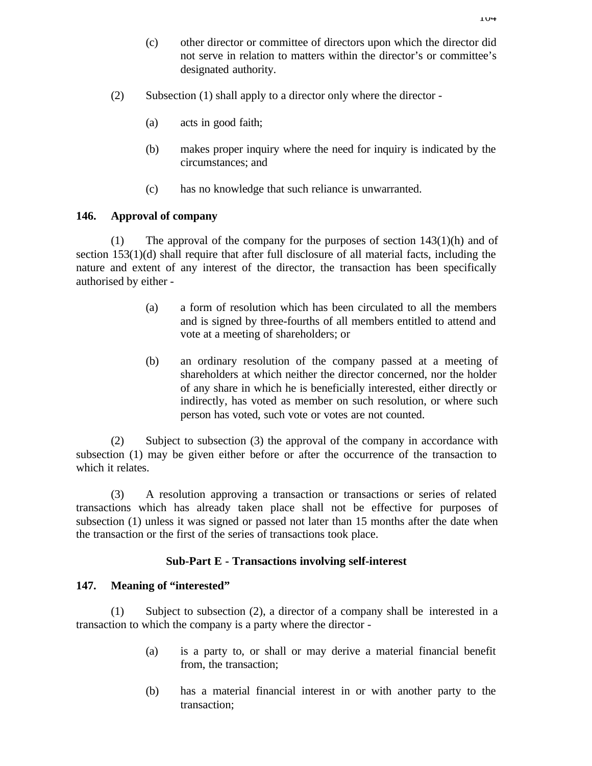(c) other director or committee of directors upon which the director did not serve in relation to matters within the director's or committee's designated authority.

(2) Subsection (1) shall apply to a director only where the director -

(a) acts in good faith;

(b) makes proper inquiry where the need for inquiry is indicated by the circumstances; and

(c) has no knowledge that such reliance is unwarranted.

**146. Approval of company**

(1) The approval of the company for the purposes of section 143(1)(h) and of section 153(1)(d) shall require that after full disclosure of all material facts, including the nature and extent of any interest of the director, the transaction has been specifically authorised by either -

(a) a form of resolution which has been circulated to all the members and is signed by three-fourths of all members entitled to attend and vote at a meeting of shareholders; or

(b) an ordinary resolution of the company passed at a meeting of shareholders at which neither the director concerned, nor the holder of any share in which he is beneficially interested, either directly or indirectly, has voted as member on such resolution, or where such person has voted, such vote or votes are not counted.

(2) Subject to subsection (3) the approval of the company in accordance with subsection (1) may be given either before or after the occurrence of the transaction to which it relates.

(3) A resolution approving a transaction or transactions or series of related transactions which has already taken place shall not be effective for purposes of subsection (1) unless it was signed or passed not later than 15 months after the date when the transaction or the first of the series of transactions took place.

**Sub-Part E - Transactions involving self-interest**

**147. Meaning of "interested"**

(1) Subject to subsection (2), a director of a company shall be interested in a transaction to which the company is a party where the director -

(a) is a party to, or shall or may derive a material financial benefit from, the transaction;

(b) has a material financial interest in or with another party to the transaction;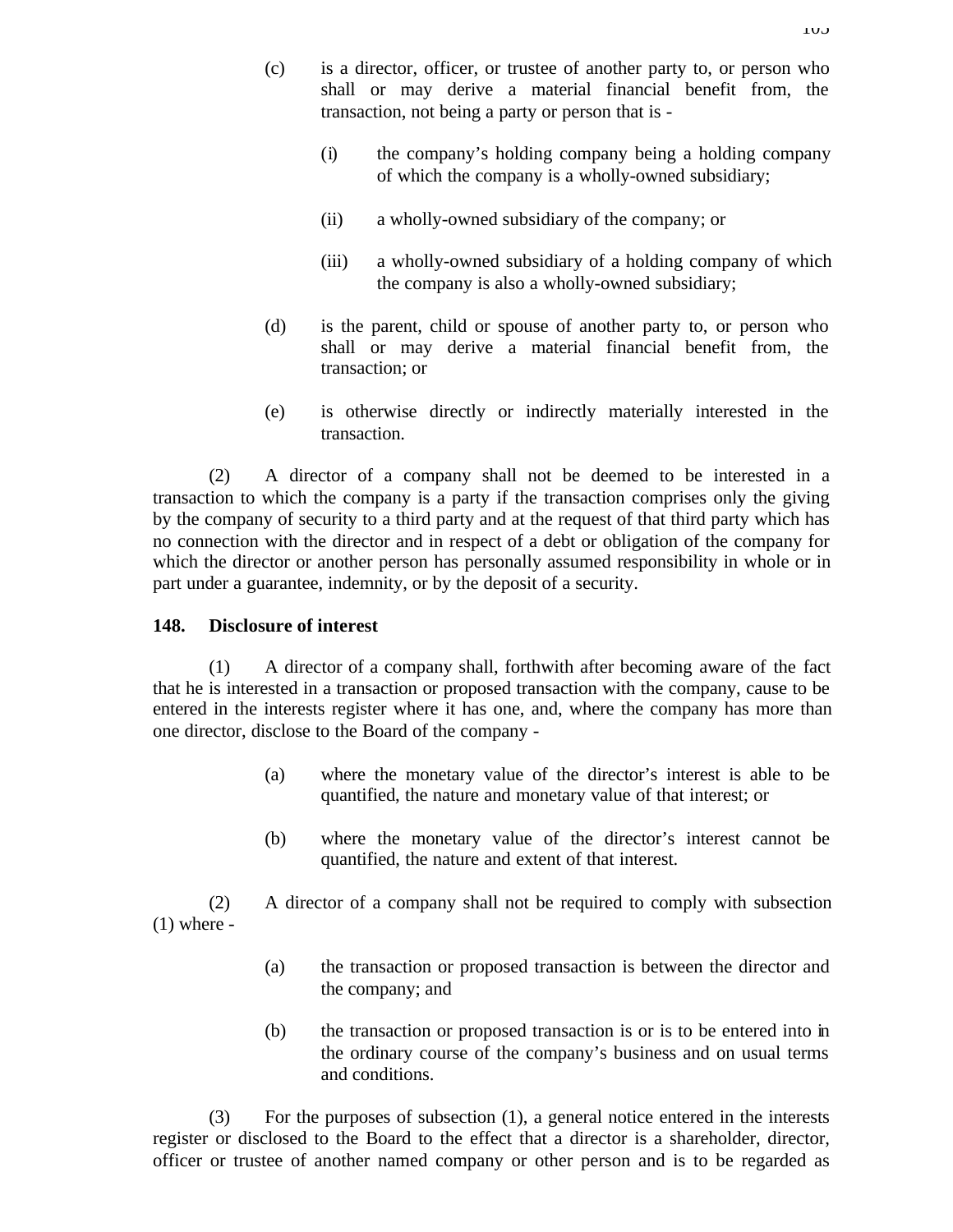(c) is a director, officer, or trustee of another party to, or person who shall or may derive a material financial benefit from, the transaction, not being a party or person that is -

    (i) the company's holding company being a holding company of which the company is a wholly-owned subsidiary;

    (ii) a wholly-owned subsidiary of the company; or

    (iii) a wholly-owned subsidiary of a holding company of which the company is also a wholly-owned subsidiary;

(d) is the parent, child or spouse of another party to, or person who shall or may derive a material financial benefit from, the transaction; or

(e) is otherwise directly or indirectly materially interested in the transaction.

(2) A director of a company shall not be deemed to be interested in a transaction to which the company is a party if the transaction comprises only the giving by the company of security to a third party and at the request of that third party which has no connection with the director and in respect of a debt or obligation of the company for which the director or another person has personally assumed responsibility in whole or in part under a guarantee, indemnity, or by the deposit of a security.

**148. Disclosure of interest**

(1) A director of a company shall, forthwith after becoming aware of the fact that he is interested in a transaction or proposed transaction with the company, cause to be entered in the interests register where it has one, and, where the company has more than one director, disclose to the Board of the company -

(a) where the monetary value of the director's interest is able to be quantified, the nature and monetary value of that interest; or

(b) where the monetary value of the director's interest cannot be quantified, the nature and extent of that interest.

(2) A director of a company shall not be required to comply with subsection (1) where -

(a) the transaction or proposed transaction is between the director and the company; and

(b) the transaction or proposed transaction is or is to be entered into in the ordinary course of the company's business and on usual terms and conditions.

(3) For the purposes of subsection (1), a general notice entered in the interests register or disclosed to the Board to the effect that a director is a shareholder, director, officer or trustee of another named company or other person and is to be regarded as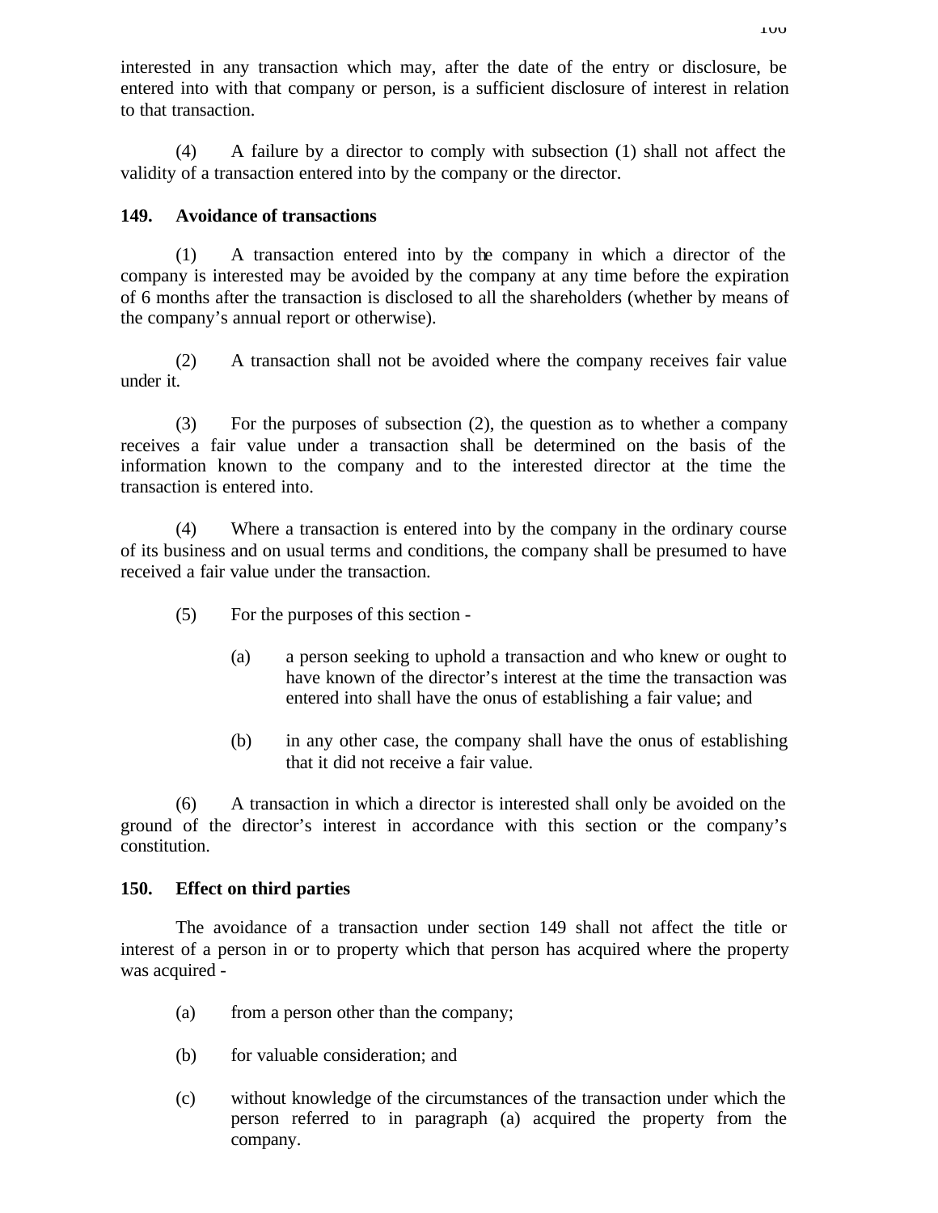interested in any transaction which may, after the date of the entry or disclosure, be entered into with that company or person, is a sufficient disclosure of interest in relation to that transaction.

(4) A failure by a director to comply with subsection (1) shall not affect the validity of a transaction entered into by the company or the director.

**149. Avoidance of transactions**

(1) A transaction entered into by the company in which a director of the company is interested may be avoided by the company at any time before the expiration of 6 months after the transaction is disclosed to all the shareholders (whether by means of the company's annual report or otherwise).

(2) A transaction shall not be avoided where the company receives fair value under it.

(3) For the purposes of subsection (2), the question as to whether a company receives a fair value under a transaction shall be determined on the basis of the information known to the company and to the interested director at the time the transaction is entered into.

(4) Where a transaction is entered into by the company in the ordinary course of its business and on usual terms and conditions, the company shall be presumed to have received a fair value under the transaction.

(5) For the purposes of this section -

(a) a person seeking to uphold a transaction and who knew or ought to have known of the director's interest at the time the transaction was entered into shall have the onus of establishing a fair value; and

(b) in any other case, the company shall have the onus of establishing that it did not receive a fair value.

(6) A transaction in which a director is interested shall only be avoided on the ground of the director's interest in accordance with this section or the company's constitution.

**150. Effect on third parties**

The avoidance of a transaction under section 149 shall not affect the title or interest of a person in or to property which that person has acquired where the property was acquired -

(a) from a person other than the company;

(b) for valuable consideration; and

(c) without knowledge of the circumstances of the transaction under which the person referred to in paragraph (a) acquired the property from the company.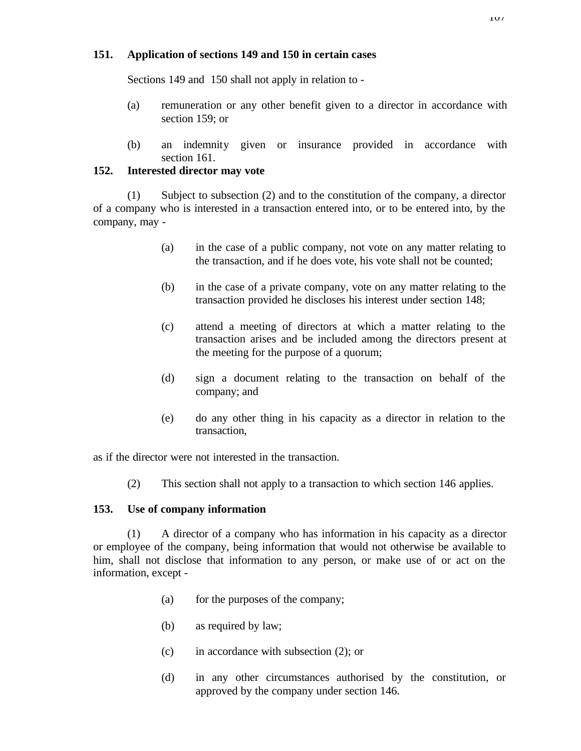**151. Application of sections 149 and 150 in certain cases**

Sections 149 and 150 shall not apply in relation to -

(a) remuneration or any other benefit given to a director in accordance with section 159; or

(b) an indemnity given or insurance provided in accordance with section 161.

**152. Interested director may vote**

(1) Subject to subsection (2) and to the constitution of the company, a director of a company who is interested in a transaction entered into, or to be entered into, by the company, may -

(a) in the case of a public company, not vote on any matter relating to the transaction, and if he does vote, his vote shall not be counted;

(b) in the case of a private company, vote on any matter relating to the transaction provided he discloses his interest under section 148;

(c) attend a meeting of directors at which a matter relating to the transaction arises and be included among the directors present at the meeting for the purpose of a quorum;

(d) sign a document relating to the transaction on behalf of the company; and

(e) do any other thing in his capacity as a director in relation to the transaction,

as if the director were not interested in the transaction.

(2) This section shall not apply to a transaction to which section 146 applies.

**153. Use of company information**

(1) A director of a company who has information in his capacity as a director or employee of the company, being information that would not otherwise be available to him, shall not disclose that information to any person, or make use of or act on the information, except -

(a) for the purposes of the company;

(b) as required by law;

(c) in accordance with subsection (2); or

(d) in any other circumstances authorised by the constitution, or approved by the company under section 146.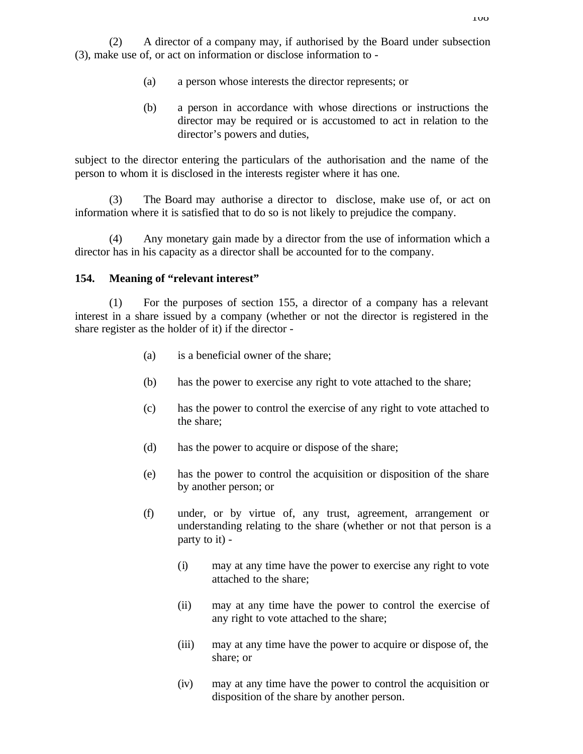(2) A director of a company may, if authorised by the Board under subsection (3), make use of, or act on information or disclose information to -

(a) a person whose interests the director represents; or

(b) a person in accordance with whose directions or instructions the director may be required or is accustomed to act in relation to the director's powers and duties,

subject to the director entering the particulars of the authorisation and the name of the person to whom it is disclosed in the interests register where it has one.

(3) The Board may authorise a director to disclose, make use of, or act on information where it is satisfied that to do so is not likely to prejudice the company.

(4) Any monetary gain made by a director from the use of information which a director has in his capacity as a director shall be accounted for to the company.

**154. Meaning of "relevant interest"**

(1) For the purposes of section 155, a director of a company has a relevant interest in a share issued by a company (whether or not the director is registered in the share register as the holder of it) if the director -

(a) is a beneficial owner of the share;

(b) has the power to exercise any right to vote attached to the share;

(c) has the power to control the exercise of any right to vote attached to the share;

(d) has the power to acquire or dispose of the share;

(e) has the power to control the acquisition or disposition of the share by another person; or

(f) under, or by virtue of, any trust, agreement, arrangement or understanding relating to the share (whether or not that person is a party to it) -

(i) may at any time have the power to exercise any right to vote attached to the share;

(ii) may at any time have the power to control the exercise of any right to vote attached to the share;

(iii) may at any time have the power to acquire or dispose of, the share; or

(iv) may at any time have the power to control the acquisition or disposition of the share by another person.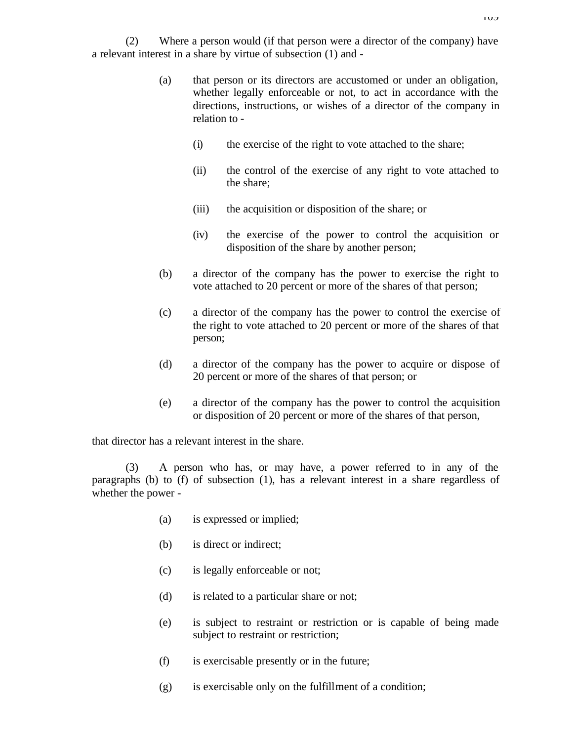(2) Where a person would (if that person were a director of the company) have a relevant interest in a share by virtue of subsection (1) and -

> (a) that person or its directors are accustomed or under an obligation, whether legally enforceable or not, to act in accordance with the directions, instructions, or wishes of a director of the company in relation to -
>
> > (i) the exercise of the right to vote attached to the share;
> >
> > (ii) the control of the exercise of any right to vote attached to the share;
> >
> > (iii) the acquisition or disposition of the share; or
> >
> > (iv) the exercise of the power to control the acquisition or disposition of the share by another person;
>
> (b) a director of the company has the power to exercise the right to vote attached to 20 percent or more of the shares of that person;
>
> (c) a director of the company has the power to control the exercise of the right to vote attached to 20 percent or more of the shares of that person;
>
> (d) a director of the company has the power to acquire or dispose of 20 percent or more of the shares of that person; or
>
> (e) a director of the company has the power to control the acquisition or disposition of 20 percent or more of the shares of that person,

that director has a relevant interest in the share.

(3) A person who has, or may have, a power referred to in any of the paragraphs (b) to (f) of subsection (1), has a relevant interest in a share regardless of whether the power -

> (a) is expressed or implied;
>
> (b) is direct or indirect;
>
> (c) is legally enforceable or not;
>
> (d) is related to a particular share or not;
>
> (e) is subject to restraint or restriction or is capable of being made subject to restraint or restriction;
>
> (f) is exercisable presently or in the future;
>
> (g) is exercisable only on the fulfillment of a condition;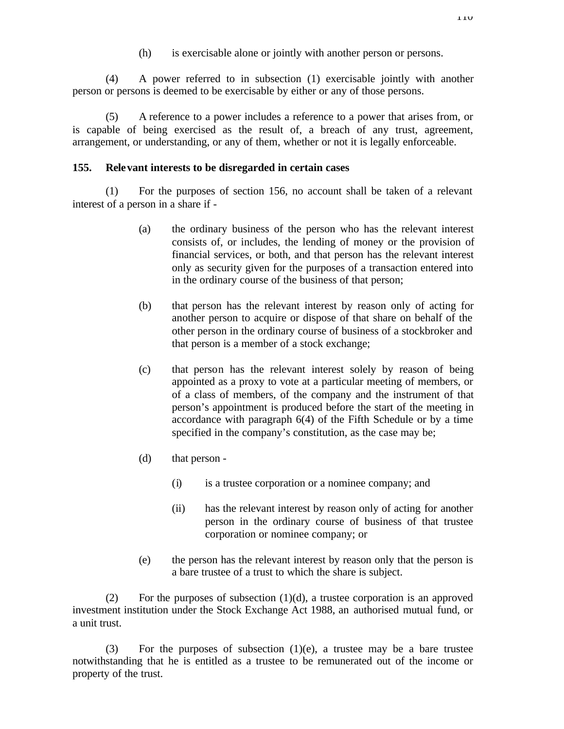(h) is exercisable alone or jointly with another person or persons.

(4) A power referred to in subsection (1) exercisable jointly with another person or persons is deemed to be exercisable by either or any of those persons.

(5) A reference to a power includes a reference to a power that arises from, or is capable of being exercised as the result of, a breach of any trust, agreement, arrangement, or understanding, or any of them, whether or not it is legally enforceable.

**155. Relevant interests to be disregarded in certain cases**

(1) For the purposes of section 156, no account shall be taken of a relevant interest of a person in a share if -

(a) the ordinary business of the person who has the relevant interest consists of, or includes, the lending of money or the provision of financial services, or both, and that person has the relevant interest only as security given for the purposes of a transaction entered into in the ordinary course of the business of that person;

(b) that person has the relevant interest by reason only of acting for another person to acquire or dispose of that share on behalf of the other person in the ordinary course of business of a stockbroker and that person is a member of a stock exchange;

(c) that person has the relevant interest solely by reason of being appointed as a proxy to vote at a particular meeting of members, or of a class of members, of the company and the instrument of that person's appointment is produced before the start of the meeting in accordance with paragraph 6(4) of the Fifth Schedule or by a time specified in the company's constitution, as the case may be;

(d) that person -

(i) is a trustee corporation or a nominee company; and

(ii) has the relevant interest by reason only of acting for another person in the ordinary course of business of that trustee corporation or nominee company; or

(e) the person has the relevant interest by reason only that the person is a bare trustee of a trust to which the share is subject.

(2) For the purposes of subsection (1)(d), a trustee corporation is an approved investment institution under the Stock Exchange Act 1988, an authorised mutual fund, or a unit trust.

(3) For the purposes of subsection (1)(e), a trustee may be a bare trustee notwithstanding that he is entitled as a trustee to be remunerated out of the income or property of the trust.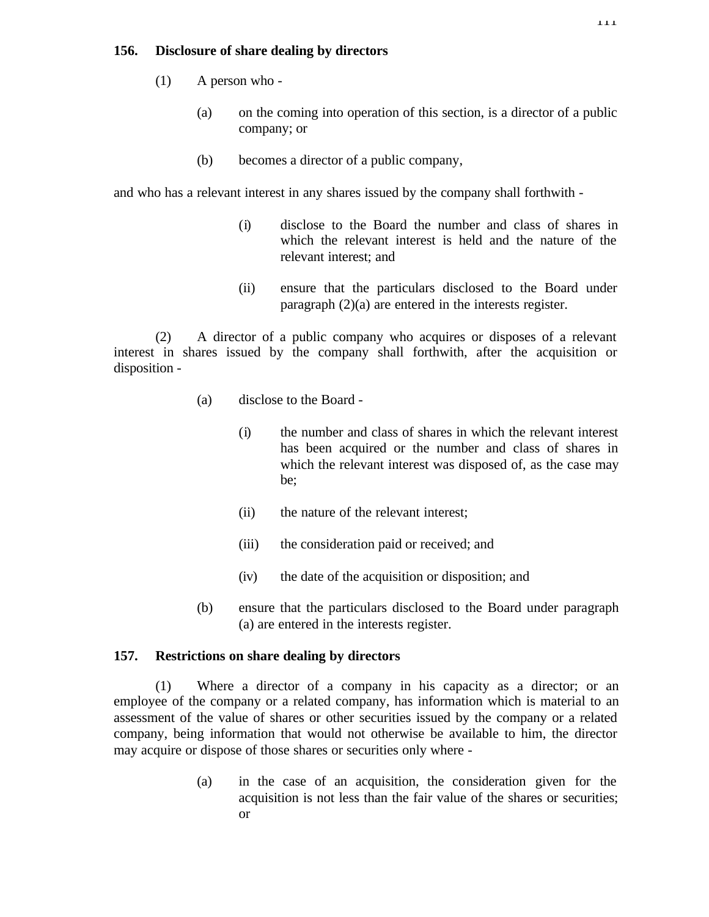**156. Disclosure of share dealing by directors**

(1) A person who -

(a) on the coming into operation of this section, is a director of a public company; or

(b) becomes a director of a public company,

and who has a relevant interest in any shares issued by the company shall forthwith -

(i) disclose to the Board the number and class of shares in which the relevant interest is held and the nature of the relevant interest; and

(ii) ensure that the particulars disclosed to the Board under paragraph (2)(a) are entered in the interests register.

(2) A director of a public company who acquires or disposes of a relevant interest in shares issued by the company shall forthwith, after the acquisition or disposition -

(a) disclose to the Board -

(i) the number and class of shares in which the relevant interest has been acquired or the number and class of shares in which the relevant interest was disposed of, as the case may be;

(ii) the nature of the relevant interest;

(iii) the consideration paid or received; and

(iv) the date of the acquisition or disposition; and

(b) ensure that the particulars disclosed to the Board under paragraph (a) are entered in the interests register.

**157. Restrictions on share dealing by directors**

(1) Where a director of a company in his capacity as a director; or an employee of the company or a related company, has information which is material to an assessment of the value of shares or other securities issued by the company or a related company, being information that would not otherwise be available to him, the director may acquire or dispose of those shares or securities only where -

(a) in the case of an acquisition, the consideration given for the acquisition is not less than the fair value of the shares or securities; or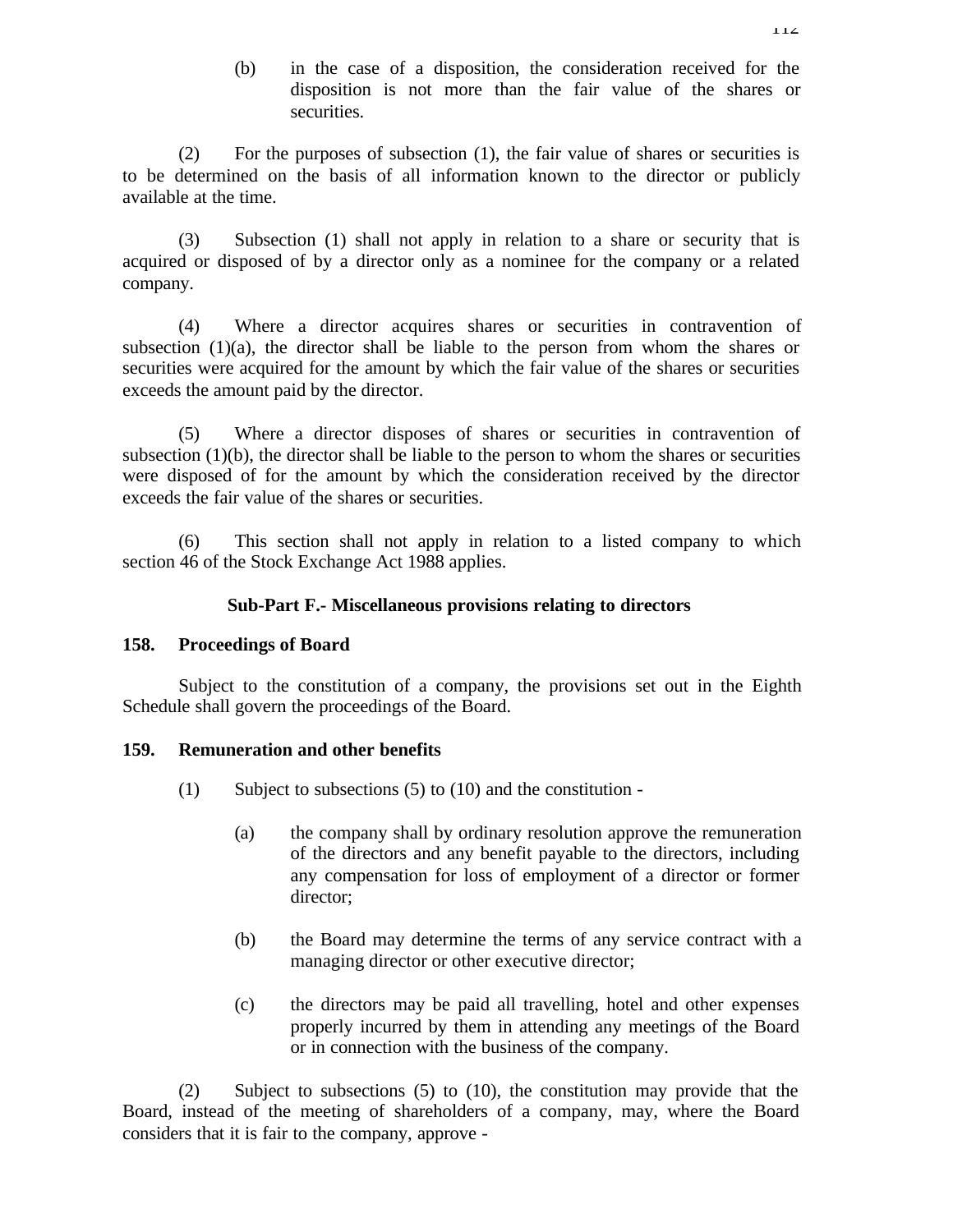(b) in the case of a disposition, the consideration received for the disposition is not more than the fair value of the shares or securities.

(2) For the purposes of subsection (1), the fair value of shares or securities is to be determined on the basis of all information known to the director or publicly available at the time.

(3) Subsection (1) shall not apply in relation to a share or security that is acquired or disposed of by a director only as a nominee for the company or a related company.

(4) Where a director acquires shares or securities in contravention of subsection (1)(a), the director shall be liable to the person from whom the shares or securities were acquired for the amount by which the fair value of the shares or securities exceeds the amount paid by the director.

(5) Where a director disposes of shares or securities in contravention of subsection (1)(b), the director shall be liable to the person to whom the shares or securities were disposed of for the amount by which the consideration received by the director exceeds the fair value of the shares or securities.

(6) This section shall not apply in relation to a listed company to which section 46 of the Stock Exchange Act 1988 applies.

### Sub-Part F.- Miscellaneous provisions relating to directors

**158. Proceedings of Board**

Subject to the constitution of a company, the provisions set out in the Eighth Schedule shall govern the proceedings of the Board.

**159. Remuneration and other benefits**

(1) Subject to subsections (5) to (10) and the constitution -

(a) the company shall by ordinary resolution approve the remuneration of the directors and any benefit payable to the directors, including any compensation for loss of employment of a director or former director;

(b) the Board may determine the terms of any service contract with a managing director or other executive director;

(c) the directors may be paid all travelling, hotel and other expenses properly incurred by them in attending any meetings of the Board or in connection with the business of the company.

(2) Subject to subsections (5) to (10), the constitution may provide that the Board, instead of the meeting of shareholders of a company, may, where the Board considers that it is fair to the company, approve -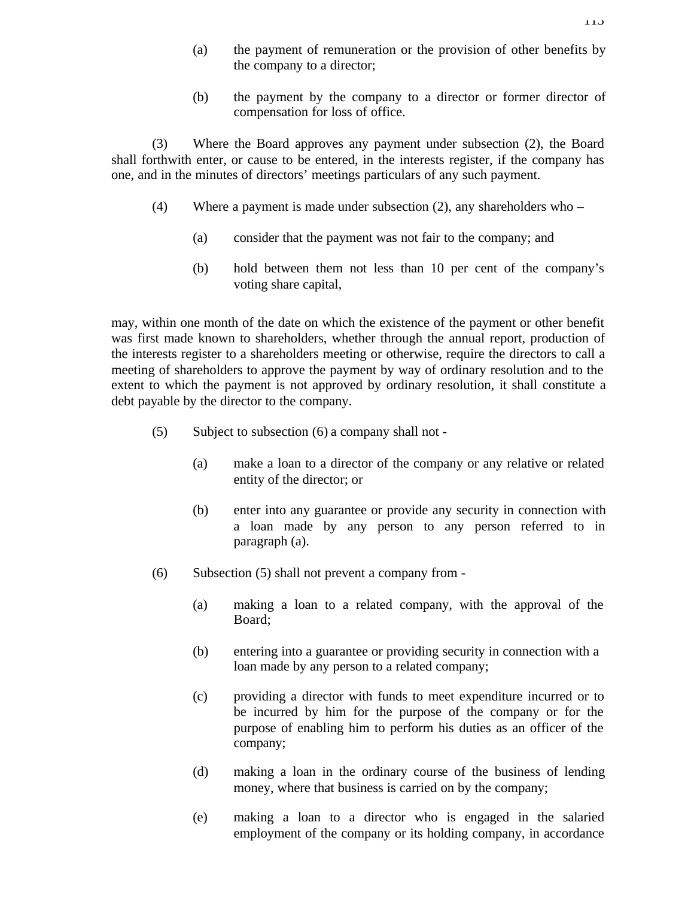(a) the payment of remuneration or the provision of other benefits by the company to a director;

(b) the payment by the company to a director or former director of compensation for loss of office.

(3) Where the Board approves any payment under subsection (2), the Board shall forthwith enter, or cause to be entered, in the interests register, if the company has one, and in the minutes of directors' meetings particulars of any such payment.

(4) Where a payment is made under subsection (2), any shareholders who –

(a) consider that the payment was not fair to the company; and

(b) hold between them not less than 10 per cent of the company's voting share capital,

may, within one month of the date on which the existence of the payment or other benefit was first made known to shareholders, whether through the annual report, production of the interests register to a shareholders meeting or otherwise, require the directors to call a meeting of shareholders to approve the payment by way of ordinary resolution and to the extent to which the payment is not approved by ordinary resolution, it shall constitute a debt payable by the director to the company.

(5) Subject to subsection (6) a company shall not -

(a) make a loan to a director of the company or any relative or related entity of the director; or

(b) enter into any guarantee or provide any security in connection with a loan made by any person to any person referred to in paragraph (a).

(6) Subsection (5) shall not prevent a company from -

(a) making a loan to a related company, with the approval of the Board;

(b) entering into a guarantee or providing security in connection with a loan made by any person to a related company;

(c) providing a director with funds to meet expenditure incurred or to be incurred by him for the purpose of the company or for the purpose of enabling him to perform his duties as an officer of the company;

(d) making a loan in the ordinary course of the business of lending money, where that business is carried on by the company;

(e) making a loan to a director who is engaged in the salaried employment of the company or its holding company, in accordance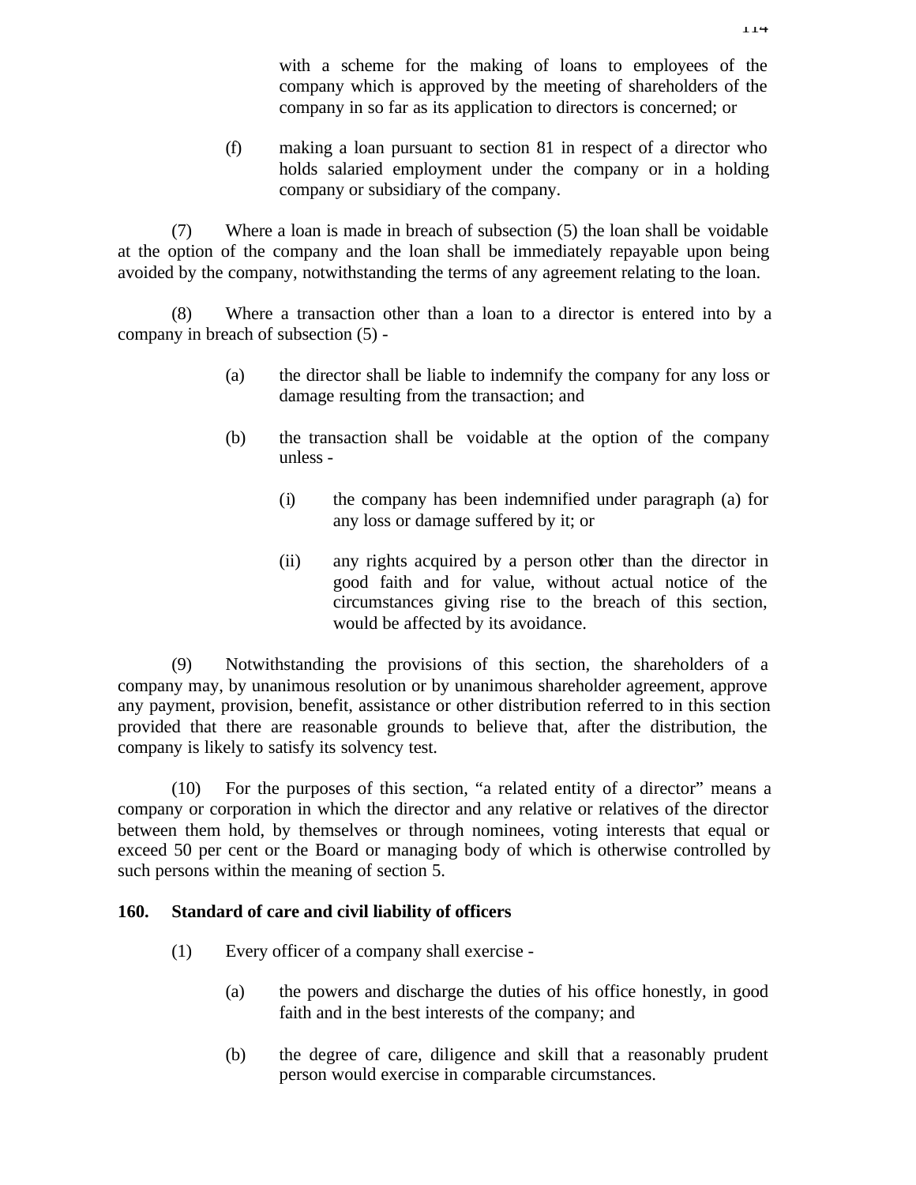with a scheme for the making of loans to employees of the company which is approved by the meeting of shareholders of the company in so far as its application to directors is concerned; or

(f) making a loan pursuant to section 81 in respect of a director who holds salaried employment under the company or in a holding company or subsidiary of the company.

(7) Where a loan is made in breach of subsection (5) the loan shall be voidable at the option of the company and the loan shall be immediately repayable upon being avoided by the company, notwithstanding the terms of any agreement relating to the loan.

(8) Where a transaction other than a loan to a director is entered into by a company in breach of subsection (5) -

(a) the director shall be liable to indemnify the company for any loss or damage resulting from the transaction; and

(b) the transaction shall be voidable at the option of the company unless -

(i) the company has been indemnified under paragraph (a) for any loss or damage suffered by it; or

(ii) any rights acquired by a person other than the director in good faith and for value, without actual notice of the circumstances giving rise to the breach of this section, would be affected by its avoidance.

(9) Notwithstanding the provisions of this section, the shareholders of a company may, by unanimous resolution or by unanimous shareholder agreement, approve any payment, provision, benefit, assistance or other distribution referred to in this section provided that there are reasonable grounds to believe that, after the distribution, the company is likely to satisfy its solvency test.

(10) For the purposes of this section, “a related entity of a director” means a company or corporation in which the director and any relative or relatives of the director between them hold, by themselves or through nominees, voting interests that equal or exceed 50 per cent or the Board or managing body of which is otherwise controlled by such persons within the meaning of section 5.

**160. Standard of care and civil liability of officers**

(1) Every officer of a company shall exercise -

(a) the powers and discharge the duties of his office honestly, in good faith and in the best interests of the company; and

(b) the degree of care, diligence and skill that a reasonably prudent person would exercise in comparable circumstances.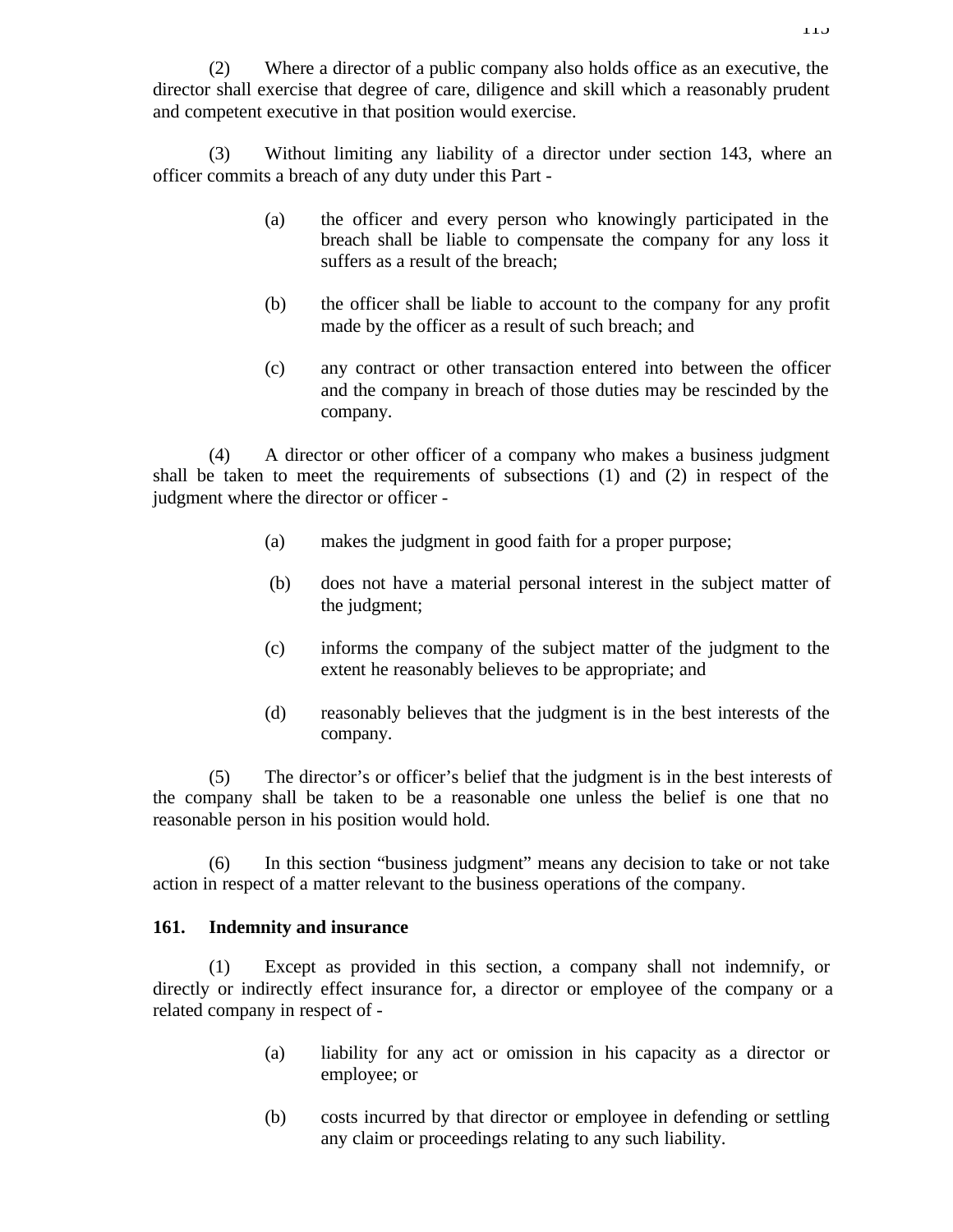(2) Where a director of a public company also holds office as an executive, the director shall exercise that degree of care, diligence and skill which a reasonably prudent and competent executive in that position would exercise.

(3) Without limiting any liability of a director under section 143, where an officer commits a breach of any duty under this Part -

(a) the officer and every person who knowingly participated in the breach shall be liable to compensate the company for any loss it suffers as a result of the breach;

(b) the officer shall be liable to account to the company for any profit made by the officer as a result of such breach; and

(c) any contract or other transaction entered into between the officer and the company in breach of those duties may be rescinded by the company.

(4) A director or other officer of a company who makes a business judgment shall be taken to meet the requirements of subsections (1) and (2) in respect of the judgment where the director or officer -

(a) makes the judgment in good faith for a proper purpose;

(b) does not have a material personal interest in the subject matter of the judgment;

(c) informs the company of the subject matter of the judgment to the extent he reasonably believes to be appropriate; and

(d) reasonably believes that the judgment is in the best interests of the company.

(5) The director's or officer's belief that the judgment is in the best interests of the company shall be taken to be a reasonable one unless the belief is one that no reasonable person in his position would hold.

(6) In this section "business judgment" means any decision to take or not take action in respect of a matter relevant to the business operations of the company.

**161. Indemnity and insurance**

(1) Except as provided in this section, a company shall not indemnify, or directly or indirectly effect insurance for, a director or employee of the company or a related company in respect of -

(a) liability for any act or omission in his capacity as a director or employee; or

(b) costs incurred by that director or employee in defending or settling any claim or proceedings relating to any such liability.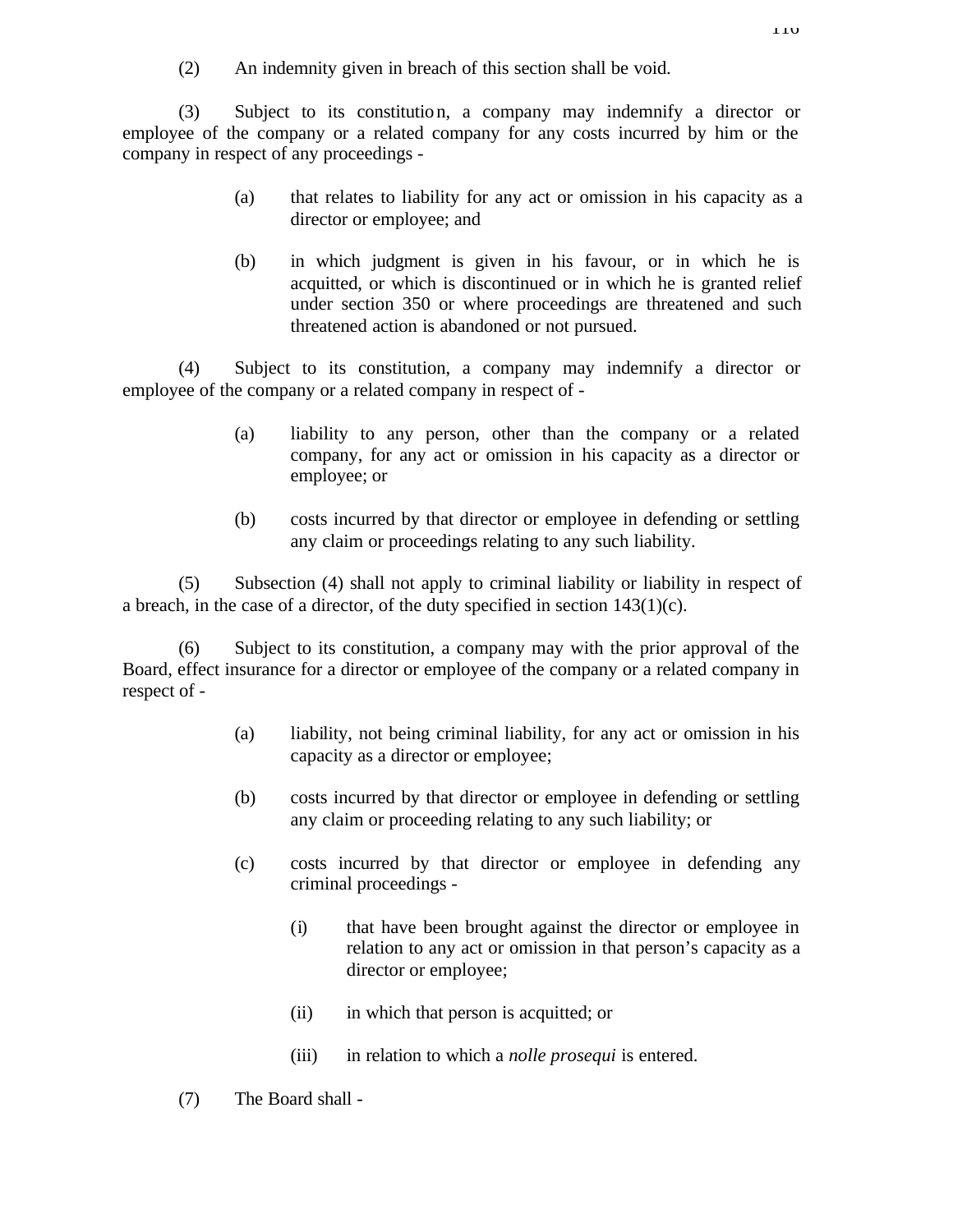(2) An indemnity given in breach of this section shall be void.

(3) Subject to its constitution, a company may indemnify a director or employee of the company or a related company for any costs incurred by him or the company in respect of any proceedings -

(a) that relates to liability for any act or omission in his capacity as a director or employee; and

(b) in which judgment is given in his favour, or in which he is acquitted, or which is discontinued or in which he is granted relief under section 350 or where proceedings are threatened and such threatened action is abandoned or not pursued.

(4) Subject to its constitution, a company may indemnify a director or employee of the company or a related company in respect of -

(a) liability to any person, other than the company or a related company, for any act or omission in his capacity as a director or employee; or

(b) costs incurred by that director or employee in defending or settling any claim or proceedings relating to any such liability.

(5) Subsection (4) shall not apply to criminal liability or liability in respect of a breach, in the case of a director, of the duty specified in section 143(1)(c).

(6) Subject to its constitution, a company may with the prior approval of the Board, effect insurance for a director or employee of the company or a related company in respect of -

(a) liability, not being criminal liability, for any act or omission in his capacity as a director or employee;

(b) costs incurred by that director or employee in defending or settling any claim or proceeding relating to any such liability; or

(c) costs incurred by that director or employee in defending any criminal proceedings -

(i) that have been brought against the director or employee in relation to any act or omission in that person's capacity as a director or employee;

(ii) in which that person is acquitted; or

(iii) in relation to which a *nolle prosequi* is entered.

(7) The Board shall -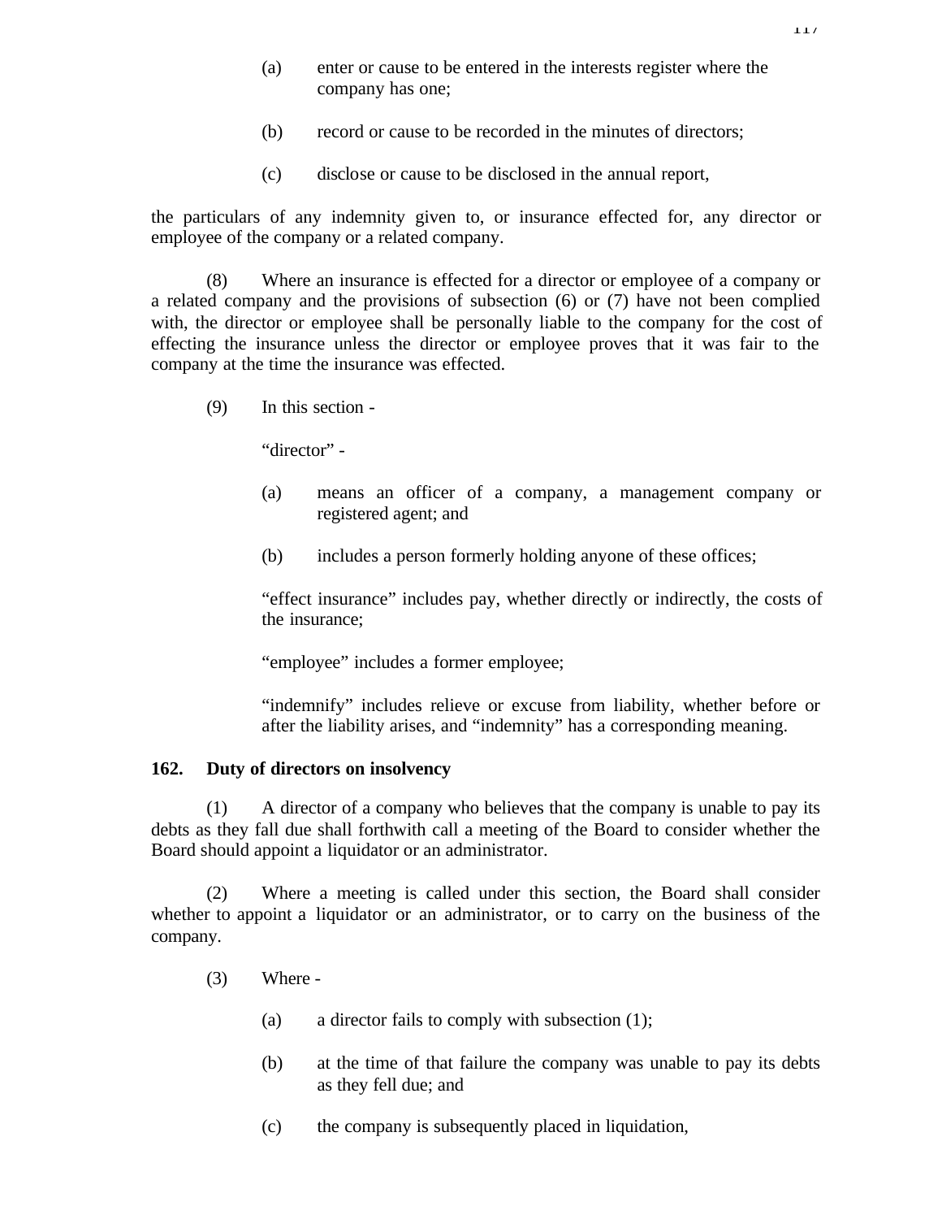(a) enter or cause to be entered in the interests register where the company has one;

(b) record or cause to be recorded in the minutes of directors;

(c) disclose or cause to be disclosed in the annual report,

the particulars of any indemnity given to, or insurance effected for, any director or employee of the company or a related company.

(8) Where an insurance is effected for a director or employee of a company or a related company and the provisions of subsection (6) or (7) have not been complied with, the director or employee shall be personally liable to the company for the cost of effecting the insurance unless the director or employee proves that it was fair to the company at the time the insurance was effected.

(9) In this section -

"director" -

(a) means an officer of a company, a management company or registered agent; and

(b) includes a person formerly holding anyone of these offices;

"effect insurance" includes pay, whether directly or indirectly, the costs of the insurance;

"employee" includes a former employee;

"indemnify" includes relieve or excuse from liability, whether before or after the liability arises, and "indemnity" has a corresponding meaning.

**162. Duty of directors on insolvency**

(1) A director of a company who believes that the company is unable to pay its debts as they fall due shall forthwith call a meeting of the Board to consider whether the Board should appoint a liquidator or an administrator.

(2) Where a meeting is called under this section, the Board shall consider whether to appoint a liquidator or an administrator, or to carry on the business of the company.

(3) Where -

(a) a director fails to comply with subsection (1);

(b) at the time of that failure the company was unable to pay its debts as they fell due; and

(c) the company is subsequently placed in liquidation,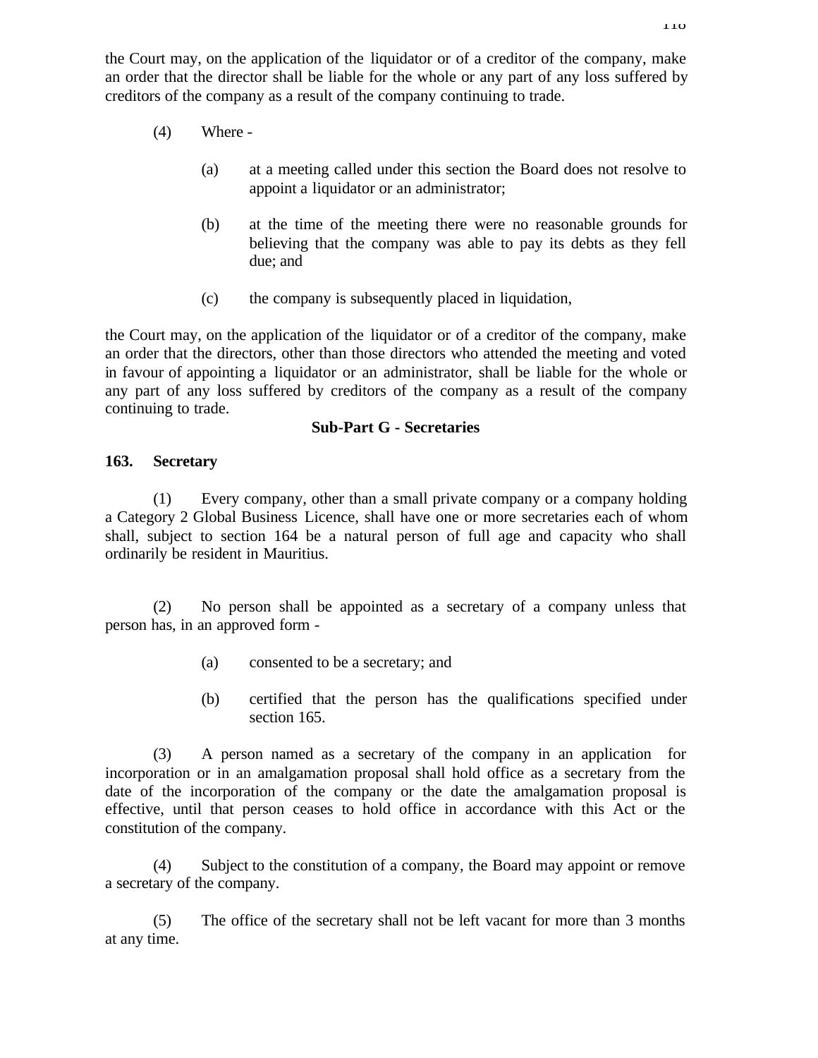the Court may, on the application of the liquidator or of a creditor of the company, make an order that the director shall be liable for the whole or any part of any loss suffered by creditors of the company as a result of the company continuing to trade.

(4) Where -

(a) at a meeting called under this section the Board does not resolve to appoint a liquidator or an administrator;

(b) at the time of the meeting there were no reasonable grounds for believing that the company was able to pay its debts as they fell due; and

(c) the company is subsequently placed in liquidation,

the Court may, on the application of the liquidator or of a creditor of the company, make an order that the directors, other than those directors who attended the meeting and voted in favour of appointing a liquidator or an administrator, shall be liable for the whole or any part of any loss suffered by creditors of the company as a result of the company continuing to trade.

## Sub-Part G - Secretaries

### 163. Secretary

(1) Every company, other than a small private company or a company holding a Category 2 Global Business Licence, shall have one or more secretaries each of whom shall, subject to section 164 be a natural person of full age and capacity who shall ordinarily be resident in Mauritius.

(2) No person shall be appointed as a secretary of a company unless that person has, in an approved form -

(a) consented to be a secretary; and

(b) certified that the person has the qualifications specified under section 165.

(3) A person named as a secretary of the company in an application for incorporation or in an amalgamation proposal shall hold office as a secretary from the date of the incorporation of the company or the date the amalgamation proposal is effective, until that person ceases to hold office in accordance with this Act or the constitution of the company.

(4) Subject to the constitution of a company, the Board may appoint or remove a secretary of the company.

(5) The office of the secretary shall not be left vacant for more than 3 months at any time.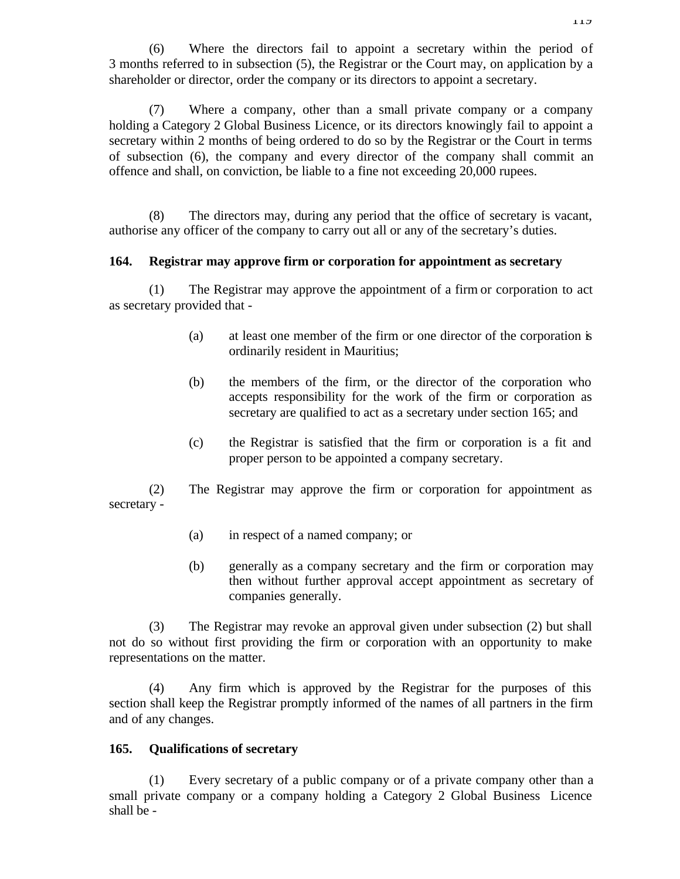(6) Where the directors fail to appoint a secretary within the period of 3 months referred to in subsection (5), the Registrar or the Court may, on application by a shareholder or director, order the company or its directors to appoint a secretary.

(7) Where a company, other than a small private company or a company holding a Category 2 Global Business Licence, or its directors knowingly fail to appoint a secretary within 2 months of being ordered to do so by the Registrar or the Court in terms of subsection (6), the company and every director of the company shall commit an offence and shall, on conviction, be liable to a fine not exceeding 20,000 rupees.

(8) The directors may, during any period that the office of secretary is vacant, authorise any officer of the company to carry out all or any of the secretary's duties.

**164. Registrar may approve firm or corporation for appointment as secretary**

(1) The Registrar may approve the appointment of a firm or corporation to act as secretary provided that -

> (a) at least one member of the firm or one director of the corporation is ordinarily resident in Mauritius;
>
> (b) the members of the firm, or the director of the corporation who accepts responsibility for the work of the firm or corporation as secretary are qualified to act as a secretary under section 165; and
>
> (c) the Registrar is satisfied that the firm or corporation is a fit and proper person to be appointed a company secretary.

(2) The Registrar may approve the firm or corporation for appointment as secretary -

> (a) in respect of a named company; or
>
> (b) generally as a company secretary and the firm or corporation may then without further approval accept appointment as secretary of companies generally.

(3) The Registrar may revoke an approval given under subsection (2) but shall not do so without first providing the firm or corporation with an opportunity to make representations on the matter.

(4) Any firm which is approved by the Registrar for the purposes of this section shall keep the Registrar promptly informed of the names of all partners in the firm and of any changes.

**165. Qualifications of secretary**

(1) Every secretary of a public company or of a private company other than a small private company or a company holding a Category 2 Global Business Licence shall be -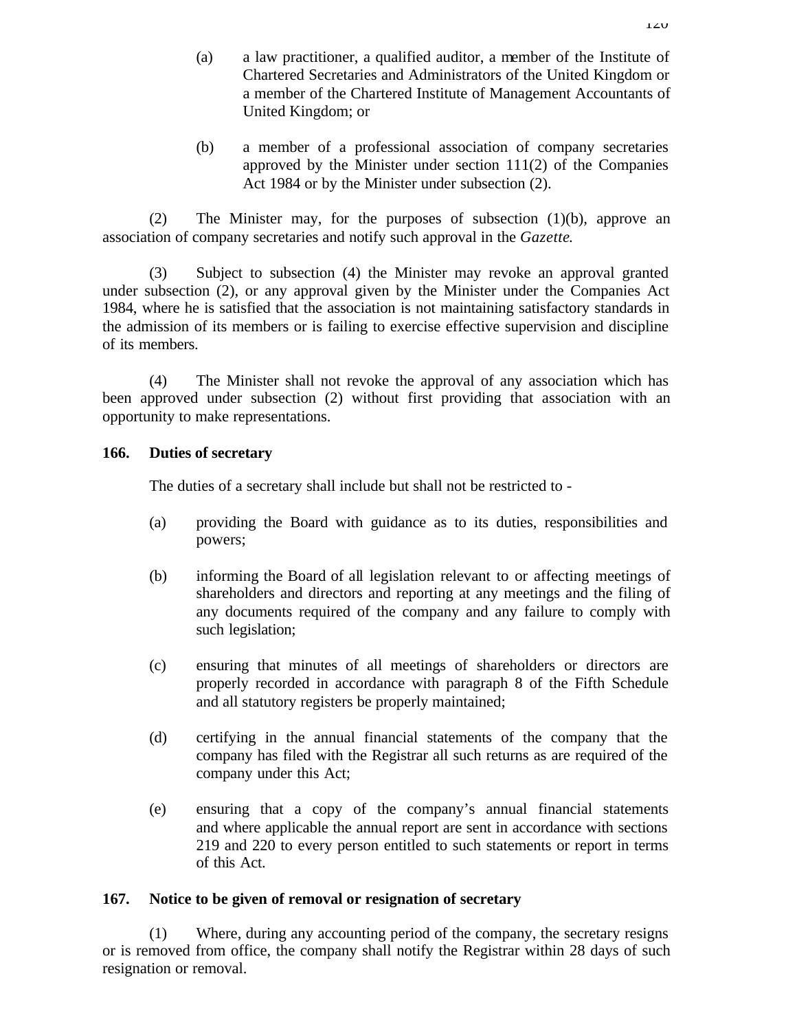(a) a law practitioner, a qualified auditor, a member of the Institute of Chartered Secretaries and Administrators of the United Kingdom or a member of the Chartered Institute of Management Accountants of United Kingdom; or

(b) a member of a professional association of company secretaries approved by the Minister under section 111(2) of the Companies Act 1984 or by the Minister under subsection (2).

(2) The Minister may, for the purposes of subsection (1)(b), approve an association of company secretaries and notify such approval in the *Gazette*.

(3) Subject to subsection (4) the Minister may revoke an approval granted under subsection (2), or any approval given by the Minister under the Companies Act 1984, where he is satisfied that the association is not maintaining satisfactory standards in the admission of its members or is failing to exercise effective supervision and discipline of its members.

(4) The Minister shall not revoke the approval of any association which has been approved under subsection (2) without first providing that association with an opportunity to make representations.

**166. Duties of secretary**

The duties of a secretary shall include but shall not be restricted to -

(a) providing the Board with guidance as to its duties, responsibilities and powers;

(b) informing the Board of all legislation relevant to or affecting meetings of shareholders and directors and reporting at any meetings and the filing of any documents required of the company and any failure to comply with such legislation;

(c) ensuring that minutes of all meetings of shareholders or directors are properly recorded in accordance with paragraph 8 of the Fifth Schedule and all statutory registers be properly maintained;

(d) certifying in the annual financial statements of the company that the company has filed with the Registrar all such returns as are required of the company under this Act;

(e) ensuring that a copy of the company's annual financial statements and where applicable the annual report are sent in accordance with sections 219 and 220 to every person entitled to such statements or report in terms of this Act.

**167. Notice to be given of removal or resignation of secretary**

(1) Where, during any accounting period of the company, the secretary resigns or is removed from office, the company shall notify the Registrar within 28 days of such resignation or removal.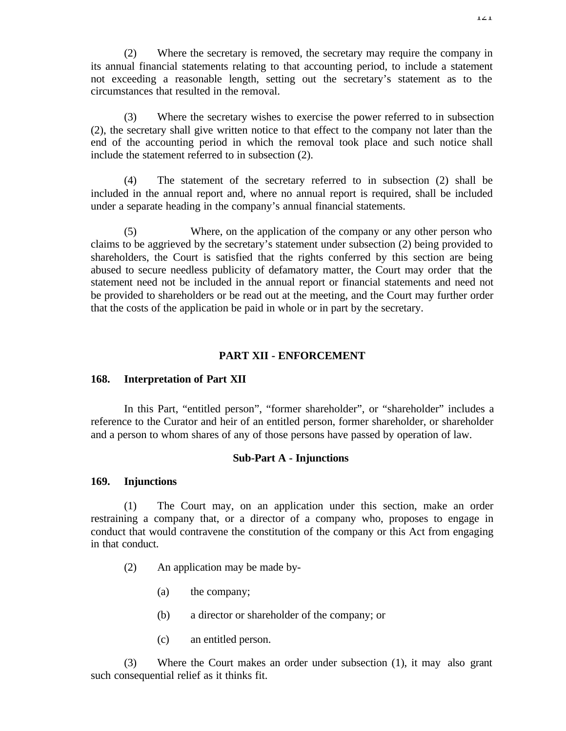(2) Where the secretary is removed, the secretary may require the company in its annual financial statements relating to that accounting period, to include a statement not exceeding a reasonable length, setting out the secretary's statement as to the circumstances that resulted in the removal.

(3) Where the secretary wishes to exercise the power referred to in subsection (2), the secretary shall give written notice to that effect to the company not later than the end of the accounting period in which the removal took place and such notice shall include the statement referred to in subsection (2).

(4) The statement of the secretary referred to in subsection (2) shall be included in the annual report and, where no annual report is required, shall be included under a separate heading in the company's annual financial statements.

(5) Where, on the application of the company or any other person who claims to be aggrieved by the secretary's statement under subsection (2) being provided to shareholders, the Court is satisfied that the rights conferred by this section are being abused to secure needless publicity of defamatory matter, the Court may order that the statement need not be included in the annual report or financial statements and need not be provided to shareholders or be read out at the meeting, and the Court may further order that the costs of the application be paid in whole or in part by the secretary.

## PART XII - ENFORCEMENT

### 168. Interpretation of Part XII

In this Part, "entitled person", "former shareholder", or "shareholder" includes a reference to the Curator and heir of an entitled person, former shareholder, or shareholder and a person to whom shares of any of those persons have passed by operation of law.

## Sub-Part A - Injunctions

### 169. Injunctions

(1) The Court may, on an application under this section, make an order restraining a company that, or a director of a company who, proposes to engage in conduct that would contravene the constitution of the company or this Act from engaging in that conduct.

(2) An application may be made by-

(a) the company;

(b) a director or shareholder of the company; or

(c) an entitled person.

(3) Where the Court makes an order under subsection (1), it may also grant such consequential relief as it thinks fit.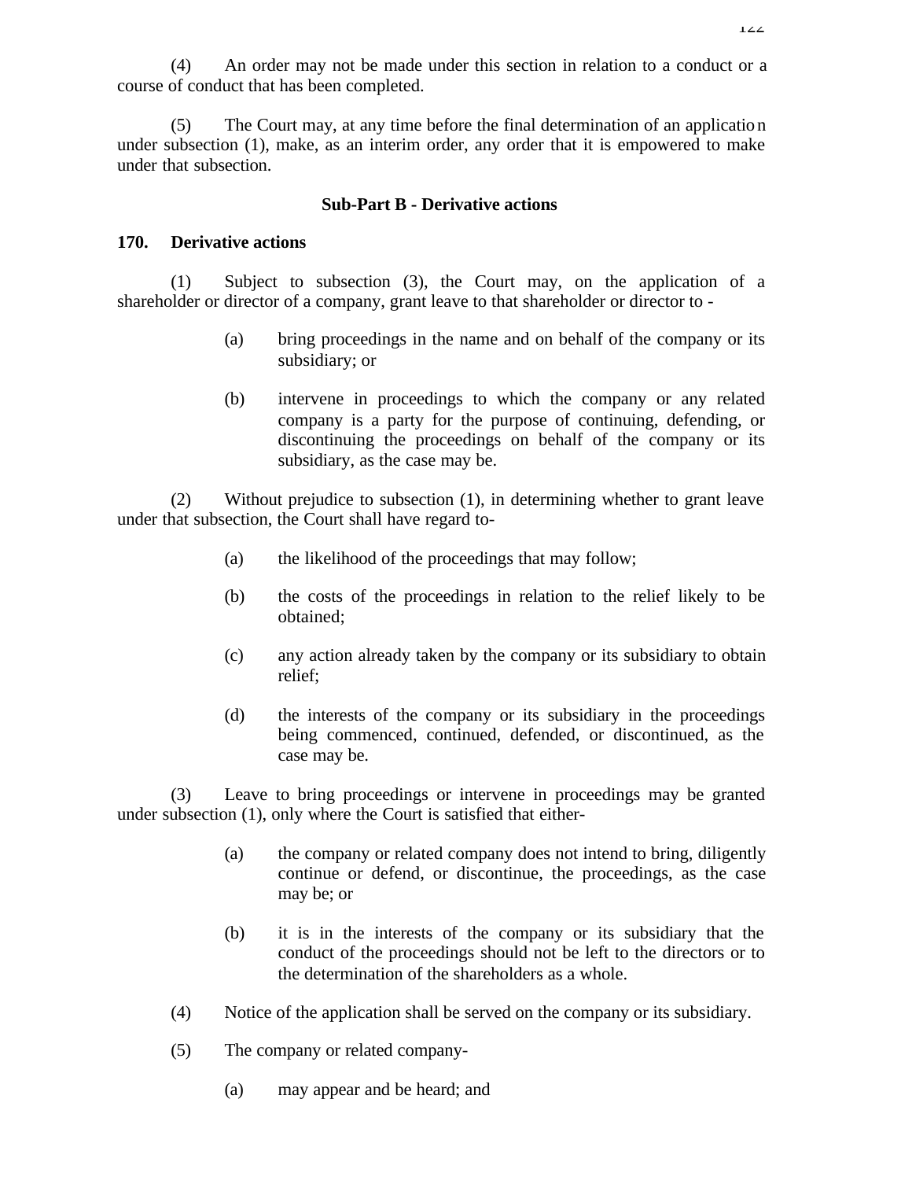(4) An order may not be made under this section in relation to a conduct or a course of conduct that has been completed.

(5) The Court may, at any time before the final determination of an application under subsection (1), make, as an interim order, any order that it is empowered to make under that subsection.

**Sub-Part B - Derivative actions**

**170. Derivative actions**

(1) Subject to subsection (3), the Court may, on the application of a shareholder or director of a company, grant leave to that shareholder or director to -

> (a) bring proceedings in the name and on behalf of the company or its subsidiary; or
>
> (b) intervene in proceedings to which the company or any related company is a party for the purpose of continuing, defending, or discontinuing the proceedings on behalf of the company or its subsidiary, as the case may be.

(2) Without prejudice to subsection (1), in determining whether to grant leave under that subsection, the Court shall have regard to-

> (a) the likelihood of the proceedings that may follow;
>
> (b) the costs of the proceedings in relation to the relief likely to be obtained;
>
> (c) any action already taken by the company or its subsidiary to obtain relief;
>
> (d) the interests of the company or its subsidiary in the proceedings being commenced, continued, defended, or discontinued, as the case may be.

(3) Leave to bring proceedings or intervene in proceedings may be granted under subsection (1), only where the Court is satisfied that either-

> (a) the company or related company does not intend to bring, diligently continue or defend, or discontinue, the proceedings, as the case may be; or
>
> (b) it is in the interests of the company or its subsidiary that the conduct of the proceedings should not be left to the directors or to the determination of the shareholders as a whole.

(4) Notice of the application shall be served on the company or its subsidiary.

(5) The company or related company-

> (a) may appear and be heard; and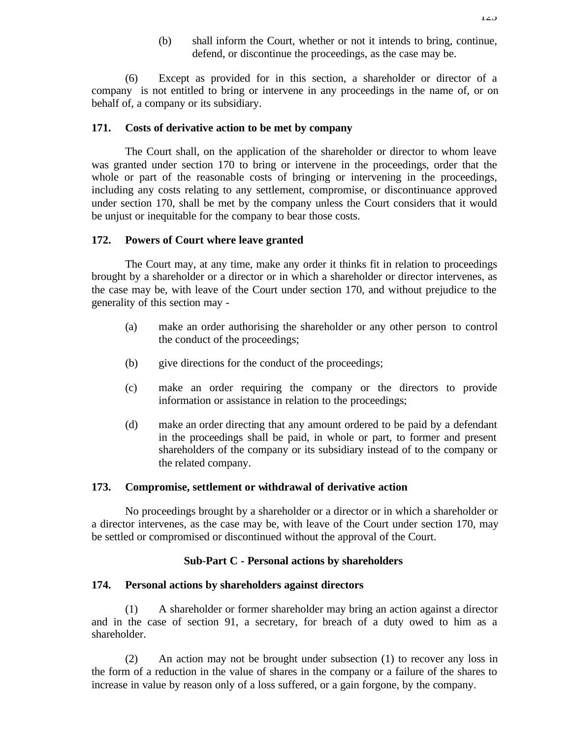(b) shall inform the Court, whether or not it intends to bring, continue, defend, or discontinue the proceedings, as the case may be.

(6) Except as provided for in this section, a shareholder or director of a company is not entitled to bring or intervene in any proceedings in the name of, or on behalf of, a company or its subsidiary.

**171. Costs of derivative action to be met by company**

The Court shall, on the application of the shareholder or director to whom leave was granted under section 170 to bring or intervene in the proceedings, order that the whole or part of the reasonable costs of bringing or intervening in the proceedings, including any costs relating to any settlement, compromise, or discontinuance approved under section 170, shall be met by the company unless the Court considers that it would be unjust or inequitable for the company to bear those costs.

**172. Powers of Court where leave granted**

The Court may, at any time, make any order it thinks fit in relation to proceedings brought by a shareholder or a director or in which a shareholder or director intervenes, as the case may be, with leave of the Court under section 170, and without prejudice to the generality of this section may -

(a) make an order authorising the shareholder or any other person to control the conduct of the proceedings;

(b) give directions for the conduct of the proceedings;

(c) make an order requiring the company or the directors to provide information or assistance in relation to the proceedings;

(d) make an order directing that any amount ordered to be paid by a defendant in the proceedings shall be paid, in whole or part, to former and present shareholders of the company or its subsidiary instead of to the company or the related company.

**173. Compromise, settlement or withdrawal of derivative action**

No proceedings brought by a shareholder or a director or in which a shareholder or a director intervenes, as the case may be, with leave of the Court under section 170, may be settled or compromised or discontinued without the approval of the Court.

**Sub-Part C - Personal actions by shareholders**

**174. Personal actions by shareholders against directors**

(1) A shareholder or former shareholder may bring an action against a director and in the case of section 91, a secretary, for breach of a duty owed to him as a shareholder.

(2) An action may not be brought under subsection (1) to recover any loss in the form of a reduction in the value of shares in the company or a failure of the shares to increase in value by reason only of a loss suffered, or a gain forgone, by the company.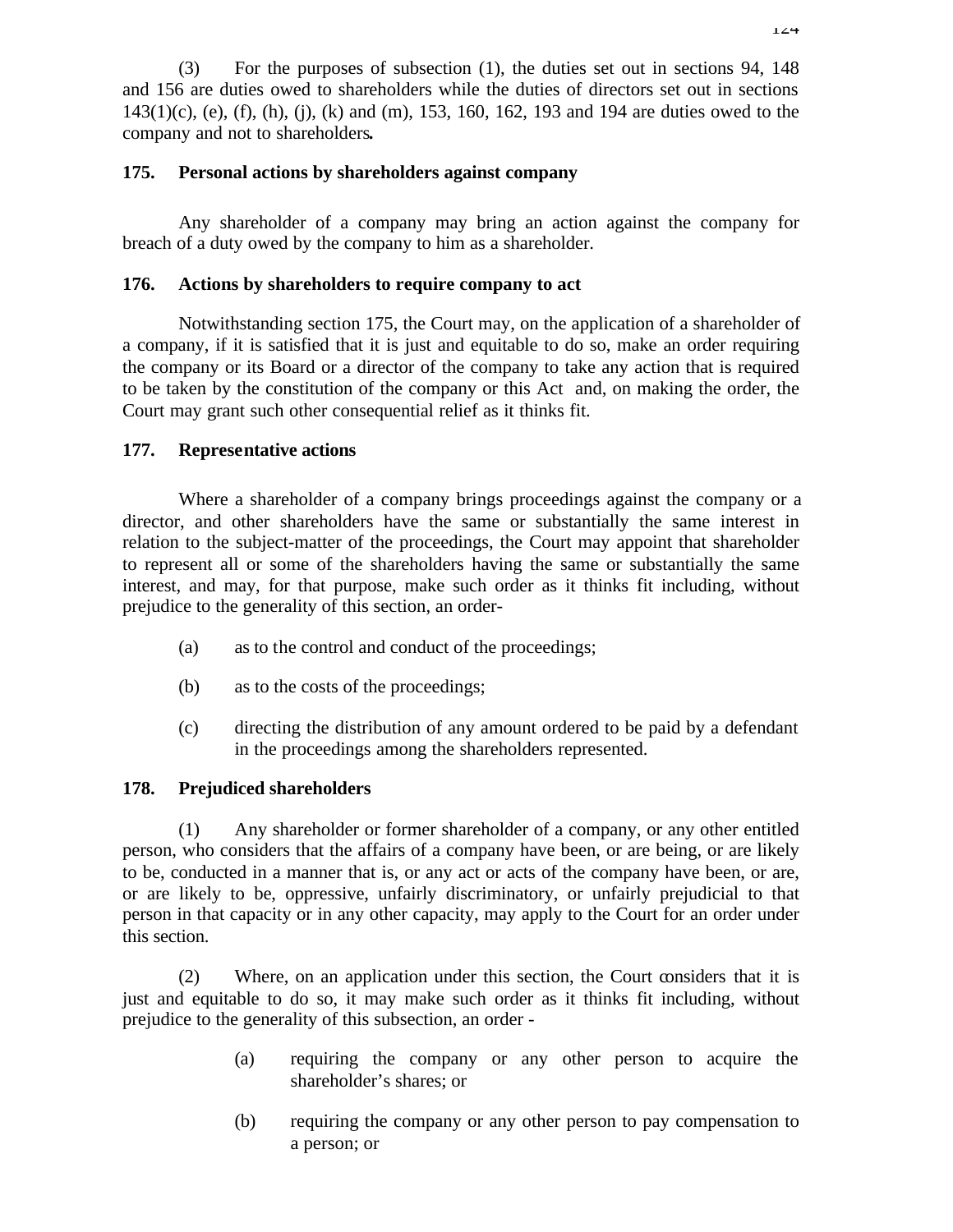(3) For the purposes of subsection (1), the duties set out in sections 94, 148 and 156 are duties owed to shareholders while the duties of directors set out in sections 143(1)(c), (e), (f), (h), (j), (k) and (m), 153, 160, 162, 193 and 194 are duties owed to the company and not to shareholders**.**

### 175. Personal actions by shareholders against company

Any shareholder of a company may bring an action against the company for breach of a duty owed by the company to him as a shareholder.

### 176. Actions by shareholders to require company to act

Notwithstanding section 175, the Court may, on the application of a shareholder of a company, if it is satisfied that it is just and equitable to do so, make an order requiring the company or its Board or a director of the company to take any action that is required to be taken by the constitution of the company or this Act and, on making the order, the Court may grant such other consequential relief as it thinks fit.

### 177. Representative actions

Where a shareholder of a company brings proceedings against the company or a director, and other shareholders have the same or substantially the same interest in relation to the subject-matter of the proceedings, the Court may appoint that shareholder to represent all or some of the shareholders having the same or substantially the same interest, and may, for that purpose, make such order as it thinks fit including, without prejudice to the generality of this section, an order-

(a) as to the control and conduct of the proceedings;

(b) as to the costs of the proceedings;

(c) directing the distribution of any amount ordered to be paid by a defendant in the proceedings among the shareholders represented.

### 178. Prejudiced shareholders

(1) Any shareholder or former shareholder of a company, or any other entitled person, who considers that the affairs of a company have been, or are being, or are likely to be, conducted in a manner that is, or any act or acts of the company have been, or are, or are likely to be, oppressive, unfairly discriminatory, or unfairly prejudicial to that person in that capacity or in any other capacity, may apply to the Court for an order under this section.

(2) Where, on an application under this section, the Court considers that it is just and equitable to do so, it may make such order as it thinks fit including, without prejudice to the generality of this subsection, an order -

(a) requiring the company or any other person to acquire the shareholder's shares; or

(b) requiring the company or any other person to pay compensation to a person; or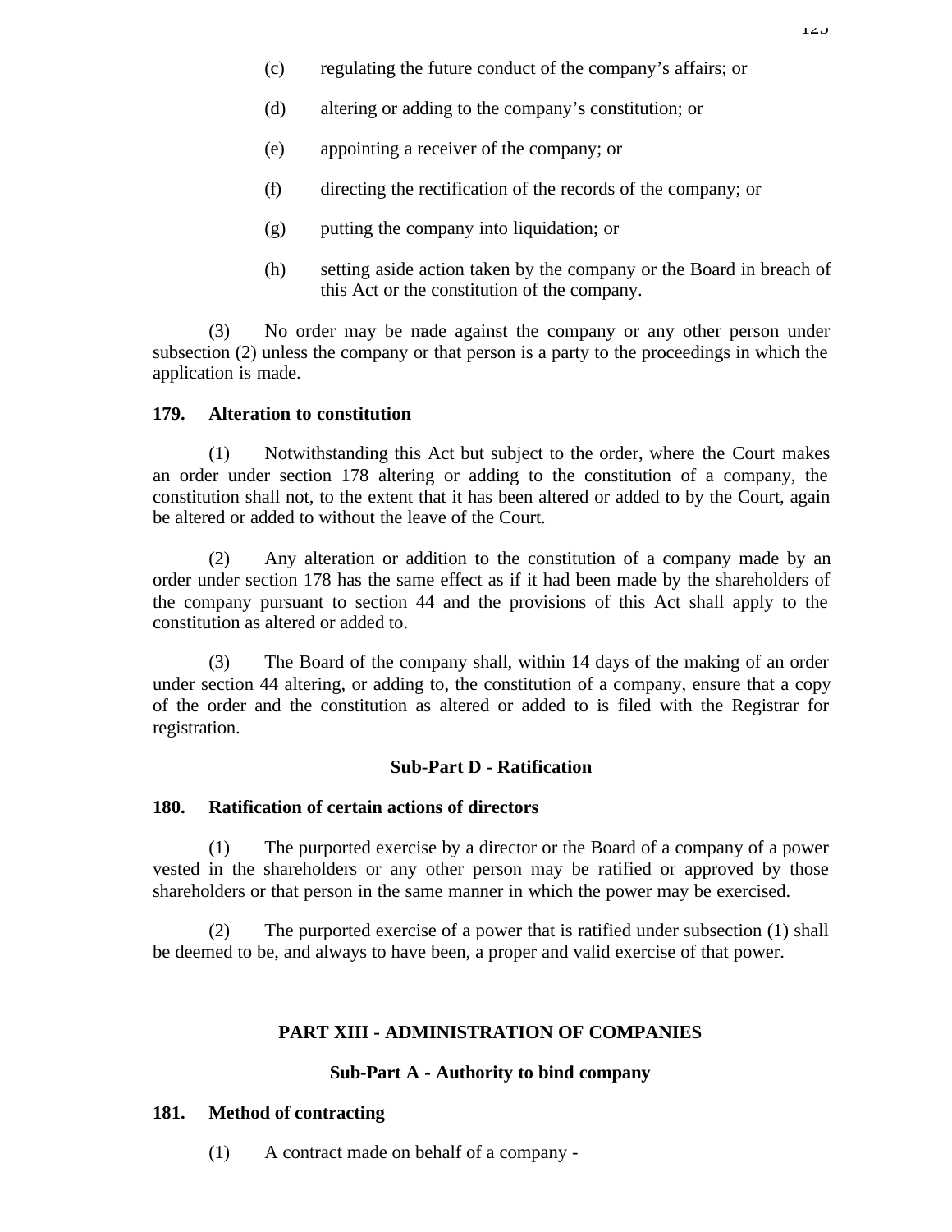(c) regulating the future conduct of the company's affairs; or

(d) altering or adding to the company's constitution; or

(e) appointing a receiver of the company; or

(f) directing the rectification of the records of the company; or

(g) putting the company into liquidation; or

(h) setting aside action taken by the company or the Board in breach of this Act or the constitution of the company.

(3) No order may be made against the company or any other person under subsection (2) unless the company or that person is a party to the proceedings in which the application is made.

**179. Alteration to constitution**

(1) Notwithstanding this Act but subject to the order, where the Court makes an order under section 178 altering or adding to the constitution of a company, the constitution shall not, to the extent that it has been altered or added to by the Court, again be altered or added to without the leave of the Court.

(2) Any alteration or addition to the constitution of a company made by an order under section 178 has the same effect as if it had been made by the shareholders of the company pursuant to section 44 and the provisions of this Act shall apply to the constitution as altered or added to.

(3) The Board of the company shall, within 14 days of the making of an order under section 44 altering, or adding to, the constitution of a company, ensure that a copy of the order and the constitution as altered or added to is filed with the Registrar for registration.

**Sub-Part D - Ratification**

**180. Ratification of certain actions of directors**

(1) The purported exercise by a director or the Board of a company of a power vested in the shareholders or any other person may be ratified or approved by those shareholders or that person in the same manner in which the power may be exercised.

(2) The purported exercise of a power that is ratified under subsection (1) shall be deemed to be, and always to have been, a proper and valid exercise of that power.

## PART XIII - ADMINISTRATION OF COMPANIES

### Sub-Part A - Authority to bind company

**181. Method of contracting**

(1) A contract made on behalf of a company -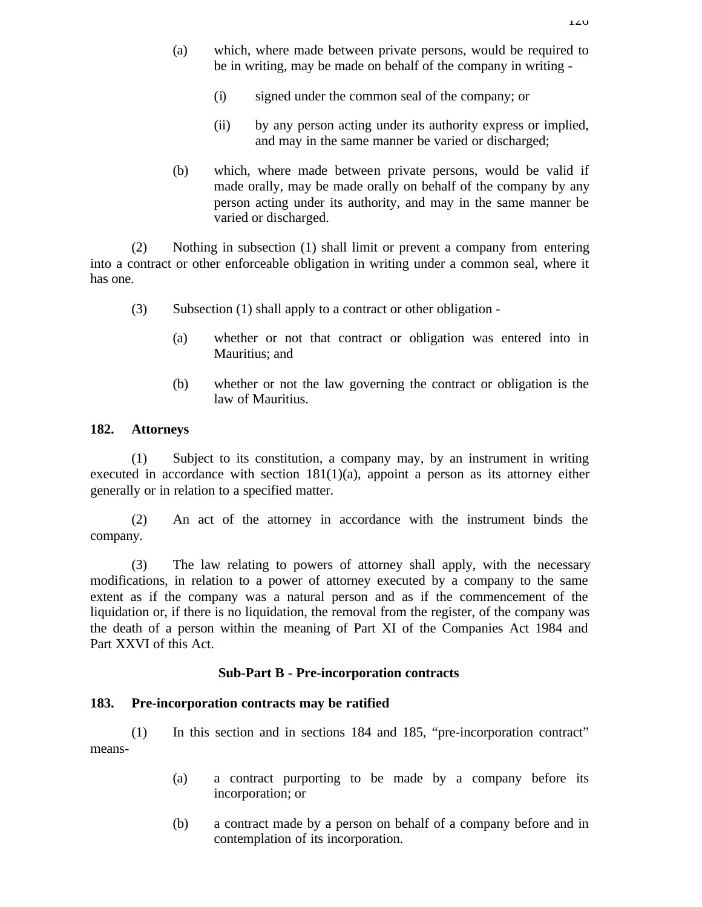(a) which, where made between private persons, would be required to be in writing, may be made on behalf of the company in writing -

(i) signed under the common seal of the company; or

(ii) by any person acting under its authority express or implied, and may in the same manner be varied or discharged;

(b) which, where made between private persons, would be valid if made orally, may be made orally on behalf of the company by any person acting under its authority, and may in the same manner be varied or discharged.

(2) Nothing in subsection (1) shall limit or prevent a company from entering into a contract or other enforceable obligation in writing under a common seal, where it has one.

(3) Subsection (1) shall apply to a contract or other obligation -

(a) whether or not that contract or obligation was entered into in Mauritius; and

(b) whether or not the law governing the contract or obligation is the law of Mauritius.

**182. Attorneys**

(1) Subject to its constitution, a company may, by an instrument in writing executed in accordance with section 181(1)(a), appoint a person as its attorney either generally or in relation to a specified matter.

(2) An act of the attorney in accordance with the instrument binds the company.

(3) The law relating to powers of attorney shall apply, with the necessary modifications, in relation to a power of attorney executed by a company to the same extent as if the company was a natural person and as if the commencement of the liquidation or, if there is no liquidation, the removal from the register, of the company was the death of a person within the meaning of Part XI of the Companies Act 1984 and Part XXVI of this Act.

**Sub-Part B - Pre-incorporation contracts**

**183. Pre-incorporation contracts may be ratified**

(1) In this section and in sections 184 and 185, "pre-incorporation contract" means-

(a) a contract purporting to be made by a company before its incorporation; or

(b) a contract made by a person on behalf of a company before and in contemplation of its incorporation.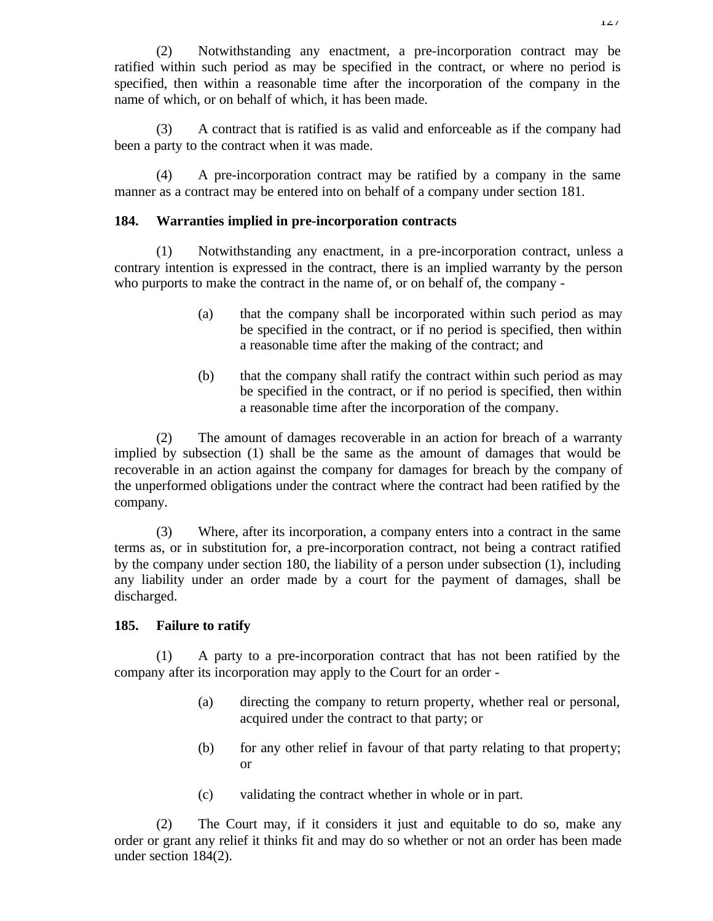(2) Notwithstanding any enactment, a pre-incorporation contract may be ratified within such period as may be specified in the contract, or where no period is specified, then within a reasonable time after the incorporation of the company in the name of which, or on behalf of which, it has been made.

(3) A contract that is ratified is as valid and enforceable as if the company had been a party to the contract when it was made.

(4) A pre-incorporation contract may be ratified by a company in the same manner as a contract may be entered into on behalf of a company under section 181.

**184. Warranties implied in pre-incorporation contracts**

(1) Notwithstanding any enactment, in a pre-incorporation contract, unless a contrary intention is expressed in the contract, there is an implied warranty by the person who purports to make the contract in the name of, or on behalf of, the company -

(a) that the company shall be incorporated within such period as may be specified in the contract, or if no period is specified, then within a reasonable time after the making of the contract; and

(b) that the company shall ratify the contract within such period as may be specified in the contract, or if no period is specified, then within a reasonable time after the incorporation of the company.

(2) The amount of damages recoverable in an action for breach of a warranty implied by subsection (1) shall be the same as the amount of damages that would be recoverable in an action against the company for damages for breach by the company of the unperformed obligations under the contract where the contract had been ratified by the company.

(3) Where, after its incorporation, a company enters into a contract in the same terms as, or in substitution for, a pre-incorporation contract, not being a contract ratified by the company under section 180, the liability of a person under subsection (1), including any liability under an order made by a court for the payment of damages, shall be discharged.

**185. Failure to ratify**

(1) A party to a pre-incorporation contract that has not been ratified by the company after its incorporation may apply to the Court for an order -

(a) directing the company to return property, whether real or personal, acquired under the contract to that party; or

(b) for any other relief in favour of that party relating to that property; or

(c) validating the contract whether in whole or in part.

(2) The Court may, if it considers it just and equitable to do so, make any order or grant any relief it thinks fit and may do so whether or not an order has been made under section 184(2).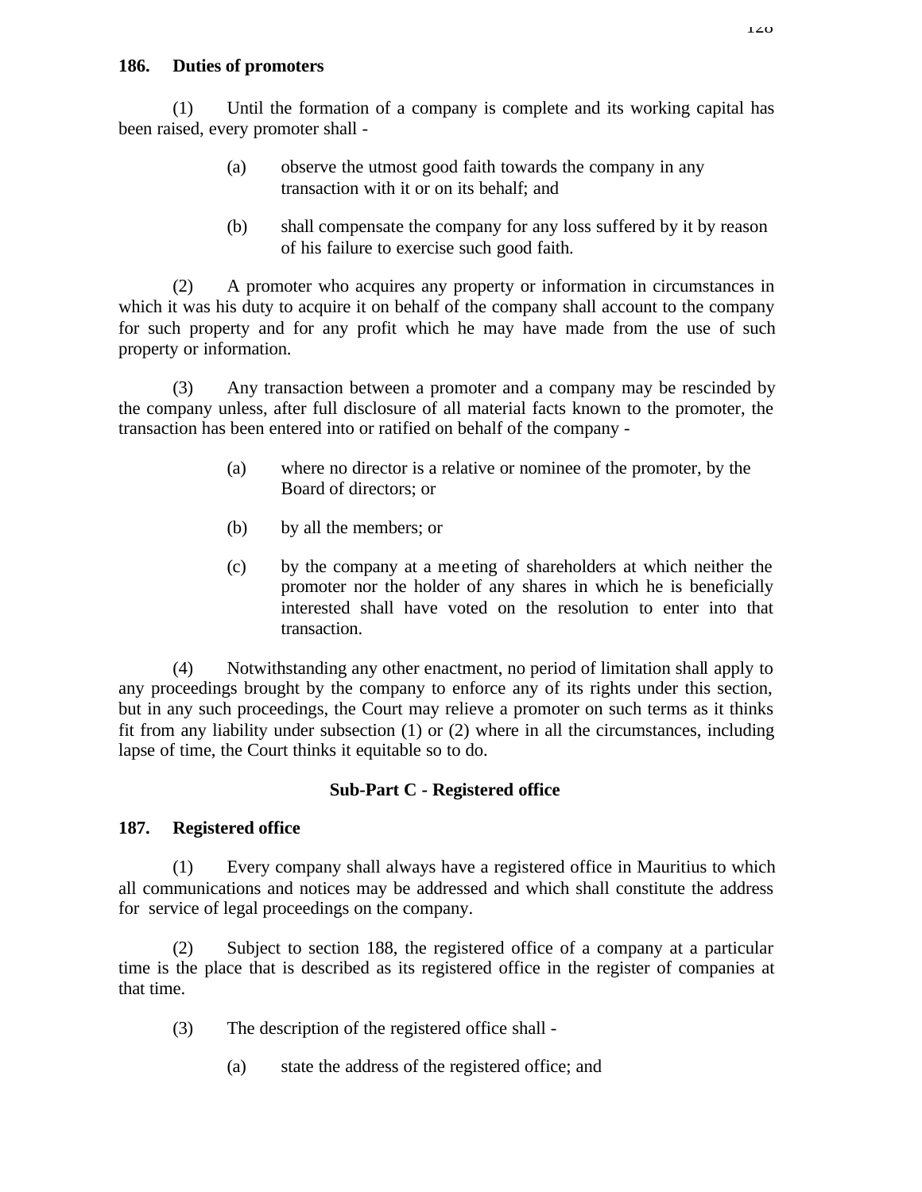**186. Duties of promoters**

(1) Until the formation of a company is complete and its working capital has been raised, every promoter shall -

(a) observe the utmost good faith towards the company in any transaction with it or on its behalf; and

(b) shall compensate the company for any loss suffered by it by reason of his failure to exercise such good faith.

(2) A promoter who acquires any property or information in circumstances in which it was his duty to acquire it on behalf of the company shall account to the company for such property and for any profit which he may have made from the use of such property or information.

(3) Any transaction between a promoter and a company may be rescinded by the company unless, after full disclosure of all material facts known to the promoter, the transaction has been entered into or ratified on behalf of the company -

(a) where no director is a relative or nominee of the promoter, by the Board of directors; or

(b) by all the members; or

(c) by the company at a meeting of shareholders at which neither the promoter nor the holder of any shares in which he is beneficially interested shall have voted on the resolution to enter into that transaction.

(4) Notwithstanding any other enactment, no period of limitation shall apply to any proceedings brought by the company to enforce any of its rights under this section, but in any such proceedings, the Court may relieve a promoter on such terms as it thinks fit from any liability under subsection (1) or (2) where in all the circumstances, including lapse of time, the Court thinks it equitable so to do.

**Sub-Part C - Registered office**

**187. Registered office**

(1) Every company shall always have a registered office in Mauritius to which all communications and notices may be addressed and which shall constitute the address for service of legal proceedings on the company.

(2) Subject to section 188, the registered office of a company at a particular time is the place that is described as its registered office in the register of companies at that time.

(3) The description of the registered office shall -

(a) state the address of the registered office; and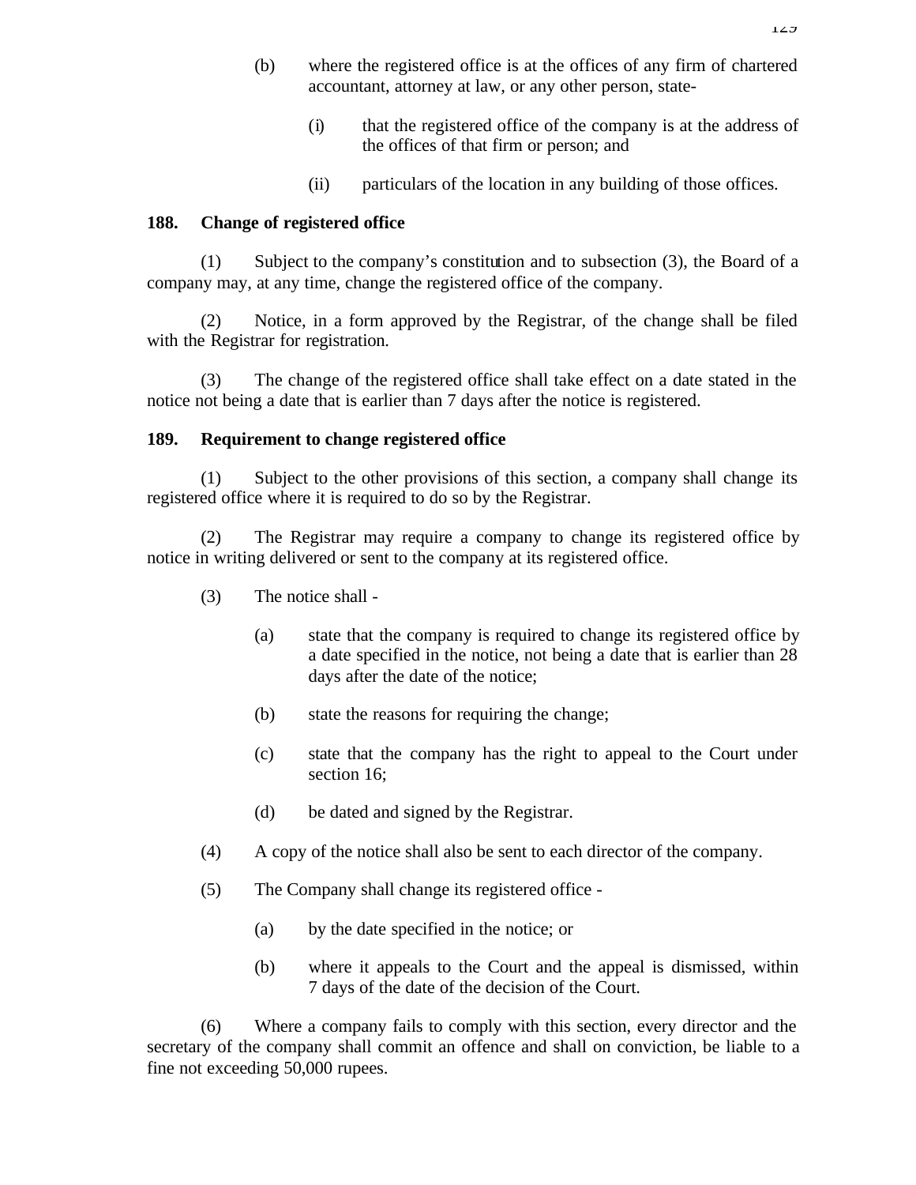(b) where the registered office is at the offices of any firm of chartered accountant, attorney at law, or any other person, state-

(i) that the registered office of the company is at the address of the offices of that firm or person; and

(ii) particulars of the location in any building of those offices.

**188. Change of registered office**

(1) Subject to the company's constitution and to subsection (3), the Board of a company may, at any time, change the registered office of the company.

(2) Notice, in a form approved by the Registrar, of the change shall be filed with the Registrar for registration.

(3) The change of the registered office shall take effect on a date stated in the notice not being a date that is earlier than 7 days after the notice is registered.

**189. Requirement to change registered office**

(1) Subject to the other provisions of this section, a company shall change its registered office where it is required to do so by the Registrar.

(2) The Registrar may require a company to change its registered office by notice in writing delivered or sent to the company at its registered office.

(3) The notice shall -

(a) state that the company is required to change its registered office by a date specified in the notice, not being a date that is earlier than 28 days after the date of the notice;

(b) state the reasons for requiring the change;

(c) state that the company has the right to appeal to the Court under section 16;

(d) be dated and signed by the Registrar.

(4) A copy of the notice shall also be sent to each director of the company.

(5) The Company shall change its registered office -

(a) by the date specified in the notice; or

(b) where it appeals to the Court and the appeal is dismissed, within 7 days of the date of the decision of the Court.

(6) Where a company fails to comply with this section, every director and the secretary of the company shall commit an offence and shall on conviction, be liable to a fine not exceeding 50,000 rupees.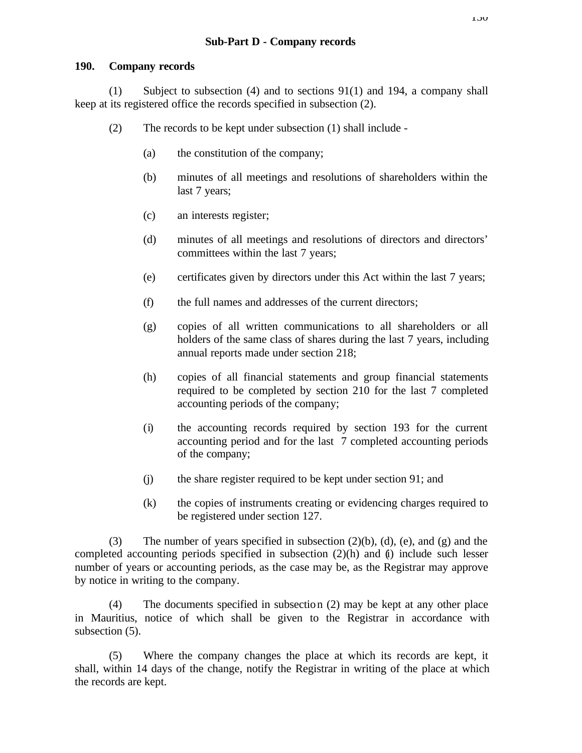## Sub-Part D - Company records

### 190. Company records

(1) Subject to subsection (4) and to sections 91(1) and 194, a company shall keep at its registered office the records specified in subsection (2).

(2) The records to be kept under subsection (1) shall include -

(a) the constitution of the company;

(b) minutes of all meetings and resolutions of shareholders within the last 7 years;

(c) an interests register;

(d) minutes of all meetings and resolutions of directors and directors' committees within the last 7 years;

(e) certificates given by directors under this Act within the last 7 years;

(f) the full names and addresses of the current directors;

(g) copies of all written communications to all shareholders or all holders of the same class of shares during the last 7 years, including annual reports made under section 218;

(h) copies of all financial statements and group financial statements required to be completed by section 210 for the last 7 completed accounting periods of the company;

(i) the accounting records required by section 193 for the current accounting period and for the last 7 completed accounting periods of the company;

(j) the share register required to be kept under section 91; and

(k) the copies of instruments creating or evidencing charges required to be registered under section 127.

(3) The number of years specified in subsection (2)(b), (d), (e), and (g) and the completed accounting periods specified in subsection (2)(h) and (i) include such lesser number of years or accounting periods, as the case may be, as the Registrar may approve by notice in writing to the company.

(4) The documents specified in subsection (2) may be kept at any other place in Mauritius, notice of which shall be given to the Registrar in accordance with subsection (5).

(5) Where the company changes the place at which its records are kept, it shall, within 14 days of the change, notify the Registrar in writing of the place at which the records are kept.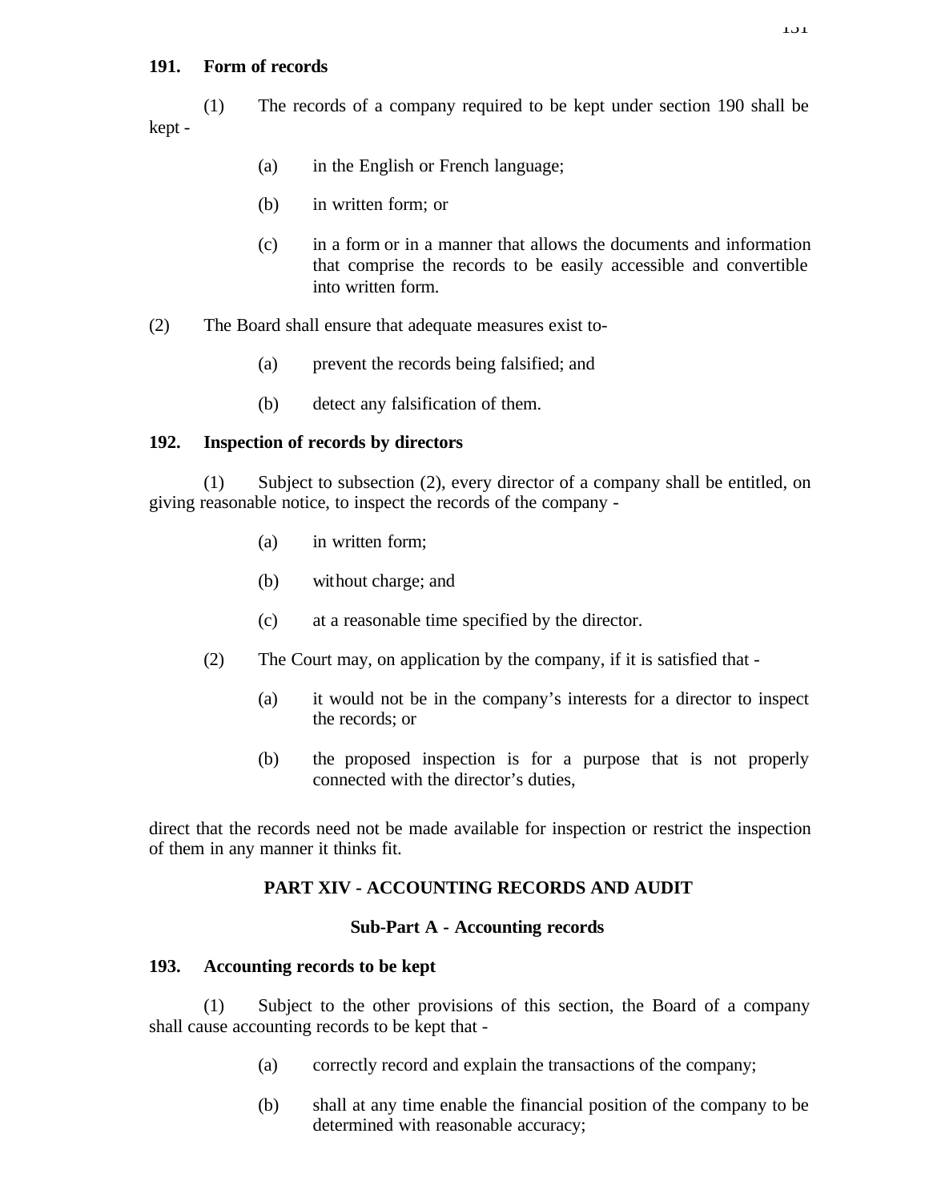**191. Form of records**

(1) The records of a company required to be kept under section 190 shall be kept -

(a) in the English or French language;

(b) in written form; or

(c) in a form or in a manner that allows the documents and information that comprise the records to be easily accessible and convertible into written form.

(2) The Board shall ensure that adequate measures exist to-

(a) prevent the records being falsified; and

(b) detect any falsification of them.

**192. Inspection of records by directors**

(1) Subject to subsection (2), every director of a company shall be entitled, on giving reasonable notice, to inspect the records of the company -

(a) in written form;

(b) without charge; and

(c) at a reasonable time specified by the director.

(2) The Court may, on application by the company, if it is satisfied that -

(a) it would not be in the company's interests for a director to inspect the records; or

(b) the proposed inspection is for a purpose that is not properly connected with the director's duties,

direct that the records need not be made available for inspection or restrict the inspection of them in any manner it thinks fit.

## PART XIV - ACCOUNTING RECORDS AND AUDIT

### Sub-Part A - Accounting records

**193. Accounting records to be kept**

(1) Subject to the other provisions of this section, the Board of a company shall cause accounting records to be kept that -

(a) correctly record and explain the transactions of the company;

(b) shall at any time enable the financial position of the company to be determined with reasonable accuracy;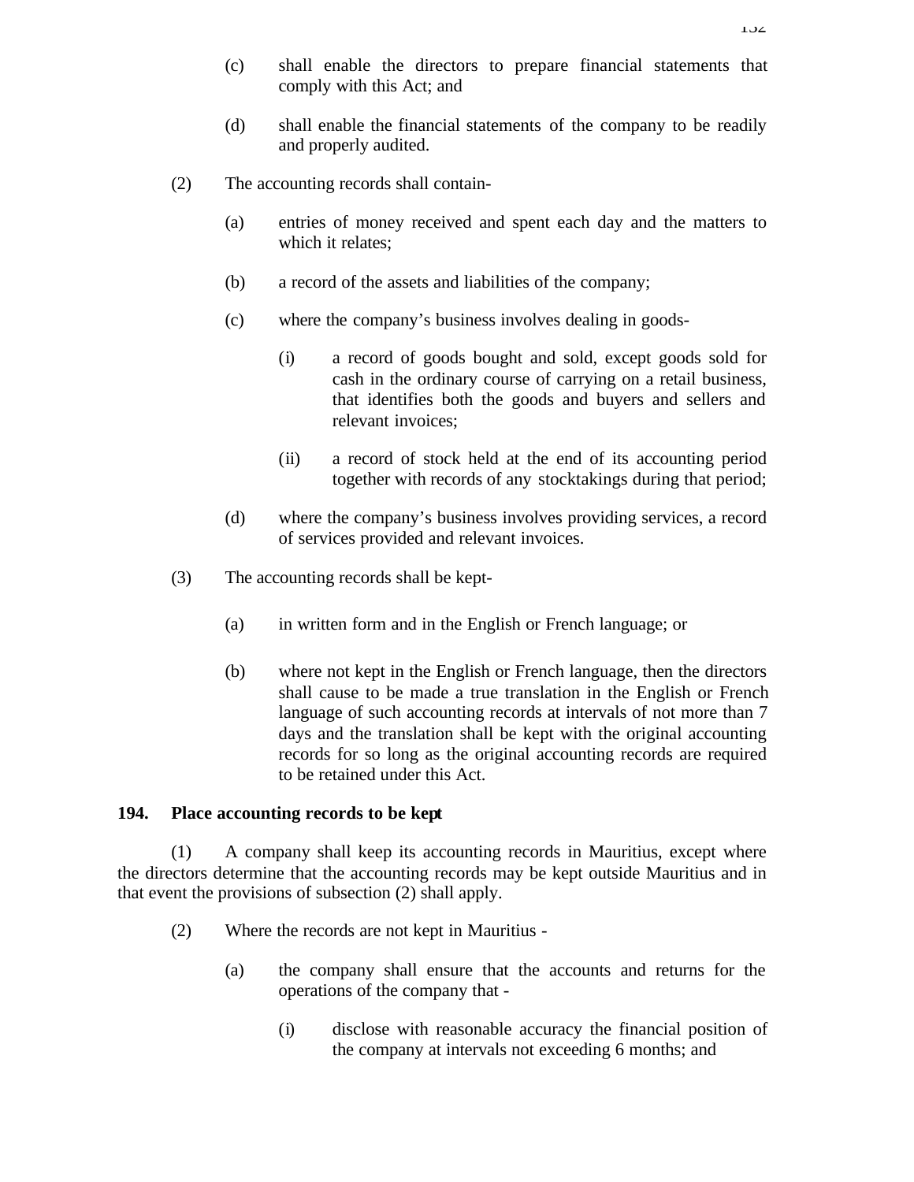(c) shall enable the directors to prepare financial statements that comply with this Act; and

(d) shall enable the financial statements of the company to be readily and properly audited.

(2) The accounting records shall contain-

(a) entries of money received and spent each day and the matters to which it relates;

(b) a record of the assets and liabilities of the company;

(c) where the company's business involves dealing in goods-

(i) a record of goods bought and sold, except goods sold for cash in the ordinary course of carrying on a retail business, that identifies both the goods and buyers and sellers and relevant invoices;

(ii) a record of stock held at the end of its accounting period together with records of any stocktakings during that period;

(d) where the company's business involves providing services, a record of services provided and relevant invoices.

(3) The accounting records shall be kept-

(a) in written form and in the English or French language; or

(b) where not kept in the English or French language, then the directors shall cause to be made a true translation in the English or French language of such accounting records at intervals of not more than 7 days and the translation shall be kept with the original accounting records for so long as the original accounting records are required to be retained under this Act.

**194. Place accounting records to be kept**

(1) A company shall keep its accounting records in Mauritius, except where the directors determine that the accounting records may be kept outside Mauritius and in that event the provisions of subsection (2) shall apply.

(2) Where the records are not kept in Mauritius -

(a) the company shall ensure that the accounts and returns for the operations of the company that -

(i) disclose with reasonable accuracy the financial position of the company at intervals not exceeding 6 months; and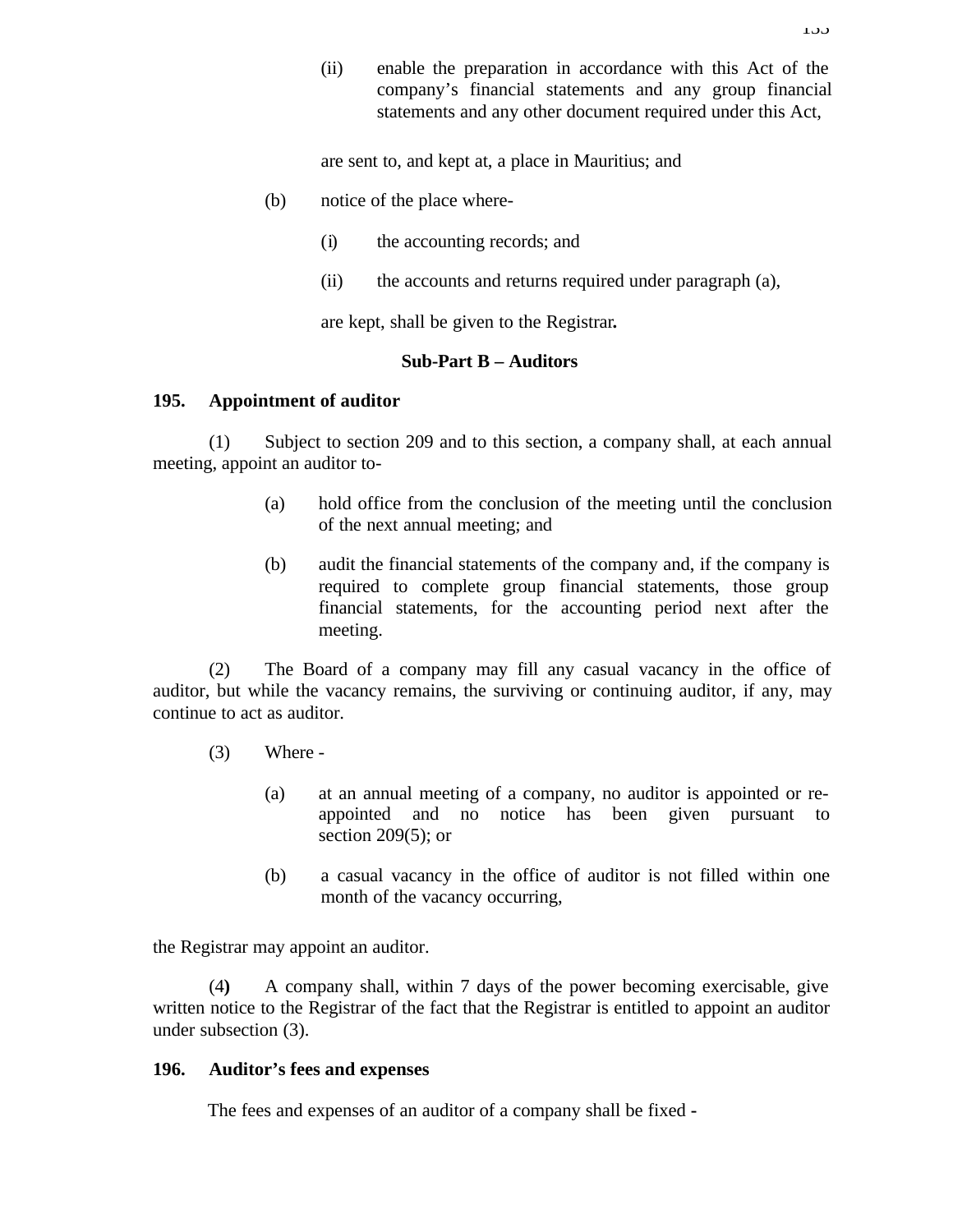(ii) enable the preparation in accordance with this Act of the company's financial statements and any group financial statements and any other document required under this Act,

are sent to, and kept at, a place in Mauritius; and

(b) notice of the place where-

(i) the accounting records; and

(ii) the accounts and returns required under paragraph (a),

are kept, shall be given to the Registrar**.**

**Sub-Part B – Auditors**

**195. Appointment of auditor**

(1) Subject to section 209 and to this section, a company shall, at each annual meeting, appoint an auditor to-

(a) hold office from the conclusion of the meeting until the conclusion of the next annual meeting; and

(b) audit the financial statements of the company and, if the company is required to complete group financial statements, those group financial statements, for the accounting period next after the meeting.

(2) The Board of a company may fill any casual vacancy in the office of auditor, but while the vacancy remains, the surviving or continuing auditor, if any, may continue to act as auditor.

(3) Where -

(a) at an annual meeting of a company, no auditor is appointed or re-appointed and no notice has been given pursuant to section 209(5); or

(b) a casual vacancy in the office of auditor is not filled within one month of the vacancy occurring,

the Registrar may appoint an auditor.

(4**)** A company shall, within 7 days of the power becoming exercisable, give written notice to the Registrar of the fact that the Registrar is entitled to appoint an auditor under subsection (3).

**196. Auditor's fees and expenses**

The fees and expenses of an auditor of a company shall be fixed -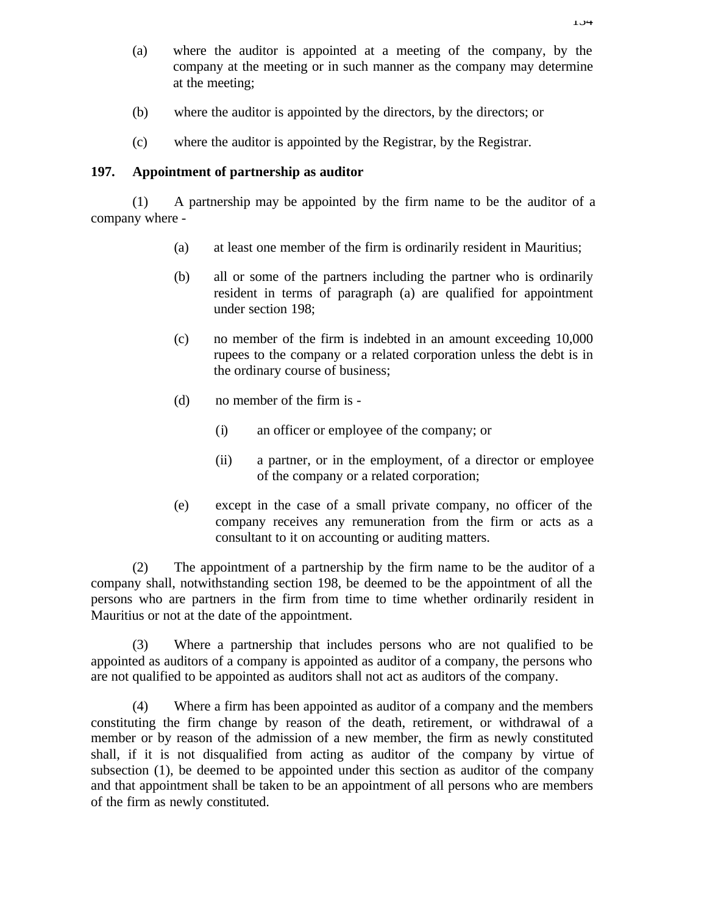(a) where the auditor is appointed at a meeting of the company, by the company at the meeting or in such manner as the company may determine at the meeting;

(b) where the auditor is appointed by the directors, by the directors; or

(c) where the auditor is appointed by the Registrar, by the Registrar.

**197. Appointment of partnership as auditor**

(1) A partnership may be appointed by the firm name to be the auditor of a company where -

(a) at least one member of the firm is ordinarily resident in Mauritius;

(b) all or some of the partners including the partner who is ordinarily resident in terms of paragraph (a) are qualified for appointment under section 198;

(c) no member of the firm is indebted in an amount exceeding 10,000 rupees to the company or a related corporation unless the debt is in the ordinary course of business;

(d) no member of the firm is -

(i) an officer or employee of the company; or

(ii) a partner, or in the employment, of a director or employee of the company or a related corporation;

(e) except in the case of a small private company, no officer of the company receives any remuneration from the firm or acts as a consultant to it on accounting or auditing matters.

(2) The appointment of a partnership by the firm name to be the auditor of a company shall, notwithstanding section 198, be deemed to be the appointment of all the persons who are partners in the firm from time to time whether ordinarily resident in Mauritius or not at the date of the appointment.

(3) Where a partnership that includes persons who are not qualified to be appointed as auditors of a company is appointed as auditor of a company, the persons who are not qualified to be appointed as auditors shall not act as auditors of the company.

(4) Where a firm has been appointed as auditor of a company and the members constituting the firm change by reason of the death, retirement, or withdrawal of a member or by reason of the admission of a new member, the firm as newly constituted shall, if it is not disqualified from acting as auditor of the company by virtue of subsection (1), be deemed to be appointed under this section as auditor of the company and that appointment shall be taken to be an appointment of all persons who are members of the firm as newly constituted.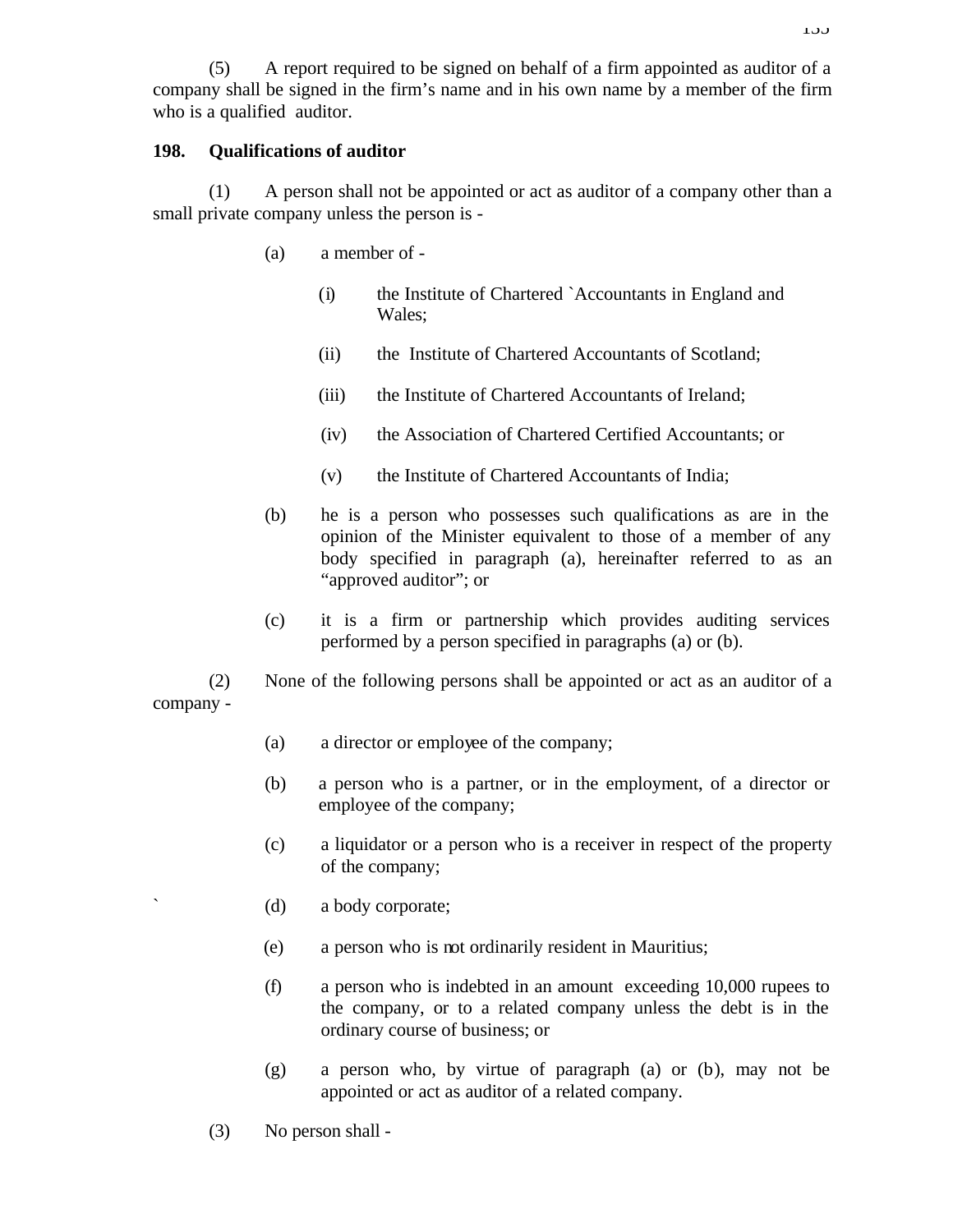(5) A report required to be signed on behalf of a firm appointed as auditor of a company shall be signed in the firm's name and in his own name by a member of the firm who is a qualified auditor.

**198. Qualifications of auditor**

(1) A person shall not be appointed or act as auditor of a company other than a small private company unless the person is -

(a) a member of -

(i) the Institute of Chartered `Accountants in England and Wales;

(ii) the Institute of Chartered Accountants of Scotland;

(iii) the Institute of Chartered Accountants of Ireland;

(iv) the Association of Chartered Certified Accountants; or

(v) the Institute of Chartered Accountants of India;

(b) he is a person who possesses such qualifications as are in the opinion of the Minister equivalent to those of a member of any body specified in paragraph (a), hereinafter referred to as an "approved auditor"; or

(c) it is a firm or partnership which provides auditing services performed by a person specified in paragraphs (a) or (b).

(2) None of the following persons shall be appointed or act as an auditor of a company -

(a) a director or employee of the company;

(b) a person who is a partner, or in the employment, of a director or employee of the company;

(c) a liquidator or a person who is a receiver in respect of the property of the company;

(d) a body corporate;

(e) a person who is not ordinarily resident in Mauritius;

(f) a person who is indebted in an amount exceeding 10,000 rupees to the company, or to a related company unless the debt is in the ordinary course of business; or

(g) a person who, by virtue of paragraph (a) or (b), may not be appointed or act as auditor of a related company.

(3) No person shall -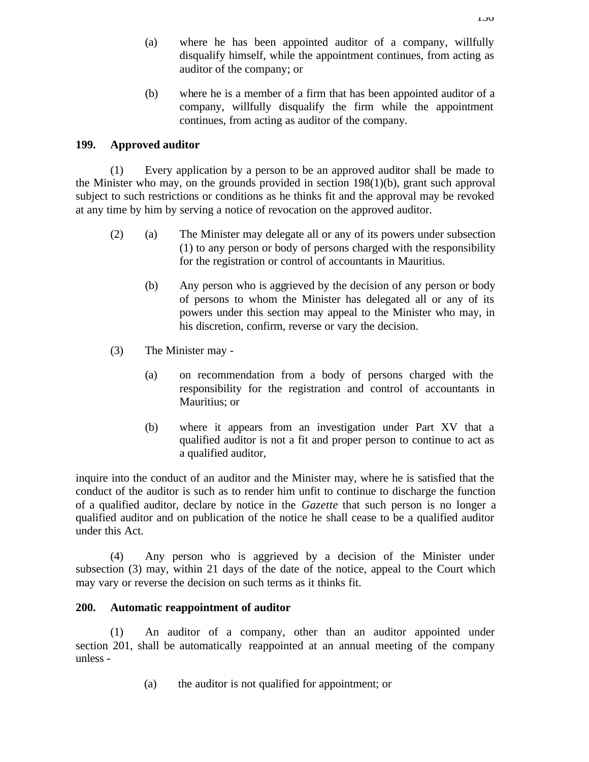(a) where he has been appointed auditor of a company, willfully disqualify himself, while the appointment continues, from acting as auditor of the company; or

(b) where he is a member of a firm that has been appointed auditor of a company, willfully disqualify the firm while the appointment continues, from acting as auditor of the company.

**199. Approved auditor**

(1) Every application by a person to be an approved auditor shall be made to the Minister who may, on the grounds provided in section 198(1)(b), grant such approval subject to such restrictions or conditions as he thinks fit and the approval may be revoked at any time by him by serving a notice of revocation on the approved auditor.

(2) (a) The Minister may delegate all or any of its powers under subsection (1) to any person or body of persons charged with the responsibility for the registration or control of accountants in Mauritius.

(b) Any person who is aggrieved by the decision of any person or body of persons to whom the Minister has delegated all or any of its powers under this section may appeal to the Minister who may, in his discretion, confirm, reverse or vary the decision.

(3) The Minister may -

(a) on recommendation from a body of persons charged with the responsibility for the registration and control of accountants in Mauritius; or

(b) where it appears from an investigation under Part XV that a qualified auditor is not a fit and proper person to continue to act as a qualified auditor,

inquire into the conduct of an auditor and the Minister may, where he is satisfied that the conduct of the auditor is such as to render him unfit to continue to discharge the function of a qualified auditor, declare by notice in the *Gazette* that such person is no longer a qualified auditor and on publication of the notice he shall cease to be a qualified auditor under this Act.

(4) Any person who is aggrieved by a decision of the Minister under subsection (3) may, within 21 days of the date of the notice, appeal to the Court which may vary or reverse the decision on such terms as it thinks fit.

**200. Automatic reappointment of auditor**

(1) An auditor of a company, other than an auditor appointed under section 201, shall be automatically reappointed at an annual meeting of the company unless -

(a) the auditor is not qualified for appointment; or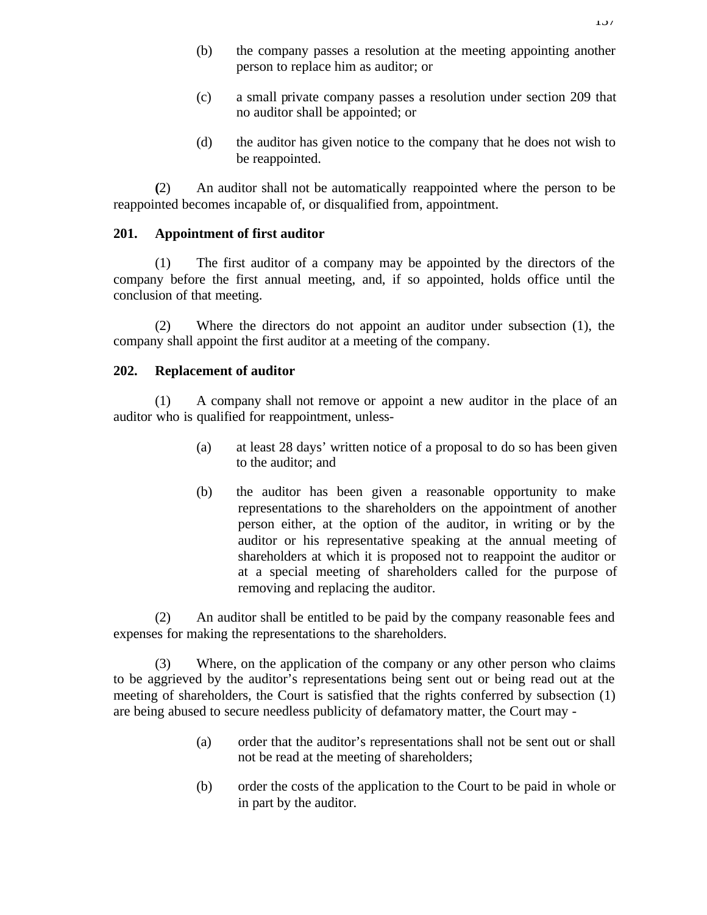(b) the company passes a resolution at the meeting appointing another person to replace him as auditor; or

(c) a small private company passes a resolution under section 209 that no auditor shall be appointed; or

(d) the auditor has given notice to the company that he does not wish to be reappointed.

(2) An auditor shall not be automatically reappointed where the person to be reappointed becomes incapable of, or disqualified from, appointment.

**201. Appointment of first auditor**

(1) The first auditor of a company may be appointed by the directors of the company before the first annual meeting, and, if so appointed, holds office until the conclusion of that meeting.

(2) Where the directors do not appoint an auditor under subsection (1), the company shall appoint the first auditor at a meeting of the company.

**202. Replacement of auditor**

(1) A company shall not remove or appoint a new auditor in the place of an auditor who is qualified for reappointment, unless-

(a) at least 28 days' written notice of a proposal to do so has been given to the auditor; and

(b) the auditor has been given a reasonable opportunity to make representations to the shareholders on the appointment of another person either, at the option of the auditor, in writing or by the auditor or his representative speaking at the annual meeting of shareholders at which it is proposed not to reappoint the auditor or at a special meeting of shareholders called for the purpose of removing and replacing the auditor.

(2) An auditor shall be entitled to be paid by the company reasonable fees and expenses for making the representations to the shareholders.

(3) Where, on the application of the company or any other person who claims to be aggrieved by the auditor's representations being sent out or being read out at the meeting of shareholders, the Court is satisfied that the rights conferred by subsection (1) are being abused to secure needless publicity of defamatory matter, the Court may -

(a) order that the auditor's representations shall not be sent out or shall not be read at the meeting of shareholders;

(b) order the costs of the application to the Court to be paid in whole or in part by the auditor.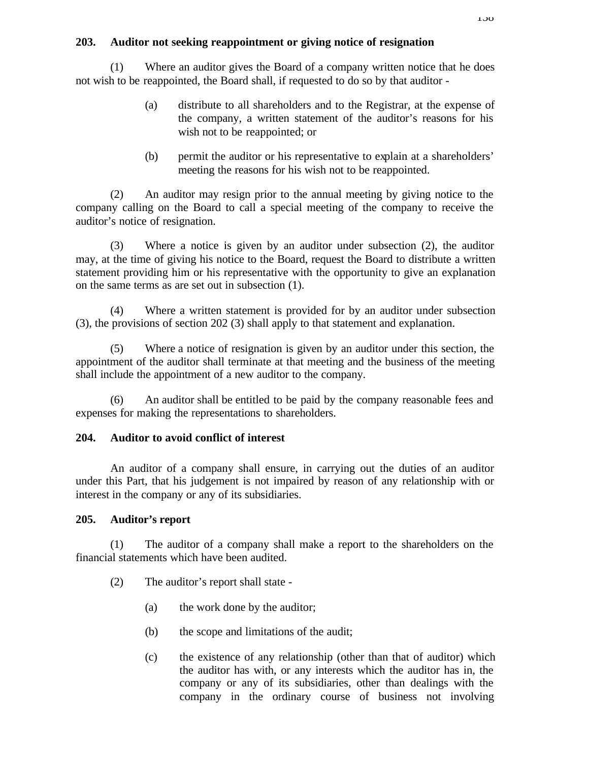**203. Auditor not seeking reappointment or giving notice of resignation**

(1) Where an auditor gives the Board of a company written notice that he does not wish to be reappointed, the Board shall, if requested to do so by that auditor -

(a) distribute to all shareholders and to the Registrar, at the expense of the company, a written statement of the auditor's reasons for his wish not to be reappointed; or

(b) permit the auditor or his representative to explain at a shareholders' meeting the reasons for his wish not to be reappointed.

(2) An auditor may resign prior to the annual meeting by giving notice to the company calling on the Board to call a special meeting of the company to receive the auditor's notice of resignation.

(3) Where a notice is given by an auditor under subsection (2), the auditor may, at the time of giving his notice to the Board, request the Board to distribute a written statement providing him or his representative with the opportunity to give an explanation on the same terms as are set out in subsection (1).

(4) Where a written statement is provided for by an auditor under subsection (3), the provisions of section 202 (3) shall apply to that statement and explanation.

(5) Where a notice of resignation is given by an auditor under this section, the appointment of the auditor shall terminate at that meeting and the business of the meeting shall include the appointment of a new auditor to the company.

(6) An auditor shall be entitled to be paid by the company reasonable fees and expenses for making the representations to shareholders.

**204. Auditor to avoid conflict of interest**

An auditor of a company shall ensure, in carrying out the duties of an auditor under this Part, that his judgement is not impaired by reason of any relationship with or interest in the company or any of its subsidiaries.

**205. Auditor's report**

(1) The auditor of a company shall make a report to the shareholders on the financial statements which have been audited.

(2) The auditor's report shall state -

(a) the work done by the auditor;

(b) the scope and limitations of the audit;

(c) the existence of any relationship (other than that of auditor) which the auditor has with, or any interests which the auditor has in, the company or any of its subsidiaries, other than dealings with the company in the ordinary course of business not involving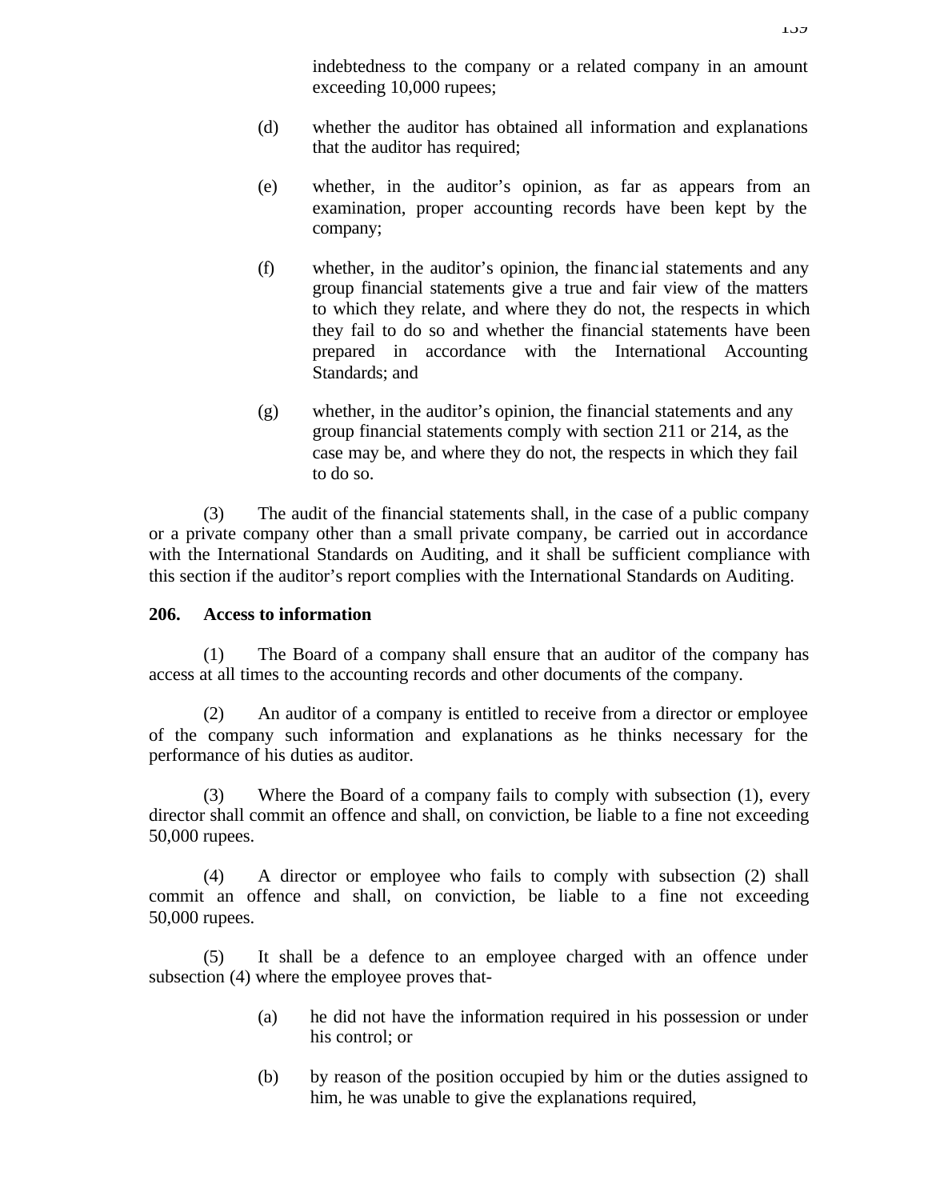indebtedness to the company or a related company in an amount exceeding 10,000 rupees;

(d) whether the auditor has obtained all information and explanations that the auditor has required;

(e) whether, in the auditor's opinion, as far as appears from an examination, proper accounting records have been kept by the company;

(f) whether, in the auditor's opinion, the financial statements and any group financial statements give a true and fair view of the matters to which they relate, and where they do not, the respects in which they fail to do so and whether the financial statements have been prepared in accordance with the International Accounting Standards; and

(g) whether, in the auditor's opinion, the financial statements and any group financial statements comply with section 211 or 214, as the case may be, and where they do not, the respects in which they fail to do so.

(3) The audit of the financial statements shall, in the case of a public company or a private company other than a small private company, be carried out in accordance with the International Standards on Auditing, and it shall be sufficient compliance with this section if the auditor's report complies with the International Standards on Auditing.

**206. Access to information**

(1) The Board of a company shall ensure that an auditor of the company has access at all times to the accounting records and other documents of the company.

(2) An auditor of a company is entitled to receive from a director or employee of the company such information and explanations as he thinks necessary for the performance of his duties as auditor.

(3) Where the Board of a company fails to comply with subsection (1), every director shall commit an offence and shall, on conviction, be liable to a fine not exceeding 50,000 rupees.

(4) A director or employee who fails to comply with subsection (2) shall commit an offence and shall, on conviction, be liable to a fine not exceeding 50,000 rupees.

(5) It shall be a defence to an employee charged with an offence under subsection (4) where the employee proves that-

(a) he did not have the information required in his possession or under his control; or

(b) by reason of the position occupied by him or the duties assigned to him, he was unable to give the explanations required,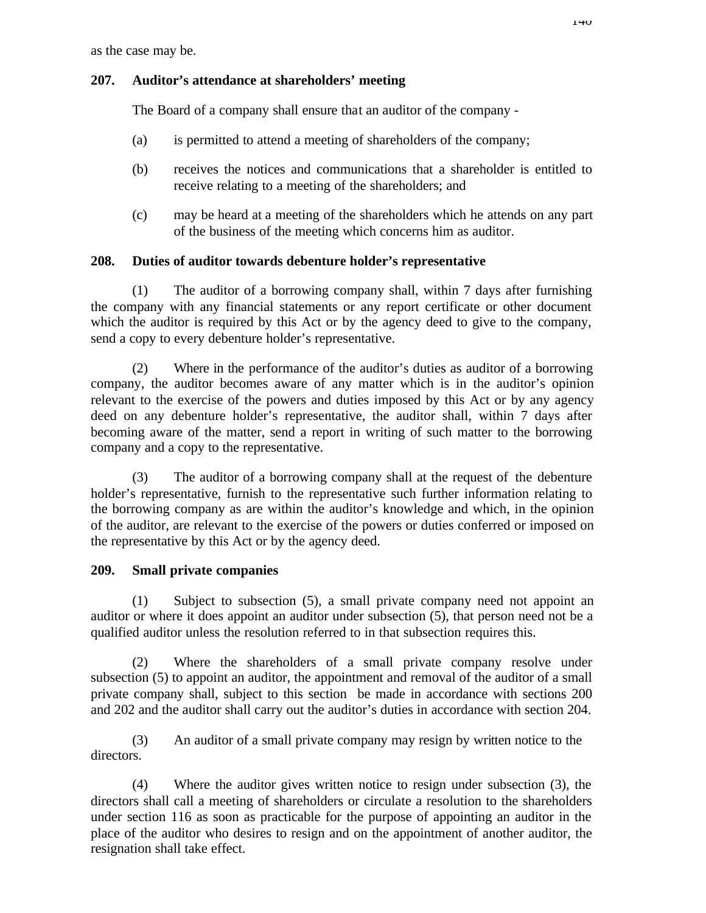as the case may be.

### 207. Auditor's attendance at shareholders' meeting

The Board of a company shall ensure that an auditor of the company -

(a) is permitted to attend a meeting of shareholders of the company;

(b) receives the notices and communications that a shareholder is entitled to receive relating to a meeting of the shareholders; and

(c) may be heard at a meeting of the shareholders which he attends on any part of the business of the meeting which concerns him as auditor.

### 208. Duties of auditor towards debenture holder's representative

(1) The auditor of a borrowing company shall, within 7 days after furnishing the company with any financial statements or any report certificate or other document which the auditor is required by this Act or by the agency deed to give to the company, send a copy to every debenture holder's representative.

(2) Where in the performance of the auditor's duties as auditor of a borrowing company, the auditor becomes aware of any matter which is in the auditor's opinion relevant to the exercise of the powers and duties imposed by this Act or by any agency deed on any debenture holder's representative, the auditor shall, within 7 days after becoming aware of the matter, send a report in writing of such matter to the borrowing company and a copy to the representative.

(3) The auditor of a borrowing company shall at the request of the debenture holder's representative, furnish to the representative such further information relating to the borrowing company as are within the auditor's knowledge and which, in the opinion of the auditor, are relevant to the exercise of the powers or duties conferred or imposed on the representative by this Act or by the agency deed.

### 209. Small private companies

(1) Subject to subsection (5), a small private company need not appoint an auditor or where it does appoint an auditor under subsection (5), that person need not be a qualified auditor unless the resolution referred to in that subsection requires this.

(2) Where the shareholders of a small private company resolve under subsection (5) to appoint an auditor, the appointment and removal of the auditor of a small private company shall, subject to this section be made in accordance with sections 200 and 202 and the auditor shall carry out the auditor's duties in accordance with section 204.

(3) An auditor of a small private company may resign by written notice to the directors.

(4) Where the auditor gives written notice to resign under subsection (3), the directors shall call a meeting of shareholders or circulate a resolution to the shareholders under section 116 as soon as practicable for the purpose of appointing an auditor in the place of the auditor who desires to resign and on the appointment of another auditor, the resignation shall take effect.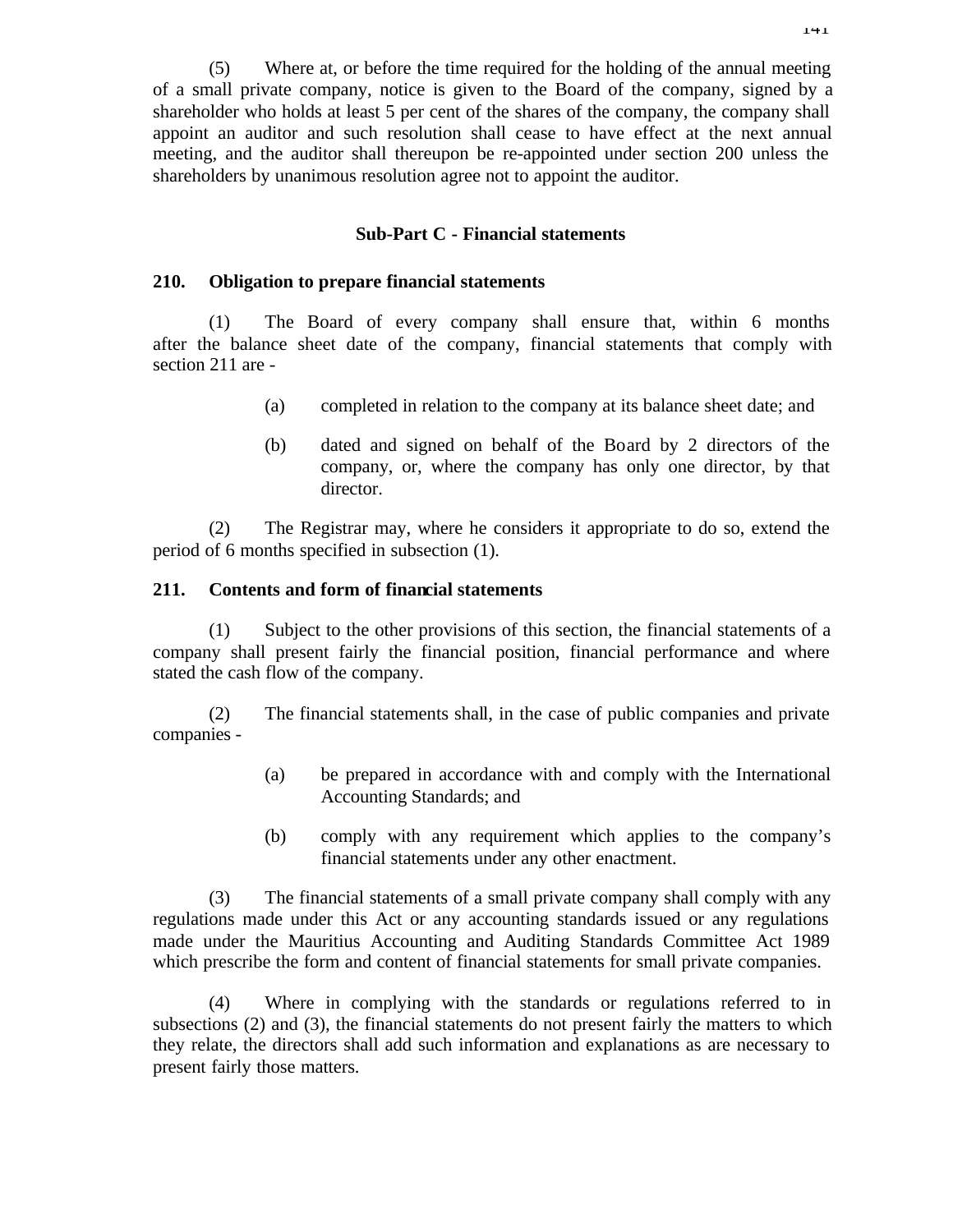(5) Where at, or before the time required for the holding of the annual meeting of a small private company, notice is given to the Board of the company, signed by a shareholder who holds at least 5 per cent of the shares of the company, the company shall appoint an auditor and such resolution shall cease to have effect at the next annual meeting, and the auditor shall thereupon be re-appointed under section 200 unless the shareholders by unanimous resolution agree not to appoint the auditor.

### Sub-Part C - Financial statements

**210. Obligation to prepare financial statements**

(1) The Board of every company shall ensure that, within 6 months after the balance sheet date of the company, financial statements that comply with section 211 are -

(a) completed in relation to the company at its balance sheet date; and

(b) dated and signed on behalf of the Board by 2 directors of the company, or, where the company has only one director, by that director.

(2) The Registrar may, where he considers it appropriate to do so, extend the period of 6 months specified in subsection (1).

**211. Contents and form of financial statements**

(1) Subject to the other provisions of this section, the financial statements of a company shall present fairly the financial position, financial performance and where stated the cash flow of the company.

(2) The financial statements shall, in the case of public companies and private companies -

(a) be prepared in accordance with and comply with the International Accounting Standards; and

(b) comply with any requirement which applies to the company's financial statements under any other enactment.

(3) The financial statements of a small private company shall comply with any regulations made under this Act or any accounting standards issued or any regulations made under the Mauritius Accounting and Auditing Standards Committee Act 1989 which prescribe the form and content of financial statements for small private companies.

(4) Where in complying with the standards or regulations referred to in subsections (2) and (3), the financial statements do not present fairly the matters to which they relate, the directors shall add such information and explanations as are necessary to present fairly those matters.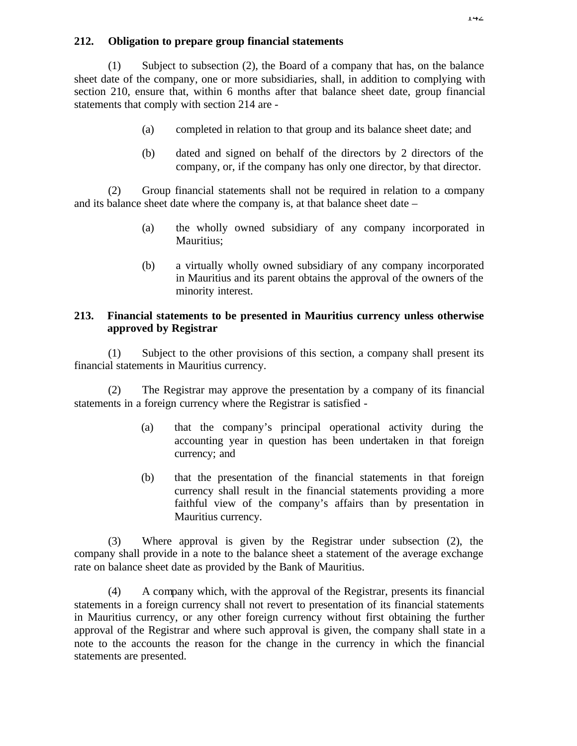**212. Obligation to prepare group financial statements**

(1) Subject to subsection (2), the Board of a company that has, on the balance sheet date of the company, one or more subsidiaries, shall, in addition to complying with section 210, ensure that, within 6 months after that balance sheet date, group financial statements that comply with section 214 are -

(a) completed in relation to that group and its balance sheet date; and

(b) dated and signed on behalf of the directors by 2 directors of the company, or, if the company has only one director, by that director.

(2) Group financial statements shall not be required in relation to a company and its balance sheet date where the company is, at that balance sheet date –

(a) the wholly owned subsidiary of any company incorporated in Mauritius;

(b) a virtually wholly owned subsidiary of any company incorporated in Mauritius and its parent obtains the approval of the owners of the minority interest.

**213. Financial statements to be presented in Mauritius currency unless otherwise approved by Registrar**

(1) Subject to the other provisions of this section, a company shall present its financial statements in Mauritius currency.

(2) The Registrar may approve the presentation by a company of its financial statements in a foreign currency where the Registrar is satisfied -

(a) that the company's principal operational activity during the accounting year in question has been undertaken in that foreign currency; and

(b) that the presentation of the financial statements in that foreign currency shall result in the financial statements providing a more faithful view of the company's affairs than by presentation in Mauritius currency.

(3) Where approval is given by the Registrar under subsection (2), the company shall provide in a note to the balance sheet a statement of the average exchange rate on balance sheet date as provided by the Bank of Mauritius.

(4) A company which, with the approval of the Registrar, presents its financial statements in a foreign currency shall not revert to presentation of its financial statements in Mauritius currency, or any other foreign currency without first obtaining the further approval of the Registrar and where such approval is given, the company shall state in a note to the accounts the reason for the change in the currency in which the financial statements are presented.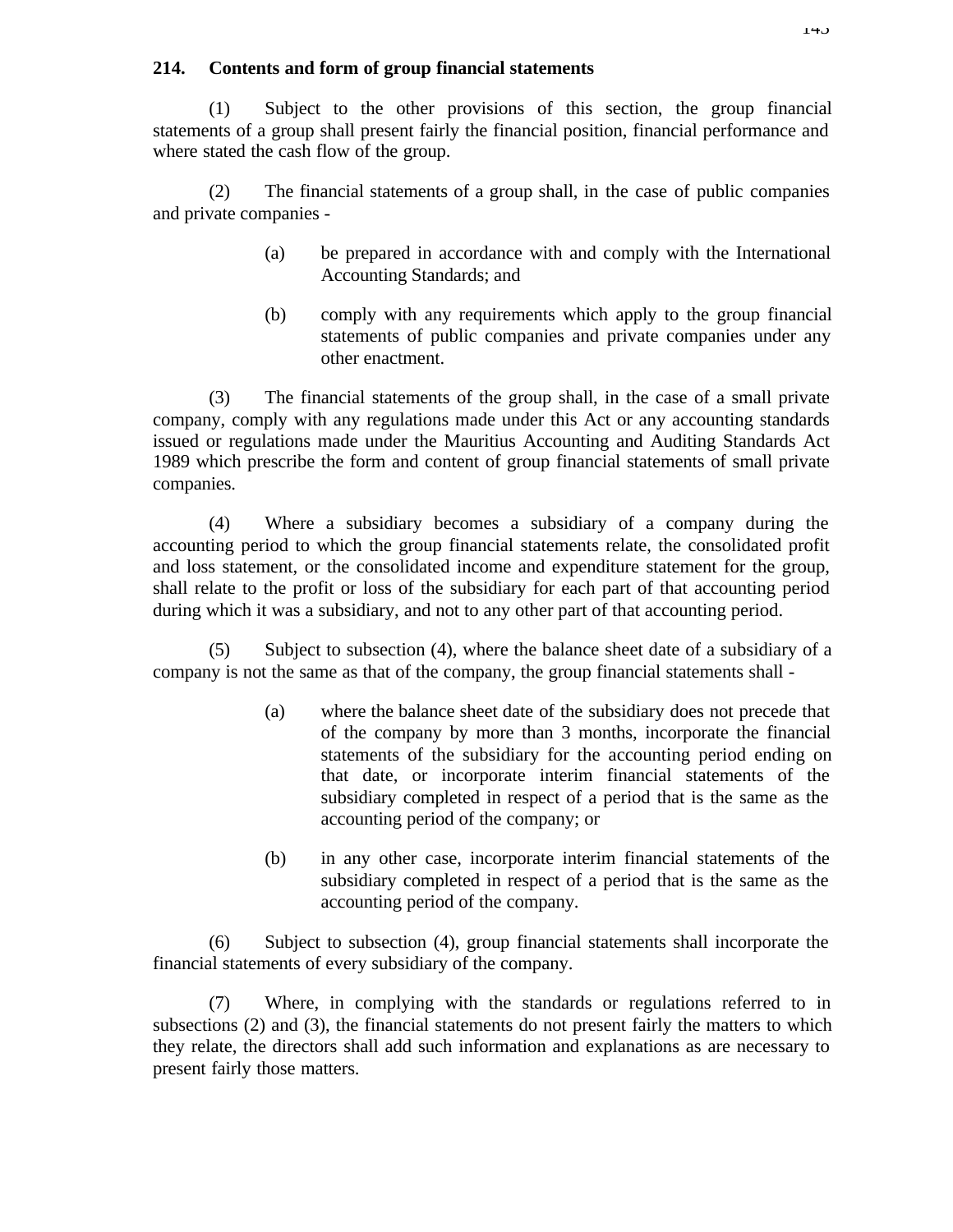## 214. Contents and form of group financial statements

(1) Subject to the other provisions of this section, the group financial statements of a group shall present fairly the financial position, financial performance and where stated the cash flow of the group.

(2) The financial statements of a group shall, in the case of public companies and private companies -

(a) be prepared in accordance with and comply with the International Accounting Standards; and

(b) comply with any requirements which apply to the group financial statements of public companies and private companies under any other enactment.

(3) The financial statements of the group shall, in the case of a small private company, comply with any regulations made under this Act or any accounting standards issued or regulations made under the Mauritius Accounting and Auditing Standards Act 1989 which prescribe the form and content of group financial statements of small private companies.

(4) Where a subsidiary becomes a subsidiary of a company during the accounting period to which the group financial statements relate, the consolidated profit and loss statement, or the consolidated income and expenditure statement for the group, shall relate to the profit or loss of the subsidiary for each part of that accounting period during which it was a subsidiary, and not to any other part of that accounting period.

(5) Subject to subsection (4), where the balance sheet date of a subsidiary of a company is not the same as that of the company, the group financial statements shall -

(a) where the balance sheet date of the subsidiary does not precede that of the company by more than 3 months, incorporate the financial statements of the subsidiary for the accounting period ending on that date, or incorporate interim financial statements of the subsidiary completed in respect of a period that is the same as the accounting period of the company; or

(b) in any other case, incorporate interim financial statements of the subsidiary completed in respect of a period that is the same as the accounting period of the company.

(6) Subject to subsection (4), group financial statements shall incorporate the financial statements of every subsidiary of the company.

(7) Where, in complying with the standards or regulations referred to in subsections (2) and (3), the financial statements do not present fairly the matters to which they relate, the directors shall add such information and explanations as are necessary to present fairly those matters.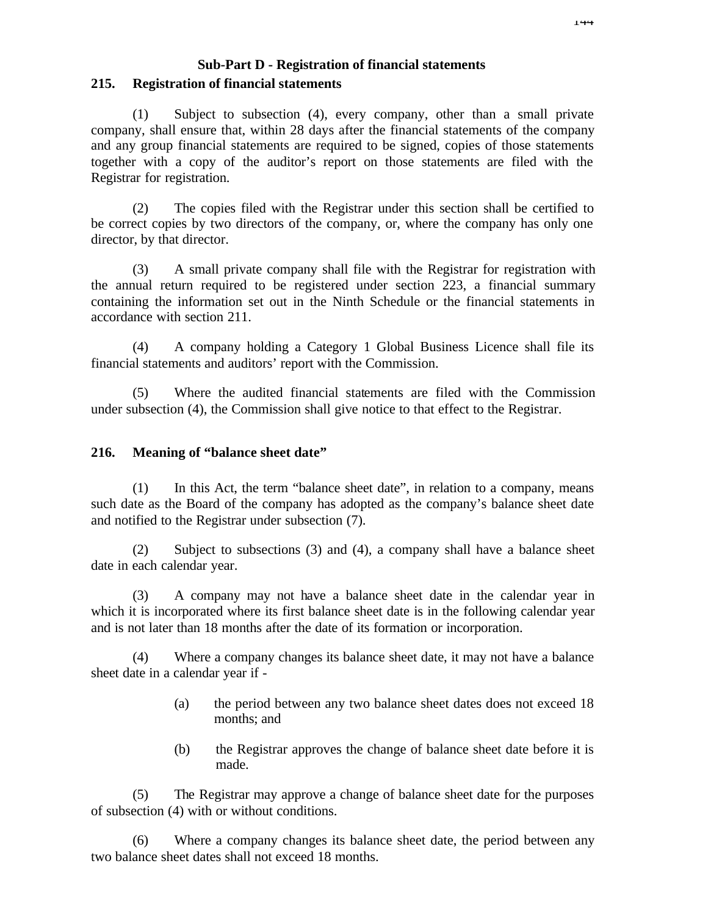### Sub-Part D - Registration of financial statements

**215. Registration of financial statements**

(1) Subject to subsection (4), every company, other than a small private company, shall ensure that, within 28 days after the financial statements of the company and any group financial statements are required to be signed, copies of those statements together with a copy of the auditor's report on those statements are filed with the Registrar for registration.

(2) The copies filed with the Registrar under this section shall be certified to be correct copies by two directors of the company, or, where the company has only one director, by that director.

(3) A small private company shall file with the Registrar for registration with the annual return required to be registered under section 223, a financial summary containing the information set out in the Ninth Schedule or the financial statements in accordance with section 211.

(4) A company holding a Category 1 Global Business Licence shall file its financial statements and auditors' report with the Commission.

(5) Where the audited financial statements are filed with the Commission under subsection (4), the Commission shall give notice to that effect to the Registrar.

**216. Meaning of "balance sheet date"**

(1) In this Act, the term "balance sheet date", in relation to a company, means such date as the Board of the company has adopted as the company's balance sheet date and notified to the Registrar under subsection (7).

(2) Subject to subsections (3) and (4), a company shall have a balance sheet date in each calendar year.

(3) A company may not have a balance sheet date in the calendar year in which it is incorporated where its first balance sheet date is in the following calendar year and is not later than 18 months after the date of its formation or incorporation.

(4) Where a company changes its balance sheet date, it may not have a balance sheet date in a calendar year if -

(a) the period between any two balance sheet dates does not exceed 18 months; and

(b) the Registrar approves the change of balance sheet date before it is made.

(5) The Registrar may approve a change of balance sheet date for the purposes of subsection (4) with or without conditions.

(6) Where a company changes its balance sheet date, the period between any two balance sheet dates shall not exceed 18 months.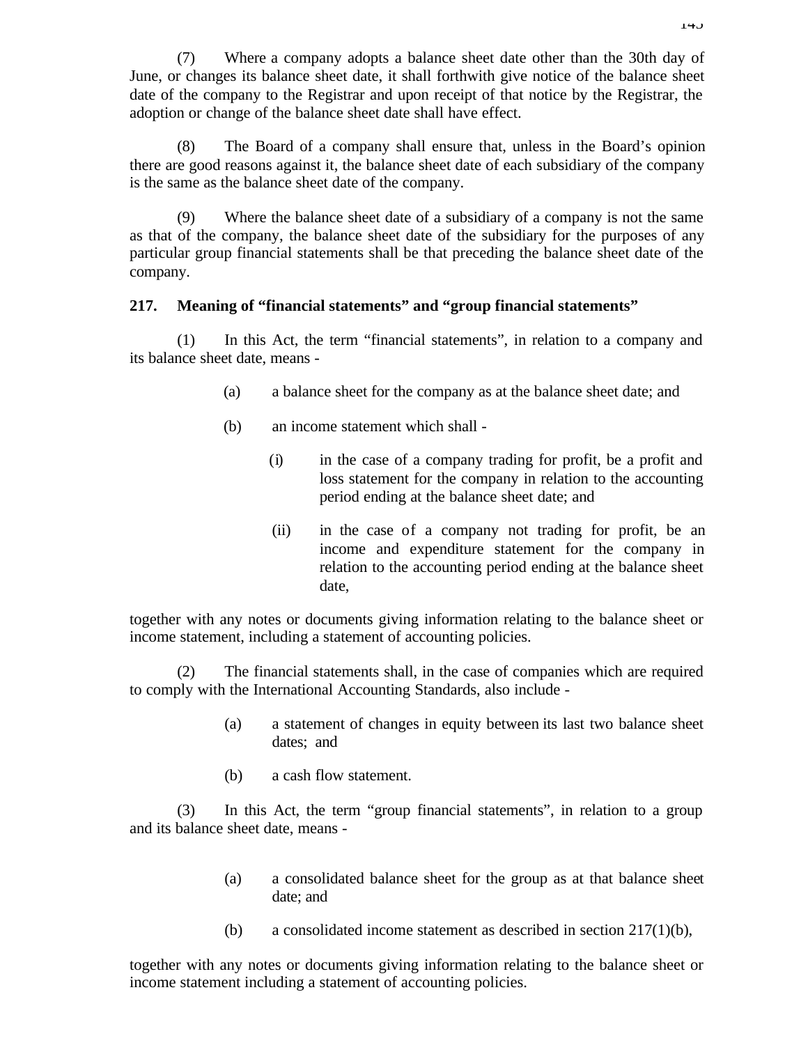(7) Where a company adopts a balance sheet date other than the 30th day of June, or changes its balance sheet date, it shall forthwith give notice of the balance sheet date of the company to the Registrar and upon receipt of that notice by the Registrar, the adoption or change of the balance sheet date shall have effect.

(8) The Board of a company shall ensure that, unless in the Board's opinion there are good reasons against it, the balance sheet date of each subsidiary of the company is the same as the balance sheet date of the company.

(9) Where the balance sheet date of a subsidiary of a company is not the same as that of the company, the balance sheet date of the subsidiary for the purposes of any particular group financial statements shall be that preceding the balance sheet date of the company.

**217. Meaning of "financial statements" and "group financial statements"**

(1) In this Act, the term "financial statements", in relation to a company and its balance sheet date, means -

(a) a balance sheet for the company as at the balance sheet date; and

(b) an income statement which shall -

(i) in the case of a company trading for profit, be a profit and loss statement for the company in relation to the accounting period ending at the balance sheet date; and

(ii) in the case of a company not trading for profit, be an income and expenditure statement for the company in relation to the accounting period ending at the balance sheet date,

together with any notes or documents giving information relating to the balance sheet or income statement, including a statement of accounting policies.

(2) The financial statements shall, in the case of companies which are required to comply with the International Accounting Standards, also include -

(a) a statement of changes in equity between its last two balance sheet dates; and

(b) a cash flow statement.

(3) In this Act, the term "group financial statements", in relation to a group and its balance sheet date, means -

(a) a consolidated balance sheet for the group as at that balance sheet date; and

(b) a consolidated income statement as described in section 217(1)(b),

together with any notes or documents giving information relating to the balance sheet or income statement including a statement of accounting policies.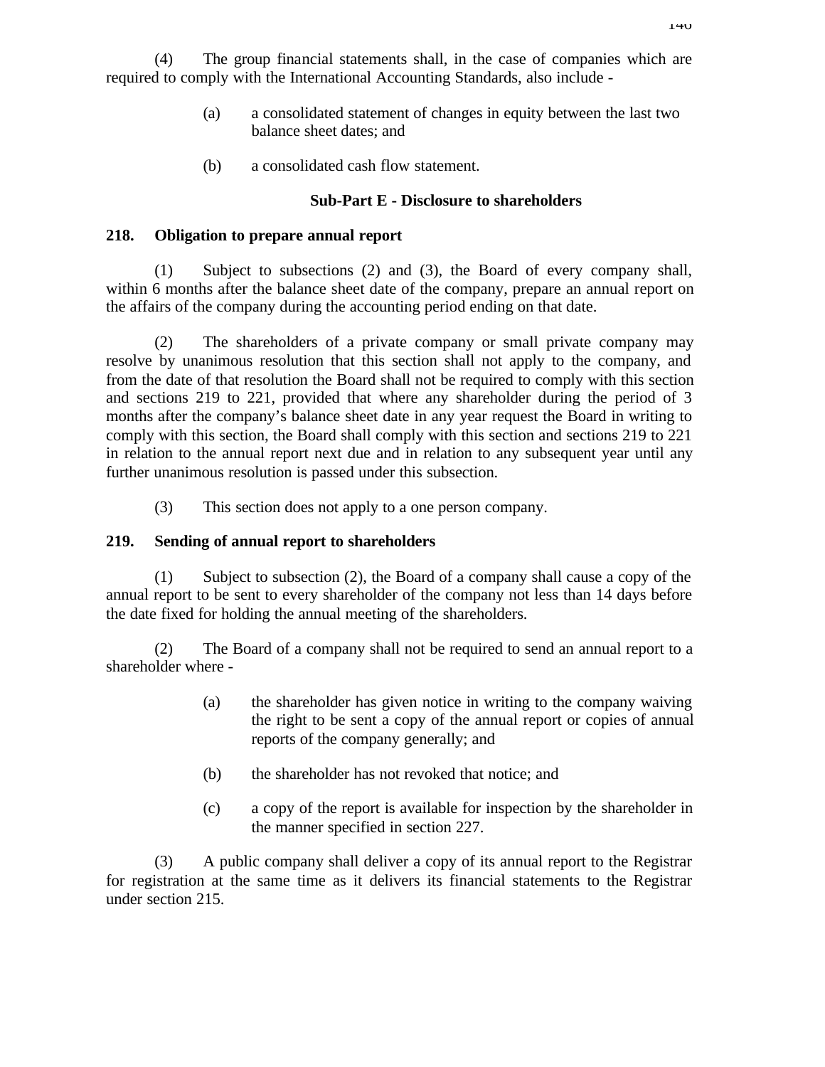(4) The group financial statements shall, in the case of companies which are required to comply with the International Accounting Standards, also include -

(a) a consolidated statement of changes in equity between the last two balance sheet dates; and

(b) a consolidated cash flow statement.

### Sub-Part E - Disclosure to shareholders

**218. Obligation to prepare annual report**

(1) Subject to subsections (2) and (3), the Board of every company shall, within 6 months after the balance sheet date of the company, prepare an annual report on the affairs of the company during the accounting period ending on that date.

(2) The shareholders of a private company or small private company may resolve by unanimous resolution that this section shall not apply to the company, and from the date of that resolution the Board shall not be required to comply with this section and sections 219 to 221, provided that where any shareholder during the period of 3 months after the company's balance sheet date in any year request the Board in writing to comply with this section, the Board shall comply with this section and sections 219 to 221 in relation to the annual report next due and in relation to any subsequent year until any further unanimous resolution is passed under this subsection.

(3) This section does not apply to a one person company.

**219. Sending of annual report to shareholders**

(1) Subject to subsection (2), the Board of a company shall cause a copy of the annual report to be sent to every shareholder of the company not less than 14 days before the date fixed for holding the annual meeting of the shareholders.

(2) The Board of a company shall not be required to send an annual report to a shareholder where -

(a) the shareholder has given notice in writing to the company waiving the right to be sent a copy of the annual report or copies of annual reports of the company generally; and

(b) the shareholder has not revoked that notice; and

(c) a copy of the report is available for inspection by the shareholder in the manner specified in section 227.

(3) A public company shall deliver a copy of its annual report to the Registrar for registration at the same time as it delivers its financial statements to the Registrar under section 215.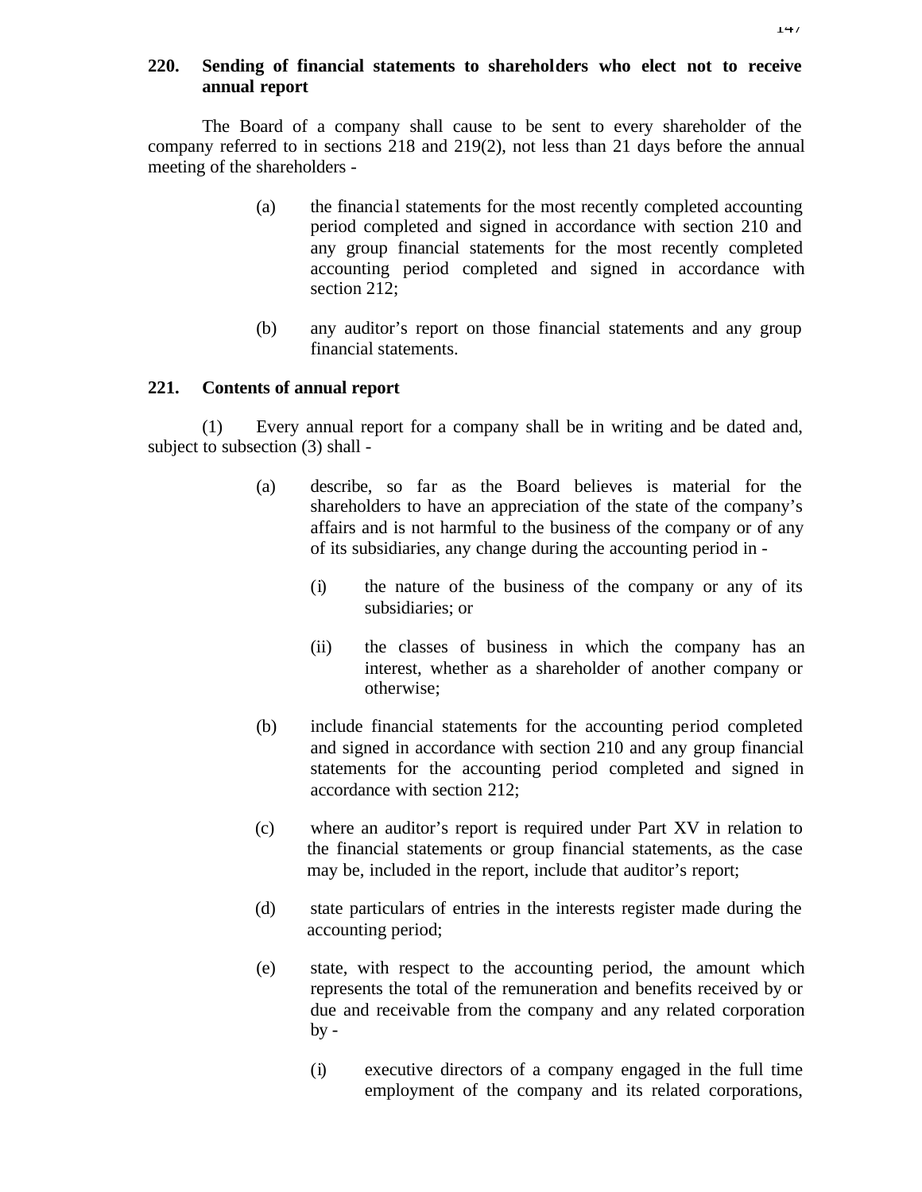## 220. Sending of financial statements to shareholders who elect not to receive annual report

The Board of a company shall cause to be sent to every shareholder of the company referred to in sections 218 and 219(2), not less than 21 days before the annual meeting of the shareholders -

(a) the financial statements for the most recently completed accounting period completed and signed in accordance with section 210 and any group financial statements for the most recently completed accounting period completed and signed in accordance with section 212;

(b) any auditor's report on those financial statements and any group financial statements.

## 221. Contents of annual report

(1) Every annual report for a company shall be in writing and be dated and, subject to subsection (3) shall -

(a) describe, so far as the Board believes is material for the shareholders to have an appreciation of the state of the company's affairs and is not harmful to the business of the company or of any of its subsidiaries, any change during the accounting period in -

(i) the nature of the business of the company or any of its subsidiaries; or

(ii) the classes of business in which the company has an interest, whether as a shareholder of another company or otherwise;

(b) include financial statements for the accounting period completed and signed in accordance with section 210 and any group financial statements for the accounting period completed and signed in accordance with section 212;

(c) where an auditor's report is required under Part XV in relation to the financial statements or group financial statements, as the case may be, included in the report, include that auditor's report;

(d) state particulars of entries in the interests register made during the accounting period;

(e) state, with respect to the accounting period, the amount which represents the total of the remuneration and benefits received by or due and receivable from the company and any related corporation by -

(i) executive directors of a company engaged in the full time employment of the company and its related corporations,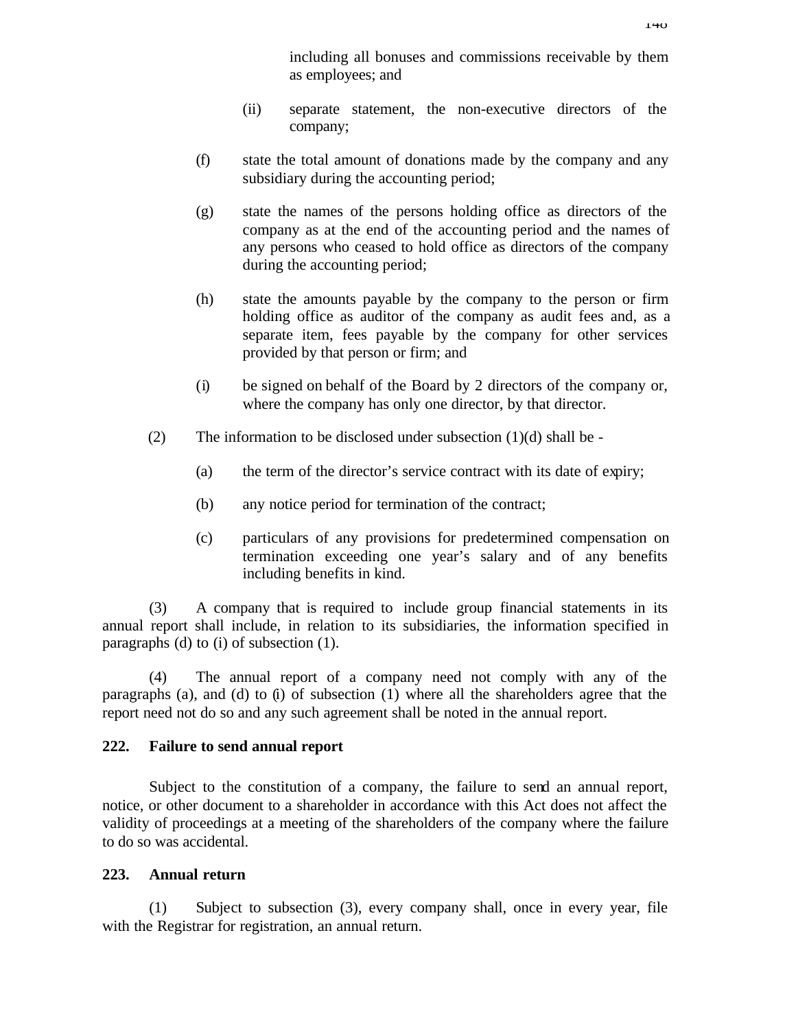including all bonuses and commissions receivable by them as employees; and

(ii) separate statement, the non-executive directors of the company;

(f) state the total amount of donations made by the company and any subsidiary during the accounting period;

(g) state the names of the persons holding office as directors of the company as at the end of the accounting period and the names of any persons who ceased to hold office as directors of the company during the accounting period;

(h) state the amounts payable by the company to the person or firm holding office as auditor of the company as audit fees and, as a separate item, fees payable by the company for other services provided by that person or firm; and

(i) be signed on behalf of the Board by 2 directors of the company or, where the company has only one director, by that director.

(2) The information to be disclosed under subsection (1)(d) shall be -

(a) the term of the director's service contract with its date of expiry;

(b) any notice period for termination of the contract;

(c) particulars of any provisions for predetermined compensation on termination exceeding one year's salary and of any benefits including benefits in kind.

(3) A company that is required to include group financial statements in its annual report shall include, in relation to its subsidiaries, the information specified in paragraphs (d) to (i) of subsection (1).

(4) The annual report of a company need not comply with any of the paragraphs (a), and (d) to (i) of subsection (1) where all the shareholders agree that the report need not do so and any such agreement shall be noted in the annual report.

**222. Failure to send annual report**

Subject to the constitution of a company, the failure to send an annual report, notice, or other document to a shareholder in accordance with this Act does not affect the validity of proceedings at a meeting of the shareholders of the company where the failure to do so was accidental.

**223. Annual return**

(1) Subject to subsection (3), every company shall, once in every year, file with the Registrar for registration, an annual return.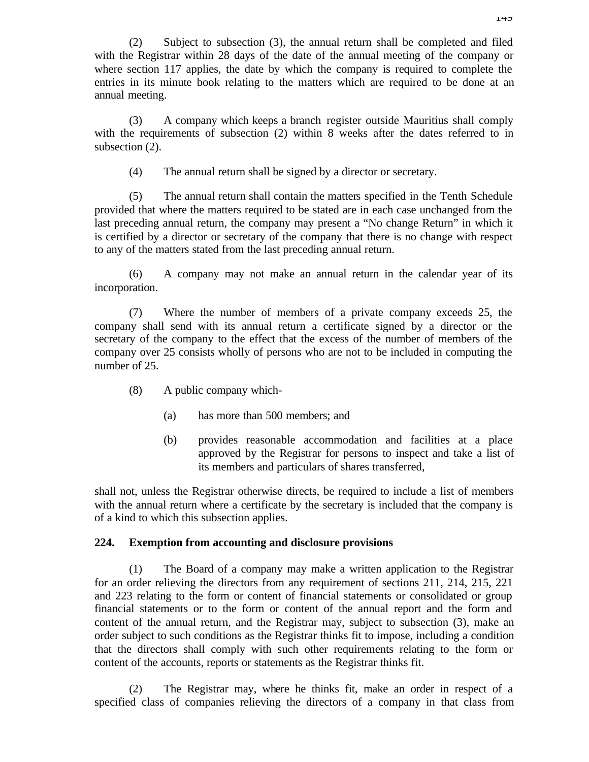(2) Subject to subsection (3), the annual return shall be completed and filed with the Registrar within 28 days of the date of the annual meeting of the company or where section 117 applies, the date by which the company is required to complete the entries in its minute book relating to the matters which are required to be done at an annual meeting.

(3) A company which keeps a branch register outside Mauritius shall comply with the requirements of subsection (2) within 8 weeks after the dates referred to in subsection (2).

(4) The annual return shall be signed by a director or secretary.

(5) The annual return shall contain the matters specified in the Tenth Schedule provided that where the matters required to be stated are in each case unchanged from the last preceding annual return, the company may present a "No change Return" in which it is certified by a director or secretary of the company that there is no change with respect to any of the matters stated from the last preceding annual return.

(6) A company may not make an annual return in the calendar year of its incorporation.

(7) Where the number of members of a private company exceeds 25, the company shall send with its annual return a certificate signed by a director or the secretary of the company to the effect that the excess of the number of members of the company over 25 consists wholly of persons who are not to be included in computing the number of 25.

(8) A public company which-

- (a) has more than 500 members; and
- (b) provides reasonable accommodation and facilities at a place approved by the Registrar for persons to inspect and take a list of its members and particulars of shares transferred,

shall not, unless the Registrar otherwise directs, be required to include a list of members with the annual return where a certificate by the secretary is included that the company is of a kind to which this subsection applies.

### 224. Exemption from accounting and disclosure provisions

(1) The Board of a company may make a written application to the Registrar for an order relieving the directors from any requirement of sections 211, 214, 215, 221 and 223 relating to the form or content of financial statements or consolidated or group financial statements or to the form or content of the annual report and the form and content of the annual return, and the Registrar may, subject to subsection (3), make an order subject to such conditions as the Registrar thinks fit to impose, including a condition that the directors shall comply with such other requirements relating to the form or content of the accounts, reports or statements as the Registrar thinks fit.

(2) The Registrar may, where he thinks fit, make an order in respect of a specified class of companies relieving the directors of a company in that class from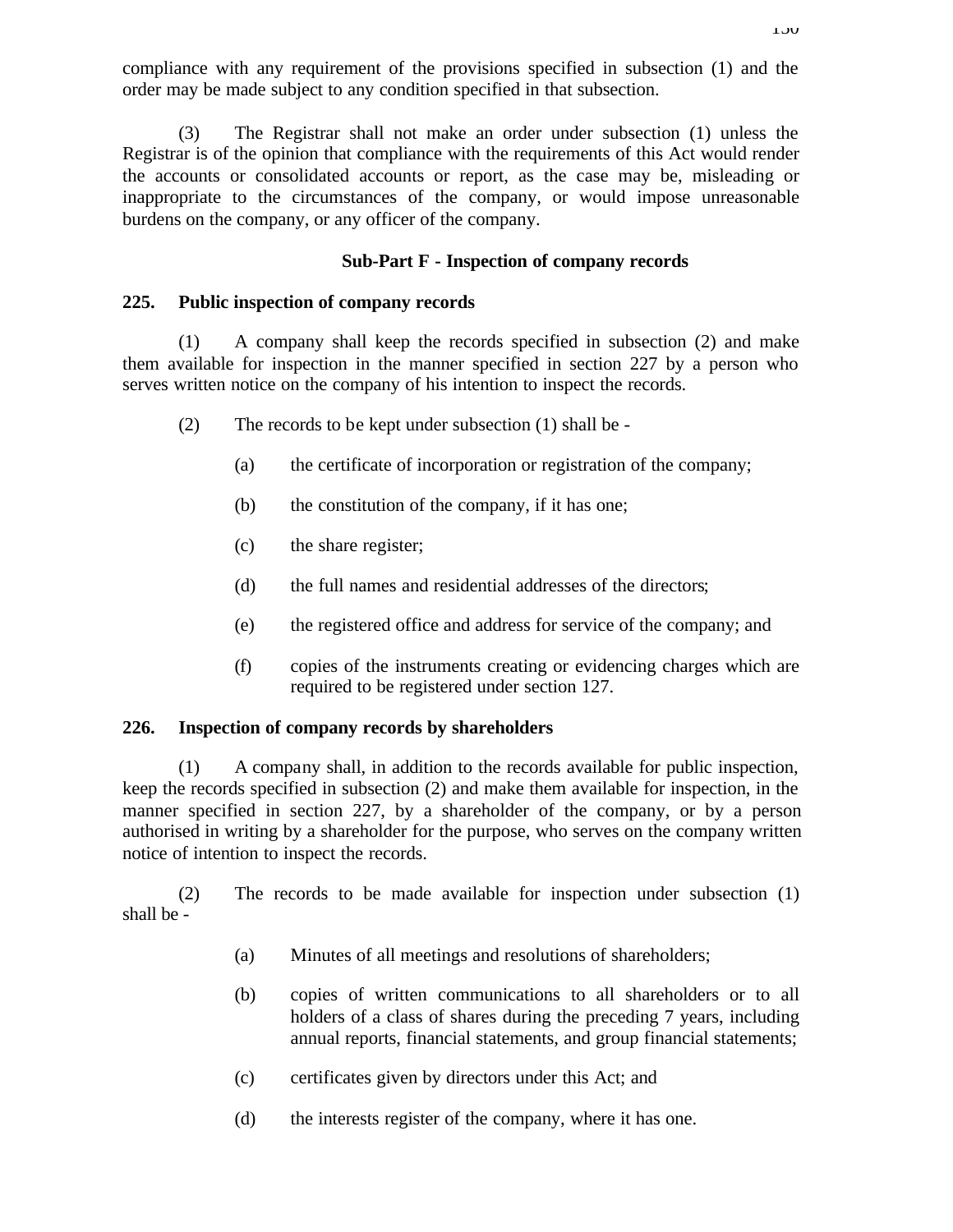compliance with any requirement of the provisions specified in subsection (1) and the order may be made subject to any condition specified in that subsection.

(3) The Registrar shall not make an order under subsection (1) unless the Registrar is of the opinion that compliance with the requirements of this Act would render the accounts or consolidated accounts or report, as the case may be, misleading or inappropriate to the circumstances of the company, or would impose unreasonable burdens on the company, or any officer of the company.

### Sub-Part F - Inspection of company records

**225. Public inspection of company records**

(1) A company shall keep the records specified in subsection (2) and make them available for inspection in the manner specified in section 227 by a person who serves written notice on the company of his intention to inspect the records.

(2) The records to be kept under subsection (1) shall be -

(a) the certificate of incorporation or registration of the company;

(b) the constitution of the company, if it has one;

(c) the share register;

(d) the full names and residential addresses of the directors;

(e) the registered office and address for service of the company; and

(f) copies of the instruments creating or evidencing charges which are required to be registered under section 127.

**226. Inspection of company records by shareholders**

(1) A company shall, in addition to the records available for public inspection, keep the records specified in subsection (2) and make them available for inspection, in the manner specified in section 227, by a shareholder of the company, or by a person authorised in writing by a shareholder for the purpose, who serves on the company written notice of intention to inspect the records.

(2) The records to be made available for inspection under subsection (1) shall be -

(a) Minutes of all meetings and resolutions of shareholders;

(b) copies of written communications to all shareholders or to all holders of a class of shares during the preceding 7 years, including annual reports, financial statements, and group financial statements;

(c) certificates given by directors under this Act; and

(d) the interests register of the company, where it has one.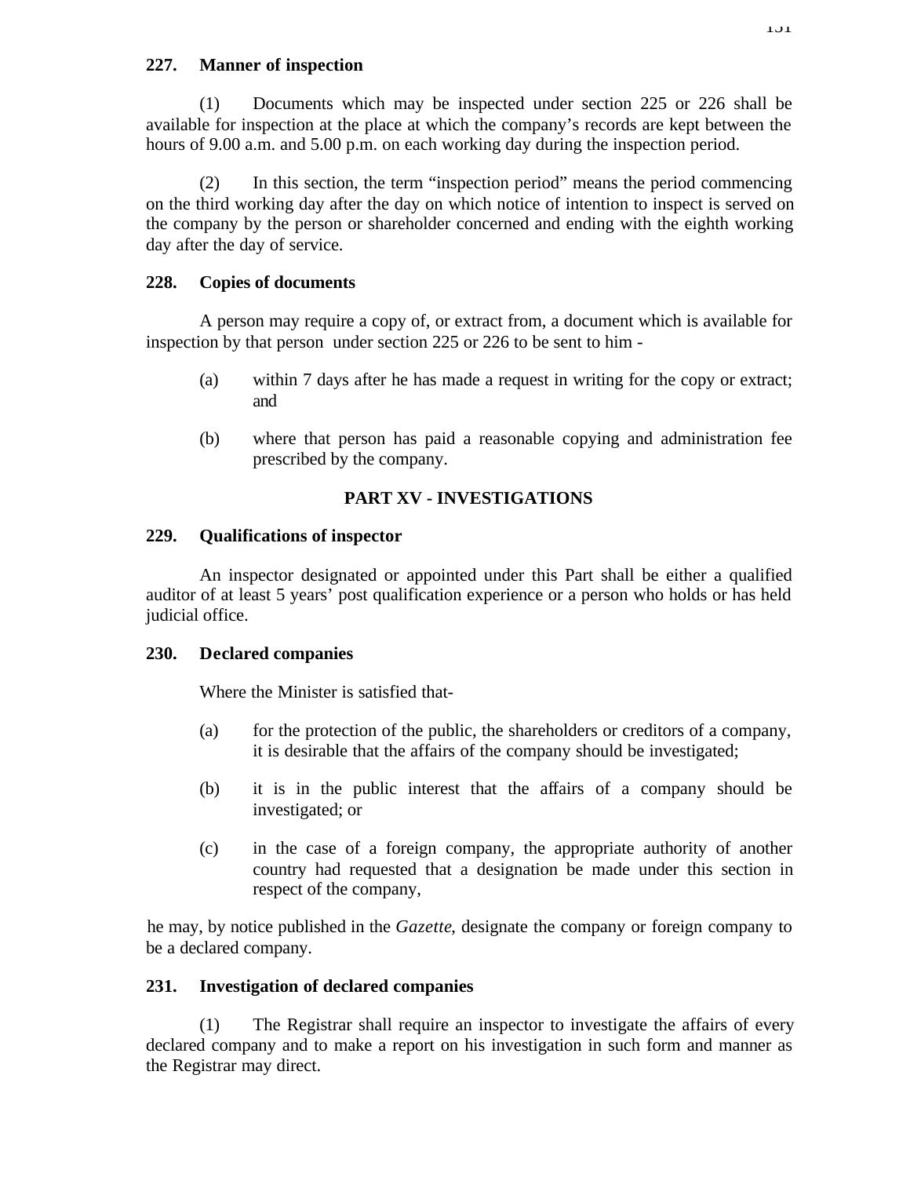**227. Manner of inspection**

(1) Documents which may be inspected under section 225 or 226 shall be available for inspection at the place at which the company's records are kept between the hours of 9.00 a.m. and 5.00 p.m. on each working day during the inspection period.

(2) In this section, the term "inspection period" means the period commencing on the third working day after the day on which notice of intention to inspect is served on the company by the person or shareholder concerned and ending with the eighth working day after the day of service.

**228. Copies of documents**

A person may require a copy of, or extract from, a document which is available for inspection by that person under section 225 or 226 to be sent to him -

(a) within 7 days after he has made a request in writing for the copy or extract; and

(b) where that person has paid a reasonable copying and administration fee prescribed by the company.

## PART XV - INVESTIGATIONS

**229. Qualifications of inspector**

An inspector designated or appointed under this Part shall be either a qualified auditor of at least 5 years' post qualification experience or a person who holds or has held judicial office.

**230. Declared companies**

Where the Minister is satisfied that-

(a) for the protection of the public, the shareholders or creditors of a company, it is desirable that the affairs of the company should be investigated;

(b) it is in the public interest that the affairs of a company should be investigated; or

(c) in the case of a foreign company, the appropriate authority of another country had requested that a designation be made under this section in respect of the company,

he may, by notice published in the *Gazette*, designate the company or foreign company to be a declared company.

**231. Investigation of declared companies**

(1) The Registrar shall require an inspector to investigate the affairs of every declared company and to make a report on his investigation in such form and manner as the Registrar may direct.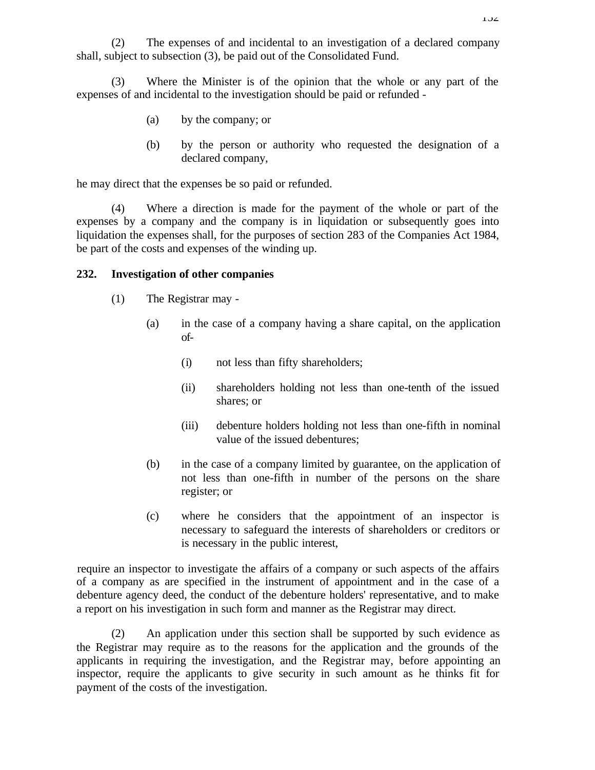(2) The expenses of and incidental to an investigation of a declared company shall, subject to subsection (3), be paid out of the Consolidated Fund.

(3) Where the Minister is of the opinion that the whole or any part of the expenses of and incidental to the investigation should be paid or refunded -

(a) by the company; or

(b) by the person or authority who requested the designation of a declared company,

he may direct that the expenses be so paid or refunded.

(4) Where a direction is made for the payment of the whole or part of the expenses by a company and the company is in liquidation or subsequently goes into liquidation the expenses shall, for the purposes of section 283 of the Companies Act 1984, be part of the costs and expenses of the winding up.

**232. Investigation of other companies**

(1) The Registrar may -

(a) in the case of a company having a share capital, on the application of-

(i) not less than fifty shareholders;

(ii) shareholders holding not less than one-tenth of the issued shares; or

(iii) debenture holders holding not less than one-fifth in nominal value of the issued debentures;

(b) in the case of a company limited by guarantee, on the application of not less than one-fifth in number of the persons on the share register; or

(c) where he considers that the appointment of an inspector is necessary to safeguard the interests of shareholders or creditors or is necessary in the public interest,

require an inspector to investigate the affairs of a company or such aspects of the affairs of a company as are specified in the instrument of appointment and in the case of a debenture agency deed, the conduct of the debenture holders' representative, and to make a report on his investigation in such form and manner as the Registrar may direct.

(2) An application under this section shall be supported by such evidence as the Registrar may require as to the reasons for the application and the grounds of the applicants in requiring the investigation, and the Registrar may, before appointing an inspector, require the applicants to give security in such amount as he thinks fit for payment of the costs of the investigation.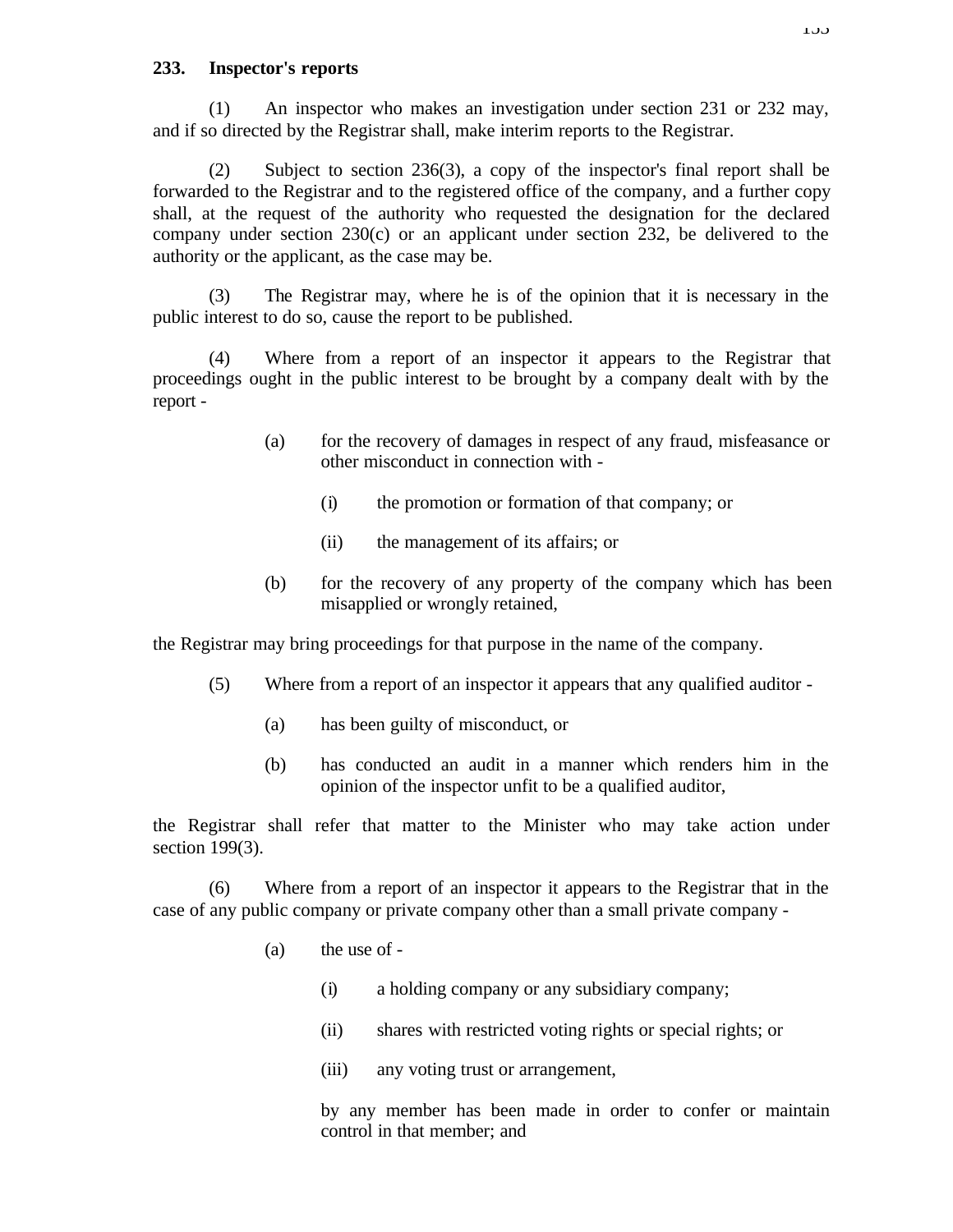**233. Inspector's reports**

(1) An inspector who makes an investigation under section 231 or 232 may, and if so directed by the Registrar shall, make interim reports to the Registrar.

(2) Subject to section 236(3), a copy of the inspector's final report shall be forwarded to the Registrar and to the registered office of the company, and a further copy shall, at the request of the authority who requested the designation for the declared company under section 230(c) or an applicant under section 232, be delivered to the authority or the applicant, as the case may be.

(3) The Registrar may, where he is of the opinion that it is necessary in the public interest to do so, cause the report to be published.

(4) Where from a report of an inspector it appears to the Registrar that proceedings ought in the public interest to be brought by a company dealt with by the report -

- (a) for the recovery of damages in respect of any fraud, misfeasance or other misconduct in connection with -
  - (i) the promotion or formation of that company; or
  - (ii) the management of its affairs; or
- (b) for the recovery of any property of the company which has been misapplied or wrongly retained,

the Registrar may bring proceedings for that purpose in the name of the company.

(5) Where from a report of an inspector it appears that any qualified auditor -

- (a) has been guilty of misconduct, or
- (b) has conducted an audit in a manner which renders him in the opinion of the inspector unfit to be a qualified auditor,

the Registrar shall refer that matter to the Minister who may take action under section 199(3).

(6) Where from a report of an inspector it appears to the Registrar that in the case of any public company or private company other than a small private company -

- (a) the use of -
  - (i) a holding company or any subsidiary company;
  - (ii) shares with restricted voting rights or special rights; or
  - (iii) any voting trust or arrangement,

  by any member has been made in order to confer or maintain control in that member; and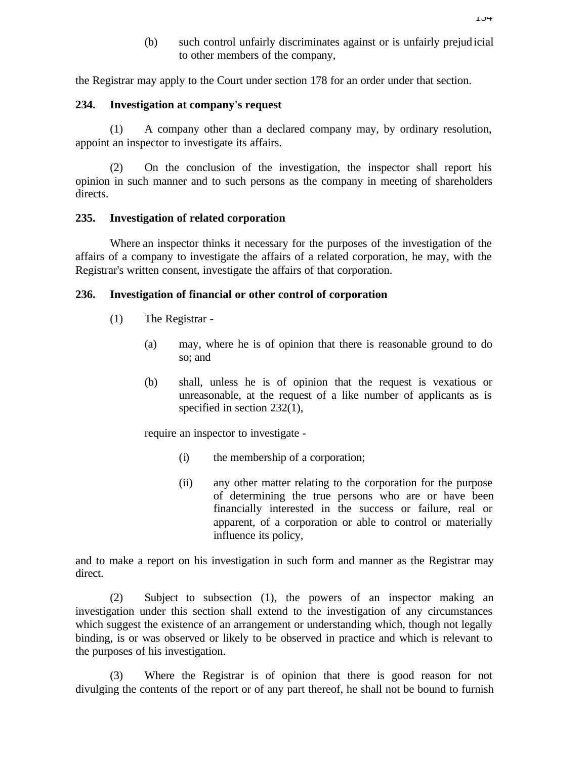(b) such control unfairly discriminates against or is unfairly prejudicial to other members of the company,

the Registrar may apply to the Court under section 178 for an order under that section.

**234. Investigation at company's request**

(1) A company other than a declared company may, by ordinary resolution, appoint an inspector to investigate its affairs.

(2) On the conclusion of the investigation, the inspector shall report his opinion in such manner and to such persons as the company in meeting of shareholders directs.

**235. Investigation of related corporation**

Where an inspector thinks it necessary for the purposes of the investigation of the affairs of a company to investigate the affairs of a related corporation, he may, with the Registrar's written consent, investigate the affairs of that corporation.

**236. Investigation of financial or other control of corporation**

(1) The Registrar -

(a) may, where he is of opinion that there is reasonable ground to do so; and

(b) shall, unless he is of opinion that the request is vexatious or unreasonable, at the request of a like number of applicants as is specified in section 232(1),

require an inspector to investigate -

(i) the membership of a corporation;

(ii) any other matter relating to the corporation for the purpose of determining the true persons who are or have been financially interested in the success or failure, real or apparent, of a corporation or able to control or materially influence its policy,

and to make a report on his investigation in such form and manner as the Registrar may direct.

(2) Subject to subsection (1), the powers of an inspector making an investigation under this section shall extend to the investigation of any circumstances which suggest the existence of an arrangement or understanding which, though not legally binding, is or was observed or likely to be observed in practice and which is relevant to the purposes of his investigation.

(3) Where the Registrar is of opinion that there is good reason for not divulging the contents of the report or of any part thereof, he shall not be bound to furnish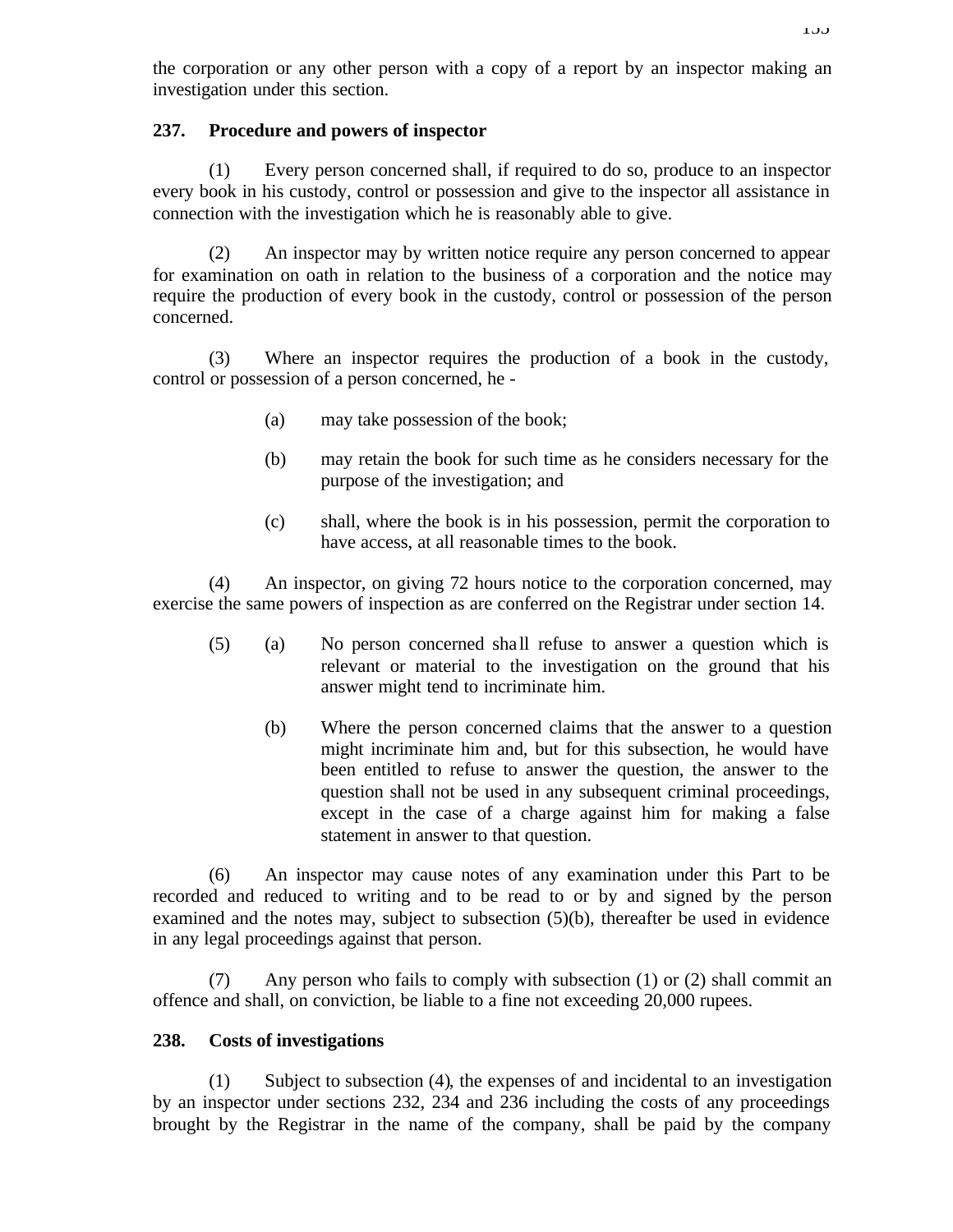the corporation or any other person with a copy of a report by an inspector making an investigation under this section.

**237. Procedure and powers of inspector**

(1) Every person concerned shall, if required to do so, produce to an inspector every book in his custody, control or possession and give to the inspector all assistance in connection with the investigation which he is reasonably able to give.

(2) An inspector may by written notice require any person concerned to appear for examination on oath in relation to the business of a corporation and the notice may require the production of every book in the custody, control or possession of the person concerned.

(3) Where an inspector requires the production of a book in the custody, control or possession of a person concerned, he -

(a) may take possession of the book;

(b) may retain the book for such time as he considers necessary for the purpose of the investigation; and

(c) shall, where the book is in his possession, permit the corporation to have access, at all reasonable times to the book.

(4) An inspector, on giving 72 hours notice to the corporation concerned, may exercise the same powers of inspection as are conferred on the Registrar under section 14.

(5) (a) No person concerned shall refuse to answer a question which is relevant or material to the investigation on the ground that his answer might tend to incriminate him.

(b) Where the person concerned claims that the answer to a question might incriminate him and, but for this subsection, he would have been entitled to refuse to answer the question, the answer to the question shall not be used in any subsequent criminal proceedings, except in the case of a charge against him for making a false statement in answer to that question.

(6) An inspector may cause notes of any examination under this Part to be recorded and reduced to writing and to be read to or by and signed by the person examined and the notes may, subject to subsection (5)(b), thereafter be used in evidence in any legal proceedings against that person.

(7) Any person who fails to comply with subsection (1) or (2) shall commit an offence and shall, on conviction, be liable to a fine not exceeding 20,000 rupees.

**238. Costs of investigations**

(1) Subject to subsection (4), the expenses of and incidental to an investigation by an inspector under sections 232, 234 and 236 including the costs of any proceedings brought by the Registrar in the name of the company, shall be paid by the company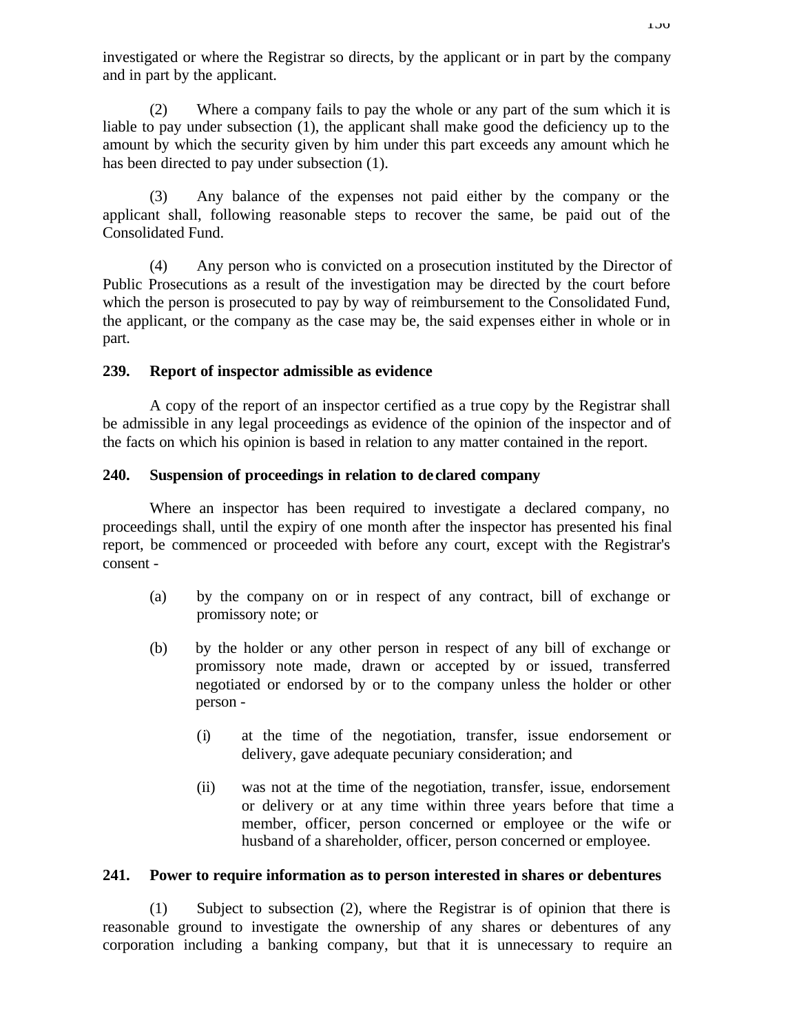investigated or where the Registrar so directs, by the applicant or in part by the company and in part by the applicant.

(2) Where a company fails to pay the whole or any part of the sum which it is liable to pay under subsection (1), the applicant shall make good the deficiency up to the amount by which the security given by him under this part exceeds any amount which he has been directed to pay under subsection (1).

(3) Any balance of the expenses not paid either by the company or the applicant shall, following reasonable steps to recover the same, be paid out of the Consolidated Fund.

(4) Any person who is convicted on a prosecution instituted by the Director of Public Prosecutions as a result of the investigation may be directed by the court before which the person is prosecuted to pay by way of reimbursement to the Consolidated Fund, the applicant, or the company as the case may be, the said expenses either in whole or in part.

**239. Report of inspector admissible as evidence**

A copy of the report of an inspector certified as a true copy by the Registrar shall be admissible in any legal proceedings as evidence of the opinion of the inspector and of the facts on which his opinion is based in relation to any matter contained in the report.

**240. Suspension of proceedings in relation to declared company**

Where an inspector has been required to investigate a declared company, no proceedings shall, until the expiry of one month after the inspector has presented his final report, be commenced or proceeded with before any court, except with the Registrar's consent -

(a) by the company on or in respect of any contract, bill of exchange or promissory note; or

(b) by the holder or any other person in respect of any bill of exchange or promissory note made, drawn or accepted by or issued, transferred negotiated or endorsed by or to the company unless the holder or other person -

  (i) at the time of the negotiation, transfer, issue endorsement or delivery, gave adequate pecuniary consideration; and

  (ii) was not at the time of the negotiation, transfer, issue, endorsement or delivery or at any time within three years before that time a member, officer, person concerned or employee or the wife or husband of a shareholder, officer, person concerned or employee.

**241. Power to require information as to person interested in shares or debentures**

(1) Subject to subsection (2), where the Registrar is of opinion that there is reasonable ground to investigate the ownership of any shares or debentures of any corporation including a banking company, but that it is unnecessary to require an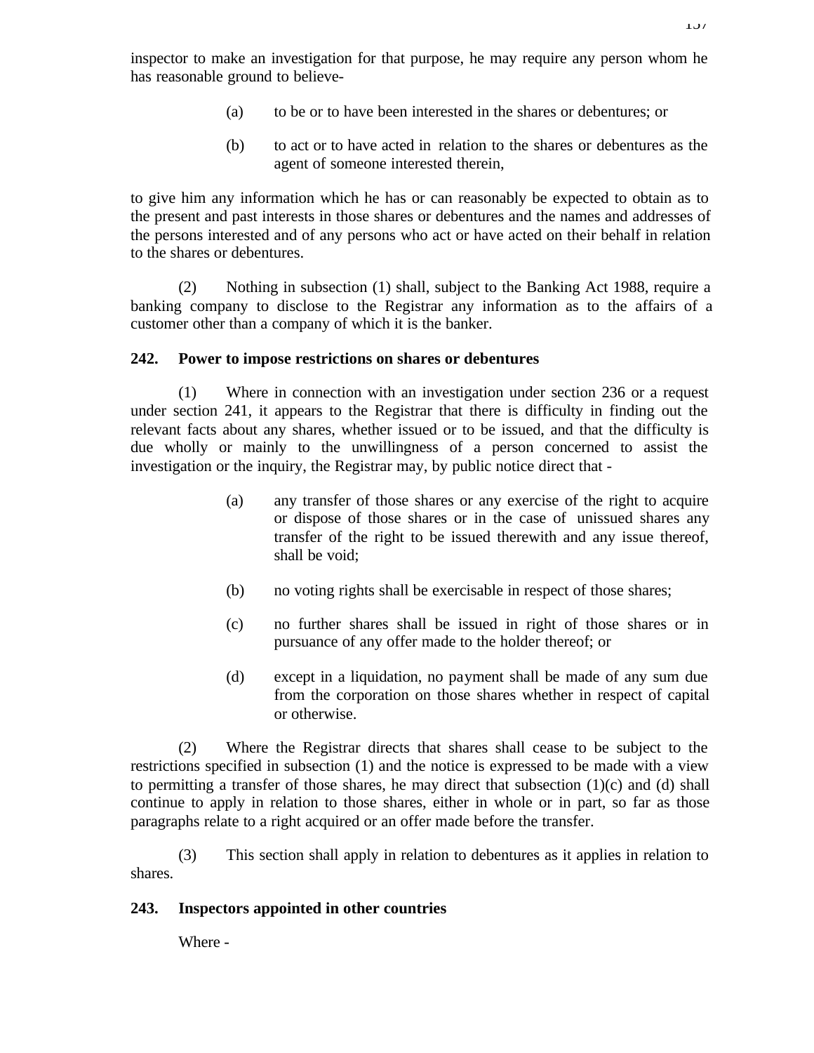inspector to make an investigation for that purpose, he may require any person whom he has reasonable ground to believe-

> (a) to be or to have been interested in the shares or debentures; or
>
> (b) to act or to have acted in relation to the shares or debentures as the agent of someone interested therein,

to give him any information which he has or can reasonably be expected to obtain as to the present and past interests in those shares or debentures and the names and addresses of the persons interested and of any persons who act or have acted on their behalf in relation to the shares or debentures.

(2) Nothing in subsection (1) shall, subject to the Banking Act 1988, require a banking company to disclose to the Registrar any information as to the affairs of a customer other than a company of which it is the banker.

**242. Power to impose restrictions on shares or debentures**

(1) Where in connection with an investigation under section 236 or a request under section 241, it appears to the Registrar that there is difficulty in finding out the relevant facts about any shares, whether issued or to be issued, and that the difficulty is due wholly or mainly to the unwillingness of a person concerned to assist the investigation or the inquiry, the Registrar may, by public notice direct that -

> (a) any transfer of those shares or any exercise of the right to acquire or dispose of those shares or in the case of unissued shares any transfer of the right to be issued therewith and any issue thereof, shall be void;
>
> (b) no voting rights shall be exercisable in respect of those shares;
>
> (c) no further shares shall be issued in right of those shares or in pursuance of any offer made to the holder thereof; or
>
> (d) except in a liquidation, no payment shall be made of any sum due from the corporation on those shares whether in respect of capital or otherwise.

(2) Where the Registrar directs that shares shall cease to be subject to the restrictions specified in subsection (1) and the notice is expressed to be made with a view to permitting a transfer of those shares, he may direct that subsection (1)(c) and (d) shall continue to apply in relation to those shares, either in whole or in part, so far as those paragraphs relate to a right acquired or an offer made before the transfer.

(3) This section shall apply in relation to debentures as it applies in relation to shares.

**243. Inspectors appointed in other countries**

Where -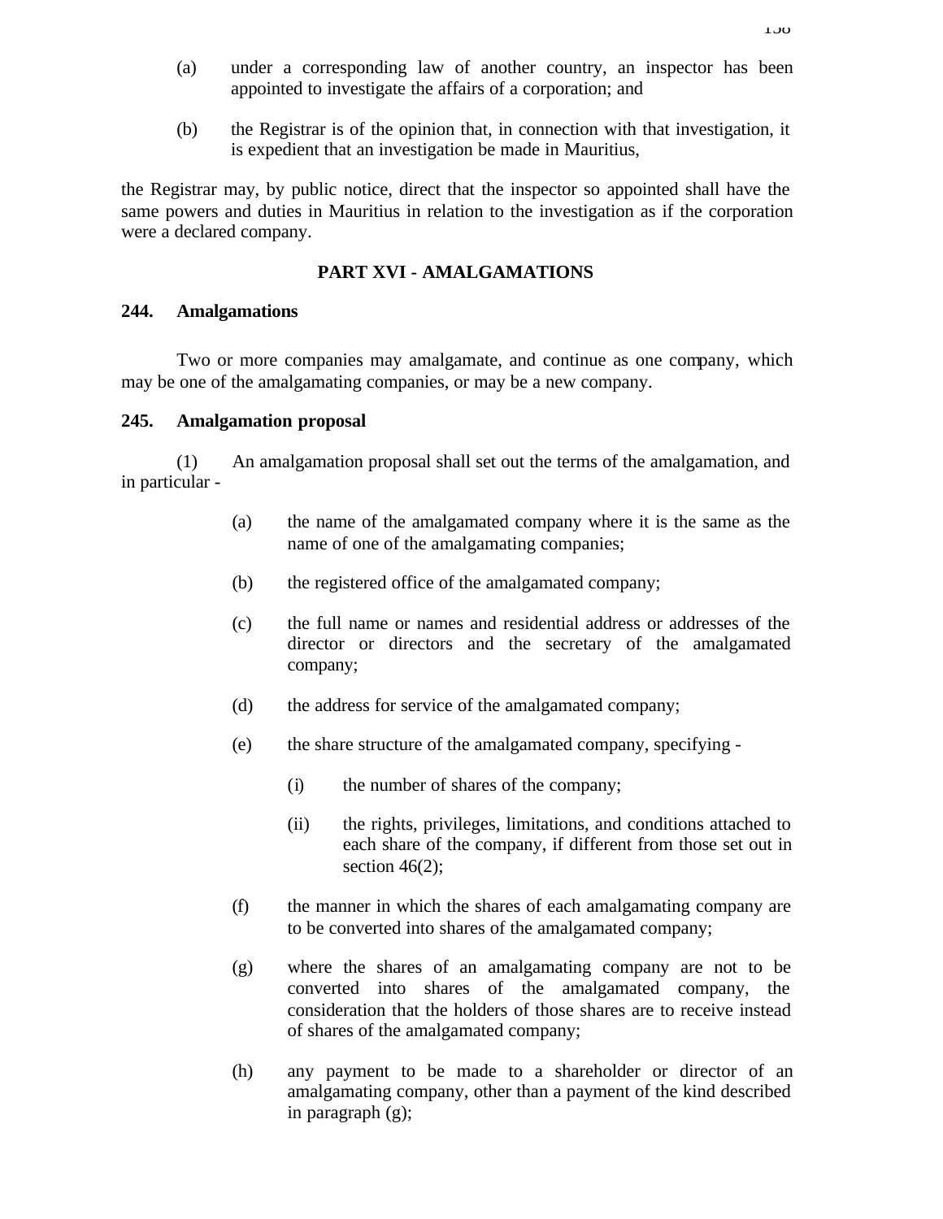(a) under a corresponding law of another country, an inspector has been appointed to investigate the affairs of a corporation; and

(b) the Registrar is of the opinion that, in connection with that investigation, it is expedient that an investigation be made in Mauritius,

the Registrar may, by public notice, direct that the inspector so appointed shall have the same powers and duties in Mauritius in relation to the investigation as if the corporation were a declared company.

## PART XVI - AMALGAMATIONS

**244. Amalgamations**

Two or more companies may amalgamate, and continue as one company, which may be one of the amalgamating companies, or may be a new company.

**245. Amalgamation proposal**

(1) An amalgamation proposal shall set out the terms of the amalgamation, and in particular -

(a) the name of the amalgamated company where it is the same as the name of one of the amalgamating companies;

(b) the registered office of the amalgamated company;

(c) the full name or names and residential address or addresses of the director or directors and the secretary of the amalgamated company;

(d) the address for service of the amalgamated company;

(e) the share structure of the amalgamated company, specifying -

(i) the number of shares of the company;

(ii) the rights, privileges, limitations, and conditions attached to each share of the company, if different from those set out in section 46(2);

(f) the manner in which the shares of each amalgamating company are to be converted into shares of the amalgamated company;

(g) where the shares of an amalgamating company are not to be converted into shares of the amalgamated company, the consideration that the holders of those shares are to receive instead of shares of the amalgamated company;

(h) any payment to be made to a shareholder or director of an amalgamating company, other than a payment of the kind described in paragraph (g);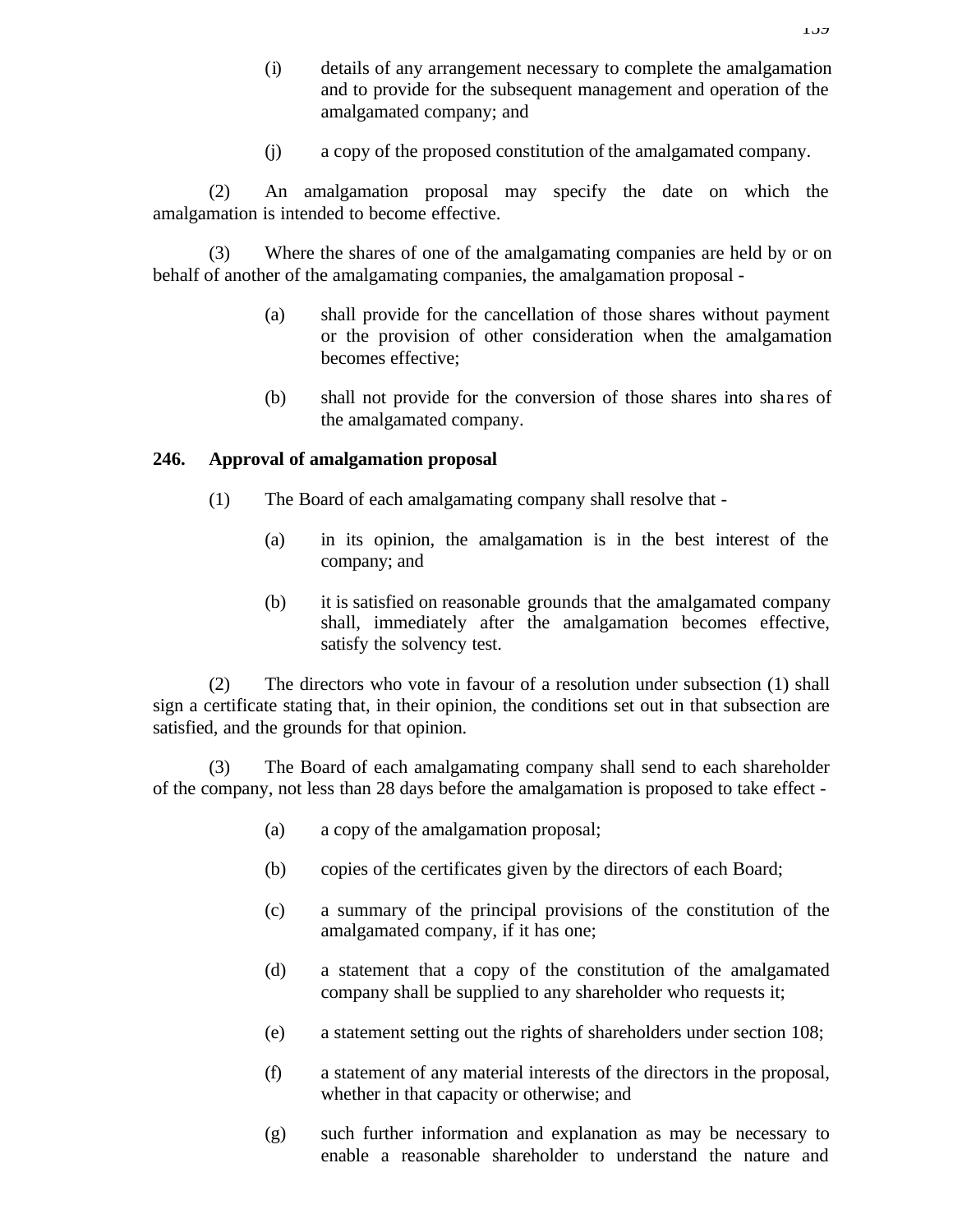(i) details of any arrangement necessary to complete the amalgamation and to provide for the subsequent management and operation of the amalgamated company; and

(j) a copy of the proposed constitution of the amalgamated company.

(2) An amalgamation proposal may specify the date on which the amalgamation is intended to become effective.

(3) Where the shares of one of the amalgamating companies are held by or on behalf of another of the amalgamating companies, the amalgamation proposal -

(a) shall provide for the cancellation of those shares without payment or the provision of other consideration when the amalgamation becomes effective;

(b) shall not provide for the conversion of those shares into shares of the amalgamated company.

**246. Approval of amalgamation proposal**

(1) The Board of each amalgamating company shall resolve that -

(a) in its opinion, the amalgamation is in the best interest of the company; and

(b) it is satisfied on reasonable grounds that the amalgamated company shall, immediately after the amalgamation becomes effective, satisfy the solvency test.

(2) The directors who vote in favour of a resolution under subsection (1) shall sign a certificate stating that, in their opinion, the conditions set out in that subsection are satisfied, and the grounds for that opinion.

(3) The Board of each amalgamating company shall send to each shareholder of the company, not less than 28 days before the amalgamation is proposed to take effect -

(a) a copy of the amalgamation proposal;

(b) copies of the certificates given by the directors of each Board;

(c) a summary of the principal provisions of the constitution of the amalgamated company, if it has one;

(d) a statement that a copy of the constitution of the amalgamated company shall be supplied to any shareholder who requests it;

(e) a statement setting out the rights of shareholders under section 108;

(f) a statement of any material interests of the directors in the proposal, whether in that capacity or otherwise; and

(g) such further information and explanation as may be necessary to enable a reasonable shareholder to understand the nature and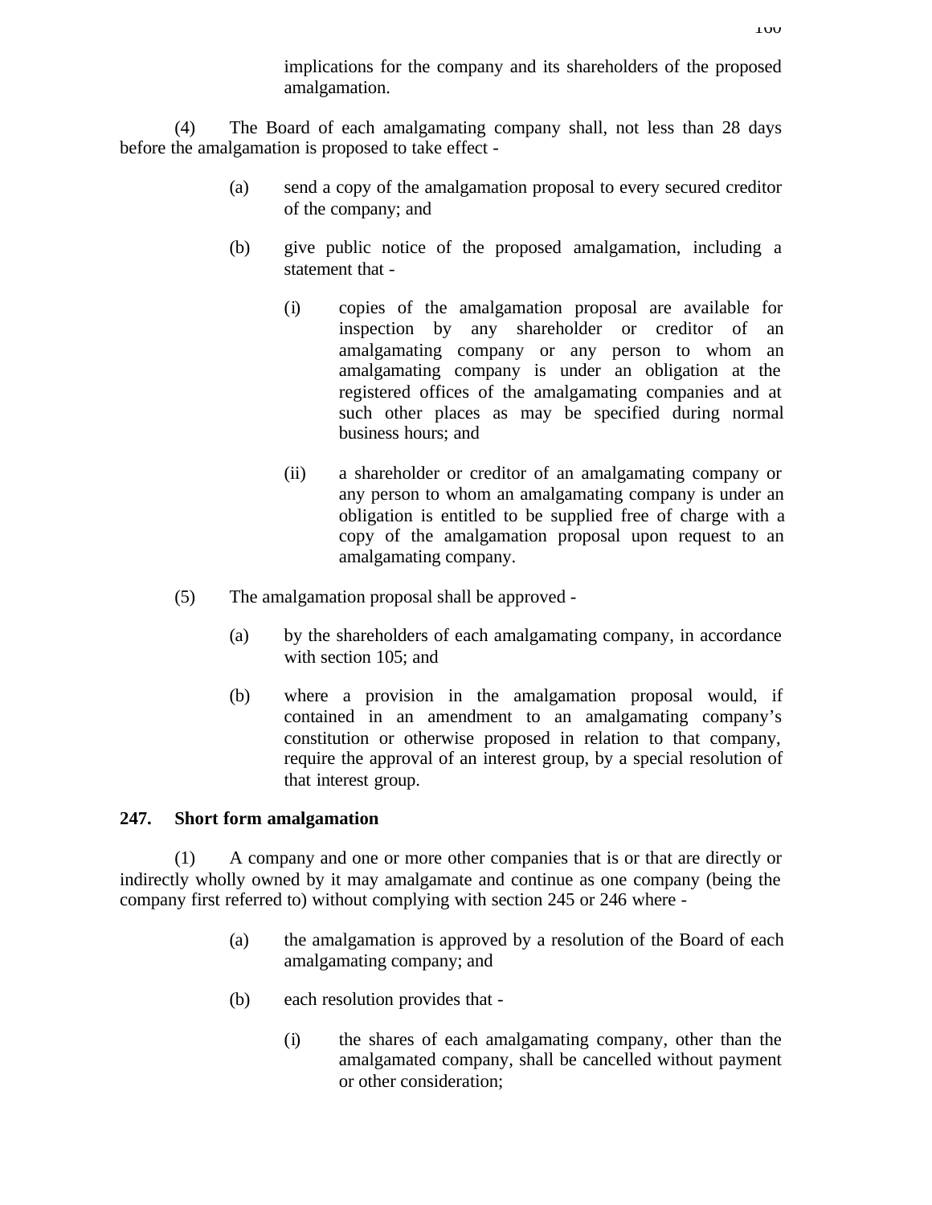implications for the company and its shareholders of the proposed amalgamation.

(4) The Board of each amalgamating company shall, not less than 28 days before the amalgamation is proposed to take effect -

(a) send a copy of the amalgamation proposal to every secured creditor of the company; and

(b) give public notice of the proposed amalgamation, including a statement that -

(i) copies of the amalgamation proposal are available for inspection by any shareholder or creditor of an amalgamating company or any person to whom an amalgamating company is under an obligation at the registered offices of the amalgamating companies and at such other places as may be specified during normal business hours; and

(ii) a shareholder or creditor of an amalgamating company or any person to whom an amalgamating company is under an obligation is entitled to be supplied free of charge with a copy of the amalgamation proposal upon request to an amalgamating company.

(5) The amalgamation proposal shall be approved -

(a) by the shareholders of each amalgamating company, in accordance with section 105; and

(b) where a provision in the amalgamation proposal would, if contained in an amendment to an amalgamating company's constitution or otherwise proposed in relation to that company, require the approval of an interest group, by a special resolution of that interest group.

**247. Short form amalgamation**

(1) A company and one or more other companies that is or that are directly or indirectly wholly owned by it may amalgamate and continue as one company (being the company first referred to) without complying with section 245 or 246 where -

(a) the amalgamation is approved by a resolution of the Board of each amalgamating company; and

(b) each resolution provides that -

(i) the shares of each amalgamating company, other than the amalgamated company, shall be cancelled without payment or other consideration;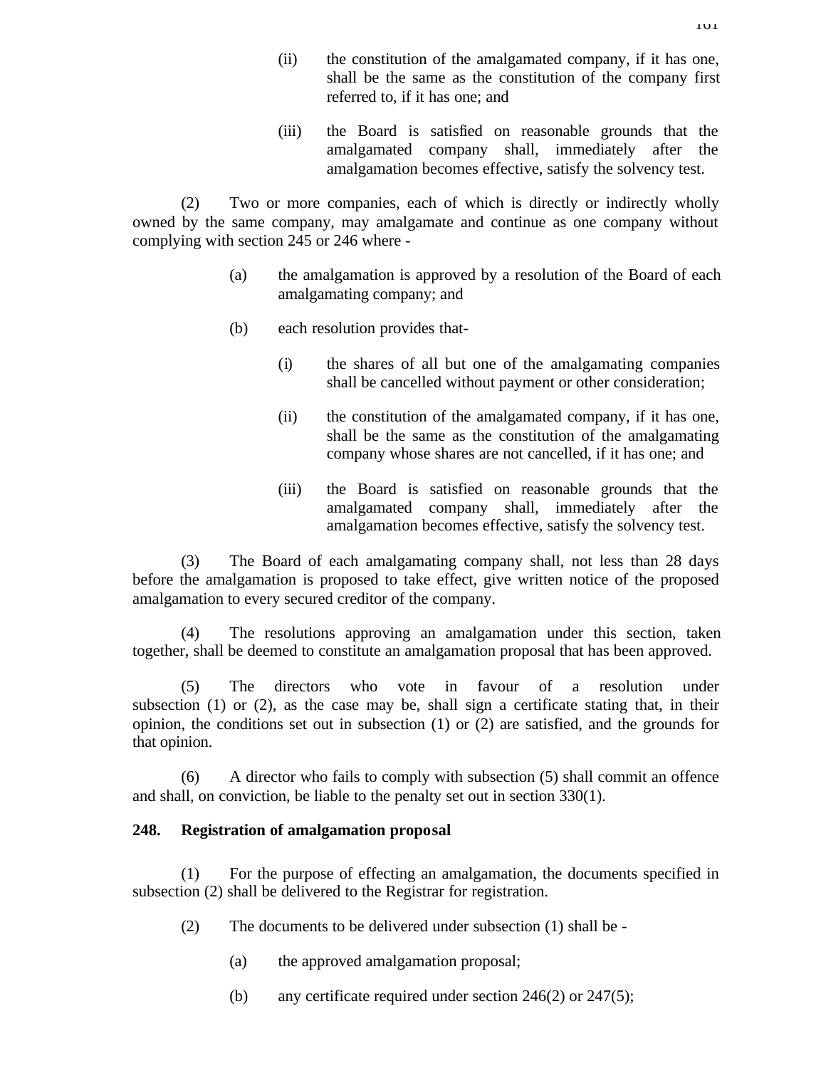(ii) the constitution of the amalgamated company, if it has one, shall be the same as the constitution of the company first referred to, if it has one; and

(iii) the Board is satisfied on reasonable grounds that the amalgamated company shall, immediately after the amalgamation becomes effective, satisfy the solvency test.

(2) Two or more companies, each of which is directly or indirectly wholly owned by the same company, may amalgamate and continue as one company without complying with section 245 or 246 where -

(a) the amalgamation is approved by a resolution of the Board of each amalgamating company; and

(b) each resolution provides that-

(i) the shares of all but one of the amalgamating companies shall be cancelled without payment or other consideration;

(ii) the constitution of the amalgamated company, if it has one, shall be the same as the constitution of the amalgamating company whose shares are not cancelled, if it has one; and

(iii) the Board is satisfied on reasonable grounds that the amalgamated company shall, immediately after the amalgamation becomes effective, satisfy the solvency test.

(3) The Board of each amalgamating company shall, not less than 28 days before the amalgamation is proposed to take effect, give written notice of the proposed amalgamation to every secured creditor of the company.

(4) The resolutions approving an amalgamation under this section, taken together, shall be deemed to constitute an amalgamation proposal that has been approved.

(5) The directors who vote in favour of a resolution under subsection (1) or (2), as the case may be, shall sign a certificate stating that, in their opinion, the conditions set out in subsection (1) or (2) are satisfied, and the grounds for that opinion.

(6) A director who fails to comply with subsection (5) shall commit an offence and shall, on conviction, be liable to the penalty set out in section 330(1).

**248. Registration of amalgamation proposal**

(1) For the purpose of effecting an amalgamation, the documents specified in subsection (2) shall be delivered to the Registrar for registration.

(2) The documents to be delivered under subsection (1) shall be -

(a) the approved amalgamation proposal;

(b) any certificate required under section 246(2) or 247(5);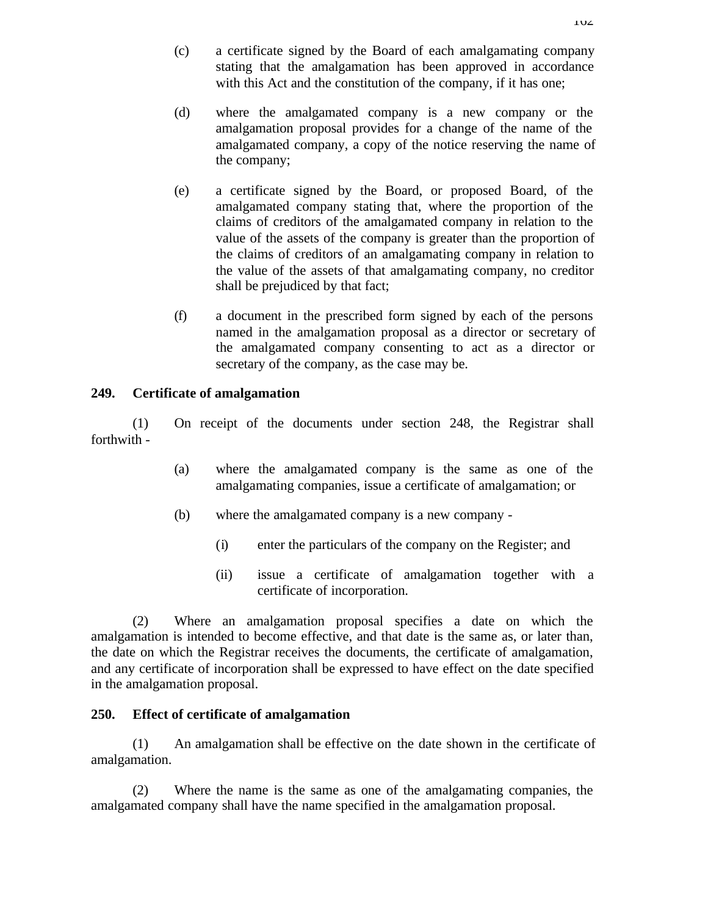(c) a certificate signed by the Board of each amalgamating company stating that the amalgamation has been approved in accordance with this Act and the constitution of the company, if it has one;

(d) where the amalgamated company is a new company or the amalgamation proposal provides for a change of the name of the amalgamated company, a copy of the notice reserving the name of the company;

(e) a certificate signed by the Board, or proposed Board, of the amalgamated company stating that, where the proportion of the claims of creditors of the amalgamated company in relation to the value of the assets of the company is greater than the proportion of the claims of creditors of an amalgamating company in relation to the value of the assets of that amalgamating company, no creditor shall be prejudiced by that fact;

(f) a document in the prescribed form signed by each of the persons named in the amalgamation proposal as a director or secretary of the amalgamated company consenting to act as a director or secretary of the company, as the case may be.

**249. Certificate of amalgamation**

(1) On receipt of the documents under section 248, the Registrar shall forthwith -

(a) where the amalgamated company is the same as one of the amalgamating companies, issue a certificate of amalgamation; or

(b) where the amalgamated company is a new company -

(i) enter the particulars of the company on the Register; and

(ii) issue a certificate of amalgamation together with a certificate of incorporation.

(2) Where an amalgamation proposal specifies a date on which the amalgamation is intended to become effective, and that date is the same as, or later than, the date on which the Registrar receives the documents, the certificate of amalgamation, and any certificate of incorporation shall be expressed to have effect on the date specified in the amalgamation proposal.

**250. Effect of certificate of amalgamation**

(1) An amalgamation shall be effective on the date shown in the certificate of amalgamation.

(2) Where the name is the same as one of the amalgamating companies, the amalgamated company shall have the name specified in the amalgamation proposal.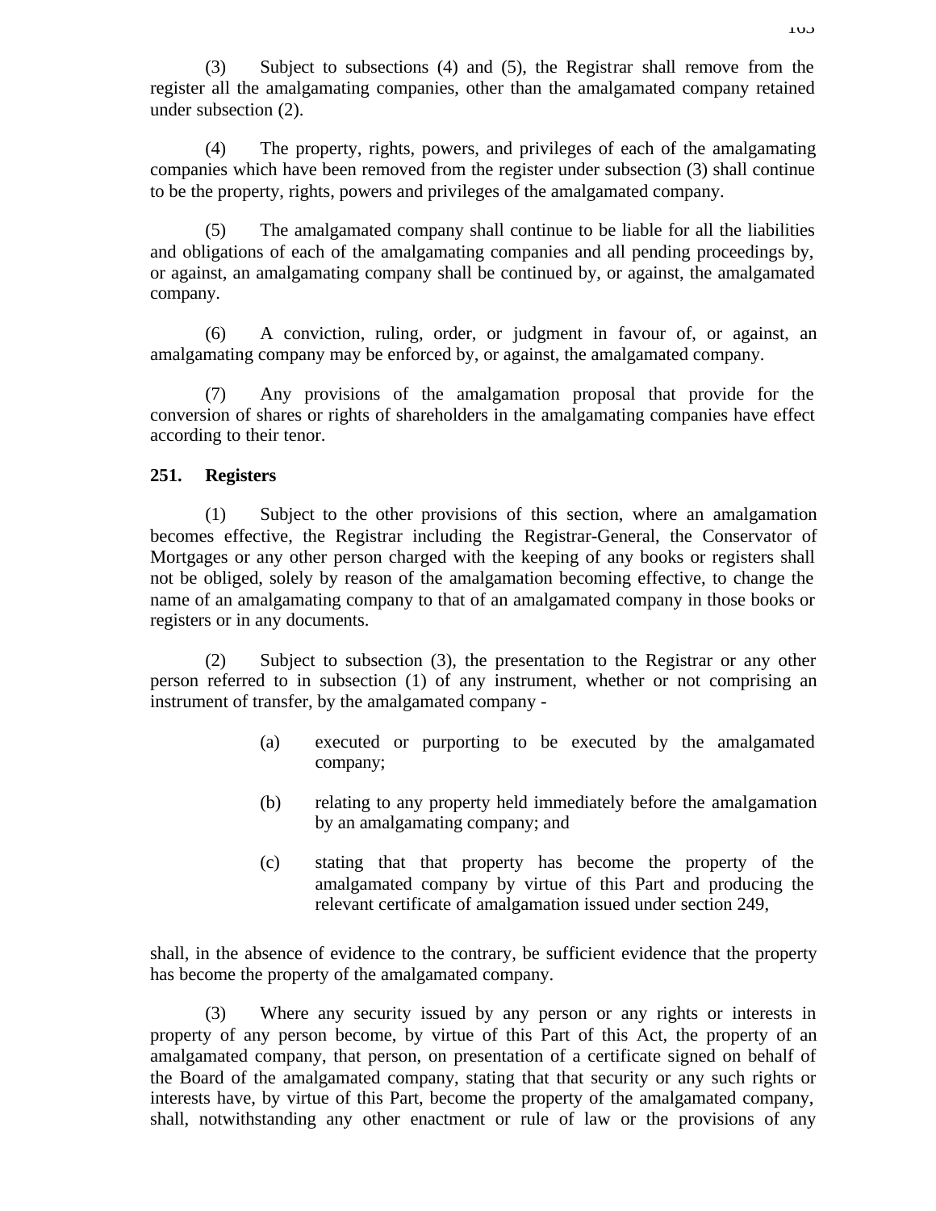(3) Subject to subsections (4) and (5), the Registrar shall remove from the register all the amalgamating companies, other than the amalgamated company retained under subsection (2).

(4) The property, rights, powers, and privileges of each of the amalgamating companies which have been removed from the register under subsection (3) shall continue to be the property, rights, powers and privileges of the amalgamated company.

(5) The amalgamated company shall continue to be liable for all the liabilities and obligations of each of the amalgamating companies and all pending proceedings by, or against, an amalgamating company shall be continued by, or against, the amalgamated company.

(6) A conviction, ruling, order, or judgment in favour of, or against, an amalgamating company may be enforced by, or against, the amalgamated company.

(7) Any provisions of the amalgamation proposal that provide for the conversion of shares or rights of shareholders in the amalgamating companies have effect according to their tenor.

**251. Registers**

(1) Subject to the other provisions of this section, where an amalgamation becomes effective, the Registrar including the Registrar-General, the Conservator of Mortgages or any other person charged with the keeping of any books or registers shall not be obliged, solely by reason of the amalgamation becoming effective, to change the name of an amalgamating company to that of an amalgamated company in those books or registers or in any documents.

(2) Subject to subsection (3), the presentation to the Registrar or any other person referred to in subsection (1) of any instrument, whether or not comprising an instrument of transfer, by the amalgamated company -

(a) executed or purporting to be executed by the amalgamated company;

(b) relating to any property held immediately before the amalgamation by an amalgamating company; and

(c) stating that that property has become the property of the amalgamated company by virtue of this Part and producing the relevant certificate of amalgamation issued under section 249,

shall, in the absence of evidence to the contrary, be sufficient evidence that the property has become the property of the amalgamated company.

(3) Where any security issued by any person or any rights or interests in property of any person become, by virtue of this Part of this Act, the property of an amalgamated company, that person, on presentation of a certificate signed on behalf of the Board of the amalgamated company, stating that that security or any such rights or interests have, by virtue of this Part, become the property of the amalgamated company, shall, notwithstanding any other enactment or rule of law or the provisions of any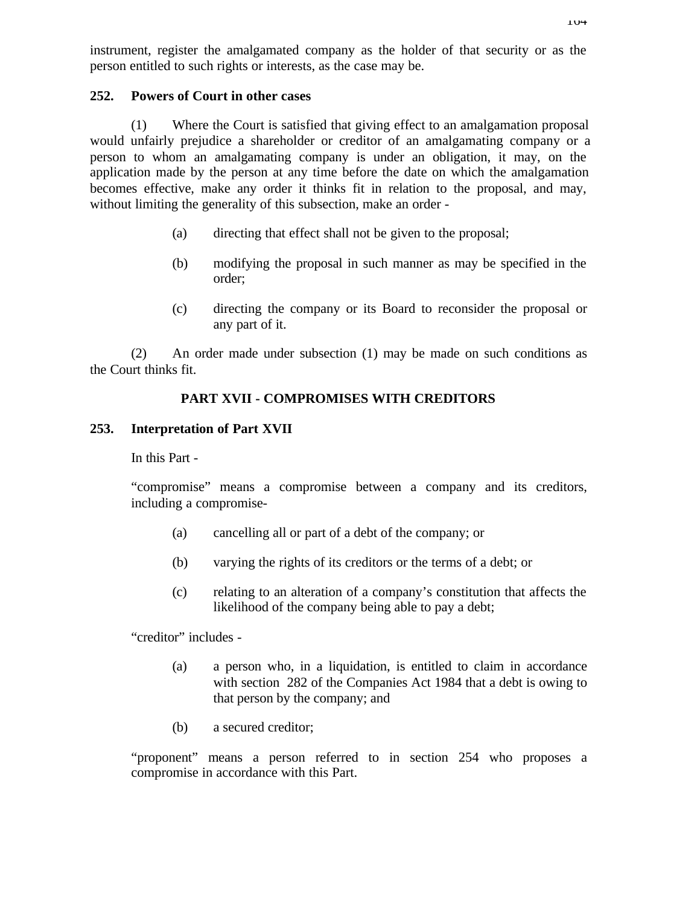instrument, register the amalgamated company as the holder of that security or as the person entitled to such rights or interests, as the case may be.

### 252. Powers of Court in other cases

(1) Where the Court is satisfied that giving effect to an amalgamation proposal would unfairly prejudice a shareholder or creditor of an amalgamating company or a person to whom an amalgamating company is under an obligation, it may, on the application made by the person at any time before the date on which the amalgamation becomes effective, make any order it thinks fit in relation to the proposal, and may, without limiting the generality of this subsection, make an order -

(a) directing that effect shall not be given to the proposal;

(b) modifying the proposal in such manner as may be specified in the order;

(c) directing the company or its Board to reconsider the proposal or any part of it.

(2) An order made under subsection (1) may be made on such conditions as the Court thinks fit.

## PART XVII - COMPROMISES WITH CREDITORS

### 253. Interpretation of Part XVII

In this Part -

"compromise" means a compromise between a company and its creditors, including a compromise-

(a) cancelling all or part of a debt of the company; or

(b) varying the rights of its creditors or the terms of a debt; or

(c) relating to an alteration of a company's constitution that affects the likelihood of the company being able to pay a debt;

"creditor" includes -

(a) a person who, in a liquidation, is entitled to claim in accordance with section 282 of the Companies Act 1984 that a debt is owing to that person by the company; and

(b) a secured creditor;

"proponent" means a person referred to in section 254 who proposes a compromise in accordance with this Part.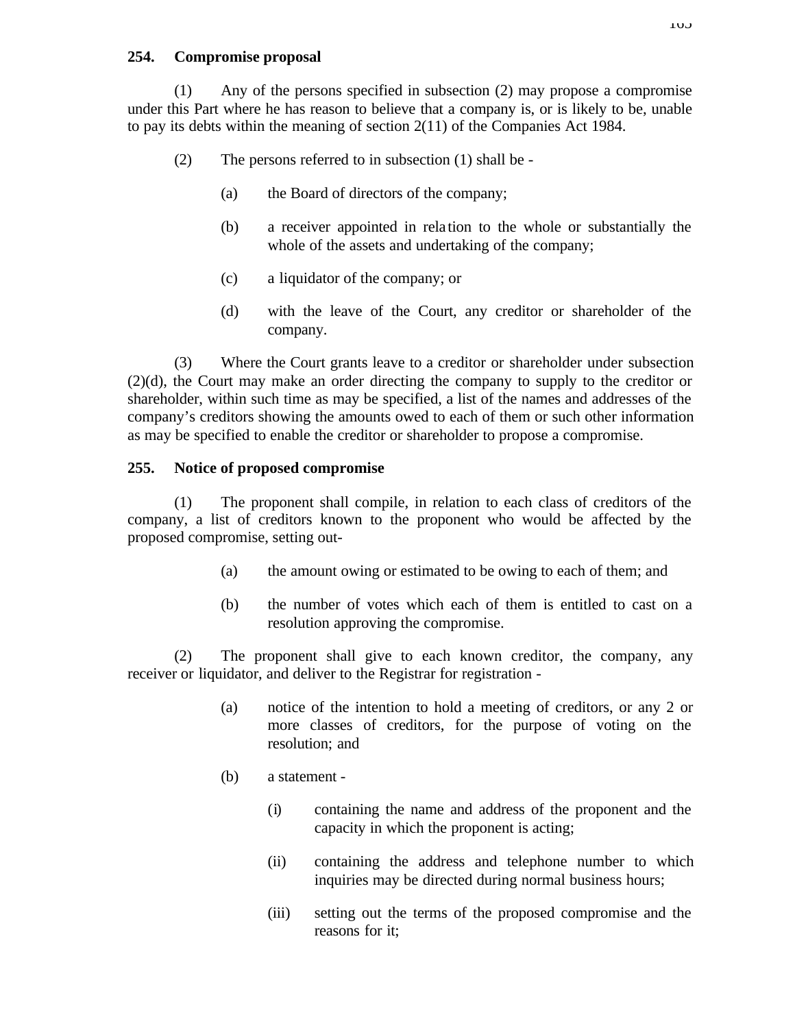### 254. Compromise proposal

(1) Any of the persons specified in subsection (2) may propose a compromise under this Part where he has reason to believe that a company is, or is likely to be, unable to pay its debts within the meaning of section 2(11) of the Companies Act 1984.

(2) The persons referred to in subsection (1) shall be -

(a) the Board of directors of the company;

(b) a receiver appointed in relation to the whole or substantially the whole of the assets and undertaking of the company;

(c) a liquidator of the company; or

(d) with the leave of the Court, any creditor or shareholder of the company.

(3) Where the Court grants leave to a creditor or shareholder under subsection (2)(d), the Court may make an order directing the company to supply to the creditor or shareholder, within such time as may be specified, a list of the names and addresses of the company's creditors showing the amounts owed to each of them or such other information as may be specified to enable the creditor or shareholder to propose a compromise.

### 255. Notice of proposed compromise

(1) The proponent shall compile, in relation to each class of creditors of the company, a list of creditors known to the proponent who would be affected by the proposed compromise, setting out-

(a) the amount owing or estimated to be owing to each of them; and

(b) the number of votes which each of them is entitled to cast on a resolution approving the compromise.

(2) The proponent shall give to each known creditor, the company, any receiver or liquidator, and deliver to the Registrar for registration -

(a) notice of the intention to hold a meeting of creditors, or any 2 or more classes of creditors, for the purpose of voting on the resolution; and

(b) a statement -

(i) containing the name and address of the proponent and the capacity in which the proponent is acting;

(ii) containing the address and telephone number to which inquiries may be directed during normal business hours;

(iii) setting out the terms of the proposed compromise and the reasons for it;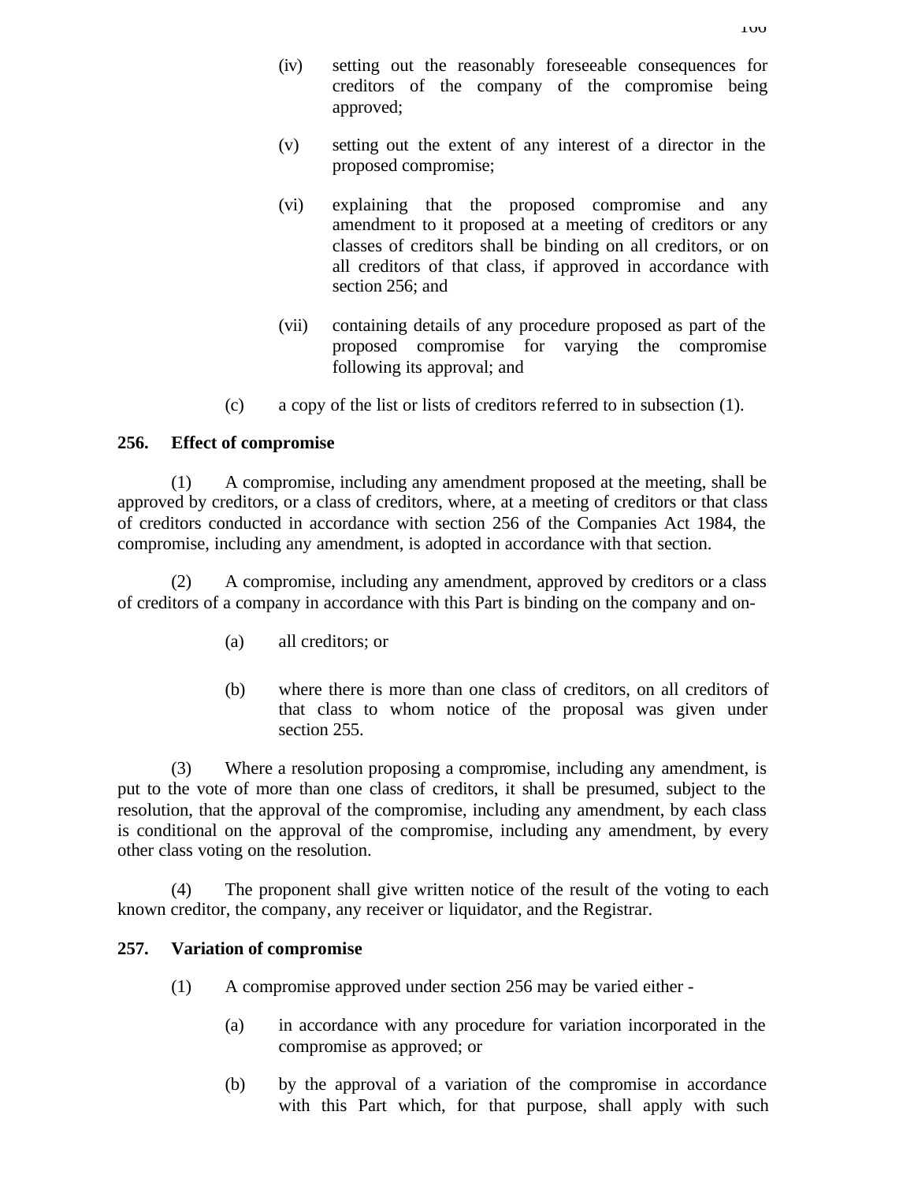(iv) setting out the reasonably foreseeable consequences for creditors of the company of the compromise being approved;

(v) setting out the extent of any interest of a director in the proposed compromise;

(vi) explaining that the proposed compromise and any amendment to it proposed at a meeting of creditors or any classes of creditors shall be binding on all creditors, or on all creditors of that class, if approved in accordance with section 256; and

(vii) containing details of any procedure proposed as part of the proposed compromise for varying the compromise following its approval; and

(c) a copy of the list or lists of creditors referred to in subsection (1).

**256. Effect of compromise**

(1) A compromise, including any amendment proposed at the meeting, shall be approved by creditors, or a class of creditors, where, at a meeting of creditors or that class of creditors conducted in accordance with section 256 of the Companies Act 1984, the compromise, including any amendment, is adopted in accordance with that section.

(2) A compromise, including any amendment, approved by creditors or a class of creditors of a company in accordance with this Part is binding on the company and on-

(a) all creditors; or

(b) where there is more than one class of creditors, on all creditors of that class to whom notice of the proposal was given under section 255.

(3) Where a resolution proposing a compromise, including any amendment, is put to the vote of more than one class of creditors, it shall be presumed, subject to the resolution, that the approval of the compromise, including any amendment, by each class is conditional on the approval of the compromise, including any amendment, by every other class voting on the resolution.

(4) The proponent shall give written notice of the result of the voting to each known creditor, the company, any receiver or liquidator, and the Registrar.

**257. Variation of compromise**

(1) A compromise approved under section 256 may be varied either -

(a) in accordance with any procedure for variation incorporated in the compromise as approved; or

(b) by the approval of a variation of the compromise in accordance with this Part which, for that purpose, shall apply with such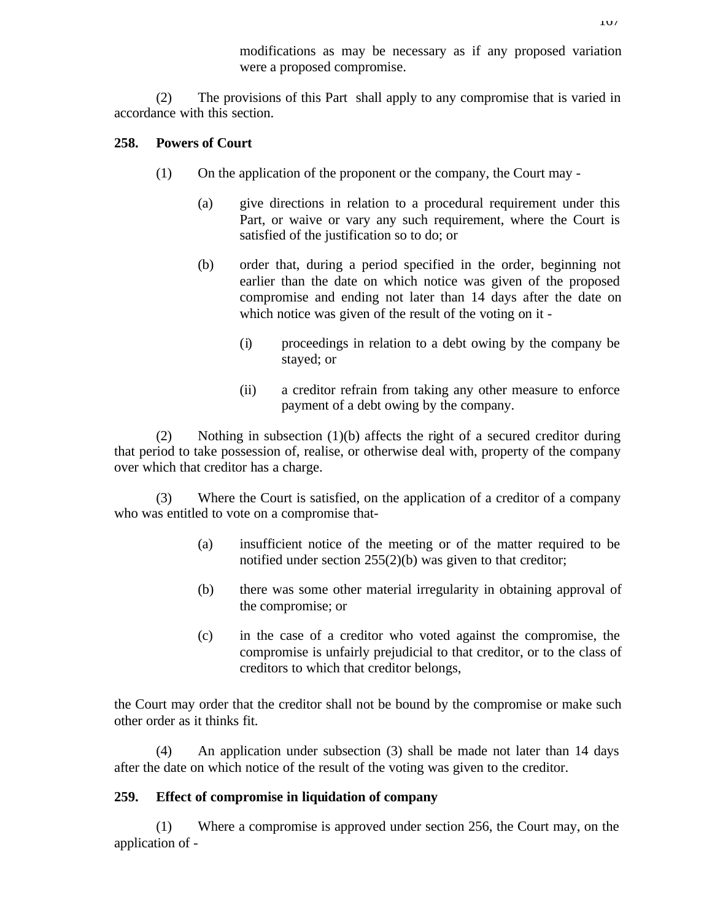modifications as may be necessary as if any proposed variation were a proposed compromise.

(2) The provisions of this Part shall apply to any compromise that is varied in accordance with this section.

**258. Powers of Court**

(1) On the application of the proponent or the company, the Court may -

(a) give directions in relation to a procedural requirement under this Part, or waive or vary any such requirement, where the Court is satisfied of the justification so to do; or

(b) order that, during a period specified in the order, beginning not earlier than the date on which notice was given of the proposed compromise and ending not later than 14 days after the date on which notice was given of the result of the voting on it -

(i) proceedings in relation to a debt owing by the company be stayed; or

(ii) a creditor refrain from taking any other measure to enforce payment of a debt owing by the company.

(2) Nothing in subsection (1)(b) affects the right of a secured creditor during that period to take possession of, realise, or otherwise deal with, property of the company over which that creditor has a charge.

(3) Where the Court is satisfied, on the application of a creditor of a company who was entitled to vote on a compromise that-

(a) insufficient notice of the meeting or of the matter required to be notified under section 255(2)(b) was given to that creditor;

(b) there was some other material irregularity in obtaining approval of the compromise; or

(c) in the case of a creditor who voted against the compromise, the compromise is unfairly prejudicial to that creditor, or to the class of creditors to which that creditor belongs,

the Court may order that the creditor shall not be bound by the compromise or make such other order as it thinks fit.

(4) An application under subsection (3) shall be made not later than 14 days after the date on which notice of the result of the voting was given to the creditor.

**259. Effect of compromise in liquidation of company**

(1) Where a compromise is approved under section 256, the Court may, on the application of -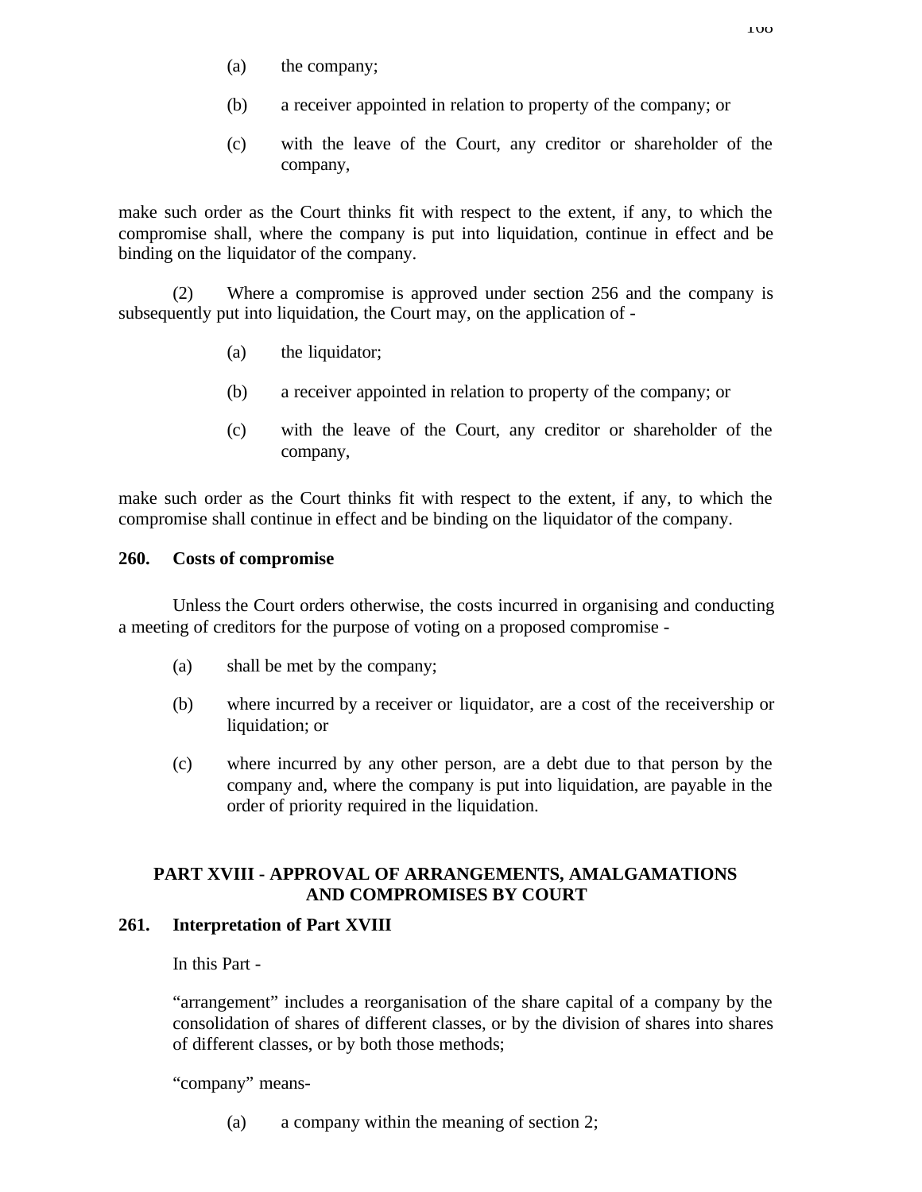(a) the company;

(b) a receiver appointed in relation to property of the company; or

(c) with the leave of the Court, any creditor or shareholder of the company,

make such order as the Court thinks fit with respect to the extent, if any, to which the compromise shall, where the company is put into liquidation, continue in effect and be binding on the liquidator of the company.

(2) Where a compromise is approved under section 256 and the company is subsequently put into liquidation, the Court may, on the application of -

(a) the liquidator;

(b) a receiver appointed in relation to property of the company; or

(c) with the leave of the Court, any creditor or shareholder of the company,

make such order as the Court thinks fit with respect to the extent, if any, to which the compromise shall continue in effect and be binding on the liquidator of the company.

**260. Costs of compromise**

Unless the Court orders otherwise, the costs incurred in organising and conducting a meeting of creditors for the purpose of voting on a proposed compromise -

(a) shall be met by the company;

(b) where incurred by a receiver or liquidator, are a cost of the receivership or liquidation; or

(c) where incurred by any other person, are a debt due to that person by the company and, where the company is put into liquidation, are payable in the order of priority required in the liquidation.

## PART XVIII - APPROVAL OF ARRANGEMENTS, AMALGAMATIONS AND COMPROMISES BY COURT

**261. Interpretation of Part XVIII**

In this Part -

"arrangement" includes a reorganisation of the share capital of a company by the consolidation of shares of different classes, or by the division of shares into shares of different classes, or by both those methods;

"company" means-

(a) a company within the meaning of section 2;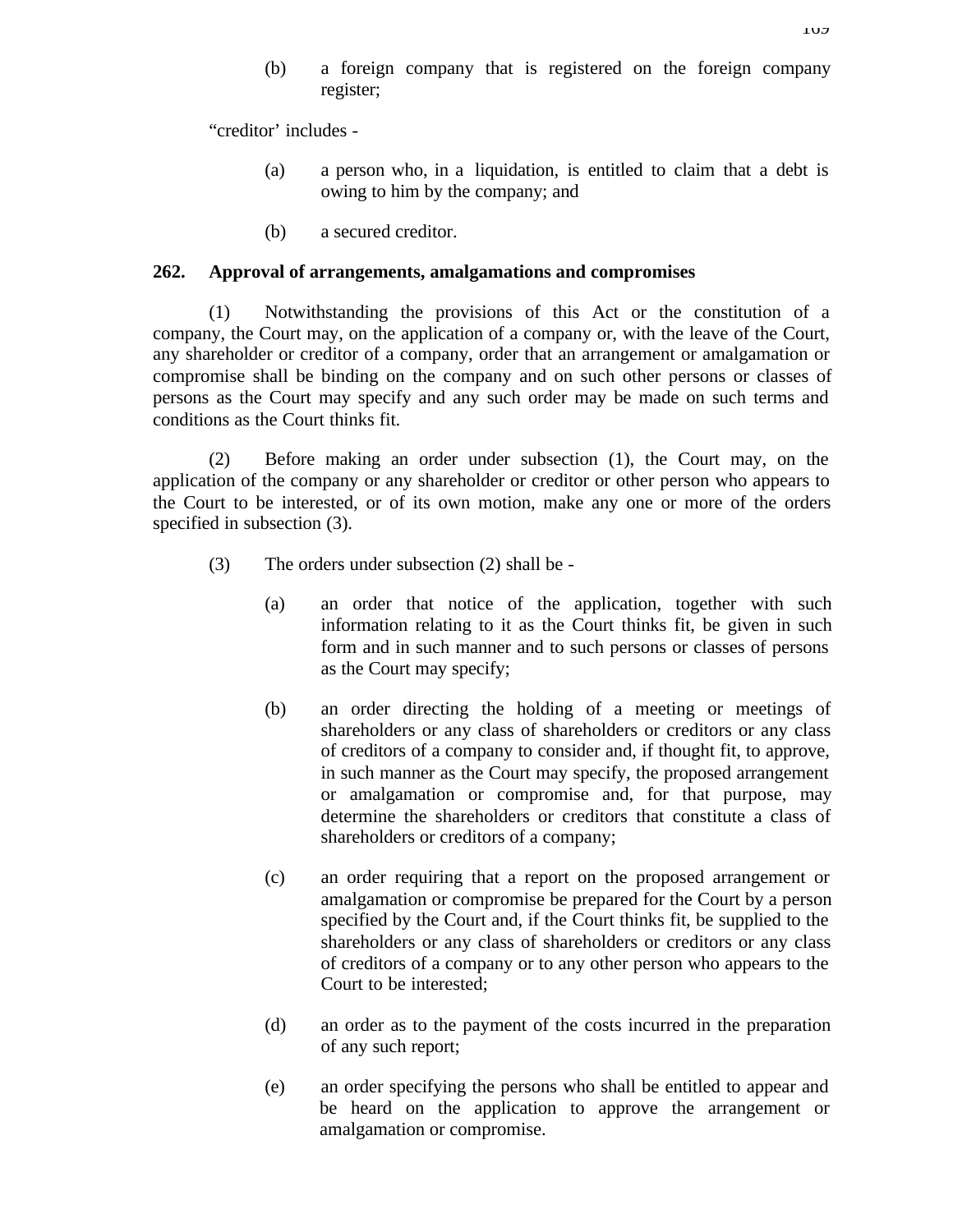(b) a foreign company that is registered on the foreign company register;

"creditor' includes -

(a) a person who, in a liquidation, is entitled to claim that a debt is owing to him by the company; and

(b) a secured creditor.

**262. Approval of arrangements, amalgamations and compromises**

(1) Notwithstanding the provisions of this Act or the constitution of a company, the Court may, on the application of a company or, with the leave of the Court, any shareholder or creditor of a company, order that an arrangement or amalgamation or compromise shall be binding on the company and on such other persons or classes of persons as the Court may specify and any such order may be made on such terms and conditions as the Court thinks fit.

(2) Before making an order under subsection (1), the Court may, on the application of the company or any shareholder or creditor or other person who appears to the Court to be interested, or of its own motion, make any one or more of the orders specified in subsection (3).

(3) The orders under subsection (2) shall be -

(a) an order that notice of the application, together with such information relating to it as the Court thinks fit, be given in such form and in such manner and to such persons or classes of persons as the Court may specify;

(b) an order directing the holding of a meeting or meetings of shareholders or any class of shareholders or creditors or any class of creditors of a company to consider and, if thought fit, to approve, in such manner as the Court may specify, the proposed arrangement or amalgamation or compromise and, for that purpose, may determine the shareholders or creditors that constitute a class of shareholders or creditors of a company;

(c) an order requiring that a report on the proposed arrangement or amalgamation or compromise be prepared for the Court by a person specified by the Court and, if the Court thinks fit, be supplied to the shareholders or any class of shareholders or creditors or any class of creditors of a company or to any other person who appears to the Court to be interested;

(d) an order as to the payment of the costs incurred in the preparation of any such report;

(e) an order specifying the persons who shall be entitled to appear and be heard on the application to approve the arrangement or amalgamation or compromise.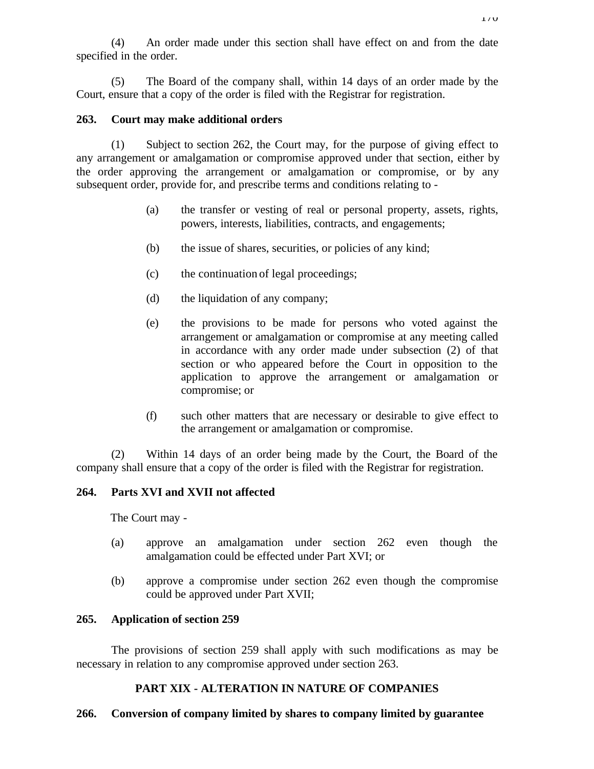(4) An order made under this section shall have effect on and from the date specified in the order.

(5) The Board of the company shall, within 14 days of an order made by the Court, ensure that a copy of the order is filed with the Registrar for registration.

**263. Court may make additional orders**

(1) Subject to section 262, the Court may, for the purpose of giving effect to any arrangement or amalgamation or compromise approved under that section, either by the order approving the arrangement or amalgamation or compromise, or by any subsequent order, provide for, and prescribe terms and conditions relating to -

(a) the transfer or vesting of real or personal property, assets, rights, powers, interests, liabilities, contracts, and engagements;

(b) the issue of shares, securities, or policies of any kind;

(c) the continuation of legal proceedings;

(d) the liquidation of any company;

(e) the provisions to be made for persons who voted against the arrangement or amalgamation or compromise at any meeting called in accordance with any order made under subsection (2) of that section or who appeared before the Court in opposition to the application to approve the arrangement or amalgamation or compromise; or

(f) such other matters that are necessary or desirable to give effect to the arrangement or amalgamation or compromise.

(2) Within 14 days of an order being made by the Court, the Board of the company shall ensure that a copy of the order is filed with the Registrar for registration.

**264. Parts XVI and XVII not affected**

The Court may -

(a) approve an amalgamation under section 262 even though the amalgamation could be effected under Part XVI; or

(b) approve a compromise under section 262 even though the compromise could be approved under Part XVII;

**265. Application of section 259**

The provisions of section 259 shall apply with such modifications as may be necessary in relation to any compromise approved under section 263.

## PART XIX - ALTERATION IN NATURE OF COMPANIES

**266. Conversion of company limited by shares to company limited by guarantee**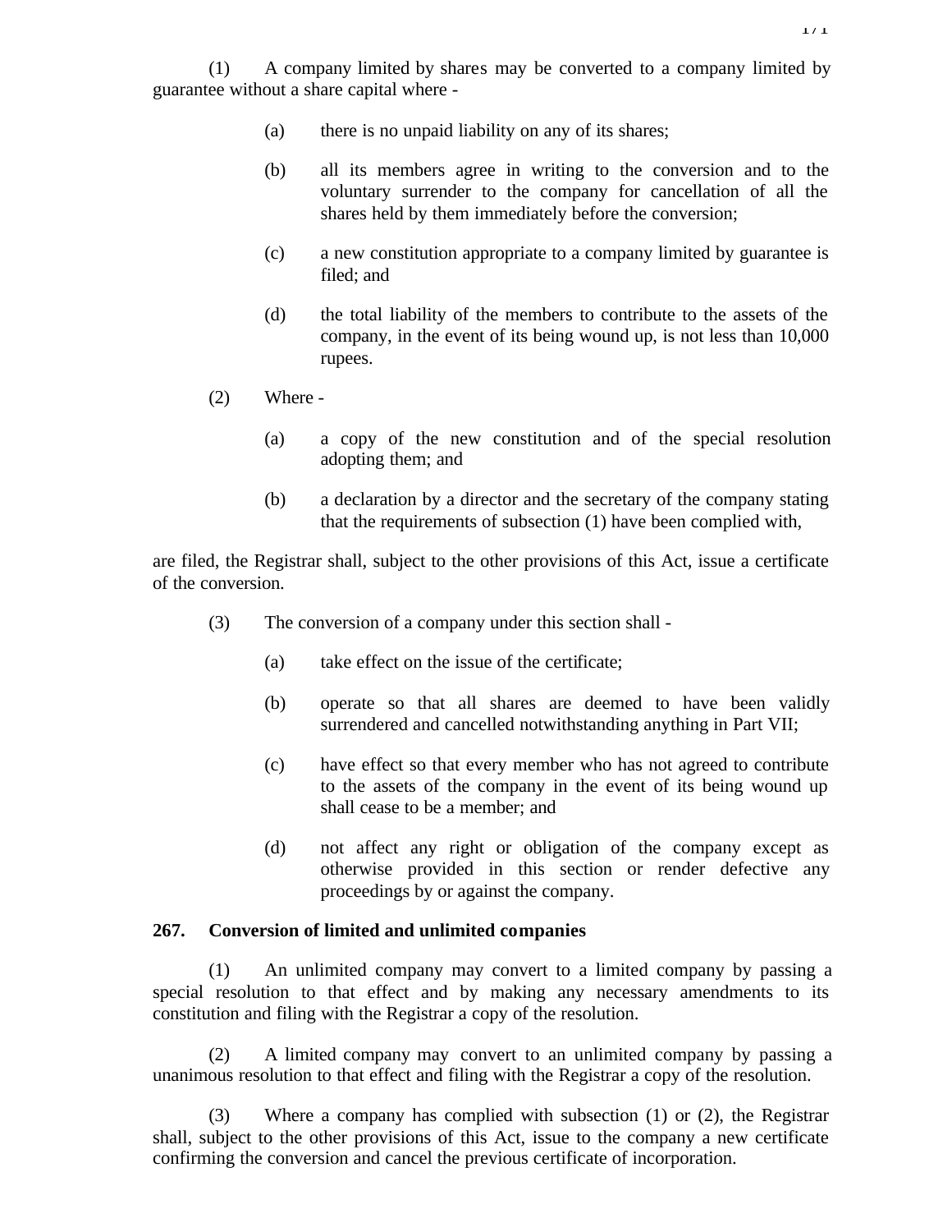(1) A company limited by shares may be converted to a company limited by guarantee without a share capital where -

(a) there is no unpaid liability on any of its shares;

(b) all its members agree in writing to the conversion and to the voluntary surrender to the company for cancellation of all the shares held by them immediately before the conversion;

(c) a new constitution appropriate to a company limited by guarantee is filed; and

(d) the total liability of the members to contribute to the assets of the company, in the event of its being wound up, is not less than 10,000 rupees.

(2) Where -

(a) a copy of the new constitution and of the special resolution adopting them; and

(b) a declaration by a director and the secretary of the company stating that the requirements of subsection (1) have been complied with,

are filed, the Registrar shall, subject to the other provisions of this Act, issue a certificate of the conversion.

(3) The conversion of a company under this section shall -

(a) take effect on the issue of the certificate;

(b) operate so that all shares are deemed to have been validly surrendered and cancelled notwithstanding anything in Part VII;

(c) have effect so that every member who has not agreed to contribute to the assets of the company in the event of its being wound up shall cease to be a member; and

(d) not affect any right or obligation of the company except as otherwise provided in this section or render defective any proceedings by or against the company.

**267. Conversion of limited and unlimited companies**

(1) An unlimited company may convert to a limited company by passing a special resolution to that effect and by making any necessary amendments to its constitution and filing with the Registrar a copy of the resolution.

(2) A limited company may convert to an unlimited company by passing a unanimous resolution to that effect and filing with the Registrar a copy of the resolution.

(3) Where a company has complied with subsection (1) or (2), the Registrar shall, subject to the other provisions of this Act, issue to the company a new certificate confirming the conversion and cancel the previous certificate of incorporation.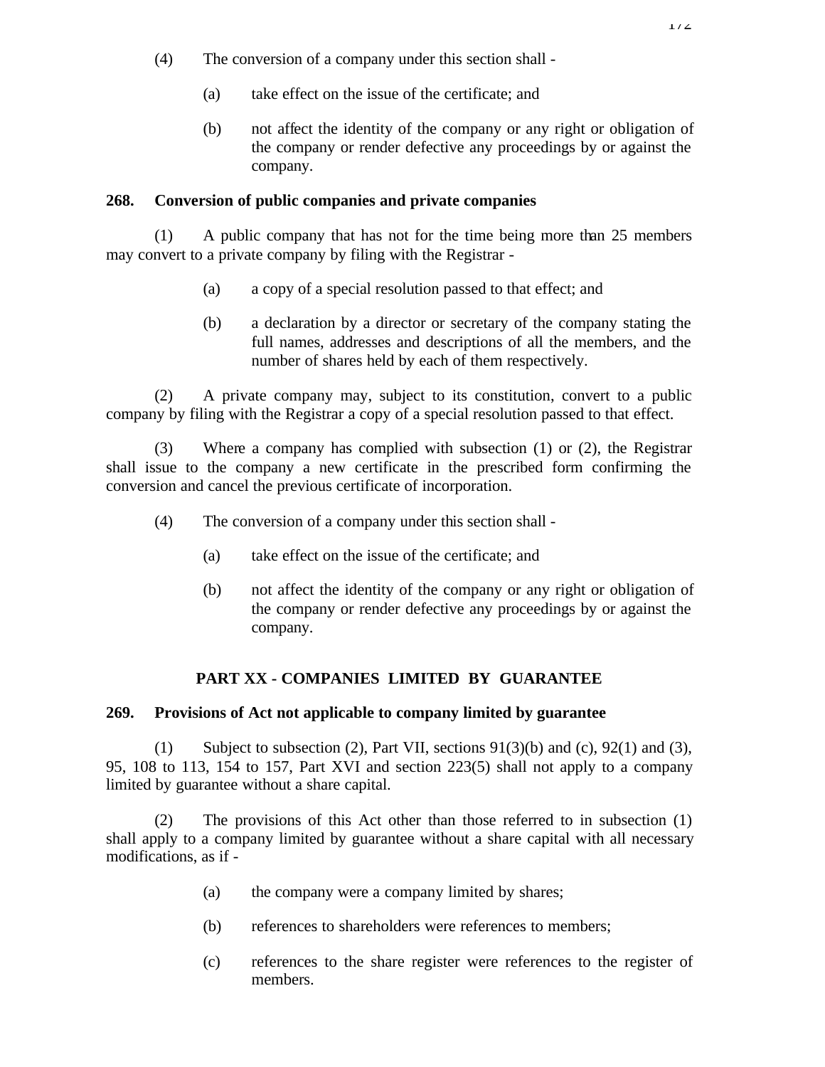(4) The conversion of a company under this section shall -

(a) take effect on the issue of the certificate; and

(b) not affect the identity of the company or any right or obligation of the company or render defective any proceedings by or against the company.

**268. Conversion of public companies and private companies**

(1) A public company that has not for the time being more than 25 members may convert to a private company by filing with the Registrar -

(a) a copy of a special resolution passed to that effect; and

(b) a declaration by a director or secretary of the company stating the full names, addresses and descriptions of all the members, and the number of shares held by each of them respectively.

(2) A private company may, subject to its constitution, convert to a public company by filing with the Registrar a copy of a special resolution passed to that effect.

(3) Where a company has complied with subsection (1) or (2), the Registrar shall issue to the company a new certificate in the prescribed form confirming the conversion and cancel the previous certificate of incorporation.

(4) The conversion of a company under this section shall -

(a) take effect on the issue of the certificate; and

(b) not affect the identity of the company or any right or obligation of the company or render defective any proceedings by or against the company.

## PART XX - COMPANIES LIMITED BY GUARANTEE

**269. Provisions of Act not applicable to company limited by guarantee**

(1) Subject to subsection (2), Part VII, sections 91(3)(b) and (c), 92(1) and (3), 95, 108 to 113, 154 to 157, Part XVI and section 223(5) shall not apply to a company limited by guarantee without a share capital.

(2) The provisions of this Act other than those referred to in subsection (1) shall apply to a company limited by guarantee without a share capital with all necessary modifications, as if -

(a) the company were a company limited by shares;

(b) references to shareholders were references to members;

(c) references to the share register were references to the register of members.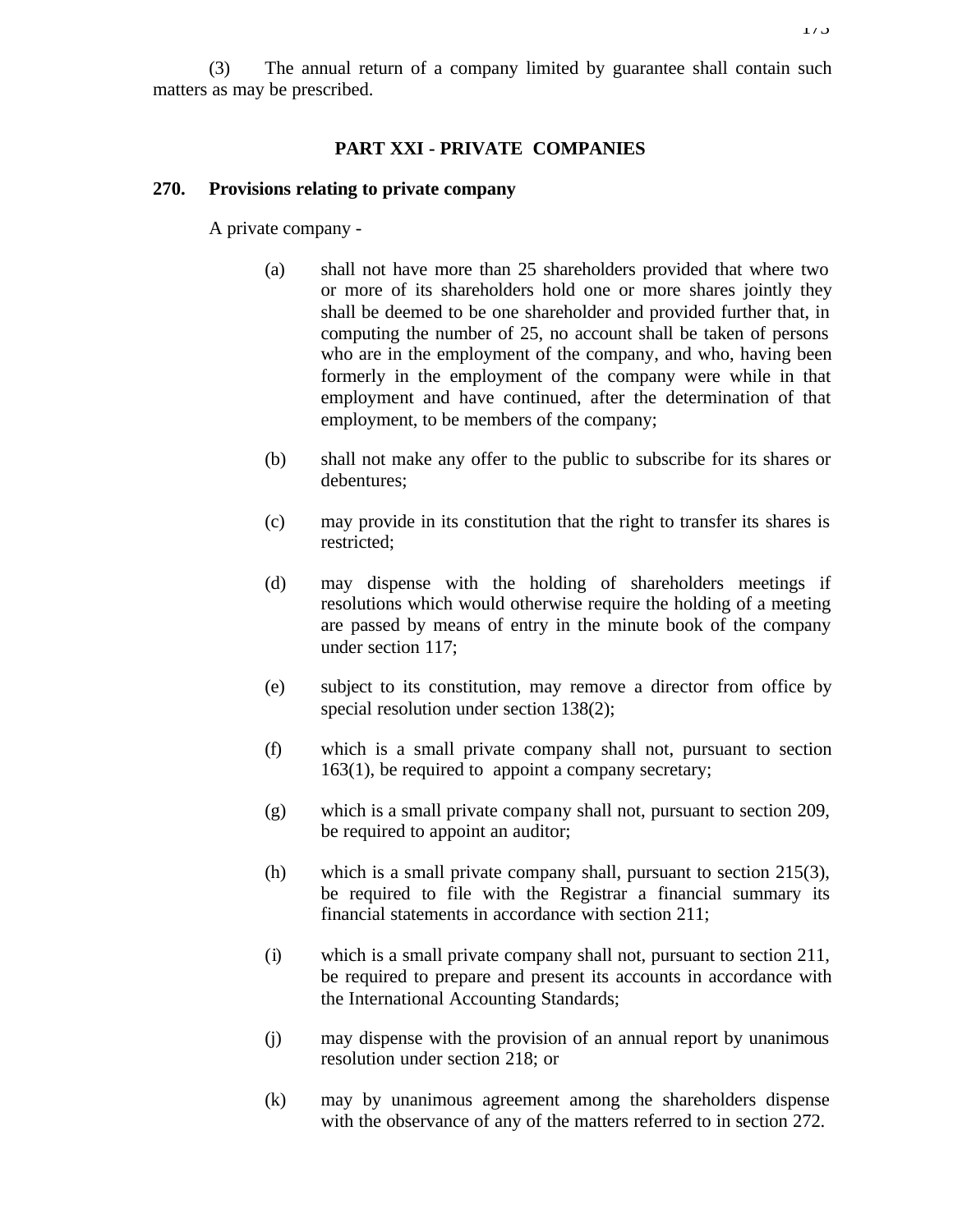(3) The annual return of a company limited by guarantee shall contain such matters as may be prescribed.

## PART XXI - PRIVATE COMPANIES

### 270. Provisions relating to private company

A private company -

(a) shall not have more than 25 shareholders provided that where two or more of its shareholders hold one or more shares jointly they shall be deemed to be one shareholder and provided further that, in computing the number of 25, no account shall be taken of persons who are in the employment of the company, and who, having been formerly in the employment of the company were while in that employment and have continued, after the determination of that employment, to be members of the company;

(b) shall not make any offer to the public to subscribe for its shares or debentures;

(c) may provide in its constitution that the right to transfer its shares is restricted;

(d) may dispense with the holding of shareholders meetings if resolutions which would otherwise require the holding of a meeting are passed by means of entry in the minute book of the company under section 117;

(e) subject to its constitution, may remove a director from office by special resolution under section 138(2);

(f) which is a small private company shall not, pursuant to section 163(1), be required to appoint a company secretary;

(g) which is a small private company shall not, pursuant to section 209, be required to appoint an auditor;

(h) which is a small private company shall, pursuant to section 215(3), be required to file with the Registrar a financial summary its financial statements in accordance with section 211;

(i) which is a small private company shall not, pursuant to section 211, be required to prepare and present its accounts in accordance with the International Accounting Standards;

(j) may dispense with the provision of an annual report by unanimous resolution under section 218; or

(k) may by unanimous agreement among the shareholders dispense with the observance of any of the matters referred to in section 272.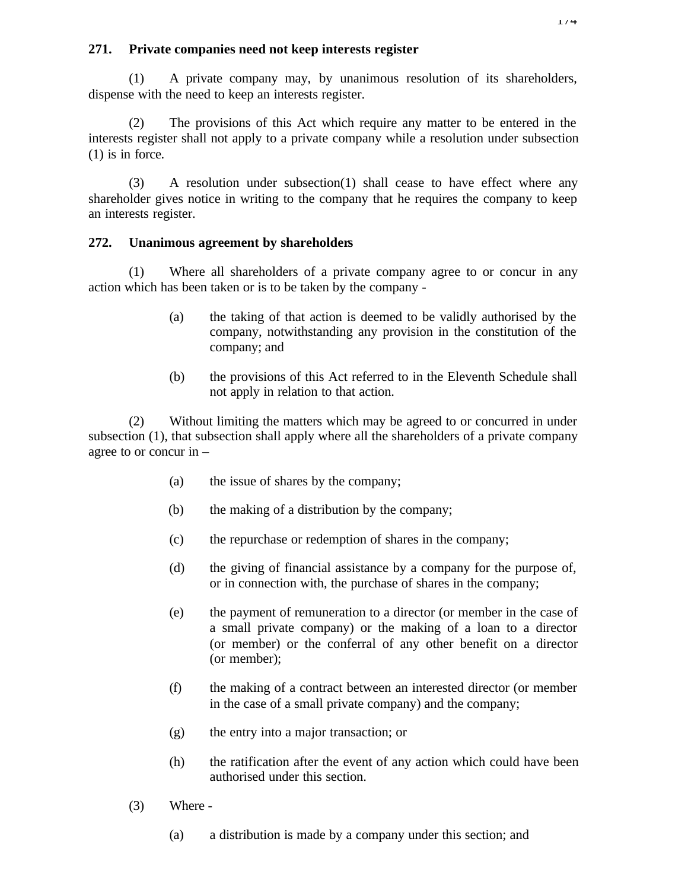**271. Private companies need not keep interests register**

(1) A private company may, by unanimous resolution of its shareholders, dispense with the need to keep an interests register.

(2) The provisions of this Act which require any matter to be entered in the interests register shall not apply to a private company while a resolution under subsection (1) is in force.

(3) A resolution under subsection(1) shall cease to have effect where any shareholder gives notice in writing to the company that he requires the company to keep an interests register.

**272. Unanimous agreement by shareholders**

(1) Where all shareholders of a private company agree to or concur in any action which has been taken or is to be taken by the company -

(a) the taking of that action is deemed to be validly authorised by the company, notwithstanding any provision in the constitution of the company; and

(b) the provisions of this Act referred to in the Eleventh Schedule shall not apply in relation to that action.

(2) Without limiting the matters which may be agreed to or concurred in under subsection (1), that subsection shall apply where all the shareholders of a private company agree to or concur in –

(a) the issue of shares by the company;

(b) the making of a distribution by the company;

(c) the repurchase or redemption of shares in the company;

(d) the giving of financial assistance by a company for the purpose of, or in connection with, the purchase of shares in the company;

(e) the payment of remuneration to a director (or member in the case of a small private company) or the making of a loan to a director (or member) or the conferral of any other benefit on a director (or member);

(f) the making of a contract between an interested director (or member in the case of a small private company) and the company;

(g) the entry into a major transaction; or

(h) the ratification after the event of any action which could have been authorised under this section.

(3) Where -

(a) a distribution is made by a company under this section; and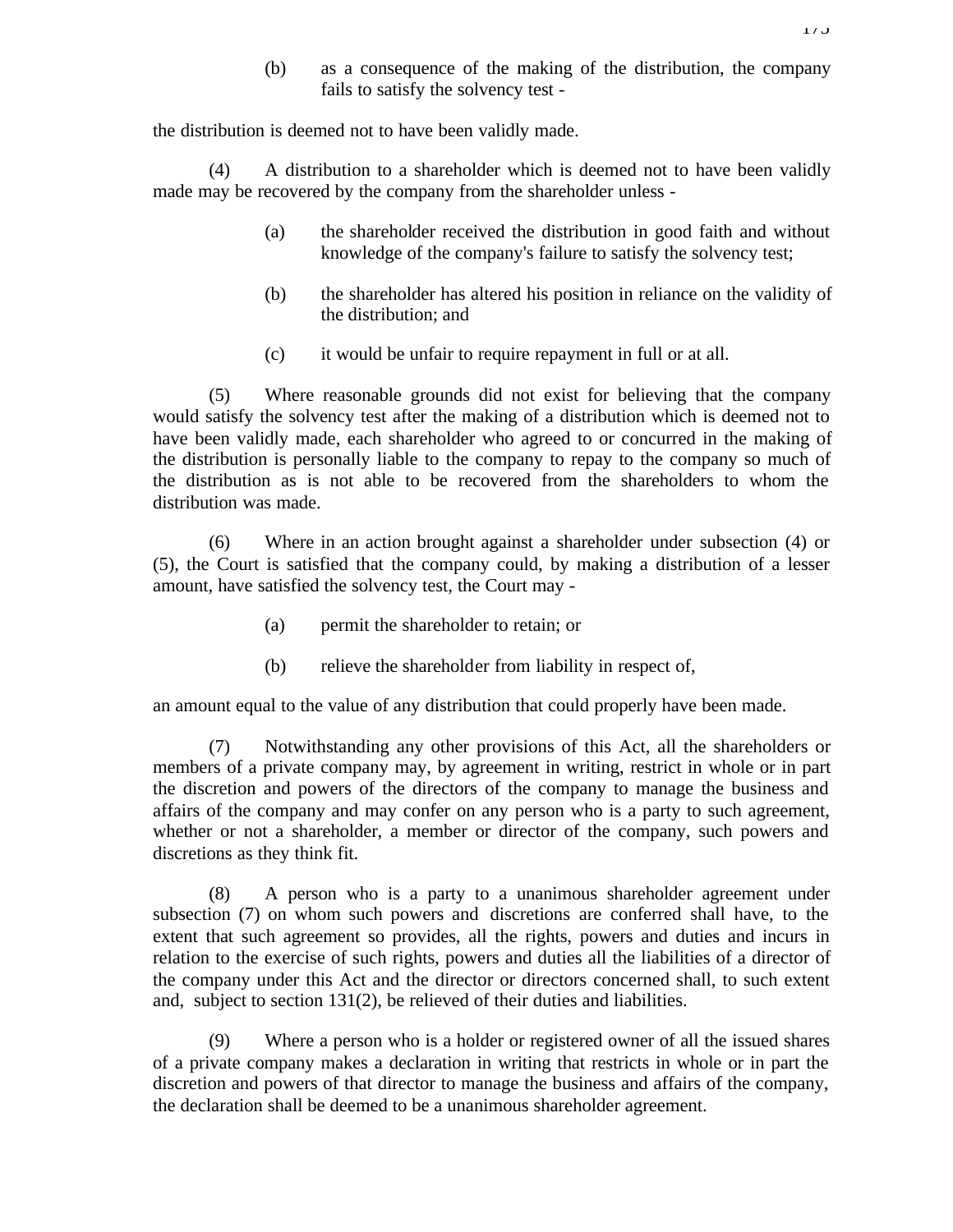(b) as a consequence of the making of the distribution, the company fails to satisfy the solvency test -

the distribution is deemed not to have been validly made.

(4) A distribution to a shareholder which is deemed not to have been validly made may be recovered by the company from the shareholder unless -

(a) the shareholder received the distribution in good faith and without knowledge of the company's failure to satisfy the solvency test;

(b) the shareholder has altered his position in reliance on the validity of the distribution; and

(c) it would be unfair to require repayment in full or at all.

(5) Where reasonable grounds did not exist for believing that the company would satisfy the solvency test after the making of a distribution which is deemed not to have been validly made, each shareholder who agreed to or concurred in the making of the distribution is personally liable to the company to repay to the company so much of the distribution as is not able to be recovered from the shareholders to whom the distribution was made.

(6) Where in an action brought against a shareholder under subsection (4) or (5), the Court is satisfied that the company could, by making a distribution of a lesser amount, have satisfied the solvency test, the Court may -

(a) permit the shareholder to retain; or

(b) relieve the shareholder from liability in respect of,

an amount equal to the value of any distribution that could properly have been made.

(7) Notwithstanding any other provisions of this Act, all the shareholders or members of a private company may, by agreement in writing, restrict in whole or in part the discretion and powers of the directors of the company to manage the business and affairs of the company and may confer on any person who is a party to such agreement, whether or not a shareholder, a member or director of the company, such powers and discretions as they think fit.

(8) A person who is a party to a unanimous shareholder agreement under subsection (7) on whom such powers and discretions are conferred shall have, to the extent that such agreement so provides, all the rights, powers and duties and incurs in relation to the exercise of such rights, powers and duties all the liabilities of a director of the company under this Act and the director or directors concerned shall, to such extent and, subject to section 131(2), be relieved of their duties and liabilities.

(9) Where a person who is a holder or registered owner of all the issued shares of a private company makes a declaration in writing that restricts in whole or in part the discretion and powers of that director to manage the business and affairs of the company, the declaration shall be deemed to be a unanimous shareholder agreement.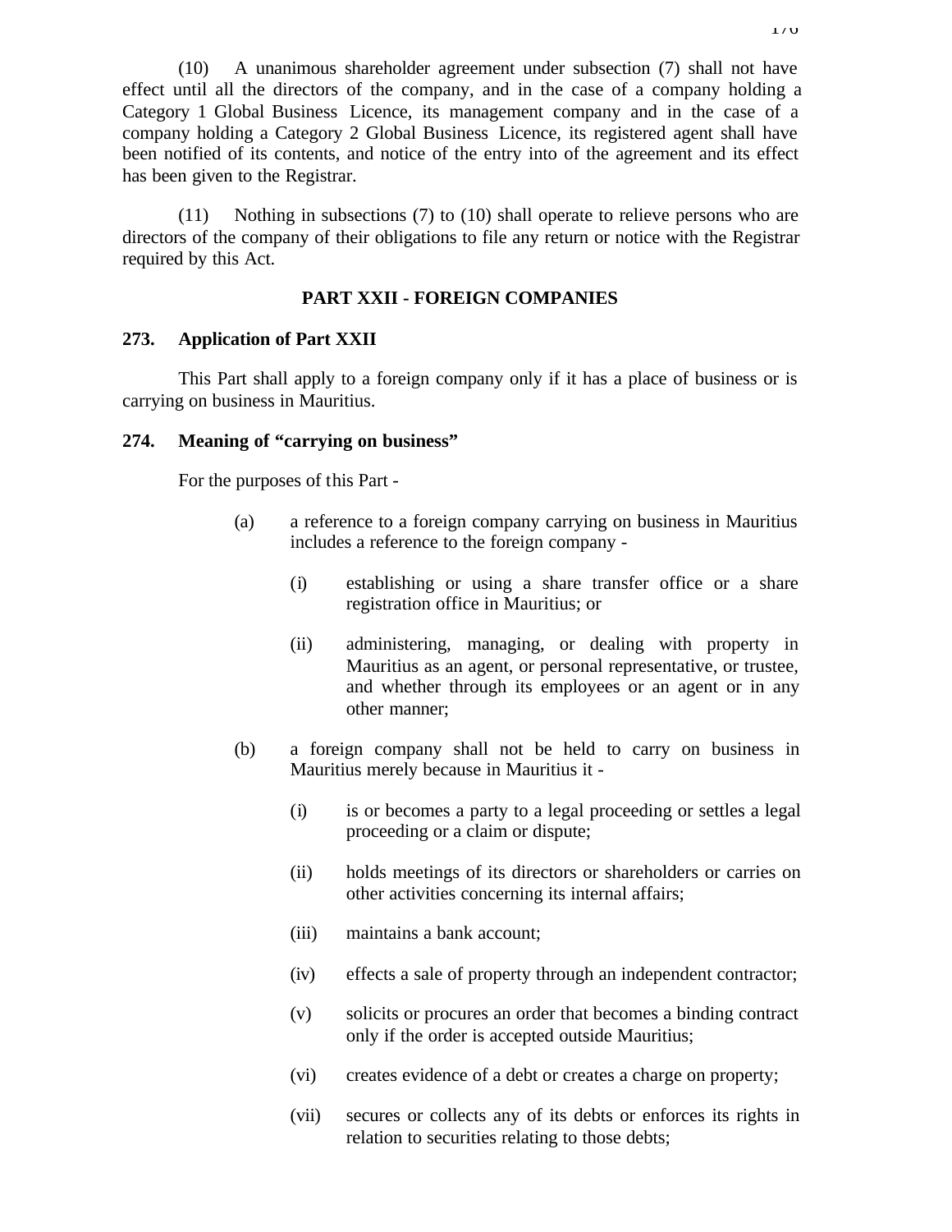(10) A unanimous shareholder agreement under subsection (7) shall not have effect until all the directors of the company, and in the case of a company holding a Category 1 Global Business Licence, its management company and in the case of a company holding a Category 2 Global Business Licence, its registered agent shall have been notified of its contents, and notice of the entry into of the agreement and its effect has been given to the Registrar.

(11) Nothing in subsections (7) to (10) shall operate to relieve persons who are directors of the company of their obligations to file any return or notice with the Registrar required by this Act.

## PART XXII - FOREIGN COMPANIES

### 273. Application of Part XXII

This Part shall apply to a foreign company only if it has a place of business or is carrying on business in Mauritius.

### 274. Meaning of "carrying on business"

For the purposes of this Part -

(a) a reference to a foreign company carrying on business in Mauritius includes a reference to the foreign company -

(i) establishing or using a share transfer office or a share registration office in Mauritius; or

(ii) administering, managing, or dealing with property in Mauritius as an agent, or personal representative, or trustee, and whether through its employees or an agent or in any other manner;

(b) a foreign company shall not be held to carry on business in Mauritius merely because in Mauritius it -

(i) is or becomes a party to a legal proceeding or settles a legal proceeding or a claim or dispute;

(ii) holds meetings of its directors or shareholders or carries on other activities concerning its internal affairs;

(iii) maintains a bank account;

(iv) effects a sale of property through an independent contractor;

(v) solicits or procures an order that becomes a binding contract only if the order is accepted outside Mauritius;

(vi) creates evidence of a debt or creates a charge on property;

(vii) secures or collects any of its debts or enforces its rights in relation to securities relating to those debts;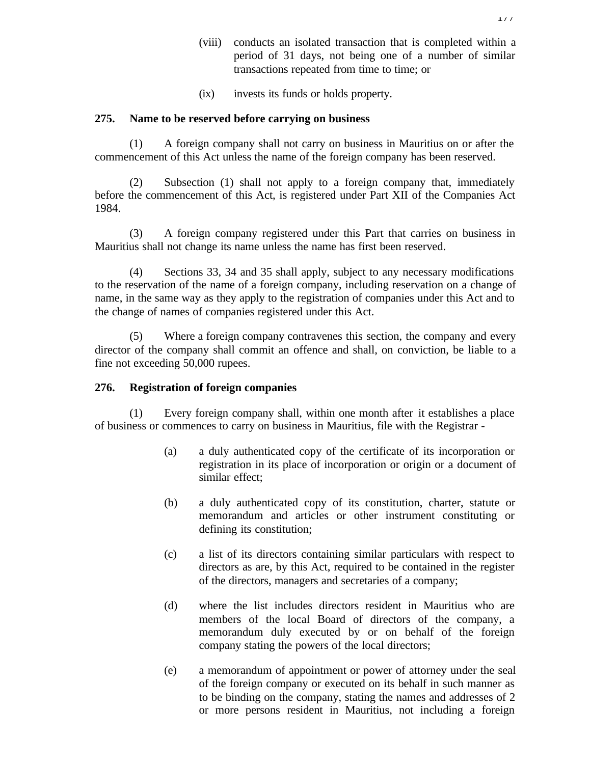(viii) conducts an isolated transaction that is completed within a period of 31 days, not being one of a number of similar transactions repeated from time to time; or

(ix) invests its funds or holds property.

**275. Name to be reserved before carrying on business**

(1) A foreign company shall not carry on business in Mauritius on or after the commencement of this Act unless the name of the foreign company has been reserved.

(2) Subsection (1) shall not apply to a foreign company that, immediately before the commencement of this Act, is registered under Part XII of the Companies Act 1984.

(3) A foreign company registered under this Part that carries on business in Mauritius shall not change its name unless the name has first been reserved.

(4) Sections 33, 34 and 35 shall apply, subject to any necessary modifications to the reservation of the name of a foreign company, including reservation on a change of name, in the same way as they apply to the registration of companies under this Act and to the change of names of companies registered under this Act.

(5) Where a foreign company contravenes this section, the company and every director of the company shall commit an offence and shall, on conviction, be liable to a fine not exceeding 50,000 rupees.

**276. Registration of foreign companies**

(1) Every foreign company shall, within one month after it establishes a place of business or commences to carry on business in Mauritius, file with the Registrar -

(a) a duly authenticated copy of the certificate of its incorporation or registration in its place of incorporation or origin or a document of similar effect;

(b) a duly authenticated copy of its constitution, charter, statute or memorandum and articles or other instrument constituting or defining its constitution;

(c) a list of its directors containing similar particulars with respect to directors as are, by this Act, required to be contained in the register of the directors, managers and secretaries of a company;

(d) where the list includes directors resident in Mauritius who are members of the local Board of directors of the company, a memorandum duly executed by or on behalf of the foreign company stating the powers of the local directors;

(e) a memorandum of appointment or power of attorney under the seal of the foreign company or executed on its behalf in such manner as to be binding on the company, stating the names and addresses of 2 or more persons resident in Mauritius, not including a foreign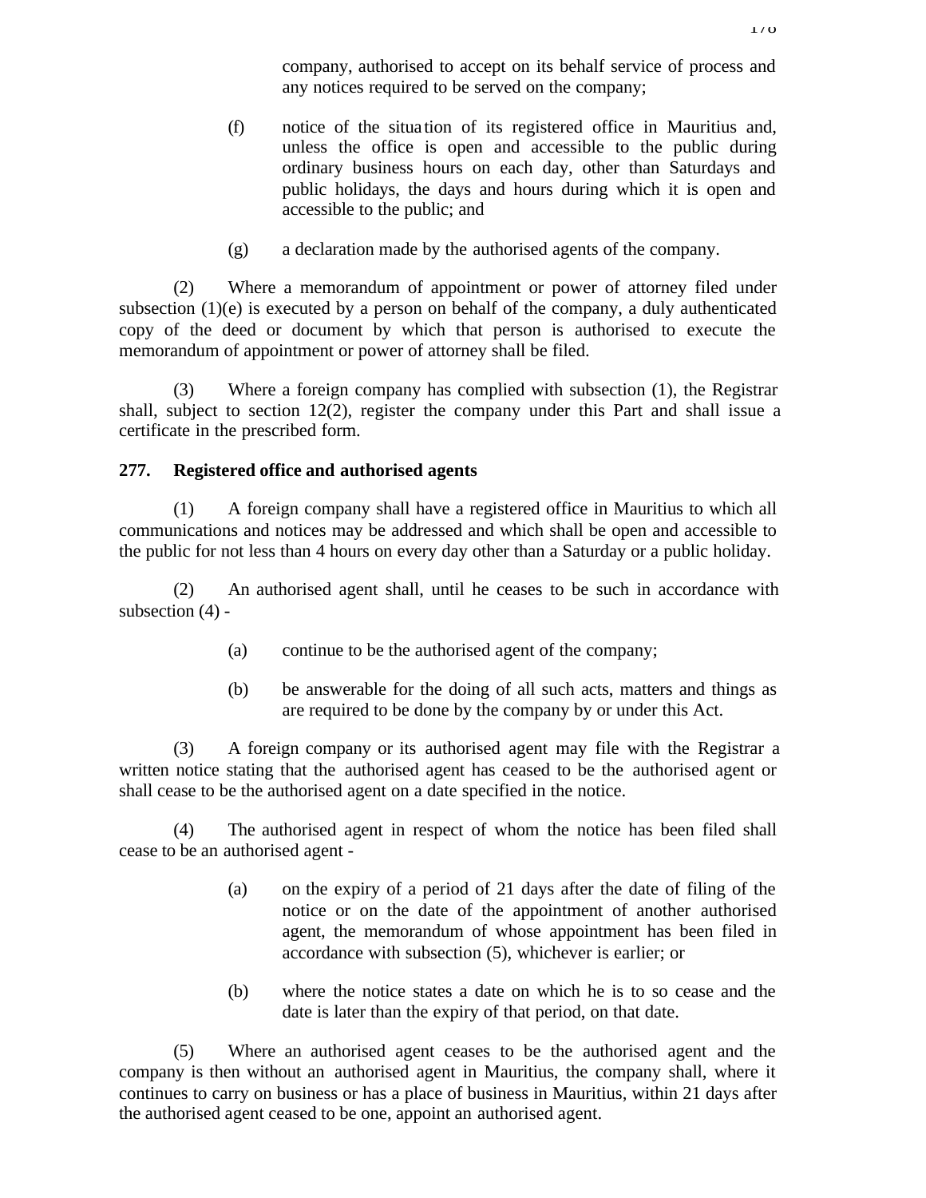company, authorised to accept on its behalf service of process and any notices required to be served on the company;

(f) notice of the situation of its registered office in Mauritius and, unless the office is open and accessible to the public during ordinary business hours on each day, other than Saturdays and public holidays, the days and hours during which it is open and accessible to the public; and

(g) a declaration made by the authorised agents of the company.

(2) Where a memorandum of appointment or power of attorney filed under subsection (1)(e) is executed by a person on behalf of the company, a duly authenticated copy of the deed or document by which that person is authorised to execute the memorandum of appointment or power of attorney shall be filed.

(3) Where a foreign company has complied with subsection (1), the Registrar shall, subject to section 12(2), register the company under this Part and shall issue a certificate in the prescribed form.

**277. Registered office and authorised agents**

(1) A foreign company shall have a registered office in Mauritius to which all communications and notices may be addressed and which shall be open and accessible to the public for not less than 4 hours on every day other than a Saturday or a public holiday.

(2) An authorised agent shall, until he ceases to be such in accordance with subsection (4) -

(a) continue to be the authorised agent of the company;

(b) be answerable for the doing of all such acts, matters and things as are required to be done by the company by or under this Act.

(3) A foreign company or its authorised agent may file with the Registrar a written notice stating that the authorised agent has ceased to be the authorised agent or shall cease to be the authorised agent on a date specified in the notice.

(4) The authorised agent in respect of whom the notice has been filed shall cease to be an authorised agent -

(a) on the expiry of a period of 21 days after the date of filing of the notice or on the date of the appointment of another authorised agent, the memorandum of whose appointment has been filed in accordance with subsection (5), whichever is earlier; or

(b) where the notice states a date on which he is to so cease and the date is later than the expiry of that period, on that date.

(5) Where an authorised agent ceases to be the authorised agent and the company is then without an authorised agent in Mauritius, the company shall, where it continues to carry on business or has a place of business in Mauritius, within 21 days after the authorised agent ceased to be one, appoint an authorised agent.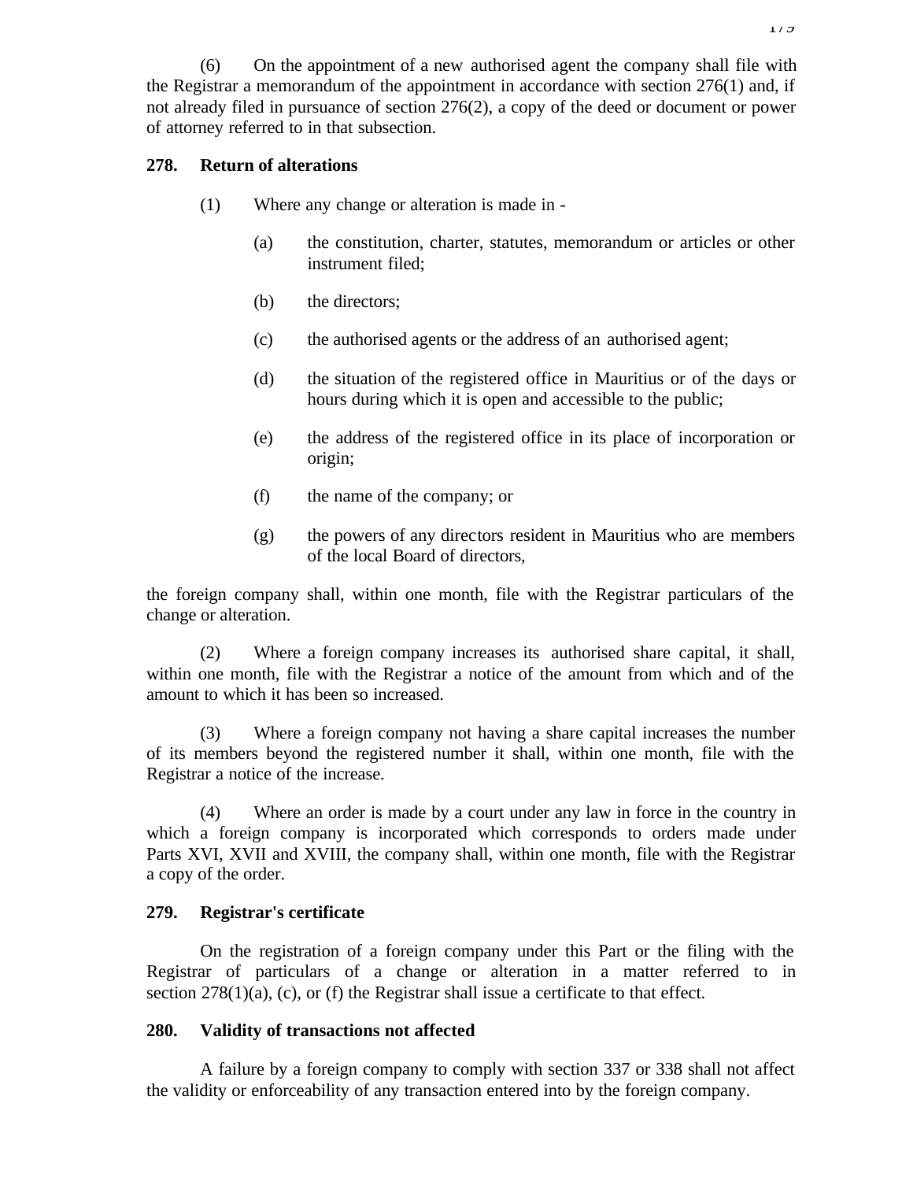(6) On the appointment of a new authorised agent the company shall file with the Registrar a memorandum of the appointment in accordance with section 276(1) and, if not already filed in pursuance of section 276(2), a copy of the deed or document or power of attorney referred to in that subsection.

**278. Return of alterations**

(1) Where any change or alteration is made in -

(a) the constitution, charter, statutes, memorandum or articles or other instrument filed;

(b) the directors;

(c) the authorised agents or the address of an authorised agent;

(d) the situation of the registered office in Mauritius or of the days or hours during which it is open and accessible to the public;

(e) the address of the registered office in its place of incorporation or origin;

(f) the name of the company; or

(g) the powers of any directors resident in Mauritius who are members of the local Board of directors,

the foreign company shall, within one month, file with the Registrar particulars of the change or alteration.

(2) Where a foreign company increases its authorised share capital, it shall, within one month, file with the Registrar a notice of the amount from which and of the amount to which it has been so increased.

(3) Where a foreign company not having a share capital increases the number of its members beyond the registered number it shall, within one month, file with the Registrar a notice of the increase.

(4) Where an order is made by a court under any law in force in the country in which a foreign company is incorporated which corresponds to orders made under Parts XVI, XVII and XVIII, the company shall, within one month, file with the Registrar a copy of the order.

**279. Registrar's certificate**

On the registration of a foreign company under this Part or the filing with the Registrar of particulars of a change or alteration in a matter referred to in section 278(1)(a), (c), or (f) the Registrar shall issue a certificate to that effect.

**280. Validity of transactions not affected**

A failure by a foreign company to comply with section 337 or 338 shall not affect the validity or enforceability of any transaction entered into by the foreign company.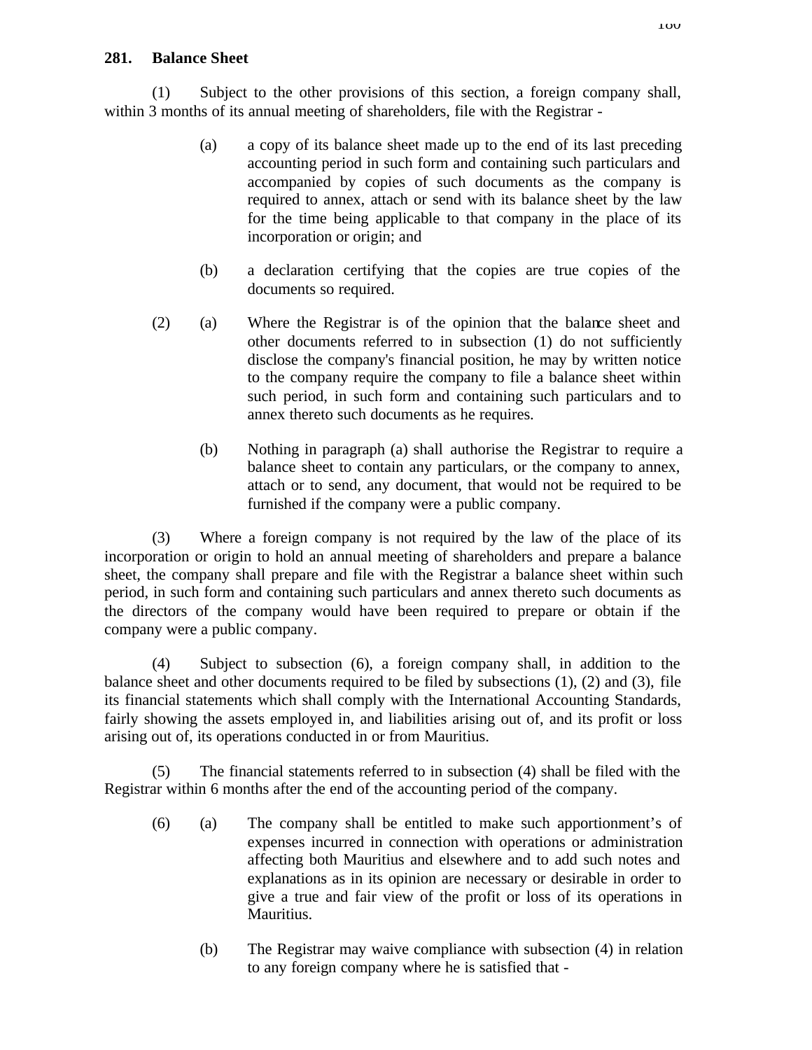**281. Balance Sheet**

(1) Subject to the other provisions of this section, a foreign company shall, within 3 months of its annual meeting of shareholders, file with the Registrar -

(a) a copy of its balance sheet made up to the end of its last preceding accounting period in such form and containing such particulars and accompanied by copies of such documents as the company is required to annex, attach or send with its balance sheet by the law for the time being applicable to that company in the place of its incorporation or origin; and

(b) a declaration certifying that the copies are true copies of the documents so required.

(2) (a) Where the Registrar is of the opinion that the balance sheet and other documents referred to in subsection (1) do not sufficiently disclose the company's financial position, he may by written notice to the company require the company to file a balance sheet within such period, in such form and containing such particulars and to annex thereto such documents as he requires.

(b) Nothing in paragraph (a) shall authorise the Registrar to require a balance sheet to contain any particulars, or the company to annex, attach or to send, any document, that would not be required to be furnished if the company were a public company.

(3) Where a foreign company is not required by the law of the place of its incorporation or origin to hold an annual meeting of shareholders and prepare a balance sheet, the company shall prepare and file with the Registrar a balance sheet within such period, in such form and containing such particulars and annex thereto such documents as the directors of the company would have been required to prepare or obtain if the company were a public company.

(4) Subject to subsection (6), a foreign company shall, in addition to the balance sheet and other documents required to be filed by subsections (1), (2) and (3), file its financial statements which shall comply with the International Accounting Standards, fairly showing the assets employed in, and liabilities arising out of, and its profit or loss arising out of, its operations conducted in or from Mauritius.

(5) The financial statements referred to in subsection (4) shall be filed with the Registrar within 6 months after the end of the accounting period of the company.

(6) (a) The company shall be entitled to make such apportionment's of expenses incurred in connection with operations or administration affecting both Mauritius and elsewhere and to add such notes and explanations as in its opinion are necessary or desirable in order to give a true and fair view of the profit or loss of its operations in Mauritius.

(b) The Registrar may waive compliance with subsection (4) in relation to any foreign company where he is satisfied that -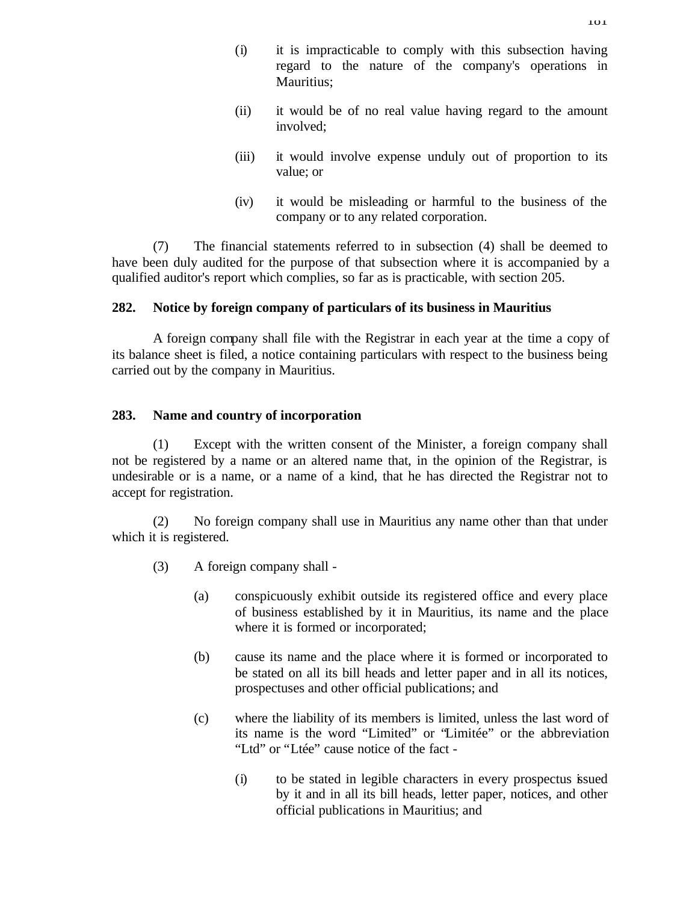(i) it is impracticable to comply with this subsection having regard to the nature of the company's operations in Mauritius;

(ii) it would be of no real value having regard to the amount involved;

(iii) it would involve expense unduly out of proportion to its value; or

(iv) it would be misleading or harmful to the business of the company or to any related corporation.

(7) The financial statements referred to in subsection (4) shall be deemed to have been duly audited for the purpose of that subsection where it is accompanied by a qualified auditor's report which complies, so far as is practicable, with section 205.

**282. Notice by foreign company of particulars of its business in Mauritius**

A foreign company shall file with the Registrar in each year at the time a copy of its balance sheet is filed, a notice containing particulars with respect to the business being carried out by the company in Mauritius.

**283. Name and country of incorporation**

(1) Except with the written consent of the Minister, a foreign company shall not be registered by a name or an altered name that, in the opinion of the Registrar, is undesirable or is a name, or a name of a kind, that he has directed the Registrar not to accept for registration.

(2) No foreign company shall use in Mauritius any name other than that under which it is registered.

(3) A foreign company shall -

(a) conspicuously exhibit outside its registered office and every place of business established by it in Mauritius, its name and the place where it is formed or incorporated;

(b) cause its name and the place where it is formed or incorporated to be stated on all its bill heads and letter paper and in all its notices, prospectuses and other official publications; and

(c) where the liability of its members is limited, unless the last word of its name is the word "Limited" or "Limitée" or the abbreviation "Ltd" or "Ltée" cause notice of the fact -

(i) to be stated in legible characters in every prospectus issued by it and in all its bill heads, letter paper, notices, and other official publications in Mauritius; and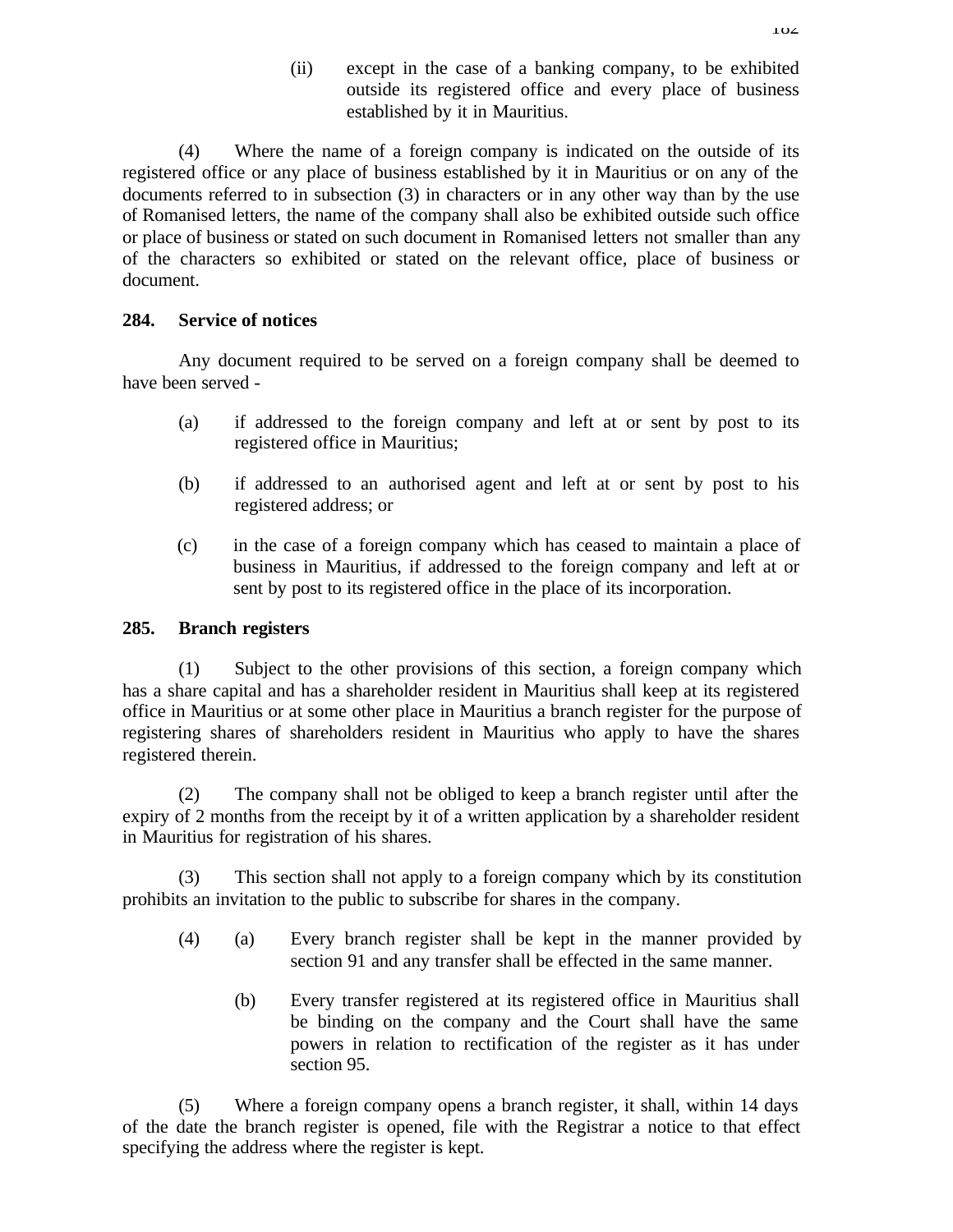(ii) except in the case of a banking company, to be exhibited outside its registered office and every place of business established by it in Mauritius.

(4) Where the name of a foreign company is indicated on the outside of its registered office or any place of business established by it in Mauritius or on any of the documents referred to in subsection (3) in characters or in any other way than by the use of Romanised letters, the name of the company shall also be exhibited outside such office or place of business or stated on such document in Romanised letters not smaller than any of the characters so exhibited or stated on the relevant office, place of business or document.

**284. Service of notices**

Any document required to be served on a foreign company shall be deemed to have been served -

(a) if addressed to the foreign company and left at or sent by post to its registered office in Mauritius;

(b) if addressed to an authorised agent and left at or sent by post to his registered address; or

(c) in the case of a foreign company which has ceased to maintain a place of business in Mauritius, if addressed to the foreign company and left at or sent by post to its registered office in the place of its incorporation.

**285. Branch registers**

(1) Subject to the other provisions of this section, a foreign company which has a share capital and has a shareholder resident in Mauritius shall keep at its registered office in Mauritius or at some other place in Mauritius a branch register for the purpose of registering shares of shareholders resident in Mauritius who apply to have the shares registered therein.

(2) The company shall not be obliged to keep a branch register until after the expiry of 2 months from the receipt by it of a written application by a shareholder resident in Mauritius for registration of his shares.

(3) This section shall not apply to a foreign company which by its constitution prohibits an invitation to the public to subscribe for shares in the company.

(4) (a) Every branch register shall be kept in the manner provided by section 91 and any transfer shall be effected in the same manner.

(b) Every transfer registered at its registered office in Mauritius shall be binding on the company and the Court shall have the same powers in relation to rectification of the register as it has under section 95.

(5) Where a foreign company opens a branch register, it shall, within 14 days of the date the branch register is opened, file with the Registrar a notice to that effect specifying the address where the register is kept.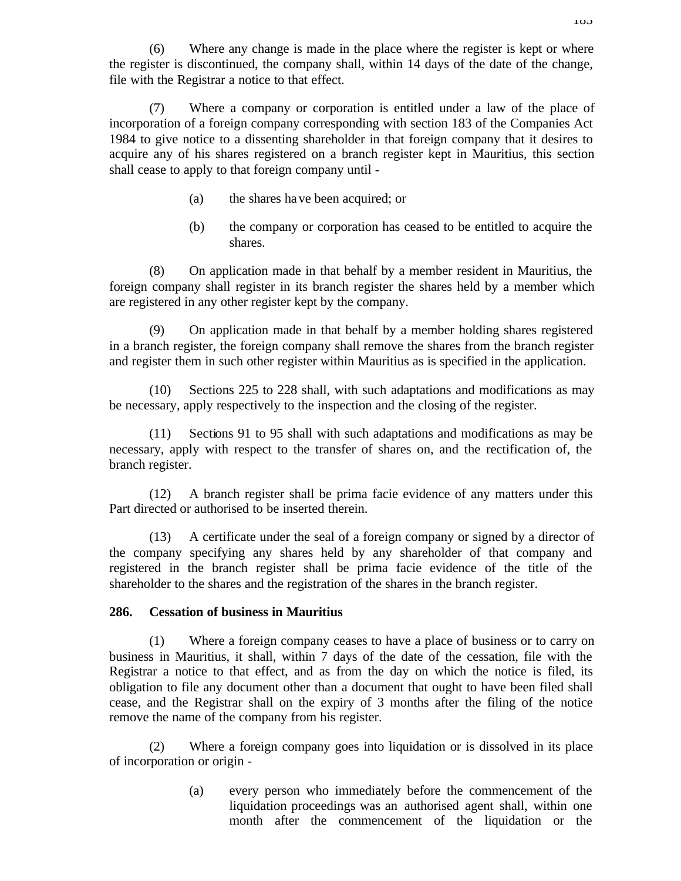(6) Where any change is made in the place where the register is kept or where the register is discontinued, the company shall, within 14 days of the date of the change, file with the Registrar a notice to that effect.

(7) Where a company or corporation is entitled under a law of the place of incorporation of a foreign company corresponding with section 183 of the Companies Act 1984 to give notice to a dissenting shareholder in that foreign company that it desires to acquire any of his shares registered on a branch register kept in Mauritius, this section shall cease to apply to that foreign company until -

(a) the shares have been acquired; or

(b) the company or corporation has ceased to be entitled to acquire the shares.

(8) On application made in that behalf by a member resident in Mauritius, the foreign company shall register in its branch register the shares held by a member which are registered in any other register kept by the company.

(9) On application made in that behalf by a member holding shares registered in a branch register, the foreign company shall remove the shares from the branch register and register them in such other register within Mauritius as is specified in the application.

(10) Sections 225 to 228 shall, with such adaptations and modifications as may be necessary, apply respectively to the inspection and the closing of the register.

(11) Sections 91 to 95 shall with such adaptations and modifications as may be necessary, apply with respect to the transfer of shares on, and the rectification of, the branch register.

(12) A branch register shall be prima facie evidence of any matters under this Part directed or authorised to be inserted therein.

(13) A certificate under the seal of a foreign company or signed by a director of the company specifying any shares held by any shareholder of that company and registered in the branch register shall be prima facie evidence of the title of the shareholder to the shares and the registration of the shares in the branch register.

**286. Cessation of business in Mauritius**

(1) Where a foreign company ceases to have a place of business or to carry on business in Mauritius, it shall, within 7 days of the date of the cessation, file with the Registrar a notice to that effect, and as from the day on which the notice is filed, its obligation to file any document other than a document that ought to have been filed shall cease, and the Registrar shall on the expiry of 3 months after the filing of the notice remove the name of the company from his register.

(2) Where a foreign company goes into liquidation or is dissolved in its place of incorporation or origin -

(a) every person who immediately before the commencement of the liquidation proceedings was an authorised agent shall, within one month after the commencement of the liquidation or the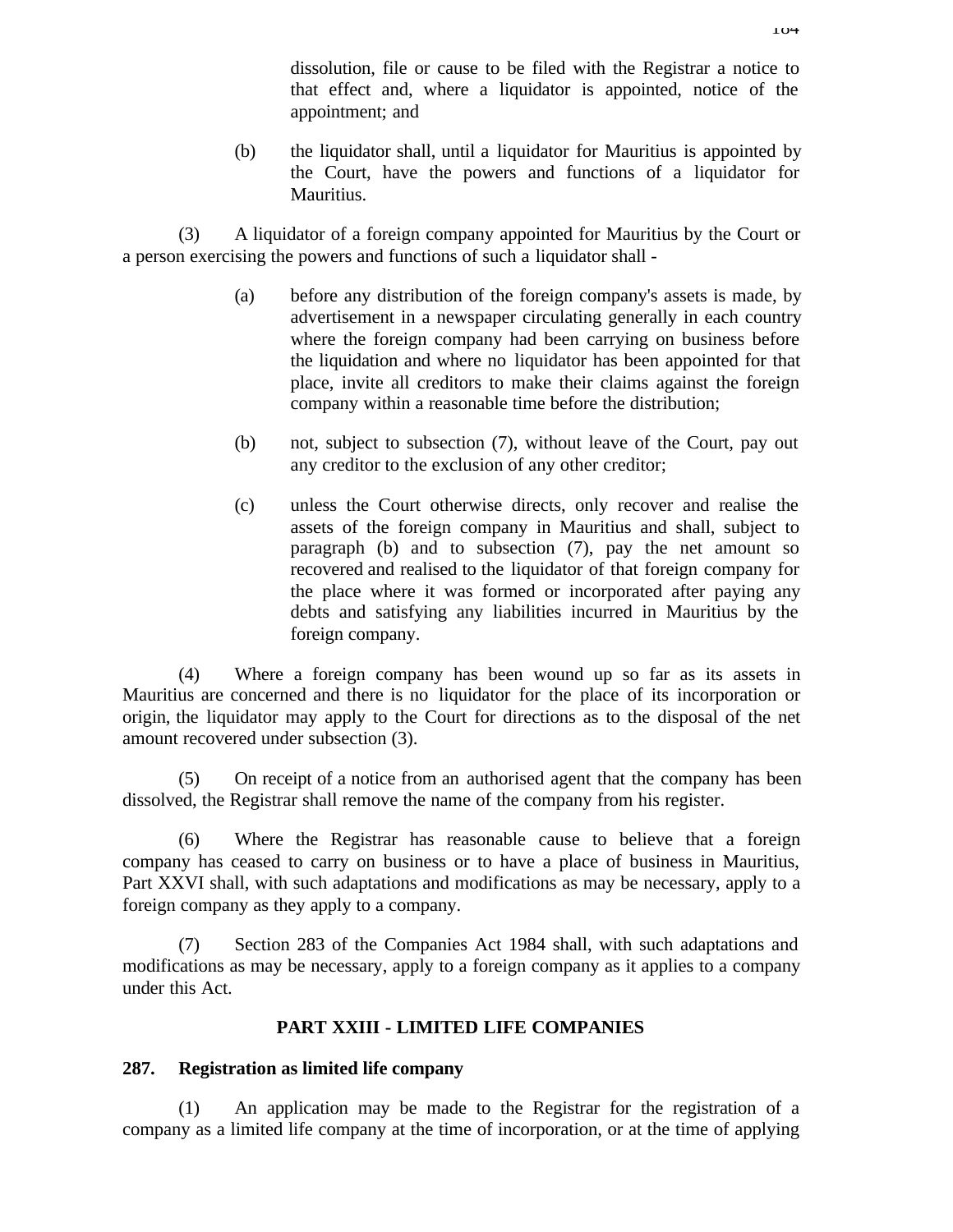dissolution, file or cause to be filed with the Registrar a notice to that effect and, where a liquidator is appointed, notice of the appointment; and

(b) the liquidator shall, until a liquidator for Mauritius is appointed by the Court, have the powers and functions of a liquidator for Mauritius.

(3) A liquidator of a foreign company appointed for Mauritius by the Court or a person exercising the powers and functions of such a liquidator shall -

(a) before any distribution of the foreign company's assets is made, by advertisement in a newspaper circulating generally in each country where the foreign company had been carrying on business before the liquidation and where no liquidator has been appointed for that place, invite all creditors to make their claims against the foreign company within a reasonable time before the distribution;

(b) not, subject to subsection (7), without leave of the Court, pay out any creditor to the exclusion of any other creditor;

(c) unless the Court otherwise directs, only recover and realise the assets of the foreign company in Mauritius and shall, subject to paragraph (b) and to subsection (7), pay the net amount so recovered and realised to the liquidator of that foreign company for the place where it was formed or incorporated after paying any debts and satisfying any liabilities incurred in Mauritius by the foreign company.

(4) Where a foreign company has been wound up so far as its assets in Mauritius are concerned and there is no liquidator for the place of its incorporation or origin, the liquidator may apply to the Court for directions as to the disposal of the net amount recovered under subsection (3).

(5) On receipt of a notice from an authorised agent that the company has been dissolved, the Registrar shall remove the name of the company from his register.

(6) Where the Registrar has reasonable cause to believe that a foreign company has ceased to carry on business or to have a place of business in Mauritius, Part XXVI shall, with such adaptations and modifications as may be necessary, apply to a foreign company as they apply to a company.

(7) Section 283 of the Companies Act 1984 shall, with such adaptations and modifications as may be necessary, apply to a foreign company as it applies to a company under this Act.

## PART XXIII - LIMITED LIFE COMPANIES

### 287. Registration as limited life company

(1) An application may be made to the Registrar for the registration of a company as a limited life company at the time of incorporation, or at the time of applying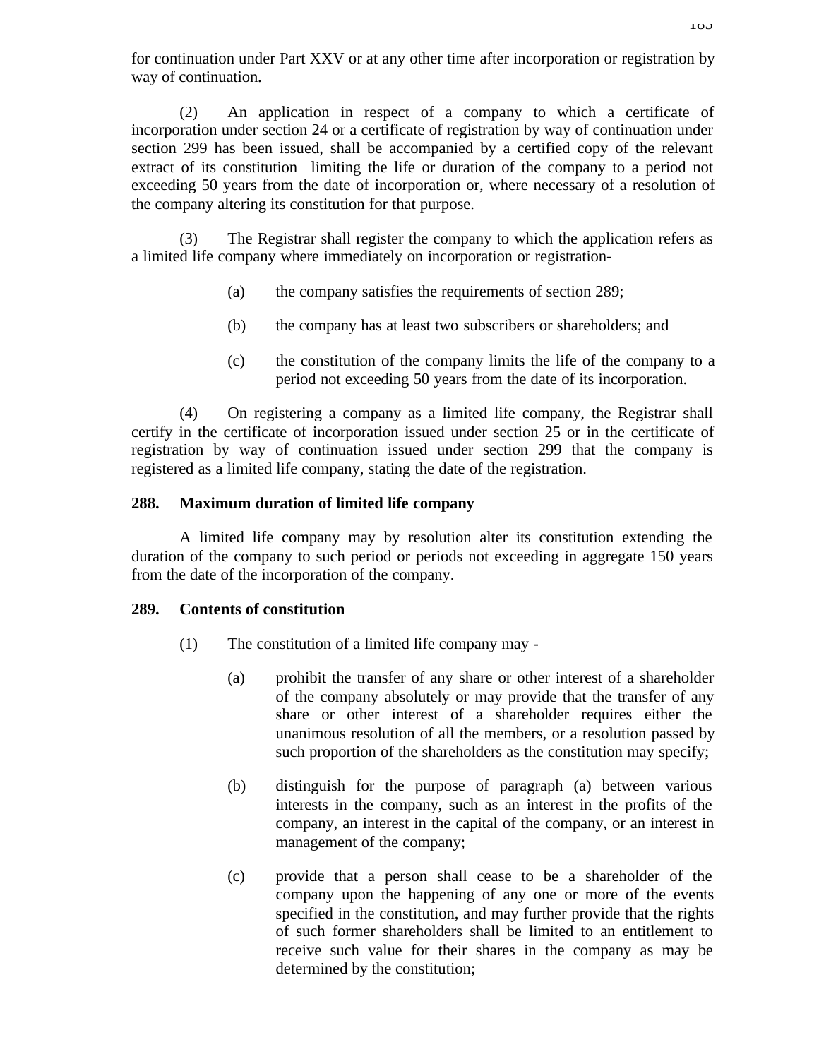for continuation under Part XXV or at any other time after incorporation or registration by way of continuation.

(2) An application in respect of a company to which a certificate of incorporation under section 24 or a certificate of registration by way of continuation under section 299 has been issued, shall be accompanied by a certified copy of the relevant extract of its constitution limiting the life or duration of the company to a period not exceeding 50 years from the date of incorporation or, where necessary of a resolution of the company altering its constitution for that purpose.

(3) The Registrar shall register the company to which the application refers as a limited life company where immediately on incorporation or registration-

(a) the company satisfies the requirements of section 289;

(b) the company has at least two subscribers or shareholders; and

(c) the constitution of the company limits the life of the company to a period not exceeding 50 years from the date of its incorporation.

(4) On registering a company as a limited life company, the Registrar shall certify in the certificate of incorporation issued under section 25 or in the certificate of registration by way of continuation issued under section 299 that the company is registered as a limited life company, stating the date of the registration.

**288. Maximum duration of limited life company**

A limited life company may by resolution alter its constitution extending the duration of the company to such period or periods not exceeding in aggregate 150 years from the date of the incorporation of the company.

**289. Contents of constitution**

(1) The constitution of a limited life company may -

(a) prohibit the transfer of any share or other interest of a shareholder of the company absolutely or may provide that the transfer of any share or other interest of a shareholder requires either the unanimous resolution of all the members, or a resolution passed by such proportion of the shareholders as the constitution may specify;

(b) distinguish for the purpose of paragraph (a) between various interests in the company, such as an interest in the profits of the company, an interest in the capital of the company, or an interest in management of the company;

(c) provide that a person shall cease to be a shareholder of the company upon the happening of any one or more of the events specified in the constitution, and may further provide that the rights of such former shareholders shall be limited to an entitlement to receive such value for their shares in the company as may be determined by the constitution;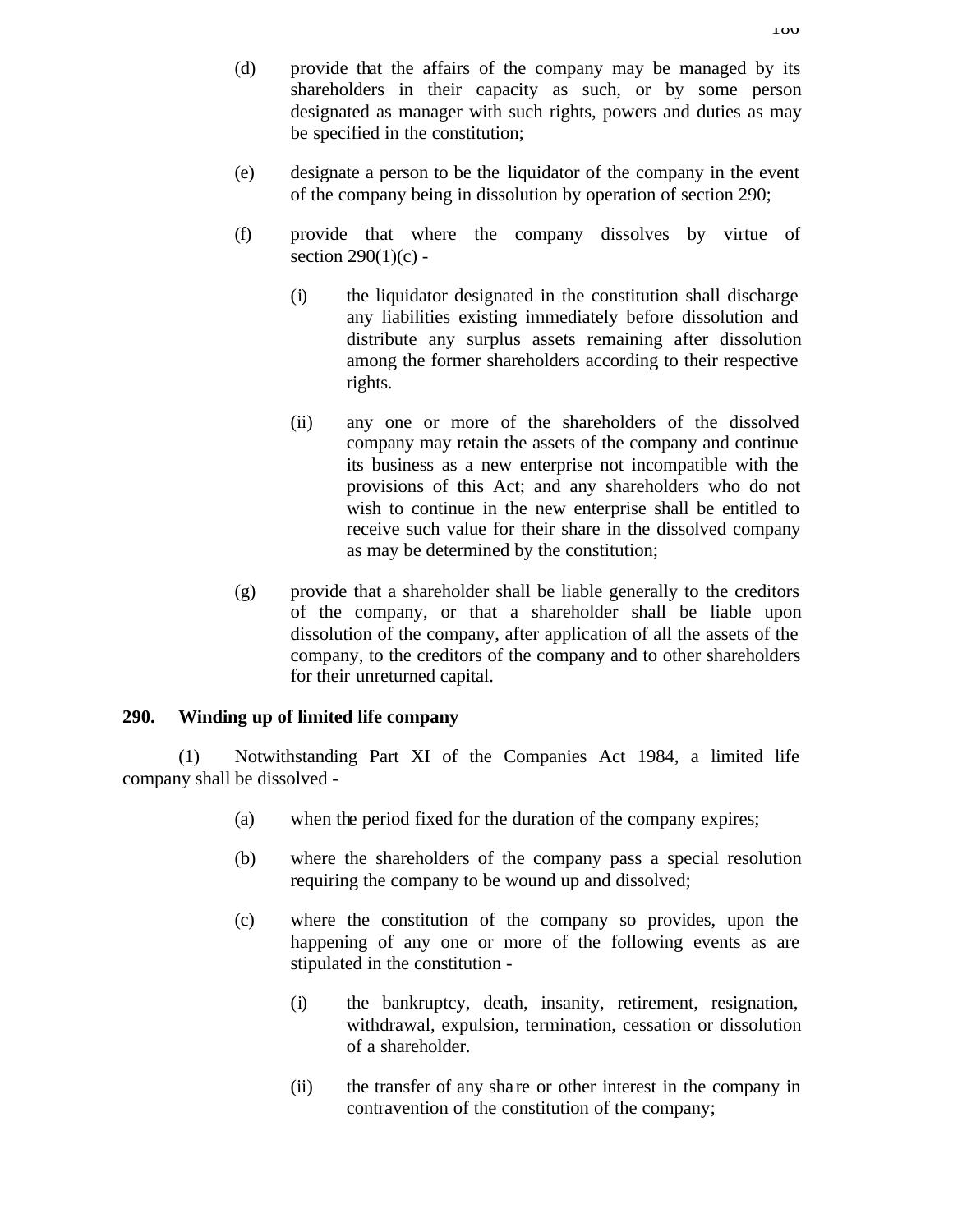(d) provide that the affairs of the company may be managed by its shareholders in their capacity as such, or by some person designated as manager with such rights, powers and duties as may be specified in the constitution;

(e) designate a person to be the liquidator of the company in the event of the company being in dissolution by operation of section 290;

(f) provide that where the company dissolves by virtue of section 290(1)(c) -

(i) the liquidator designated in the constitution shall discharge any liabilities existing immediately before dissolution and distribute any surplus assets remaining after dissolution among the former shareholders according to their respective rights.

(ii) any one or more of the shareholders of the dissolved company may retain the assets of the company and continue its business as a new enterprise not incompatible with the provisions of this Act; and any shareholders who do not wish to continue in the new enterprise shall be entitled to receive such value for their share in the dissolved company as may be determined by the constitution;

(g) provide that a shareholder shall be liable generally to the creditors of the company, or that a shareholder shall be liable upon dissolution of the company, after application of all the assets of the company, to the creditors of the company and to other shareholders for their unreturned capital.

**290. Winding up of limited life company**

(1) Notwithstanding Part XI of the Companies Act 1984, a limited life company shall be dissolved -

(a) when the period fixed for the duration of the company expires;

(b) where the shareholders of the company pass a special resolution requiring the company to be wound up and dissolved;

(c) where the constitution of the company so provides, upon the happening of any one or more of the following events as are stipulated in the constitution -

(i) the bankruptcy, death, insanity, retirement, resignation, withdrawal, expulsion, termination, cessation or dissolution of a shareholder.

(ii) the transfer of any share or other interest in the company in contravention of the constitution of the company;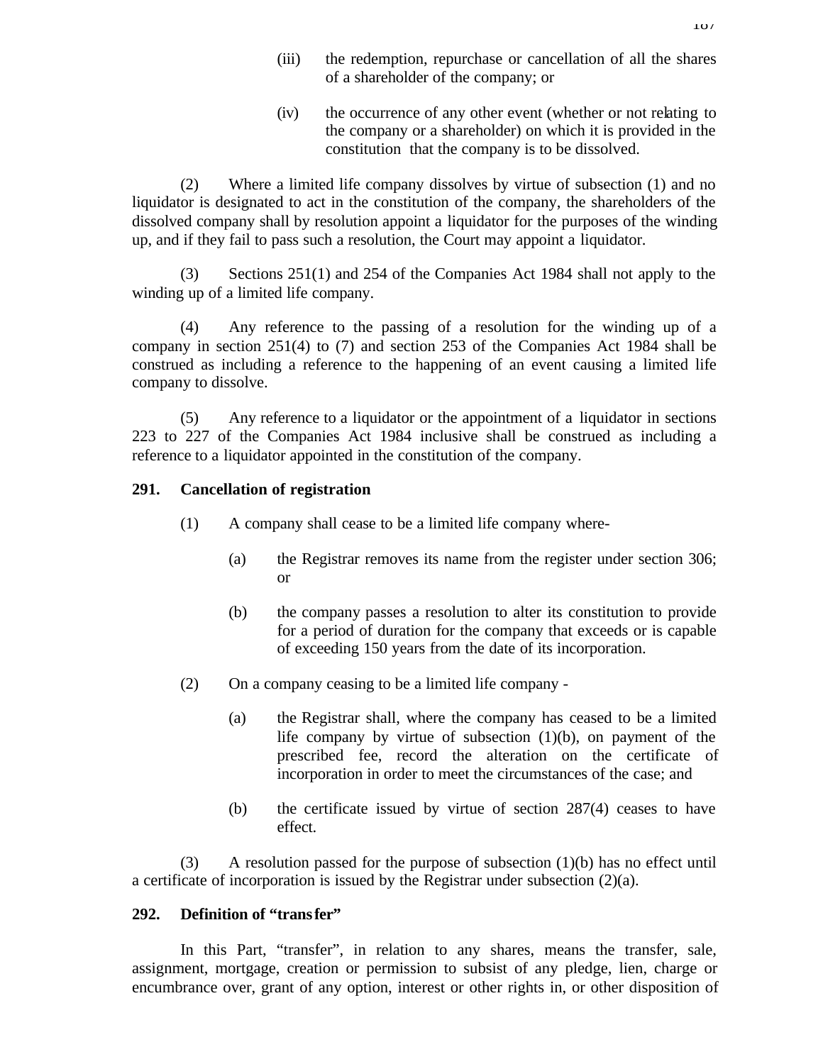(iii) the redemption, repurchase or cancellation of all the shares of a shareholder of the company; or

(iv) the occurrence of any other event (whether or not relating to the company or a shareholder) on which it is provided in the constitution that the company is to be dissolved.

(2) Where a limited life company dissolves by virtue of subsection (1) and no liquidator is designated to act in the constitution of the company, the shareholders of the dissolved company shall by resolution appoint a liquidator for the purposes of the winding up, and if they fail to pass such a resolution, the Court may appoint a liquidator.

(3) Sections 251(1) and 254 of the Companies Act 1984 shall not apply to the winding up of a limited life company.

(4) Any reference to the passing of a resolution for the winding up of a company in section 251(4) to (7) and section 253 of the Companies Act 1984 shall be construed as including a reference to the happening of an event causing a limited life company to dissolve.

(5) Any reference to a liquidator or the appointment of a liquidator in sections 223 to 227 of the Companies Act 1984 inclusive shall be construed as including a reference to a liquidator appointed in the constitution of the company.

**291. Cancellation of registration**

(1) A company shall cease to be a limited life company where-

(a) the Registrar removes its name from the register under section 306; or

(b) the company passes a resolution to alter its constitution to provide for a period of duration for the company that exceeds or is capable of exceeding 150 years from the date of its incorporation.

(2) On a company ceasing to be a limited life company -

(a) the Registrar shall, where the company has ceased to be a limited life company by virtue of subsection (1)(b), on payment of the prescribed fee, record the alteration on the certificate of incorporation in order to meet the circumstances of the case; and

(b) the certificate issued by virtue of section 287(4) ceases to have effect.

(3) A resolution passed for the purpose of subsection (1)(b) has no effect until a certificate of incorporation is issued by the Registrar under subsection (2)(a).

**292. Definition of "transfer"**

In this Part, "transfer", in relation to any shares, means the transfer, sale, assignment, mortgage, creation or permission to subsist of any pledge, lien, charge or encumbrance over, grant of any option, interest or other rights in, or other disposition of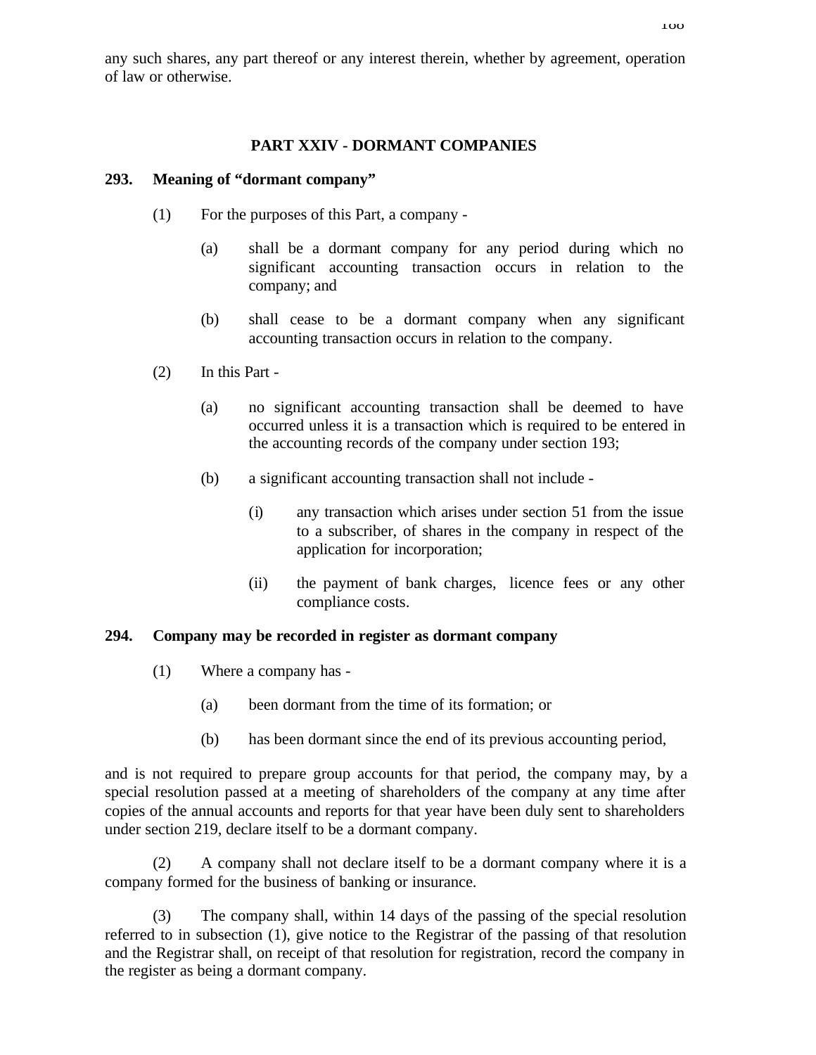any such shares, any part thereof or any interest therein, whether by agreement, operation of law or otherwise.

## PART XXIV - DORMANT COMPANIES

### 293. Meaning of "dormant company"

(1) For the purposes of this Part, a company -

(a) shall be a dormant company for any period during which no significant accounting transaction occurs in relation to the company; and

(b) shall cease to be a dormant company when any significant accounting transaction occurs in relation to the company.

(2) In this Part -

(a) no significant accounting transaction shall be deemed to have occurred unless it is a transaction which is required to be entered in the accounting records of the company under section 193;

(b) a significant accounting transaction shall not include -

(i) any transaction which arises under section 51 from the issue to a subscriber, of shares in the company in respect of the application for incorporation;

(ii) the payment of bank charges, licence fees or any other compliance costs.

### 294. Company may be recorded in register as dormant company

(1) Where a company has -

(a) been dormant from the time of its formation; or

(b) has been dormant since the end of its previous accounting period,

and is not required to prepare group accounts for that period, the company may, by a special resolution passed at a meeting of shareholders of the company at any time after copies of the annual accounts and reports for that year have been duly sent to shareholders under section 219, declare itself to be a dormant company.

(2) A company shall not declare itself to be a dormant company where it is a company formed for the business of banking or insurance.

(3) The company shall, within 14 days of the passing of the special resolution referred to in subsection (1), give notice to the Registrar of the passing of that resolution and the Registrar shall, on receipt of that resolution for registration, record the company in the register as being a dormant company.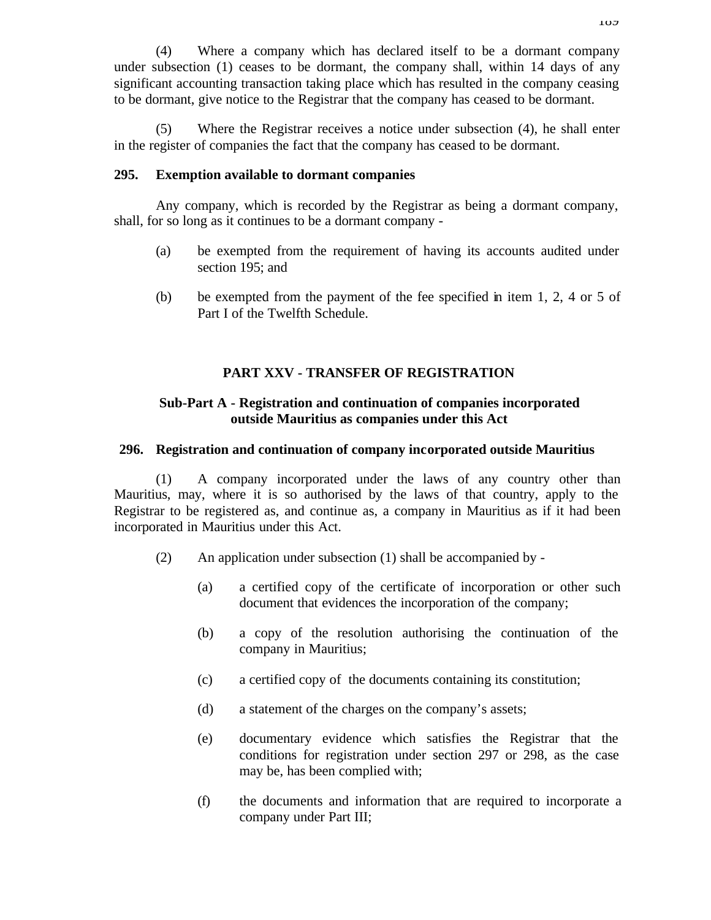(4) Where a company which has declared itself to be a dormant company under subsection (1) ceases to be dormant, the company shall, within 14 days of any significant accounting transaction taking place which has resulted in the company ceasing to be dormant, give notice to the Registrar that the company has ceased to be dormant.

(5) Where the Registrar receives a notice under subsection (4), he shall enter in the register of companies the fact that the company has ceased to be dormant.

**295. Exemption available to dormant companies**

Any company, which is recorded by the Registrar as being a dormant company, shall, for so long as it continues to be a dormant company -

(a) be exempted from the requirement of having its accounts audited under section 195; and

(b) be exempted from the payment of the fee specified in item 1, 2, 4 or 5 of Part I of the Twelfth Schedule.

## PART XXV - TRANSFER OF REGISTRATION

### Sub-Part A - Registration and continuation of companies incorporated outside Mauritius as companies under this Act

**296. Registration and continuation of company incorporated outside Mauritius**

(1) A company incorporated under the laws of any country other than Mauritius, may, where it is so authorised by the laws of that country, apply to the Registrar to be registered as, and continue as, a company in Mauritius as if it had been incorporated in Mauritius under this Act.

(2) An application under subsection (1) shall be accompanied by -

(a) a certified copy of the certificate of incorporation or other such document that evidences the incorporation of the company;

(b) a copy of the resolution authorising the continuation of the company in Mauritius;

(c) a certified copy of the documents containing its constitution;

(d) a statement of the charges on the company's assets;

(e) documentary evidence which satisfies the Registrar that the conditions for registration under section 297 or 298, as the case may be, has been complied with;

(f) the documents and information that are required to incorporate a company under Part III;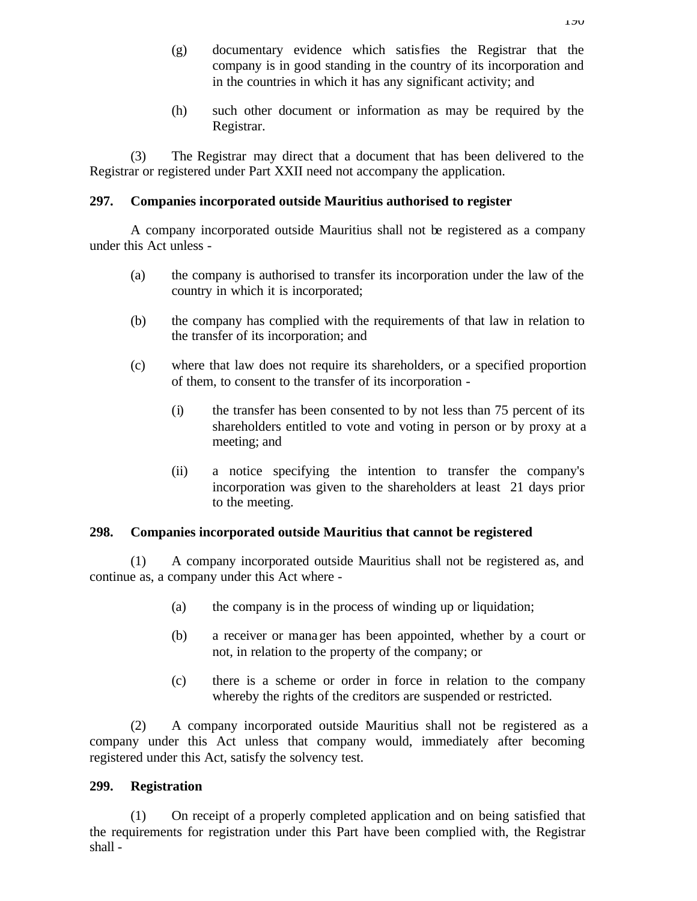(g) documentary evidence which satisfies the Registrar that the company is in good standing in the country of its incorporation and in the countries in which it has any significant activity; and

(h) such other document or information as may be required by the Registrar.

(3) The Registrar may direct that a document that has been delivered to the Registrar or registered under Part XXII need not accompany the application.

**297. Companies incorporated outside Mauritius authorised to register**

A company incorporated outside Mauritius shall not be registered as a company under this Act unless -

(a) the company is authorised to transfer its incorporation under the law of the country in which it is incorporated;

(b) the company has complied with the requirements of that law in relation to the transfer of its incorporation; and

(c) where that law does not require its shareholders, or a specified proportion of them, to consent to the transfer of its incorporation -

(i) the transfer has been consented to by not less than 75 percent of its shareholders entitled to vote and voting in person or by proxy at a meeting; and

(ii) a notice specifying the intention to transfer the company's incorporation was given to the shareholders at least 21 days prior to the meeting.

**298. Companies incorporated outside Mauritius that cannot be registered**

(1) A company incorporated outside Mauritius shall not be registered as, and continue as, a company under this Act where -

(a) the company is in the process of winding up or liquidation;

(b) a receiver or manager has been appointed, whether by a court or not, in relation to the property of the company; or

(c) there is a scheme or order in force in relation to the company whereby the rights of the creditors are suspended or restricted.

(2) A company incorporated outside Mauritius shall not be registered as a company under this Act unless that company would, immediately after becoming registered under this Act, satisfy the solvency test.

**299. Registration**

(1) On receipt of a properly completed application and on being satisfied that the requirements for registration under this Part have been complied with, the Registrar shall -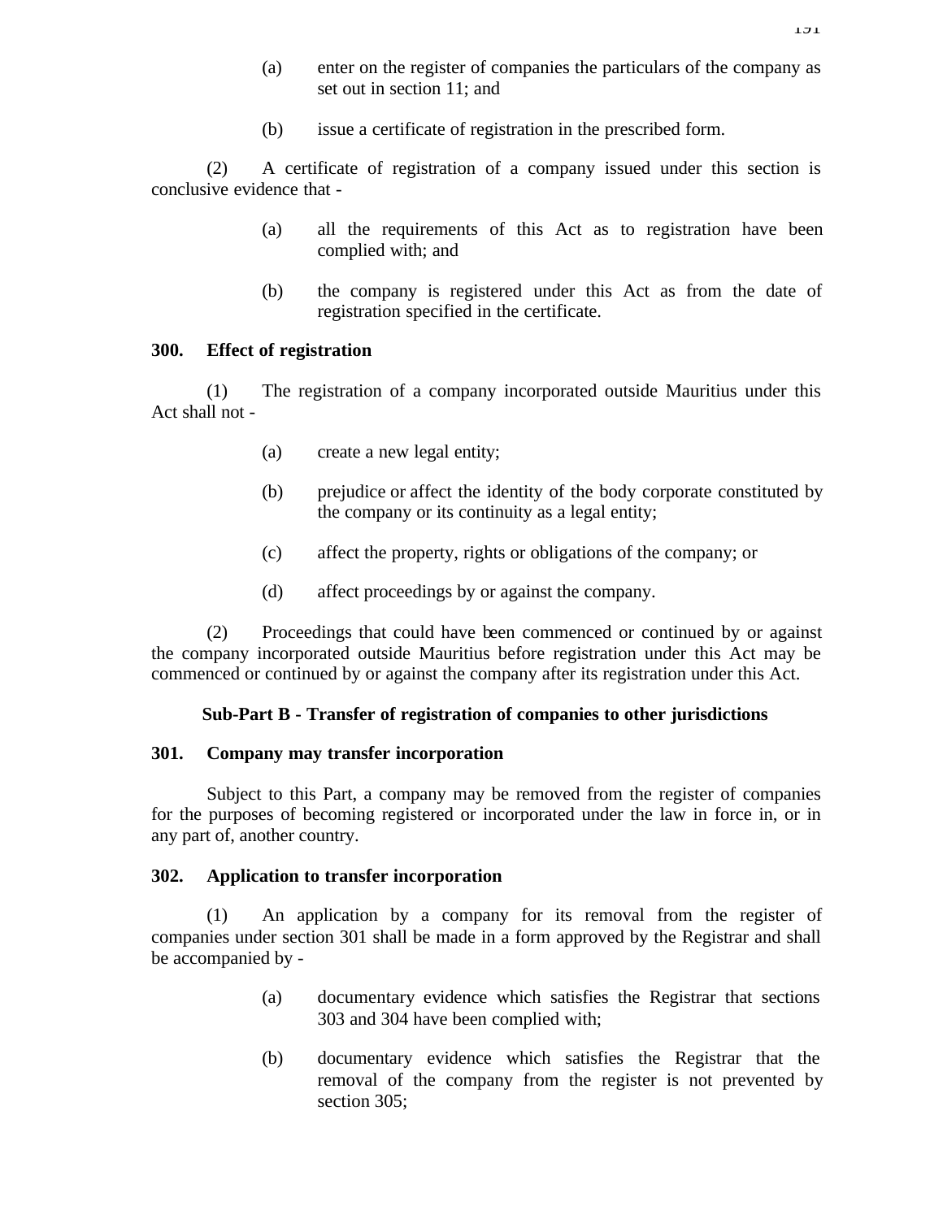(a) enter on the register of companies the particulars of the company as set out in section 11; and

(b) issue a certificate of registration in the prescribed form.

(2) A certificate of registration of a company issued under this section is conclusive evidence that -

(a) all the requirements of this Act as to registration have been complied with; and

(b) the company is registered under this Act as from the date of registration specified in the certificate.

**300. Effect of registration**

(1) The registration of a company incorporated outside Mauritius under this Act shall not -

(a) create a new legal entity;

(b) prejudice or affect the identity of the body corporate constituted by the company or its continuity as a legal entity;

(c) affect the property, rights or obligations of the company; or

(d) affect proceedings by or against the company.

(2) Proceedings that could have been commenced or continued by or against the company incorporated outside Mauritius before registration under this Act may be commenced or continued by or against the company after its registration under this Act.

**Sub-Part B - Transfer of registration of companies to other jurisdictions**

**301. Company may transfer incorporation**

Subject to this Part, a company may be removed from the register of companies for the purposes of becoming registered or incorporated under the law in force in, or in any part of, another country.

**302. Application to transfer incorporation**

(1) An application by a company for its removal from the register of companies under section 301 shall be made in a form approved by the Registrar and shall be accompanied by -

(a) documentary evidence which satisfies the Registrar that sections 303 and 304 have been complied with;

(b) documentary evidence which satisfies the Registrar that the removal of the company from the register is not prevented by section 305;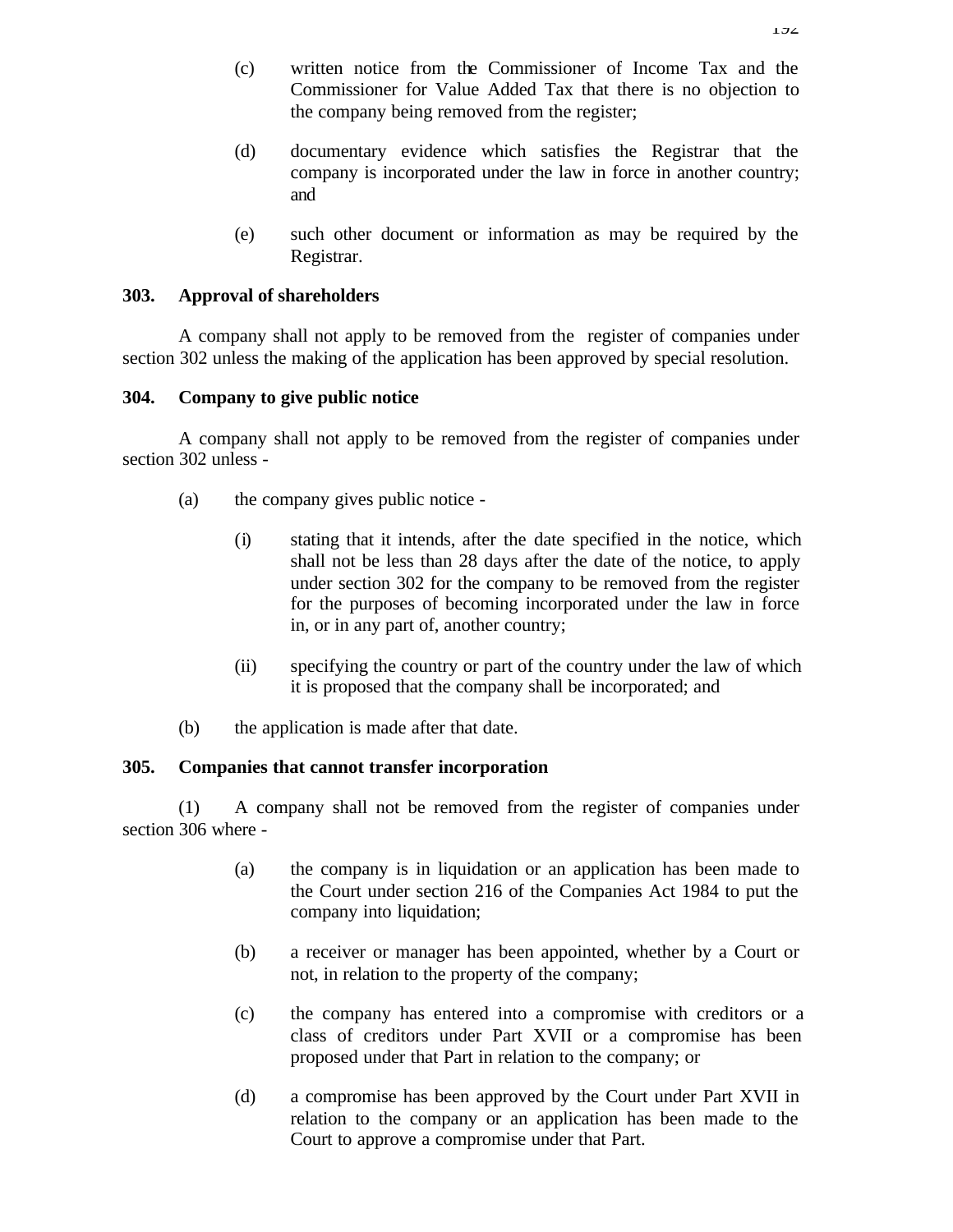(c) written notice from the Commissioner of Income Tax and the Commissioner for Value Added Tax that there is no objection to the company being removed from the register;

(d) documentary evidence which satisfies the Registrar that the company is incorporated under the law in force in another country; and

(e) such other document or information as may be required by the Registrar.

**303. Approval of shareholders**

A company shall not apply to be removed from the register of companies under section 302 unless the making of the application has been approved by special resolution.

**304. Company to give public notice**

A company shall not apply to be removed from the register of companies under section 302 unless -

(a) the company gives public notice -

(i) stating that it intends, after the date specified in the notice, which shall not be less than 28 days after the date of the notice, to apply under section 302 for the company to be removed from the register for the purposes of becoming incorporated under the law in force in, or in any part of, another country;

(ii) specifying the country or part of the country under the law of which it is proposed that the company shall be incorporated; and

(b) the application is made after that date.

**305. Companies that cannot transfer incorporation**

(1) A company shall not be removed from the register of companies under section 306 where -

(a) the company is in liquidation or an application has been made to the Court under section 216 of the Companies Act 1984 to put the company into liquidation;

(b) a receiver or manager has been appointed, whether by a Court or not, in relation to the property of the company;

(c) the company has entered into a compromise with creditors or a class of creditors under Part XVII or a compromise has been proposed under that Part in relation to the company; or

(d) a compromise has been approved by the Court under Part XVII in relation to the company or an application has been made to the Court to approve a compromise under that Part.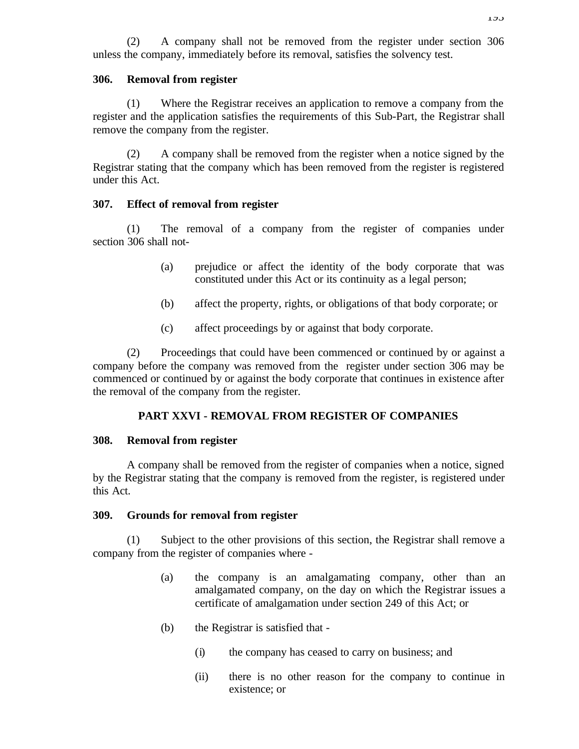(2) A company shall not be removed from the register under section 306 unless the company, immediately before its removal, satisfies the solvency test.

**306. Removal from register**

(1) Where the Registrar receives an application to remove a company from the register and the application satisfies the requirements of this Sub-Part, the Registrar shall remove the company from the register.

(2) A company shall be removed from the register when a notice signed by the Registrar stating that the company which has been removed from the register is registered under this Act.

**307. Effect of removal from register**

(1) The removal of a company from the register of companies under section 306 shall not-

- (a) prejudice or affect the identity of the body corporate that was constituted under this Act or its continuity as a legal person;
- (b) affect the property, rights, or obligations of that body corporate; or
- (c) affect proceedings by or against that body corporate.

(2) Proceedings that could have been commenced or continued by or against a company before the company was removed from the register under section 306 may be commenced or continued by or against the body corporate that continues in existence after the removal of the company from the register.

## PART XXVI - REMOVAL FROM REGISTER OF COMPANIES

**308. Removal from register**

A company shall be removed from the register of companies when a notice, signed by the Registrar stating that the company is removed from the register, is registered under this Act.

**309. Grounds for removal from register**

(1) Subject to the other provisions of this section, the Registrar shall remove a company from the register of companies where -

- (a) the company is an amalgamating company, other than an amalgamated company, on the day on which the Registrar issues a certificate of amalgamation under section 249 of this Act; or
- (b) the Registrar is satisfied that -
  - (i) the company has ceased to carry on business; and
  - (ii) there is no other reason for the company to continue in existence; or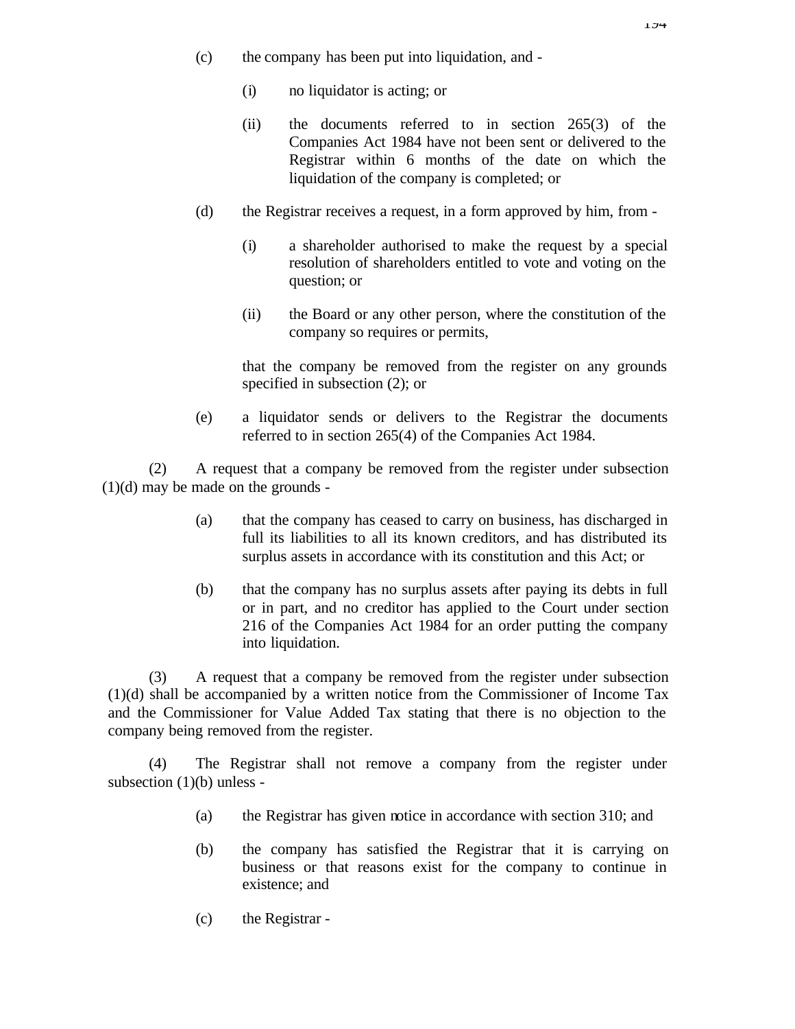(c) the company has been put into liquidation, and -

  (i) no liquidator is acting; or

  (ii) the documents referred to in section 265(3) of the Companies Act 1984 have not been sent or delivered to the Registrar within 6 months of the date on which the liquidation of the company is completed; or

(d) the Registrar receives a request, in a form approved by him, from -

  (i) a shareholder authorised to make the request by a special resolution of shareholders entitled to vote and voting on the question; or

  (ii) the Board or any other person, where the constitution of the company so requires or permits,

  that the company be removed from the register on any grounds specified in subsection (2); or

(e) a liquidator sends or delivers to the Registrar the documents referred to in section 265(4) of the Companies Act 1984.

(2) A request that a company be removed from the register under subsection (1)(d) may be made on the grounds -

(a) that the company has ceased to carry on business, has discharged in full its liabilities to all its known creditors, and has distributed its surplus assets in accordance with its constitution and this Act; or

(b) that the company has no surplus assets after paying its debts in full or in part, and no creditor has applied to the Court under section 216 of the Companies Act 1984 for an order putting the company into liquidation.

(3) A request that a company be removed from the register under subsection (1)(d) shall be accompanied by a written notice from the Commissioner of Income Tax and the Commissioner for Value Added Tax stating that there is no objection to the company being removed from the register.

(4) The Registrar shall not remove a company from the register under subsection (1)(b) unless -

(a) the Registrar has given notice in accordance with section 310; and

(b) the company has satisfied the Registrar that it is carrying on business or that reasons exist for the company to continue in existence; and

(c) the Registrar -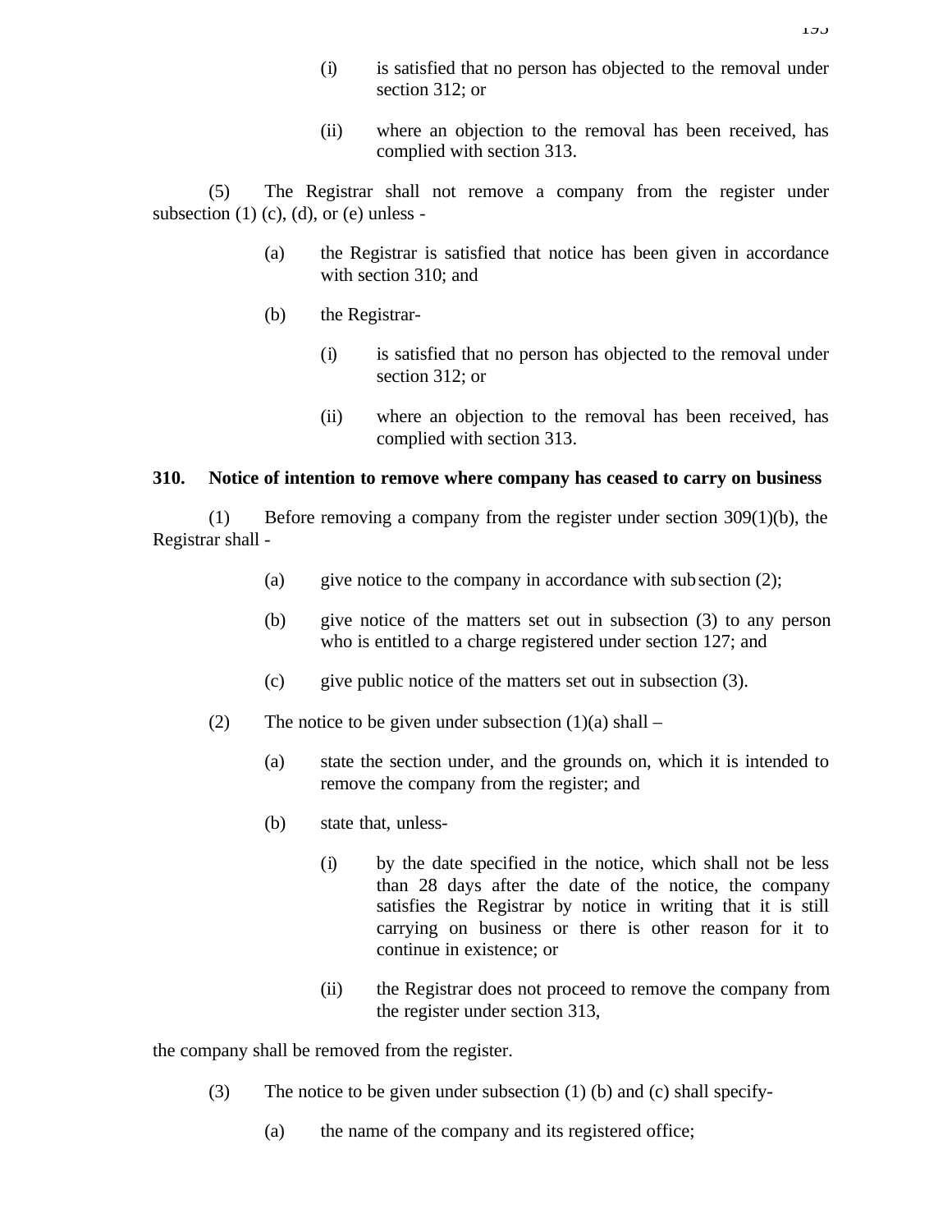(i) is satisfied that no person has objected to the removal under section 312; or

(ii) where an objection to the removal has been received, has complied with section 313.

(5) The Registrar shall not remove a company from the register under subsection (1) (c), (d), or (e) unless -

(a) the Registrar is satisfied that notice has been given in accordance with section 310; and

(b) the Registrar-

(i) is satisfied that no person has objected to the removal under section 312; or

(ii) where an objection to the removal has been received, has complied with section 313.

**310. Notice of intention to remove where company has ceased to carry on business**

(1) Before removing a company from the register under section 309(1)(b), the Registrar shall -

(a) give notice to the company in accordance with subsection (2);

(b) give notice of the matters set out in subsection (3) to any person who is entitled to a charge registered under section 127; and

(c) give public notice of the matters set out in subsection (3).

(2) The notice to be given under subsection (1)(a) shall –

(a) state the section under, and the grounds on, which it is intended to remove the company from the register; and

(b) state that, unless-

(i) by the date specified in the notice, which shall not be less than 28 days after the date of the notice, the company satisfies the Registrar by notice in writing that it is still carrying on business or there is other reason for it to continue in existence; or

(ii) the Registrar does not proceed to remove the company from the register under section 313,

the company shall be removed from the register.

(3) The notice to be given under subsection (1) (b) and (c) shall specify-

(a) the name of the company and its registered office;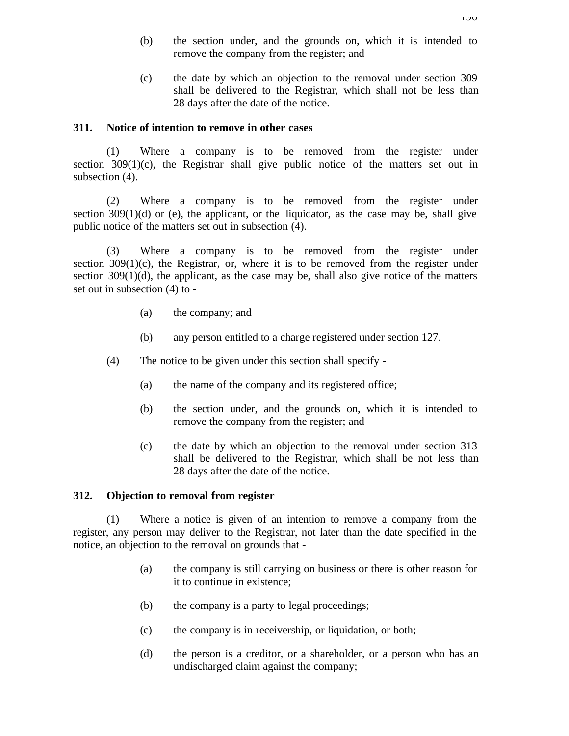(b) the section under, and the grounds on, which it is intended to remove the company from the register; and

(c) the date by which an objection to the removal under section 309 shall be delivered to the Registrar, which shall not be less than 28 days after the date of the notice.

**311. Notice of intention to remove in other cases**

(1) Where a company is to be removed from the register under section 309(1)(c), the Registrar shall give public notice of the matters set out in subsection (4).

(2) Where a company is to be removed from the register under section 309(1)(d) or (e), the applicant, or the liquidator, as the case may be, shall give public notice of the matters set out in subsection (4).

(3) Where a company is to be removed from the register under section 309(1)(c), the Registrar, or, where it is to be removed from the register under section 309(1)(d), the applicant, as the case may be, shall also give notice of the matters set out in subsection (4) to -

(a) the company; and

(b) any person entitled to a charge registered under section 127.

(4) The notice to be given under this section shall specify -

(a) the name of the company and its registered office;

(b) the section under, and the grounds on, which it is intended to remove the company from the register; and

(c) the date by which an objection to the removal under section 313 shall be delivered to the Registrar, which shall be not less than 28 days after the date of the notice.

**312. Objection to removal from register**

(1) Where a notice is given of an intention to remove a company from the register, any person may deliver to the Registrar, not later than the date specified in the notice, an objection to the removal on grounds that -

(a) the company is still carrying on business or there is other reason for it to continue in existence;

(b) the company is a party to legal proceedings;

(c) the company is in receivership, or liquidation, or both;

(d) the person is a creditor, or a shareholder, or a person who has an undischarged claim against the company;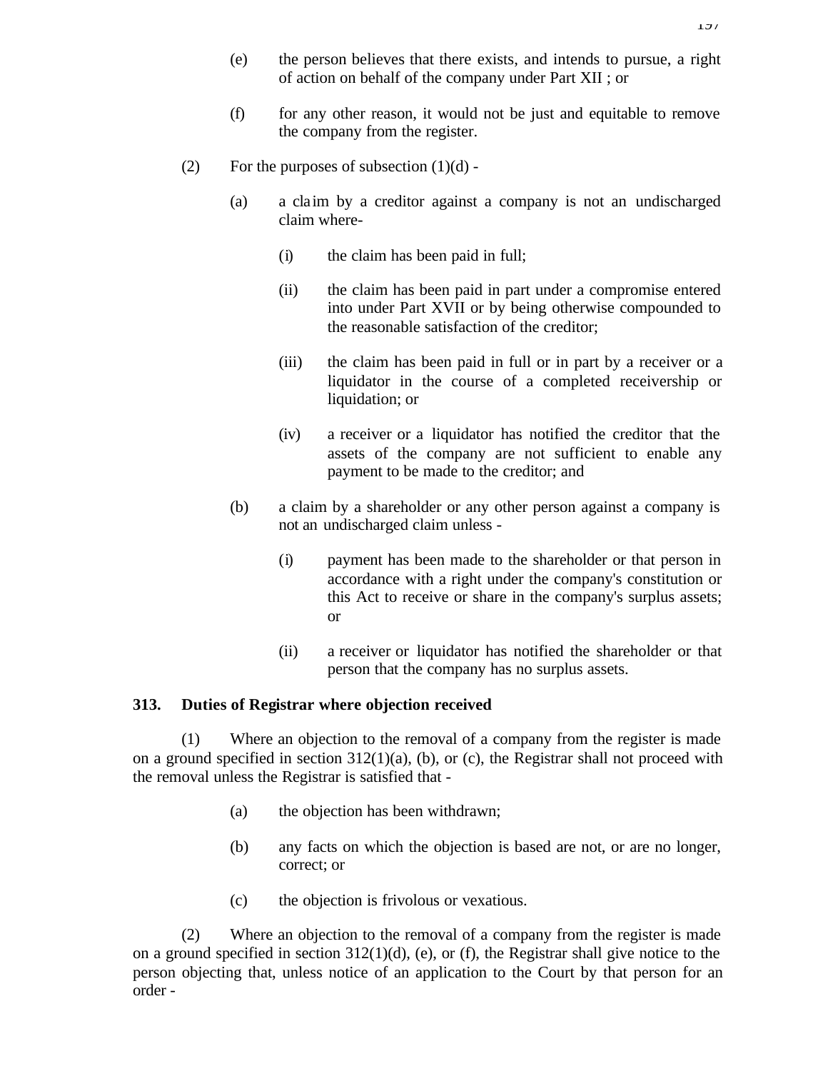(e) the person believes that there exists, and intends to pursue, a right of action on behalf of the company under Part XII ; or

(f) for any other reason, it would not be just and equitable to remove the company from the register.

(2) For the purposes of subsection (1)(d) -

(a) a claim by a creditor against a company is not an undischarged claim where-

(i) the claim has been paid in full;

(ii) the claim has been paid in part under a compromise entered into under Part XVII or by being otherwise compounded to the reasonable satisfaction of the creditor;

(iii) the claim has been paid in full or in part by a receiver or a liquidator in the course of a completed receivership or liquidation; or

(iv) a receiver or a liquidator has notified the creditor that the assets of the company are not sufficient to enable any payment to be made to the creditor; and

(b) a claim by a shareholder or any other person against a company is not an undischarged claim unless -

(i) payment has been made to the shareholder or that person in accordance with a right under the company's constitution or this Act to receive or share in the company's surplus assets; or

(ii) a receiver or liquidator has notified the shareholder or that person that the company has no surplus assets.

**313. Duties of Registrar where objection received**

(1) Where an objection to the removal of a company from the register is made on a ground specified in section 312(1)(a), (b), or (c), the Registrar shall not proceed with the removal unless the Registrar is satisfied that -

(a) the objection has been withdrawn;

(b) any facts on which the objection is based are not, or are no longer, correct; or

(c) the objection is frivolous or vexatious.

(2) Where an objection to the removal of a company from the register is made on a ground specified in section 312(1)(d), (e), or (f), the Registrar shall give notice to the person objecting that, unless notice of an application to the Court by that person for an order -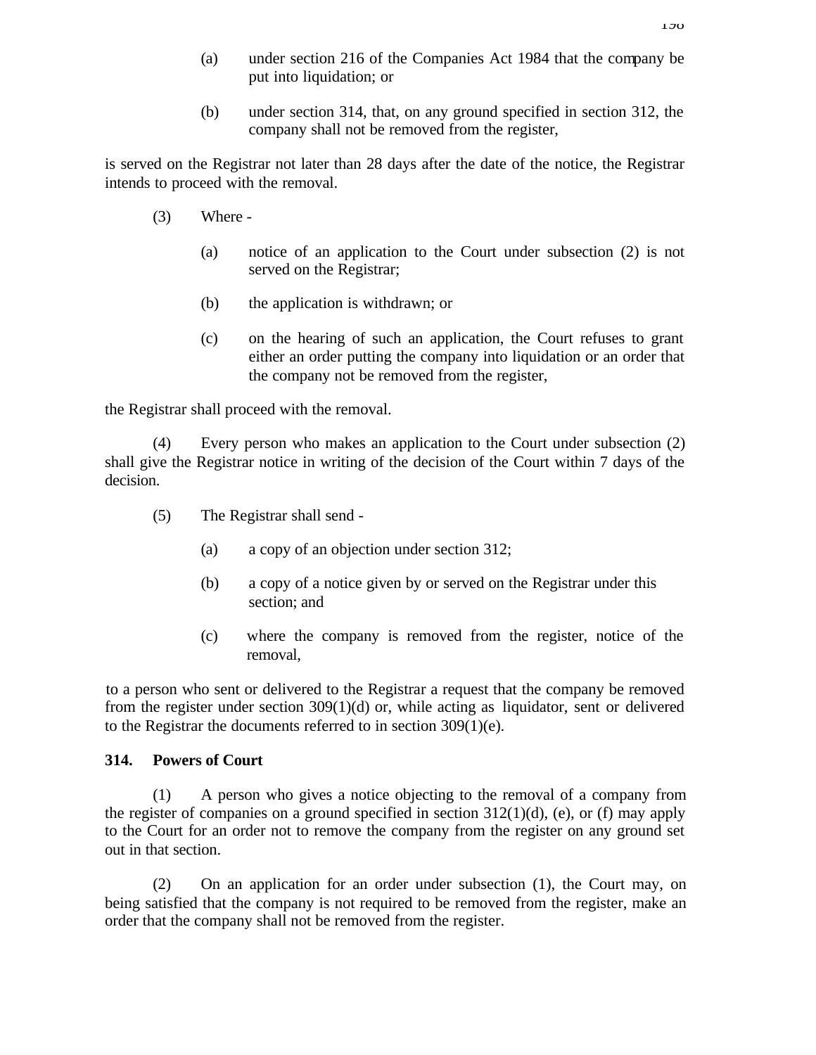(a) under section 216 of the Companies Act 1984 that the company be put into liquidation; or

(b) under section 314, that, on any ground specified in section 312, the company shall not be removed from the register,

is served on the Registrar not later than 28 days after the date of the notice, the Registrar intends to proceed with the removal.

(3) Where -

(a) notice of an application to the Court under subsection (2) is not served on the Registrar;

(b) the application is withdrawn; or

(c) on the hearing of such an application, the Court refuses to grant either an order putting the company into liquidation or an order that the company not be removed from the register,

the Registrar shall proceed with the removal.

(4) Every person who makes an application to the Court under subsection (2) shall give the Registrar notice in writing of the decision of the Court within 7 days of the decision.

(5) The Registrar shall send -

(a) a copy of an objection under section 312;

(b) a copy of a notice given by or served on the Registrar under this section; and

(c) where the company is removed from the register, notice of the removal,

to a person who sent or delivered to the Registrar a request that the company be removed from the register under section 309(1)(d) or, while acting as liquidator, sent or delivered to the Registrar the documents referred to in section 309(1)(e).

**314. Powers of Court**

(1) A person who gives a notice objecting to the removal of a company from the register of companies on a ground specified in section 312(1)(d), (e), or (f) may apply to the Court for an order not to remove the company from the register on any ground set out in that section.

(2) On an application for an order under subsection (1), the Court may, on being satisfied that the company is not required to be removed from the register, make an order that the company shall not be removed from the register.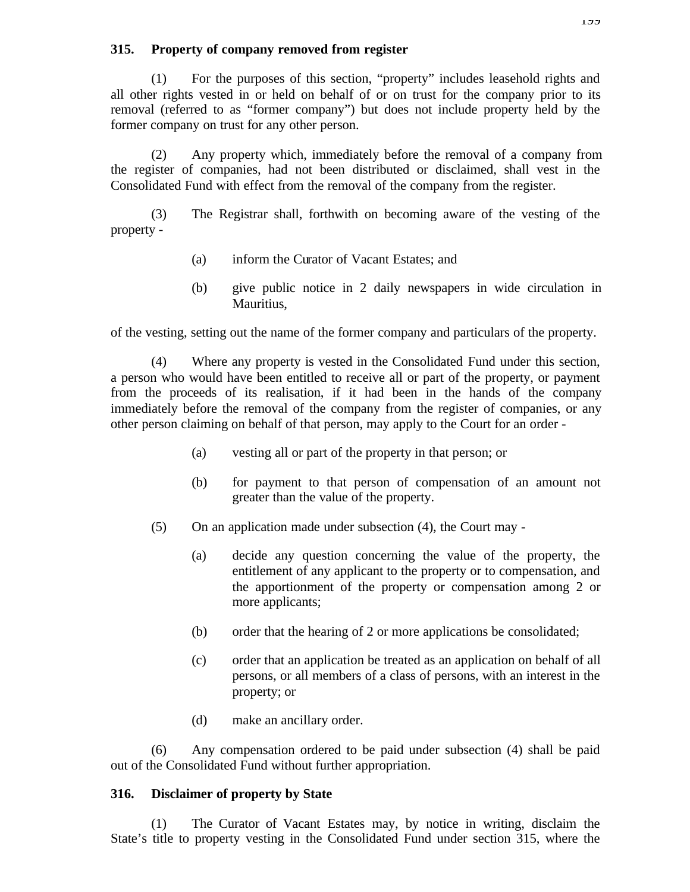### 315. Property of company removed from register

(1) For the purposes of this section, "property" includes leasehold rights and all other rights vested in or held on behalf of or on trust for the company prior to its removal (referred to as "former company") but does not include property held by the former company on trust for any other person.

(2) Any property which, immediately before the removal of a company from the register of companies, had not been distributed or disclaimed, shall vest in the Consolidated Fund with effect from the removal of the company from the register.

(3) The Registrar shall, forthwith on becoming aware of the vesting of the property -

(a) inform the Curator of Vacant Estates; and

(b) give public notice in 2 daily newspapers in wide circulation in Mauritius,

of the vesting, setting out the name of the former company and particulars of the property.

(4) Where any property is vested in the Consolidated Fund under this section, a person who would have been entitled to receive all or part of the property, or payment from the proceeds of its realisation, if it had been in the hands of the company immediately before the removal of the company from the register of companies, or any other person claiming on behalf of that person, may apply to the Court for an order -

(a) vesting all or part of the property in that person; or

(b) for payment to that person of compensation of an amount not greater than the value of the property.

(5) On an application made under subsection (4), the Court may -

(a) decide any question concerning the value of the property, the entitlement of any applicant to the property or to compensation, and the apportionment of the property or compensation among 2 or more applicants;

(b) order that the hearing of 2 or more applications be consolidated;

(c) order that an application be treated as an application on behalf of all persons, or all members of a class of persons, with an interest in the property; or

(d) make an ancillary order.

(6) Any compensation ordered to be paid under subsection (4) shall be paid out of the Consolidated Fund without further appropriation.

### 316. Disclaimer of property by State

(1) The Curator of Vacant Estates may, by notice in writing, disclaim the State's title to property vesting in the Consolidated Fund under section 315, where the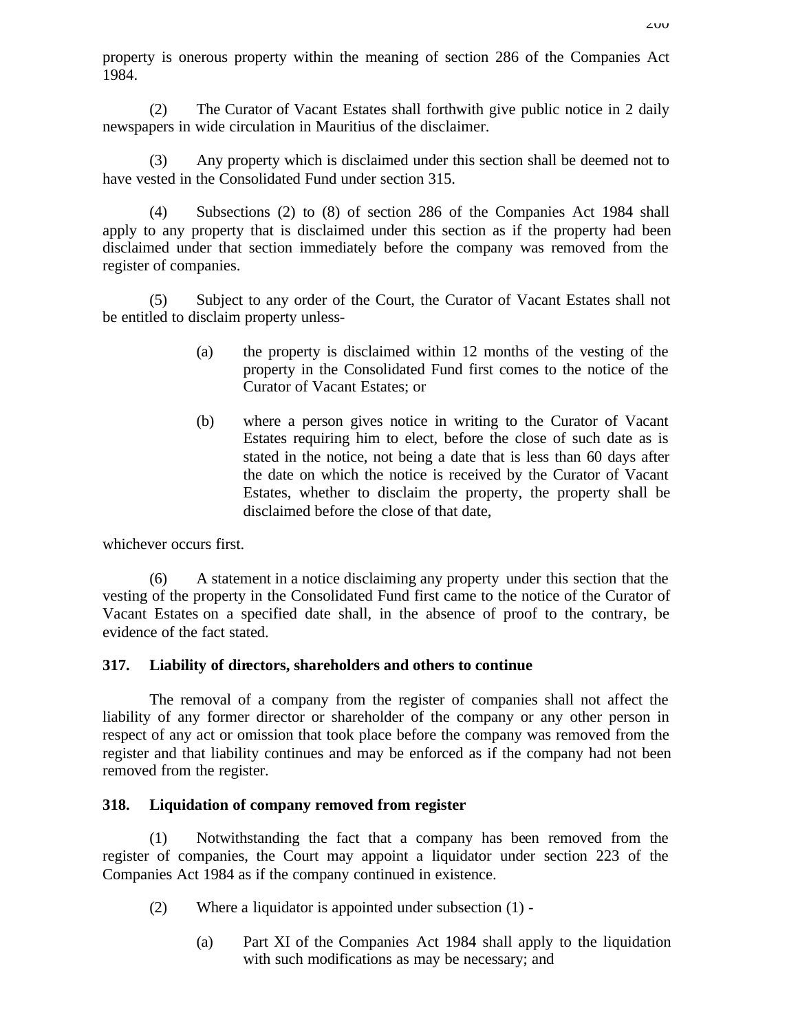property is onerous property within the meaning of section 286 of the Companies Act 1984.

(2) The Curator of Vacant Estates shall forthwith give public notice in 2 daily newspapers in wide circulation in Mauritius of the disclaimer.

(3) Any property which is disclaimed under this section shall be deemed not to have vested in the Consolidated Fund under section 315.

(4) Subsections (2) to (8) of section 286 of the Companies Act 1984 shall apply to any property that is disclaimed under this section as if the property had been disclaimed under that section immediately before the company was removed from the register of companies.

(5) Subject to any order of the Court, the Curator of Vacant Estates shall not be entitled to disclaim property unless-

> (a) the property is disclaimed within 12 months of the vesting of the property in the Consolidated Fund first comes to the notice of the Curator of Vacant Estates; or
>
> (b) where a person gives notice in writing to the Curator of Vacant Estates requiring him to elect, before the close of such date as is stated in the notice, not being a date that is less than 60 days after the date on which the notice is received by the Curator of Vacant Estates, whether to disclaim the property, the property shall be disclaimed before the close of that date,

whichever occurs first.

(6) A statement in a notice disclaiming any property under this section that the vesting of the property in the Consolidated Fund first came to the notice of the Curator of Vacant Estates on a specified date shall, in the absence of proof to the contrary, be evidence of the fact stated.

**317. Liability of directors, shareholders and others to continue**

The removal of a company from the register of companies shall not affect the liability of any former director or shareholder of the company or any other person in respect of any act or omission that took place before the company was removed from the register and that liability continues and may be enforced as if the company had not been removed from the register.

**318. Liquidation of company removed from register**

(1) Notwithstanding the fact that a company has been removed from the register of companies, the Court may appoint a liquidator under section 223 of the Companies Act 1984 as if the company continued in existence.

(2) Where a liquidator is appointed under subsection (1) -

> (a) Part XI of the Companies Act 1984 shall apply to the liquidation with such modifications as may be necessary; and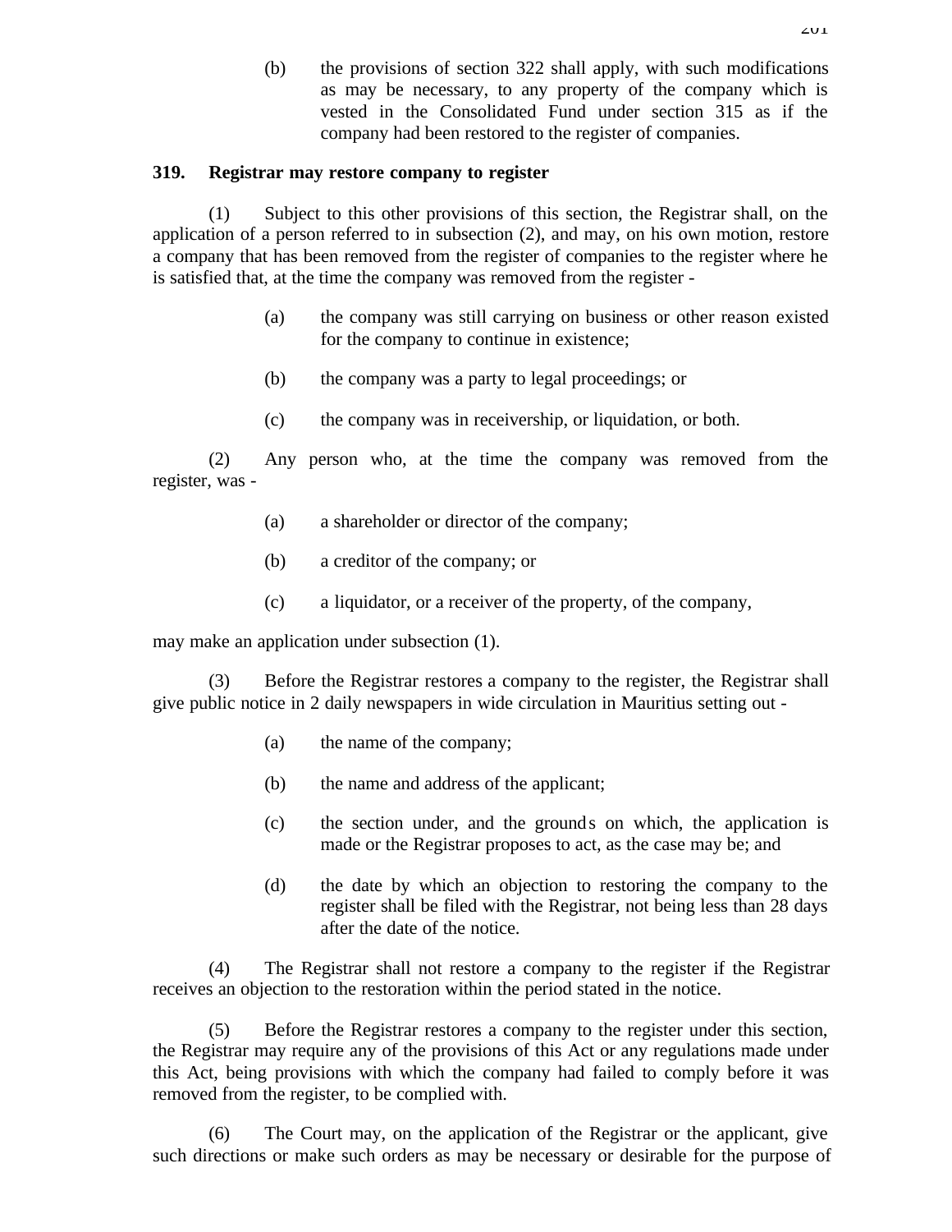(b) the provisions of section 322 shall apply, with such modifications as may be necessary, to any property of the company which is vested in the Consolidated Fund under section 315 as if the company had been restored to the register of companies.

**319. Registrar may restore company to register**

(1) Subject to this other provisions of this section, the Registrar shall, on the application of a person referred to in subsection (2), and may, on his own motion, restore a company that has been removed from the register of companies to the register where he is satisfied that, at the time the company was removed from the register -

(a) the company was still carrying on business or other reason existed for the company to continue in existence;

(b) the company was a party to legal proceedings; or

(c) the company was in receivership, or liquidation, or both.

(2) Any person who, at the time the company was removed from the register, was -

(a) a shareholder or director of the company;

(b) a creditor of the company; or

(c) a liquidator, or a receiver of the property, of the company,

may make an application under subsection (1).

(3) Before the Registrar restores a company to the register, the Registrar shall give public notice in 2 daily newspapers in wide circulation in Mauritius setting out -

(a) the name of the company;

(b) the name and address of the applicant;

(c) the section under, and the grounds on which, the application is made or the Registrar proposes to act, as the case may be; and

(d) the date by which an objection to restoring the company to the register shall be filed with the Registrar, not being less than 28 days after the date of the notice.

(4) The Registrar shall not restore a company to the register if the Registrar receives an objection to the restoration within the period stated in the notice.

(5) Before the Registrar restores a company to the register under this section, the Registrar may require any of the provisions of this Act or any regulations made under this Act, being provisions with which the company had failed to comply before it was removed from the register, to be complied with.

(6) The Court may, on the application of the Registrar or the applicant, give such directions or make such orders as may be necessary or desirable for the purpose of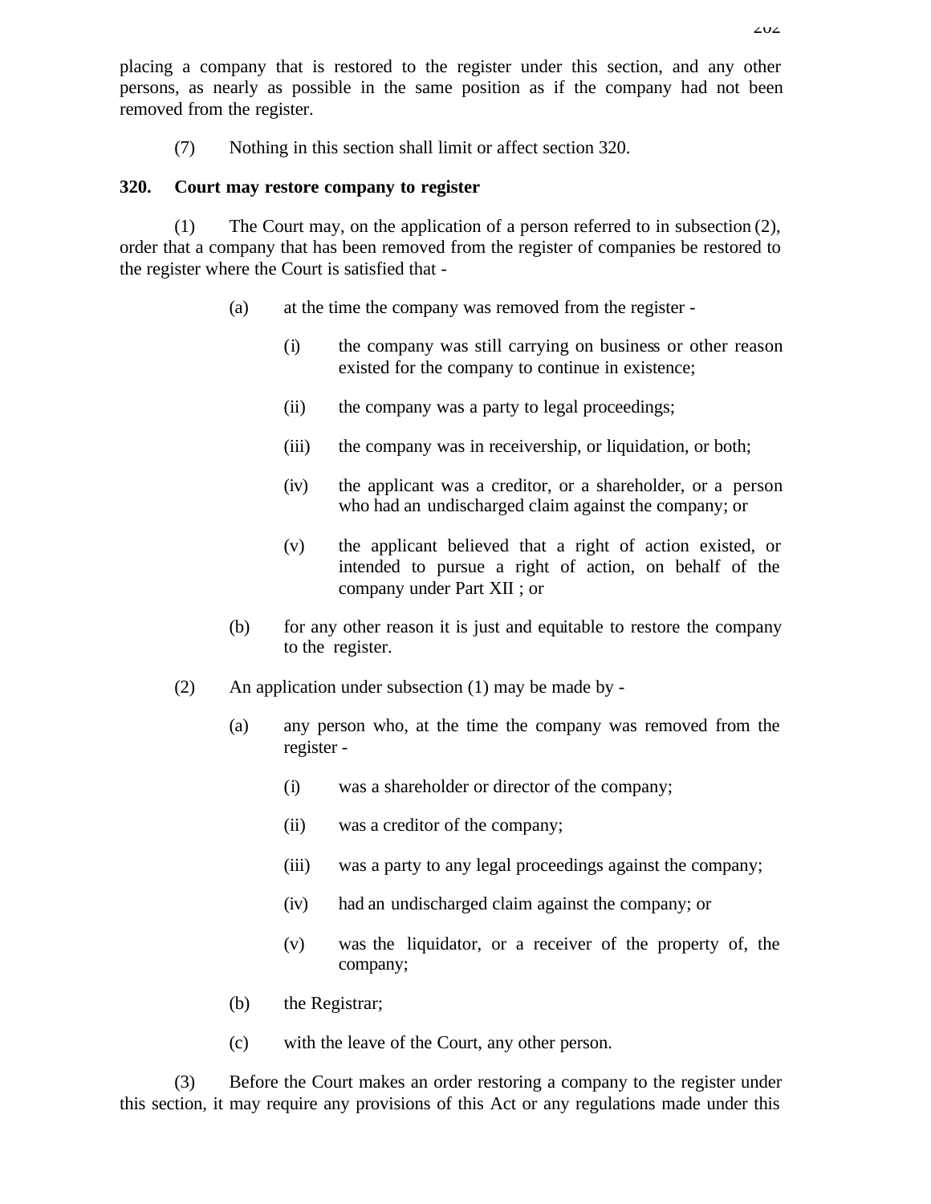placing a company that is restored to the register under this section, and any other persons, as nearly as possible in the same position as if the company had not been removed from the register.

(7) Nothing in this section shall limit or affect section 320.

**320. Court may restore company to register**

(1) The Court may, on the application of a person referred to in subsection (2), order that a company that has been removed from the register of companies be restored to the register where the Court is satisfied that -

(a) at the time the company was removed from the register -

(i) the company was still carrying on business or other reason existed for the company to continue in existence;

(ii) the company was a party to legal proceedings;

(iii) the company was in receivership, or liquidation, or both;

(iv) the applicant was a creditor, or a shareholder, or a person who had an undischarged claim against the company; or

(v) the applicant believed that a right of action existed, or intended to pursue a right of action, on behalf of the company under Part XII ; or

(b) for any other reason it is just and equitable to restore the company to the register.

(2) An application under subsection (1) may be made by -

(a) any person who, at the time the company was removed from the register -

(i) was a shareholder or director of the company;

(ii) was a creditor of the company;

(iii) was a party to any legal proceedings against the company;

(iv) had an undischarged claim against the company; or

(v) was the liquidator, or a receiver of the property of, the company;

(b) the Registrar;

(c) with the leave of the Court, any other person.

(3) Before the Court makes an order restoring a company to the register under this section, it may require any provisions of this Act or any regulations made under this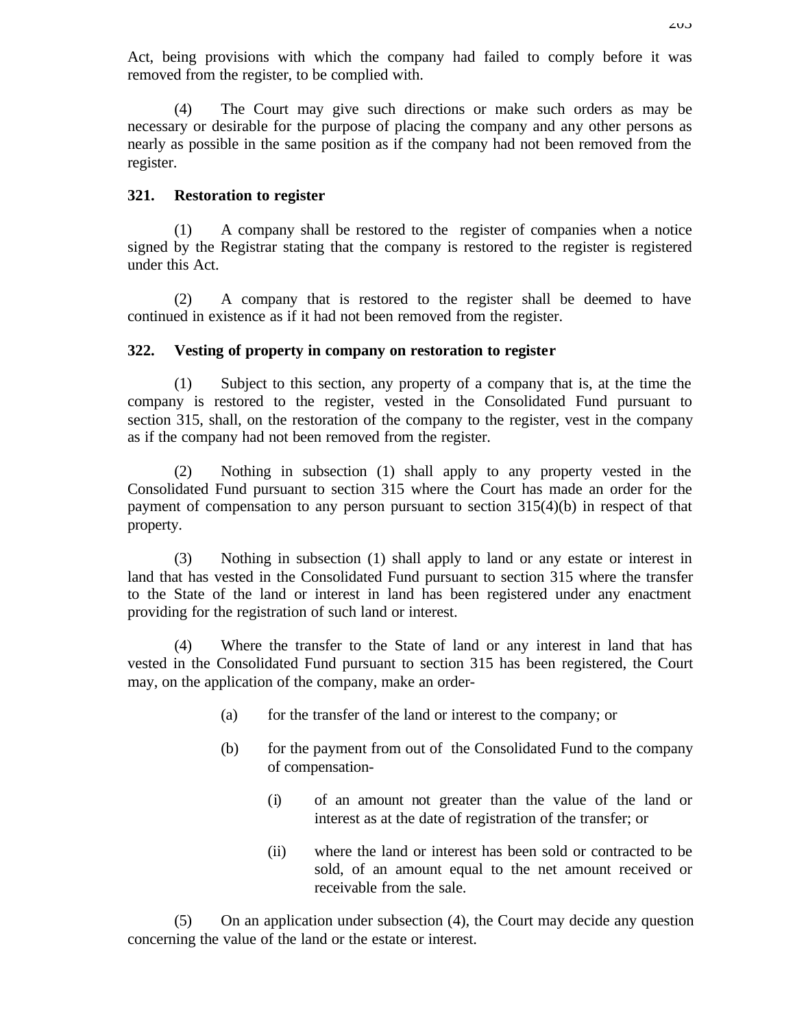Act, being provisions with which the company had failed to comply before it was removed from the register, to be complied with.

(4) The Court may give such directions or make such orders as may be necessary or desirable for the purpose of placing the company and any other persons as nearly as possible in the same position as if the company had not been removed from the register.

### 321. Restoration to register

(1) A company shall be restored to the register of companies when a notice signed by the Registrar stating that the company is restored to the register is registered under this Act.

(2) A company that is restored to the register shall be deemed to have continued in existence as if it had not been removed from the register.

### 322. Vesting of property in company on restoration to register

(1) Subject to this section, any property of a company that is, at the time the company is restored to the register, vested in the Consolidated Fund pursuant to section 315, shall, on the restoration of the company to the register, vest in the company as if the company had not been removed from the register.

(2) Nothing in subsection (1) shall apply to any property vested in the Consolidated Fund pursuant to section 315 where the Court has made an order for the payment of compensation to any person pursuant to section 315(4)(b) in respect of that property.

(3) Nothing in subsection (1) shall apply to land or any estate or interest in land that has vested in the Consolidated Fund pursuant to section 315 where the transfer to the State of the land or interest in land has been registered under any enactment providing for the registration of such land or interest.

(4) Where the transfer to the State of land or any interest in land that has vested in the Consolidated Fund pursuant to section 315 has been registered, the Court may, on the application of the company, make an order-

- (a) for the transfer of the land or interest to the company; or
- (b) for the payment from out of the Consolidated Fund to the company of compensation-
  - (i) of an amount not greater than the value of the land or interest as at the date of registration of the transfer; or
  - (ii) where the land or interest has been sold or contracted to be sold, of an amount equal to the net amount received or receivable from the sale.

(5) On an application under subsection (4), the Court may decide any question concerning the value of the land or the estate or interest.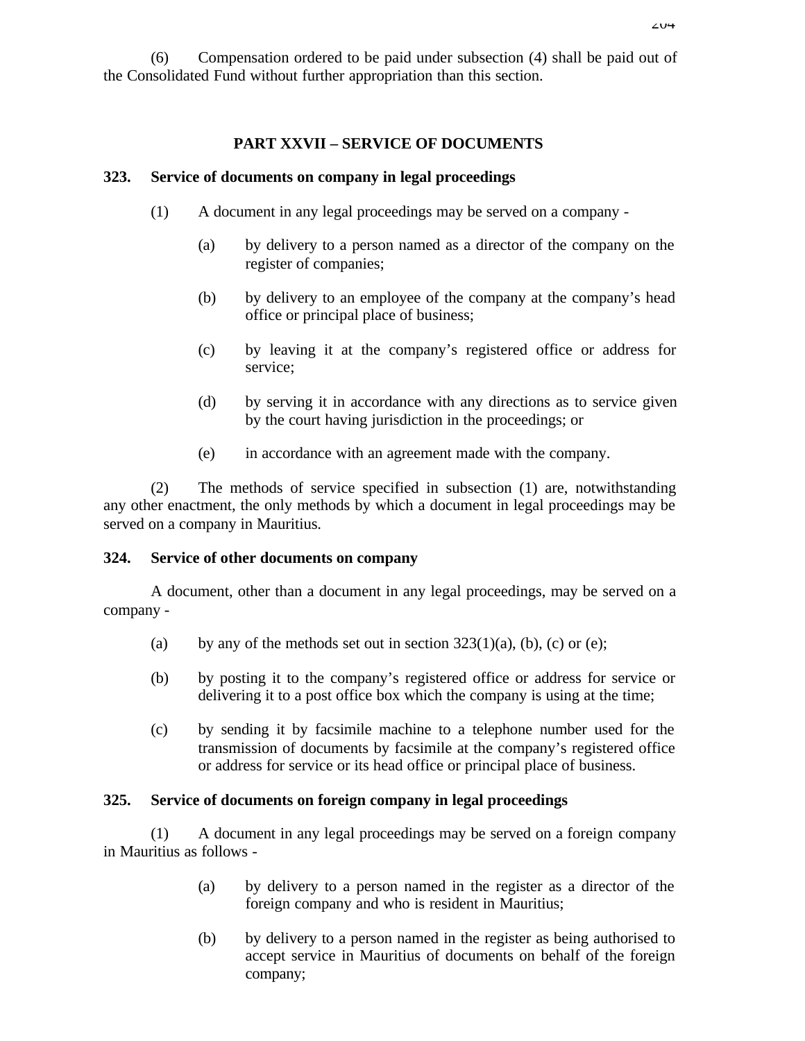(6) Compensation ordered to be paid under subsection (4) shall be paid out of the Consolidated Fund without further appropriation than this section.

## PART XXVII – SERVICE OF DOCUMENTS

**323. Service of documents on company in legal proceedings**

(1) A document in any legal proceedings may be served on a company -

- (a) by delivery to a person named as a director of the company on the register of companies;
- (b) by delivery to an employee of the company at the company's head office or principal place of business;
- (c) by leaving it at the company's registered office or address for service;
- (d) by serving it in accordance with any directions as to service given by the court having jurisdiction in the proceedings; or
- (e) in accordance with an agreement made with the company.

(2) The methods of service specified in subsection (1) are, notwithstanding any other enactment, the only methods by which a document in legal proceedings may be served on a company in Mauritius.

**324. Service of other documents on company**

A document, other than a document in any legal proceedings, may be served on a company -

- (a) by any of the methods set out in section 323(1)(a), (b), (c) or (e);
- (b) by posting it to the company's registered office or address for service or delivering it to a post office box which the company is using at the time;
- (c) by sending it by facsimile machine to a telephone number used for the transmission of documents by facsimile at the company's registered office or address for service or its head office or principal place of business.

**325. Service of documents on foreign company in legal proceedings**

(1) A document in any legal proceedings may be served on a foreign company in Mauritius as follows -

- (a) by delivery to a person named in the register as a director of the foreign company and who is resident in Mauritius;
- (b) by delivery to a person named in the register as being authorised to accept service in Mauritius of documents on behalf of the foreign company;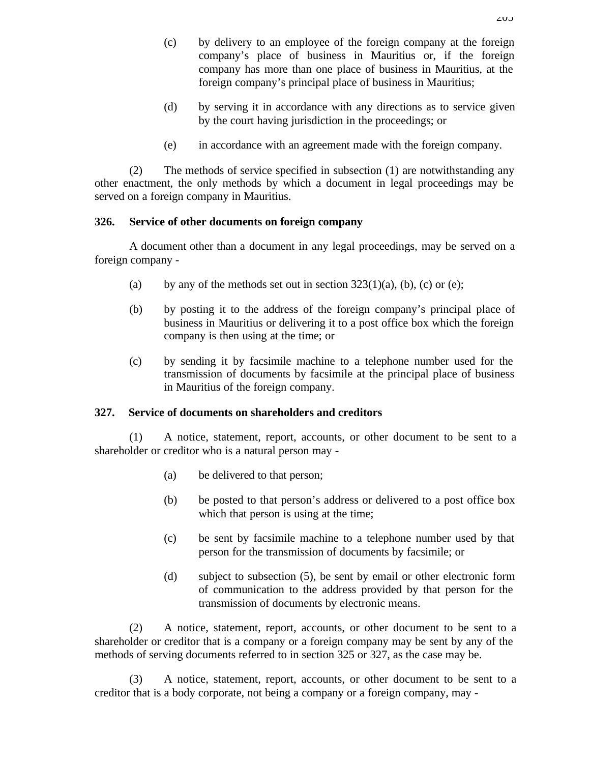(c) by delivery to an employee of the foreign company at the foreign company's place of business in Mauritius or, if the foreign company has more than one place of business in Mauritius, at the foreign company's principal place of business in Mauritius;

(d) by serving it in accordance with any directions as to service given by the court having jurisdiction in the proceedings; or

(e) in accordance with an agreement made with the foreign company.

(2) The methods of service specified in subsection (1) are notwithstanding any other enactment, the only methods by which a document in legal proceedings may be served on a foreign company in Mauritius.

**326. Service of other documents on foreign company**

A document other than a document in any legal proceedings, may be served on a foreign company -

(a) by any of the methods set out in section 323(1)(a), (b), (c) or (e);

(b) by posting it to the address of the foreign company's principal place of business in Mauritius or delivering it to a post office box which the foreign company is then using at the time; or

(c) by sending it by facsimile machine to a telephone number used for the transmission of documents by facsimile at the principal place of business in Mauritius of the foreign company.

**327. Service of documents on shareholders and creditors**

(1) A notice, statement, report, accounts, or other document to be sent to a shareholder or creditor who is a natural person may -

(a) be delivered to that person;

(b) be posted to that person's address or delivered to a post office box which that person is using at the time;

(c) be sent by facsimile machine to a telephone number used by that person for the transmission of documents by facsimile; or

(d) subject to subsection (5), be sent by email or other electronic form of communication to the address provided by that person for the transmission of documents by electronic means.

(2) A notice, statement, report, accounts, or other document to be sent to a shareholder or creditor that is a company or a foreign company may be sent by any of the methods of serving documents referred to in section 325 or 327, as the case may be.

(3) A notice, statement, report, accounts, or other document to be sent to a creditor that is a body corporate, not being a company or a foreign company, may -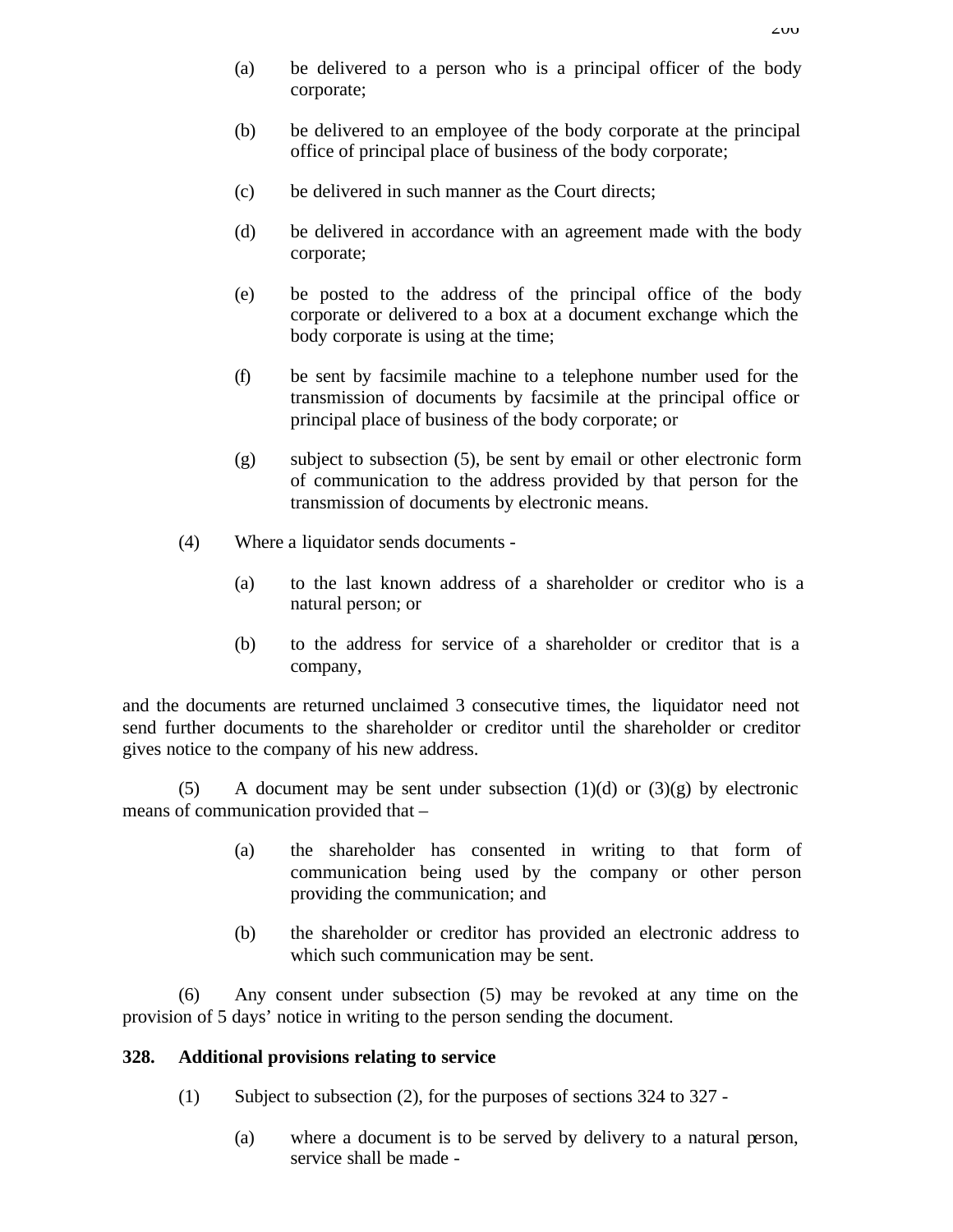(a) be delivered to a person who is a principal officer of the body corporate;

(b) be delivered to an employee of the body corporate at the principal office of principal place of business of the body corporate;

(c) be delivered in such manner as the Court directs;

(d) be delivered in accordance with an agreement made with the body corporate;

(e) be posted to the address of the principal office of the body corporate or delivered to a box at a document exchange which the body corporate is using at the time;

(f) be sent by facsimile machine to a telephone number used for the transmission of documents by facsimile at the principal office or principal place of business of the body corporate; or

(g) subject to subsection (5), be sent by email or other electronic form of communication to the address provided by that person for the transmission of documents by electronic means.

(4) Where a liquidator sends documents -

(a) to the last known address of a shareholder or creditor who is a natural person; or

(b) to the address for service of a shareholder or creditor that is a company,

and the documents are returned unclaimed 3 consecutive times, the liquidator need not send further documents to the shareholder or creditor until the shareholder or creditor gives notice to the company of his new address.

(5) A document may be sent under subsection (1)(d) or (3)(g) by electronic means of communication provided that –

(a) the shareholder has consented in writing to that form of communication being used by the company or other person providing the communication; and

(b) the shareholder or creditor has provided an electronic address to which such communication may be sent.

(6) Any consent under subsection (5) may be revoked at any time on the provision of 5 days' notice in writing to the person sending the document.

**328. Additional provisions relating to service**

(1) Subject to subsection (2), for the purposes of sections 324 to 327 -

(a) where a document is to be served by delivery to a natural person, service shall be made -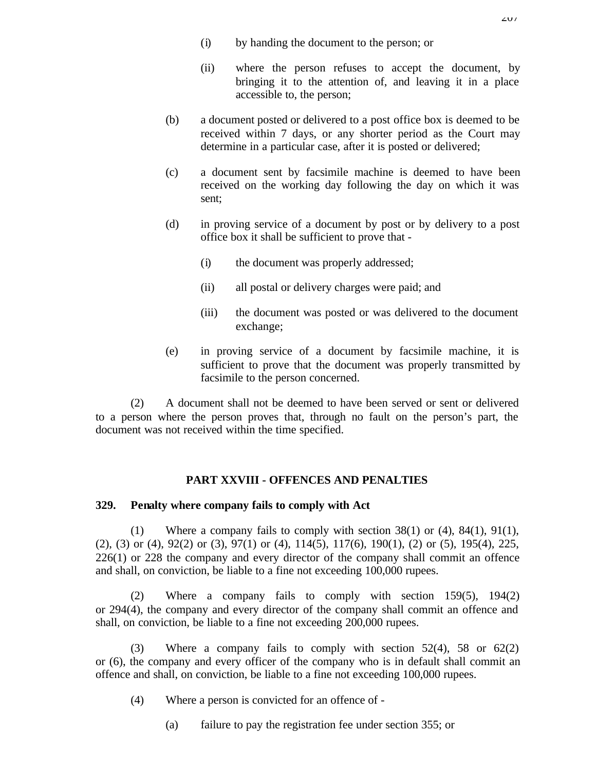(i) by handing the document to the person; or

(ii) where the person refuses to accept the document, by bringing it to the attention of, and leaving it in a place accessible to, the person;

(b) a document posted or delivered to a post office box is deemed to be received within 7 days, or any shorter period as the Court may determine in a particular case, after it is posted or delivered;

(c) a document sent by facsimile machine is deemed to have been received on the working day following the day on which it was sent;

(d) in proving service of a document by post or by delivery to a post office box it shall be sufficient to prove that -

(i) the document was properly addressed;

(ii) all postal or delivery charges were paid; and

(iii) the document was posted or was delivered to the document exchange;

(e) in proving service of a document by facsimile machine, it is sufficient to prove that the document was properly transmitted by facsimile to the person concerned.

(2) A document shall not be deemed to have been served or sent or delivered to a person where the person proves that, through no fault on the person's part, the document was not received within the time specified.

## PART XXVIII - OFFENCES AND PENALTIES

### 329. Penalty where company fails to comply with Act

(1) Where a company fails to comply with section 38(1) or (4), 84(1), 91(1), (2), (3) or (4), 92(2) or (3), 97(1) or (4), 114(5), 117(6), 190(1), (2) or (5), 195(4), 225, 226(1) or 228 the company and every director of the company shall commit an offence and shall, on conviction, be liable to a fine not exceeding 100,000 rupees.

(2) Where a company fails to comply with section 159(5), 194(2) or 294(4), the company and every director of the company shall commit an offence and shall, on conviction, be liable to a fine not exceeding 200,000 rupees.

(3) Where a company fails to comply with section 52(4), 58 or 62(2) or (6), the company and every officer of the company who is in default shall commit an offence and shall, on conviction, be liable to a fine not exceeding 100,000 rupees.

(4) Where a person is convicted for an offence of -

(a) failure to pay the registration fee under section 355; or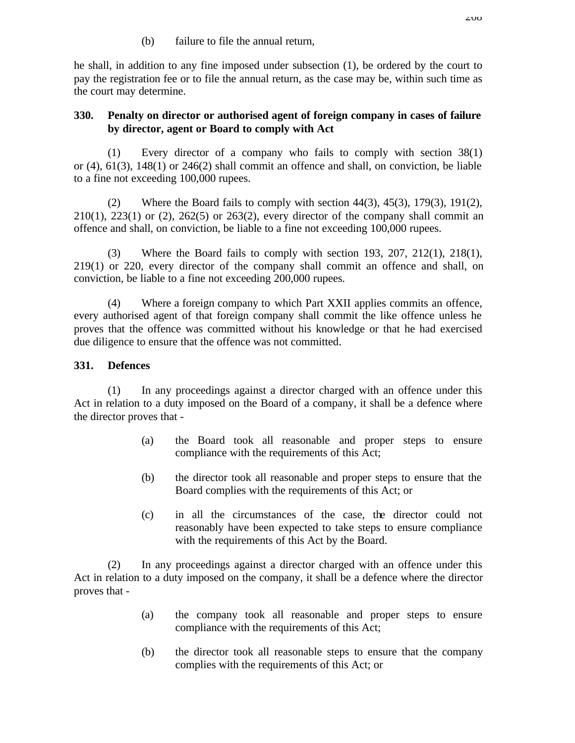(b) failure to file the annual return,

he shall, in addition to any fine imposed under subsection (1), be ordered by the court to pay the registration fee or to file the annual return, as the case may be, within such time as the court may determine.

**330. Penalty on director or authorised agent of foreign company in cases of failure by director, agent or Board to comply with Act**

(1) Every director of a company who fails to comply with section 38(1) or (4), 61(3), 148(1) or 246(2) shall commit an offence and shall, on conviction, be liable to a fine not exceeding 100,000 rupees.

(2) Where the Board fails to comply with section 44(3), 45(3), 179(3), 191(2), 210(1), 223(1) or (2), 262(5) or 263(2), every director of the company shall commit an offence and shall, on conviction, be liable to a fine not exceeding 100,000 rupees.

(3) Where the Board fails to comply with section 193, 207, 212(1), 218(1), 219(1) or 220, every director of the company shall commit an offence and shall, on conviction, be liable to a fine not exceeding 200,000 rupees.

(4) Where a foreign company to which Part XXII applies commits an offence, every authorised agent of that foreign company shall commit the like offence unless he proves that the offence was committed without his knowledge or that he had exercised due diligence to ensure that the offence was not committed.

**331. Defences**

(1) In any proceedings against a director charged with an offence under this Act in relation to a duty imposed on the Board of a company, it shall be a defence where the director proves that -

(a) the Board took all reasonable and proper steps to ensure compliance with the requirements of this Act;

(b) the director took all reasonable and proper steps to ensure that the Board complies with the requirements of this Act; or

(c) in all the circumstances of the case, the director could not reasonably have been expected to take steps to ensure compliance with the requirements of this Act by the Board.

(2) In any proceedings against a director charged with an offence under this Act in relation to a duty imposed on the company, it shall be a defence where the director proves that -

(a) the company took all reasonable and proper steps to ensure compliance with the requirements of this Act;

(b) the director took all reasonable steps to ensure that the company complies with the requirements of this Act; or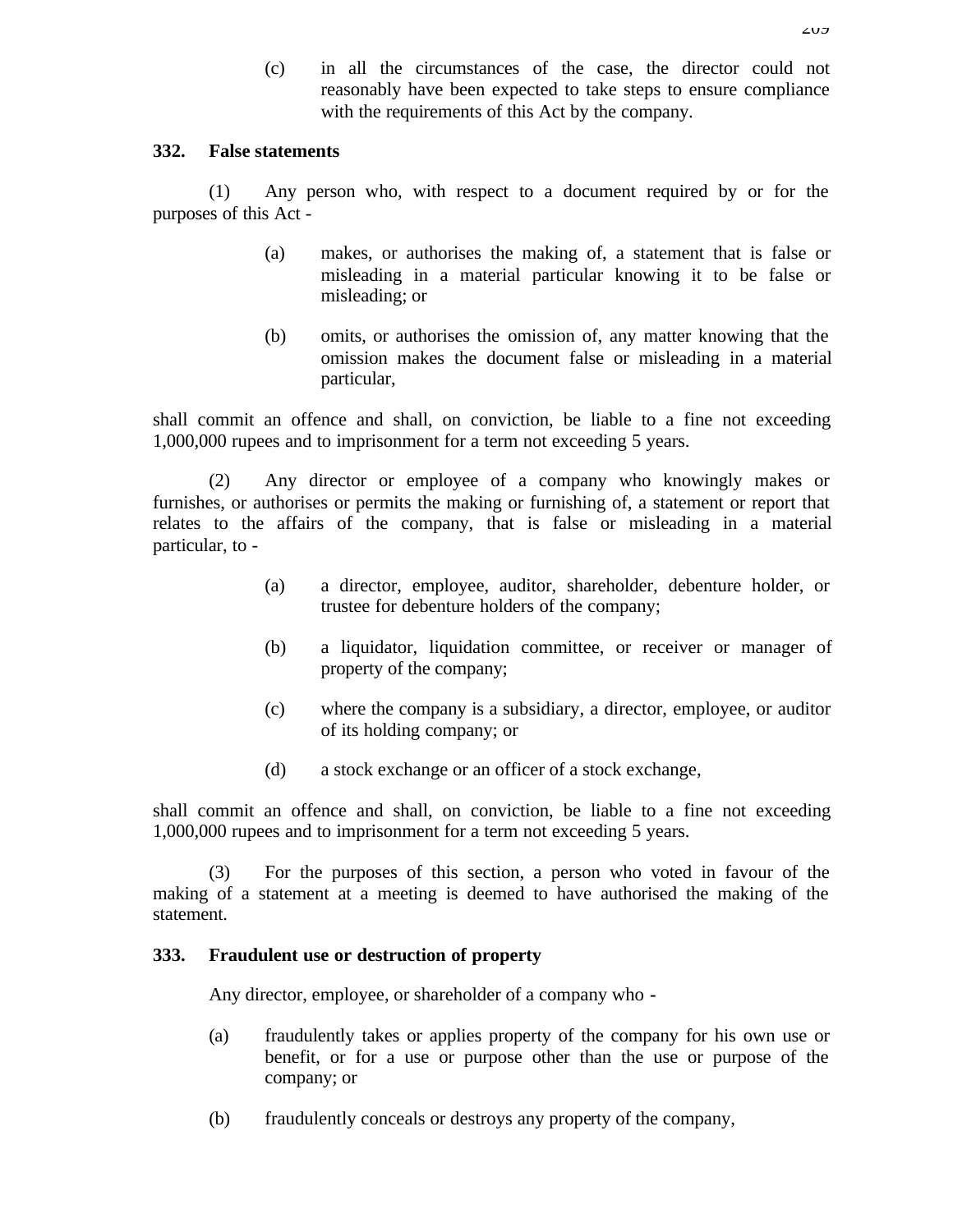(c) in all the circumstances of the case, the director could not reasonably have been expected to take steps to ensure compliance with the requirements of this Act by the company.

**332. False statements**

(1) Any person who, with respect to a document required by or for the purposes of this Act -

(a) makes, or authorises the making of, a statement that is false or misleading in a material particular knowing it to be false or misleading; or

(b) omits, or authorises the omission of, any matter knowing that the omission makes the document false or misleading in a material particular,

shall commit an offence and shall, on conviction, be liable to a fine not exceeding 1,000,000 rupees and to imprisonment for a term not exceeding 5 years.

(2) Any director or employee of a company who knowingly makes or furnishes, or authorises or permits the making or furnishing of, a statement or report that relates to the affairs of the company, that is false or misleading in a material particular, to -

(a) a director, employee, auditor, shareholder, debenture holder, or trustee for debenture holders of the company;

(b) a liquidator, liquidation committee, or receiver or manager of property of the company;

(c) where the company is a subsidiary, a director, employee, or auditor of its holding company; or

(d) a stock exchange or an officer of a stock exchange,

shall commit an offence and shall, on conviction, be liable to a fine not exceeding 1,000,000 rupees and to imprisonment for a term not exceeding 5 years.

(3) For the purposes of this section, a person who voted in favour of the making of a statement at a meeting is deemed to have authorised the making of the statement.

**333. Fraudulent use or destruction of property**

Any director, employee, or shareholder of a company who -

(a) fraudulently takes or applies property of the company for his own use or benefit, or for a use or purpose other than the use or purpose of the company; or

(b) fraudulently conceals or destroys any property of the company,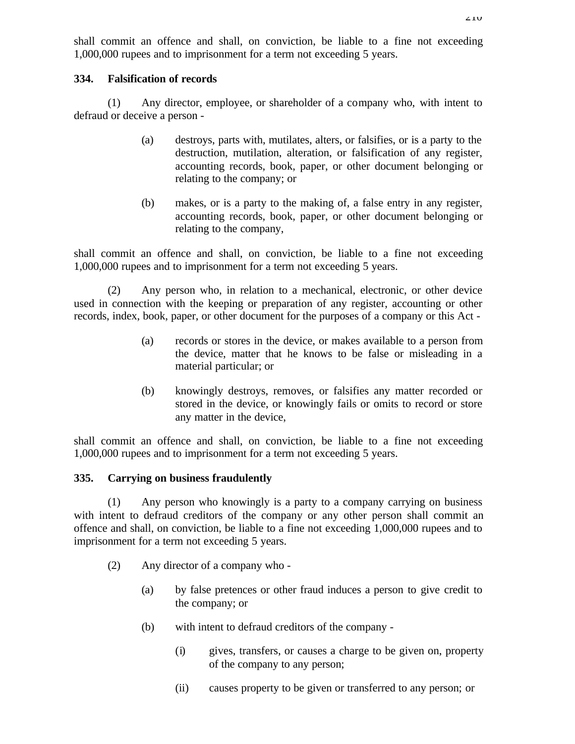shall commit an offence and shall, on conviction, be liable to a fine not exceeding 1,000,000 rupees and to imprisonment for a term not exceeding 5 years.

**334. Falsification of records**

(1) Any director, employee, or shareholder of a company who, with intent to defraud or deceive a person -

(a) destroys, parts with, mutilates, alters, or falsifies, or is a party to the destruction, mutilation, alteration, or falsification of any register, accounting records, book, paper, or other document belonging or relating to the company; or

(b) makes, or is a party to the making of, a false entry in any register, accounting records, book, paper, or other document belonging or relating to the company,

shall commit an offence and shall, on conviction, be liable to a fine not exceeding 1,000,000 rupees and to imprisonment for a term not exceeding 5 years.

(2) Any person who, in relation to a mechanical, electronic, or other device used in connection with the keeping or preparation of any register, accounting or other records, index, book, paper, or other document for the purposes of a company or this Act -

(a) records or stores in the device, or makes available to a person from the device, matter that he knows to be false or misleading in a material particular; or

(b) knowingly destroys, removes, or falsifies any matter recorded or stored in the device, or knowingly fails or omits to record or store any matter in the device,

shall commit an offence and shall, on conviction, be liable to a fine not exceeding 1,000,000 rupees and to imprisonment for a term not exceeding 5 years.

**335. Carrying on business fraudulently**

(1) Any person who knowingly is a party to a company carrying on business with intent to defraud creditors of the company or any other person shall commit an offence and shall, on conviction, be liable to a fine not exceeding 1,000,000 rupees and to imprisonment for a term not exceeding 5 years.

(2) Any director of a company who -

(a) by false pretences or other fraud induces a person to give credit to the company; or

(b) with intent to defraud creditors of the company -

(i) gives, transfers, or causes a charge to be given on, property of the company to any person;

(ii) causes property to be given or transferred to any person; or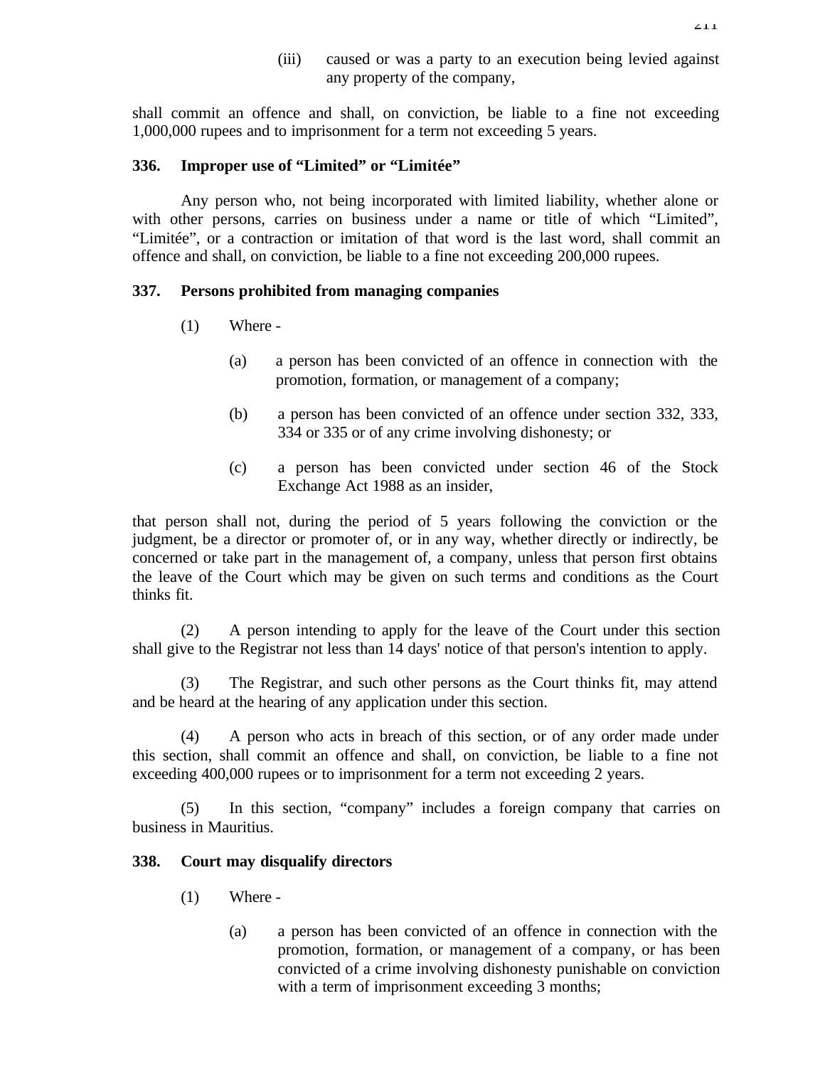(iii) caused or was a party to an execution being levied against any property of the company,

shall commit an offence and shall, on conviction, be liable to a fine not exceeding 1,000,000 rupees and to imprisonment for a term not exceeding 5 years.

**336. Improper use of "Limited" or "Limitée"**

Any person who, not being incorporated with limited liability, whether alone or with other persons, carries on business under a name or title of which "Limited", "Limitée", or a contraction or imitation of that word is the last word, shall commit an offence and shall, on conviction, be liable to a fine not exceeding 200,000 rupees.

**337. Persons prohibited from managing companies**

(1) Where -

(a) a person has been convicted of an offence in connection with the promotion, formation, or management of a company;

(b) a person has been convicted of an offence under section 332, 333, 334 or 335 or of any crime involving dishonesty; or

(c) a person has been convicted under section 46 of the Stock Exchange Act 1988 as an insider,

that person shall not, during the period of 5 years following the conviction or the judgment, be a director or promoter of, or in any way, whether directly or indirectly, be concerned or take part in the management of, a company, unless that person first obtains the leave of the Court which may be given on such terms and conditions as the Court thinks fit.

(2) A person intending to apply for the leave of the Court under this section shall give to the Registrar not less than 14 days' notice of that person's intention to apply.

(3) The Registrar, and such other persons as the Court thinks fit, may attend and be heard at the hearing of any application under this section.

(4) A person who acts in breach of this section, or of any order made under this section, shall commit an offence and shall, on conviction, be liable to a fine not exceeding 400,000 rupees or to imprisonment for a term not exceeding 2 years.

(5) In this section, "company" includes a foreign company that carries on business in Mauritius.

**338. Court may disqualify directors**

(1) Where -

(a) a person has been convicted of an offence in connection with the promotion, formation, or management of a company, or has been convicted of a crime involving dishonesty punishable on conviction with a term of imprisonment exceeding 3 months;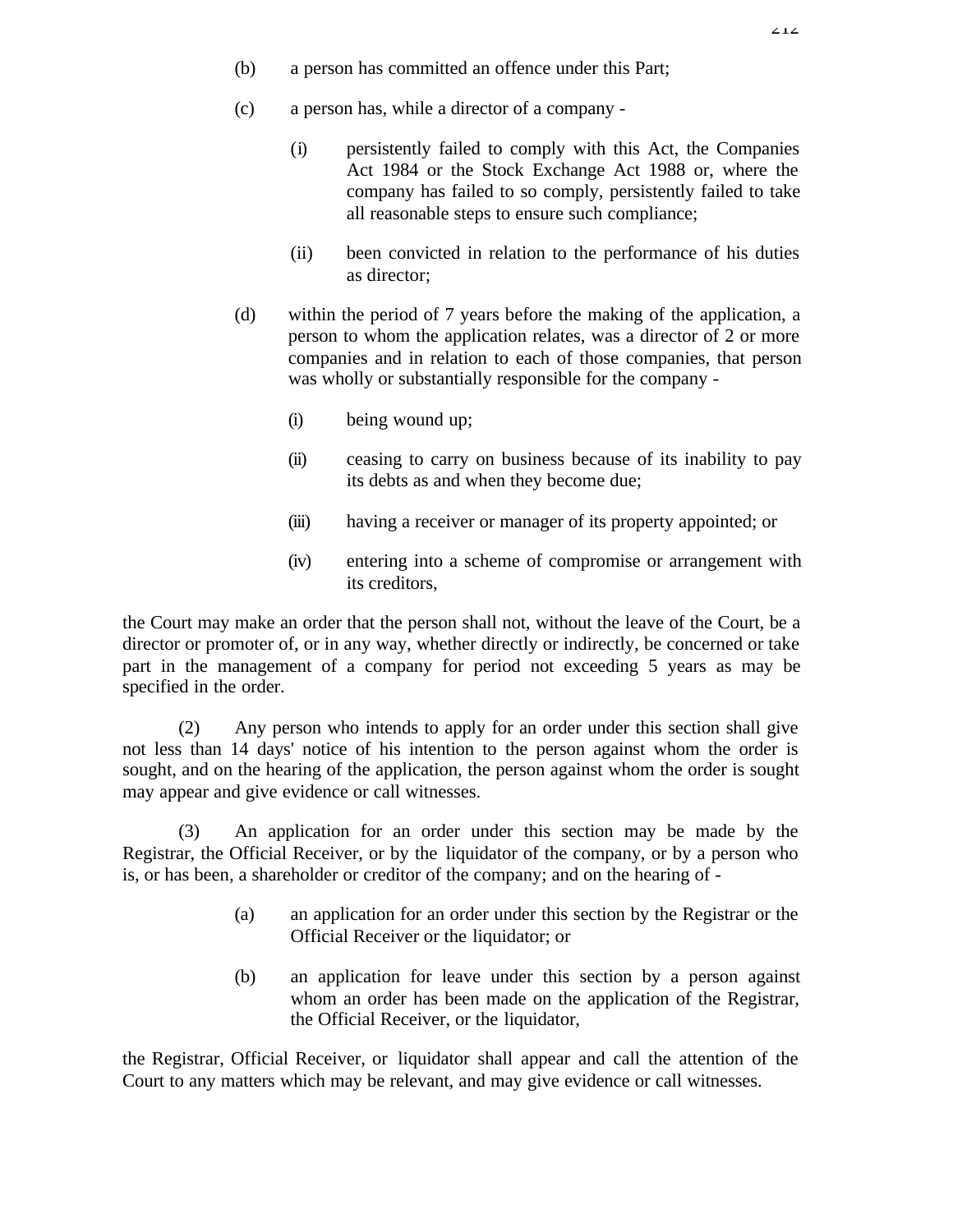(b) a person has committed an offence under this Part;

(c) a person has, while a director of a company -

   (i) persistently failed to comply with this Act, the Companies Act 1984 or the Stock Exchange Act 1988 or, where the company has failed to so comply, persistently failed to take all reasonable steps to ensure such compliance;

   (ii) been convicted in relation to the performance of his duties as director;

(d) within the period of 7 years before the making of the application, a person to whom the application relates, was a director of 2 or more companies and in relation to each of those companies, that person was wholly or substantially responsible for the company -

   (i) being wound up;

   (ii) ceasing to carry on business because of its inability to pay its debts as and when they become due;

   (iii) having a receiver or manager of its property appointed; or

   (iv) entering into a scheme of compromise or arrangement with its creditors,

the Court may make an order that the person shall not, without the leave of the Court, be a director or promoter of, or in any way, whether directly or indirectly, be concerned or take part in the management of a company for period not exceeding 5 years as may be specified in the order.

(2) Any person who intends to apply for an order under this section shall give not less than 14 days' notice of his intention to the person against whom the order is sought, and on the hearing of the application, the person against whom the order is sought may appear and give evidence or call witnesses.

(3) An application for an order under this section may be made by the Registrar, the Official Receiver, or by the liquidator of the company, or by a person who is, or has been, a shareholder or creditor of the company; and on the hearing of -

(a) an application for an order under this section by the Registrar or the Official Receiver or the liquidator; or

(b) an application for leave under this section by a person against whom an order has been made on the application of the Registrar, the Official Receiver, or the liquidator,

the Registrar, Official Receiver, or liquidator shall appear and call the attention of the Court to any matters which may be relevant, and may give evidence or call witnesses.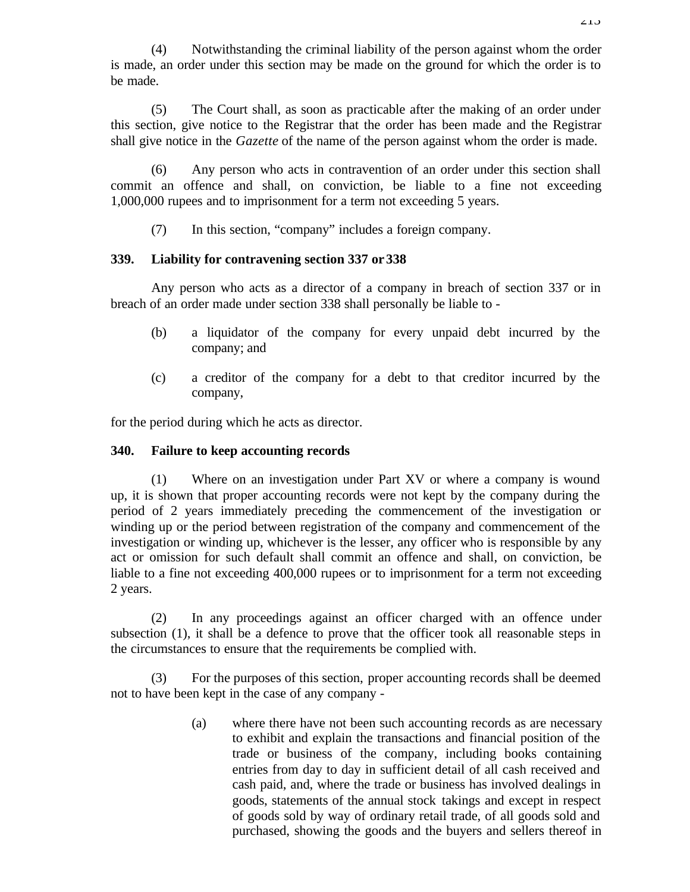(4) Notwithstanding the criminal liability of the person against whom the order is made, an order under this section may be made on the ground for which the order is to be made.

(5) The Court shall, as soon as practicable after the making of an order under this section, give notice to the Registrar that the order has been made and the Registrar shall give notice in the *Gazette* of the name of the person against whom the order is made.

(6) Any person who acts in contravention of an order under this section shall commit an offence and shall, on conviction, be liable to a fine not exceeding 1,000,000 rupees and to imprisonment for a term not exceeding 5 years.

(7) In this section, "company" includes a foreign company.

**339. Liability for contravening section 337 or 338**

Any person who acts as a director of a company in breach of section 337 or in breach of an order made under section 338 shall personally be liable to -

(b) a liquidator of the company for every unpaid debt incurred by the company; and

(c) a creditor of the company for a debt to that creditor incurred by the company,

for the period during which he acts as director.

**340. Failure to keep accounting records**

(1) Where on an investigation under Part XV or where a company is wound up, it is shown that proper accounting records were not kept by the company during the period of 2 years immediately preceding the commencement of the investigation or winding up or the period between registration of the company and commencement of the investigation or winding up, whichever is the lesser, any officer who is responsible by any act or omission for such default shall commit an offence and shall, on conviction, be liable to a fine not exceeding 400,000 rupees or to imprisonment for a term not exceeding 2 years.

(2) In any proceedings against an officer charged with an offence under subsection (1), it shall be a defence to prove that the officer took all reasonable steps in the circumstances to ensure that the requirements be complied with.

(3) For the purposes of this section, proper accounting records shall be deemed not to have been kept in the case of any company -

(a) where there have not been such accounting records as are necessary to exhibit and explain the transactions and financial position of the trade or business of the company, including books containing entries from day to day in sufficient detail of all cash received and cash paid, and, where the trade or business has involved dealings in goods, statements of the annual stock takings and except in respect of goods sold by way of ordinary retail trade, of all goods sold and purchased, showing the goods and the buyers and sellers thereof in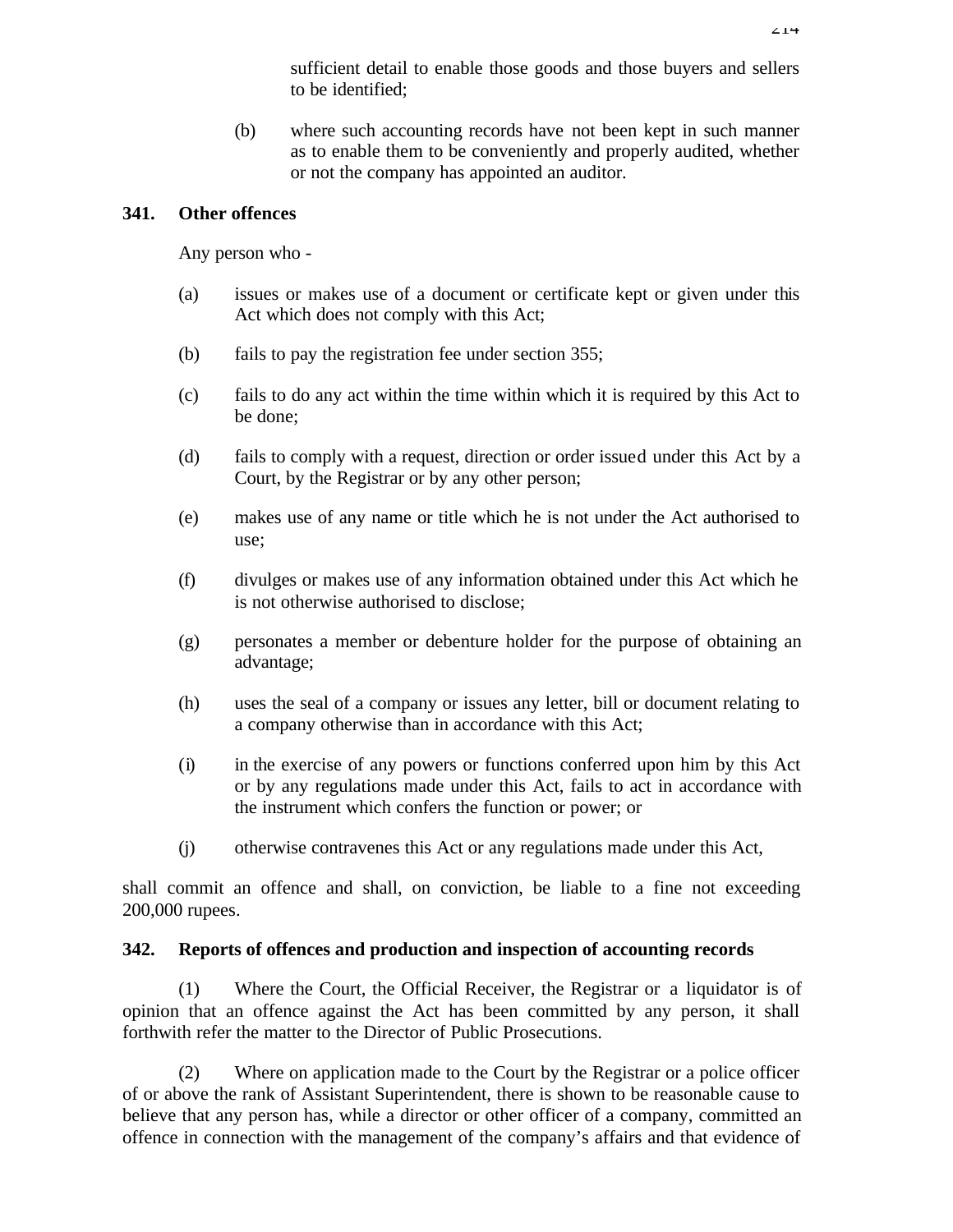sufficient detail to enable those goods and those buyers and sellers to be identified;

(b) where such accounting records have not been kept in such manner as to enable them to be conveniently and properly audited, whether or not the company has appointed an auditor.

**341. Other offences**

Any person who -

(a) issues or makes use of a document or certificate kept or given under this Act which does not comply with this Act;

(b) fails to pay the registration fee under section 355;

(c) fails to do any act within the time within which it is required by this Act to be done;

(d) fails to comply with a request, direction or order issued under this Act by a Court, by the Registrar or by any other person;

(e) makes use of any name or title which he is not under the Act authorised to use;

(f) divulges or makes use of any information obtained under this Act which he is not otherwise authorised to disclose;

(g) personates a member or debenture holder for the purpose of obtaining an advantage;

(h) uses the seal of a company or issues any letter, bill or document relating to a company otherwise than in accordance with this Act;

(i) in the exercise of any powers or functions conferred upon him by this Act or by any regulations made under this Act, fails to act in accordance with the instrument which confers the function or power; or

(j) otherwise contravenes this Act or any regulations made under this Act,

shall commit an offence and shall, on conviction, be liable to a fine not exceeding 200,000 rupees.

**342. Reports of offences and production and inspection of accounting records**

(1) Where the Court, the Official Receiver, the Registrar or a liquidator is of opinion that an offence against the Act has been committed by any person, it shall forthwith refer the matter to the Director of Public Prosecutions.

(2) Where on application made to the Court by the Registrar or a police officer of or above the rank of Assistant Superintendent, there is shown to be reasonable cause to believe that any person has, while a director or other officer of a company, committed an offence in connection with the management of the company's affairs and that evidence of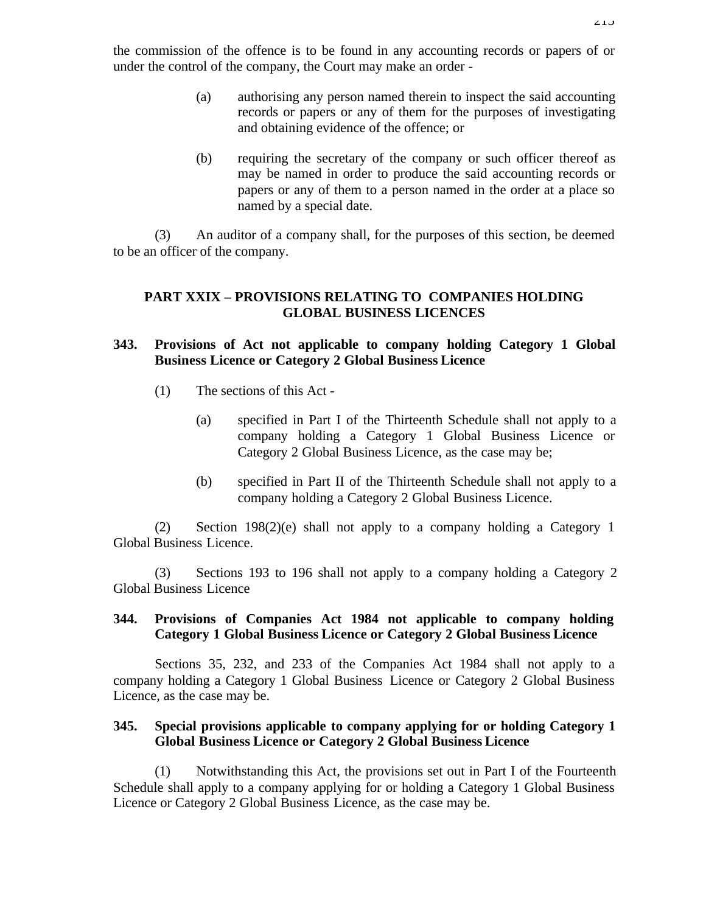the commission of the offence is to be found in any accounting records or papers of or under the control of the company, the Court may make an order -

(a) authorising any person named therein to inspect the said accounting records or papers or any of them for the purposes of investigating and obtaining evidence of the offence; or

(b) requiring the secretary of the company or such officer thereof as may be named in order to produce the said accounting records or papers or any of them to a person named in the order at a place so named by a special date.

(3) An auditor of a company shall, for the purposes of this section, be deemed to be an officer of the company.

## PART XXIX – PROVISIONS RELATING TO COMPANIES HOLDING GLOBAL BUSINESS LICENCES

### 343. Provisions of Act not applicable to company holding Category 1 Global Business Licence or Category 2 Global Business Licence

(1) The sections of this Act -

(a) specified in Part I of the Thirteenth Schedule shall not apply to a company holding a Category 1 Global Business Licence or Category 2 Global Business Licence, as the case may be;

(b) specified in Part II of the Thirteenth Schedule shall not apply to a company holding a Category 2 Global Business Licence.

(2) Section 198(2)(e) shall not apply to a company holding a Category 1 Global Business Licence.

(3) Sections 193 to 196 shall not apply to a company holding a Category 2 Global Business Licence

### 344. Provisions of Companies Act 1984 not applicable to company holding Category 1 Global Business Licence or Category 2 Global Business Licence

Sections 35, 232, and 233 of the Companies Act 1984 shall not apply to a company holding a Category 1 Global Business Licence or Category 2 Global Business Licence, as the case may be.

### 345. Special provisions applicable to company applying for or holding Category 1 Global Business Licence or Category 2 Global Business Licence

(1) Notwithstanding this Act, the provisions set out in Part I of the Fourteenth Schedule shall apply to a company applying for or holding a Category 1 Global Business Licence or Category 2 Global Business Licence, as the case may be.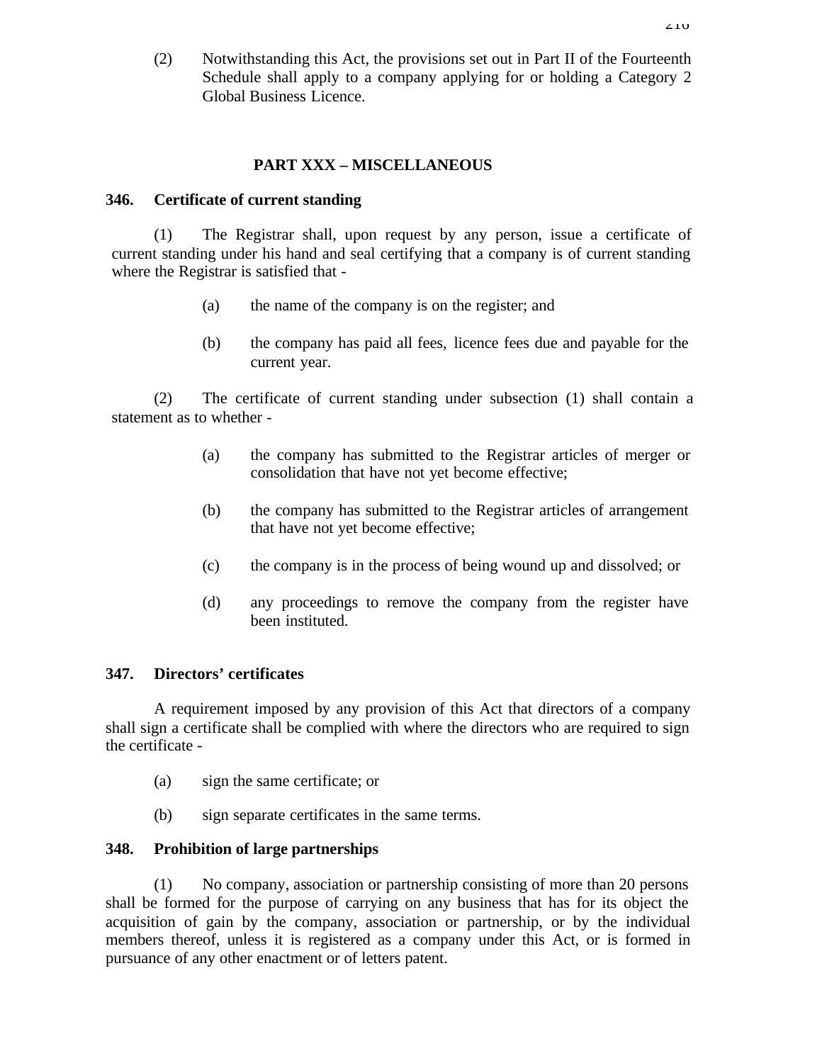(2) Notwithstanding this Act, the provisions set out in Part II of the Fourteenth Schedule shall apply to a company applying for or holding a Category 2 Global Business Licence.

## PART XXX – MISCELLANEOUS

### 346. Certificate of current standing

(1) The Registrar shall, upon request by any person, issue a certificate of current standing under his hand and seal certifying that a company is of current standing where the Registrar is satisfied that -

(a) the name of the company is on the register; and

(b) the company has paid all fees, licence fees due and payable for the current year.

(2) The certificate of current standing under subsection (1) shall contain a statement as to whether -

(a) the company has submitted to the Registrar articles of merger or consolidation that have not yet become effective;

(b) the company has submitted to the Registrar articles of arrangement that have not yet become effective;

(c) the company is in the process of being wound up and dissolved; or

(d) any proceedings to remove the company from the register have been instituted.

### 347. Directors' certificates

A requirement imposed by any provision of this Act that directors of a company shall sign a certificate shall be complied with where the directors who are required to sign the certificate -

(a) sign the same certificate; or

(b) sign separate certificates in the same terms.

### 348. Prohibition of large partnerships

(1) No company, association or partnership consisting of more than 20 persons shall be formed for the purpose of carrying on any business that has for its object the acquisition of gain by the company, association or partnership, or by the individual members thereof, unless it is registered as a company under this Act, or is formed in pursuance of any other enactment or of letters patent.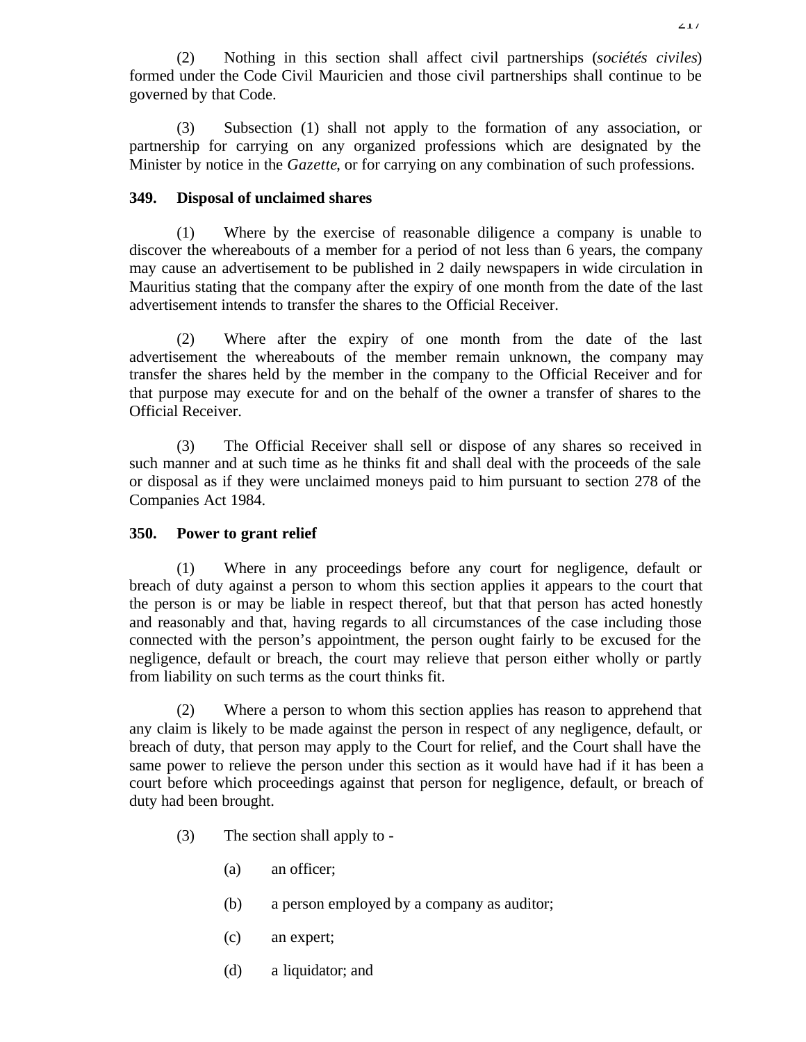(2) Nothing in this section shall affect civil partnerships (*sociétés civiles*) formed under the Code Civil Mauricien and those civil partnerships shall continue to be governed by that Code.

(3) Subsection (1) shall not apply to the formation of any association, or partnership for carrying on any organized professions which are designated by the Minister by notice in the *Gazette*, or for carrying on any combination of such professions.

**349. Disposal of unclaimed shares**

(1) Where by the exercise of reasonable diligence a company is unable to discover the whereabouts of a member for a period of not less than 6 years, the company may cause an advertisement to be published in 2 daily newspapers in wide circulation in Mauritius stating that the company after the expiry of one month from the date of the last advertisement intends to transfer the shares to the Official Receiver.

(2) Where after the expiry of one month from the date of the last advertisement the whereabouts of the member remain unknown, the company may transfer the shares held by the member in the company to the Official Receiver and for that purpose may execute for and on the behalf of the owner a transfer of shares to the Official Receiver.

(3) The Official Receiver shall sell or dispose of any shares so received in such manner and at such time as he thinks fit and shall deal with the proceeds of the sale or disposal as if they were unclaimed moneys paid to him pursuant to section 278 of the Companies Act 1984.

**350. Power to grant relief**

(1) Where in any proceedings before any court for negligence, default or breach of duty against a person to whom this section applies it appears to the court that the person is or may be liable in respect thereof, but that that person has acted honestly and reasonably and that, having regards to all circumstances of the case including those connected with the person's appointment, the person ought fairly to be excused for the negligence, default or breach, the court may relieve that person either wholly or partly from liability on such terms as the court thinks fit.

(2) Where a person to whom this section applies has reason to apprehend that any claim is likely to be made against the person in respect of any negligence, default, or breach of duty, that person may apply to the Court for relief, and the Court shall have the same power to relieve the person under this section as it would have had if it has been a court before which proceedings against that person for negligence, default, or breach of duty had been brought.

(3) The section shall apply to -

(a) an officer;

(b) a person employed by a company as auditor;

(c) an expert;

(d) a liquidator; and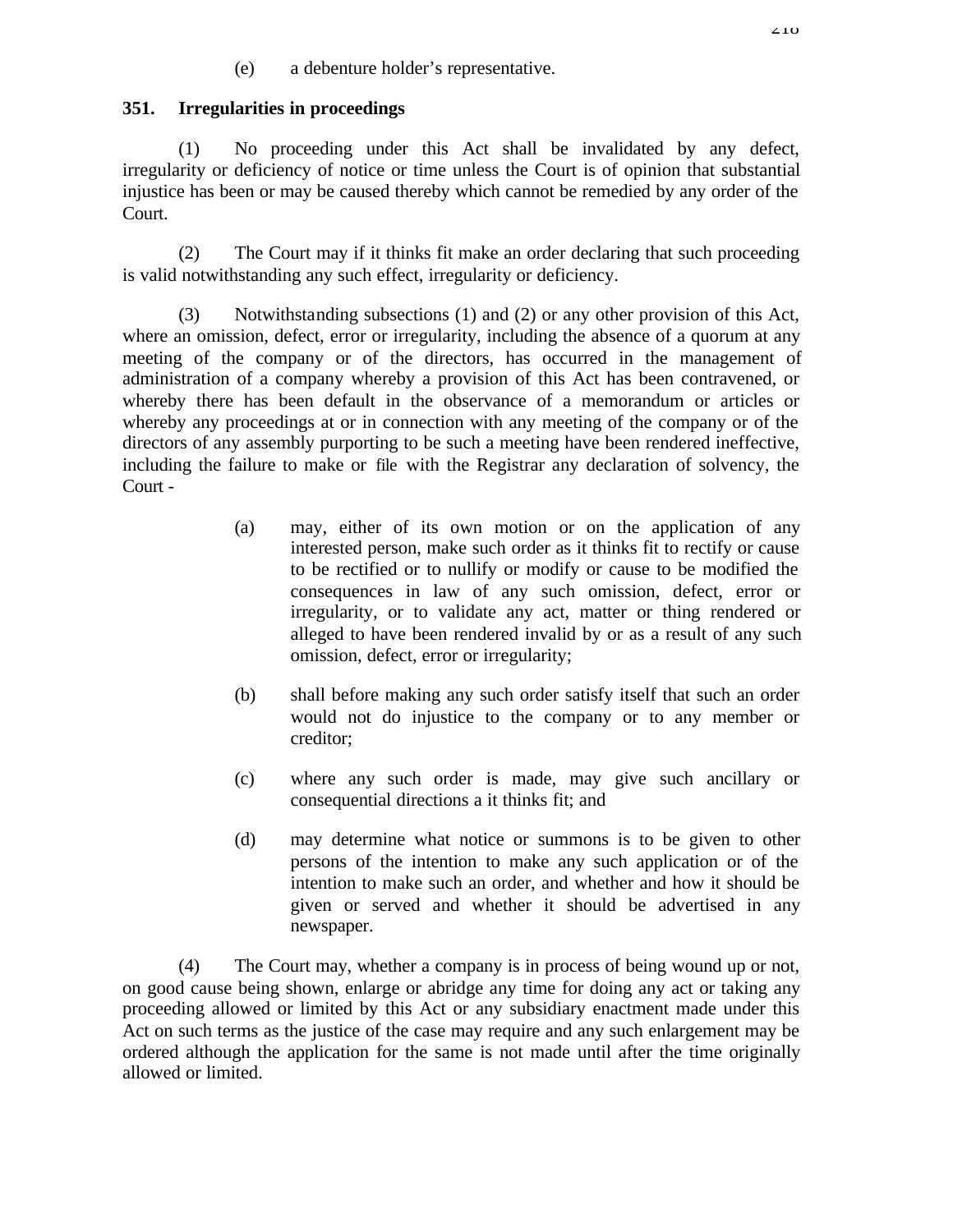(e) a debenture holder's representative.

**351. Irregularities in proceedings**

(1) No proceeding under this Act shall be invalidated by any defect, irregularity or deficiency of notice or time unless the Court is of opinion that substantial injustice has been or may be caused thereby which cannot be remedied by any order of the Court.

(2) The Court may if it thinks fit make an order declaring that such proceeding is valid notwithstanding any such effect, irregularity or deficiency.

(3) Notwithstanding subsections (1) and (2) or any other provision of this Act, where an omission, defect, error or irregularity, including the absence of a quorum at any meeting of the company or of the directors, has occurred in the management of administration of a company whereby a provision of this Act has been contravened, or whereby there has been default in the observance of a memorandum or articles or whereby any proceedings at or in connection with any meeting of the company or of the directors of any assembly purporting to be such a meeting have been rendered ineffective, including the failure to make or file with the Registrar any declaration of solvency, the Court -

(a) may, either of its own motion or on the application of any interested person, make such order as it thinks fit to rectify or cause to be rectified or to nullify or modify or cause to be modified the consequences in law of any such omission, defect, error or irregularity, or to validate any act, matter or thing rendered or alleged to have been rendered invalid by or as a result of any such omission, defect, error or irregularity;

(b) shall before making any such order satisfy itself that such an order would not do injustice to the company or to any member or creditor;

(c) where any such order is made, may give such ancillary or consequential directions a it thinks fit; and

(d) may determine what notice or summons is to be given to other persons of the intention to make any such application or of the intention to make such an order, and whether and how it should be given or served and whether it should be advertised in any newspaper.

(4) The Court may, whether a company is in process of being wound up or not, on good cause being shown, enlarge or abridge any time for doing any act or taking any proceeding allowed or limited by this Act or any subsidiary enactment made under this Act on such terms as the justice of the case may require and any such enlargement may be ordered although the application for the same is not made until after the time originally allowed or limited.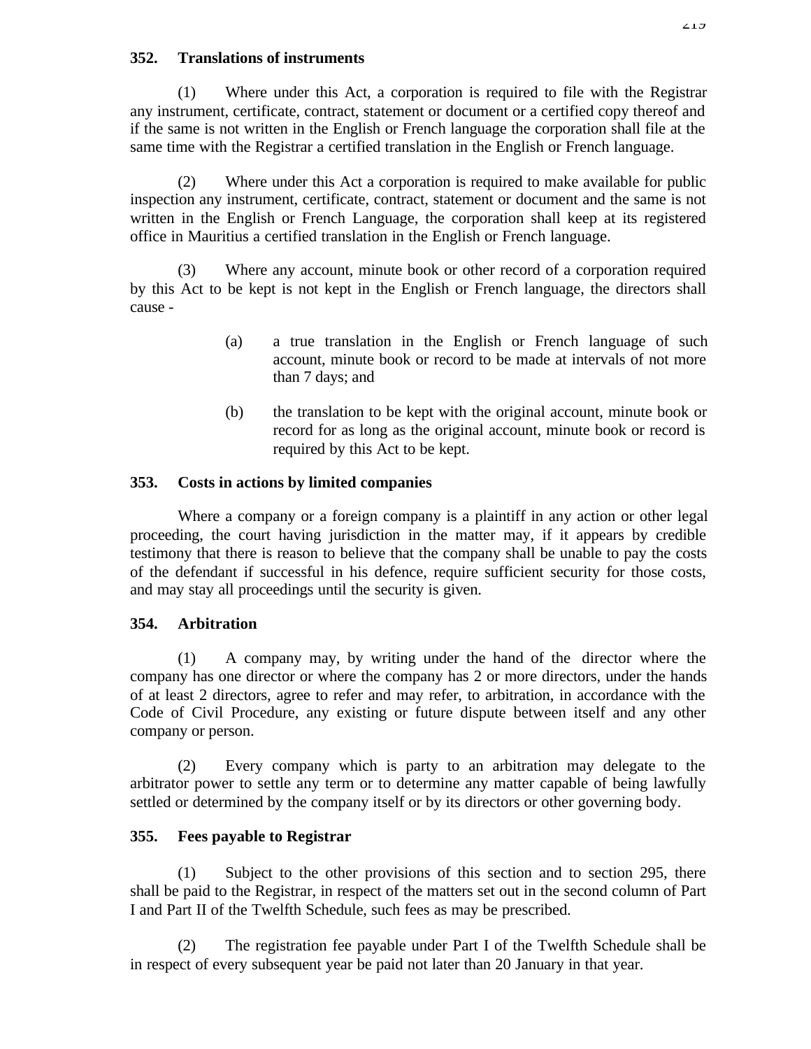**352. Translations of instruments**

(1) Where under this Act, a corporation is required to file with the Registrar any instrument, certificate, contract, statement or document or a certified copy thereof and if the same is not written in the English or French language the corporation shall file at the same time with the Registrar a certified translation in the English or French language.

(2) Where under this Act a corporation is required to make available for public inspection any instrument, certificate, contract, statement or document and the same is not written in the English or French Language, the corporation shall keep at its registered office in Mauritius a certified translation in the English or French language.

(3) Where any account, minute book or other record of a corporation required by this Act to be kept is not kept in the English or French language, the directors shall cause -

(a) a true translation in the English or French language of such account, minute book or record to be made at intervals of not more than 7 days; and

(b) the translation to be kept with the original account, minute book or record for as long as the original account, minute book or record is required by this Act to be kept.

**353. Costs in actions by limited companies**

Where a company or a foreign company is a plaintiff in any action or other legal proceeding, the court having jurisdiction in the matter may, if it appears by credible testimony that there is reason to believe that the company shall be unable to pay the costs of the defendant if successful in his defence, require sufficient security for those costs, and may stay all proceedings until the security is given.

**354. Arbitration**

(1) A company may, by writing under the hand of the director where the company has one director or where the company has 2 or more directors, under the hands of at least 2 directors, agree to refer and may refer, to arbitration, in accordance with the Code of Civil Procedure, any existing or future dispute between itself and any other company or person.

(2) Every company which is party to an arbitration may delegate to the arbitrator power to settle any term or to determine any matter capable of being lawfully settled or determined by the company itself or by its directors or other governing body.

**355. Fees payable to Registrar**

(1) Subject to the other provisions of this section and to section 295, there shall be paid to the Registrar, in respect of the matters set out in the second column of Part I and Part II of the Twelfth Schedule, such fees as may be prescribed.

(2) The registration fee payable under Part I of the Twelfth Schedule shall be in respect of every subsequent year be paid not later than 20 January in that year.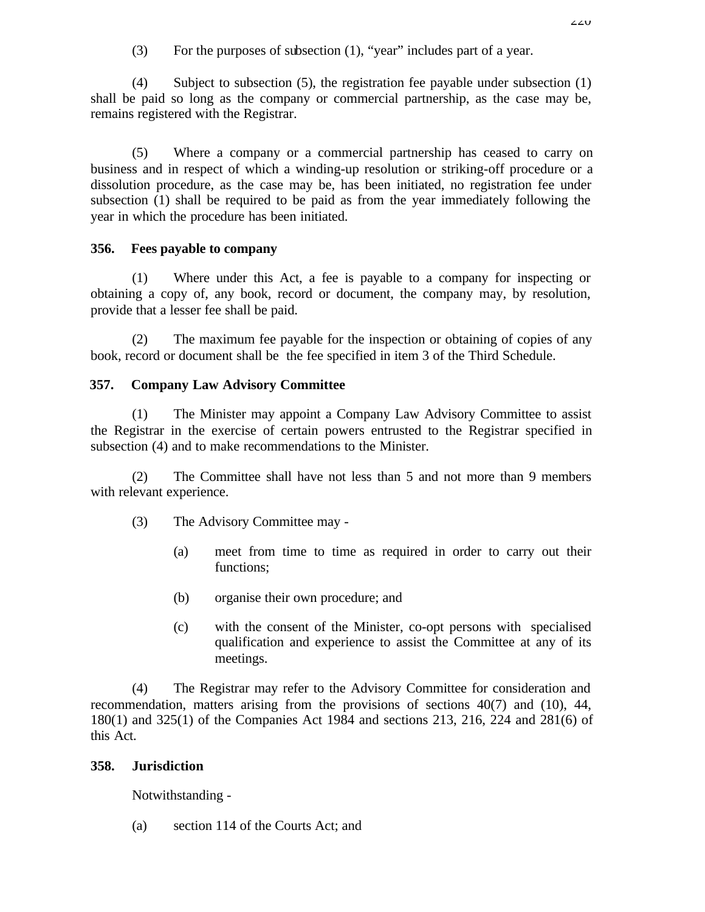(3) For the purposes of subsection (1), “year” includes part of a year.

(4) Subject to subsection (5), the registration fee payable under subsection (1) shall be paid so long as the company or commercial partnership, as the case may be, remains registered with the Registrar.

(5) Where a company or a commercial partnership has ceased to carry on business and in respect of which a winding-up resolution or striking-off procedure or a dissolution procedure, as the case may be, has been initiated, no registration fee under subsection (1) shall be required to be paid as from the year immediately following the year in which the procedure has been initiated.

**356. Fees payable to company**

(1) Where under this Act, a fee is payable to a company for inspecting or obtaining a copy of, any book, record or document, the company may, by resolution, provide that a lesser fee shall be paid.

(2) The maximum fee payable for the inspection or obtaining of copies of any book, record or document shall be the fee specified in item 3 of the Third Schedule.

**357. Company Law Advisory Committee**

(1) The Minister may appoint a Company Law Advisory Committee to assist the Registrar in the exercise of certain powers entrusted to the Registrar specified in subsection (4) and to make recommendations to the Minister.

(2) The Committee shall have not less than 5 and not more than 9 members with relevant experience.

(3) The Advisory Committee may -

(a) meet from time to time as required in order to carry out their functions;

(b) organise their own procedure; and

(c) with the consent of the Minister, co-opt persons with specialised qualification and experience to assist the Committee at any of its meetings.

(4) The Registrar may refer to the Advisory Committee for consideration and recommendation, matters arising from the provisions of sections 40(7) and (10), 44, 180(1) and 325(1) of the Companies Act 1984 and sections 213, 216, 224 and 281(6) of this Act.

**358. Jurisdiction**

Notwithstanding -

(a) section 114 of the Courts Act; and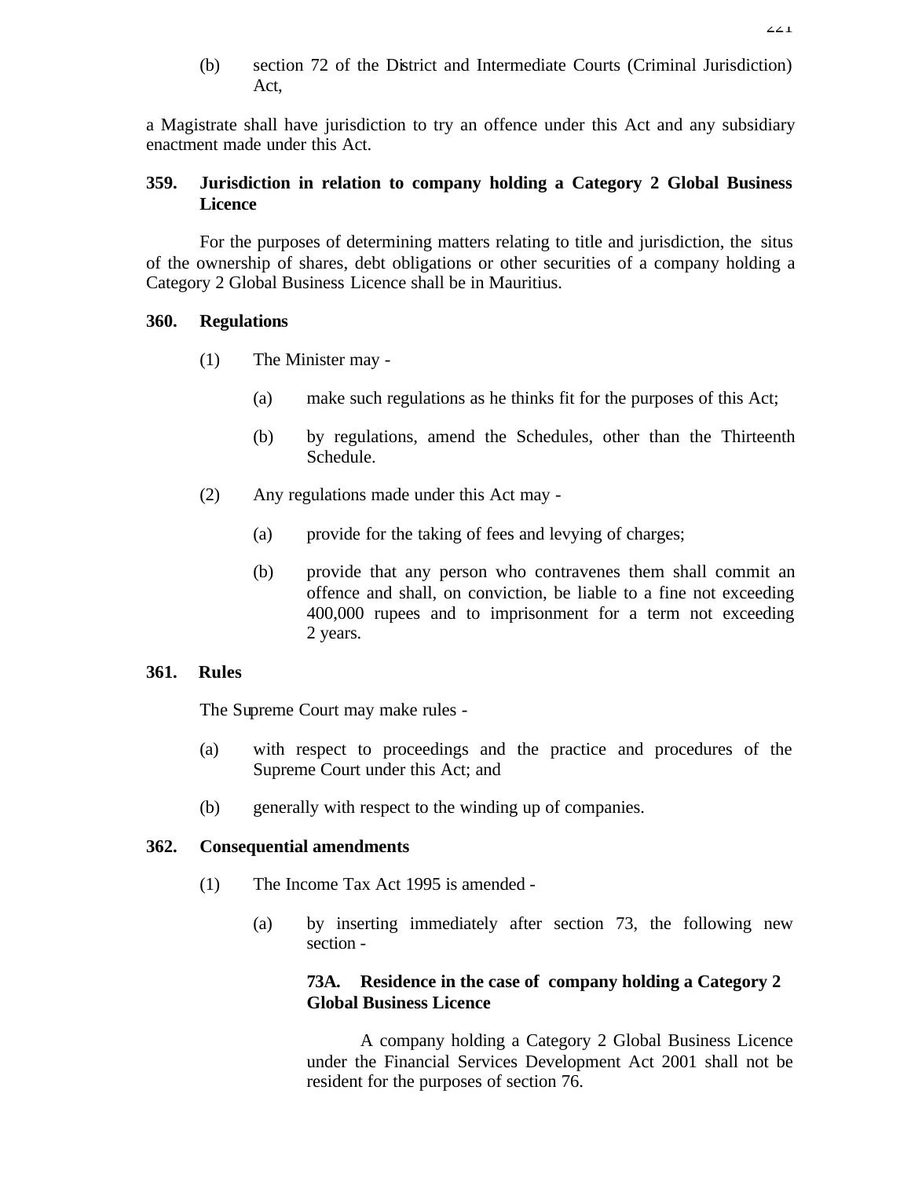(b) section 72 of the District and Intermediate Courts (Criminal Jurisdiction) Act,

a Magistrate shall have jurisdiction to try an offence under this Act and any subsidiary enactment made under this Act.

**359. Jurisdiction in relation to company holding a Category 2 Global Business Licence**

For the purposes of determining matters relating to title and jurisdiction, the situs of the ownership of shares, debt obligations or other securities of a company holding a Category 2 Global Business Licence shall be in Mauritius.

**360. Regulations**

(1) The Minister may -

(a) make such regulations as he thinks fit for the purposes of this Act;

(b) by regulations, amend the Schedules, other than the Thirteenth Schedule.

(2) Any regulations made under this Act may -

(a) provide for the taking of fees and levying of charges;

(b) provide that any person who contravenes them shall commit an offence and shall, on conviction, be liable to a fine not exceeding 400,000 rupees and to imprisonment for a term not exceeding 2 years.

**361. Rules**

The Supreme Court may make rules -

(a) with respect to proceedings and the practice and procedures of the Supreme Court under this Act; and

(b) generally with respect to the winding up of companies.

**362. Consequential amendments**

(1) The Income Tax Act 1995 is amended -

(a) by inserting immediately after section 73, the following new section -

**73A. Residence in the case of company holding a Category 2 Global Business Licence**

A company holding a Category 2 Global Business Licence under the Financial Services Development Act 2001 shall not be resident for the purposes of section 76.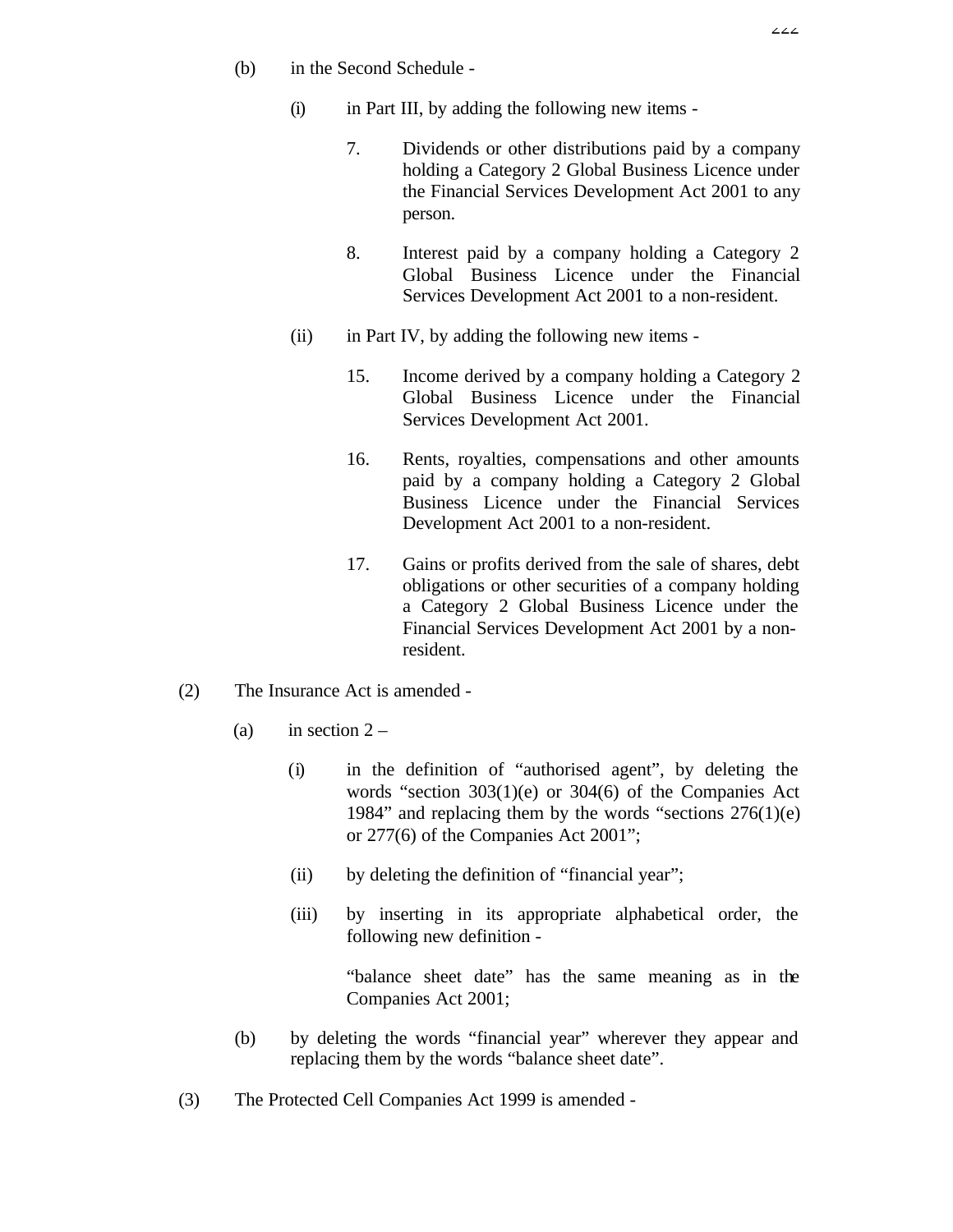(b) in the Second Schedule -

(i) in Part III, by adding the following new items -

7. Dividends or other distributions paid by a company holding a Category 2 Global Business Licence under the Financial Services Development Act 2001 to any person.

8. Interest paid by a company holding a Category 2 Global Business Licence under the Financial Services Development Act 2001 to a non-resident.

(ii) in Part IV, by adding the following new items -

15. Income derived by a company holding a Category 2 Global Business Licence under the Financial Services Development Act 2001.

16. Rents, royalties, compensations and other amounts paid by a company holding a Category 2 Global Business Licence under the Financial Services Development Act 2001 to a non-resident.

17. Gains or profits derived from the sale of shares, debt obligations or other securities of a company holding a Category 2 Global Business Licence under the Financial Services Development Act 2001 by a non-resident.

(2) The Insurance Act is amended -

(a) in section 2 –

(i) in the definition of "authorised agent", by deleting the words "section 303(1)(e) or 304(6) of the Companies Act 1984" and replacing them by the words "sections 276(1)(e) or 277(6) of the Companies Act 2001";

(ii) by deleting the definition of "financial year";

(iii) by inserting in its appropriate alphabetical order, the following new definition -

"balance sheet date" has the same meaning as in the Companies Act 2001;

(b) by deleting the words "financial year" wherever they appear and replacing them by the words "balance sheet date".

(3) The Protected Cell Companies Act 1999 is amended -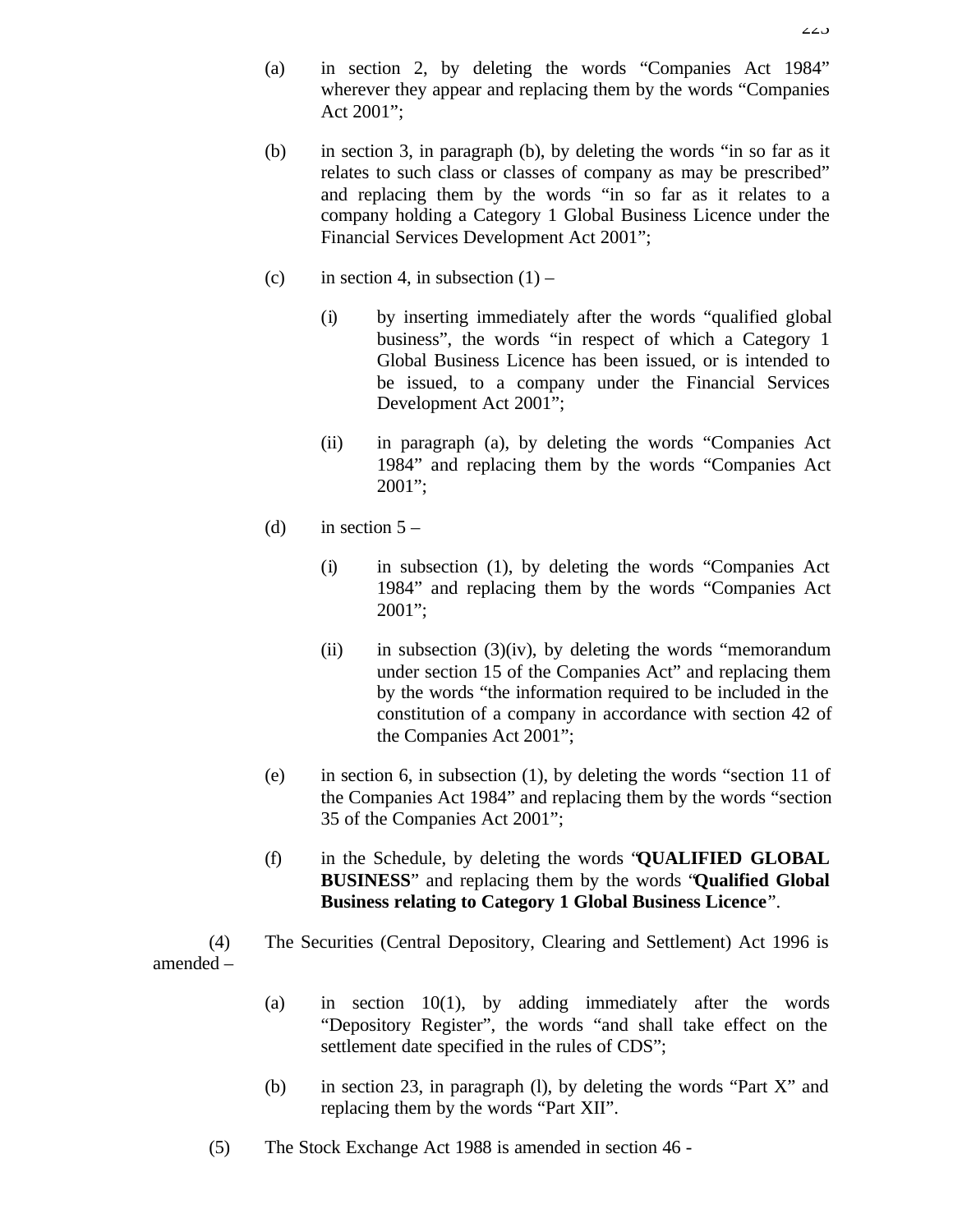(a) in section 2, by deleting the words "Companies Act 1984" wherever they appear and replacing them by the words "Companies Act 2001";

(b) in section 3, in paragraph (b), by deleting the words "in so far as it relates to such class or classes of company as may be prescribed" and replacing them by the words "in so far as it relates to a company holding a Category 1 Global Business Licence under the Financial Services Development Act 2001";

(c) in section 4, in subsection (1) –

(i) by inserting immediately after the words "qualified global business", the words "in respect of which a Category 1 Global Business Licence has been issued, or is intended to be issued, to a company under the Financial Services Development Act 2001";

(ii) in paragraph (a), by deleting the words "Companies Act 1984" and replacing them by the words "Companies Act 2001";

(d) in section 5 –

(i) in subsection (1), by deleting the words "Companies Act 1984" and replacing them by the words "Companies Act 2001";

(ii) in subsection (3)(iv), by deleting the words "memorandum under section 15 of the Companies Act" and replacing them by the words "the information required to be included in the constitution of a company in accordance with section 42 of the Companies Act 2001";

(e) in section 6, in subsection (1), by deleting the words "section 11 of the Companies Act 1984" and replacing them by the words "section 35 of the Companies Act 2001";

(f) in the Schedule, by deleting the words "**QUALIFIED GLOBAL BUSINESS**" and replacing them by the words "**Qualified Global Business relating to Category 1 Global Business Licence**".

(4) The Securities (Central Depository, Clearing and Settlement) Act 1996 is amended –

(a) in section 10(1), by adding immediately after the words "Depository Register", the words "and shall take effect on the settlement date specified in the rules of CDS";

(b) in section 23, in paragraph (l), by deleting the words "Part X" and replacing them by the words "Part XII".

(5) The Stock Exchange Act 1988 is amended in section 46 -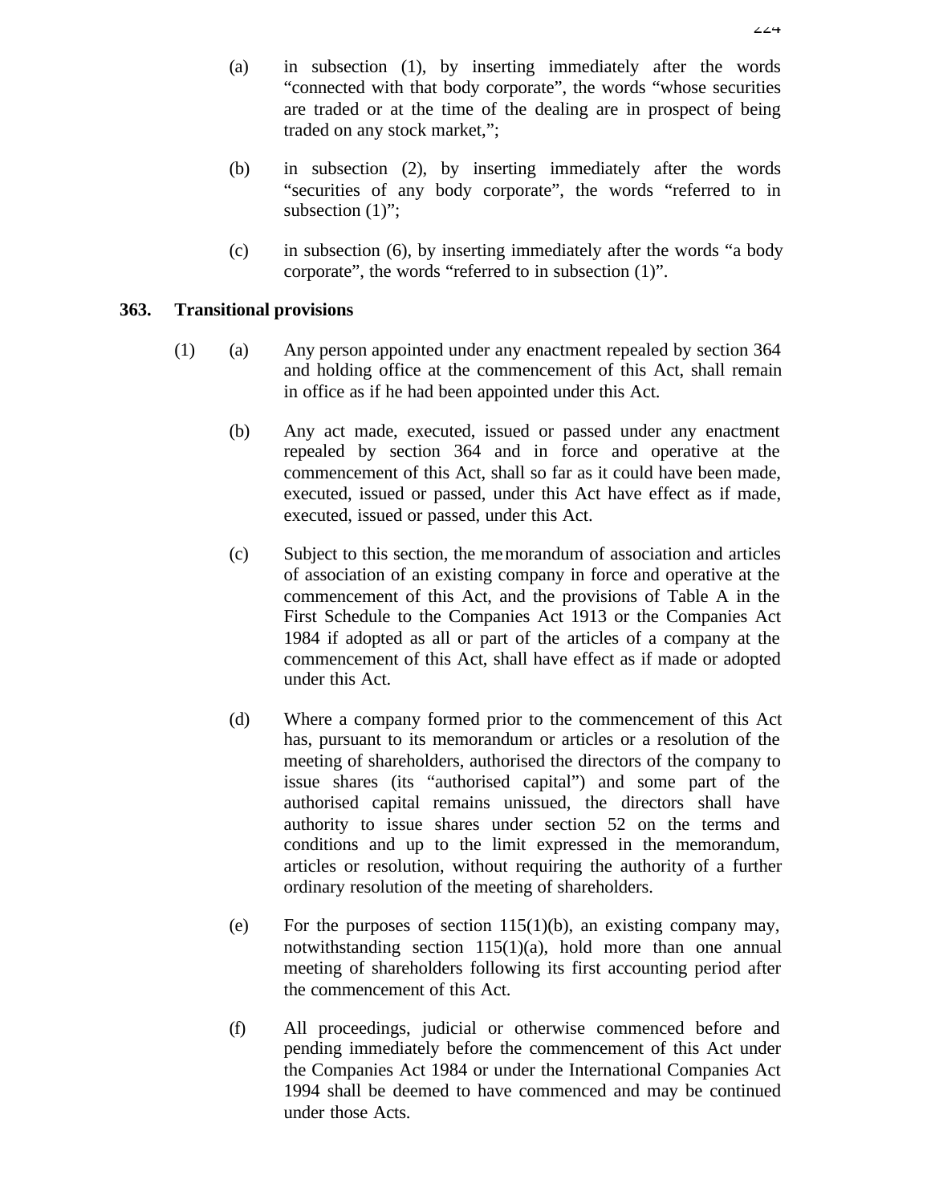(a) in subsection (1), by inserting immediately after the words "connected with that body corporate", the words "whose securities are traded or at the time of the dealing are in prospect of being traded on any stock market,";

(b) in subsection (2), by inserting immediately after the words "securities of any body corporate", the words "referred to in subsection (1)";

(c) in subsection (6), by inserting immediately after the words "a body corporate", the words "referred to in subsection (1)".

**363. Transitional provisions**

(1) (a) Any person appointed under any enactment repealed by section 364 and holding office at the commencement of this Act, shall remain in office as if he had been appointed under this Act.

(b) Any act made, executed, issued or passed under any enactment repealed by section 364 and in force and operative at the commencement of this Act, shall so far as it could have been made, executed, issued or passed, under this Act have effect as if made, executed, issued or passed, under this Act.

(c) Subject to this section, the memorandum of association and articles of association of an existing company in force and operative at the commencement of this Act, and the provisions of Table A in the First Schedule to the Companies Act 1913 or the Companies Act 1984 if adopted as all or part of the articles of a company at the commencement of this Act, shall have effect as if made or adopted under this Act.

(d) Where a company formed prior to the commencement of this Act has, pursuant to its memorandum or articles or a resolution of the meeting of shareholders, authorised the directors of the company to issue shares (its "authorised capital") and some part of the authorised capital remains unissued, the directors shall have authority to issue shares under section 52 on the terms and conditions and up to the limit expressed in the memorandum, articles or resolution, without requiring the authority of a further ordinary resolution of the meeting of shareholders.

(e) For the purposes of section 115(1)(b), an existing company may, notwithstanding section 115(1)(a), hold more than one annual meeting of shareholders following its first accounting period after the commencement of this Act.

(f) All proceedings, judicial or otherwise commenced before and pending immediately before the commencement of this Act under the Companies Act 1984 or under the International Companies Act 1994 shall be deemed to have commenced and may be continued under those Acts.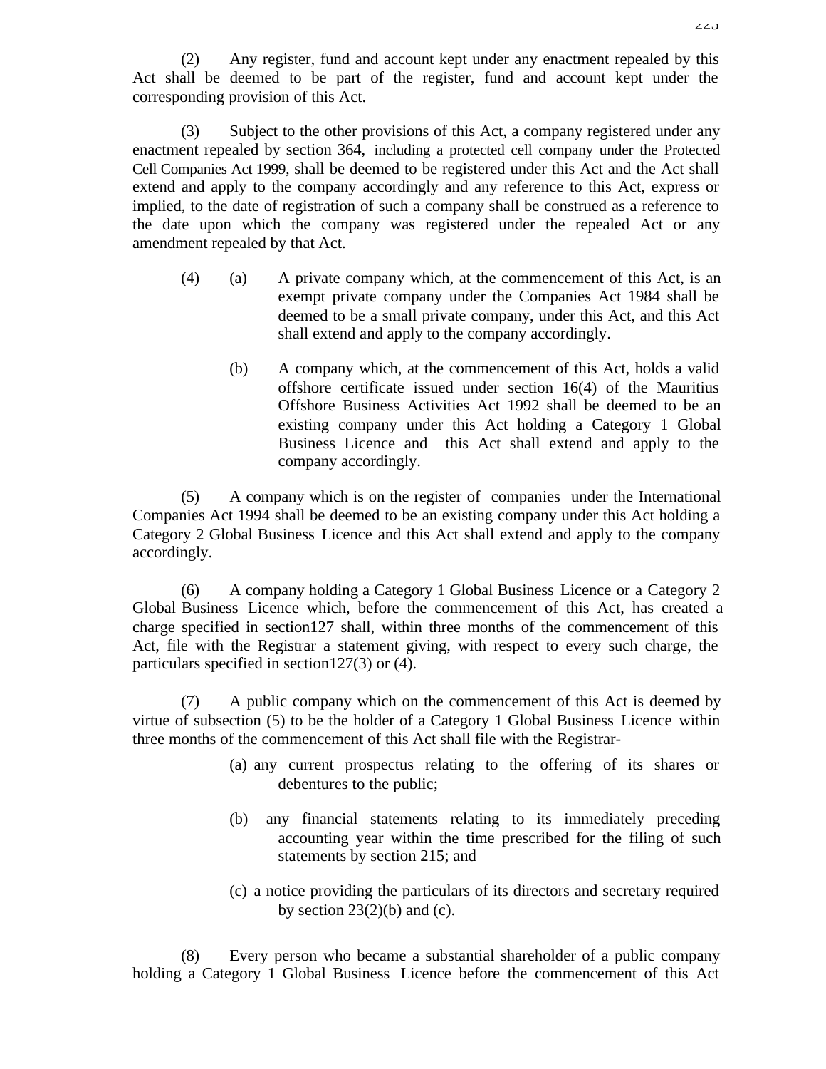(2) Any register, fund and account kept under any enactment repealed by this Act shall be deemed to be part of the register, fund and account kept under the corresponding provision of this Act.

(3) Subject to the other provisions of this Act, a company registered under any enactment repealed by section 364, including a protected cell company under the Protected Cell Companies Act 1999, shall be deemed to be registered under this Act and the Act shall extend and apply to the company accordingly and any reference to this Act, express or implied, to the date of registration of such a company shall be construed as a reference to the date upon which the company was registered under the repealed Act or any amendment repealed by that Act.

(4) (a) A private company which, at the commencement of this Act, is an exempt private company under the Companies Act 1984 shall be deemed to be a small private company, under this Act, and this Act shall extend and apply to the company accordingly.

(b) A company which, at the commencement of this Act, holds a valid offshore certificate issued under section 16(4) of the Mauritius Offshore Business Activities Act 1992 shall be deemed to be an existing company under this Act holding a Category 1 Global Business Licence and this Act shall extend and apply to the company accordingly.

(5) A company which is on the register of companies under the International Companies Act 1994 shall be deemed to be an existing company under this Act holding a Category 2 Global Business Licence and this Act shall extend and apply to the company accordingly.

(6) A company holding a Category 1 Global Business Licence or a Category 2 Global Business Licence which, before the commencement of this Act, has created a charge specified in section127 shall, within three months of the commencement of this Act, file with the Registrar a statement giving, with respect to every such charge, the particulars specified in section127(3) or (4).

(7) A public company which on the commencement of this Act is deemed by virtue of subsection (5) to be the holder of a Category 1 Global Business Licence within three months of the commencement of this Act shall file with the Registrar-

(a) any current prospectus relating to the offering of its shares or debentures to the public;

(b) any financial statements relating to its immediately preceding accounting year within the time prescribed for the filing of such statements by section 215; and

(c) a notice providing the particulars of its directors and secretary required by section 23(2)(b) and (c).

(8) Every person who became a substantial shareholder of a public company holding a Category 1 Global Business Licence before the commencement of this Act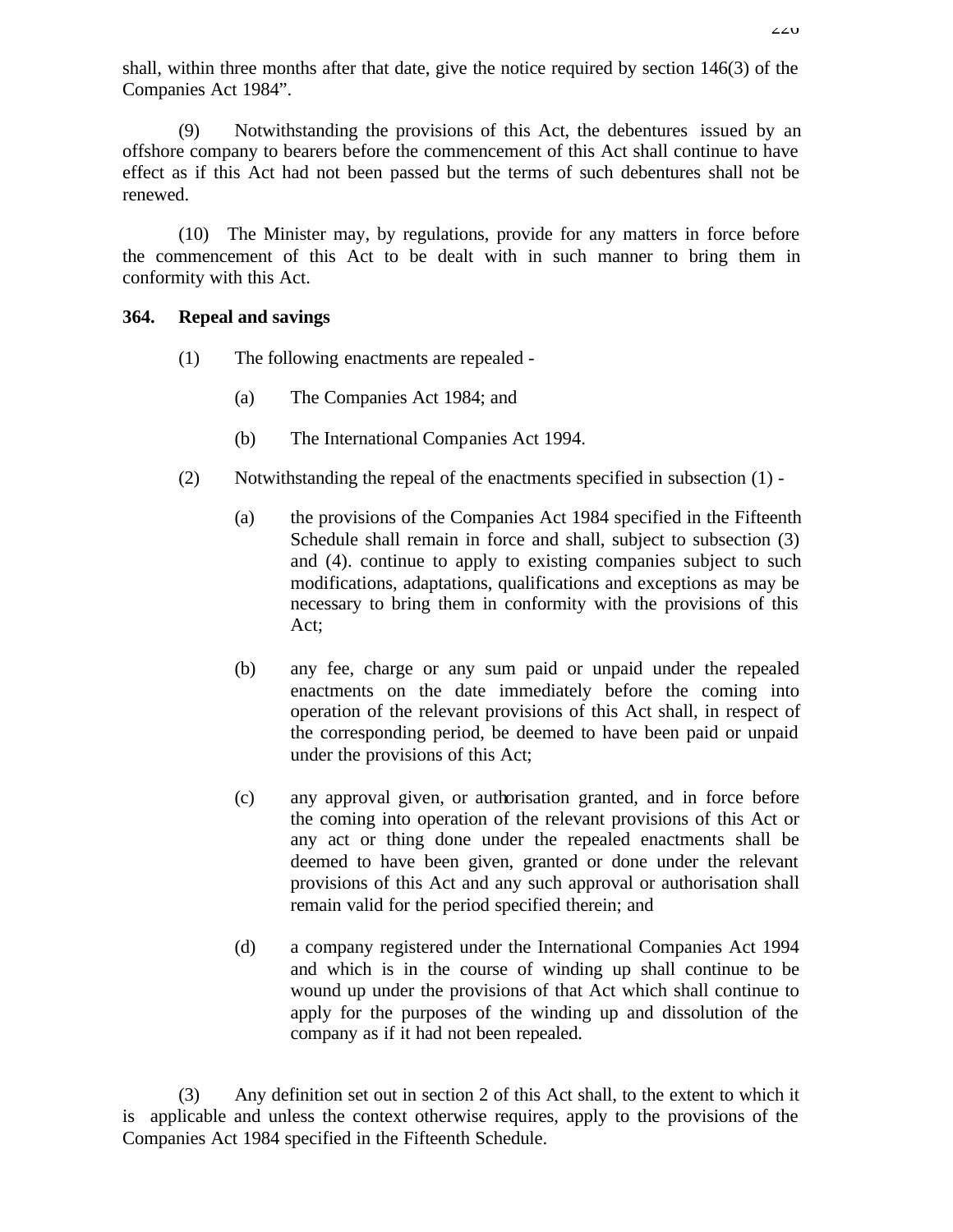shall, within three months after that date, give the notice required by section 146(3) of the Companies Act 1984".

(9) Notwithstanding the provisions of this Act, the debentures issued by an offshore company to bearers before the commencement of this Act shall continue to have effect as if this Act had not been passed but the terms of such debentures shall not be renewed.

(10) The Minister may, by regulations, provide for any matters in force before the commencement of this Act to be dealt with in such manner to bring them in conformity with this Act.

**364. Repeal and savings**

(1) The following enactments are repealed -

(a) The Companies Act 1984; and

(b) The International Companies Act 1994.

(2) Notwithstanding the repeal of the enactments specified in subsection (1) -

(a) the provisions of the Companies Act 1984 specified in the Fifteenth Schedule shall remain in force and shall, subject to subsection (3) and (4). continue to apply to existing companies subject to such modifications, adaptations, qualifications and exceptions as may be necessary to bring them in conformity with the provisions of this Act;

(b) any fee, charge or any sum paid or unpaid under the repealed enactments on the date immediately before the coming into operation of the relevant provisions of this Act shall, in respect of the corresponding period, be deemed to have been paid or unpaid under the provisions of this Act;

(c) any approval given, or authorisation granted, and in force before the coming into operation of the relevant provisions of this Act or any act or thing done under the repealed enactments shall be deemed to have been given, granted or done under the relevant provisions of this Act and any such approval or authorisation shall remain valid for the period specified therein; and

(d) a company registered under the International Companies Act 1994 and which is in the course of winding up shall continue to be wound up under the provisions of that Act which shall continue to apply for the purposes of the winding up and dissolution of the company as if it had not been repealed.

(3) Any definition set out in section 2 of this Act shall, to the extent to which it is applicable and unless the context otherwise requires, apply to the provisions of the Companies Act 1984 specified in the Fifteenth Schedule.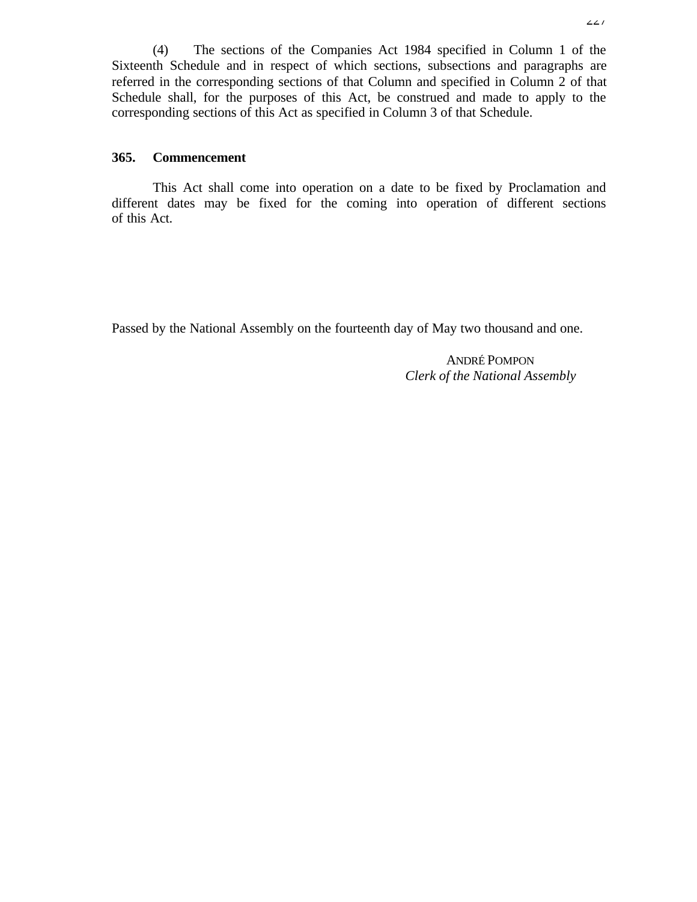(4) The sections of the Companies Act 1984 specified in Column 1 of the Sixteenth Schedule and in respect of which sections, subsections and paragraphs are referred in the corresponding sections of that Column and specified in Column 2 of that Schedule shall, for the purposes of this Act, be construed and made to apply to the corresponding sections of this Act as specified in Column 3 of that Schedule.

**365. Commencement**

This Act shall come into operation on a date to be fixed by Proclamation and different dates may be fixed for the coming into operation of different sections of this Act.

Passed by the National Assembly on the fourteenth day of May two thousand and one.

ANDRÉ POMPON
*Clerk of the National Assembly*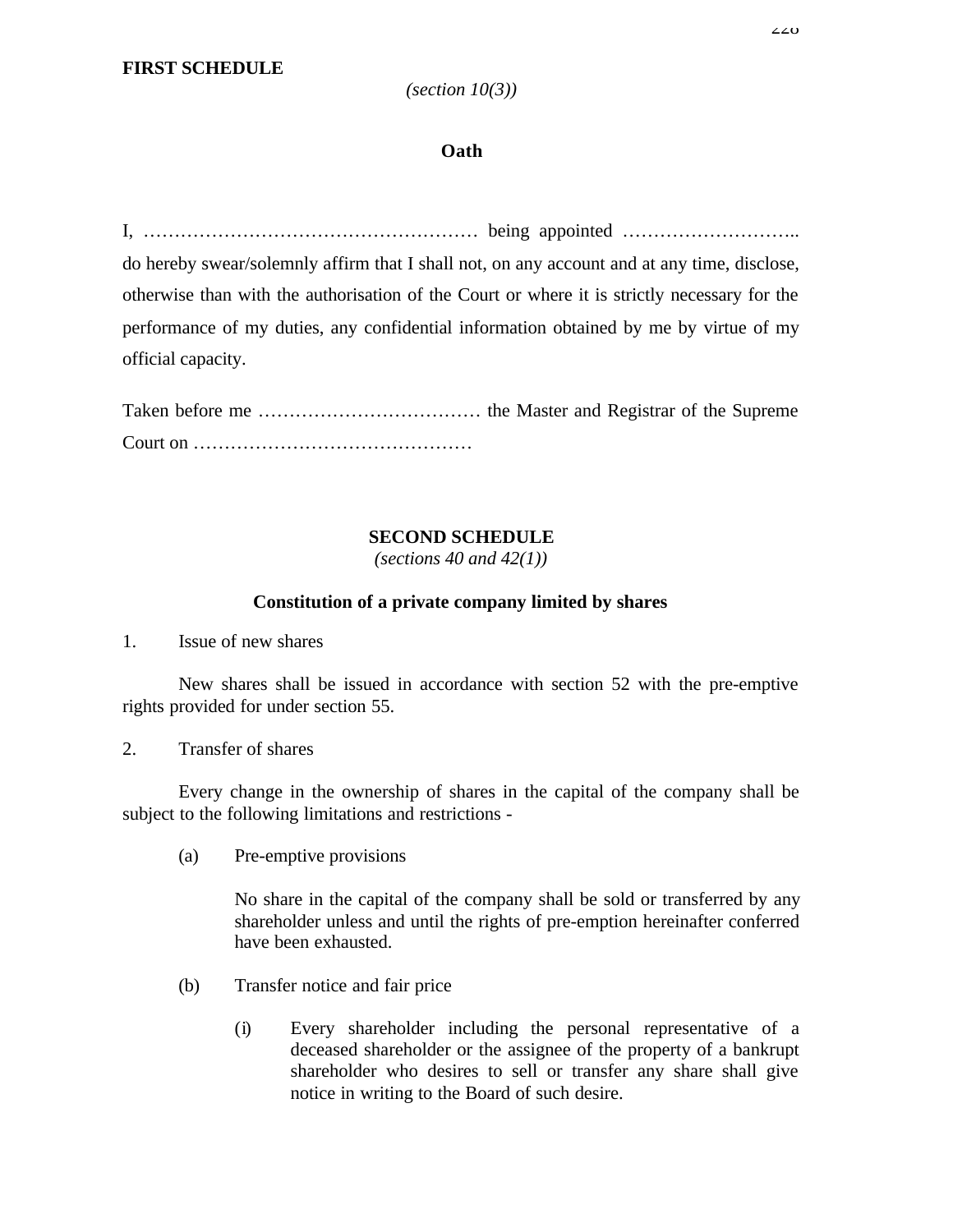## FIRST SCHEDULE

*(section 10(3))*

### Oath

I, ……………………………………………… being appointed ……………………….. do hereby swear/solemnly affirm that I shall not, on any account and at any time, disclose, otherwise than with the authorisation of the Court or where it is strictly necessary for the performance of my duties, any confidential information obtained by me by virtue of my official capacity.

Taken before me ……………………………… the Master and Registrar of the Supreme Court on ………………………………………

## SECOND SCHEDULE

*(sections 40 and 42(1))*

### Constitution of a private company limited by shares

1. Issue of new shares

New shares shall be issued in accordance with section 52 with the pre-emptive rights provided for under section 55.

2. Transfer of shares

Every change in the ownership of shares in the capital of the company shall be subject to the following limitations and restrictions -

(a) Pre-emptive provisions

No share in the capital of the company shall be sold or transferred by any shareholder unless and until the rights of pre-emption hereinafter conferred have been exhausted.

(b) Transfer notice and fair price

(i) Every shareholder including the personal representative of a deceased shareholder or the assignee of the property of a bankrupt shareholder who desires to sell or transfer any share shall give notice in writing to the Board of such desire.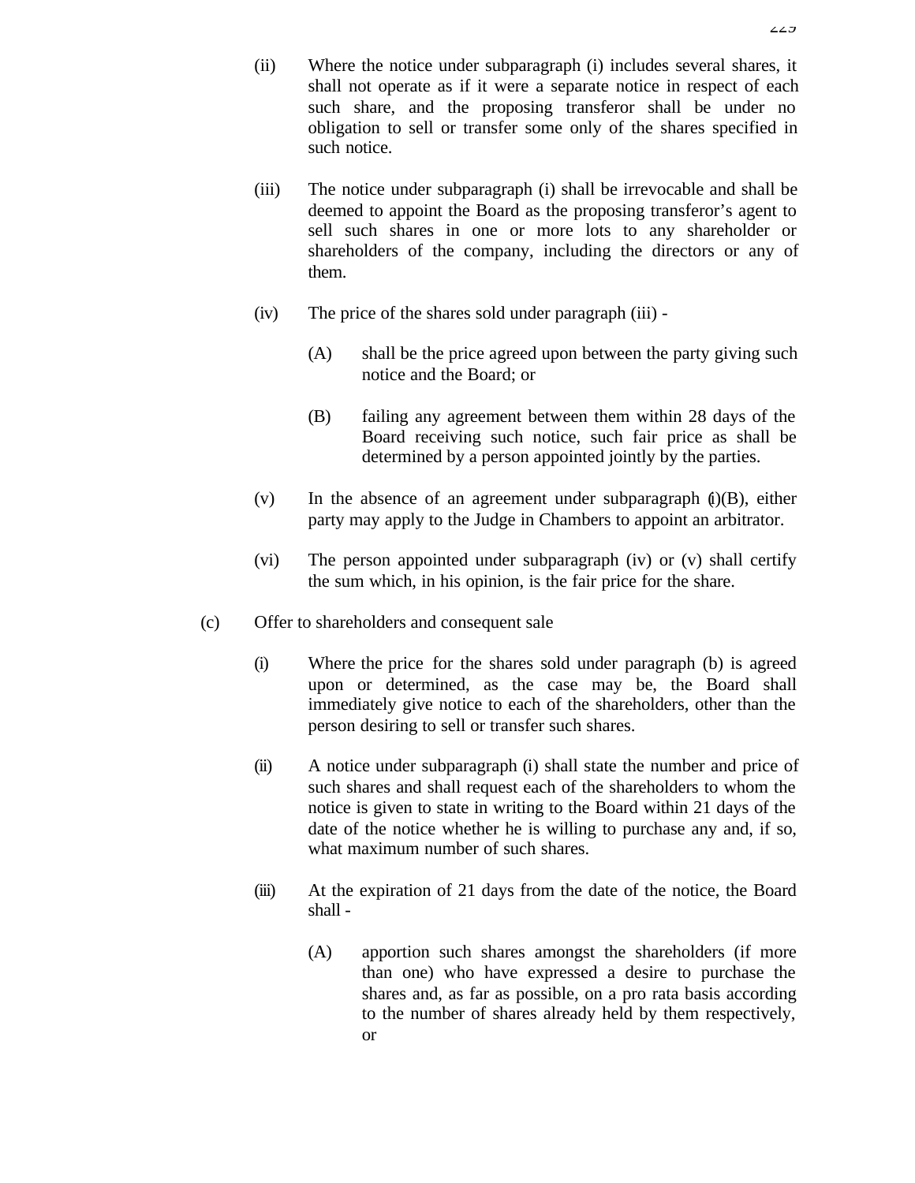(ii) Where the notice under subparagraph (i) includes several shares, it shall not operate as if it were a separate notice in respect of each such share, and the proposing transferor shall be under no obligation to sell or transfer some only of the shares specified in such notice.

(iii) The notice under subparagraph (i) shall be irrevocable and shall be deemed to appoint the Board as the proposing transferor's agent to sell such shares in one or more lots to any shareholder or shareholders of the company, including the directors or any of them.

(iv) The price of the shares sold under paragraph (iii) -

(A) shall be the price agreed upon between the party giving such notice and the Board; or

(B) failing any agreement between them within 28 days of the Board receiving such notice, such fair price as shall be determined by a person appointed jointly by the parties.

(v) In the absence of an agreement under subparagraph (i)(B), either party may apply to the Judge in Chambers to appoint an arbitrator.

(vi) The person appointed under subparagraph (iv) or (v) shall certify the sum which, in his opinion, is the fair price for the share.

(c) Offer to shareholders and consequent sale

(i) Where the price for the shares sold under paragraph (b) is agreed upon or determined, as the case may be, the Board shall immediately give notice to each of the shareholders, other than the person desiring to sell or transfer such shares.

(ii) A notice under subparagraph (i) shall state the number and price of such shares and shall request each of the shareholders to whom the notice is given to state in writing to the Board within 21 days of the date of the notice whether he is willing to purchase any and, if so, what maximum number of such shares.

(iii) At the expiration of 21 days from the date of the notice, the Board shall -

(A) apportion such shares amongst the shareholders (if more than one) who have expressed a desire to purchase the shares and, as far as possible, on a pro rata basis according to the number of shares already held by them respectively, or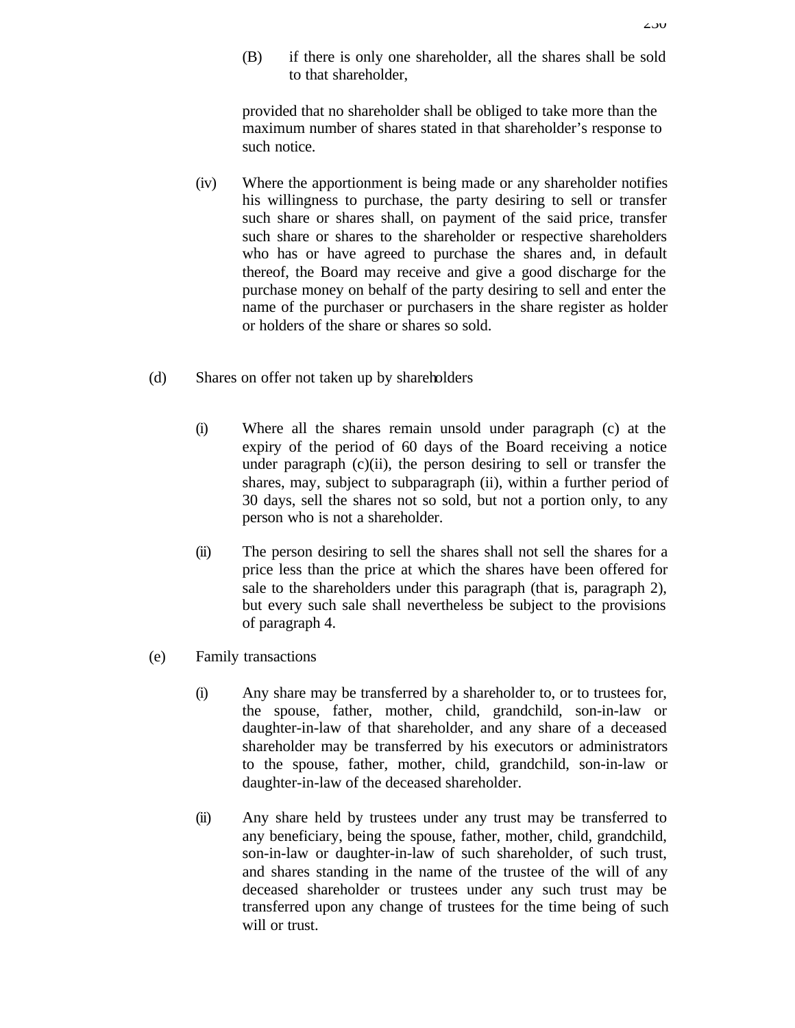(B) if there is only one shareholder, all the shares shall be sold to that shareholder,

provided that no shareholder shall be obliged to take more than the maximum number of shares stated in that shareholder's response to such notice.

(iv) Where the apportionment is being made or any shareholder notifies his willingness to purchase, the party desiring to sell or transfer such share or shares shall, on payment of the said price, transfer such share or shares to the shareholder or respective shareholders who has or have agreed to purchase the shares and, in default thereof, the Board may receive and give a good discharge for the purchase money on behalf of the party desiring to sell and enter the name of the purchaser or purchasers in the share register as holder or holders of the share or shares so sold.

(d) Shares on offer not taken up by shareholders

(i) Where all the shares remain unsold under paragraph (c) at the expiry of the period of 60 days of the Board receiving a notice under paragraph (c)(ii), the person desiring to sell or transfer the shares, may, subject to subparagraph (ii), within a further period of 30 days, sell the shares not so sold, but not a portion only, to any person who is not a shareholder.

(ii) The person desiring to sell the shares shall not sell the shares for a price less than the price at which the shares have been offered for sale to the shareholders under this paragraph (that is, paragraph 2), but every such sale shall nevertheless be subject to the provisions of paragraph 4.

(e) Family transactions

(i) Any share may be transferred by a shareholder to, or to trustees for, the spouse, father, mother, child, grandchild, son-in-law or daughter-in-law of that shareholder, and any share of a deceased shareholder may be transferred by his executors or administrators to the spouse, father, mother, child, grandchild, son-in-law or daughter-in-law of the deceased shareholder.

(ii) Any share held by trustees under any trust may be transferred to any beneficiary, being the spouse, father, mother, child, grandchild, son-in-law or daughter-in-law of such shareholder, of such trust, and shares standing in the name of the trustee of the will of any deceased shareholder or trustees under any such trust may be transferred upon any change of trustees for the time being of such will or trust.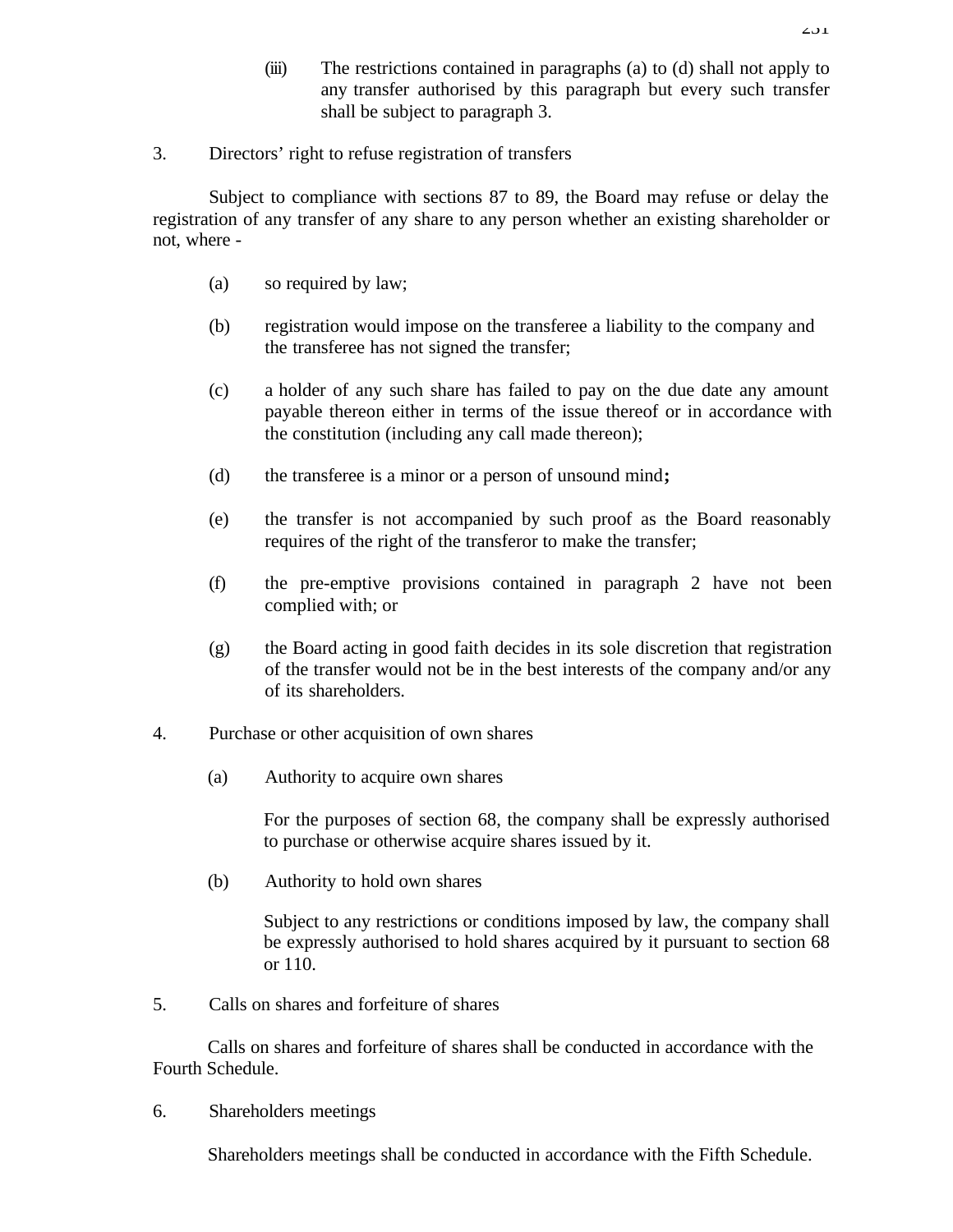(iii) The restrictions contained in paragraphs (a) to (d) shall not apply to any transfer authorised by this paragraph but every such transfer shall be subject to paragraph 3.

3. Directors' right to refuse registration of transfers

Subject to compliance with sections 87 to 89, the Board may refuse or delay the registration of any transfer of any share to any person whether an existing shareholder or not, where -

(a) so required by law;

(b) registration would impose on the transferee a liability to the company and the transferee has not signed the transfer;

(c) a holder of any such share has failed to pay on the due date any amount payable thereon either in terms of the issue thereof or in accordance with the constitution (including any call made thereon);

(d) the transferee is a minor or a person of unsound mind**;**

(e) the transfer is not accompanied by such proof as the Board reasonably requires of the right of the transferor to make the transfer;

(f) the pre-emptive provisions contained in paragraph 2 have not been complied with; or

(g) the Board acting in good faith decides in its sole discretion that registration of the transfer would not be in the best interests of the company and/or any of its shareholders.

4. Purchase or other acquisition of own shares

(a) Authority to acquire own shares

For the purposes of section 68, the company shall be expressly authorised to purchase or otherwise acquire shares issued by it.

(b) Authority to hold own shares

Subject to any restrictions or conditions imposed by law, the company shall be expressly authorised to hold shares acquired by it pursuant to section 68 or 110.

5. Calls on shares and forfeiture of shares

Calls on shares and forfeiture of shares shall be conducted in accordance with the Fourth Schedule.

6. Shareholders meetings

Shareholders meetings shall be conducted in accordance with the Fifth Schedule.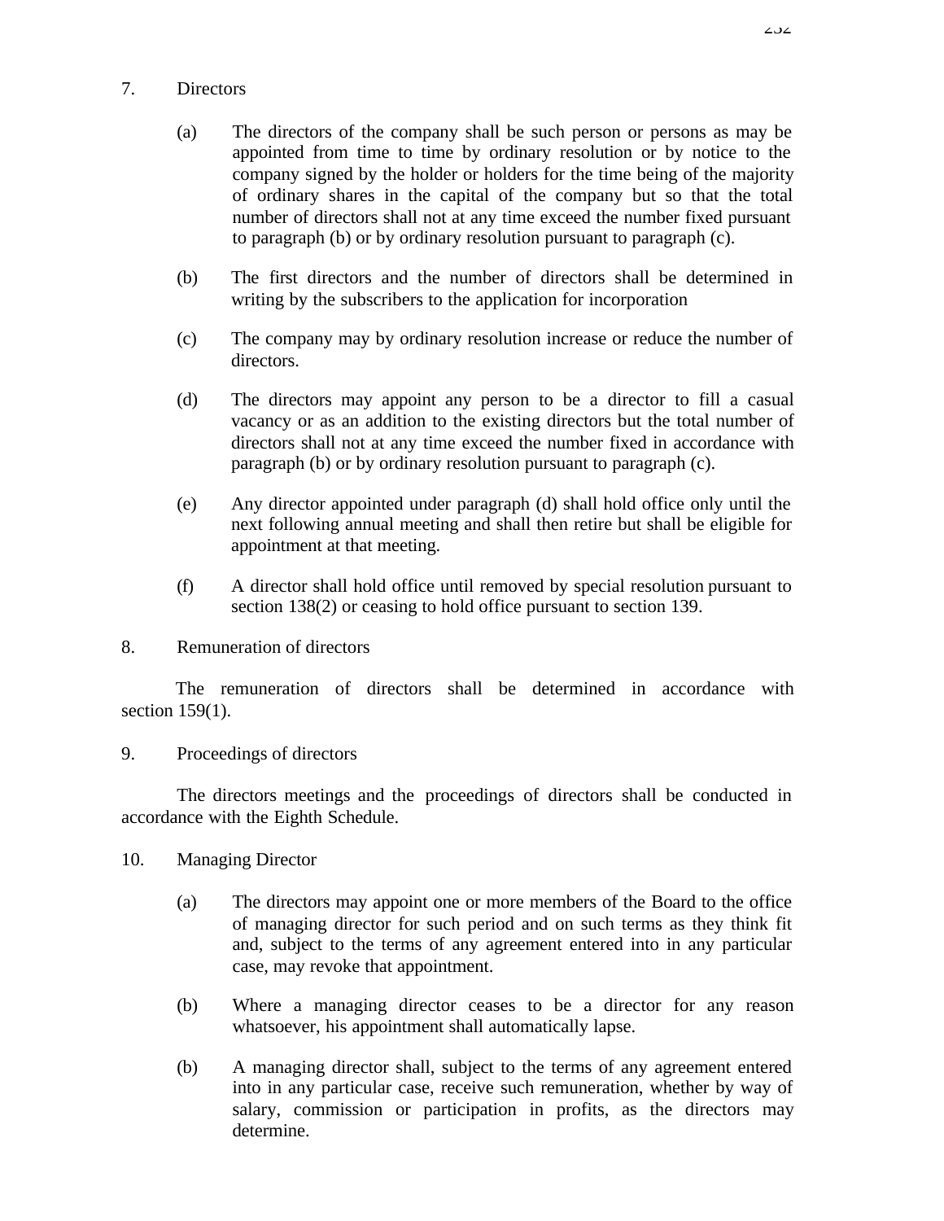7. Directors

(a) The directors of the company shall be such person or persons as may be appointed from time to time by ordinary resolution or by notice to the company signed by the holder or holders for the time being of the majority of ordinary shares in the capital of the company but so that the total number of directors shall not at any time exceed the number fixed pursuant to paragraph (b) or by ordinary resolution pursuant to paragraph (c).

(b) The first directors and the number of directors shall be determined in writing by the subscribers to the application for incorporation

(c) The company may by ordinary resolution increase or reduce the number of directors.

(d) The directors may appoint any person to be a director to fill a casual vacancy or as an addition to the existing directors but the total number of directors shall not at any time exceed the number fixed in accordance with paragraph (b) or by ordinary resolution pursuant to paragraph (c).

(e) Any director appointed under paragraph (d) shall hold office only until the next following annual meeting and shall then retire but shall be eligible for appointment at that meeting.

(f) A director shall hold office until removed by special resolution pursuant to section 138(2) or ceasing to hold office pursuant to section 139.

8. Remuneration of directors

The remuneration of directors shall be determined in accordance with section 159(1).

9. Proceedings of directors

The directors meetings and the proceedings of directors shall be conducted in accordance with the Eighth Schedule.

10. Managing Director

(a) The directors may appoint one or more members of the Board to the office of managing director for such period and on such terms as they think fit and, subject to the terms of any agreement entered into in any particular case, may revoke that appointment.

(b) Where a managing director ceases to be a director for any reason whatsoever, his appointment shall automatically lapse.

(b) A managing director shall, subject to the terms of any agreement entered into in any particular case, receive such remuneration, whether by way of salary, commission or participation in profits, as the directors may determine.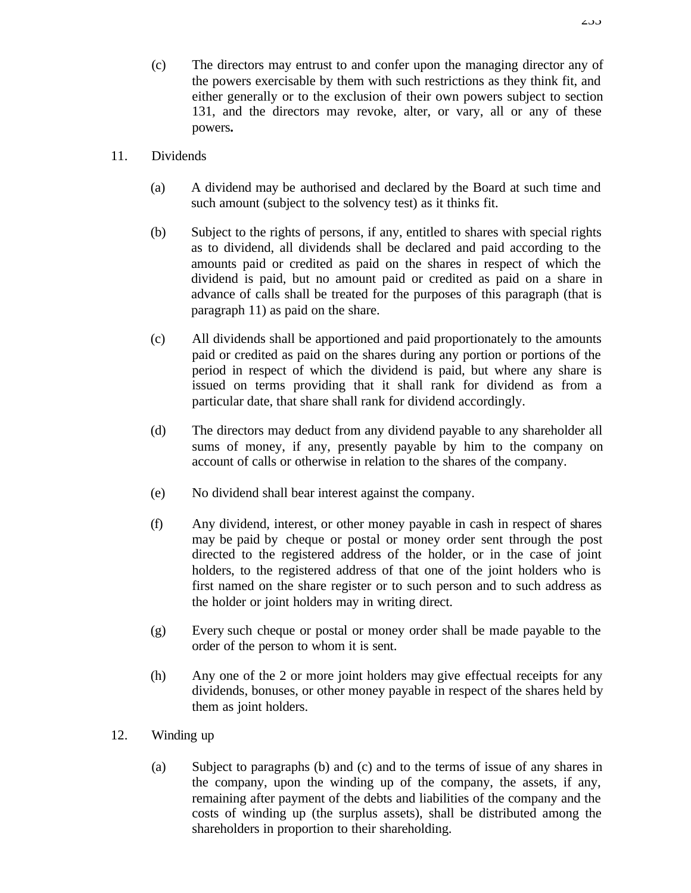(c) The directors may entrust to and confer upon the managing director any of the powers exercisable by them with such restrictions as they think fit, and either generally or to the exclusion of their own powers subject to section 131, and the directors may revoke, alter, or vary, all or any of these powers**.**

11. Dividends

(a) A dividend may be authorised and declared by the Board at such time and such amount (subject to the solvency test) as it thinks fit.

(b) Subject to the rights of persons, if any, entitled to shares with special rights as to dividend, all dividends shall be declared and paid according to the amounts paid or credited as paid on the shares in respect of which the dividend is paid, but no amount paid or credited as paid on a share in advance of calls shall be treated for the purposes of this paragraph (that is paragraph 11) as paid on the share.

(c) All dividends shall be apportioned and paid proportionately to the amounts paid or credited as paid on the shares during any portion or portions of the period in respect of which the dividend is paid, but where any share is issued on terms providing that it shall rank for dividend as from a particular date, that share shall rank for dividend accordingly.

(d) The directors may deduct from any dividend payable to any shareholder all sums of money, if any, presently payable by him to the company on account of calls or otherwise in relation to the shares of the company.

(e) No dividend shall bear interest against the company.

(f) Any dividend, interest, or other money payable in cash in respect of shares may be paid by cheque or postal or money order sent through the post directed to the registered address of the holder, or in the case of joint holders, to the registered address of that one of the joint holders who is first named on the share register or to such person and to such address as the holder or joint holders may in writing direct.

(g) Every such cheque or postal or money order shall be made payable to the order of the person to whom it is sent.

(h) Any one of the 2 or more joint holders may give effectual receipts for any dividends, bonuses, or other money payable in respect of the shares held by them as joint holders.

12. Winding up

(a) Subject to paragraphs (b) and (c) and to the terms of issue of any shares in the company, upon the winding up of the company, the assets, if any, remaining after payment of the debts and liabilities of the company and the costs of winding up (the surplus assets), shall be distributed among the shareholders in proportion to their shareholding.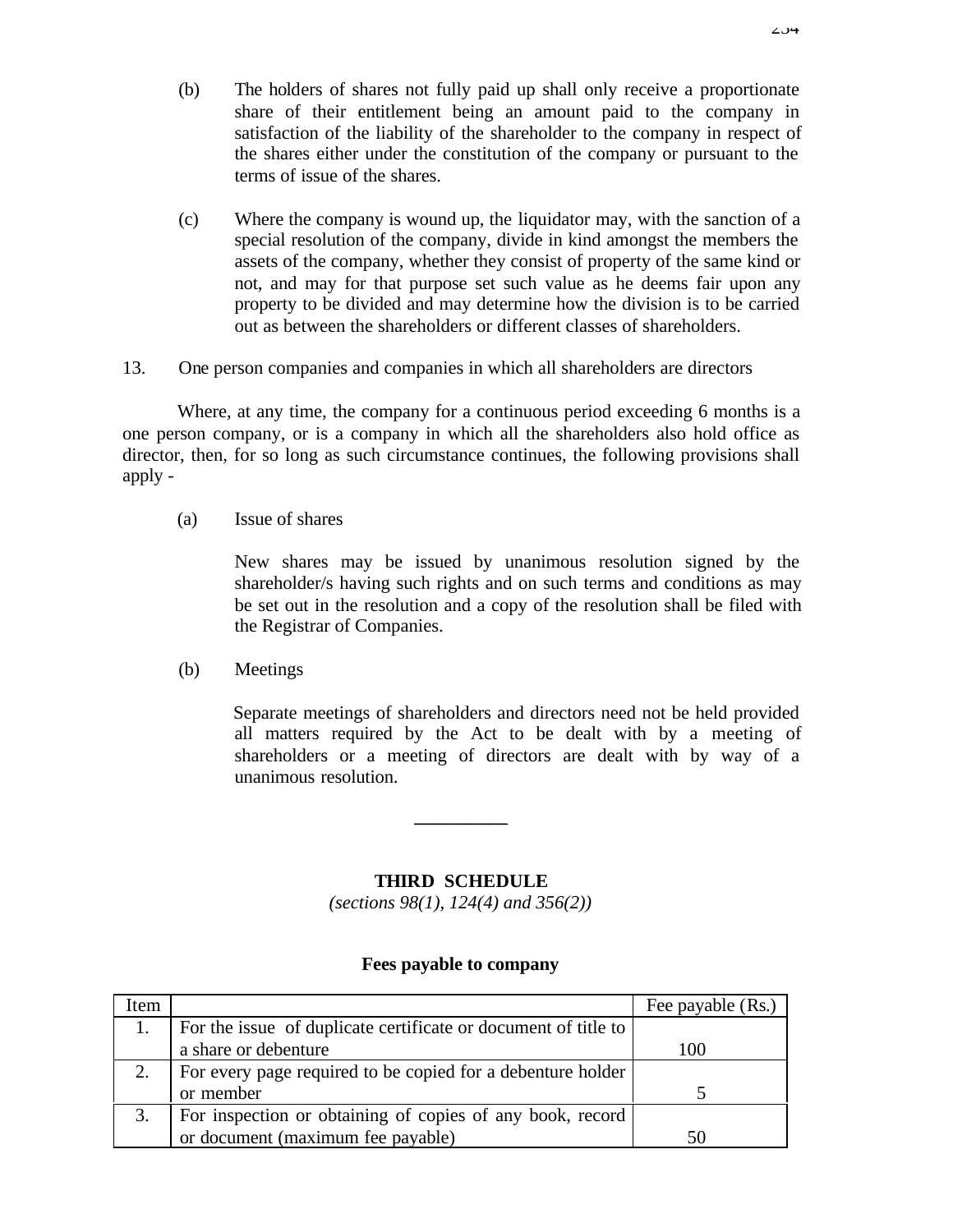(b) The holders of shares not fully paid up shall only receive a proportionate share of their entitlement being an amount paid to the company in satisfaction of the liability of the shareholder to the company in respect of the shares either under the constitution of the company or pursuant to the terms of issue of the shares.

(c) Where the company is wound up, the liquidator may, with the sanction of a special resolution of the company, divide in kind amongst the members the assets of the company, whether they consist of property of the same kind or not, and may for that purpose set such value as he deems fair upon any property to be divided and may determine how the division is to be carried out as between the shareholders or different classes of shareholders.

13. One person companies and companies in which all shareholders are directors

Where, at any time, the company for a continuous period exceeding 6 months is a one person company, or is a company in which all the shareholders also hold office as director, then, for so long as such circumstance continues, the following provisions shall apply -

(a) Issue of shares

New shares may be issued by unanimous resolution signed by the shareholder/s having such rights and on such terms and conditions as may be set out in the resolution and a copy of the resolution shall be filed with the Registrar of Companies.

(b) Meetings

Separate meetings of shareholders and directors need not be held provided all matters required by the Act to be dealt with by a meeting of shareholders or a meeting of directors are dealt with by way of a unanimous resolution.

---

## THIRD SCHEDULE

*(sections 98(1), 124(4) and 356(2))*

**Fees payable to company**

| Item | | Fee payable (Rs.) |
|---|---|---|
| 1. | For the issue of duplicate certificate or document of title to a share or debenture | 100 |
| 2. | For every page required to be copied for a debenture holder or member | 5 |
| 3. | For inspection or obtaining of copies of any book, record or document (maximum fee payable) | 50 |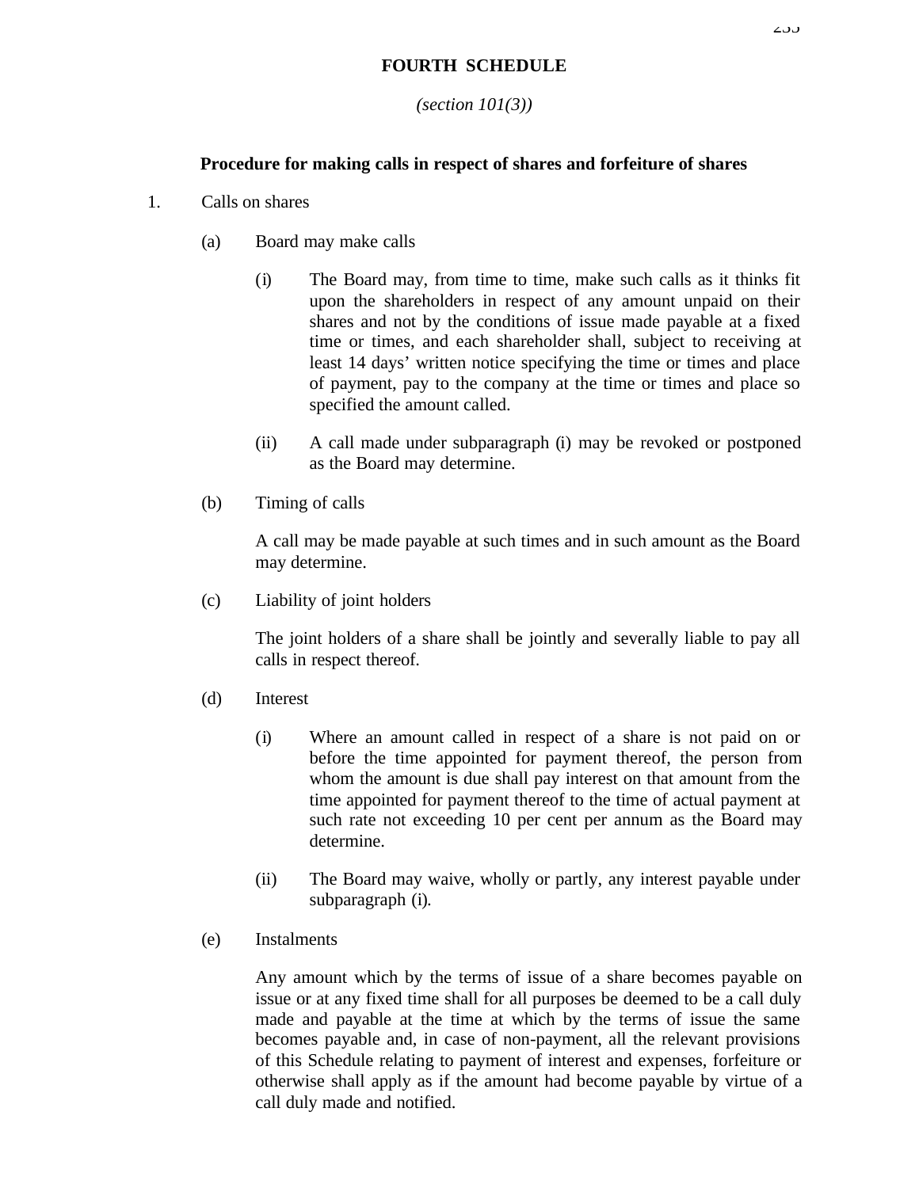# FOURTH SCHEDULE

*(section 101(3))*

**Procedure for making calls in respect of shares and forfeiture of shares**

1. Calls on shares

   (a) Board may make calls

   (i) The Board may, from time to time, make such calls as it thinks fit upon the shareholders in respect of any amount unpaid on their shares and not by the conditions of issue made payable at a fixed time or times, and each shareholder shall, subject to receiving at least 14 days' written notice specifying the time or times and place of payment, pay to the company at the time or times and place so specified the amount called.

   (ii) A call made under subparagraph (i) may be revoked or postponed as the Board may determine.

   (b) Timing of calls

   A call may be made payable at such times and in such amount as the Board may determine.

   (c) Liability of joint holders

   The joint holders of a share shall be jointly and severally liable to pay all calls in respect thereof.

   (d) Interest

   (i) Where an amount called in respect of a share is not paid on or before the time appointed for payment thereof, the person from whom the amount is due shall pay interest on that amount from the time appointed for payment thereof to the time of actual payment at such rate not exceeding 10 per cent per annum as the Board may determine.

   (ii) The Board may waive, wholly or partly, any interest payable under subparagraph (i).

   (e) Instalments

   Any amount which by the terms of issue of a share becomes payable on issue or at any fixed time shall for all purposes be deemed to be a call duly made and payable at the time at which by the terms of issue the same becomes payable and, in case of non-payment, all the relevant provisions of this Schedule relating to payment of interest and expenses, forfeiture or otherwise shall apply as if the amount had become payable by virtue of a call duly made and notified.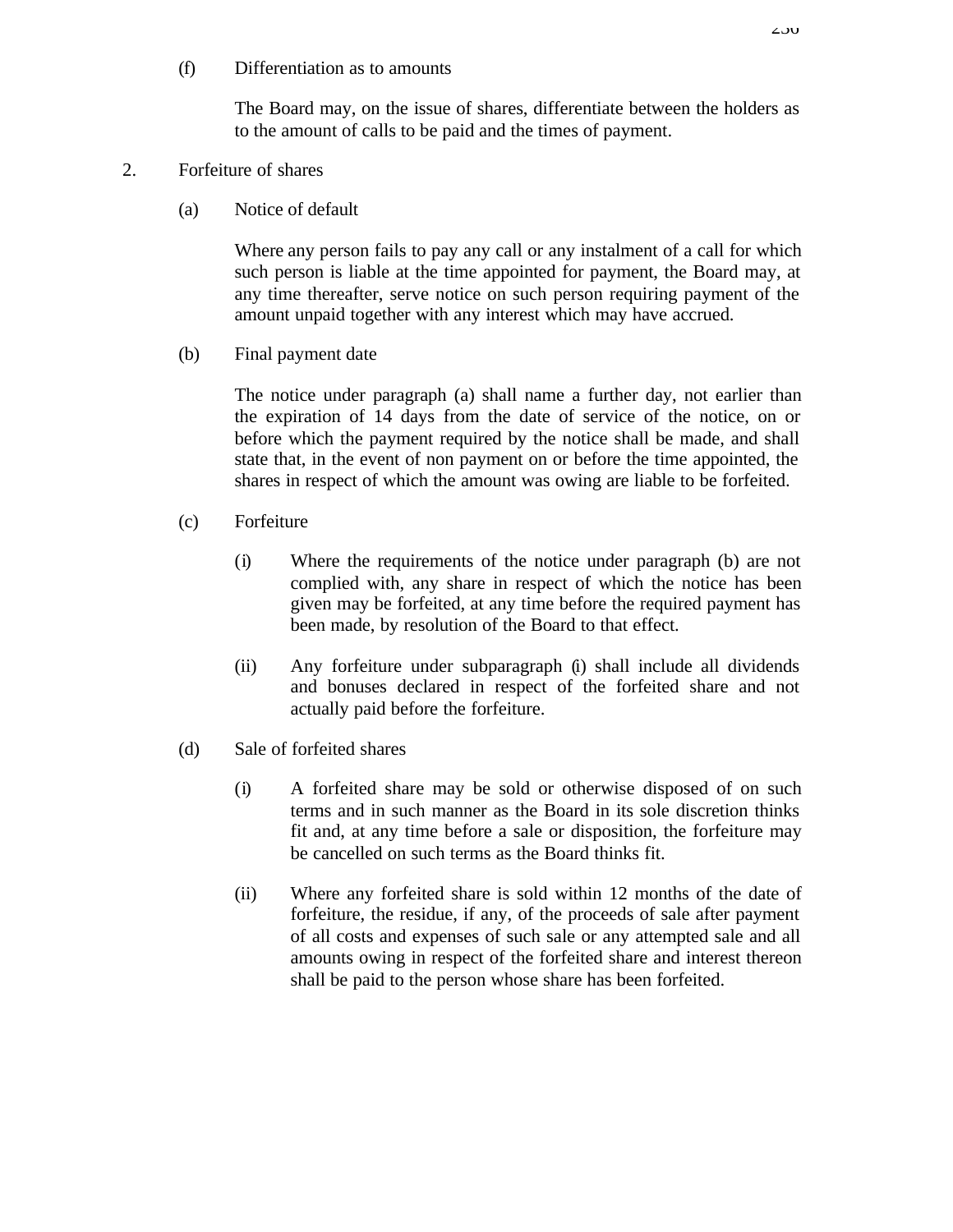(f) Differentiation as to amounts

The Board may, on the issue of shares, differentiate between the holders as to the amount of calls to be paid and the times of payment.

2. Forfeiture of shares

(a) Notice of default

Where any person fails to pay any call or any instalment of a call for which such person is liable at the time appointed for payment, the Board may, at any time thereafter, serve notice on such person requiring payment of the amount unpaid together with any interest which may have accrued.

(b) Final payment date

The notice under paragraph (a) shall name a further day, not earlier than the expiration of 14 days from the date of service of the notice, on or before which the payment required by the notice shall be made, and shall state that, in the event of non payment on or before the time appointed, the shares in respect of which the amount was owing are liable to be forfeited.

(c) Forfeiture

(i) Where the requirements of the notice under paragraph (b) are not complied with, any share in respect of which the notice has been given may be forfeited, at any time before the required payment has been made, by resolution of the Board to that effect.

(ii) Any forfeiture under subparagraph (i) shall include all dividends and bonuses declared in respect of the forfeited share and not actually paid before the forfeiture.

(d) Sale of forfeited shares

(i) A forfeited share may be sold or otherwise disposed of on such terms and in such manner as the Board in its sole discretion thinks fit and, at any time before a sale or disposition, the forfeiture may be cancelled on such terms as the Board thinks fit.

(ii) Where any forfeited share is sold within 12 months of the date of forfeiture, the residue, if any, of the proceeds of sale after payment of all costs and expenses of such sale or any attempted sale and all amounts owing in respect of the forfeited share and interest thereon shall be paid to the person whose share has been forfeited.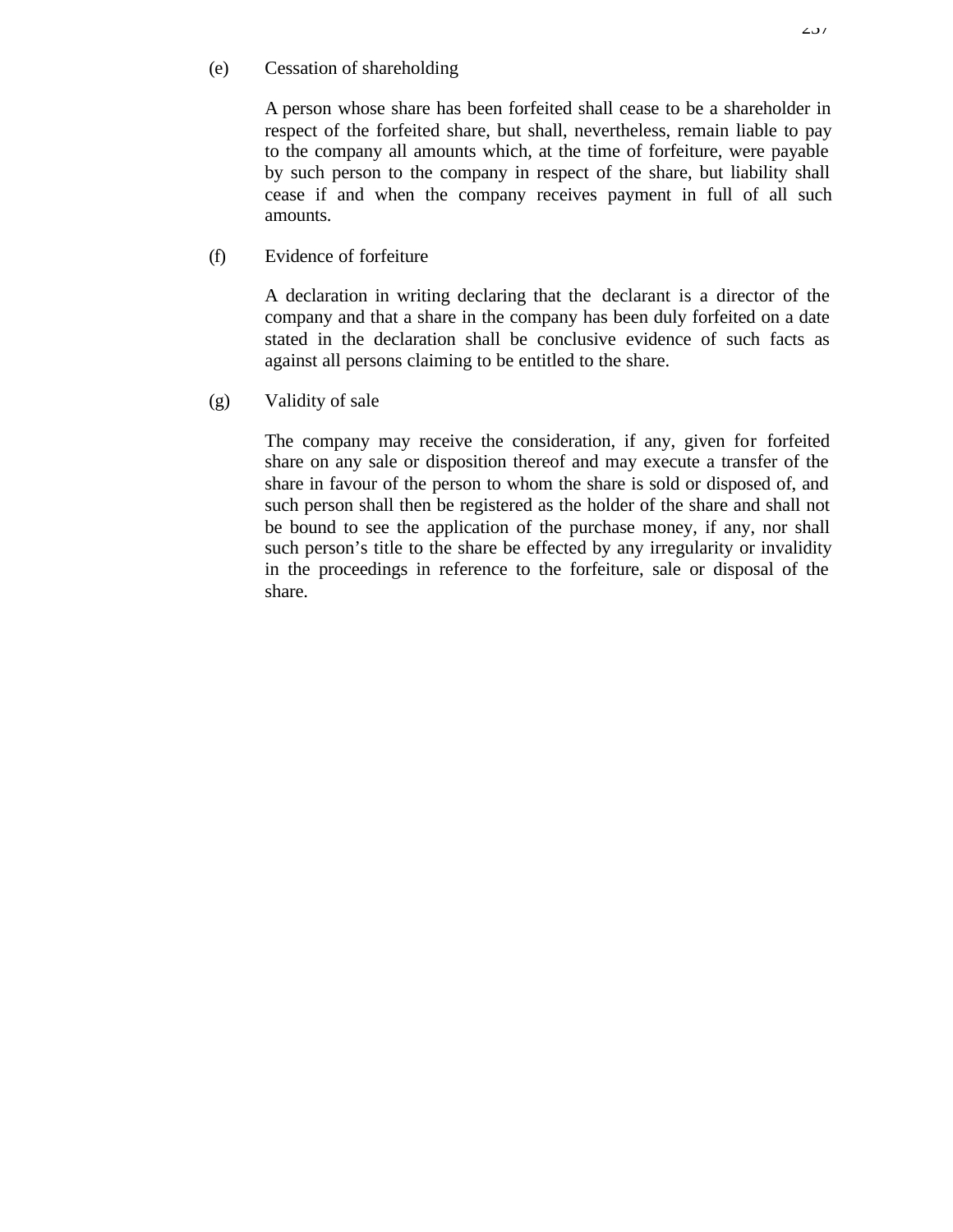(e) Cessation of shareholding

A person whose share has been forfeited shall cease to be a shareholder in respect of the forfeited share, but shall, nevertheless, remain liable to pay to the company all amounts which, at the time of forfeiture, were payable by such person to the company in respect of the share, but liability shall cease if and when the company receives payment in full of all such amounts.

(f) Evidence of forfeiture

A declaration in writing declaring that the declarant is a director of the company and that a share in the company has been duly forfeited on a date stated in the declaration shall be conclusive evidence of such facts as against all persons claiming to be entitled to the share.

(g) Validity of sale

The company may receive the consideration, if any, given for forfeited share on any sale or disposition thereof and may execute a transfer of the share in favour of the person to whom the share is sold or disposed of, and such person shall then be registered as the holder of the share and shall not be bound to see the application of the purchase money, if any, nor shall such person's title to the share be effected by any irregularity or invalidity in the proceedings in reference to the forfeiture, sale or disposal of the share.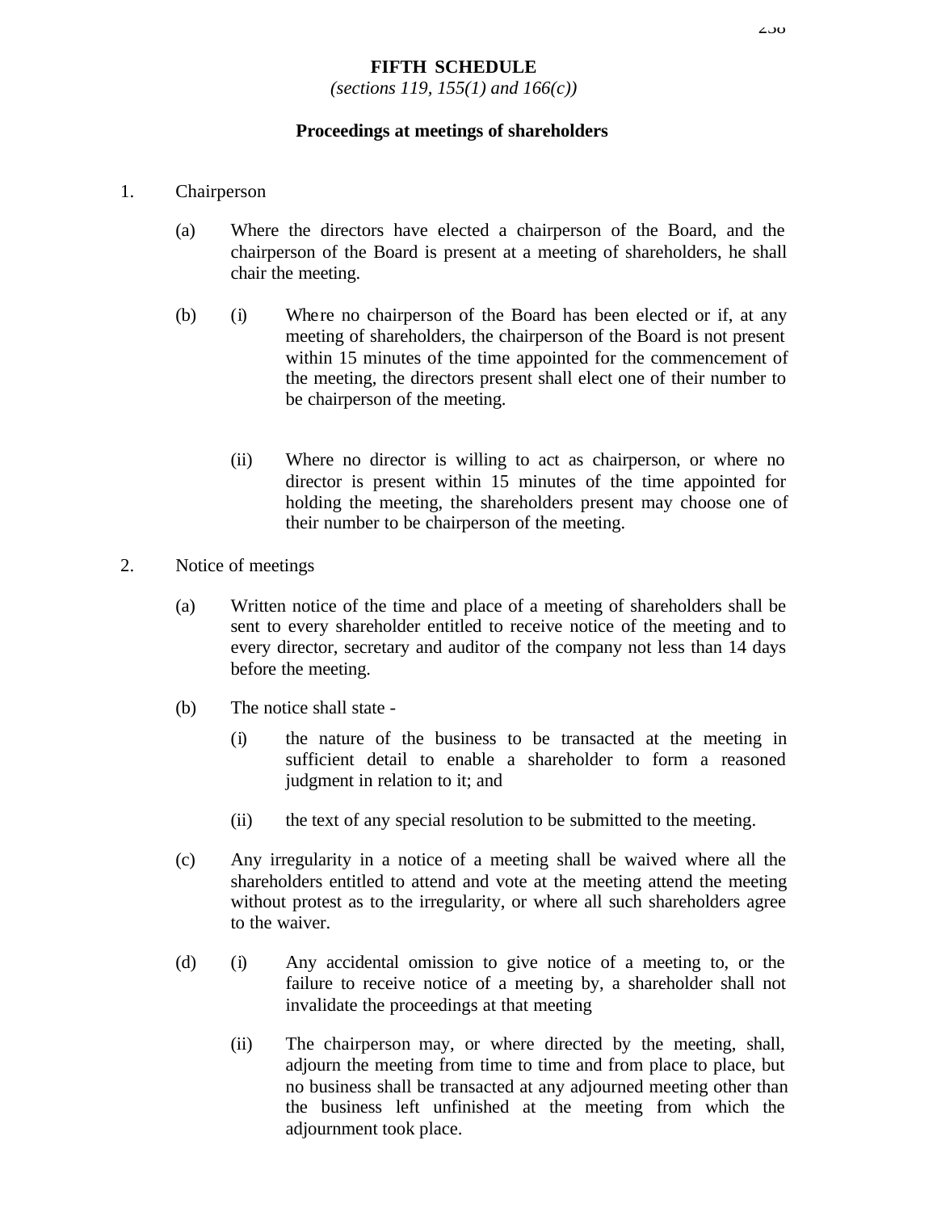# FIFTH SCHEDULE

*(sections 119, 155(1) and 166(c))*

## Proceedings at meetings of shareholders

1. Chairperson

   (a) Where the directors have elected a chairperson of the Board, and the chairperson of the Board is present at a meeting of shareholders, he shall chair the meeting.

   (b) (i) Where no chairperson of the Board has been elected or if, at any meeting of shareholders, the chairperson of the Board is not present within 15 minutes of the time appointed for the commencement of the meeting, the directors present shall elect one of their number to be chairperson of the meeting.

   (ii) Where no director is willing to act as chairperson, or where no director is present within 15 minutes of the time appointed for holding the meeting, the shareholders present may choose one of their number to be chairperson of the meeting.

2. Notice of meetings

   (a) Written notice of the time and place of a meeting of shareholders shall be sent to every shareholder entitled to receive notice of the meeting and to every director, secretary and auditor of the company not less than 14 days before the meeting.

   (b) The notice shall state -

   (i) the nature of the business to be transacted at the meeting in sufficient detail to enable a shareholder to form a reasoned judgment in relation to it; and

   (ii) the text of any special resolution to be submitted to the meeting.

   (c) Any irregularity in a notice of a meeting shall be waived where all the shareholders entitled to attend and vote at the meeting attend the meeting without protest as to the irregularity, or where all such shareholders agree to the waiver.

   (d) (i) Any accidental omission to give notice of a meeting to, or the failure to receive notice of a meeting by, a shareholder shall not invalidate the proceedings at that meeting

   (ii) The chairperson may, or where directed by the meeting, shall, adjourn the meeting from time to time and from place to place, but no business shall be transacted at any adjourned meeting other than the business left unfinished at the meeting from which the adjournment took place.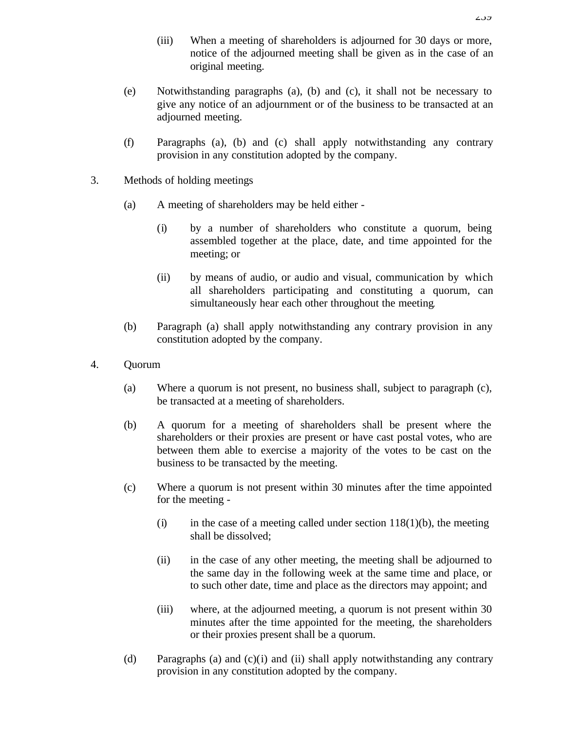(iii) When a meeting of shareholders is adjourned for 30 days or more, notice of the adjourned meeting shall be given as in the case of an original meeting.

(e) Notwithstanding paragraphs (a), (b) and (c), it shall not be necessary to give any notice of an adjournment or of the business to be transacted at an adjourned meeting.

(f) Paragraphs (a), (b) and (c) shall apply notwithstanding any contrary provision in any constitution adopted by the company.

3. Methods of holding meetings

(a) A meeting of shareholders may be held either -

(i) by a number of shareholders who constitute a quorum, being assembled together at the place, date, and time appointed for the meeting; or

(ii) by means of audio, or audio and visual, communication by which all shareholders participating and constituting a quorum, can simultaneously hear each other throughout the meeting.

(b) Paragraph (a) shall apply notwithstanding any contrary provision in any constitution adopted by the company.

4. Quorum

(a) Where a quorum is not present, no business shall, subject to paragraph (c), be transacted at a meeting of shareholders.

(b) A quorum for a meeting of shareholders shall be present where the shareholders or their proxies are present or have cast postal votes, who are between them able to exercise a majority of the votes to be cast on the business to be transacted by the meeting.

(c) Where a quorum is not present within 30 minutes after the time appointed for the meeting -

(i) in the case of a meeting called under section 118(1)(b), the meeting shall be dissolved;

(ii) in the case of any other meeting, the meeting shall be adjourned to the same day in the following week at the same time and place, or to such other date, time and place as the directors may appoint; and

(iii) where, at the adjourned meeting, a quorum is not present within 30 minutes after the time appointed for the meeting, the shareholders or their proxies present shall be a quorum.

(d) Paragraphs (a) and (c)(i) and (ii) shall apply notwithstanding any contrary provision in any constitution adopted by the company.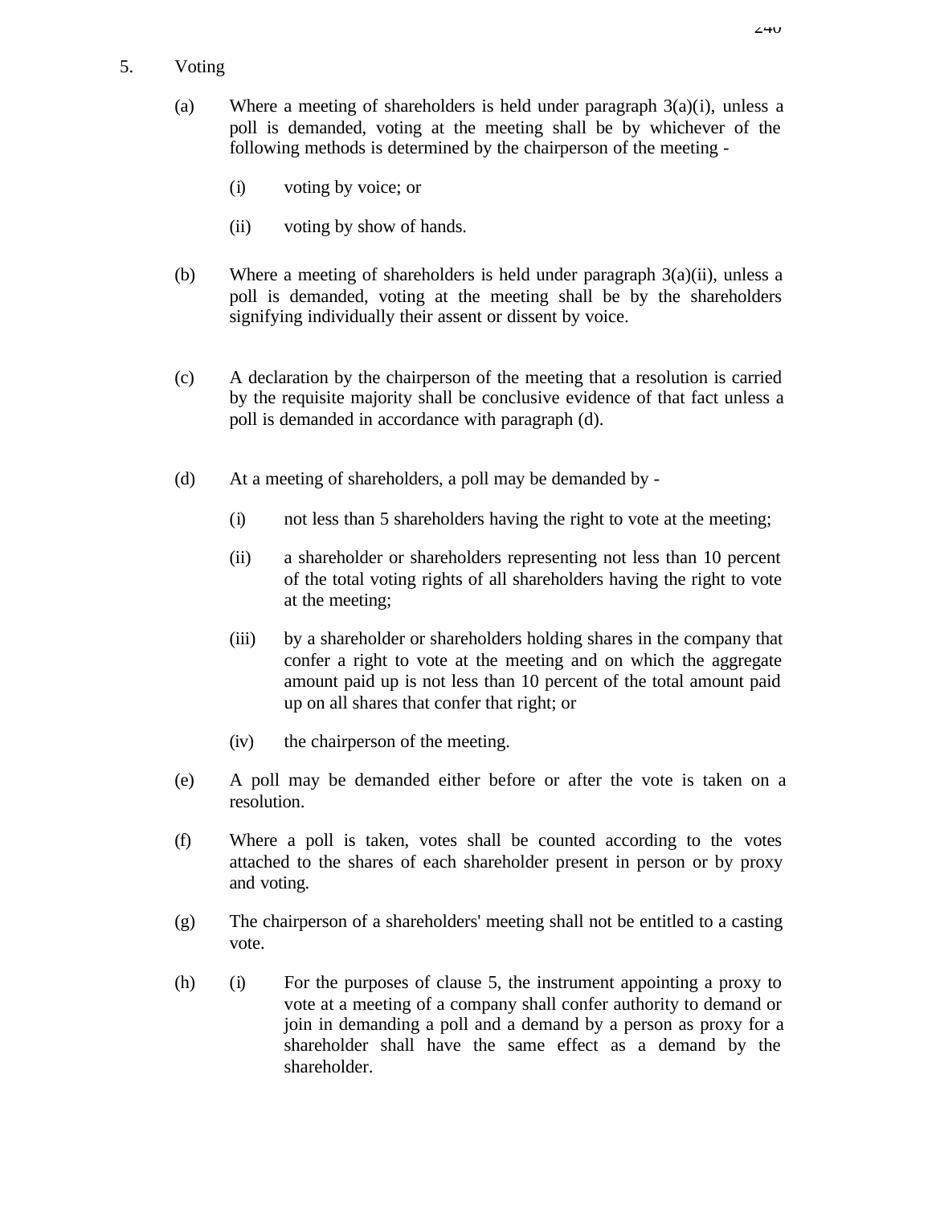5. Voting

(a) Where a meeting of shareholders is held under paragraph 3(a)(i), unless a poll is demanded, voting at the meeting shall be by whichever of the following methods is determined by the chairperson of the meeting -

(i) voting by voice; or

(ii) voting by show of hands.

(b) Where a meeting of shareholders is held under paragraph 3(a)(ii), unless a poll is demanded, voting at the meeting shall be by the shareholders signifying individually their assent or dissent by voice.

(c) A declaration by the chairperson of the meeting that a resolution is carried by the requisite majority shall be conclusive evidence of that fact unless a poll is demanded in accordance with paragraph (d).

(d) At a meeting of shareholders, a poll may be demanded by -

(i) not less than 5 shareholders having the right to vote at the meeting;

(ii) a shareholder or shareholders representing not less than 10 percent of the total voting rights of all shareholders having the right to vote at the meeting;

(iii) by a shareholder or shareholders holding shares in the company that confer a right to vote at the meeting and on which the aggregate amount paid up is not less than 10 percent of the total amount paid up on all shares that confer that right; or

(iv) the chairperson of the meeting.

(e) A poll may be demanded either before or after the vote is taken on a resolution.

(f) Where a poll is taken, votes shall be counted according to the votes attached to the shares of each shareholder present in person or by proxy and voting.

(g) The chairperson of a shareholders' meeting shall not be entitled to a casting vote.

(h) (i) For the purposes of clause 5, the instrument appointing a proxy to vote at a meeting of a company shall confer authority to demand or join in demanding a poll and a demand by a person as proxy for a shareholder shall have the same effect as a demand by the shareholder.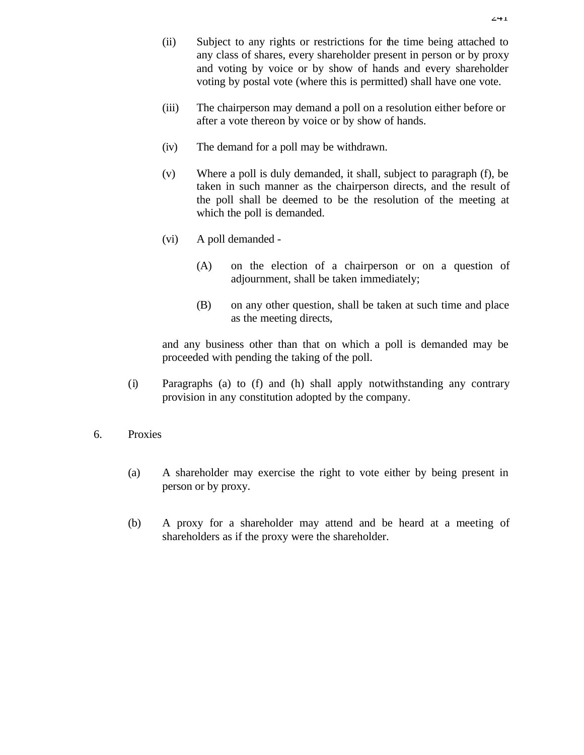(ii) Subject to any rights or restrictions for the time being attached to any class of shares, every shareholder present in person or by proxy and voting by voice or by show of hands and every shareholder voting by postal vote (where this is permitted) shall have one vote.

(iii) The chairperson may demand a poll on a resolution either before or after a vote thereon by voice or by show of hands.

(iv) The demand for a poll may be withdrawn.

(v) Where a poll is duly demanded, it shall, subject to paragraph (f), be taken in such manner as the chairperson directs, and the result of the poll shall be deemed to be the resolution of the meeting at which the poll is demanded.

(vi) A poll demanded -

(A) on the election of a chairperson or on a question of adjournment, shall be taken immediately;

(B) on any other question, shall be taken at such time and place as the meeting directs,

and any business other than that on which a poll is demanded may be proceeded with pending the taking of the poll.

(i) Paragraphs (a) to (f) and (h) shall apply notwithstanding any contrary provision in any constitution adopted by the company.

6. Proxies

(a) A shareholder may exercise the right to vote either by being present in person or by proxy.

(b) A proxy for a shareholder may attend and be heard at a meeting of shareholders as if the proxy were the shareholder.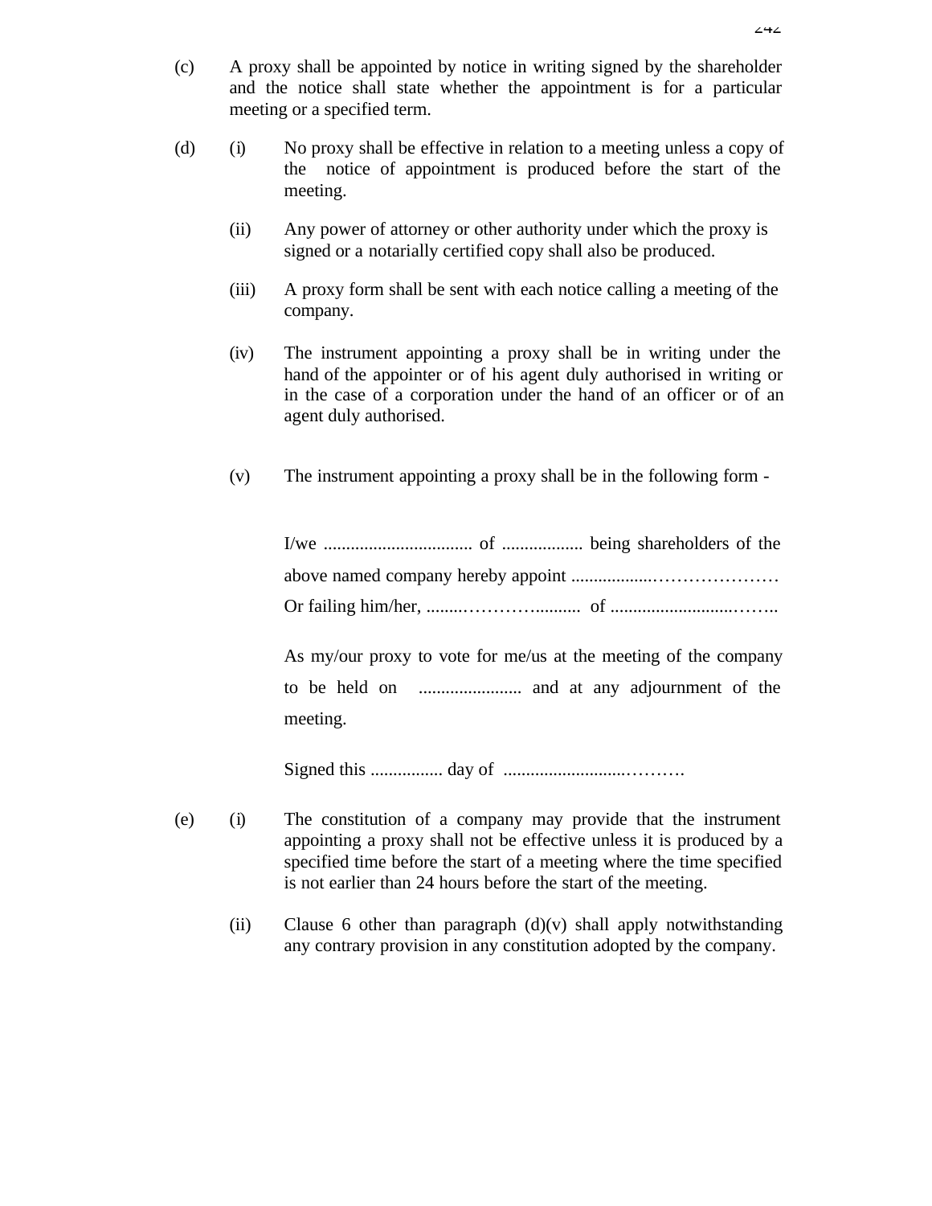(c) A proxy shall be appointed by notice in writing signed by the shareholder and the notice shall state whether the appointment is for a particular meeting or a specified term.

(d) (i) No proxy shall be effective in relation to a meeting unless a copy of the notice of appointment is produced before the start of the meeting.

(ii) Any power of attorney or other authority under which the proxy is signed or a notarially certified copy shall also be produced.

(iii) A proxy form shall be sent with each notice calling a meeting of the company.

(iv) The instrument appointing a proxy shall be in writing under the hand of the appointer or of his agent duly authorised in writing or in the case of a corporation under the hand of an officer or of an agent duly authorised.

(v) The instrument appointing a proxy shall be in the following form -

I/we ................................. of .................. being shareholders of the above named company hereby appoint ..................………………… Or failing him/her, ........………….......... of ...........................……..

As my/our proxy to vote for me/us at the meeting of the company to be held on ....................... and at any adjournment of the meeting.

Signed this ................ day of ..........................……….

(e) (i) The constitution of a company may provide that the instrument appointing a proxy shall not be effective unless it is produced by a specified time before the start of a meeting where the time specified is not earlier than 24 hours before the start of the meeting.

(ii) Clause 6 other than paragraph (d)(v) shall apply notwithstanding any contrary provision in any constitution adopted by the company.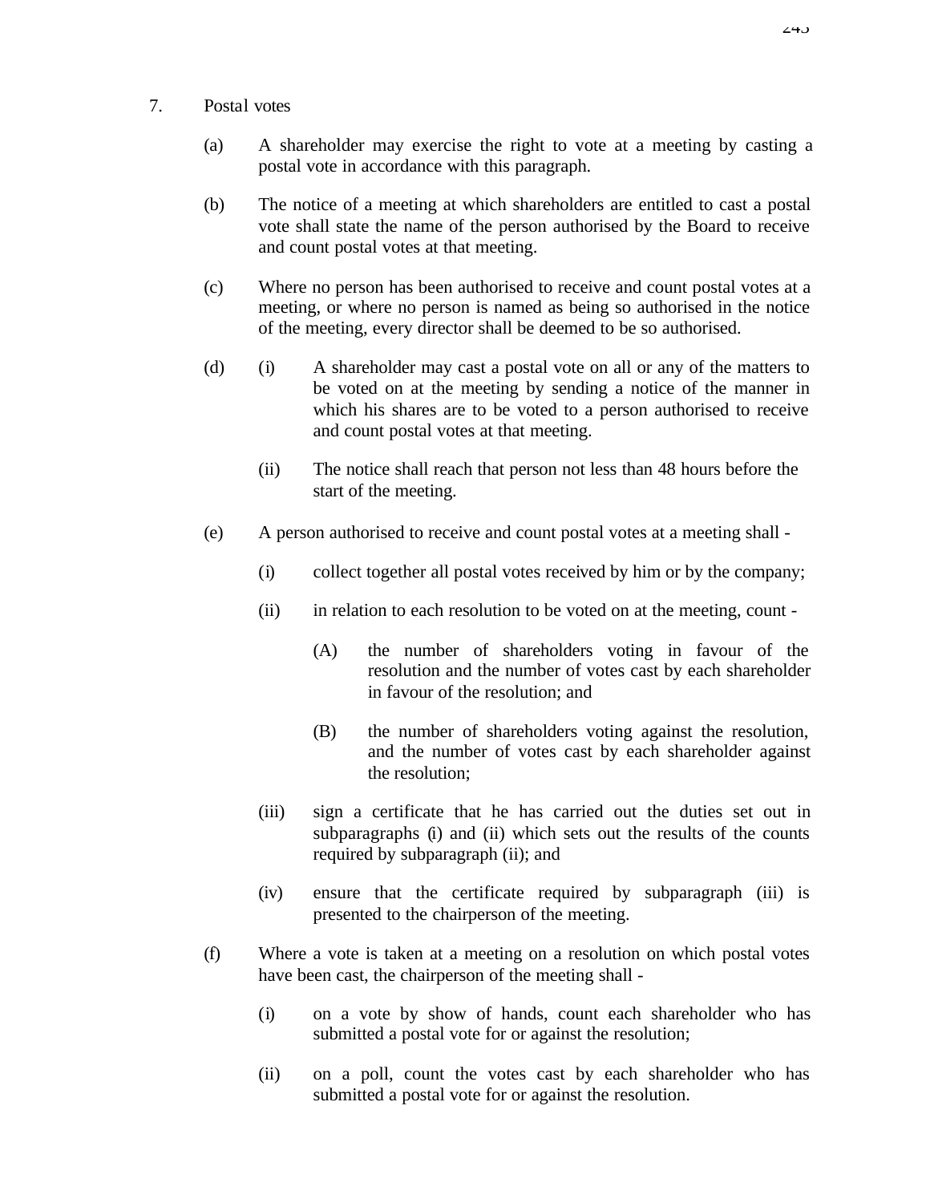7. Postal votes

(a) A shareholder may exercise the right to vote at a meeting by casting a postal vote in accordance with this paragraph.

(b) The notice of a meeting at which shareholders are entitled to cast a postal vote shall state the name of the person authorised by the Board to receive and count postal votes at that meeting.

(c) Where no person has been authorised to receive and count postal votes at a meeting, or where no person is named as being so authorised in the notice of the meeting, every director shall be deemed to be so authorised.

(d) (i) A shareholder may cast a postal vote on all or any of the matters to be voted on at the meeting by sending a notice of the manner in which his shares are to be voted to a person authorised to receive and count postal votes at that meeting.

(ii) The notice shall reach that person not less than 48 hours before the start of the meeting.

(e) A person authorised to receive and count postal votes at a meeting shall -

(i) collect together all postal votes received by him or by the company;

(ii) in relation to each resolution to be voted on at the meeting, count -

(A) the number of shareholders voting in favour of the resolution and the number of votes cast by each shareholder in favour of the resolution; and

(B) the number of shareholders voting against the resolution, and the number of votes cast by each shareholder against the resolution;

(iii) sign a certificate that he has carried out the duties set out in subparagraphs (i) and (ii) which sets out the results of the counts required by subparagraph (ii); and

(iv) ensure that the certificate required by subparagraph (iii) is presented to the chairperson of the meeting.

(f) Where a vote is taken at a meeting on a resolution on which postal votes have been cast, the chairperson of the meeting shall -

(i) on a vote by show of hands, count each shareholder who has submitted a postal vote for or against the resolution;

(ii) on a poll, count the votes cast by each shareholder who has submitted a postal vote for or against the resolution.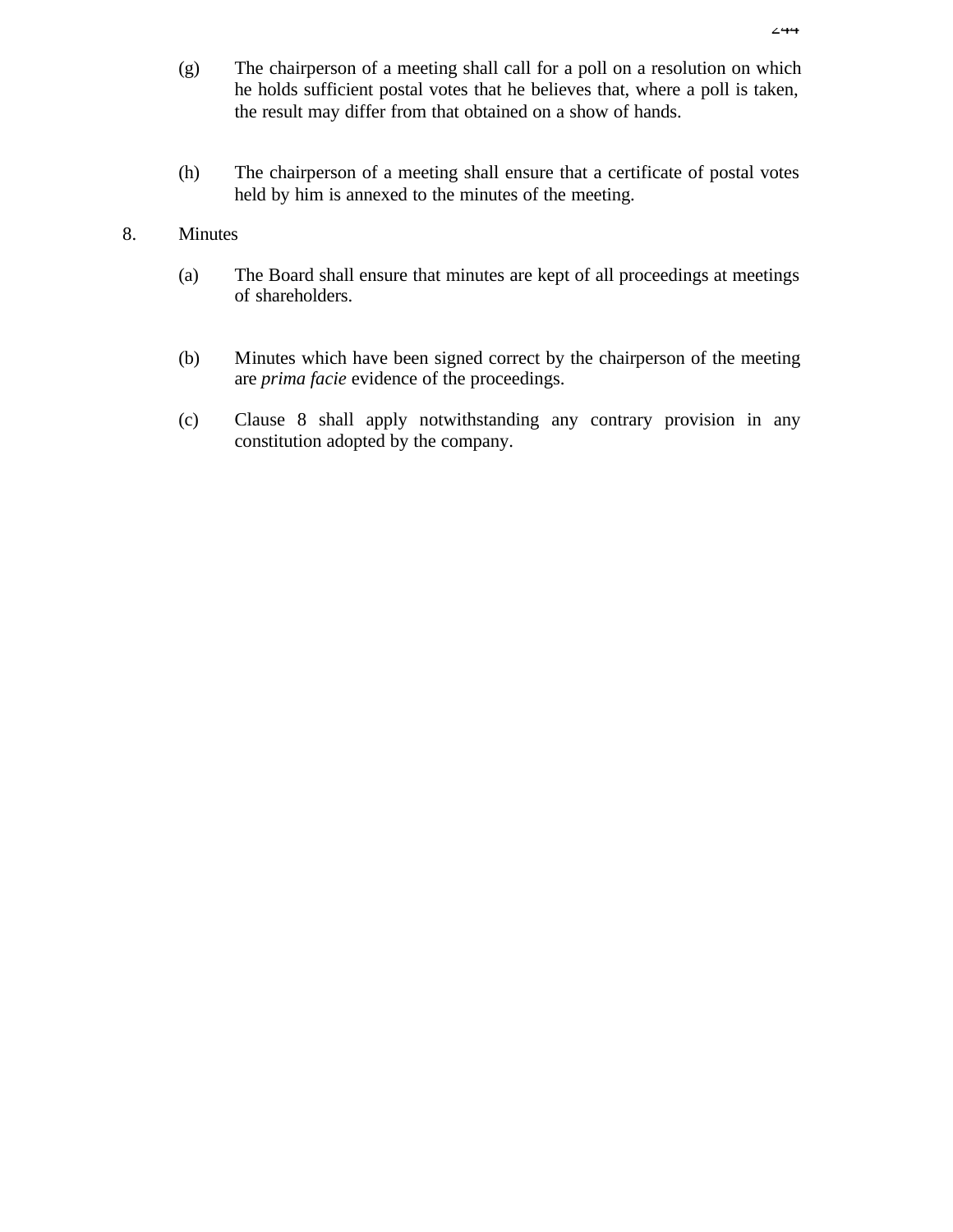(g) The chairperson of a meeting shall call for a poll on a resolution on which he holds sufficient postal votes that he believes that, where a poll is taken, the result may differ from that obtained on a show of hands.

(h) The chairperson of a meeting shall ensure that a certificate of postal votes held by him is annexed to the minutes of the meeting.

8. Minutes

(a) The Board shall ensure that minutes are kept of all proceedings at meetings of shareholders.

(b) Minutes which have been signed correct by the chairperson of the meeting are *prima facie* evidence of the proceedings.

(c) Clause 8 shall apply notwithstanding any contrary provision in any constitution adopted by the company.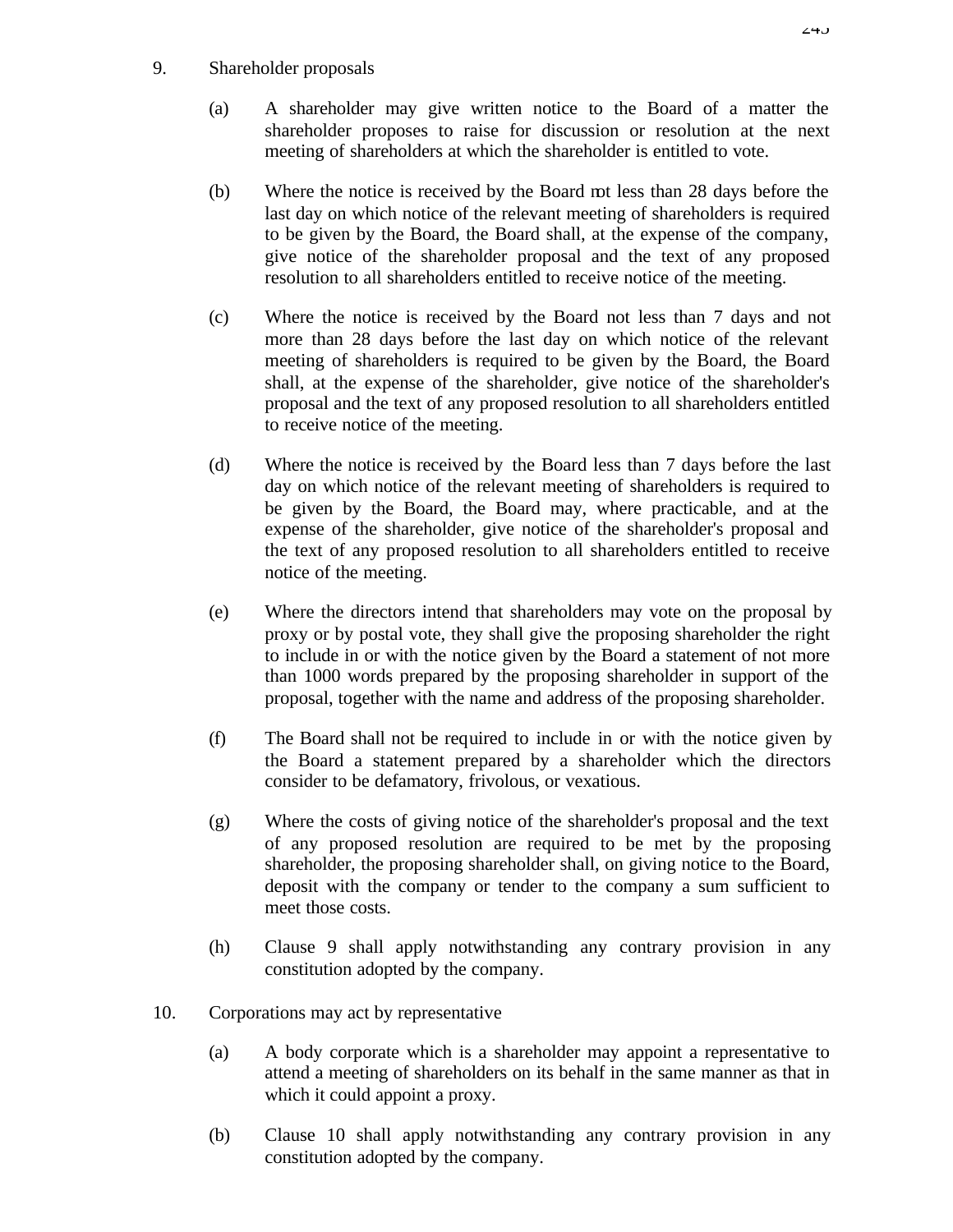9. Shareholder proposals

   (a) A shareholder may give written notice to the Board of a matter the shareholder proposes to raise for discussion or resolution at the next meeting of shareholders at which the shareholder is entitled to vote.

   (b) Where the notice is received by the Board not less than 28 days before the last day on which notice of the relevant meeting of shareholders is required to be given by the Board, the Board shall, at the expense of the company, give notice of the shareholder proposal and the text of any proposed resolution to all shareholders entitled to receive notice of the meeting.

   (c) Where the notice is received by the Board not less than 7 days and not more than 28 days before the last day on which notice of the relevant meeting of shareholders is required to be given by the Board, the Board shall, at the expense of the shareholder, give notice of the shareholder's proposal and the text of any proposed resolution to all shareholders entitled to receive notice of the meeting.

   (d) Where the notice is received by the Board less than 7 days before the last day on which notice of the relevant meeting of shareholders is required to be given by the Board, the Board may, where practicable, and at the expense of the shareholder, give notice of the shareholder's proposal and the text of any proposed resolution to all shareholders entitled to receive notice of the meeting.

   (e) Where the directors intend that shareholders may vote on the proposal by proxy or by postal vote, they shall give the proposing shareholder the right to include in or with the notice given by the Board a statement of not more than 1000 words prepared by the proposing shareholder in support of the proposal, together with the name and address of the proposing shareholder.

   (f) The Board shall not be required to include in or with the notice given by the Board a statement prepared by a shareholder which the directors consider to be defamatory, frivolous, or vexatious.

   (g) Where the costs of giving notice of the shareholder's proposal and the text of any proposed resolution are required to be met by the proposing shareholder, the proposing shareholder shall, on giving notice to the Board, deposit with the company or tender to the company a sum sufficient to meet those costs.

   (h) Clause 9 shall apply notwithstanding any contrary provision in any constitution adopted by the company.

10. Corporations may act by representative

   (a) A body corporate which is a shareholder may appoint a representative to attend a meeting of shareholders on its behalf in the same manner as that in which it could appoint a proxy.

   (b) Clause 10 shall apply notwithstanding any contrary provision in any constitution adopted by the company.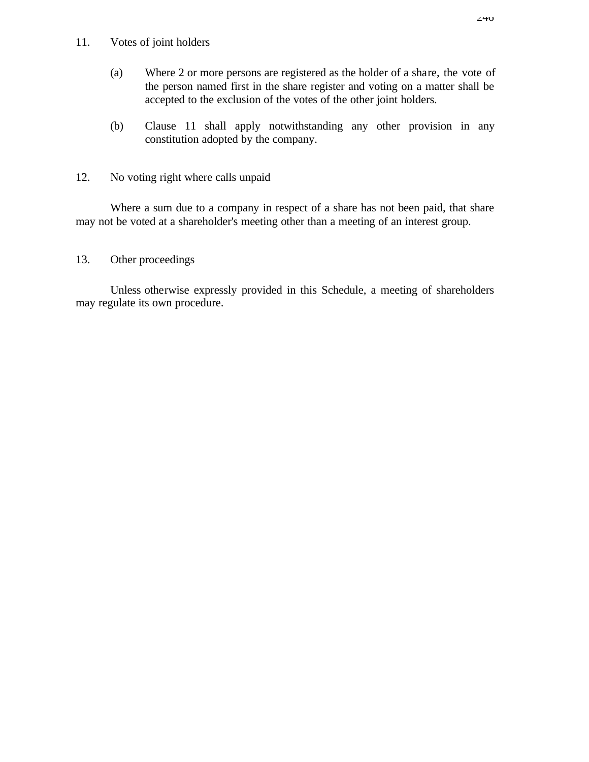11. Votes of joint holders

(a) Where 2 or more persons are registered as the holder of a share, the vote of the person named first in the share register and voting on a matter shall be accepted to the exclusion of the votes of the other joint holders.

(b) Clause 11 shall apply notwithstanding any other provision in any constitution adopted by the company.

12. No voting right where calls unpaid

Where a sum due to a company in respect of a share has not been paid, that share may not be voted at a shareholder's meeting other than a meeting of an interest group.

13. Other proceedings

Unless otherwise expressly provided in this Schedule, a meeting of shareholders may regulate its own procedure.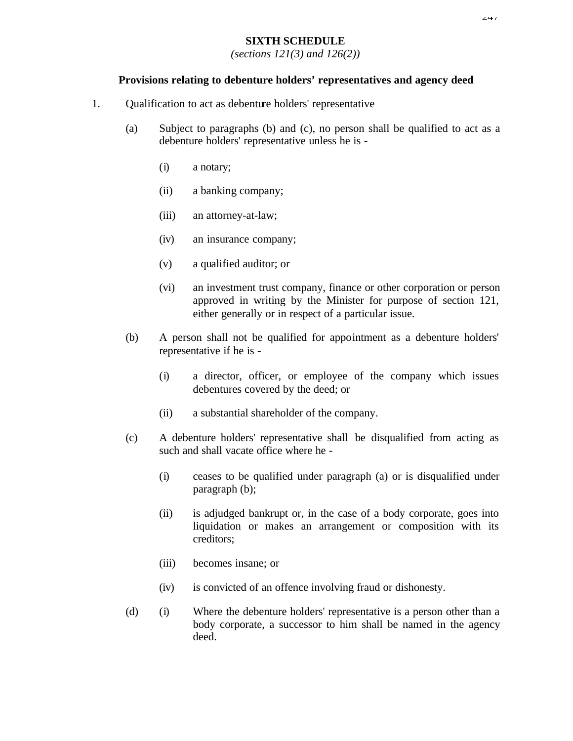## SIXTH SCHEDULE

*(sections 121(3) and 126(2))*

### Provisions relating to debenture holders' representatives and agency deed

1. Qualification to act as debenture holders' representative

    (a) Subject to paragraphs (b) and (c), no person shall be qualified to act as a debenture holders' representative unless he is -

    - (i) a notary;
    - (ii) a banking company;
    - (iii) an attorney-at-law;
    - (iv) an insurance company;
    - (v) a qualified auditor; or
    - (vi) an investment trust company, finance or other corporation or person approved in writing by the Minister for purpose of section 121, either generally or in respect of a particular issue.

    (b) A person shall not be qualified for appointment as a debenture holders' representative if he is -

    - (i) a director, officer, or employee of the company which issues debentures covered by the deed; or
    - (ii) a substantial shareholder of the company.

    (c) A debenture holders' representative shall be disqualified from acting as such and shall vacate office where he -

    - (i) ceases to be qualified under paragraph (a) or is disqualified under paragraph (b);
    - (ii) is adjudged bankrupt or, in the case of a body corporate, goes into liquidation or makes an arrangement or composition with its creditors;
    - (iii) becomes insane; or
    - (iv) is convicted of an offence involving fraud or dishonesty.

    (d) (i) Where the debenture holders' representative is a person other than a body corporate, a successor to him shall be named in the agency deed.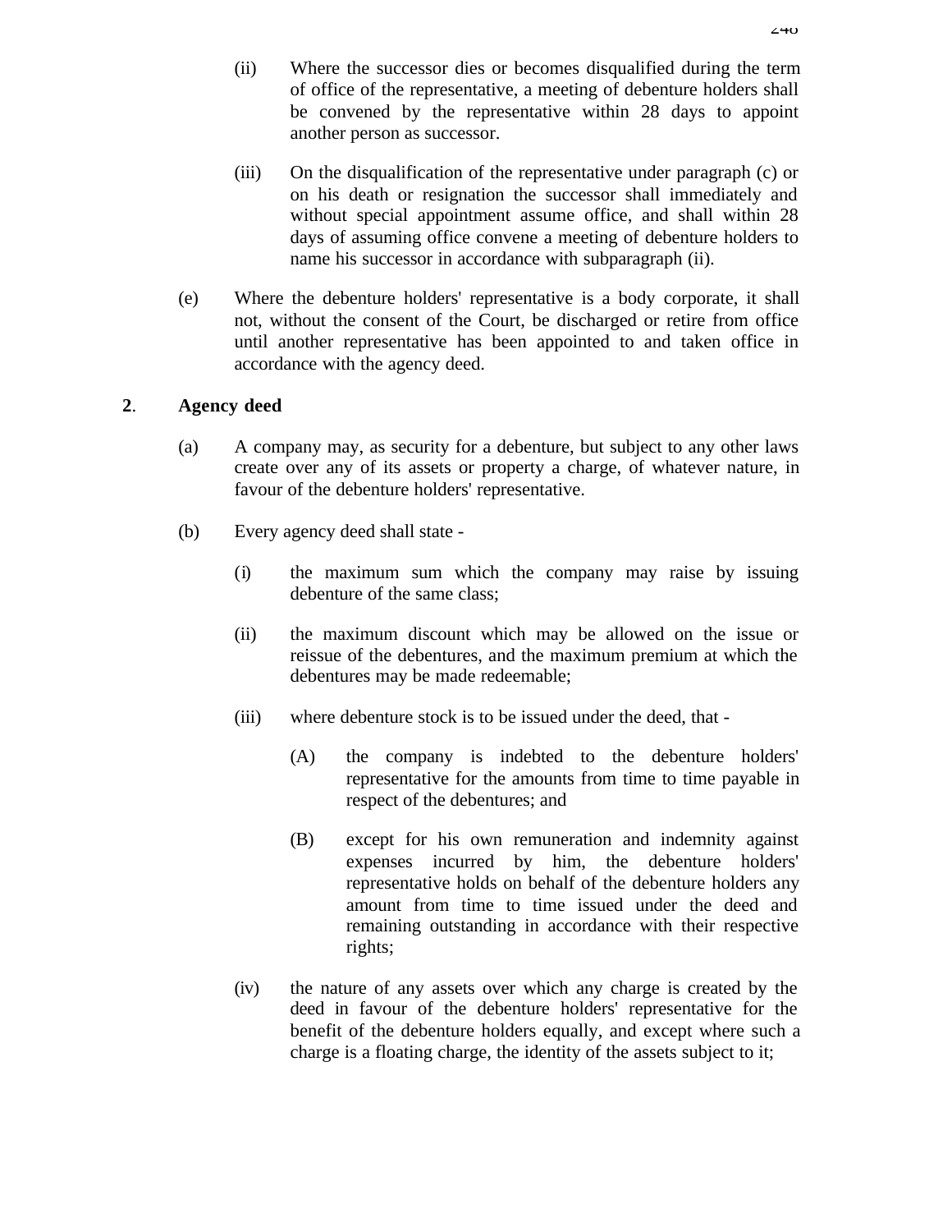(ii) Where the successor dies or becomes disqualified during the term of office of the representative, a meeting of debenture holders shall be convened by the representative within 28 days to appoint another person as successor.

(iii) On the disqualification of the representative under paragraph (c) or on his death or resignation the successor shall immediately and without special appointment assume office, and shall within 28 days of assuming office convene a meeting of debenture holders to name his successor in accordance with subparagraph (ii).

(e) Where the debenture holders' representative is a body corporate, it shall not, without the consent of the Court, be discharged or retire from office until another representative has been appointed to and taken office in accordance with the agency deed.

**2**. **Agency deed**

(a) A company may, as security for a debenture, but subject to any other laws create over any of its assets or property a charge, of whatever nature, in favour of the debenture holders' representative.

(b) Every agency deed shall state -

(i) the maximum sum which the company may raise by issuing debenture of the same class;

(ii) the maximum discount which may be allowed on the issue or reissue of the debentures, and the maximum premium at which the debentures may be made redeemable;

(iii) where debenture stock is to be issued under the deed, that -

(A) the company is indebted to the debenture holders' representative for the amounts from time to time payable in respect of the debentures; and

(B) except for his own remuneration and indemnity against expenses incurred by him, the debenture holders' representative holds on behalf of the debenture holders any amount from time to time issued under the deed and remaining outstanding in accordance with their respective rights;

(iv) the nature of any assets over which any charge is created by the deed in favour of the debenture holders' representative for the benefit of the debenture holders equally, and except where such a charge is a floating charge, the identity of the assets subject to it;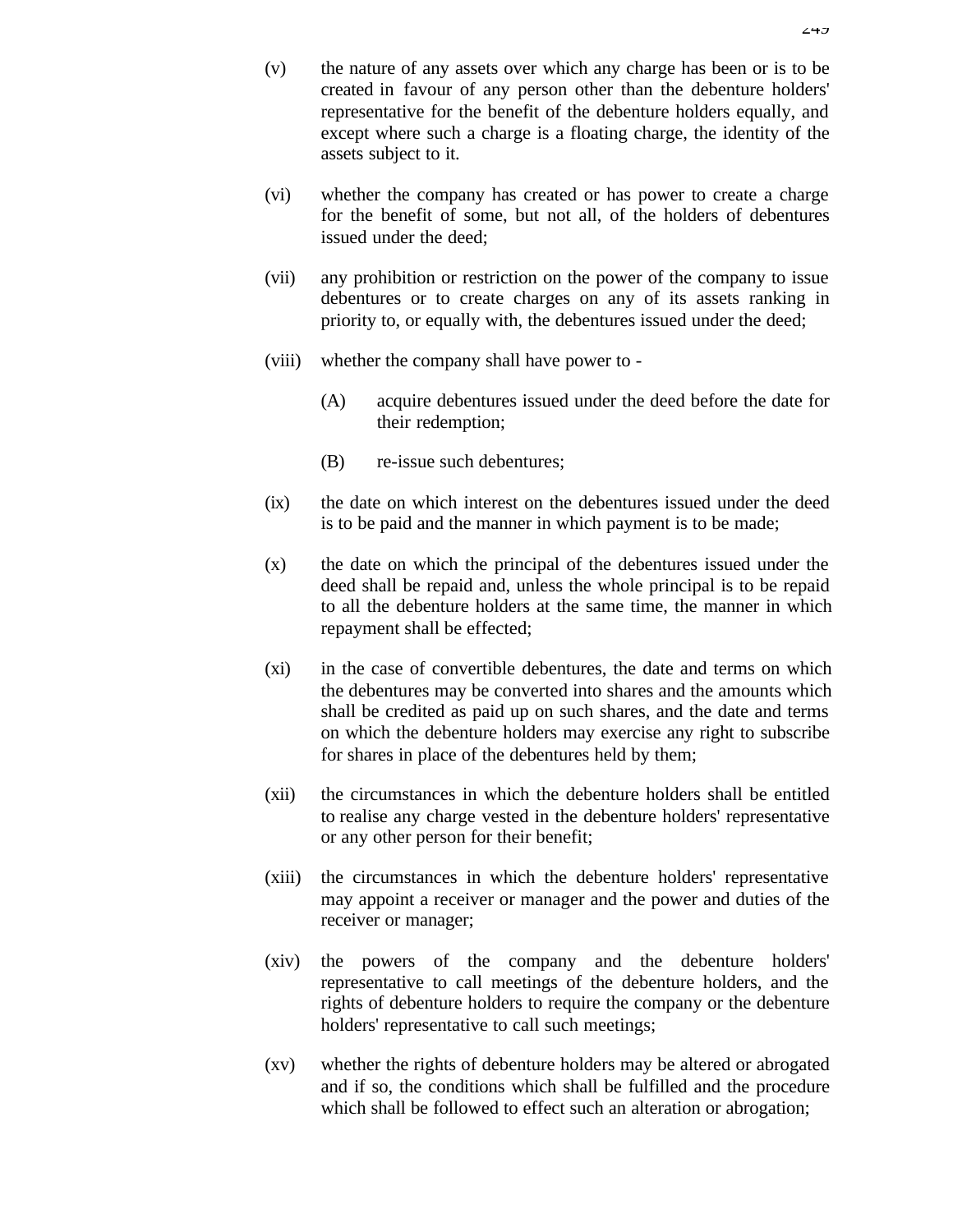(v) the nature of any assets over which any charge has been or is to be created in favour of any person other than the debenture holders' representative for the benefit of the debenture holders equally, and except where such a charge is a floating charge, the identity of the assets subject to it.

(vi) whether the company has created or has power to create a charge for the benefit of some, but not all, of the holders of debentures issued under the deed;

(vii) any prohibition or restriction on the power of the company to issue debentures or to create charges on any of its assets ranking in priority to, or equally with, the debentures issued under the deed;

(viii) whether the company shall have power to -

> (A) acquire debentures issued under the deed before the date for their redemption;
>
> (B) re-issue such debentures;

(ix) the date on which interest on the debentures issued under the deed is to be paid and the manner in which payment is to be made;

(x) the date on which the principal of the debentures issued under the deed shall be repaid and, unless the whole principal is to be repaid to all the debenture holders at the same time, the manner in which repayment shall be effected;

(xi) in the case of convertible debentures, the date and terms on which the debentures may be converted into shares and the amounts which shall be credited as paid up on such shares, and the date and terms on which the debenture holders may exercise any right to subscribe for shares in place of the debentures held by them;

(xii) the circumstances in which the debenture holders shall be entitled to realise any charge vested in the debenture holders' representative or any other person for their benefit;

(xiii) the circumstances in which the debenture holders' representative may appoint a receiver or manager and the power and duties of the receiver or manager;

(xiv) the powers of the company and the debenture holders' representative to call meetings of the debenture holders, and the rights of debenture holders to require the company or the debenture holders' representative to call such meetings;

(xv) whether the rights of debenture holders may be altered or abrogated and if so, the conditions which shall be fulfilled and the procedure which shall be followed to effect such an alteration or abrogation;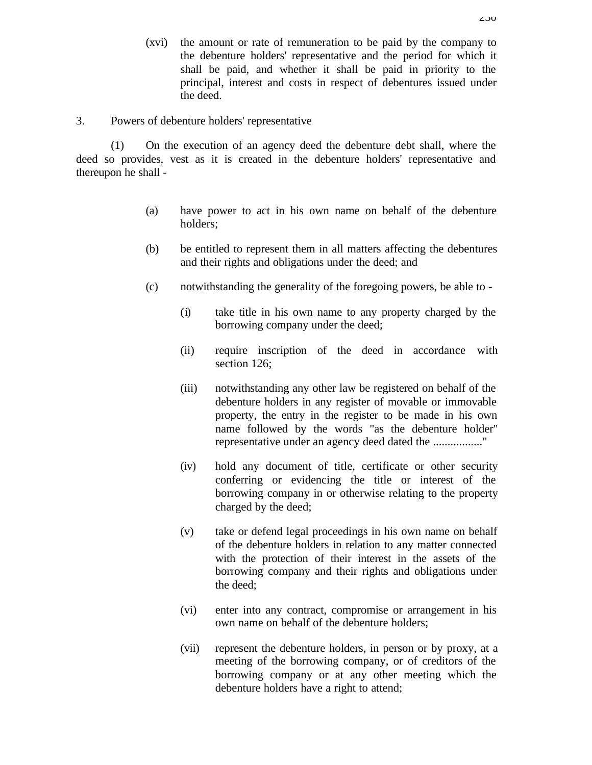(xvi) the amount or rate of remuneration to be paid by the company to the debenture holders' representative and the period for which it shall be paid, and whether it shall be paid in priority to the principal, interest and costs in respect of debentures issued under the deed.

3. Powers of debenture holders' representative

(1) On the execution of an agency deed the debenture debt shall, where the deed so provides, vest as it is created in the debenture holders' representative and thereupon he shall -

(a) have power to act in his own name on behalf of the debenture holders;

(b) be entitled to represent them in all matters affecting the debentures and their rights and obligations under the deed; and

(c) notwithstanding the generality of the foregoing powers, be able to -

(i) take title in his own name to any property charged by the borrowing company under the deed;

(ii) require inscription of the deed in accordance with section 126;

(iii) notwithstanding any other law be registered on behalf of the debenture holders in any register of movable or immovable property, the entry in the register to be made in his own name followed by the words "as the debenture holder" representative under an agency deed dated the ................."

(iv) hold any document of title, certificate or other security conferring or evidencing the title or interest of the borrowing company in or otherwise relating to the property charged by the deed;

(v) take or defend legal proceedings in his own name on behalf of the debenture holders in relation to any matter connected with the protection of their interest in the assets of the borrowing company and their rights and obligations under the deed;

(vi) enter into any contract, compromise or arrangement in his own name on behalf of the debenture holders;

(vii) represent the debenture holders, in person or by proxy, at a meeting of the borrowing company, or of creditors of the borrowing company or at any other meeting which the debenture holders have a right to attend;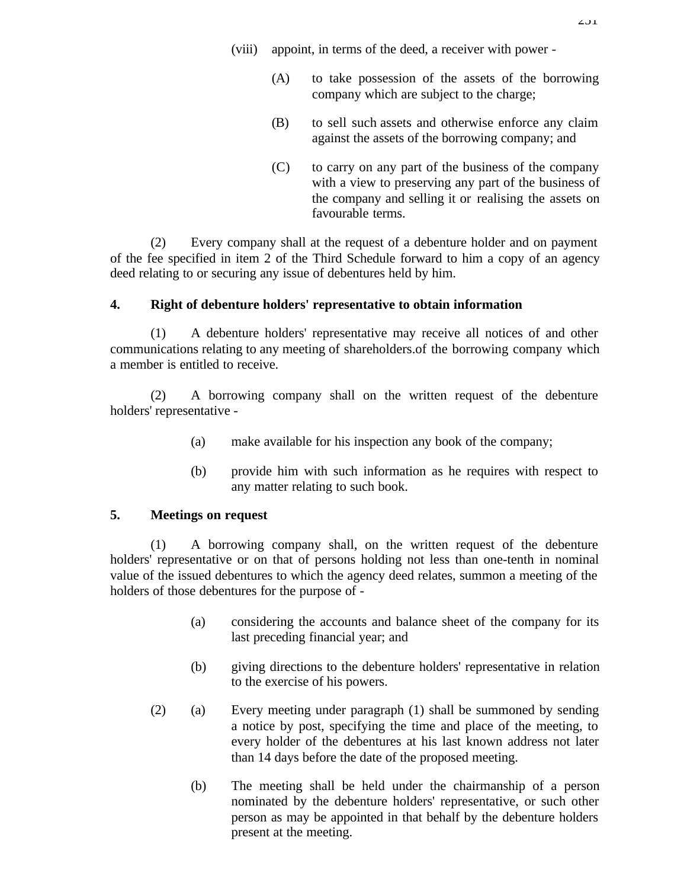(viii) appoint, in terms of the deed, a receiver with power -

(A) to take possession of the assets of the borrowing company which are subject to the charge;

(B) to sell such assets and otherwise enforce any claim against the assets of the borrowing company; and

(C) to carry on any part of the business of the company with a view to preserving any part of the business of the company and selling it or realising the assets on favourable terms.

(2) Every company shall at the request of a debenture holder and on payment of the fee specified in item 2 of the Third Schedule forward to him a copy of an agency deed relating to or securing any issue of debentures held by him.

**4. Right of debenture holders' representative to obtain information**

(1) A debenture holders' representative may receive all notices of and other communications relating to any meeting of shareholders.of the borrowing company which a member is entitled to receive.

(2) A borrowing company shall on the written request of the debenture holders' representative -

(a) make available for his inspection any book of the company;

(b) provide him with such information as he requires with respect to any matter relating to such book.

**5. Meetings on request**

(1) A borrowing company shall, on the written request of the debenture holders' representative or on that of persons holding not less than one-tenth in nominal value of the issued debentures to which the agency deed relates, summon a meeting of the holders of those debentures for the purpose of -

(a) considering the accounts and balance sheet of the company for its last preceding financial year; and

(b) giving directions to the debenture holders' representative in relation to the exercise of his powers.

(2) (a) Every meeting under paragraph (1) shall be summoned by sending a notice by post, specifying the time and place of the meeting, to every holder of the debentures at his last known address not later than 14 days before the date of the proposed meeting.

(b) The meeting shall be held under the chairmanship of a person nominated by the debenture holders' representative, or such other person as may be appointed in that behalf by the debenture holders present at the meeting.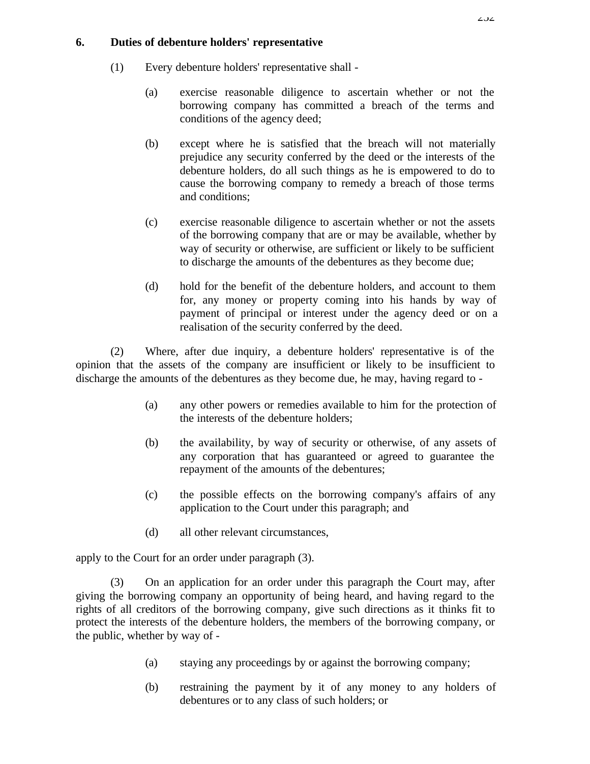## 6. Duties of debenture holders' representative

(1) Every debenture holders' representative shall -

(a) exercise reasonable diligence to ascertain whether or not the borrowing company has committed a breach of the terms and conditions of the agency deed;

(b) except where he is satisfied that the breach will not materially prejudice any security conferred by the deed or the interests of the debenture holders, do all such things as he is empowered to do to cause the borrowing company to remedy a breach of those terms and conditions;

(c) exercise reasonable diligence to ascertain whether or not the assets of the borrowing company that are or may be available, whether by way of security or otherwise, are sufficient or likely to be sufficient to discharge the amounts of the debentures as they become due;

(d) hold for the benefit of the debenture holders, and account to them for, any money or property coming into his hands by way of payment of principal or interest under the agency deed or on a realisation of the security conferred by the deed.

(2) Where, after due inquiry, a debenture holders' representative is of the opinion that the assets of the company are insufficient or likely to be insufficient to discharge the amounts of the debentures as they become due, he may, having regard to -

(a) any other powers or remedies available to him for the protection of the interests of the debenture holders;

(b) the availability, by way of security or otherwise, of any assets of any corporation that has guaranteed or agreed to guarantee the repayment of the amounts of the debentures;

(c) the possible effects on the borrowing company's affairs of any application to the Court under this paragraph; and

(d) all other relevant circumstances,

apply to the Court for an order under paragraph (3).

(3) On an application for an order under this paragraph the Court may, after giving the borrowing company an opportunity of being heard, and having regard to the rights of all creditors of the borrowing company, give such directions as it thinks fit to protect the interests of the debenture holders, the members of the borrowing company, or the public, whether by way of -

(a) staying any proceedings by or against the borrowing company;

(b) restraining the payment by it of any money to any holders of debentures or to any class of such holders; or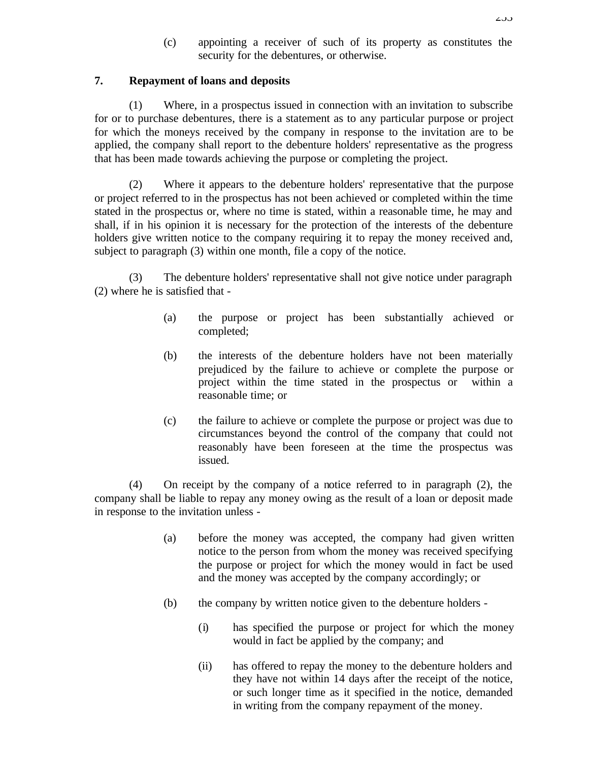(c) appointing a receiver of such of its property as constitutes the security for the debentures, or otherwise.

**7. Repayment of loans and deposits**

(1) Where, in a prospectus issued in connection with an invitation to subscribe for or to purchase debentures, there is a statement as to any particular purpose or project for which the moneys received by the company in response to the invitation are to be applied, the company shall report to the debenture holders' representative as the progress that has been made towards achieving the purpose or completing the project.

(2) Where it appears to the debenture holders' representative that the purpose or project referred to in the prospectus has not been achieved or completed within the time stated in the prospectus or, where no time is stated, within a reasonable time, he may and shall, if in his opinion it is necessary for the protection of the interests of the debenture holders give written notice to the company requiring it to repay the money received and, subject to paragraph (3) within one month, file a copy of the notice.

(3) The debenture holders' representative shall not give notice under paragraph (2) where he is satisfied that -

(a) the purpose or project has been substantially achieved or completed;

(b) the interests of the debenture holders have not been materially prejudiced by the failure to achieve or complete the purpose or project within the time stated in the prospectus or within a reasonable time; or

(c) the failure to achieve or complete the purpose or project was due to circumstances beyond the control of the company that could not reasonably have been foreseen at the time the prospectus was issued.

(4) On receipt by the company of a notice referred to in paragraph (2), the company shall be liable to repay any money owing as the result of a loan or deposit made in response to the invitation unless -

(a) before the money was accepted, the company had given written notice to the person from whom the money was received specifying the purpose or project for which the money would in fact be used and the money was accepted by the company accordingly; or

(b) the company by written notice given to the debenture holders -

(i) has specified the purpose or project for which the money would in fact be applied by the company; and

(ii) has offered to repay the money to the debenture holders and they have not within 14 days after the receipt of the notice, or such longer time as it specified in the notice, demanded in writing from the company repayment of the money.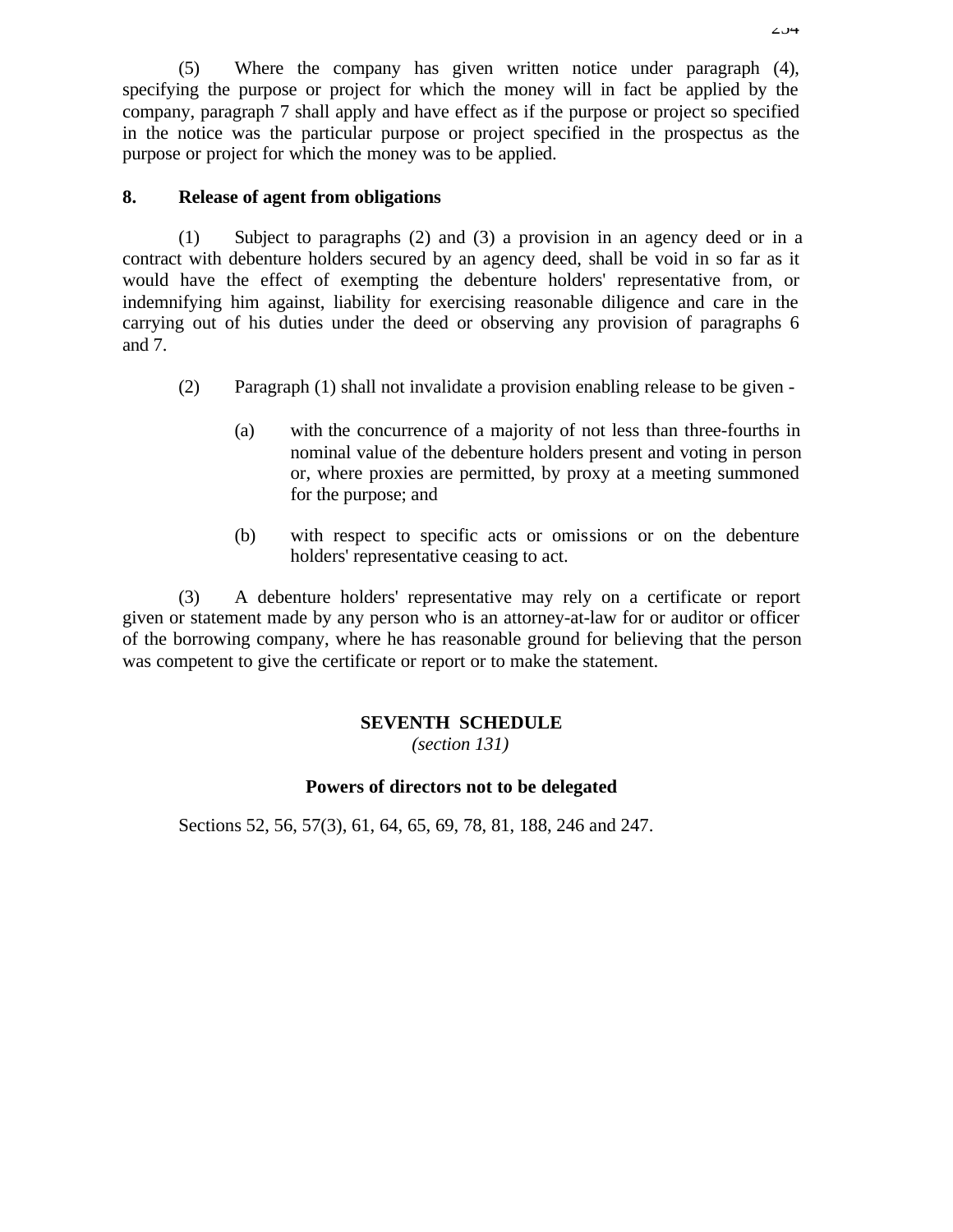(5) Where the company has given written notice under paragraph (4), specifying the purpose or project for which the money will in fact be applied by the company, paragraph 7 shall apply and have effect as if the purpose or project so specified in the notice was the particular purpose or project specified in the prospectus as the purpose or project for which the money was to be applied.

**8. Release of agent from obligations**

(1) Subject to paragraphs (2) and (3) a provision in an agency deed or in a contract with debenture holders secured by an agency deed, shall be void in so far as it would have the effect of exempting the debenture holders' representative from, or indemnifying him against, liability for exercising reasonable diligence and care in the carrying out of his duties under the deed or observing any provision of paragraphs 6 and 7.

(2) Paragraph (1) shall not invalidate a provision enabling release to be given -

(a) with the concurrence of a majority of not less than three-fourths in nominal value of the debenture holders present and voting in person or, where proxies are permitted, by proxy at a meeting summoned for the purpose; and

(b) with respect to specific acts or omissions or on the debenture holders' representative ceasing to act.

(3) A debenture holders' representative may rely on a certificate or report given or statement made by any person who is an attorney-at-law for or auditor or officer of the borrowing company, where he has reasonable ground for believing that the person was competent to give the certificate or report or to make the statement.

## SEVENTH SCHEDULE

*(section 131)*

### Powers of directors not to be delegated

Sections 52, 56, 57(3), 61, 64, 65, 69, 78, 81, 188, 246 and 247.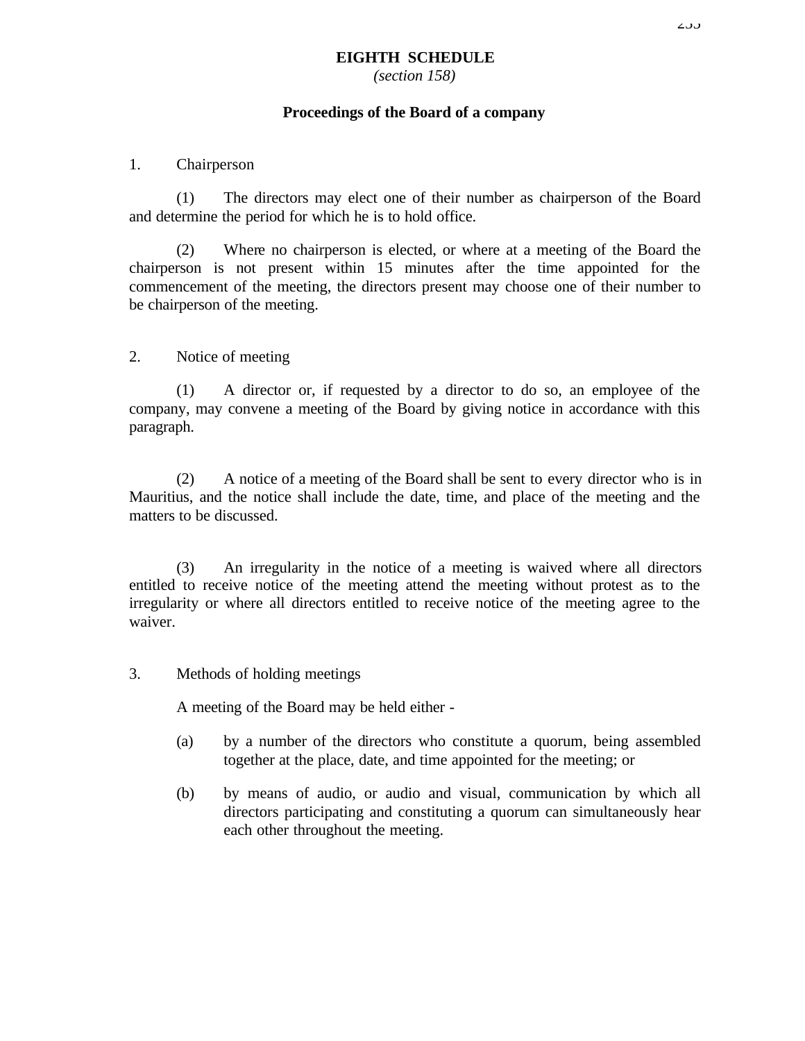# EIGHTH SCHEDULE

*(section 158)*

## Proceedings of the Board of a company

1. Chairperson

(1) The directors may elect one of their number as chairperson of the Board and determine the period for which he is to hold office.

(2) Where no chairperson is elected, or where at a meeting of the Board the chairperson is not present within 15 minutes after the time appointed for the commencement of the meeting, the directors present may choose one of their number to be chairperson of the meeting.

2. Notice of meeting

(1) A director or, if requested by a director to do so, an employee of the company, may convene a meeting of the Board by giving notice in accordance with this paragraph.

(2) A notice of a meeting of the Board shall be sent to every director who is in Mauritius, and the notice shall include the date, time, and place of the meeting and the matters to be discussed.

(3) An irregularity in the notice of a meeting is waived where all directors entitled to receive notice of the meeting attend the meeting without protest as to the irregularity or where all directors entitled to receive notice of the meeting agree to the waiver.

3. Methods of holding meetings

A meeting of the Board may be held either -

(a) by a number of the directors who constitute a quorum, being assembled together at the place, date, and time appointed for the meeting; or

(b) by means of audio, or audio and visual, communication by which all directors participating and constituting a quorum can simultaneously hear each other throughout the meeting.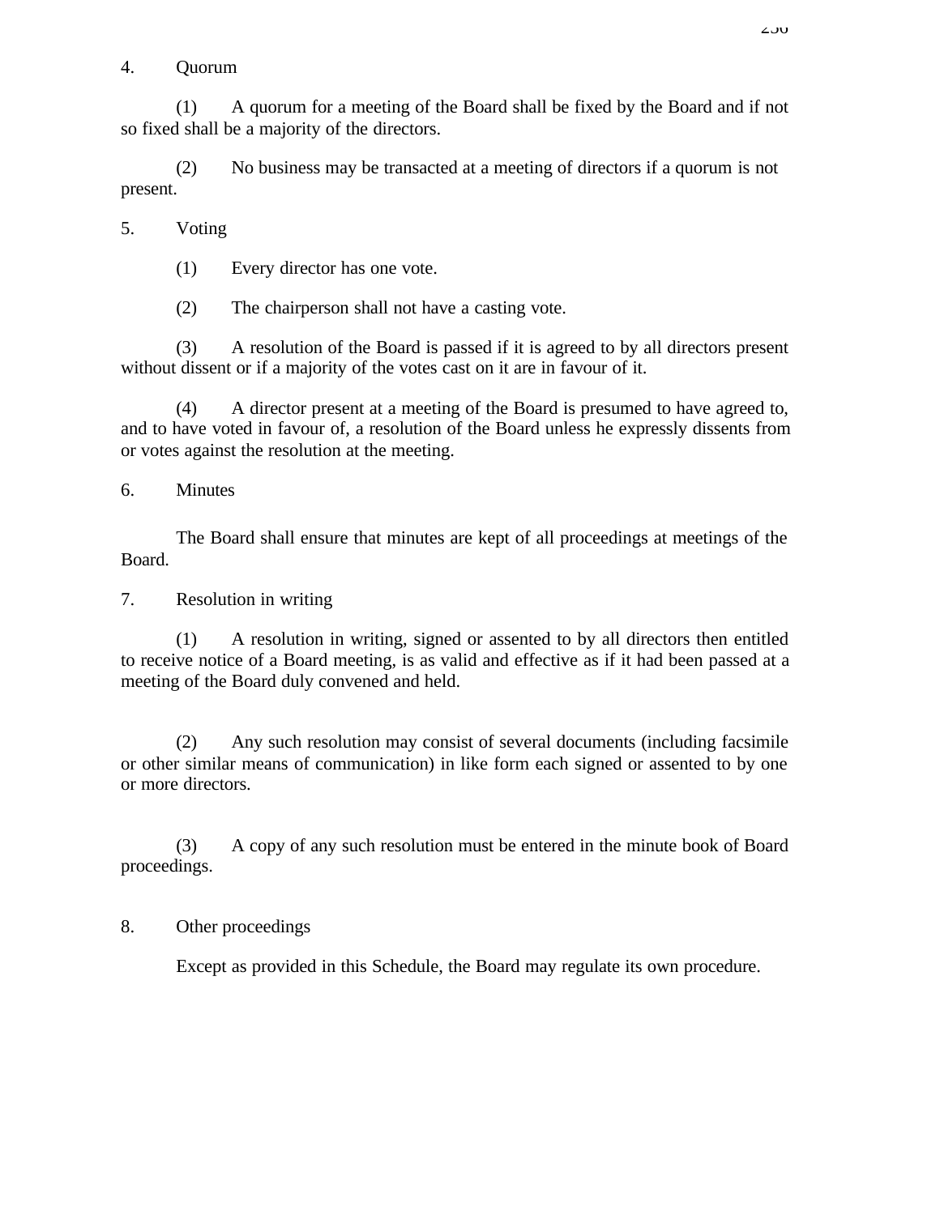4. Quorum

(1) A quorum for a meeting of the Board shall be fixed by the Board and if not so fixed shall be a majority of the directors.

(2) No business may be transacted at a meeting of directors if a quorum is not present.

5. Voting

(1) Every director has one vote.

(2) The chairperson shall not have a casting vote.

(3) A resolution of the Board is passed if it is agreed to by all directors present without dissent or if a majority of the votes cast on it are in favour of it.

(4) A director present at a meeting of the Board is presumed to have agreed to, and to have voted in favour of, a resolution of the Board unless he expressly dissents from or votes against the resolution at the meeting.

6. Minutes

The Board shall ensure that minutes are kept of all proceedings at meetings of the Board.

7. Resolution in writing

(1) A resolution in writing, signed or assented to by all directors then entitled to receive notice of a Board meeting, is as valid and effective as if it had been passed at a meeting of the Board duly convened and held.

(2) Any such resolution may consist of several documents (including facsimile or other similar means of communication) in like form each signed or assented to by one or more directors.

(3) A copy of any such resolution must be entered in the minute book of Board proceedings.

8. Other proceedings

Except as provided in this Schedule, the Board may regulate its own procedure.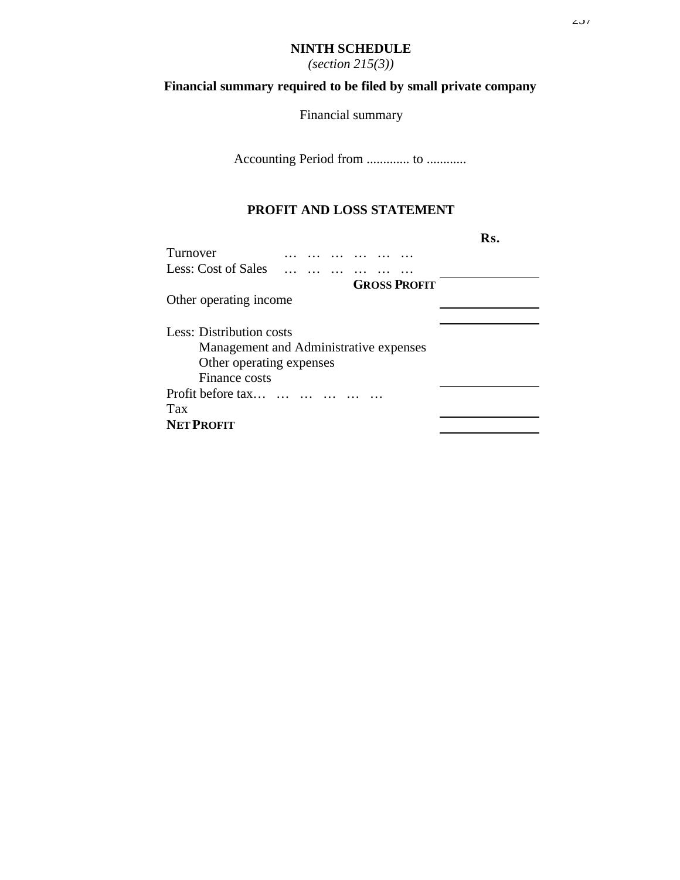# NINTH SCHEDULE

*(section 215(3))*

## Financial summary required to be filed by small private company

Financial summary

Accounting Period from ............. to ............

### PROFIT AND LOSS STATEMENT

| | Rs. |
|---|---|
| Turnover … … … … … … | |
| Less: Cost of Sales … … … … … … | |
| **GROSS PROFIT** | |
| Other operating income | |
| | |
| Less: Distribution costs | |
| Management and Administrative expenses | |
| Other operating expenses | |
| Finance costs | |
| Profit before tax… … … … … … | |
| Tax | |
| **NET PROFIT** | |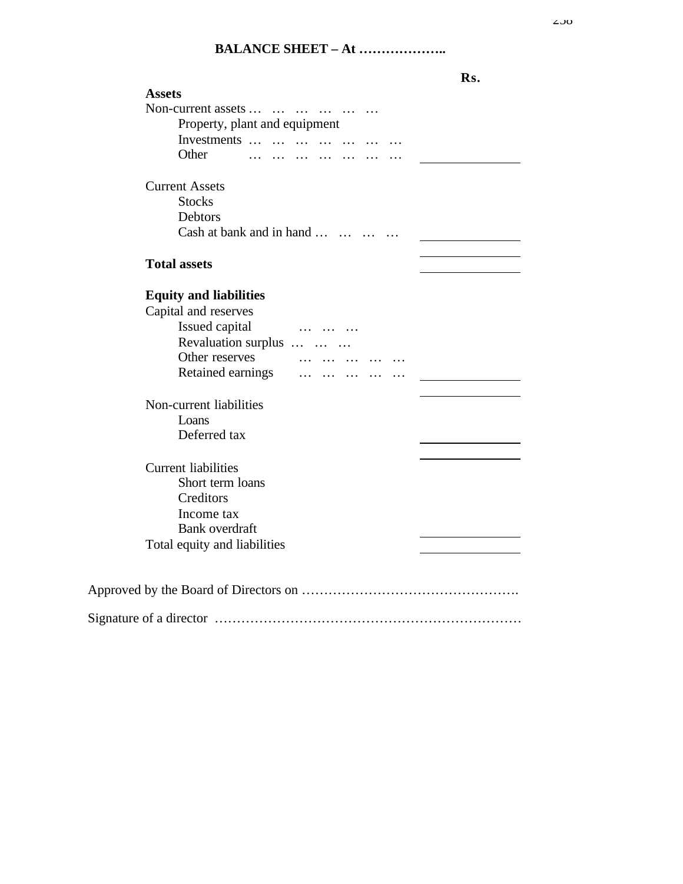**BALANCE SHEET – At ………………..**

| | Rs. |
|---|---|
| **Assets** | |
| Non-current assets … … … … … … | |
| Property, plant and equipment | |
| Investments … … … … … … … | |
| Other … … … … … … … | |
| | |
| Current Assets | |
| Stocks | |
| Debtors | |
| Cash at bank and in hand … … … … | |
| | |
| **Total assets** | |
| | |
| **Equity and liabilities** | |
| Capital and reserves | |
| Issued capital … … … | |
| Revaluation surplus … … … | |
| Other reserves … … … … … | |
| Retained earnings … … … … … | |
| | |
| Non-current liabilities | |
| Loans | |
| Deferred tax | |
| | |
| Current liabilities | |
| Short term loans | |
| Creditors | |
| Income tax | |
| Bank overdraft | |
| Total equity and liabilities | |

Approved by the Board of Directors on ………………………………………….

Signature of a director ……………………………………………………………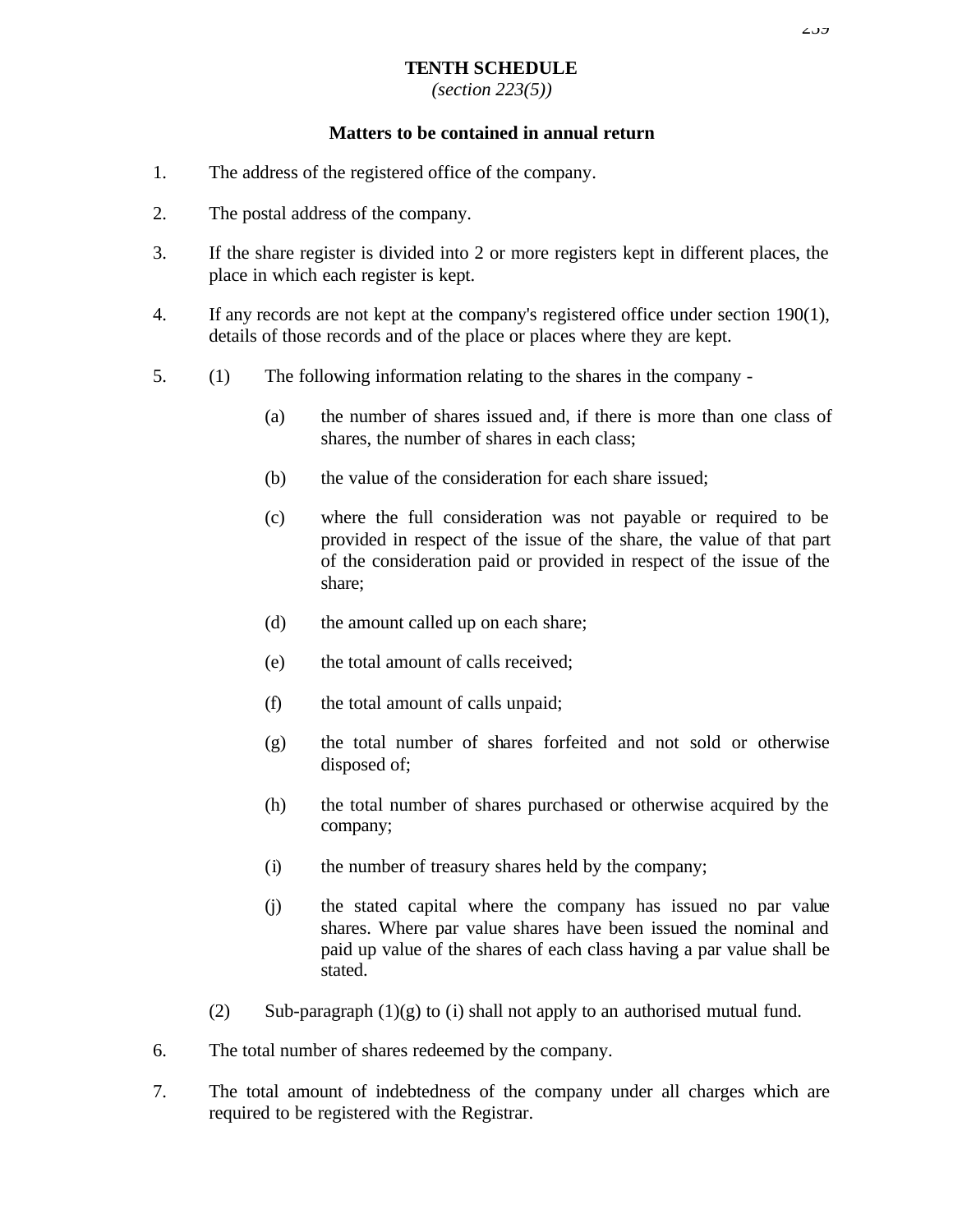# TENTH SCHEDULE

*(section 223(5))*

## Matters to be contained in annual return

1. The address of the registered office of the company.

2. The postal address of the company.

3. If the share register is divided into 2 or more registers kept in different places, the place in which each register is kept.

4. If any records are not kept at the company's registered office under section 190(1), details of those records and of the place or places where they are kept.

5. (1) The following information relating to the shares in the company -

   (a) the number of shares issued and, if there is more than one class of shares, the number of shares in each class;

   (b) the value of the consideration for each share issued;

   (c) where the full consideration was not payable or required to be provided in respect of the issue of the share, the value of that part of the consideration paid or provided in respect of the issue of the share;

   (d) the amount called up on each share;

   (e) the total amount of calls received;

   (f) the total amount of calls unpaid;

   (g) the total number of shares forfeited and not sold or otherwise disposed of;

   (h) the total number of shares purchased or otherwise acquired by the company;

   (i) the number of treasury shares held by the company;

   (j) the stated capital where the company has issued no par value shares. Where par value shares have been issued the nominal and paid up value of the shares of each class having a par value shall be stated.

   (2) Sub-paragraph (1)(g) to (i) shall not apply to an authorised mutual fund.

6. The total number of shares redeemed by the company.

7. The total amount of indebtedness of the company under all charges which are required to be registered with the Registrar.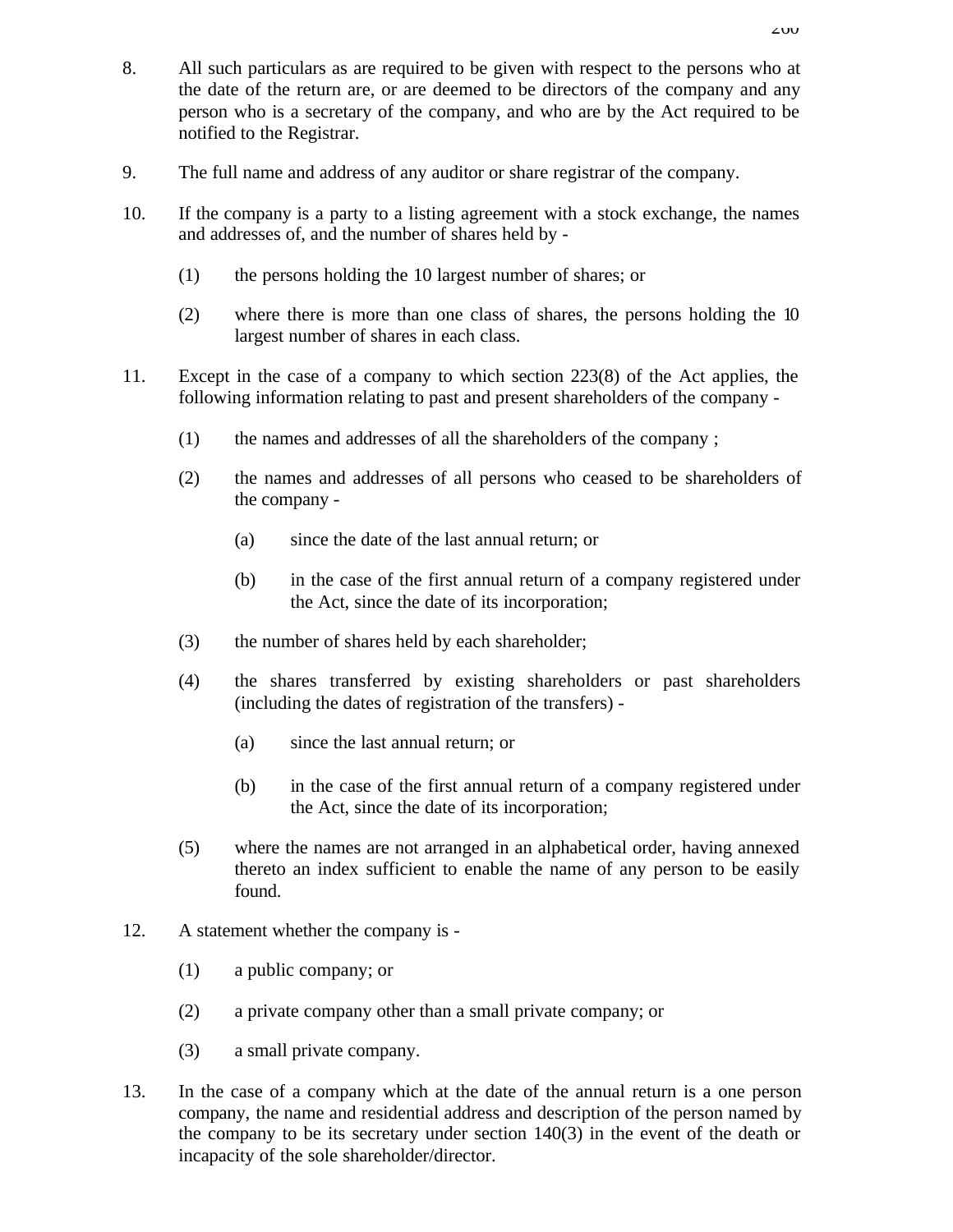8. All such particulars as are required to be given with respect to the persons who at the date of the return are, or are deemed to be directors of the company and any person who is a secretary of the company, and who are by the Act required to be notified to the Registrar.

9. The full name and address of any auditor or share registrar of the company.

10. If the company is a party to a listing agreement with a stock exchange, the names and addresses of, and the number of shares held by -

    (1) the persons holding the 10 largest number of shares; or

    (2) where there is more than one class of shares, the persons holding the 10 largest number of shares in each class.

11. Except in the case of a company to which section 223(8) of the Act applies, the following information relating to past and present shareholders of the company -

    (1) the names and addresses of all the shareholders of the company ;

    (2) the names and addresses of all persons who ceased to be shareholders of the company -

        (a) since the date of the last annual return; or

        (b) in the case of the first annual return of a company registered under the Act, since the date of its incorporation;

    (3) the number of shares held by each shareholder;

    (4) the shares transferred by existing shareholders or past shareholders (including the dates of registration of the transfers) -

        (a) since the last annual return; or

        (b) in the case of the first annual return of a company registered under the Act, since the date of its incorporation;

    (5) where the names are not arranged in an alphabetical order, having annexed thereto an index sufficient to enable the name of any person to be easily found.

12. A statement whether the company is -

    (1) a public company; or

    (2) a private company other than a small private company; or

    (3) a small private company.

13. In the case of a company which at the date of the annual return is a one person company, the name and residential address and description of the person named by the company to be its secretary under section 140(3) in the event of the death or incapacity of the sole shareholder/director.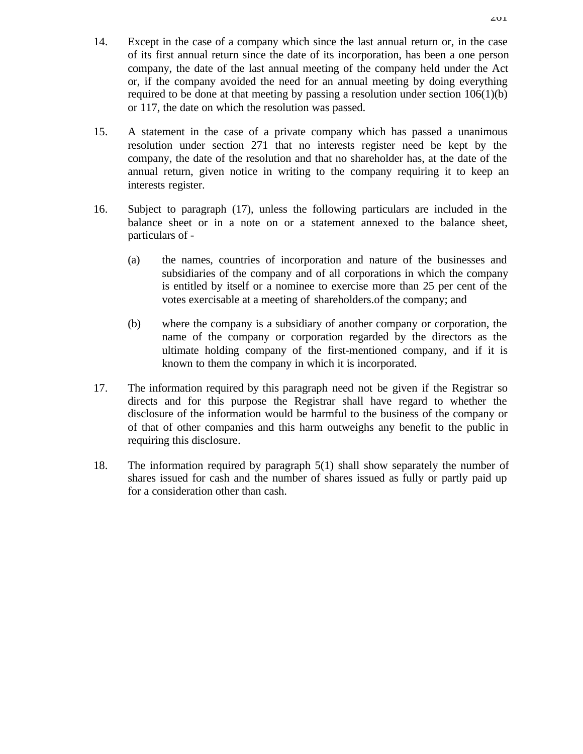14. Except in the case of a company which since the last annual return or, in the case of its first annual return since the date of its incorporation, has been a one person company, the date of the last annual meeting of the company held under the Act or, if the company avoided the need for an annual meeting by doing everything required to be done at that meeting by passing a resolution under section 106(1)(b) or 117, the date on which the resolution was passed.

15. A statement in the case of a private company which has passed a unanimous resolution under section 271 that no interests register need be kept by the company, the date of the resolution and that no shareholder has, at the date of the annual return, given notice in writing to the company requiring it to keep an interests register.

16. Subject to paragraph (17), unless the following particulars are included in the balance sheet or in a note on or a statement annexed to the balance sheet, particulars of -

    (a) the names, countries of incorporation and nature of the businesses and subsidiaries of the company and of all corporations in which the company is entitled by itself or a nominee to exercise more than 25 per cent of the votes exercisable at a meeting of shareholders.of the company; and

    (b) where the company is a subsidiary of another company or corporation, the name of the company or corporation regarded by the directors as the ultimate holding company of the first-mentioned company, and if it is known to them the company in which it is incorporated.

17. The information required by this paragraph need not be given if the Registrar so directs and for this purpose the Registrar shall have regard to whether the disclosure of the information would be harmful to the business of the company or of that of other companies and this harm outweighs any benefit to the public in requiring this disclosure.

18. The information required by paragraph 5(1) shall show separately the number of shares issued for cash and the number of shares issued as fully or partly paid up for a consideration other than cash.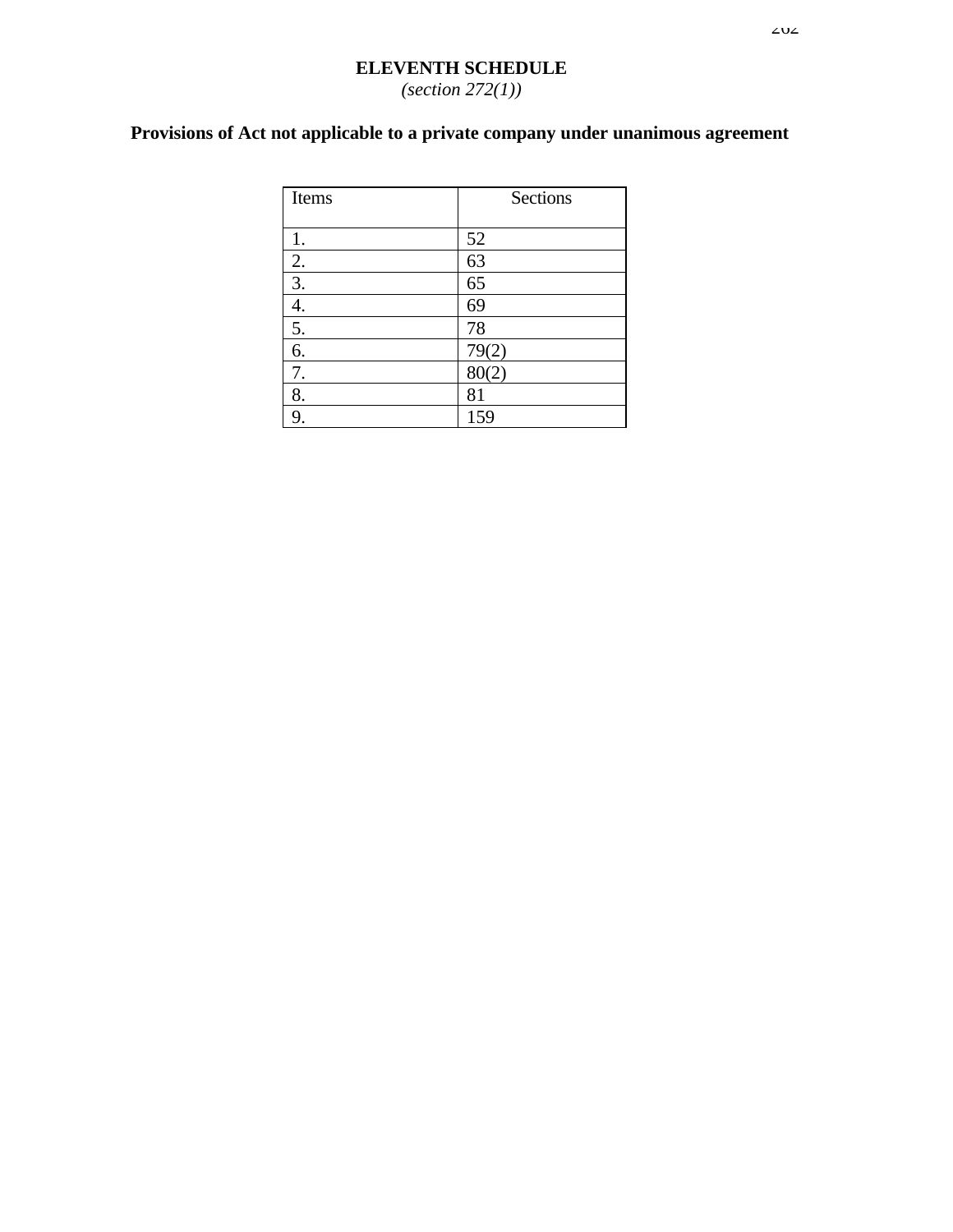# ELEVENTH SCHEDULE

*(section 272(1))*

## Provisions of Act not applicable to a private company under unanimous agreement

| Items | Sections |
|---|---|
| 1. | 52 |
| 2. | 63 |
| 3. | 65 |
| 4. | 69 |
| 5. | 78 |
| 6. | 79(2) |
| 7. | 80(2) |
| 8. | 81 |
| 9. | 159 |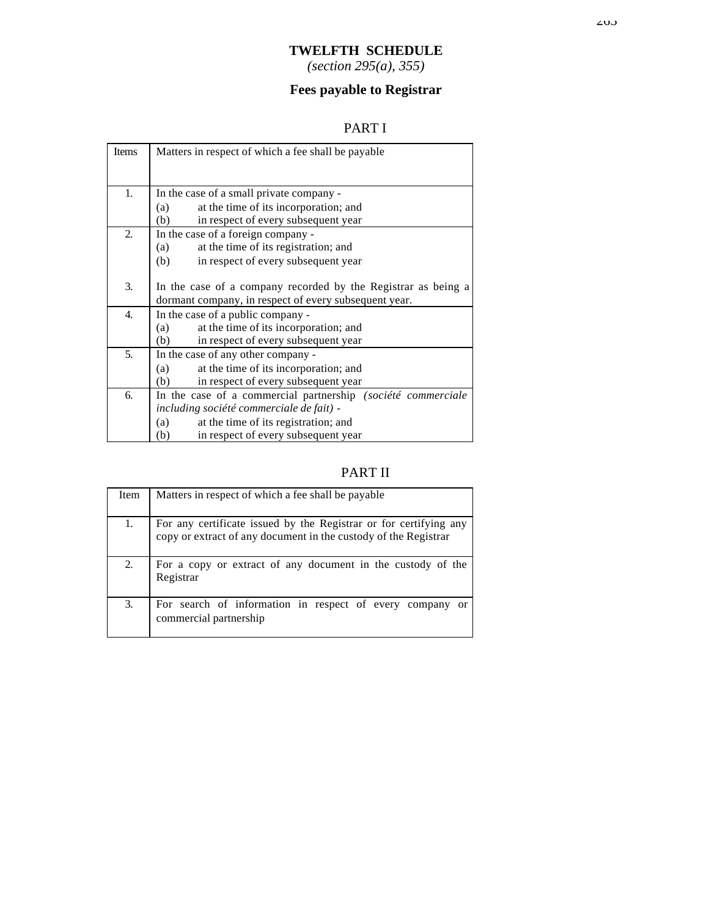# TWELFTH SCHEDULE

*(section 295(a), 355)*

## Fees payable to Registrar

### PART I

| Items | Matters in respect of which a fee shall be payable |
|---|---|
| 1. | In the case of a small private company -<br>(a) at the time of its incorporation; and<br>(b) in respect of every subsequent year |
| 2. | In the case of a foreign company -<br>(a) at the time of its registration; and<br>(b) in respect of every subsequent year |
| 3. | In the case of a company recorded by the Registrar as being a dormant company, in respect of every subsequent year. |
| 4. | In the case of a public company -<br>(a) at the time of its incorporation; and<br>(b) in respect of every subsequent year |
| 5. | In the case of any other company -<br>(a) at the time of its incorporation; and<br>(b) in respect of every subsequent year |
| 6. | In the case of a commercial partnership *(société commerciale including société commerciale de fait)* -<br>(a) at the time of its registration; and<br>(b) in respect of every subsequent year |

### PART II

| Item | Matters in respect of which a fee shall be payable |
|---|---|
| 1. | For any certificate issued by the Registrar or for certifying any copy or extract of any document in the custody of the Registrar |
| 2. | For a copy or extract of any document in the custody of the Registrar |
| 3. | For search of information in respect of every company or commercial partnership |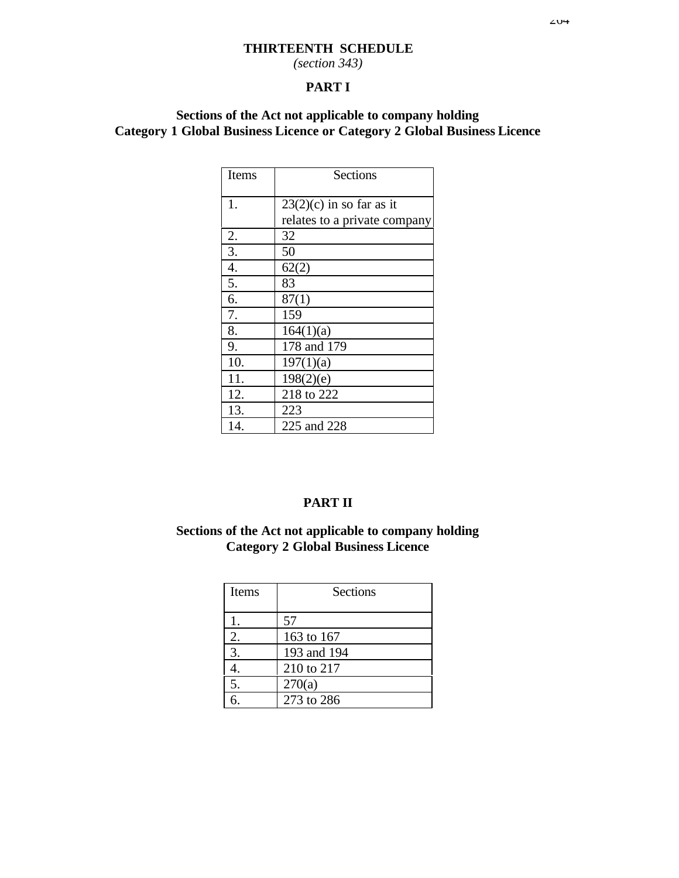# THIRTEENTH SCHEDULE

*(section 343)*

## PART I

### Sections of the Act not applicable to company holding Category 1 Global Business Licence or Category 2 Global Business Licence

| Items | Sections |
|---|---|
| 1. | 23(2)(c) in so far as it relates to a private company |
| 2. | 32 |
| 3. | 50 |
| 4. | 62(2) |
| 5. | 83 |
| 6. | 87(1) |
| 7. | 159 |
| 8. | 164(1)(a) |
| 9. | 178 and 179 |
| 10. | 197(1)(a) |
| 11. | 198(2)(e) |
| 12. | 218 to 222 |
| 13. | 223 |
| 14. | 225 and 228 |

## PART II

### Sections of the Act not applicable to company holding Category 2 Global Business Licence

| Items | Sections |
|---|---|
| 1. | 57 |
| 2. | 163 to 167 |
| 3. | 193 and 194 |
| 4. | 210 to 217 |
| 5. | 270(a) |
| 6. | 273 to 286 |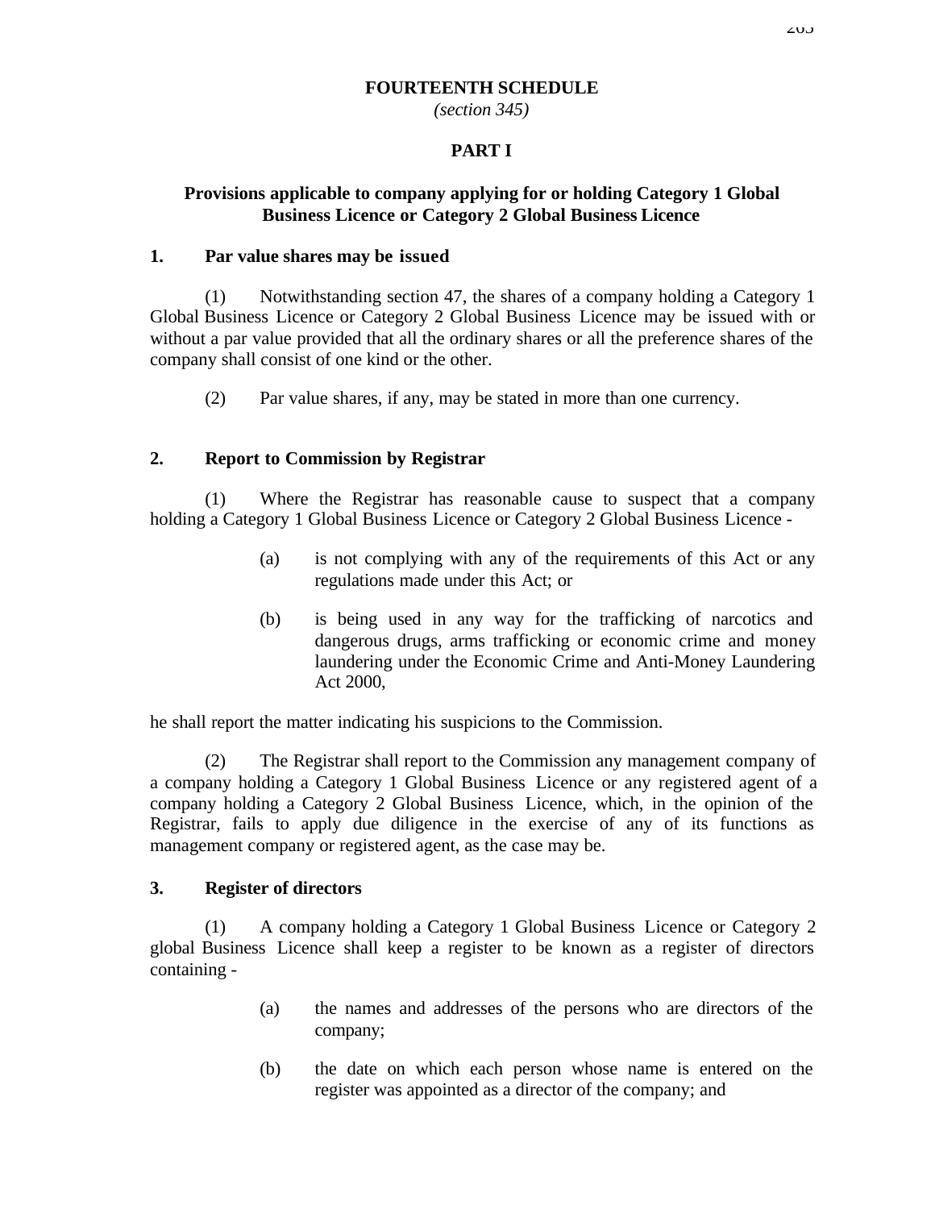# FOURTEENTH SCHEDULE

*(section 345)*

## PART I

## Provisions applicable to company applying for or holding Category 1 Global Business Licence or Category 2 Global Business Licence

### 1. Par value shares may be issued

(1) Notwithstanding section 47, the shares of a company holding a Category 1 Global Business Licence or Category 2 Global Business Licence may be issued with or without a par value provided that all the ordinary shares or all the preference shares of the company shall consist of one kind or the other.

(2) Par value shares, if any, may be stated in more than one currency.

### 2. Report to Commission by Registrar

(1) Where the Registrar has reasonable cause to suspect that a company holding a Category 1 Global Business Licence or Category 2 Global Business Licence -

(a) is not complying with any of the requirements of this Act or any regulations made under this Act; or

(b) is being used in any way for the trafficking of narcotics and dangerous drugs, arms trafficking or economic crime and money laundering under the Economic Crime and Anti-Money Laundering Act 2000,

he shall report the matter indicating his suspicions to the Commission.

(2) The Registrar shall report to the Commission any management company of a company holding a Category 1 Global Business Licence or any registered agent of a company holding a Category 2 Global Business Licence, which, in the opinion of the Registrar, fails to apply due diligence in the exercise of any of its functions as management company or registered agent, as the case may be.

### 3. Register of directors

(1) A company holding a Category 1 Global Business Licence or Category 2 global Business Licence shall keep a register to be known as a register of directors containing -

(a) the names and addresses of the persons who are directors of the company;

(b) the date on which each person whose name is entered on the register was appointed as a director of the company; and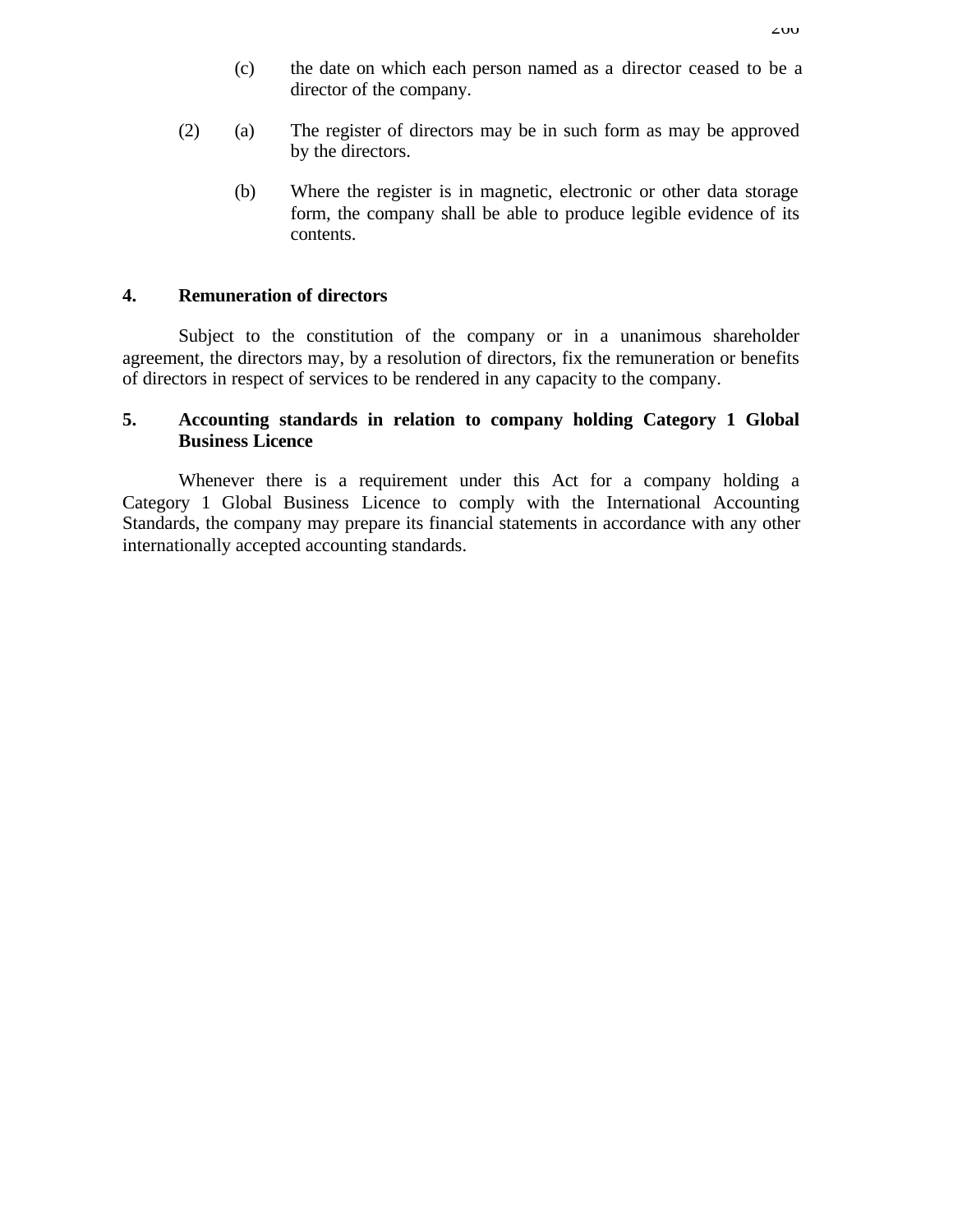(c) the date on which each person named as a director ceased to be a director of the company.

(2) (a) The register of directors may be in such form as may be approved by the directors.

(b) Where the register is in magnetic, electronic or other data storage form, the company shall be able to produce legible evidence of its contents.

**4. Remuneration of directors**

Subject to the constitution of the company or in a unanimous shareholder agreement, the directors may, by a resolution of directors, fix the remuneration or benefits of directors in respect of services to be rendered in any capacity to the company.

**5. Accounting standards in relation to company holding Category 1 Global Business Licence**

Whenever there is a requirement under this Act for a company holding a Category 1 Global Business Licence to comply with the International Accounting Standards, the company may prepare its financial statements in accordance with any other internationally accepted accounting standards.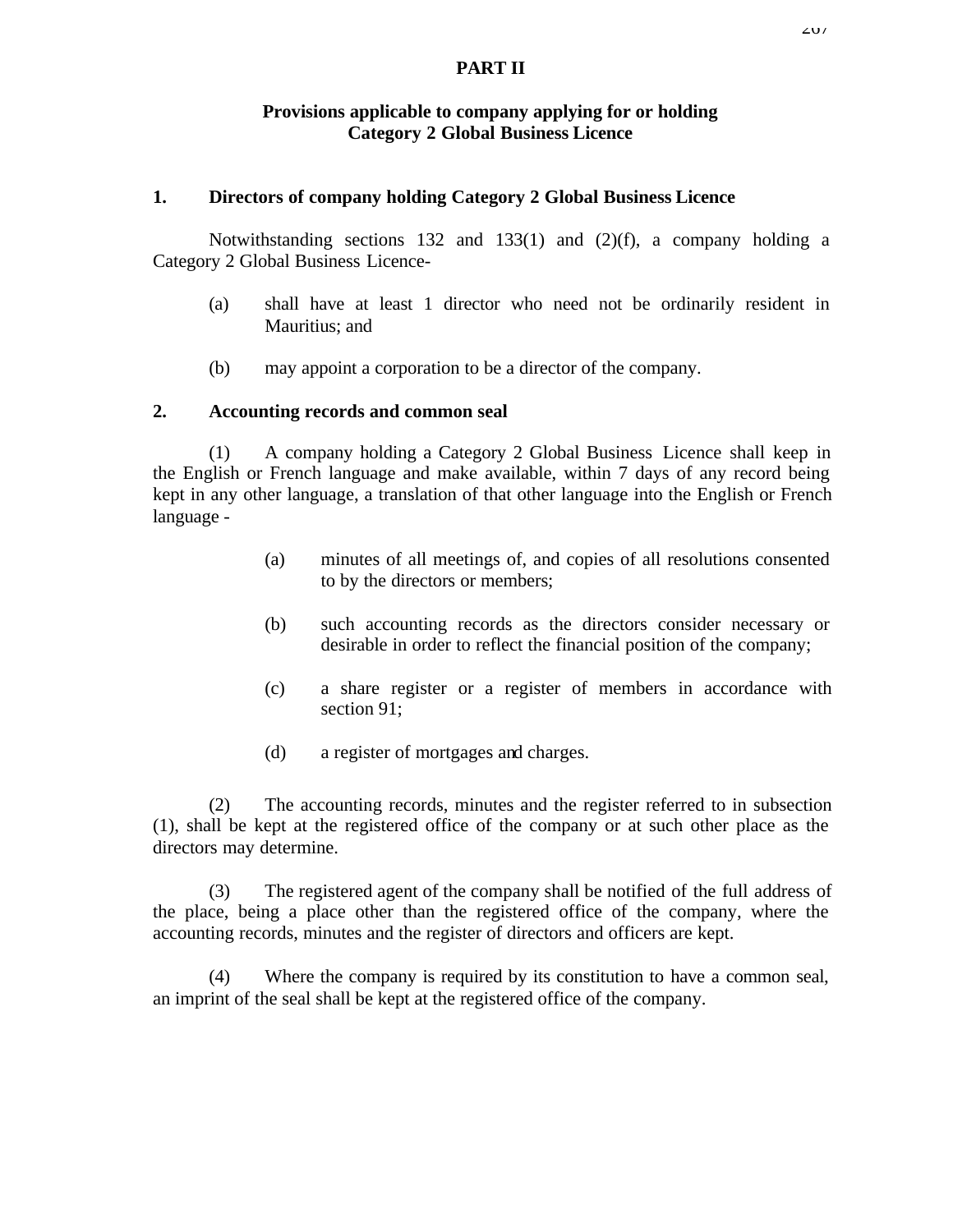## PART II

### Provisions applicable to company applying for or holding Category 2 Global Business Licence

**1. Directors of company holding Category 2 Global Business Licence**

Notwithstanding sections 132 and 133(1) and (2)(f), a company holding a Category 2 Global Business Licence-

(a) shall have at least 1 director who need not be ordinarily resident in Mauritius; and

(b) may appoint a corporation to be a director of the company.

**2. Accounting records and common seal**

(1) A company holding a Category 2 Global Business Licence shall keep in the English or French language and make available, within 7 days of any record being kept in any other language, a translation of that other language into the English or French language -

(a) minutes of all meetings of, and copies of all resolutions consented to by the directors or members;

(b) such accounting records as the directors consider necessary or desirable in order to reflect the financial position of the company;

(c) a share register or a register of members in accordance with section 91;

(d) a register of mortgages and charges.

(2) The accounting records, minutes and the register referred to in subsection (1), shall be kept at the registered office of the company or at such other place as the directors may determine.

(3) The registered agent of the company shall be notified of the full address of the place, being a place other than the registered office of the company, where the accounting records, minutes and the register of directors and officers are kept.

(4) Where the company is required by its constitution to have a common seal, an imprint of the seal shall be kept at the registered office of the company.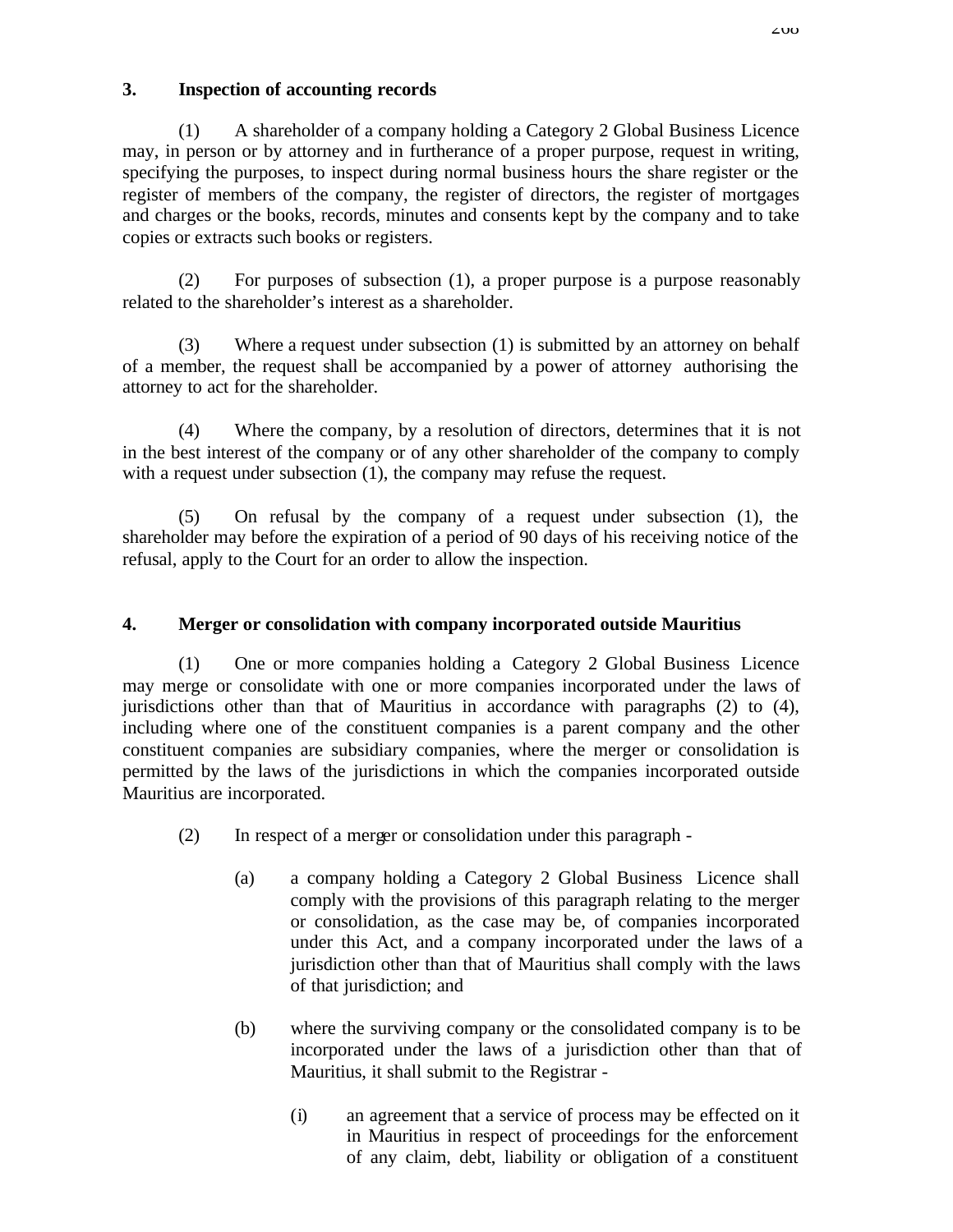**3. Inspection of accounting records**

(1) A shareholder of a company holding a Category 2 Global Business Licence may, in person or by attorney and in furtherance of a proper purpose, request in writing, specifying the purposes, to inspect during normal business hours the share register or the register of members of the company, the register of directors, the register of mortgages and charges or the books, records, minutes and consents kept by the company and to take copies or extracts such books or registers.

(2) For purposes of subsection (1), a proper purpose is a purpose reasonably related to the shareholder's interest as a shareholder.

(3) Where a request under subsection (1) is submitted by an attorney on behalf of a member, the request shall be accompanied by a power of attorney authorising the attorney to act for the shareholder.

(4) Where the company, by a resolution of directors, determines that it is not in the best interest of the company or of any other shareholder of the company to comply with a request under subsection (1), the company may refuse the request.

(5) On refusal by the company of a request under subsection (1), the shareholder may before the expiration of a period of 90 days of his receiving notice of the refusal, apply to the Court for an order to allow the inspection.

**4. Merger or consolidation with company incorporated outside Mauritius**

(1) One or more companies holding a Category 2 Global Business Licence may merge or consolidate with one or more companies incorporated under the laws of jurisdictions other than that of Mauritius in accordance with paragraphs (2) to (4), including where one of the constituent companies is a parent company and the other constituent companies are subsidiary companies, where the merger or consolidation is permitted by the laws of the jurisdictions in which the companies incorporated outside Mauritius are incorporated.

(2) In respect of a merger or consolidation under this paragraph -

(a) a company holding a Category 2 Global Business Licence shall comply with the provisions of this paragraph relating to the merger or consolidation, as the case may be, of companies incorporated under this Act, and a company incorporated under the laws of a jurisdiction other than that of Mauritius shall comply with the laws of that jurisdiction; and

(b) where the surviving company or the consolidated company is to be incorporated under the laws of a jurisdiction other than that of Mauritius, it shall submit to the Registrar -

(i) an agreement that a service of process may be effected on it in Mauritius in respect of proceedings for the enforcement of any claim, debt, liability or obligation of a constituent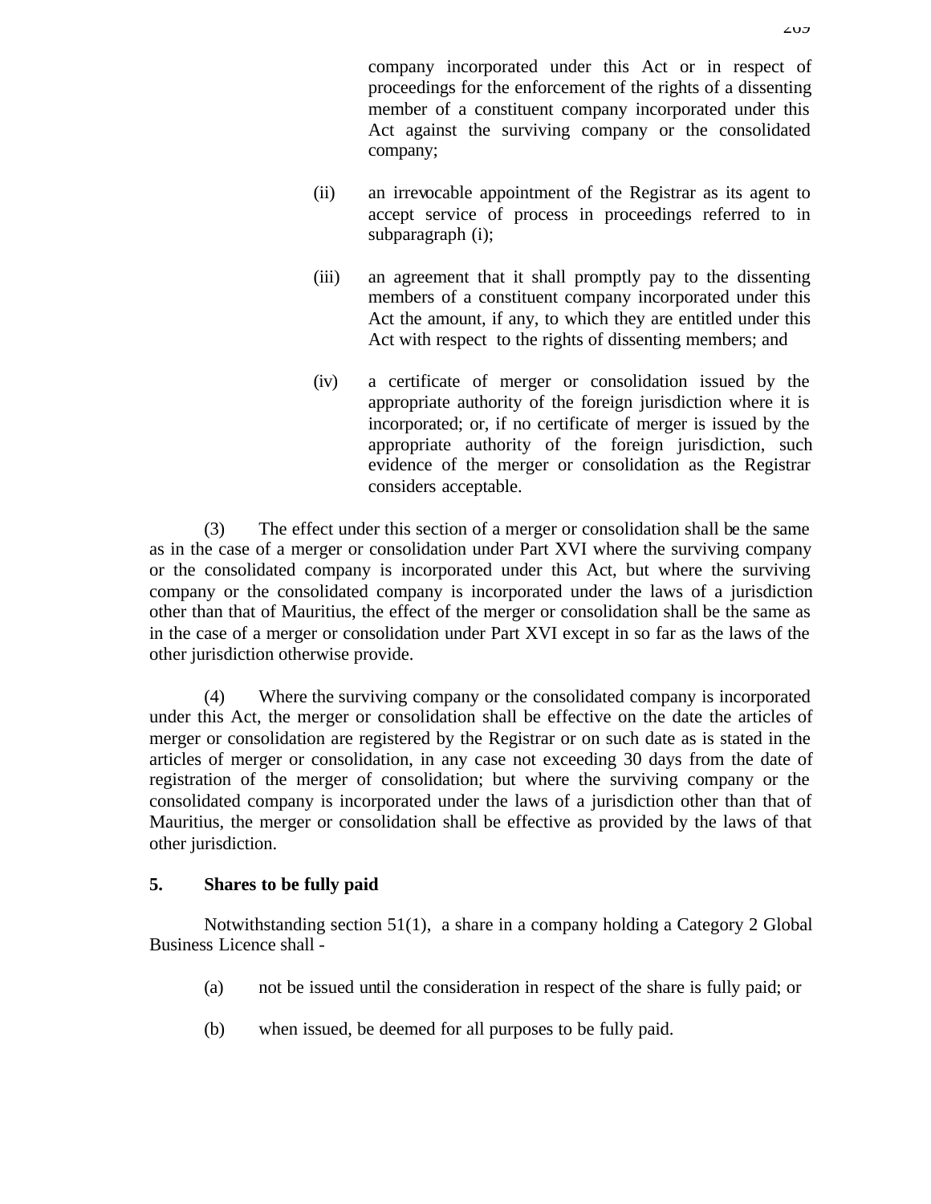company incorporated under this Act or in respect of proceedings for the enforcement of the rights of a dissenting member of a constituent company incorporated under this Act against the surviving company or the consolidated company;

(ii) an irrevocable appointment of the Registrar as its agent to accept service of process in proceedings referred to in subparagraph (i);

(iii) an agreement that it shall promptly pay to the dissenting members of a constituent company incorporated under this Act the amount, if any, to which they are entitled under this Act with respect to the rights of dissenting members; and

(iv) a certificate of merger or consolidation issued by the appropriate authority of the foreign jurisdiction where it is incorporated; or, if no certificate of merger is issued by the appropriate authority of the foreign jurisdiction, such evidence of the merger or consolidation as the Registrar considers acceptable.

(3) The effect under this section of a merger or consolidation shall be the same as in the case of a merger or consolidation under Part XVI where the surviving company or the consolidated company is incorporated under this Act, but where the surviving company or the consolidated company is incorporated under the laws of a jurisdiction other than that of Mauritius, the effect of the merger or consolidation shall be the same as in the case of a merger or consolidation under Part XVI except in so far as the laws of the other jurisdiction otherwise provide.

(4) Where the surviving company or the consolidated company is incorporated under this Act, the merger or consolidation shall be effective on the date the articles of merger or consolidation are registered by the Registrar or on such date as is stated in the articles of merger or consolidation, in any case not exceeding 30 days from the date of registration of the merger of consolidation; but where the surviving company or the consolidated company is incorporated under the laws of a jurisdiction other than that of Mauritius, the merger or consolidation shall be effective as provided by the laws of that other jurisdiction.

**5. Shares to be fully paid**

Notwithstanding section 51(1), a share in a company holding a Category 2 Global Business Licence shall -

(a) not be issued until the consideration in respect of the share is fully paid; or

(b) when issued, be deemed for all purposes to be fully paid.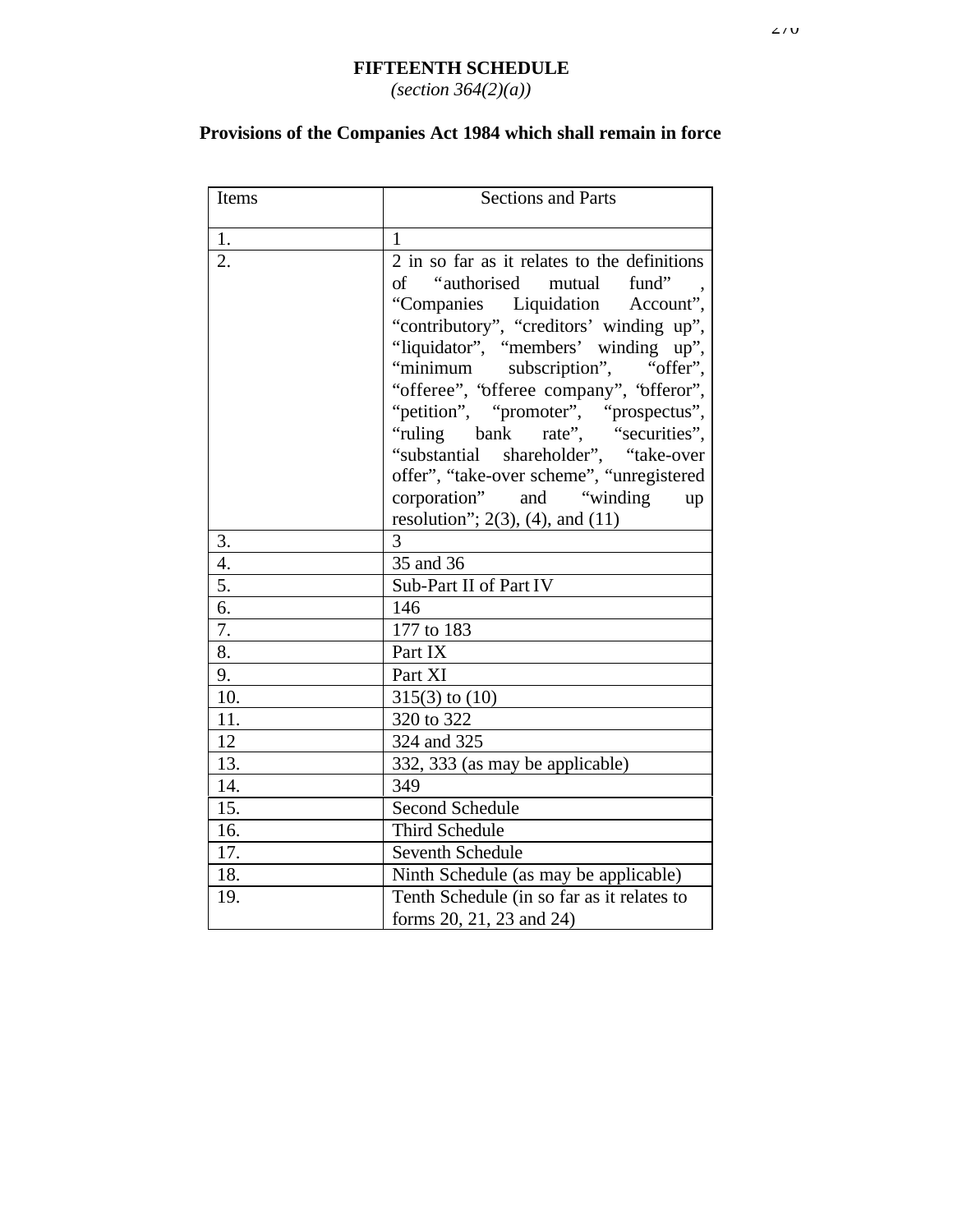# FIFTEENTH SCHEDULE

*(section 364(2)(a))*

## Provisions of the Companies Act 1984 which shall remain in force

| Items | Sections and Parts |
|---|---|
| 1. | 1 |
| 2. | 2 in so far as it relates to the definitions of "authorised mutual fund", "Companies Liquidation Account", "contributory", "creditors' winding up", "liquidator", "members' winding up", "minimum subscription", "offer", "offeree", "offeree company", "offeror", "petition", "promoter", "prospectus", "ruling bank rate", "securities", "substantial shareholder", "take-over offer", "take-over scheme", "unregistered corporation" and "winding up resolution"; 2(3), (4), and (11) |
| 3. | 3 |
| 4. | 35 and 36 |
| 5. | Sub-Part II of Part IV |
| 6. | 146 |
| 7. | 177 to 183 |
| 8. | Part IX |
| 9. | Part XI |
| 10. | 315(3) to (10) |
| 11. | 320 to 322 |
| 12 | 324 and 325 |
| 13. | 332, 333 (as may be applicable) |
| 14. | 349 |
| 15. | Second Schedule |
| 16. | Third Schedule |
| 17. | Seventh Schedule |
| 18. | Ninth Schedule (as may be applicable) |
| 19. | Tenth Schedule (in so far as it relates to forms 20, 21, 23 and 24) |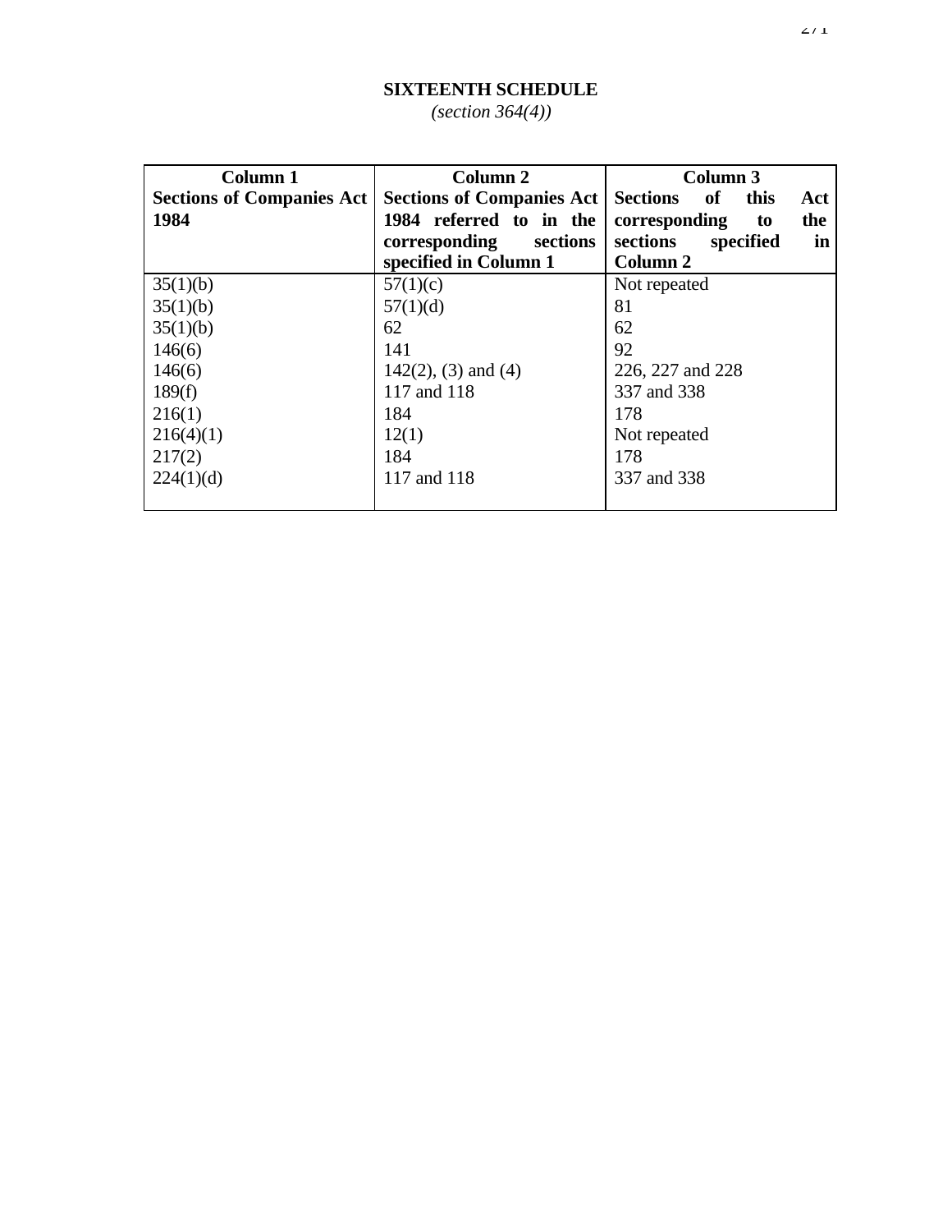# SIXTEENTH SCHEDULE

*(section 364(4))*

| **Column 1**<br>**Sections of Companies Act 1984** | **Column 2**<br>**Sections of Companies Act 1984 referred to in the corresponding sections specified in Column 1** | **Column 3**<br>**Sections of this Act corresponding to the sections specified in Column 2** |
|---|---|---|
| 35(1)(b) | 57(1)(c) | Not repeated |
| 35(1)(b) | 57(1)(d) | 81 |
| 35(1)(b) | 62 | 62 |
| 146(6) | 141 | 92 |
| 146(6) | 142(2), (3) and (4) | 226, 227 and 228 |
| 189(f) | 117 and 118 | 337 and 338 |
| 216(1) | 184 | 178 |
| 216(4)(1) | 12(1) | Not repeated |
| 217(2) | 184 | 178 |
| 224(1)(d) | 117 and 118 | 337 and 338 |